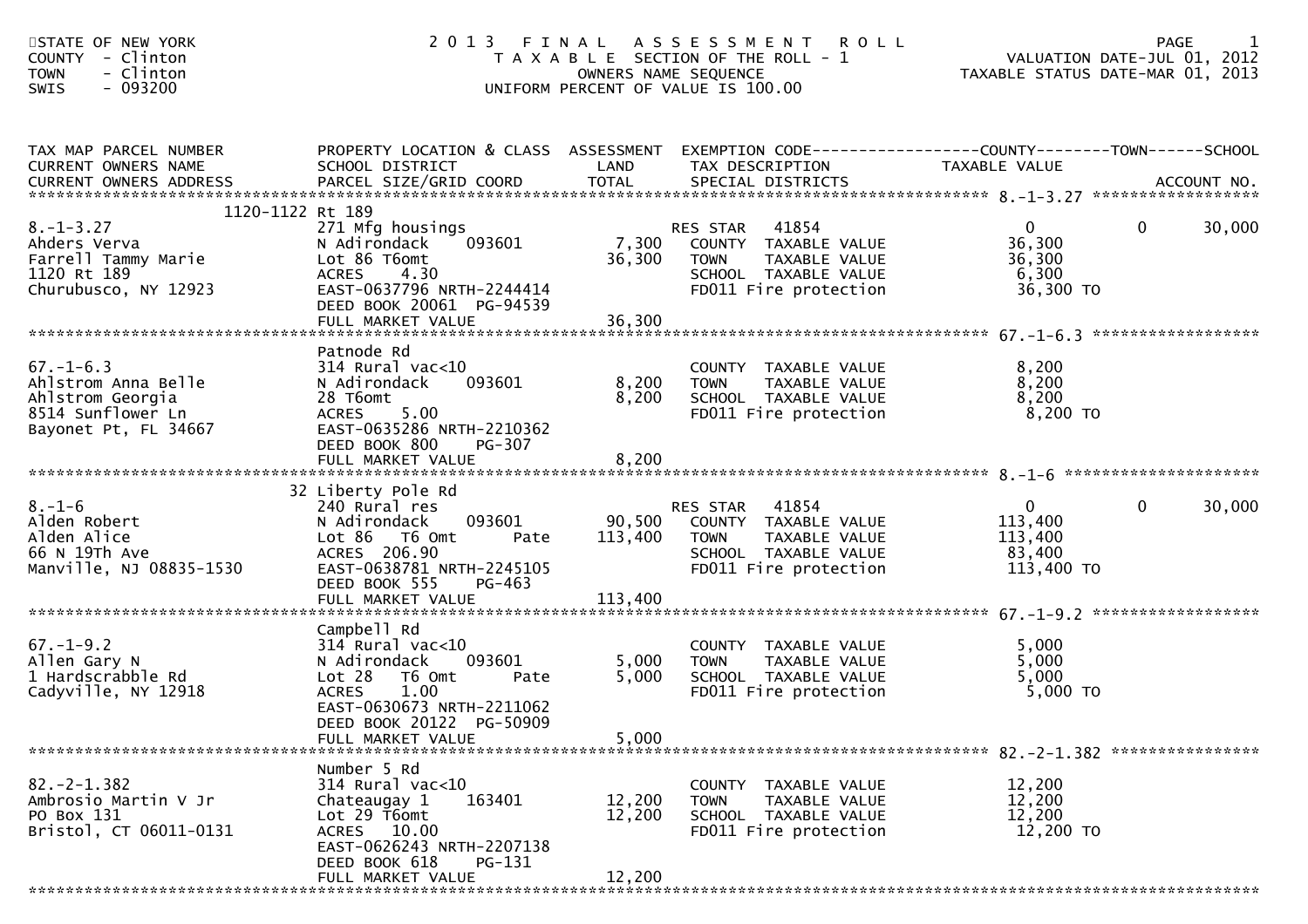STATE OF NEW YORK
COUNTY - Clinton
TOWN - Clinton
SWIS - 093200

# 2013 FINAL ASSESSMENT ROLL

TAXABLE SECTION OF THE ROLL - 1
OWNERS NAME SEQUENCE
UNIFORM PERCENT OF VALUE IS 100.00

VALUATION DATE-JUL 01, 2012
TAXABLE STATUS DATE-MAR 01, 2013

| TAX MAP PARCEL NUMBER / CURRENT OWNERS NAME / CURRENT OWNERS ADDRESS | PROPERTY LOCATION & CLASS / SCHOOL DISTRICT / PARCEL SIZE/GRID COORD | ASSESSMENT LAND / TOTAL | EXEMPTION CODE / TAX DESCRIPTION / SPECIAL DISTRICTS | COUNTY TAXABLE VALUE | TOWN | SCHOOL / ACCOUNT NO. |
|---|---|---|---|---|---|---|
| **8.-1-3.27** | 1120-1122 Rt 189 | | | | | |
| 8.-1-3.27 | 271 Mfg housings | | RES STAR 41854 | 0 | 0 | 30,000 |
| Ahders Verva | N Adirondack 093601 | 7,300 | COUNTY TAXABLE VALUE | 36,300 | | |
| Farrell Tammy Marie | Lot 86 T6omt | 36,300 | TOWN TAXABLE VALUE | 36,300 | | |
| 1120 Rt 189 | ACRES 4.30 | | SCHOOL TAXABLE VALUE | 6,300 | | |
| Churubusco, NY 12923 | EAST-0637796 NRTH-2244414 | | FD011 Fire protection | 36,300 TO | | |
| | DEED BOOK 20061 PG-94539 | | | | | |
| | FULL MARKET VALUE | 36,300 | | | | |
| **67.-1-6.3** | Patnode Rd | | | | | |
| 67.-1-6.3 | 314 Rural vac<10 | | COUNTY TAXABLE VALUE | 8,200 | | |
| Ahlstrom Anna Belle | N Adirondack 093601 | 8,200 | TOWN TAXABLE VALUE | 8,200 | | |
| Ahlstrom Georgia | 28 T6omt | 8,200 | SCHOOL TAXABLE VALUE | 8,200 | | |
| 8514 Sunflower Ln | ACRES 5.00 | | FD011 Fire protection | 8,200 TO | | |
| Bayonet Pt, FL 34667 | EAST-0635286 NRTH-2210362 | | | | | |
| | DEED BOOK 800 PG-307 | | | | | |
| | FULL MARKET VALUE | 8,200 | | | | |
| **8.-1-6** | 32 Liberty Pole Rd | | | | | |
| 8.-1-6 | 240 Rural res | | RES STAR 41854 | 0 | 0 | 30,000 |
| Alden Robert | N Adirondack 093601 | 90,500 | COUNTY TAXABLE VALUE | 113,400 | | |
| Alden Alice | Lot 86 T6 Omt Pate | 113,400 | TOWN TAXABLE VALUE | 113,400 | | |
| 66 N 19Th Ave | ACRES 206.90 | | SCHOOL TAXABLE VALUE | 83,400 | | |
| Manville, NJ 08835-1530 | EAST-0638781 NRTH-2245105 | | FD011 Fire protection | 113,400 TO | | |
| | DEED BOOK 555 PG-463 | | | | | |
| | FULL MARKET VALUE | 113,400 | | | | |
| **67.-1-9.2** | Campbell Rd | | | | | |
| 67.-1-9.2 | 314 Rural vac<10 | | COUNTY TAXABLE VALUE | 5,000 | | |
| Allen Gary N | N Adirondack 093601 | 5,000 | TOWN TAXABLE VALUE | 5,000 | | |
| 1 Hardscrabble Rd | Lot 28 T6 Omt Pate | 5,000 | SCHOOL TAXABLE VALUE | 5,000 | | |
| Cadyville, NY 12918 | ACRES 1.00 | | FD011 Fire protection | 5,000 TO | | |
| | EAST-0630673 NRTH-2211062 | | | | | |
| | DEED BOOK 20122 PG-50909 | | | | | |
| | FULL MARKET VALUE | 5,000 | | | | |
| **82.-2-1.382** | Number 5 Rd | | | | | |
| 82.-2-1.382 | 314 Rural vac<10 | | COUNTY TAXABLE VALUE | 12,200 | | |
| Ambrosio Martin V Jr | Chateaugay 1 163401 | 12,200 | TOWN TAXABLE VALUE | 12,200 | | |
| PO Box 131 | Lot 29 T6omt | 12,200 | SCHOOL TAXABLE VALUE | 12,200 | | |
| Bristol, CT 06011-0131 | ACRES 10.00 | | FD011 Fire protection | 12,200 TO | | |
| | EAST-0626243 NRTH-2207138 | | | | | |
| | DEED BOOK 618 PG-131 | | | | | |
| | FULL MARKET VALUE | 12,200 | | | | |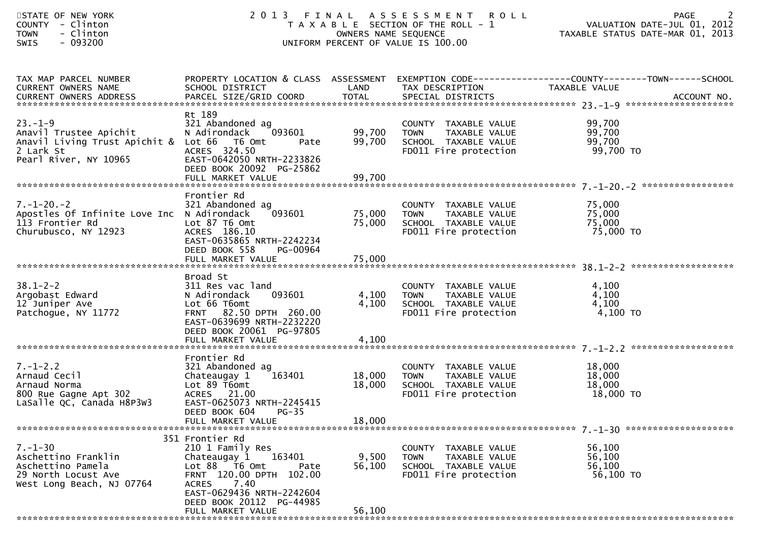STATE OF NEW YORK
COUNTY - Clinton
TOWN - Clinton
SWIS - 093200

# 2013 FINAL ASSESSMENT ROLL
TAXABLE SECTION OF THE ROLL - 1
OWNERS NAME SEQUENCE
UNIFORM PERCENT OF VALUE IS 100.00

VALUATION DATE-JUL 01, 2012
TAXABLE STATUS DATE-MAR 01, 2013

| TAX MAP PARCEL NUMBER / CURRENT OWNERS NAME / CURRENT OWNERS ADDRESS | PROPERTY LOCATION & CLASS / SCHOOL DISTRICT / PARCEL SIZE/GRID COORD | ASSESSMENT LAND / TOTAL | EXEMPTION CODE / TAX DESCRIPTION / SPECIAL DISTRICTS | TAXABLE VALUE (COUNTY / TOWN / SCHOOL) | ACCOUNT NO. |
|---|---|---|---|---|---|
| **23.-1-9** | Rt 189 | | | | |
| 23.-1-9 | 321 Abandoned ag | | COUNTY TAXABLE VALUE | 99,700 | |
| Anavil Trustee Apichit | N Adirondack 093601 | 99,700 | TOWN TAXABLE VALUE | 99,700 | |
| Anavil Living Trust Apichit & | Lot 66 T6 Omt Pate | 99,700 | SCHOOL TAXABLE VALUE | 99,700 | |
| 2 Lark St | ACRES 324.50 | | FD011 Fire protection | 99,700 TO | |
| Pearl River, NY 10965 | EAST-0642050 NRTH-2233826 | | | | |
| | DEED BOOK 20092 PG-25862 | | | | |
| | FULL MARKET VALUE | 99,700 | | | |
| **7.-1-20.-2** | Frontier Rd | | | | |
| 7.-1-20.-2 | 321 Abandoned ag | | COUNTY TAXABLE VALUE | 75,000 | |
| Apostles Of Infinite Love Inc | N Adirondack 093601 | 75,000 | TOWN TAXABLE VALUE | 75,000 | |
| 113 Frontier Rd | Lot 87 T6 Omt | 75,000 | SCHOOL TAXABLE VALUE | 75,000 | |
| Churubusco, NY 12923 | ACRES 186.10 | | FD011 Fire protection | 75,000 TO | |
| | EAST-0635865 NRTH-2242234 | | | | |
| | DEED BOOK 558 PG-00964 | | | | |
| | FULL MARKET VALUE | 75,000 | | | |
| **38.1-2-2** | Broad St | | | | |
| 38.1-2-2 | 311 Res vac land | | COUNTY TAXABLE VALUE | 4,100 | |
| Argobast Edward | N Adirondack 093601 | 4,100 | TOWN TAXABLE VALUE | 4,100 | |
| 12 Juniper Ave | Lot 66 T6omt | 4,100 | SCHOOL TAXABLE VALUE | 4,100 | |
| Patchogue, NY 11772 | FRNT 82.50 DPTH 260.00 | | FD011 Fire protection | 4,100 TO | |
| | EAST-0639699 NRTH-2232220 | | | | |
| | DEED BOOK 20061 PG-97805 | | | | |
| | FULL MARKET VALUE | 4,100 | | | |
| **7.-1-2.2** | Frontier Rd | | | | |
| 7.-1-2.2 | 321 Abandoned ag | | COUNTY TAXABLE VALUE | 18,000 | |
| Arnaud Cecil | Chateaugay 1 163401 | 18,000 | TOWN TAXABLE VALUE | 18,000 | |
| Arnaud Norma | Lot 89 T6omt | 18,000 | SCHOOL TAXABLE VALUE | 18,000 | |
| 800 Rue Gagne Apt 302 | ACRES 21.00 | | FD011 Fire protection | 18,000 TO | |
| LaSalle QC, Canada H8P3W3 | EAST-0625073 NRTH-2245415 | | | | |
| | DEED BOOK 604 PG-35 | | | | |
| | FULL MARKET VALUE | 18,000 | | | |
| **7.-1-30** | 351 Frontier Rd | | | | |
| 7.-1-30 | 210 1 Family Res | | COUNTY TAXABLE VALUE | 56,100 | |
| Aschettino Franklin | Chateaugay 1 163401 | 9,500 | TOWN TAXABLE VALUE | 56,100 | |
| Aschettino Pamela | Lot 88 T6 Omt Pate | 56,100 | SCHOOL TAXABLE VALUE | 56,100 | |
| 29 North Locust Ave | FRNT 120.00 DPTH 102.00 | | FD011 Fire protection | 56,100 TO | |
| West Long Beach, NJ 07764 | ACRES 7.40 | | | | |
| | EAST-0629436 NRTH-2242604 | | | | |
| | DEED BOOK 20112 PG-44985 | | | | |
| | FULL MARKET VALUE | 56,100 | | | |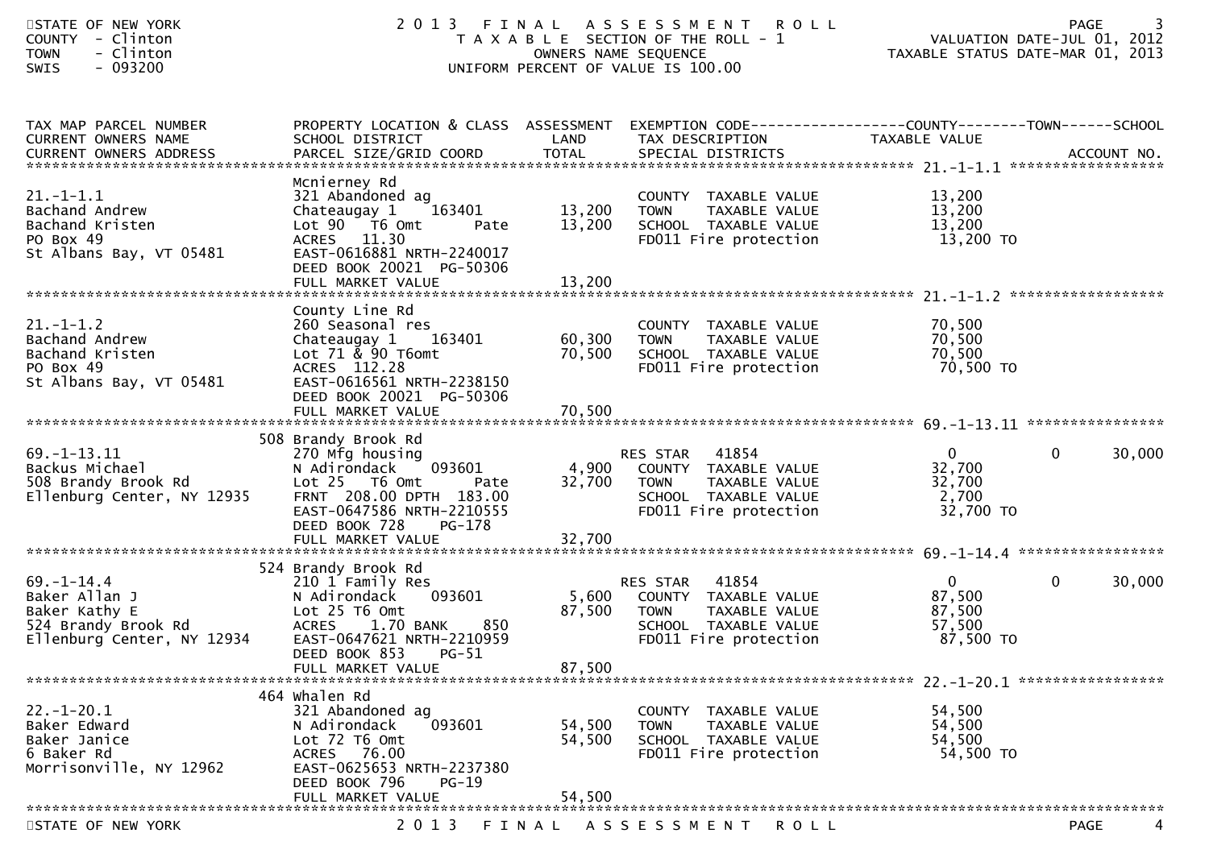STATE OF NEW YORK
COUNTY - Clinton
TOWN - Clinton
SWIS - 093200

# 2013 FINAL ASSESSMENT ROLL
TAXABLE SECTION OF THE ROLL - 1
OWNERS NAME SEQUENCE
UNIFORM PERCENT OF VALUE IS 100.00

VALUATION DATE-JUL 01, 2012
TAXABLE STATUS DATE-MAR 01, 2013

| TAX MAP PARCEL NUMBER / CURRENT OWNERS NAME / CURRENT OWNERS ADDRESS | PROPERTY LOCATION & CLASS / SCHOOL DISTRICT / PARCEL SIZE/GRID COORD | ASSESSMENT LAND | ASSESSMENT TOTAL | EXEMPTION CODE / TAX DESCRIPTION / SPECIAL DISTRICTS | COUNTY TAXABLE VALUE | TOWN | SCHOOL | ACCOUNT NO. |
|---|---|---|---|---|---|---|---|---|
| **21.-1-1.1** | Mcnierney Rd | | | | | | | |
| 21.-1-1.1 | 321 Abandoned ag | | | COUNTY TAXABLE VALUE | 13,200 | | | |
| Bachand Andrew | Chateaugay 1 163401 | 13,200 | | TOWN TAXABLE VALUE | 13,200 | | | |
| Bachand Kristen | Lot 90 T6 Omt Pate | | 13,200 | SCHOOL TAXABLE VALUE | 13,200 | | | |
| PO Box 49 | ACRES 11.30 | | | FD011 Fire protection | 13,200 TO | | | |
| St Albans Bay, VT 05481 | EAST-0616881 NRTH-2240017 | | | | | | | |
| | DEED BOOK 20021 PG-50306 | | | | | | | |
| | FULL MARKET VALUE | | 13,200 | | | | | |
| **21.-1-1.2** | County Line Rd | | | | | | | |
| 21.-1-1.2 | 260 Seasonal res | | | COUNTY TAXABLE VALUE | 70,500 | | | |
| Bachand Andrew | Chateaugay 1 163401 | 60,300 | | TOWN TAXABLE VALUE | 70,500 | | | |
| Bachand Kristen | Lot 71 & 90 T6omt | | 70,500 | SCHOOL TAXABLE VALUE | 70,500 | | | |
| PO Box 49 | ACRES 112.28 | | | FD011 Fire protection | 70,500 TO | | | |
| St Albans Bay, VT 05481 | EAST-0616561 NRTH-2238150 | | | | | | | |
| | DEED BOOK 20021 PG-50306 | | | | | | | |
| | FULL MARKET VALUE | | 70,500 | | | | | |
| **69.-1-13.11** | 508 Brandy Brook Rd | | | | | | | |
| 69.-1-13.11 | 270 Mfg housing | | | RES STAR 41854 | 0 | 0 | 30,000 | |
| Backus Michael | N Adirondack 093601 | 4,900 | | COUNTY TAXABLE VALUE | 32,700 | | | |
| 508 Brandy Brook Rd | Lot 25 T6 Omt Pate | | 32,700 | TOWN TAXABLE VALUE | 32,700 | | | |
| Ellenburg Center, NY 12935 | FRNT 208.00 DPTH 183.00 | | | SCHOOL TAXABLE VALUE | 2,700 | | | |
| | EAST-0647586 NRTH-2210555 | | | FD011 Fire protection | 32,700 TO | | | |
| | DEED BOOK 728 PG-178 | | | | | | | |
| | FULL MARKET VALUE | | 32,700 | | | | | |
| **69.-1-14.4** | 524 Brandy Brook Rd | | | | | | | |
| 69.-1-14.4 | 210 1 Family Res | | | RES STAR 41854 | 0 | 0 | 30,000 | |
| Baker Allan J | N Adirondack 093601 | 5,600 | | COUNTY TAXABLE VALUE | 87,500 | | | |
| Baker Kathy E | Lot 25 T6 Omt | | 87,500 | TOWN TAXABLE VALUE | 87,500 | | | |
| 524 Brandy Brook Rd | ACRES 1.70 BANK 850 | | | SCHOOL TAXABLE VALUE | 57,500 | | | |
| Ellenburg Center, NY 12934 | EAST-0647621 NRTH-2210959 | | | FD011 Fire protection | 87,500 TO | | | |
| | DEED BOOK 853 PG-51 | | | | | | | |
| | FULL MARKET VALUE | | 87,500 | | | | | |
| **22.-1-20.1** | 464 Whalen Rd | | | | | | | |
| 22.-1-20.1 | 321 Abandoned ag | | | COUNTY TAXABLE VALUE | 54,500 | | | |
| Baker Edward | N Adirondack 093601 | 54,500 | | TOWN TAXABLE VALUE | 54,500 | | | |
| Baker Janice | Lot 72 T6 Omt | | 54,500 | SCHOOL TAXABLE VALUE | 54,500 | | | |
| 6 Baker Rd | ACRES 76.00 | | | FD011 Fire protection | 54,500 TO | | | |
| Morrisonville, NY 12962 | EAST-0625653 NRTH-2237380 | | | | | | | |
| | DEED BOOK 796 PG-19 | | | | | | | |
| | FULL MARKET VALUE | | 54,500 | | | | | |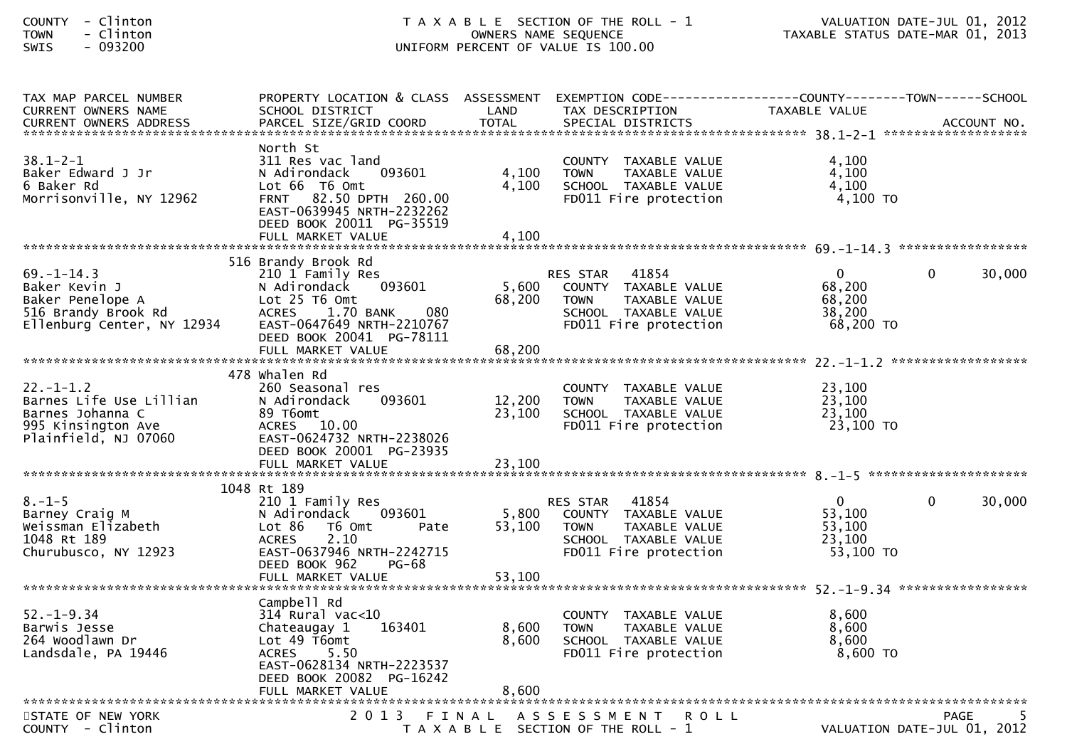COUNTY - Clinton
TOWN - Clinton
SWIS - 093200

T A X A B L E SECTION OF THE ROLL - 1
OWNERS NAME SEQUENCE
UNIFORM PERCENT OF VALUE IS 100.00

VALUATION DATE-JUL 01, 2012
TAXABLE STATUS DATE-MAR 01, 2013

| TAX MAP PARCEL NUMBER / CURRENT OWNERS NAME / CURRENT OWNERS ADDRESS | PROPERTY LOCATION & CLASS / SCHOOL DISTRICT / PARCEL SIZE/GRID COORD | ASSESSMENT LAND / TOTAL | EXEMPTION CODE / TAX DESCRIPTION / SPECIAL DISTRICTS | COUNTY TAXABLE VALUE | TOWN | SCHOOL | ACCOUNT NO. |
|---|---|---|---|---|---|---|---|
| 38.1-2-1 | North St | | | | | | |
| 38.1-2-1 | 311 Res vac land | | COUNTY TAXABLE VALUE | 4,100 | | | |
| Baker Edward J Jr | N Adirondack 093601 | 4,100 | TOWN TAXABLE VALUE | 4,100 | | | |
| 6 Baker Rd | Lot 66 T6 Omt | 4,100 | SCHOOL TAXABLE VALUE | 4,100 | | | |
| Morrisonville, NY 12962 | FRNT 82.50 DPTH 260.00 | | FD011 Fire protection | 4,100 TO | | | |
| | EAST-0639945 NRTH-2232262 | | | | | | |
| | DEED BOOK 20011 PG-35519 | | | | | | |
| | FULL MARKET VALUE | 4,100 | | | | | |
| 69.-1-14.3 | 516 Brandy Brook Rd | | | | | | |
| 69.-1-14.3 | 210 1 Family Res | | RES STAR 41854 | 0 | 0 | 30,000 | |
| Baker Kevin J | N Adirondack 093601 | 5,600 | COUNTY TAXABLE VALUE | 68,200 | | | |
| Baker Penelope A | Lot 25 T6 Omt | 68,200 | TOWN TAXABLE VALUE | 68,200 | | | |
| 516 Brandy Brook Rd | ACRES 1.70 BANK 080 | | SCHOOL TAXABLE VALUE | 38,200 | | | |
| Ellenburg Center, NY 12934 | EAST-0647649 NRTH-2210767 | | FD011 Fire protection | 68,200 TO | | | |
| | DEED BOOK 20041 PG-78111 | | | | | | |
| | FULL MARKET VALUE | 68,200 | | | | | |
| 22.-1-1.2 | 478 Whalen Rd | | | | | | |
| 22.-1-1.2 | 260 Seasonal res | | COUNTY TAXABLE VALUE | 23,100 | | | |
| Barnes Life Use Lillian | N Adirondack 093601 | 12,200 | TOWN TAXABLE VALUE | 23,100 | | | |
| Barnes Johanna C | 89 T6omt | 23,100 | SCHOOL TAXABLE VALUE | 23,100 | | | |
| 995 Kinsington Ave | ACRES 10.00 | | FD011 Fire protection | 23,100 TO | | | |
| Plainfield, NJ 07060 | EAST-0624732 NRTH-2238026 | | | | | | |
| | DEED BOOK 20001 PG-23935 | | | | | | |
| | FULL MARKET VALUE | 23,100 | | | | | |
| 8.-1-5 | 1048 Rt 189 | | | | | | |
| 8.-1-5 | 210 1 Family Res | | RES STAR 41854 | 0 | 0 | 30,000 | |
| Barney Craig M | N Adirondack 093601 | 5,800 | COUNTY TAXABLE VALUE | 53,100 | | | |
| Weissman Elizabeth | Lot 86 T6 Omt Pate | 53,100 | TOWN TAXABLE VALUE | 53,100 | | | |
| 1048 Rt 189 | ACRES 2.10 | | SCHOOL TAXABLE VALUE | 23,100 | | | |
| Churubusco, NY 12923 | EAST-0637946 NRTH-2242715 | | FD011 Fire protection | 53,100 TO | | | |
| | DEED BOOK 962 PG-68 | | | | | | |
| | FULL MARKET VALUE | 53,100 | | | | | |
| 52.-1-9.34 | Campbell Rd | | | | | | |
| 52.-1-9.34 | 314 Rural vac<10 | | COUNTY TAXABLE VALUE | 8,600 | | | |
| Barwis Jesse | Chateaugay 1 163401 | 8,600 | TOWN TAXABLE VALUE | 8,600 | | | |
| 264 Woodlawn Dr | Lot 49 T6omt | 8,600 | SCHOOL TAXABLE VALUE | 8,600 | | | |
| Landsdale, PA 19446 | ACRES 5.50 | | FD011 Fire protection | 8,600 TO | | | |
| | EAST-0628134 NRTH-2223537 | | | | | | |
| | DEED BOOK 20082 PG-16242 | | | | | | |
| | FULL MARKET VALUE | 8,600 | | | | | |

STATE OF NEW YORK
COUNTY - Clinton

2 0 1 3 F I N A L A S S E S S M E N T R O L L
T A X A B L E SECTION OF THE ROLL - 1

VALUATION DATE-JUL 01, 2012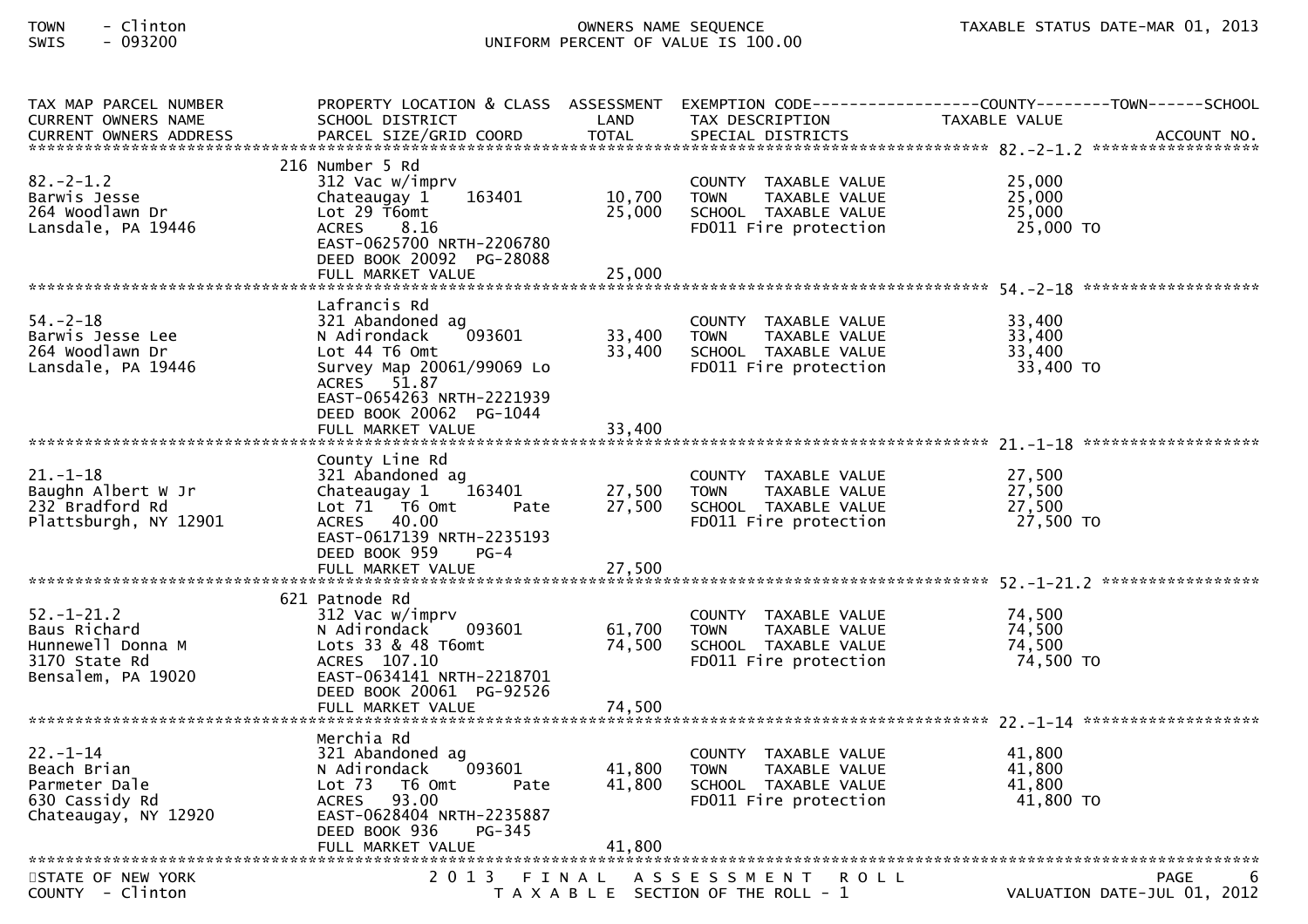| TAX MAP PARCEL NUMBER<br>CURRENT OWNERS NAME<br>CURRENT OWNERS ADDRESS | PROPERTY LOCATION & CLASS<br>SCHOOL DISTRICT<br>PARCEL SIZE/GRID COORD | ASSESSMENT<br>LAND<br>TOTAL | EXEMPTION CODE<br>TAX DESCRIPTION<br>SPECIAL DISTRICTS | COUNTY--------TOWN------SCHOOL<br>TAXABLE VALUE<br>ACCOUNT NO. |
|---|---|---|---|---|
| 82.-2-1.2 | 216 Number 5 Rd | | | |
| 82.-2-1.2 | 312 Vac w/imprv | | COUNTY TAXABLE VALUE | 25,000 |
| Barwis Jesse | Chateaugay 1 163401 | 10,700 | TOWN TAXABLE VALUE | 25,000 |
| 264 Woodlawn Dr | Lot 29 T6omt | 25,000 | SCHOOL TAXABLE VALUE | 25,000 |
| Lansdale, PA 19446 | ACRES 8.16 | | FD011 Fire protection | 25,000 TO |
| | EAST-0625700 NRTH-2206780 | | | |
| | DEED BOOK 20092 PG-28088 | | | |
| | FULL MARKET VALUE | 25,000 | | |
| 54.-2-18 | Lafrancis Rd | | | |
| 54.-2-18 | 321 Abandoned ag | | COUNTY TAXABLE VALUE | 33,400 |
| Barwis Jesse Lee | N Adirondack 093601 | 33,400 | TOWN TAXABLE VALUE | 33,400 |
| 264 Woodlawn Dr | Lot 44 T6 Omt | 33,400 | SCHOOL TAXABLE VALUE | 33,400 |
| Lansdale, PA 19446 | Survey Map 20061/99069 Lo | | FD011 Fire protection | 33,400 TO |
| | ACRES 51.87 | | | |
| | EAST-0654263 NRTH-2221939 | | | |
| | DEED BOOK 20062 PG-1044 | | | |
| | FULL MARKET VALUE | 33,400 | | |
| 21.-1-18 | County Line Rd | | | |
| 21.-1-18 | 321 Abandoned ag | | COUNTY TAXABLE VALUE | 27,500 |
| Baughn Albert W Jr | Chateaugay 1 163401 | 27,500 | TOWN TAXABLE VALUE | 27,500 |
| 232 Bradford Rd | Lot 71 T6 Omt Pate | 27,500 | SCHOOL TAXABLE VALUE | 27,500 |
| Plattsburgh, NY 12901 | ACRES 40.00 | | FD011 Fire protection | 27,500 TO |
| | EAST-0617139 NRTH-2235193 | | | |
| | DEED BOOK 959 PG-4 | | | |
| | FULL MARKET VALUE | 27,500 | | |
| 52.-1-21.2 | 621 Patnode Rd | | | |
| 52.-1-21.2 | 312 Vac w/imprv | | COUNTY TAXABLE VALUE | 74,500 |
| Baus Richard | N Adirondack 093601 | 61,700 | TOWN TAXABLE VALUE | 74,500 |
| Hunnewell Donna M | Lots 33 & 48 T6omt | 74,500 | SCHOOL TAXABLE VALUE | 74,500 |
| 3170 State Rd | ACRES 107.10 | | FD011 Fire protection | 74,500 TO |
| Bensalem, PA 19020 | EAST-0634141 NRTH-2218701 | | | |
| | DEED BOOK 20061 PG-92526 | | | |
| | FULL MARKET VALUE | 74,500 | | |
| 22.-1-14 | Merchia Rd | | | |
| 22.-1-14 | 321 Abandoned ag | | COUNTY TAXABLE VALUE | 41,800 |
| Beach Brian | N Adirondack 093601 | 41,800 | TOWN TAXABLE VALUE | 41,800 |
| Parmeter Dale | Lot 73 T6 Omt Pate | 41,800 | SCHOOL TAXABLE VALUE | 41,800 |
| 630 Cassidy Rd | ACRES 93.00 | | FD011 Fire protection | 41,800 TO |
| Chateaugay, NY 12920 | EAST-0628404 NRTH-2235887 | | | |
| | DEED BOOK 936 PG-345 | | | |
| | FULL MARKET VALUE | 41,800 | | |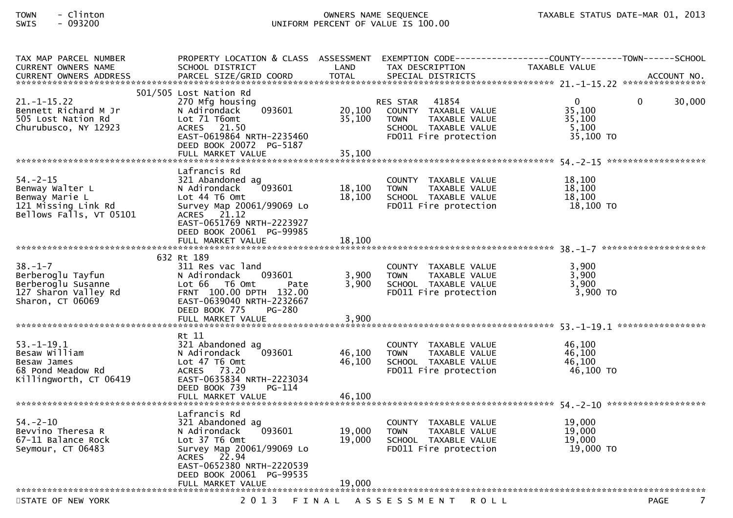TOWN - Clinton
SWIS - 093200

OWNERS NAME SEQUENCE
UNIFORM PERCENT OF VALUE IS 100.00

TAXABLE STATUS DATE-MAR 01, 2013

| TAX MAP PARCEL NUMBER / CURRENT OWNERS NAME / CURRENT OWNERS ADDRESS | PROPERTY LOCATION & CLASS / SCHOOL DISTRICT / PARCEL SIZE/GRID COORD | ASSESSMENT LAND | ASSESSMENT TOTAL | EXEMPTION CODE / TAX DESCRIPTION / SPECIAL DISTRICTS | COUNTY TAXABLE VALUE | TOWN | SCHOOL |
|---|---|---|---|---|---|---|---|
| **21.-1-15.22** | 501/505 Lost Nation Rd | | | | | | |
| 21.-1-15.22 | 270 Mfg housing | | | RES STAR 41854 | 0 | 0 | 30,000 |
| Bennett Richard M Jr | N Adirondack 093601 | 20,100 | | COUNTY TAXABLE VALUE | 35,100 | | |
| 505 Lost Nation Rd | Lot 71 T6omt | | 35,100 | TOWN TAXABLE VALUE | 35,100 | | |
| Churubusco, NY 12923 | ACRES 21.50 | | | SCHOOL TAXABLE VALUE | 5,100 | | |
| | EAST-0619864 NRTH-2235460 | | | FD011 Fire protection | 35,100 TO | | |
| | DEED BOOK 20072 PG-5187 | | | | | | |
| | FULL MARKET VALUE | | 35,100 | | | | |
| **54.-2-15** | Lafrancis Rd | | | | | | |
| 54.-2-15 | 321 Abandoned ag | | | COUNTY TAXABLE VALUE | 18,100 | | |
| Benway Walter L | N Adirondack 093601 | 18,100 | | TOWN TAXABLE VALUE | 18,100 | | |
| Benway Marie L | Lot 44 T6 Omt | | 18,100 | SCHOOL TAXABLE VALUE | 18,100 | | |
| 121 Missing Link Rd | Survey Map 20061/99069 Lo | | | FD011 Fire protection | 18,100 TO | | |
| Bellows Falls, VT 05101 | ACRES 21.12 | | | | | | |
| | EAST-0651769 NRTH-2223927 | | | | | | |
| | DEED BOOK 20061 PG-99985 | | | | | | |
| | FULL MARKET VALUE | | 18,100 | | | | |
| **38.-1-7** | 632 Rt 189 | | | | | | |
| 38.-1-7 | 311 Res vac land | | | COUNTY TAXABLE VALUE | 3,900 | | |
| Berberoglu Tayfun | N Adirondack 093601 | 3,900 | | TOWN TAXABLE VALUE | 3,900 | | |
| Berberoglu Susanne | Lot 66 T6 Omt Pate | | 3,900 | SCHOOL TAXABLE VALUE | 3,900 | | |
| 127 Sharon Valley Rd | FRNT 100.00 DPTH 132.00 | | | FD011 Fire protection | 3,900 TO | | |
| Sharon, CT 06069 | EAST-0639040 NRTH-2232667 | | | | | | |
| | DEED BOOK 775 PG-280 | | | | | | |
| | FULL MARKET VALUE | | 3,900 | | | | |
| **53.-1-19.1** | Rt 11 | | | | | | |
| 53.-1-19.1 | 321 Abandoned ag | | | COUNTY TAXABLE VALUE | 46,100 | | |
| Besaw William | N Adirondack 093601 | 46,100 | | TOWN TAXABLE VALUE | 46,100 | | |
| Besaw James | Lot 47 T6 Omt | | 46,100 | SCHOOL TAXABLE VALUE | 46,100 | | |
| 68 Pond Meadow Rd | ACRES 73.20 | | | FD011 Fire protection | 46,100 TO | | |
| Killingworth, CT 06419 | EAST-0635834 NRTH-2223034 | | | | | | |
| | DEED BOOK 739 PG-114 | | | | | | |
| | FULL MARKET VALUE | | 46,100 | | | | |
| **54.-2-10** | Lafrancis Rd | | | | | | |
| 54.-2-10 | 321 Abandoned ag | | | COUNTY TAXABLE VALUE | 19,000 | | |
| Bevvino Theresa R | N Adirondack 093601 | 19,000 | | TOWN TAXABLE VALUE | 19,000 | | |
| 67-11 Balance Rock | Lot 37 T6 Omt | | 19,000 | SCHOOL TAXABLE VALUE | 19,000 | | |
| Seymour, CT 06483 | Survey Map 20061/99069 Lo | | | FD011 Fire protection | 19,000 TO | | |
| | ACRES 22.94 | | | | | | |
| | EAST-0652380 NRTH-2220539 | | | | | | |
| | DEED BOOK 20061 PG-99535 | | | | | | |
| | FULL MARKET VALUE | | 19,000 | | | | |

STATE OF NEW YORK — 2013 FINAL ASSESSMENT ROLL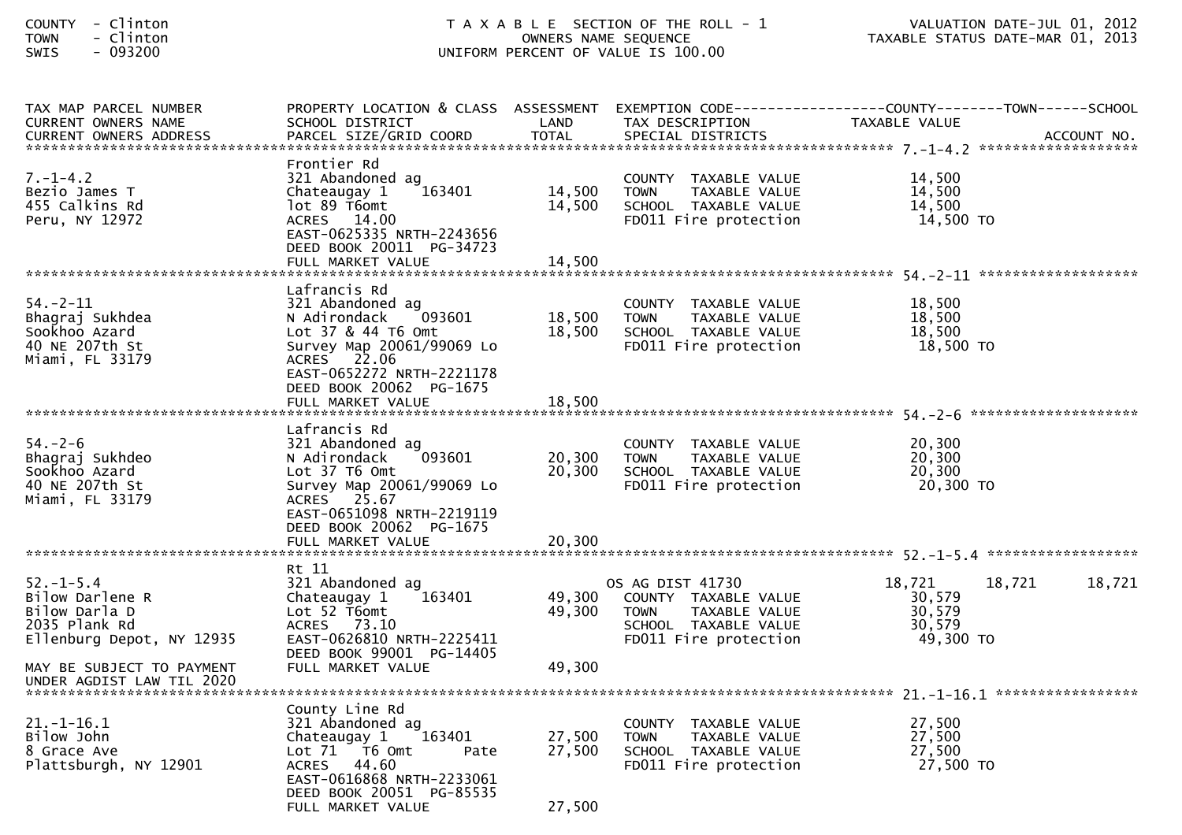COUNTY - Clinton
TOWN - Clinton
SWIS - 093200

T A X A B L E SECTION OF THE ROLL - 1
OWNERS NAME SEQUENCE
UNIFORM PERCENT OF VALUE IS 100.00

VALUATION DATE-JUL 01, 2012
TAXABLE STATUS DATE-MAR 01, 2013

| TAX MAP PARCEL NUMBER / CURRENT OWNERS NAME / CURRENT OWNERS ADDRESS | PROPERTY LOCATION & CLASS / SCHOOL DISTRICT / PARCEL SIZE/GRID COORD | ASSESSMENT LAND / TOTAL | EXEMPTION CODE / TAX DESCRIPTION / SPECIAL DISTRICTS | COUNTY TAXABLE VALUE | TOWN | SCHOOL / ACCOUNT NO. |
|---|---|---|---|---|---|---|
| **7.-1-4.2** | Frontier Rd | | | | | |
| 7.-1-4.2 | 321 Abandoned ag | | COUNTY TAXABLE VALUE | 14,500 | | |
| Bezio James T | Chateaugay 1 163401 | 14,500 | TOWN TAXABLE VALUE | 14,500 | | |
| 455 Calkins Rd | lot 89 T6omt | 14,500 | SCHOOL TAXABLE VALUE | 14,500 | | |
| Peru, NY 12972 | ACRES 14.00 | | FD011 Fire protection | 14,500 TO | | |
| | EAST-0625335 NRTH-2243656 | | | | | |
| | DEED BOOK 20011 PG-34723 | | | | | |
| | FULL MARKET VALUE | 14,500 | | | | |
| **54.-2-11** | Lafrancis Rd | | | | | |
| 54.-2-11 | 321 Abandoned ag | | COUNTY TAXABLE VALUE | 18,500 | | |
| Bhagraj Sukhdea | N Adirondack 093601 | 18,500 | TOWN TAXABLE VALUE | 18,500 | | |
| Sookhoo Azard | Lot 37 & 44 T6 Omt | 18,500 | SCHOOL TAXABLE VALUE | 18,500 | | |
| 40 NE 207th St | Survey Map 20061/99069 Lo | | FD011 Fire protection | 18,500 TO | | |
| Miami, FL 33179 | ACRES 22.06 | | | | | |
| | EAST-0652272 NRTH-2221178 | | | | | |
| | DEED BOOK 20062 PG-1675 | | | | | |
| | FULL MARKET VALUE | 18,500 | | | | |
| **54.-2-6** | Lafrancis Rd | | | | | |
| 54.-2-6 | 321 Abandoned ag | | COUNTY TAXABLE VALUE | 20,300 | | |
| Bhagraj Sukhdeo | N Adirondack 093601 | 20,300 | TOWN TAXABLE VALUE | 20,300 | | |
| Sookhoo Azard | Lot 37 T6 Omt | 20,300 | SCHOOL TAXABLE VALUE | 20,300 | | |
| 40 NE 207th St | Survey Map 20061/99069 Lo | | FD011 Fire protection | 20,300 TO | | |
| Miami, FL 33179 | ACRES 25.67 | | | | | |
| | EAST-0651098 NRTH-2219119 | | | | | |
| | DEED BOOK 20062 PG-1675 | | | | | |
| | FULL MARKET VALUE | 20,300 | | | | |
| **52.-1-5.4** | Rt 11 | | | | | |
| 52.-1-5.4 | 321 Abandoned ag | | OS AG DIST 41730 | 18,721 | 18,721 | 18,721 |
| Bilow Darlene R | Chateaugay 1 163401 | 49,300 | COUNTY TAXABLE VALUE | 30,579 | | |
| Bilow Darla D | Lot 52 T6omt | 49,300 | TOWN TAXABLE VALUE | 30,579 | | |
| 2035 Plank Rd | ACRES 73.10 | | SCHOOL TAXABLE VALUE | 30,579 | | |
| Ellenburg Depot, NY 12935 | EAST-0626810 NRTH-2225411 | | FD011 Fire protection | 49,300 TO | | |
| | DEED BOOK 99001 PG-14405 | | | | | |
| MAY BE SUBJECT TO PAYMENT | FULL MARKET VALUE | 49,300 | | | | |
| UNDER AGDIST LAW TIL 2020 | | | | | | |
| **21.-1-16.1** | County Line Rd | | | | | |
| 21.-1-16.1 | 321 Abandoned ag | | COUNTY TAXABLE VALUE | 27,500 | | |
| Bilow John | Chateaugay 1 163401 | 27,500 | TOWN TAXABLE VALUE | 27,500 | | |
| 8 Grace Ave | Lot 71 T6 Omt Pate | 27,500 | SCHOOL TAXABLE VALUE | 27,500 | | |
| Plattsburgh, NY 12901 | ACRES 44.60 | | FD011 Fire protection | 27,500 TO | | |
| | EAST-0616868 NRTH-2233061 | | | | | |
| | DEED BOOK 20051 PG-85535 | | | | | |
| | FULL MARKET VALUE | 27,500 | | | | |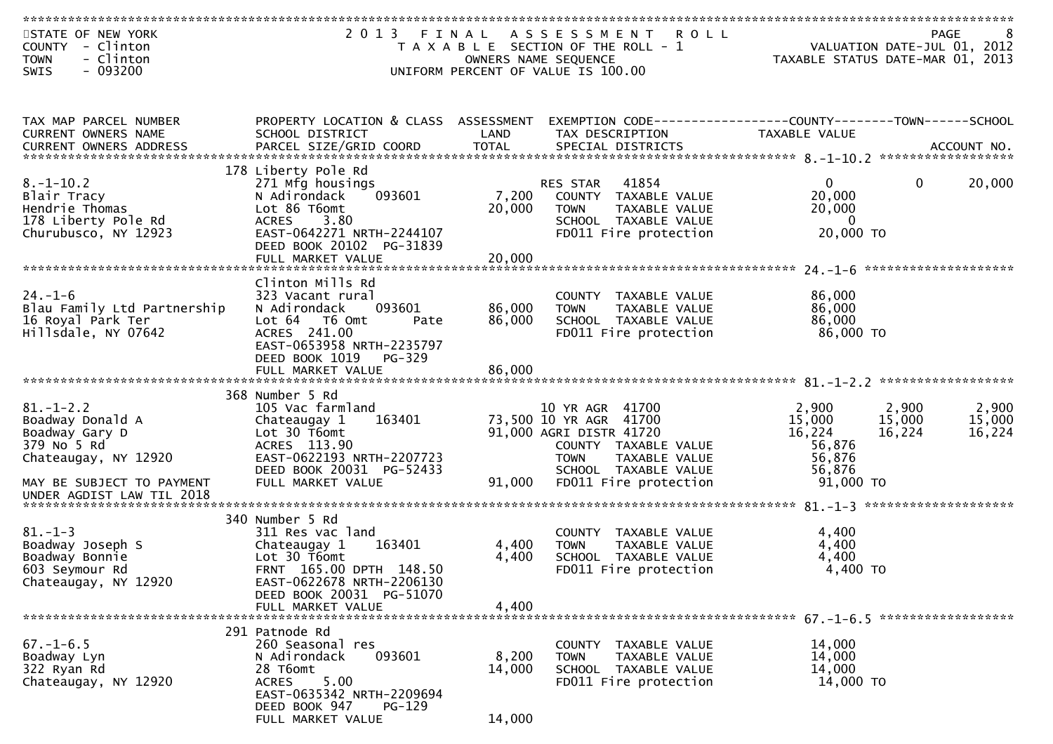STATE OF NEW YORK
COUNTY - Clinton
TOWN - Clinton
SWIS - 093200

# 2013 FINAL ASSESSMENT ROLL

TAXABLE SECTION OF THE ROLL - 1
OWNERS NAME SEQUENCE
UNIFORM PERCENT OF VALUE IS 100.00

VALUATION DATE-JUL 01, 2012
TAXABLE STATUS DATE-MAR 01, 2013

| TAX MAP PARCEL NUMBER / CURRENT OWNERS NAME / CURRENT OWNERS ADDRESS | PROPERTY LOCATION & CLASS / SCHOOL DISTRICT / PARCEL SIZE/GRID COORD | ASSESSMENT LAND / TOTAL | EXEMPTION CODE / TAX DESCRIPTION / SPECIAL DISTRICTS | COUNTY TAXABLE VALUE | TOWN | SCHOOL |
|---|---|---|---|---|---|---|
| **8.-1-10.2** | 178 Liberty Pole Rd | | | | | |
| 8.-1-10.2 | 271 Mfg housings | | RES STAR 41854 | 0 | 0 | 20,000 |
| Blair Tracy | N Adirondack 093601 | 7,200 | COUNTY TAXABLE VALUE | 20,000 | | |
| Hendrie Thomas | Lot 86 T6omt | 20,000 | TOWN TAXABLE VALUE | 20,000 | | |
| 178 Liberty Pole Rd | ACRES 3.80 | | SCHOOL TAXABLE VALUE | 0 | | |
| Churubusco, NY 12923 | EAST-0642271 NRTH-2244107 | | FD011 Fire protection | 20,000 TO | | |
| | DEED BOOK 20102 PG-31839 | | | | | |
| | FULL MARKET VALUE | 20,000 | | | | |
| **24.-1-6** | Clinton Mills Rd | | | | | |
| 24.-1-6 | 323 Vacant rural | | COUNTY TAXABLE VALUE | 86,000 | | |
| Blau Family Ltd Partnership | N Adirondack 093601 | 86,000 | TOWN TAXABLE VALUE | 86,000 | | |
| 16 Royal Park Ter | Lot 64 T6 Omt Pate | 86,000 | SCHOOL TAXABLE VALUE | 86,000 | | |
| Hillsdale, NY 07642 | ACRES 241.00 | | FD011 Fire protection | 86,000 TO | | |
| | EAST-0653958 NRTH-2235797 | | | | | |
| | DEED BOOK 1019 PG-329 | | | | | |
| | FULL MARKET VALUE | 86,000 | | | | |
| **81.-1-2.2** | 368 Number 5 Rd | | | | | |
| 81.-1-2.2 | 105 Vac farmland | | 10 YR AGR 41700 | 2,900 | 2,900 | 2,900 |
| Boadway Donald A | Chateaugay 1 163401 | 73,500 | 10 YR AGR 41700 | 15,000 | 15,000 | 15,000 |
| Boadway Gary D | Lot 30 T6omt | 91,000 | AGRI DISTR 41720 | 16,224 | 16,224 | 16,224 |
| 379 No 5 Rd | ACRES 113.90 | | COUNTY TAXABLE VALUE | 56,876 | | |
| Chateaugay, NY 12920 | EAST-0622193 NRTH-2207723 | | TOWN TAXABLE VALUE | 56,876 | | |
| | DEED BOOK 20031 PG-52433 | | SCHOOL TAXABLE VALUE | 56,876 | | |
| MAY BE SUBJECT TO PAYMENT UNDER AGDIST LAW TIL 2018 | FULL MARKET VALUE | 91,000 | FD011 Fire protection | 91,000 TO | | |
| **81.-1-3** | 340 Number 5 Rd | | | | | |
| 81.-1-3 | 311 Res vac land | | COUNTY TAXABLE VALUE | 4,400 | | |
| Boadway Joseph S | Chateaugay 1 163401 | 4,400 | TOWN TAXABLE VALUE | 4,400 | | |
| Boadway Bonnie | Lot 30 T6omt | 4,400 | SCHOOL TAXABLE VALUE | 4,400 | | |
| 603 Seymour Rd | FRNT 165.00 DPTH 148.50 | | FD011 Fire protection | 4,400 TO | | |
| Chateaugay, NY 12920 | EAST-0622678 NRTH-2206130 | | | | | |
| | DEED BOOK 20031 PG-51070 | | | | | |
| | FULL MARKET VALUE | 4,400 | | | | |
| **67.-1-6.5** | 291 Patnode Rd | | | | | |
| 67.-1-6.5 | 260 Seasonal res | | COUNTY TAXABLE VALUE | 14,000 | | |
| Boadway Lyn | N Adirondack 093601 | 8,200 | TOWN TAXABLE VALUE | 14,000 | | |
| 322 Ryan Rd | 28 T6omt | 14,000 | SCHOOL TAXABLE VALUE | 14,000 | | |
| Chateaugay, NY 12920 | ACRES 5.00 | | FD011 Fire protection | 14,000 TO | | |
| | EAST-0635342 NRTH-2209694 | | | | | |
| | DEED BOOK 947 PG-129 | | | | | |
| | FULL MARKET VALUE | 14,000 | | | | |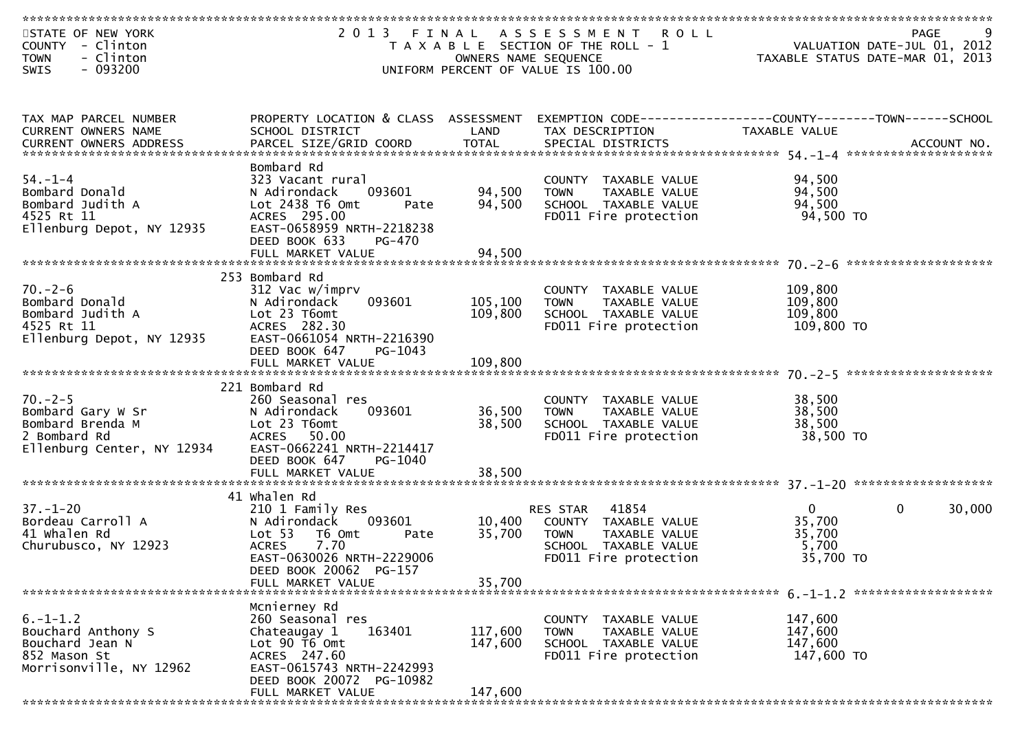STATE OF NEW YORK
COUNTY - Clinton
TOWN - Clinton
SWIS - 093200

# 2013 FINAL ASSESSMENT ROLL

TAXABLE SECTION OF THE ROLL - 1
OWNERS NAME SEQUENCE
UNIFORM PERCENT OF VALUE IS 100.00

VALUATION DATE-JUL 01, 2012
TAXABLE STATUS DATE-MAR 01, 2013

| TAX MAP PARCEL NUMBER / CURRENT OWNERS NAME / CURRENT OWNERS ADDRESS | PROPERTY LOCATION & CLASS / SCHOOL DISTRICT / PARCEL SIZE/GRID COORD | ASSESSMENT LAND | ASSESSMENT TOTAL | EXEMPTION CODE / TAX DESCRIPTION / SPECIAL DISTRICTS | COUNTY | TOWN | SCHOOL |
|---|---|---|---|---|---|---|---|
| **54.-1-4** | Bombard Rd | | | | | | |
| Bombard Donald | 323 Vacant rural | | | COUNTY TAXABLE VALUE | 94,500 | | |
| Bombard Judith A | N Adirondack 093601 | 94,500 | | TOWN TAXABLE VALUE | 94,500 | | |
| 4525 Rt 11 | Lot 2438 T6 Omt Pate | | 94,500 | SCHOOL TAXABLE VALUE | 94,500 | | |
| Ellenburg Depot, NY 12935 | ACRES 295.00 | | | FD011 Fire protection | 94,500 TO | | |
| | EAST-0658959 NRTH-2218238 | | | | | | |
| | DEED BOOK 633 PG-470 | | | | | | |
| | FULL MARKET VALUE | | 94,500 | | | | |
| **70.-2-6** | 253 Bombard Rd | | | | | | |
| Bombard Donald | 312 Vac w/imprv | | | COUNTY TAXABLE VALUE | 109,800 | | |
| Bombard Judith A | N Adirondack 093601 | 105,100 | | TOWN TAXABLE VALUE | 109,800 | | |
| 4525 Rt 11 | Lot 23 T6omt | | 109,800 | SCHOOL TAXABLE VALUE | 109,800 | | |
| Ellenburg Depot, NY 12935 | ACRES 282.30 | | | FD011 Fire protection | 109,800 TO | | |
| | EAST-0661054 NRTH-2216390 | | | | | | |
| | DEED BOOK 647 PG-1043 | | | | | | |
| | FULL MARKET VALUE | | 109,800 | | | | |
| **70.-2-5** | 221 Bombard Rd | | | | | | |
| Bombard Gary W Sr | 260 Seasonal res | | | COUNTY TAXABLE VALUE | 38,500 | | |
| Bombard Brenda M | N Adirondack 093601 | 36,500 | | TOWN TAXABLE VALUE | 38,500 | | |
| 2 Bombard Rd | Lot 23 T6omt | | 38,500 | SCHOOL TAXABLE VALUE | 38,500 | | |
| Ellenburg Center, NY 12934 | ACRES 50.00 | | | FD011 Fire protection | 38,500 TO | | |
| | EAST-0662241 NRTH-2214417 | | | | | | |
| | DEED BOOK 647 PG-1040 | | | | | | |
| | FULL MARKET VALUE | | 38,500 | | | | |
| **37.-1-20** | 41 Whalen Rd | | | | | | |
| Bordeau Carroll A | 210 1 Family Res | | | RES STAR 41854 | 0 | 0 | 30,000 |
| 41 Whalen Rd | N Adirondack 093601 | 10,400 | | COUNTY TAXABLE VALUE | 35,700 | | |
| Churubusco, NY 12923 | Lot 53 T6 Omt Pate | | 35,700 | TOWN TAXABLE VALUE | 35,700 | | |
| | ACRES 7.70 | | | SCHOOL TAXABLE VALUE | 5,700 | | |
| | EAST-0630026 NRTH-2229006 | | | FD011 Fire protection | 35,700 TO | | |
| | DEED BOOK 20062 PG-157 | | | | | | |
| | FULL MARKET VALUE | | 35,700 | | | | |
| **6.-1-1.2** | Mcnierney Rd | | | | | | |
| Bouchard Anthony S | 260 Seasonal res | | | COUNTY TAXABLE VALUE | 147,600 | | |
| Bouchard Jean N | Chateaugay 1 163401 | 117,600 | | TOWN TAXABLE VALUE | 147,600 | | |
| 852 Mason St | Lot 90 T6 Omt | | 147,600 | SCHOOL TAXABLE VALUE | 147,600 | | |
| Morrisonville, NY 12962 | ACRES 247.60 | | | FD011 Fire protection | 147,600 TO | | |
| | EAST-0615743 NRTH-2242993 | | | | | | |
| | DEED BOOK 20072 PG-10982 | | | | | | |
| | FULL MARKET VALUE | | 147,600 | | | | |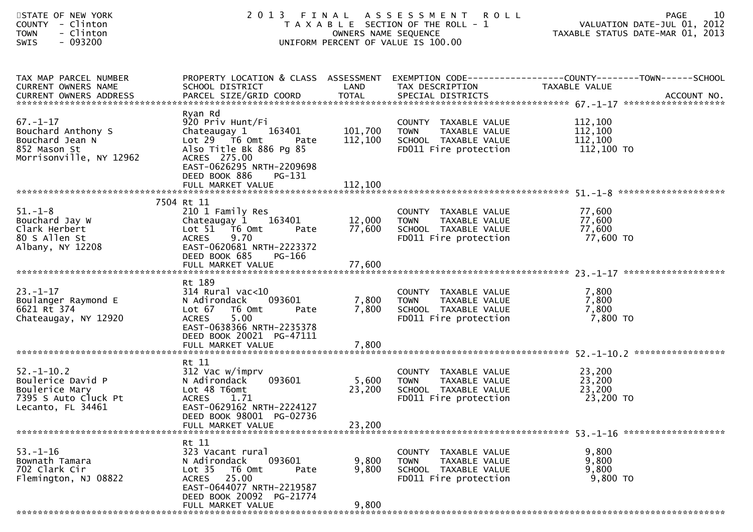STATE OF NEW YORK
COUNTY - Clinton
TOWN - Clinton
SWIS - 093200

# 2013 FINAL ASSESSMENT ROLL
TAXABLE SECTION OF THE ROLL - 1
OWNERS NAME SEQUENCE
UNIFORM PERCENT OF VALUE IS 100.00

VALUATION DATE-JUL 01, 2012
TAXABLE STATUS DATE-MAR 01, 2013

| TAX MAP PARCEL NUMBER / CURRENT OWNERS NAME / CURRENT OWNERS ADDRESS | PROPERTY LOCATION & CLASS / SCHOOL DISTRICT / PARCEL SIZE/GRID COORD | ASSESSMENT LAND | ASSESSMENT TOTAL | EXEMPTION CODE / TAX DESCRIPTION / SPECIAL DISTRICTS | TAXABLE VALUE (COUNTY--TOWN--SCHOOL) | ACCOUNT NO. |
|---|---|---|---|---|---|---|
| 67.-1-17 | Ryan Rd | | | | | |
| 67.-1-17 | 920 Priv Hunt/Fi | | | COUNTY TAXABLE VALUE | 112,100 | |
| Bouchard Anthony S | Chateaugay 1 163401 | 101,700 | | TOWN TAXABLE VALUE | 112,100 | |
| Bouchard Jean N | Lot 29 T6 Omt Pate | | 112,100 | SCHOOL TAXABLE VALUE | 112,100 | |
| 852 Mason St | Also Title Bk 886 Pg 85 | | | FD011 Fire protection | 112,100 TO | |
| Morrisonville, NY 12962 | ACRES 275.00 | | | | | |
| | EAST-0626295 NRTH-2209698 | | | | | |
| | DEED BOOK 886 PG-131 | | | | | |
| | FULL MARKET VALUE | | 112,100 | | | |
| 51.-1-8 | 7504 Rt 11 | | | | | |
| 51.-1-8 | 210 1 Family Res | | | COUNTY TAXABLE VALUE | 77,600 | |
| Bouchard Jay W | Chateaugay 1 163401 | 12,000 | | TOWN TAXABLE VALUE | 77,600 | |
| Clark Herbert | Lot 51 T6 Omt Pate | | 77,600 | SCHOOL TAXABLE VALUE | 77,600 | |
| 80 S Allen St | ACRES 9.70 | | | FD011 Fire protection | 77,600 TO | |
| Albany, NY 12208 | EAST-0620681 NRTH-2223372 | | | | | |
| | DEED BOOK 685 PG-166 | | | | | |
| | FULL MARKET VALUE | | 77,600 | | | |
| 23.-1-17 | Rt 189 | | | | | |
| 23.-1-17 | 314 Rural vac<10 | | | COUNTY TAXABLE VALUE | 7,800 | |
| Boulanger Raymond E | N Adirondack 093601 | 7,800 | | TOWN TAXABLE VALUE | 7,800 | |
| 6621 Rt 374 | Lot 67 T6 Omt Pate | | 7,800 | SCHOOL TAXABLE VALUE | 7,800 | |
| Chateaugay, NY 12920 | ACRES 5.00 | | | FD011 Fire protection | 7,800 TO | |
| | EAST-0638366 NRTH-2235378 | | | | | |
| | DEED BOOK 20021 PG-47111 | | | | | |
| | FULL MARKET VALUE | | 7,800 | | | |
| 52.-1-10.2 | Rt 11 | | | | | |
| 52.-1-10.2 | 312 Vac w/imprv | | | COUNTY TAXABLE VALUE | 23,200 | |
| Boulerice David P | N Adirondack 093601 | 5,600 | | TOWN TAXABLE VALUE | 23,200 | |
| Boulerice Mary | Lot 48 T6omt | | 23,200 | SCHOOL TAXABLE VALUE | 23,200 | |
| 7395 S Auto Cluck Pt | ACRES 1.71 | | | FD011 Fire protection | 23,200 TO | |
| Lecanto, FL 34461 | EAST-0629162 NRTH-2224127 | | | | | |
| | DEED BOOK 98001 PG-02736 | | | | | |
| | FULL MARKET VALUE | | 23,200 | | | |
| 53.-1-16 | Rt 11 | | | | | |
| 53.-1-16 | 323 Vacant rural | | | COUNTY TAXABLE VALUE | 9,800 | |
| Bownath Tamara | N Adirondack 093601 | 9,800 | | TOWN TAXABLE VALUE | 9,800 | |
| 702 Clark Cir | Lot 35 T6 Omt Pate | | 9,800 | SCHOOL TAXABLE VALUE | 9,800 | |
| Flemington, NJ 08822 | ACRES 25.00 | | | FD011 Fire protection | 9,800 TO | |
| | EAST-0644077 NRTH-2219587 | | | | | |
| | DEED BOOK 20092 PG-21774 | | | | | |
| | FULL MARKET VALUE | | 9,800 | | | |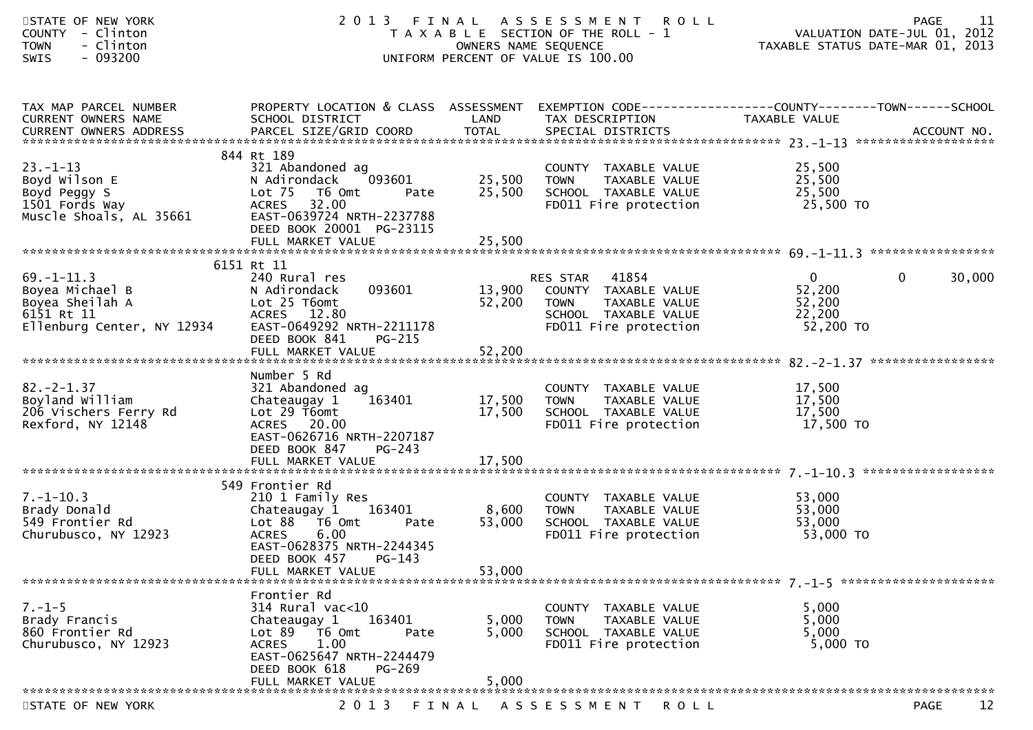STATE OF NEW YORK
COUNTY - Clinton
TOWN - Clinton
SWIS - 093200

# 2013 FINAL ASSESSMENT ROLL
TAXABLE SECTION OF THE ROLL - 1
OWNERS NAME SEQUENCE
UNIFORM PERCENT OF VALUE IS 100.00

VALUATION DATE-JUL 01, 2012
TAXABLE STATUS DATE-MAR 01, 2013

| TAX MAP PARCEL NUMBER / CURRENT OWNERS NAME / CURRENT OWNERS ADDRESS | PROPERTY LOCATION & CLASS / SCHOOL DISTRICT / PARCEL SIZE/GRID COORD | ASSESSMENT LAND | ASSESSMENT TOTAL | EXEMPTION CODE / TAX DESCRIPTION / SPECIAL DISTRICTS | COUNTY TAXABLE VALUE | TOWN | SCHOOL |
|---|---|---|---|---|---|---|---|
| 23.-1-13 | 844 Rt 189 | | | | | | |
| 23.-1-13 | 321 Abandoned ag | | | COUNTY TAXABLE VALUE | 25,500 | | |
| Boyd Wilson E | N Adirondack 093601 | 25,500 | | TOWN TAXABLE VALUE | 25,500 | | |
| Boyd Peggy S | Lot 75 T6 Omt Pate | | 25,500 | SCHOOL TAXABLE VALUE | 25,500 | | |
| 1501 Fords Way | ACRES 32.00 | | | FD011 Fire protection | 25,500 TO | | |
| Muscle Shoals, AL 35661 | EAST-0639724 NRTH-2237788 | | | | | | |
| | DEED BOOK 20001 PG-23115 | | | | | | |
| | FULL MARKET VALUE | | 25,500 | | | | |
| 69.-1-11.3 | 6151 Rt 11 | | | | | | |
| 69.-1-11.3 | 240 Rural res | | | RES STAR 41854 | 0 | 0 | 30,000 |
| Boyea Michael B | N Adirondack 093601 | 13,900 | | COUNTY TAXABLE VALUE | 52,200 | | |
| Boyea Sheilah A | Lot 25 T6omt | | 52,200 | TOWN TAXABLE VALUE | 52,200 | | |
| 6151 Rt 11 | ACRES 12.80 | | | SCHOOL TAXABLE VALUE | 22,200 | | |
| Ellenburg Center, NY 12934 | EAST-0649292 NRTH-2211178 | | | FD011 Fire protection | 52,200 TO | | |
| | DEED BOOK 841 PG-215 | | | | | | |
| | FULL MARKET VALUE | | 52,200 | | | | |
| 82.-2-1.37 | Number 5 Rd | | | | | | |
| 82.-2-1.37 | 321 Abandoned ag | | | COUNTY TAXABLE VALUE | 17,500 | | |
| Boyland William | Chateaugay 1 163401 | 17,500 | | TOWN TAXABLE VALUE | 17,500 | | |
| 206 Vischers Ferry Rd | Lot 29 T6omt | | 17,500 | SCHOOL TAXABLE VALUE | 17,500 | | |
| Rexford, NY 12148 | ACRES 20.00 | | | FD011 Fire protection | 17,500 TO | | |
| | EAST-0626716 NRTH-2207187 | | | | | | |
| | DEED BOOK 847 PG-243 | | | | | | |
| | FULL MARKET VALUE | | 17,500 | | | | |
| 7.-1-10.3 | 549 Frontier Rd | | | | | | |
| 7.-1-10.3 | 210 1 Family Res | | | COUNTY TAXABLE VALUE | 53,000 | | |
| Brady Donald | Chateaugay 1 163401 | 8,600 | | TOWN TAXABLE VALUE | 53,000 | | |
| 549 Frontier Rd | Lot 88 T6 Omt Pate | | 53,000 | SCHOOL TAXABLE VALUE | 53,000 | | |
| Churubusco, NY 12923 | ACRES 6.00 | | | FD011 Fire protection | 53,000 TO | | |
| | EAST-0628375 NRTH-2244345 | | | | | | |
| | DEED BOOK 457 PG-143 | | | | | | |
| | FULL MARKET VALUE | | 53,000 | | | | |
| 7.-1-5 | Frontier Rd | | | | | | |
| 7.-1-5 | 314 Rural vac<10 | | | COUNTY TAXABLE VALUE | 5,000 | | |
| Brady Francis | Chateaugay 1 163401 | 5,000 | | TOWN TAXABLE VALUE | 5,000 | | |
| 860 Frontier Rd | Lot 89 T6 Omt Pate | | 5,000 | SCHOOL TAXABLE VALUE | 5,000 | | |
| Churubusco, NY 12923 | ACRES 1.00 | | | FD011 Fire protection | 5,000 TO | | |
| | EAST-0625647 NRTH-2244479 | | | | | | |
| | DEED BOOK 618 PG-269 | | | | | | |
| | FULL MARKET VALUE | | 5,000 | | | | |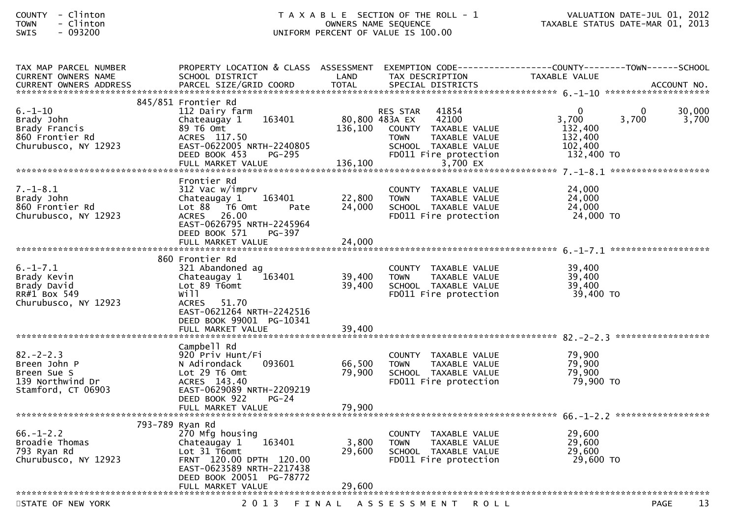COUNTY - Clinton
TOWN - Clinton
SWIS - 093200

TAXABLE SECTION OF THE ROLL - 1
OWNERS NAME SEQUENCE
UNIFORM PERCENT OF VALUE IS 100.00

VALUATION DATE-JUL 01, 2012
TAXABLE STATUS DATE-MAR 01, 2013

| TAX MAP PARCEL NUMBER / CURRENT OWNERS NAME / CURRENT OWNERS ADDRESS | PROPERTY LOCATION & CLASS / SCHOOL DISTRICT / PARCEL SIZE/GRID COORD | ASSESSMENT LAND / TOTAL | EXEMPTION CODE / TAX DESCRIPTION / SPECIAL DISTRICTS | COUNTY TAXABLE VALUE | TOWN | SCHOOL | ACCOUNT NO. |
|---|---|---|---|---|---|---|---|
| **6.-1-10** | 845/851 Frontier Rd | | | | | | |
| 6.-1-10 | 112 Dairy farm | | RES STAR 41854 | 0 | 0 | 30,000 | |
| Brady John | Chateaugay 1 163401 | 80,800 | 483A EX 42100 | 3,700 | 3,700 | 3,700 | |
| Brady Francis | 89 T6 Omt | 136,100 | COUNTY TAXABLE VALUE | 132,400 | | | |
| 860 Frontier Rd | ACRES 117.50 | | TOWN TAXABLE VALUE | 132,400 | | | |
| Churubusco, NY 12923 | EAST-0622005 NRTH-2240805 | | SCHOOL TAXABLE VALUE | 102,400 | | | |
| | DEED BOOK 453 PG-295 | | FD011 Fire protection | 132,400 TO | | | |
| | FULL MARKET VALUE | 136,100 | 3,700 EX | | | | |
| **7.-1-8.1** | Frontier Rd | | | | | | |
| 7.-1-8.1 | 312 Vac w/imprv | | COUNTY TAXABLE VALUE | 24,000 | | | |
| Brady John | Chateaugay 1 163401 | 22,800 | TOWN TAXABLE VALUE | 24,000 | | | |
| 860 Frontier Rd | Lot 88 T6 Omt Pate | 24,000 | SCHOOL TAXABLE VALUE | 24,000 | | | |
| Churubusco, NY 12923 | ACRES 26.00 | | FD011 Fire protection | 24,000 TO | | | |
| | EAST-0626795 NRTH-2245964 | | | | | | |
| | DEED BOOK 571 PG-397 | | | | | | |
| | FULL MARKET VALUE | 24,000 | | | | | |
| **6.-1-7.1** | 860 Frontier Rd | | | | | | |
| 6.-1-7.1 | 321 Abandoned ag | | COUNTY TAXABLE VALUE | 39,400 | | | |
| Brady Kevin | Chateaugay 1 163401 | 39,400 | TOWN TAXABLE VALUE | 39,400 | | | |
| Brady David | Lot 89 T6omt | 39,400 | SCHOOL TAXABLE VALUE | 39,400 | | | |
| RR#1 Box 549 | Will | | FD011 Fire protection | 39,400 TO | | | |
| Churubusco, NY 12923 | ACRES 51.70 | | | | | | |
| | EAST-0621264 NRTH-2242516 | | | | | | |
| | DEED BOOK 99001 PG-10341 | | | | | | |
| | FULL MARKET VALUE | 39,400 | | | | | |
| **82.-2-2.3** | Campbell Rd | | | | | | |
| 82.-2-2.3 | 920 Priv Hunt/Fi | | COUNTY TAXABLE VALUE | 79,900 | | | |
| Breen John P | N Adirondack 093601 | 66,500 | TOWN TAXABLE VALUE | 79,900 | | | |
| Breen Sue S | Lot 29 T6 Omt | 79,900 | SCHOOL TAXABLE VALUE | 79,900 | | | |
| 139 Northwind Dr | ACRES 143.40 | | FD011 Fire protection | 79,900 TO | | | |
| Stamford, CT 06903 | EAST-0629089 NRTH-2209219 | | | | | | |
| | DEED BOOK 922 PG-24 | | | | | | |
| | FULL MARKET VALUE | 79,900 | | | | | |
| **66.-1-2.2** | 793-789 Ryan Rd | | | | | | |
| 66.-1-2.2 | 270 Mfg housing | | COUNTY TAXABLE VALUE | 29,600 | | | |
| Broadie Thomas | Chateaugay 1 163401 | 3,800 | TOWN TAXABLE VALUE | 29,600 | | | |
| 793 Ryan Rd | Lot 31 T6omt | 29,600 | SCHOOL TAXABLE VALUE | 29,600 | | | |
| Churubusco, NY 12923 | FRNT 120.00 DPTH 120.00 | | FD011 Fire protection | 29,600 TO | | | |
| | EAST-0623589 NRTH-2217438 | | | | | | |
| | DEED BOOK 20051 PG-78772 | | | | | | |
| | FULL MARKET VALUE | 29,600 | | | | | |

STATE OF NEW YORK — 2013 FINAL ASSESSMENT ROLL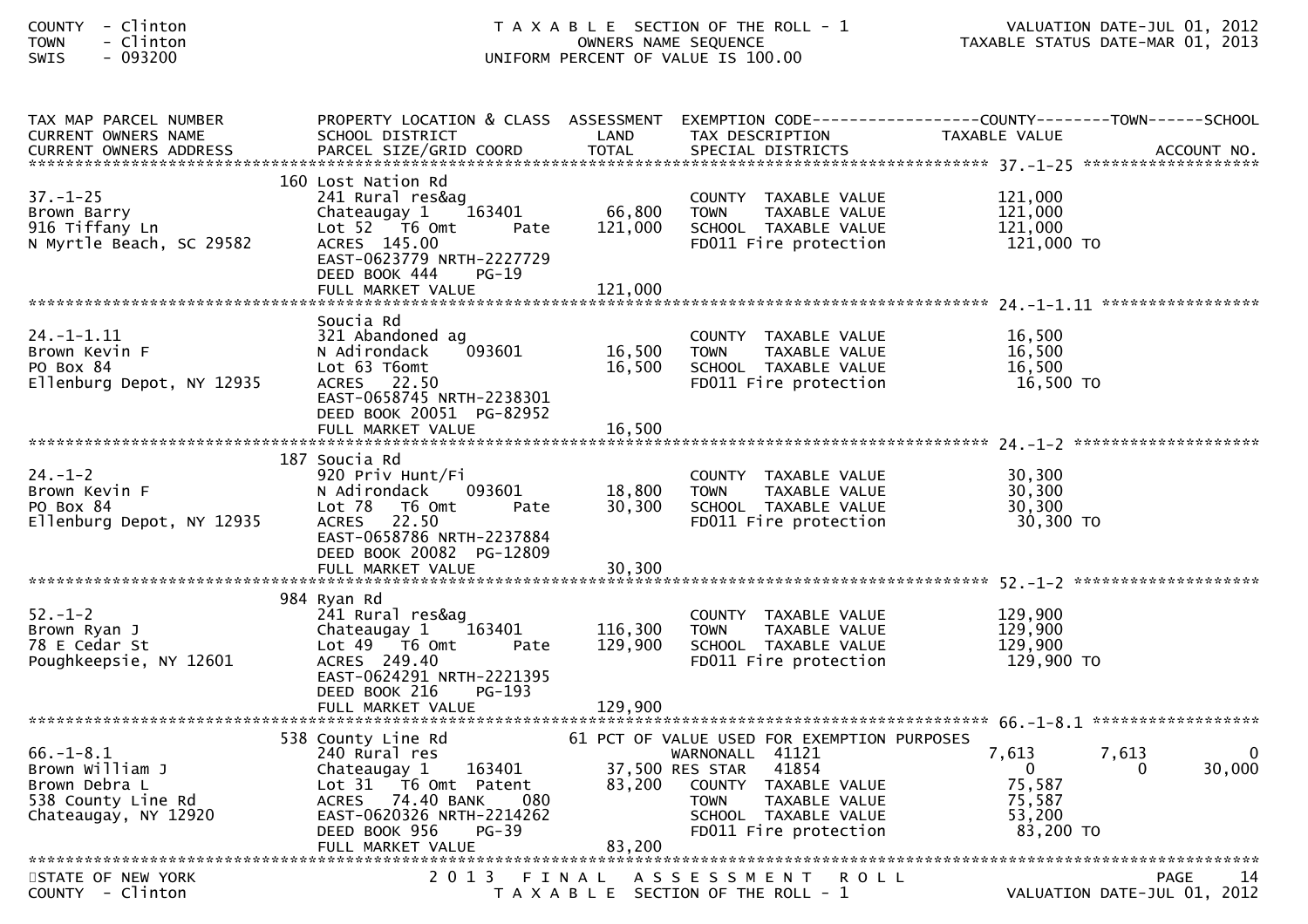COUNTY - Clinton
TOWN - Clinton
SWIS - 093200

T A X A B L E SECTION OF THE ROLL - 1
OWNERS NAME SEQUENCE
UNIFORM PERCENT OF VALUE IS 100.00

VALUATION DATE-JUL 01, 2012
TAXABLE STATUS DATE-MAR 01, 2013

| TAX MAP PARCEL NUMBER / CURRENT OWNERS NAME / CURRENT OWNERS ADDRESS | PROPERTY LOCATION & CLASS / SCHOOL DISTRICT / PARCEL SIZE/GRID COORD | ASSESSMENT LAND / TOTAL | EXEMPTION CODE / TAX DESCRIPTION / SPECIAL DISTRICTS | COUNTY TAXABLE VALUE | TOWN | SCHOOL | ACCOUNT NO. |
|---|---|---|---|---|---|---|---|
| **37.-1-25** | 160 Lost Nation Rd | | | | | | |
| 37.-1-25 | 241 Rural res&ag | | COUNTY TAXABLE VALUE | 121,000 | | | |
| Brown Barry | Chateaugay 1 163401 | 66,800 | TOWN TAXABLE VALUE | 121,000 | | | |
| 916 Tiffany Ln | Lot 52 T6 Omt Pate | 121,000 | SCHOOL TAXABLE VALUE | 121,000 | | | |
| N Myrtle Beach, SC 29582 | ACRES 145.00 | | FD011 Fire protection | 121,000 TO | | | |
| | EAST-0623779 NRTH-2227729 | | | | | | |
| | DEED BOOK 444 PG-19 | | | | | | |
| | FULL MARKET VALUE | 121,000 | | | | | |
| **24.-1-1.11** | Soucia Rd | | | | | | |
| 24.-1-1.11 | 321 Abandoned ag | | COUNTY TAXABLE VALUE | 16,500 | | | |
| Brown Kevin F | N Adirondack 093601 | 16,500 | TOWN TAXABLE VALUE | 16,500 | | | |
| PO Box 84 | Lot 63 T6omt | 16,500 | SCHOOL TAXABLE VALUE | 16,500 | | | |
| Ellenburg Depot, NY 12935 | ACRES 22.50 | | FD011 Fire protection | 16,500 TO | | | |
| | EAST-0658745 NRTH-2238301 | | | | | | |
| | DEED BOOK 20051 PG-82952 | | | | | | |
| | FULL MARKET VALUE | 16,500 | | | | | |
| **24.-1-2** | 187 Soucia Rd | | | | | | |
| 24.-1-2 | 920 Priv Hunt/Fi | | COUNTY TAXABLE VALUE | 30,300 | | | |
| Brown Kevin F | N Adirondack 093601 | 18,800 | TOWN TAXABLE VALUE | 30,300 | | | |
| PO Box 84 | Lot 78 T6 Omt Pate | 30,300 | SCHOOL TAXABLE VALUE | 30,300 | | | |
| Ellenburg Depot, NY 12935 | ACRES 22.50 | | FD011 Fire protection | 30,300 TO | | | |
| | EAST-0658786 NRTH-2237884 | | | | | | |
| | DEED BOOK 20082 PG-12809 | | | | | | |
| | FULL MARKET VALUE | 30,300 | | | | | |
| **52.-1-2** | 984 Ryan Rd | | | | | | |
| 52.-1-2 | 241 Rural res&ag | | COUNTY TAXABLE VALUE | 129,900 | | | |
| Brown Ryan J | Chateaugay 1 163401 | 116,300 | TOWN TAXABLE VALUE | 129,900 | | | |
| 78 E Cedar St | Lot 49 T6 Omt Pate | 129,900 | SCHOOL TAXABLE VALUE | 129,900 | | | |
| Poughkeepsie, NY 12601 | ACRES 249.40 | | FD011 Fire protection | 129,900 TO | | | |
| | EAST-0624291 NRTH-2221395 | | | | | | |
| | DEED BOOK 216 PG-193 | | | | | | |
| | FULL MARKET VALUE | 129,900 | | | | | |
| **66.-1-8.1** | 538 County Line Rd | | 61 PCT OF VALUE USED FOR EXEMPTION PURPOSES | | | | |
| 66.-1-8.1 | 240 Rural res | | WARNONALL 41121 | 7,613 | 7,613 | 0 | |
| Brown William J | Chateaugay 1 163401 | 37,500 | RES STAR 41854 | 0 | 0 | 30,000 | |
| Brown Debra L | Lot 31 T6 Omt Patent | 83,200 | COUNTY TAXABLE VALUE | 75,587 | | | |
| 538 County Line Rd | ACRES 74.40 BANK 080 | | TOWN TAXABLE VALUE | 75,587 | | | |
| Chateaugay, NY 12920 | EAST-0620326 NRTH-2214262 | | SCHOOL TAXABLE VALUE | 53,200 | | | |
| | DEED BOOK 956 PG-39 | | FD011 Fire protection | 83,200 TO | | | |
| | FULL MARKET VALUE | 83,200 | | | | | |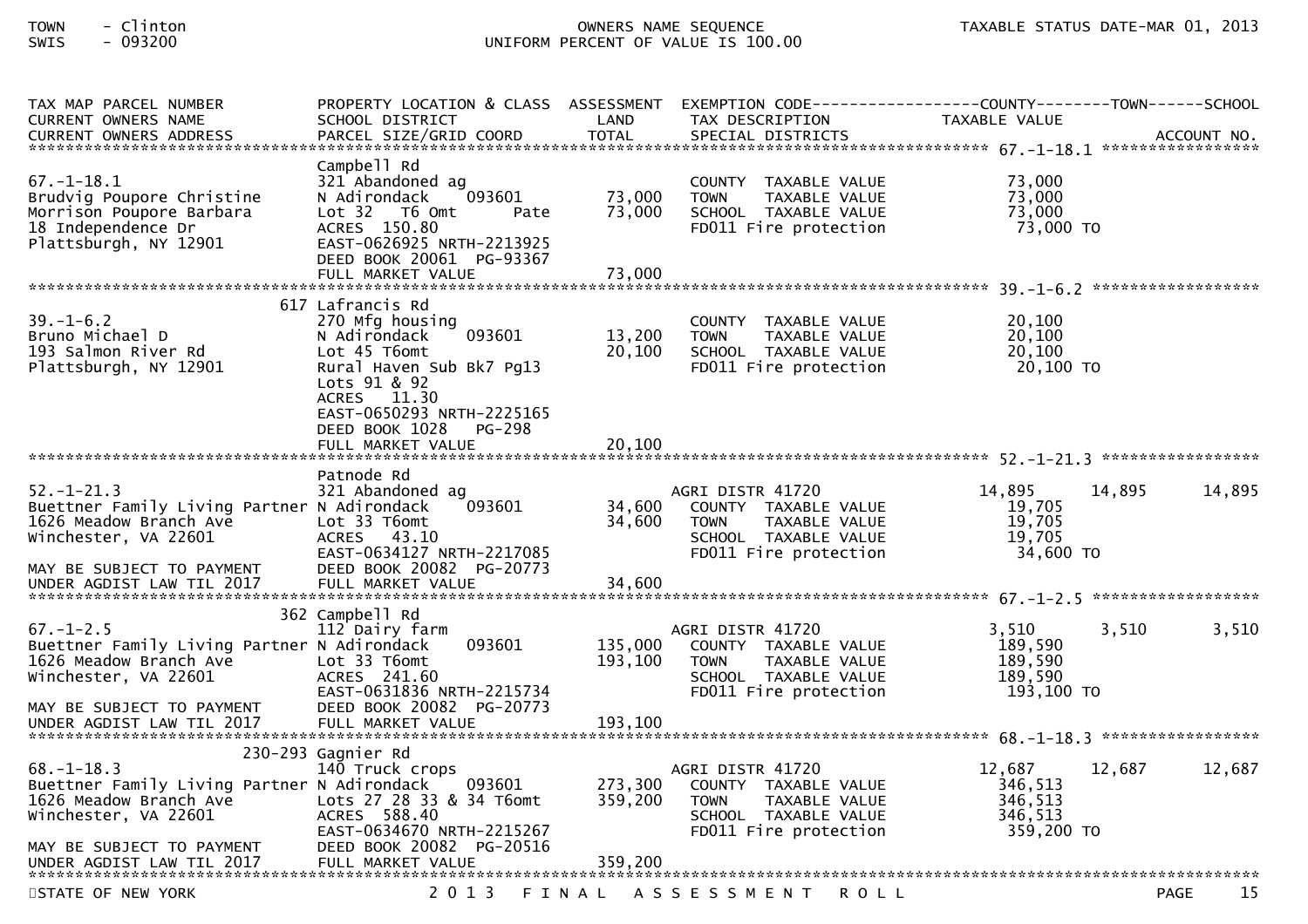TOWN - Clinton
SWIS - 093200

OWNERS NAME SEQUENCE
UNIFORM PERCENT OF VALUE IS 100.00

TAXABLE STATUS DATE-MAR 01, 2013

| TAX MAP PARCEL NUMBER / CURRENT OWNERS NAME / CURRENT OWNERS ADDRESS | PROPERTY LOCATION & CLASS / SCHOOL DISTRICT / PARCEL SIZE/GRID COORD | ASSESSMENT LAND | ASSESSMENT TOTAL | EXEMPTION CODE / TAX DESCRIPTION / SPECIAL DISTRICTS | COUNTY TAXABLE VALUE | TOWN | SCHOOL / ACCOUNT NO. |
|---|---|---|---|---|---|---|---|
| 67.-1-18.1 | Campbell Rd | | | | | | |
| Brudvig Poupore Christine | 321 Abandoned ag | | | COUNTY TAXABLE VALUE | 73,000 | | |
| Morrison Poupore Barbara | N Adirondack 093601 | 73,000 | | TOWN TAXABLE VALUE | 73,000 | | |
| 18 Independence Dr | Lot 32 T6 Omt Pate | | 73,000 | SCHOOL TAXABLE VALUE | 73,000 | | |
| Plattsburgh, NY 12901 | ACRES 150.80 | | | FD011 Fire protection | 73,000 TO | | |
| | EAST-0626925 NRTH-2213925 | | | | | | |
| | DEED BOOK 20061 PG-93367 | | | | | | |
| | FULL MARKET VALUE | | 73,000 | | | | |
| 39.-1-6.2 | 617 Lafrancis Rd | | | | | | |
| Bruno Michael D | 270 Mfg housing | | | COUNTY TAXABLE VALUE | 20,100 | | |
| 193 Salmon River Rd | N Adirondack 093601 | 13,200 | | TOWN TAXABLE VALUE | 20,100 | | |
| Plattsburgh, NY 12901 | Lot 45 T6omt | | 20,100 | SCHOOL TAXABLE VALUE | 20,100 | | |
| | Rural Haven Sub Bk7 Pg13 | | | FD011 Fire protection | 20,100 TO | | |
| | Lots 91 & 92 | | | | | | |
| | ACRES 11.30 | | | | | | |
| | EAST-0650293 NRTH-2225165 | | | | | | |
| | DEED BOOK 1028 PG-298 | | | | | | |
| | FULL MARKET VALUE | | 20,100 | | | | |
| 52.-1-21.3 | Patnode Rd | | | | | | |
| Buettner Family Living Partner | 321 Abandoned ag | | | AGRI DISTR 41720 | 14,895 | 14,895 | 14,895 |
| 1626 Meadow Branch Ave | N Adirondack 093601 | 34,600 | | COUNTY TAXABLE VALUE | 19,705 | | |
| Winchester, VA 22601 | Lot 33 T6omt | | 34,600 | TOWN TAXABLE VALUE | 19,705 | | |
| | ACRES 43.10 | | | SCHOOL TAXABLE VALUE | 19,705 | | |
| | EAST-0634127 NRTH-2217085 | | | FD011 Fire protection | 34,600 TO | | |
| MAY BE SUBJECT TO PAYMENT | DEED BOOK 20082 PG-20773 | | | | | | |
| UNDER AGDIST LAW TIL 2017 | FULL MARKET VALUE | | 34,600 | | | | |
| 67.-1-2.5 | 362 Campbell Rd | | | | | | |
| Buettner Family Living Partner | 112 Dairy farm | | | AGRI DISTR 41720 | 3,510 | 3,510 | 3,510 |
| 1626 Meadow Branch Ave | N Adirondack 093601 | 135,000 | | COUNTY TAXABLE VALUE | 189,590 | | |
| Winchester, VA 22601 | Lot 33 T6omt | | 193,100 | TOWN TAXABLE VALUE | 189,590 | | |
| | ACRES 241.60 | | | SCHOOL TAXABLE VALUE | 189,590 | | |
| | EAST-0631836 NRTH-2215734 | | | FD011 Fire protection | 193,100 TO | | |
| MAY BE SUBJECT TO PAYMENT | DEED BOOK 20082 PG-20773 | | | | | | |
| UNDER AGDIST LAW TIL 2017 | FULL MARKET VALUE | | 193,100 | | | | |
| 68.-1-18.3 | 230-293 Gagnier Rd | | | | | | |
| Buettner Family Living Partner | 140 Truck crops | | | AGRI DISTR 41720 | 12,687 | 12,687 | 12,687 |
| 1626 Meadow Branch Ave | N Adirondack 093601 | 273,300 | | COUNTY TAXABLE VALUE | 346,513 | | |
| Winchester, VA 22601 | Lots 27 28 33 & 34 T6omt | | 359,200 | TOWN TAXABLE VALUE | 346,513 | | |
| | ACRES 588.40 | | | SCHOOL TAXABLE VALUE | 346,513 | | |
| | EAST-0634670 NRTH-2215267 | | | FD011 Fire protection | 359,200 TO | | |
| MAY BE SUBJECT TO PAYMENT | DEED BOOK 20082 PG-20516 | | | | | | |
| UNDER AGDIST LAW TIL 2017 | FULL MARKET VALUE | | 359,200 | | | | |

STATE OF NEW YORK — 2013 FINAL ASSESSMENT ROLL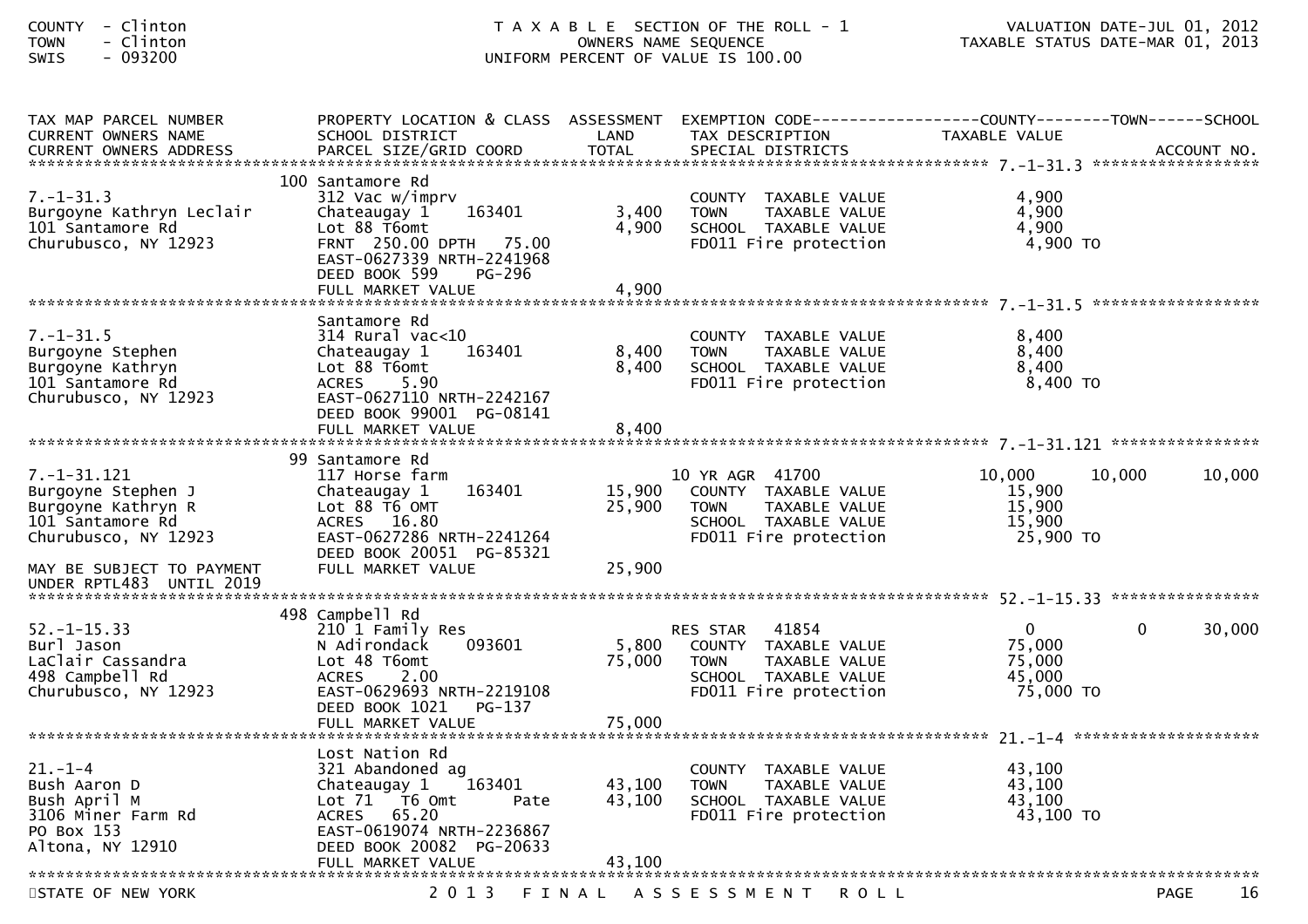| TAX MAP PARCEL NUMBER<br>CURRENT OWNERS NAME<br>CURRENT OWNERS ADDRESS | PROPERTY LOCATION & CLASS<br>SCHOOL DISTRICT<br>PARCEL SIZE/GRID COORD | ASSESSMENT<br>LAND<br>TOTAL | EXEMPTION CODE<br>TAX DESCRIPTION<br>SPECIAL DISTRICTS | COUNTY<br>TAXABLE VALUE | TOWN | SCHOOL<br>ACCOUNT NO. |
|---|---|---|---|---|---|---|
| **7.-1-31.3** | 100 Santamore Rd | | | | | |
| 7.-1-31.3 | 312 Vac w/imprv | | COUNTY TAXABLE VALUE | 4,900 | | |
| Burgoyne Kathryn Leclair | Chateaugay 1 163401 | 3,400 | TOWN TAXABLE VALUE | 4,900 | | |
| 101 Santamore Rd | Lot 88 T6omt | 4,900 | SCHOOL TAXABLE VALUE | 4,900 | | |
| Churubusco, NY 12923 | FRNT 250.00 DPTH 75.00 | | FD011 Fire protection | 4,900 TO | | |
| | EAST-0627339 NRTH-2241968 | | | | | |
| | DEED BOOK 599 PG-296 | | | | | |
| | FULL MARKET VALUE | 4,900 | | | | |
| **7.-1-31.5** | Santamore Rd | | | | | |
| 7.-1-31.5 | 314 Rural vac<10 | | COUNTY TAXABLE VALUE | 8,400 | | |
| Burgoyne Stephen | Chateaugay 1 163401 | 8,400 | TOWN TAXABLE VALUE | 8,400 | | |
| Burgoyne Kathryn | Lot 88 T6omt | 8,400 | SCHOOL TAXABLE VALUE | 8,400 | | |
| 101 Santamore Rd | ACRES 5.90 | | FD011 Fire protection | 8,400 TO | | |
| Churubusco, NY 12923 | EAST-0627110 NRTH-2242167 | | | | | |
| | DEED BOOK 99001 PG-08141 | | | | | |
| | FULL MARKET VALUE | 8,400 | | | | |
| **7.-1-31.121** | 99 Santamore Rd | | | | | |
| 7.-1-31.121 | 117 Horse farm | | 10 YR AGR 41700 | 10,000 | 10,000 | 10,000 |
| Burgoyne Stephen J | Chateaugay 1 163401 | 15,900 | COUNTY TAXABLE VALUE | 15,900 | | |
| Burgoyne Kathryn R | Lot 88 T6 OMT | 25,900 | TOWN TAXABLE VALUE | 15,900 | | |
| 101 Santamore Rd | ACRES 16.80 | | SCHOOL TAXABLE VALUE | 15,900 | | |
| Churubusco, NY 12923 | EAST-0627286 NRTH-2241264 | | FD011 Fire protection | 25,900 TO | | |
| | DEED BOOK 20051 PG-85321 | | | | | |
| MAY BE SUBJECT TO PAYMENT | FULL MARKET VALUE | 25,900 | | | | |
| UNDER RPTL483 UNTIL 2019 | | | | | | |
| **52.-1-15.33** | 498 Campbell Rd | | | | | |
| 52.-1-15.33 | 210 1 Family Res | | RES STAR 41854 | 0 | 0 | 30,000 |
| Burl Jason | N Adirondack 093601 | 5,800 | COUNTY TAXABLE VALUE | 75,000 | | |
| LaClair Cassandra | Lot 48 T6omt | 75,000 | TOWN TAXABLE VALUE | 75,000 | | |
| 498 Campbell Rd | ACRES 2.00 | | SCHOOL TAXABLE VALUE | 45,000 | | |
| Churubusco, NY 12923 | EAST-0629693 NRTH-2219108 | | FD011 Fire protection | 75,000 TO | | |
| | DEED BOOK 1021 PG-137 | | | | | |
| | FULL MARKET VALUE | 75,000 | | | | |
| **21.-1-4** | Lost Nation Rd | | | | | |
| 21.-1-4 | 321 Abandoned ag | | COUNTY TAXABLE VALUE | 43,100 | | |
| Bush Aaron D | Chateaugay 1 163401 | 43,100 | TOWN TAXABLE VALUE | 43,100 | | |
| Bush April M | Lot 71 T6 Omt Pate | 43,100 | SCHOOL TAXABLE VALUE | 43,100 | | |
| 3106 Miner Farm Rd | ACRES 65.20 | | FD011 Fire protection | 43,100 TO | | |
| PO Box 153 | EAST-0619074 NRTH-2236867 | | | | | |
| Altona, NY 12910 | DEED BOOK 20082 PG-20633 | | | | | |
| | FULL MARKET VALUE | 43,100 | | | | |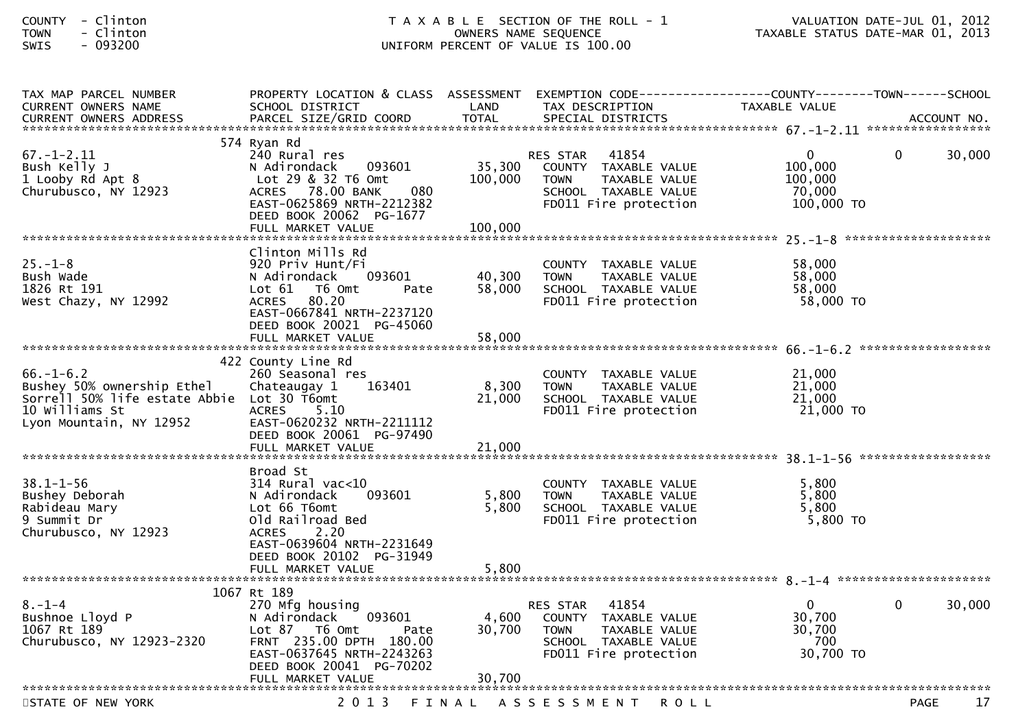COUNTY - Clinton
TOWN - Clinton
SWIS - 093200

T A X A B L E SECTION OF THE ROLL - 1
OWNERS NAME SEQUENCE
UNIFORM PERCENT OF VALUE IS 100.00

VALUATION DATE-JUL 01, 2012
TAXABLE STATUS DATE-MAR 01, 2013

| TAX MAP PARCEL NUMBER / CURRENT OWNERS NAME / CURRENT OWNERS ADDRESS | PROPERTY LOCATION & CLASS / SCHOOL DISTRICT / PARCEL SIZE/GRID COORD | ASSESSMENT LAND / TOTAL | EXEMPTION CODE / TAX DESCRIPTION / SPECIAL DISTRICTS | COUNTY TAXABLE VALUE | TOWN | SCHOOL / ACCOUNT NO. |
|---|---|---|---|---|---|---|
| **67.-1-2.11** | | | | | | |
| 67.-1-2.11 | 574 Ryan Rd | | | | | |
| | 240 Rural res | | RES STAR 41854 | 0 | 0 | 30,000 |
| Bush Kelly J | N Adirondack 093601 | 35,300 | COUNTY TAXABLE VALUE | 100,000 | | |
| 1 Looby Rd Apt 8 | Lot 29 & 32 T6 Omt | 100,000 | TOWN TAXABLE VALUE | 100,000 | | |
| Churubusco, NY 12923 | ACRES 78.00 BANK 080 | | SCHOOL TAXABLE VALUE | 70,000 | | |
| | EAST-0625869 NRTH-2212382 | | FD011 Fire protection | 100,000 TO | | |
| | DEED BOOK 20062 PG-1677 | | | | | |
| | FULL MARKET VALUE | 100,000 | | | | |
| **25.-1-8** | | | | | | |
| | Clinton Mills Rd | | | | | |
| 25.-1-8 | 920 Priv Hunt/Fi | | COUNTY TAXABLE VALUE | 58,000 | | |
| Bush Wade | N Adirondack 093601 | 40,300 | TOWN TAXABLE VALUE | 58,000 | | |
| 1826 Rt 191 | Lot 61 T6 Omt Pate | 58,000 | SCHOOL TAXABLE VALUE | 58,000 | | |
| West Chazy, NY 12992 | ACRES 80.20 | | FD011 Fire protection | 58,000 TO | | |
| | EAST-0667841 NRTH-2237120 | | | | | |
| | DEED BOOK 20021 PG-45060 | | | | | |
| | FULL MARKET VALUE | 58,000 | | | | |
| **66.-1-6.2** | | | | | | |
| | 422 County Line Rd | | | | | |
| 66.-1-6.2 | 260 Seasonal res | | COUNTY TAXABLE VALUE | 21,000 | | |
| Bushey 50% ownership Ethel | Chateaugay 1 163401 | 8,300 | TOWN TAXABLE VALUE | 21,000 | | |
| Sorrell 50% life estate Abbie | Lot 30 T6omt | 21,000 | SCHOOL TAXABLE VALUE | 21,000 | | |
| 10 Williams St | ACRES 5.10 | | FD011 Fire protection | 21,000 TO | | |
| Lyon Mountain, NY 12952 | EAST-0620232 NRTH-2211112 | | | | | |
| | DEED BOOK 20061 PG-97490 | | | | | |
| | FULL MARKET VALUE | 21,000 | | | | |
| **38.1-1-56** | | | | | | |
| | Broad St | | | | | |
| 38.1-1-56 | 314 Rural vac<10 | | COUNTY TAXABLE VALUE | 5,800 | | |
| Bushey Deborah | N Adirondack 093601 | 5,800 | TOWN TAXABLE VALUE | 5,800 | | |
| Rabideau Mary | Lot 66 T6omt | 5,800 | SCHOOL TAXABLE VALUE | 5,800 | | |
| 9 Summit Dr | Old Railroad Bed | | FD011 Fire protection | 5,800 TO | | |
| Churubusco, NY 12923 | ACRES 2.20 | | | | | |
| | EAST-0639604 NRTH-2231649 | | | | | |
| | DEED BOOK 20102 PG-31949 | | | | | |
| | FULL MARKET VALUE | 5,800 | | | | |
| **8.-1-4** | | | | | | |
| | 1067 Rt 189 | | | | | |
| 8.-1-4 | 270 Mfg housing | | RES STAR 41854 | 0 | 0 | 30,000 |
| Bushnoe Lloyd P | N Adirondack 093601 | 4,600 | COUNTY TAXABLE VALUE | 30,700 | | |
| 1067 Rt 189 | Lot 87 T6 Omt Pate | 30,700 | TOWN TAXABLE VALUE | 30,700 | | |
| Churubusco, NY 12923-2320 | FRNT 235.00 DPTH 180.00 | | SCHOOL TAXABLE VALUE | 700 | | |
| | EAST-0637645 NRTH-2243263 | | FD011 Fire protection | 30,700 TO | | |
| | DEED BOOK 20041 PG-70202 | | | | | |
| | FULL MARKET VALUE | 30,700 | | | | |

STATE OF NEW YORK — 2 0 1 3 F I N A L A S S E S S M E N T R O L L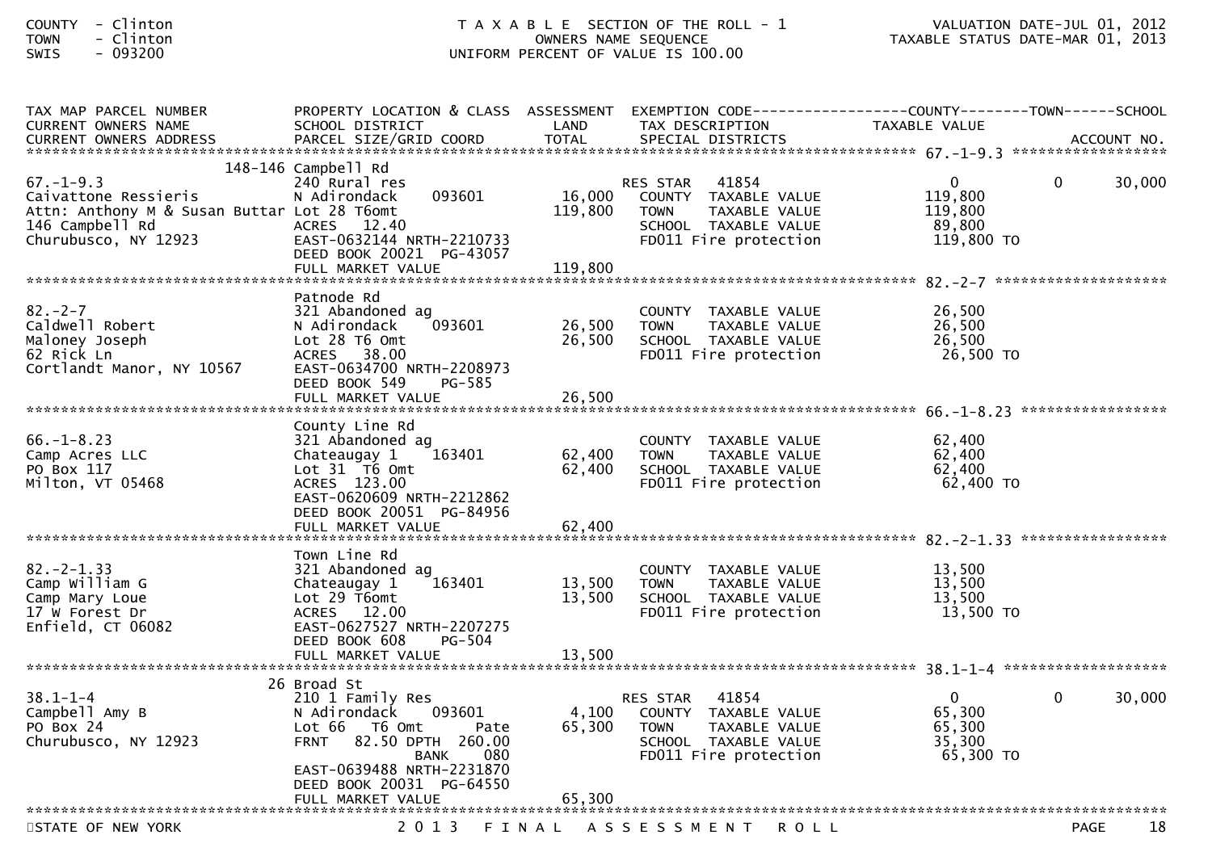COUNTY - Clinton
TOWN - Clinton
SWIS - 093200

T A X A B L E SECTION OF THE ROLL - 1
OWNERS NAME SEQUENCE
UNIFORM PERCENT OF VALUE IS 100.00

VALUATION DATE-JUL 01, 2012
TAXABLE STATUS DATE-MAR 01, 2013

| TAX MAP PARCEL NUMBER / CURRENT OWNERS NAME / CURRENT OWNERS ADDRESS | PROPERTY LOCATION & CLASS / SCHOOL DISTRICT / PARCEL SIZE/GRID COORD | ASSESSMENT LAND / TOTAL | EXEMPTION CODE / TAX DESCRIPTION / SPECIAL DISTRICTS | COUNTY TAXABLE VALUE | TOWN | SCHOOL / ACCOUNT NO. |
|---|---|---|---|---|---|---|
| **67.-1-9.3** | 148-146 Campbell Rd | | | | | |
| 67.-1-9.3 | 240 Rural res | | RES STAR 41854 | 0 | 0 | 30,000 |
| Caivattone Ressieris | N Adirondack 093601 | 16,000 | COUNTY TAXABLE VALUE | 119,800 | | |
| Attn: Anthony M & Susan Buttar | Lot 28 T6omt | 119,800 | TOWN TAXABLE VALUE | 119,800 | | |
| 146 Campbell Rd | ACRES 12.40 | | SCHOOL TAXABLE VALUE | 89,800 | | |
| Churubusco, NY 12923 | EAST-0632144 NRTH-2210733 | | FD011 Fire protection | 119,800 TO | | |
| | DEED BOOK 20021 PG-43057 | | | | | |
| | FULL MARKET VALUE | 119,800 | | | | |
| **82.-2-7** | Patnode Rd | | | | | |
| 82.-2-7 | 321 Abandoned ag | | COUNTY TAXABLE VALUE | 26,500 | | |
| Caldwell Robert | N Adirondack 093601 | 26,500 | TOWN TAXABLE VALUE | 26,500 | | |
| Maloney Joseph | Lot 28 T6 Omt | 26,500 | SCHOOL TAXABLE VALUE | 26,500 | | |
| 62 Rick Ln | ACRES 38.00 | | FD011 Fire protection | 26,500 TO | | |
| Cortlandt Manor, NY 10567 | EAST-0634700 NRTH-2208973 | | | | | |
| | DEED BOOK 549 PG-585 | | | | | |
| | FULL MARKET VALUE | 26,500 | | | | |
| **66.-1-8.23** | County Line Rd | | | | | |
| 66.-1-8.23 | 321 Abandoned ag | | COUNTY TAXABLE VALUE | 62,400 | | |
| Camp Acres LLC | Chateaugay 1 163401 | 62,400 | TOWN TAXABLE VALUE | 62,400 | | |
| PO Box 117 | Lot 31 T6 Omt | 62,400 | SCHOOL TAXABLE VALUE | 62,400 | | |
| Milton, VT 05468 | ACRES 123.00 | | FD011 Fire protection | 62,400 TO | | |
| | EAST-0620609 NRTH-2212862 | | | | | |
| | DEED BOOK 20051 PG-84956 | | | | | |
| | FULL MARKET VALUE | 62,400 | | | | |
| **82.-2-1.33** | Town Line Rd | | | | | |
| 82.-2-1.33 | 321 Abandoned ag | | COUNTY TAXABLE VALUE | 13,500 | | |
| Camp William G | Chateaugay 1 163401 | 13,500 | TOWN TAXABLE VALUE | 13,500 | | |
| Camp Mary Loue | Lot 29 T6omt | 13,500 | SCHOOL TAXABLE VALUE | 13,500 | | |
| 17 W Forest Dr | ACRES 12.00 | | FD011 Fire protection | 13,500 TO | | |
| Enfield, CT 06082 | EAST-0627527 NRTH-2207275 | | | | | |
| | DEED BOOK 608 PG-504 | | | | | |
| | FULL MARKET VALUE | 13,500 | | | | |
| **38.1-1-4** | 26 Broad St | | | | | |
| 38.1-1-4 | 210 1 Family Res | | RES STAR 41854 | 0 | 0 | 30,000 |
| Campbell Amy B | N Adirondack 093601 | 4,100 | COUNTY TAXABLE VALUE | 65,300 | | |
| PO Box 24 | Lot 66 T6 Omt Pate | 65,300 | TOWN TAXABLE VALUE | 65,300 | | |
| Churubusco, NY 12923 | FRNT 82.50 DPTH 260.00 | | SCHOOL TAXABLE VALUE | 35,300 | | |
| | BANK 080 | | FD011 Fire protection | 65,300 TO | | |
| | EAST-0639488 NRTH-2231870 | | | | | |
| | DEED BOOK 20031 PG-64550 | | | | | |
| | FULL MARKET VALUE | 65,300 | | | | |

STATE OF NEW YORK — 2 0 1 3 F I N A L A S S E S S M E N T R O L L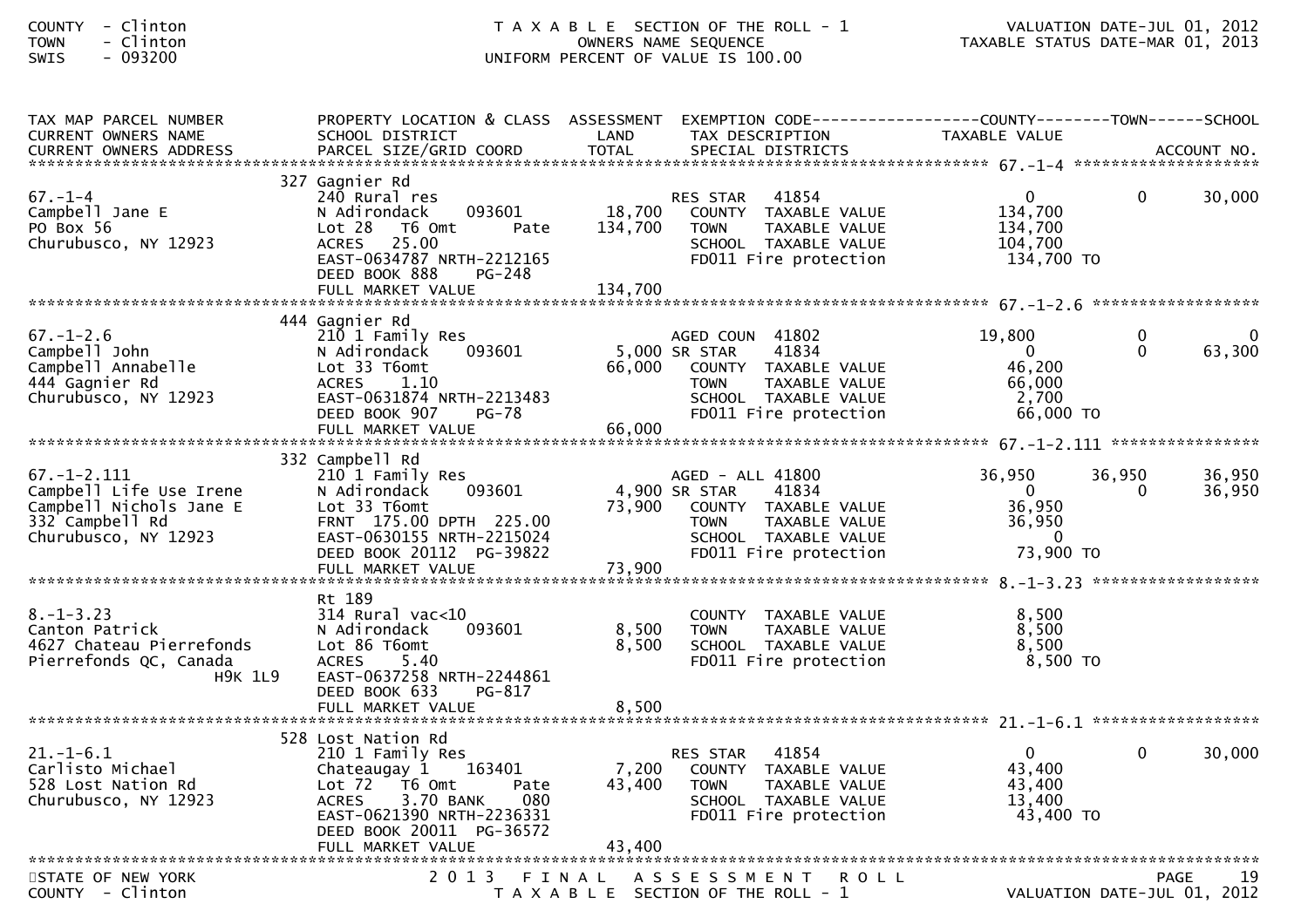COUNTY - Clinton
TOWN - Clinton
SWIS - 093200

T A X A B L E SECTION OF THE ROLL - 1
OWNERS NAME SEQUENCE
UNIFORM PERCENT OF VALUE IS 100.00

VALUATION DATE-JUL 01, 2012
TAXABLE STATUS DATE-MAR 01, 2013

| TAX MAP PARCEL NUMBER / CURRENT OWNERS NAME / CURRENT OWNERS ADDRESS | PROPERTY LOCATION & CLASS / SCHOOL DISTRICT / PARCEL SIZE/GRID COORD | ASSESSMENT LAND / TOTAL | EXEMPTION CODE / TAX DESCRIPTION / SPECIAL DISTRICTS | COUNTY TAXABLE VALUE | TOWN | SCHOOL / ACCOUNT NO. |
|---|---|---|---|---|---|---|
| 67.-1-4 | 327 Gagnier Rd | | | | | |
| Campbell Jane E | 240 Rural res | | RES STAR 41854 | 0 | 0 | 30,000 |
| PO Box 56 | N Adirondack 093601 | 18,700 | COUNTY TAXABLE VALUE | 134,700 | | |
| Churubusco, NY 12923 | Lot 28 T6 Omt Pate | 134,700 | TOWN TAXABLE VALUE | 134,700 | | |
| | ACRES 25.00 | | SCHOOL TAXABLE VALUE | 104,700 | | |
| | EAST-0634787 NRTH-2212165 | | FD011 Fire protection | 134,700 TO | | |
| | DEED BOOK 888 PG-248 | | | | | |
| | FULL MARKET VALUE | 134,700 | | | | |
| 67.-1-2.6 | 444 Gagnier Rd | | | | | |
| Campbell John | 210 1 Family Res | | AGED COUN 41802 | 19,800 | 0 | 0 |
| Campbell Annabelle | N Adirondack 093601 | 5,000 | SR STAR 41834 | 0 | 0 | 63,300 |
| 444 Gagnier Rd | Lot 33 T6omt | 66,000 | COUNTY TAXABLE VALUE | 46,200 | | |
| Churubusco, NY 12923 | ACRES 1.10 | | TOWN TAXABLE VALUE | 66,000 | | |
| | EAST-0631874 NRTH-2213483 | | SCHOOL TAXABLE VALUE | 2,700 | | |
| | DEED BOOK 907 PG-78 | | FD011 Fire protection | 66,000 TO | | |
| | FULL MARKET VALUE | 66,000 | | | | |
| 67.-1-2.111 | 332 Campbell Rd | | | | | |
| Campbell Life Use Irene | 210 1 Family Res | | AGED - ALL 41800 | 36,950 | 36,950 | 36,950 |
| Campbell Nichols Jane E | N Adirondack 093601 | 4,900 | SR STAR 41834 | 0 | 0 | 36,950 |
| 332 Campbell Rd | Lot 33 T6omt | 73,900 | COUNTY TAXABLE VALUE | 36,950 | | |
| Churubusco, NY 12923 | FRNT 175.00 DPTH 225.00 | | TOWN TAXABLE VALUE | 36,950 | | |
| | EAST-0630155 NRTH-2215024 | | SCHOOL TAXABLE VALUE | 0 | | |
| | DEED BOOK 20112 PG-39822 | | FD011 Fire protection | 73,900 TO | | |
| | FULL MARKET VALUE | 73,900 | | | | |
| 8.-1-3.23 | Rt 189 | | | | | |
| Canton Patrick | 314 Rural vac<10 | | COUNTY TAXABLE VALUE | 8,500 | | |
| 4627 Chateau Pierrefonds | N Adirondack 093601 | 8,500 | TOWN TAXABLE VALUE | 8,500 | | |
| Pierrefonds QC, Canada | Lot 86 T6omt | 8,500 | SCHOOL TAXABLE VALUE | 8,500 | | |
| H9K 1L9 | ACRES 5.40 | | FD011 Fire protection | 8,500 TO | | |
| | EAST-0637258 NRTH-2244861 | | | | | |
| | DEED BOOK 633 PG-817 | | | | | |
| | FULL MARKET VALUE | 8,500 | | | | |
| 21.-1-6.1 | 528 Lost Nation Rd | | | | | |
| Carlisto Michael | 210 1 Family Res | | RES STAR 41854 | 0 | 0 | 30,000 |
| 528 Lost Nation Rd | Chateaugay 1 163401 | 7,200 | COUNTY TAXABLE VALUE | 43,400 | | |
| Churubusco, NY 12923 | Lot 72 T6 Omt Pate | 43,400 | TOWN TAXABLE VALUE | 43,400 | | |
| | ACRES 3.70 BANK 080 | | SCHOOL TAXABLE VALUE | 13,400 | | |
| | EAST-0621390 NRTH-2236331 | | FD011 Fire protection | 43,400 TO | | |
| | DEED BOOK 20011 PG-36572 | | | | | |
| | FULL MARKET VALUE | 43,400 | | | | |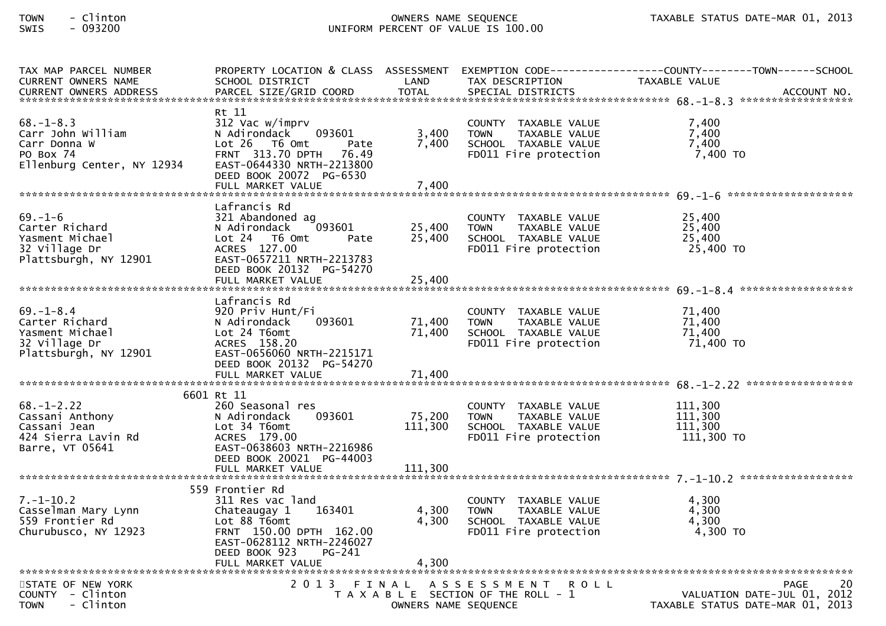| TAX MAP PARCEL NUMBER<br>CURRENT OWNERS NAME<br>CURRENT OWNERS ADDRESS | PROPERTY LOCATION & CLASS<br>SCHOOL DISTRICT<br>PARCEL SIZE/GRID COORD | ASSESSMENT<br>LAND<br>TOTAL | EXEMPTION CODE<br>TAX DESCRIPTION<br>SPECIAL DISTRICTS | COUNTY / TOWN / SCHOOL<br>TAXABLE VALUE | ACCOUNT NO. |
|---|---|---|---|---|---|
| **68.-1-8.3** | | | | | |
| 68.-1-8.3 | Rt 11<br>312 Vac w/imprv | | COUNTY TAXABLE VALUE | 7,400 | |
| Carr John William | N Adirondack 093601 | 3,400 | TOWN TAXABLE VALUE | 7,400 | |
| Carr Donna W | Lot 26 T6 Omt Pate | 7,400 | SCHOOL TAXABLE VALUE | 7,400 | |
| PO Box 74 | FRNT 313.70 DPTH 76.49 | | FD011 Fire protection | 7,400 TO | |
| Ellenburg Center, NY 12934 | EAST-0644330 NRTH-2213800<br>DEED BOOK 20072 PG-6530<br>FULL MARKET VALUE | 7,400 | | | |
| **69.-1-6** | | | | | |
| 69.-1-6 | Lafrancis Rd<br>321 Abandoned ag | | COUNTY TAXABLE VALUE | 25,400 | |
| Carter Richard | N Adirondack 093601 | 25,400 | TOWN TAXABLE VALUE | 25,400 | |
| Yasment Michael | Lot 24 T6 Omt Pate | 25,400 | SCHOOL TAXABLE VALUE | 25,400 | |
| 32 Village Dr | ACRES 127.00 | | FD011 Fire protection | 25,400 TO | |
| Plattsburgh, NY 12901 | EAST-0657211 NRTH-2213783<br>DEED BOOK 20132 PG-54270<br>FULL MARKET VALUE | 25,400 | | | |
| **69.-1-8.4** | | | | | |
| 69.-1-8.4 | Lafrancis Rd<br>920 Priv Hunt/Fi | | COUNTY TAXABLE VALUE | 71,400 | |
| Carter Richard | N Adirondack 093601 | 71,400 | TOWN TAXABLE VALUE | 71,400 | |
| Yasment Michael | Lot 24 T6omt | 71,400 | SCHOOL TAXABLE VALUE | 71,400 | |
| 32 Village Dr | ACRES 158.20 | | FD011 Fire protection | 71,400 TO | |
| Plattsburgh, NY 12901 | EAST-0656060 NRTH-2215171<br>DEED BOOK 20132 PG-54270<br>FULL MARKET VALUE | 71,400 | | | |
| **68.-1-2.22** | | | | | |
| 68.-1-2.22 | 6601 Rt 11<br>260 Seasonal res | | COUNTY TAXABLE VALUE | 111,300 | |
| Cassani Anthony | N Adirondack 093601 | 75,200 | TOWN TAXABLE VALUE | 111,300 | |
| Cassani Jean | Lot 34 T6omt | 111,300 | SCHOOL TAXABLE VALUE | 111,300 | |
| 424 Sierra Lavin Rd | ACRES 179.00 | | FD011 Fire protection | 111,300 TO | |
| Barre, VT 05641 | EAST-0638603 NRTH-2216986<br>DEED BOOK 20021 PG-44003<br>FULL MARKET VALUE | 111,300 | | | |
| **7.-1-10.2** | | | | | |
| 7.-1-10.2 | 559 Frontier Rd<br>311 Res vac land | | COUNTY TAXABLE VALUE | 4,300 | |
| Casselman Mary Lynn | Chateaugay 1 163401 | 4,300 | TOWN TAXABLE VALUE | 4,300 | |
| 559 Frontier Rd | Lot 88 T6omt | 4,300 | SCHOOL TAXABLE VALUE | 4,300 | |
| Churubusco, NY 12923 | FRNT 150.00 DPTH 162.00 | | FD011 Fire protection | 4,300 TO | |
| | EAST-0628112 NRTH-2246027<br>DEED BOOK 923 PG-241<br>FULL MARKET VALUE | 4,300 | | | |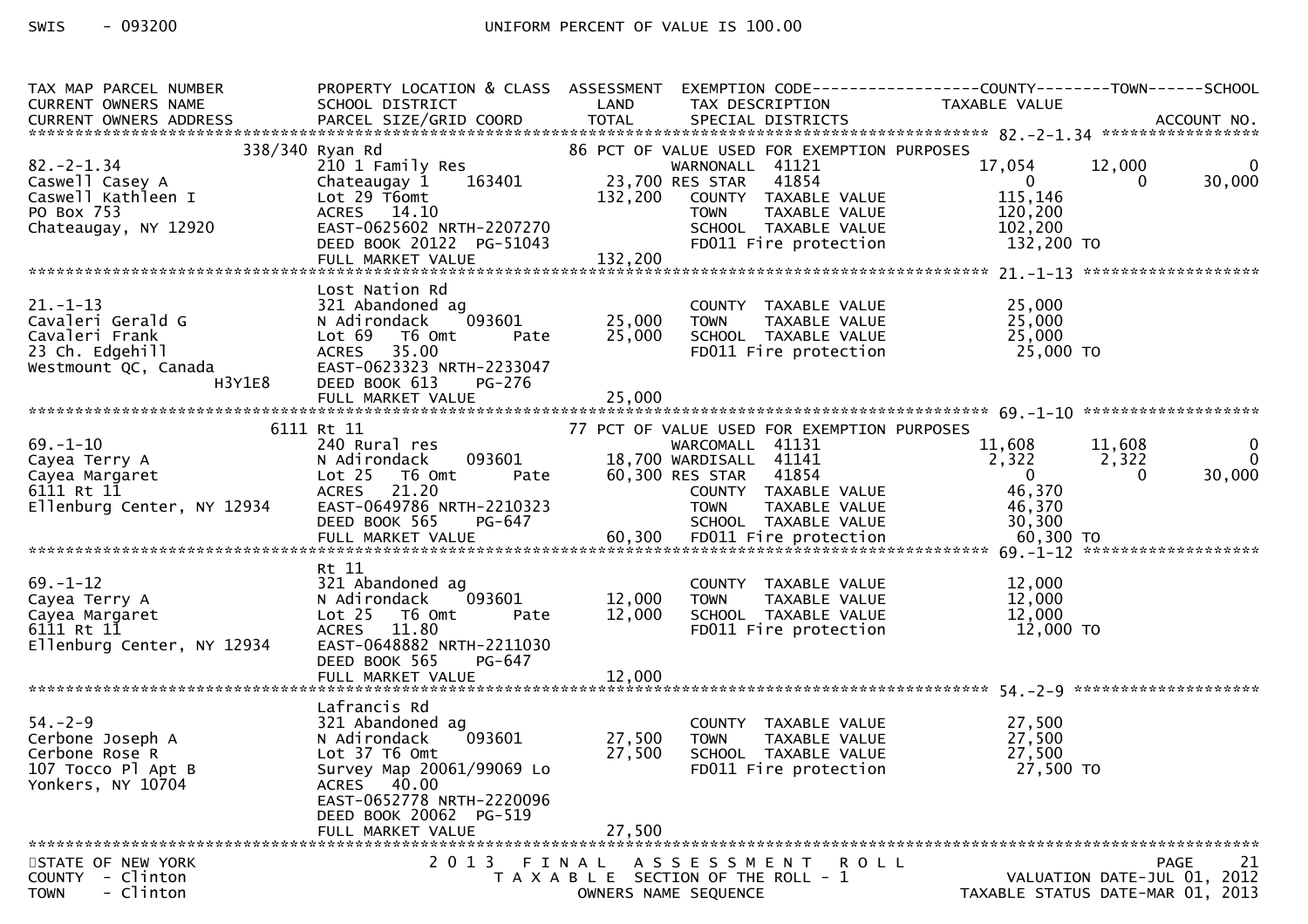SWIS - 093200 UNIFORM PERCENT OF VALUE IS 100.00

| TAX MAP PARCEL NUMBER / CURRENT OWNERS NAME / CURRENT OWNERS ADDRESS | PROPERTY LOCATION & CLASS / SCHOOL DISTRICT / PARCEL SIZE/GRID COORD | ASSESSMENT LAND / TOTAL | EXEMPTION CODE / TAX DESCRIPTION / SPECIAL DISTRICTS | COUNTY TAXABLE VALUE | TOWN | SCHOOL | ACCOUNT NO. |
|---|---|---|---|---|---|---|---|
| **82.-2-1.34** | 338/340 Ryan Rd | | 86 PCT OF VALUE USED FOR EXEMPTION PURPOSES | | | | |
| 82.-2-1.34 | 210 1 Family Res | | WARNONALL 41121 | 17,054 | 12,000 | 0 | |
| Caswell Casey A | Chateaugay 1 163401 | 23,700 | RES STAR 41854 | 0 | 0 | 30,000 | |
| Caswell Kathleen I | Lot 29 T6omt | 132,200 | COUNTY TAXABLE VALUE | 115,146 | | | |
| PO Box 753 | ACRES 14.10 | | TOWN TAXABLE VALUE | 120,200 | | | |
| Chateaugay, NY 12920 | EAST-0625602 NRTH-2207270 | | SCHOOL TAXABLE VALUE | 102,200 | | | |
| | DEED BOOK 20122 PG-51043 | | FD011 Fire protection | 132,200 TO | | | |
| | FULL MARKET VALUE | 132,200 | | | | | |
| **21.-1-13** | Lost Nation Rd | | | | | | |
| 21.-1-13 | 321 Abandoned ag | | COUNTY TAXABLE VALUE | 25,000 | | | |
| Cavaleri Gerald G | N Adirondack 093601 | 25,000 | TOWN TAXABLE VALUE | 25,000 | | | |
| Cavaleri Frank | Lot 69 T6 Omt Pate | 25,000 | SCHOOL TAXABLE VALUE | 25,000 | | | |
| 23 Ch. Edgehill | ACRES 35.00 | | FD011 Fire protection | 25,000 TO | | | |
| Westmount QC, Canada H3Y1E8 | EAST-0623323 NRTH-2233047 | | | | | | |
| | DEED BOOK 613 PG-276 | | | | | | |
| | FULL MARKET VALUE | 25,000 | | | | | |
| **69.-1-10** | 6111 Rt 11 | | 77 PCT OF VALUE USED FOR EXEMPTION PURPOSES | | | | |
| 69.-1-10 | 240 Rural res | | WARCOMALL 41131 | 11,608 | 11,608 | 0 | |
| Cayea Terry A | N Adirondack 093601 | 18,700 | WARDISALL 41141 | 2,322 | 2,322 | 0 | |
| Cayea Margaret | Lot 25 T6 Omt Pate | 60,300 | RES STAR 41854 | 0 | 0 | 30,000 | |
| 6111 Rt 11 | ACRES 21.20 | | COUNTY TAXABLE VALUE | 46,370 | | | |
| Ellenburg Center, NY 12934 | EAST-0649786 NRTH-2210323 | | TOWN TAXABLE VALUE | 46,370 | | | |
| | DEED BOOK 565 PG-647 | | SCHOOL TAXABLE VALUE | 30,300 | | | |
| | FULL MARKET VALUE | 60,300 | FD011 Fire protection | 60,300 TO | | | |
| **69.-1-12** | Rt 11 | | | | | | |
| 69.-1-12 | 321 Abandoned ag | | COUNTY TAXABLE VALUE | 12,000 | | | |
| Cayea Terry A | N Adirondack 093601 | 12,000 | TOWN TAXABLE VALUE | 12,000 | | | |
| Cayea Margaret | Lot 25 T6 Omt Pate | 12,000 | SCHOOL TAXABLE VALUE | 12,000 | | | |
| 6111 Rt 11 | ACRES 11.80 | | FD011 Fire protection | 12,000 TO | | | |
| Ellenburg Center, NY 12934 | EAST-0648882 NRTH-2211030 | | | | | | |
| | DEED BOOK 565 PG-647 | | | | | | |
| | FULL MARKET VALUE | 12,000 | | | | | |
| **54.-2-9** | Lafrancis Rd | | | | | | |
| 54.-2-9 | 321 Abandoned ag | | COUNTY TAXABLE VALUE | 27,500 | | | |
| Cerbone Joseph A | N Adirondack 093601 | 27,500 | TOWN TAXABLE VALUE | 27,500 | | | |
| Cerbone Rose R | Lot 37 T6 Omt | 27,500 | SCHOOL TAXABLE VALUE | 27,500 | | | |
| 107 Tocco Pl Apt B | Survey Map 20061/99069 Lo | | FD011 Fire protection | 27,500 TO | | | |
| Yonkers, NY 10704 | ACRES 40.00 | | | | | | |
| | EAST-0652778 NRTH-2220096 | | | | | | |
| | DEED BOOK 20062 PG-519 | | | | | | |
| | FULL MARKET VALUE | 27,500 | | | | | |

STATE OF NEW YORK — 2013 FINAL ASSESSMENT ROLL
COUNTY - Clinton — TAXABLE SECTION OF THE ROLL - 1 — VALUATION DATE-JUL 01, 2012
TOWN - Clinton — OWNERS NAME SEQUENCE — TAXABLE STATUS DATE-MAR 01, 2013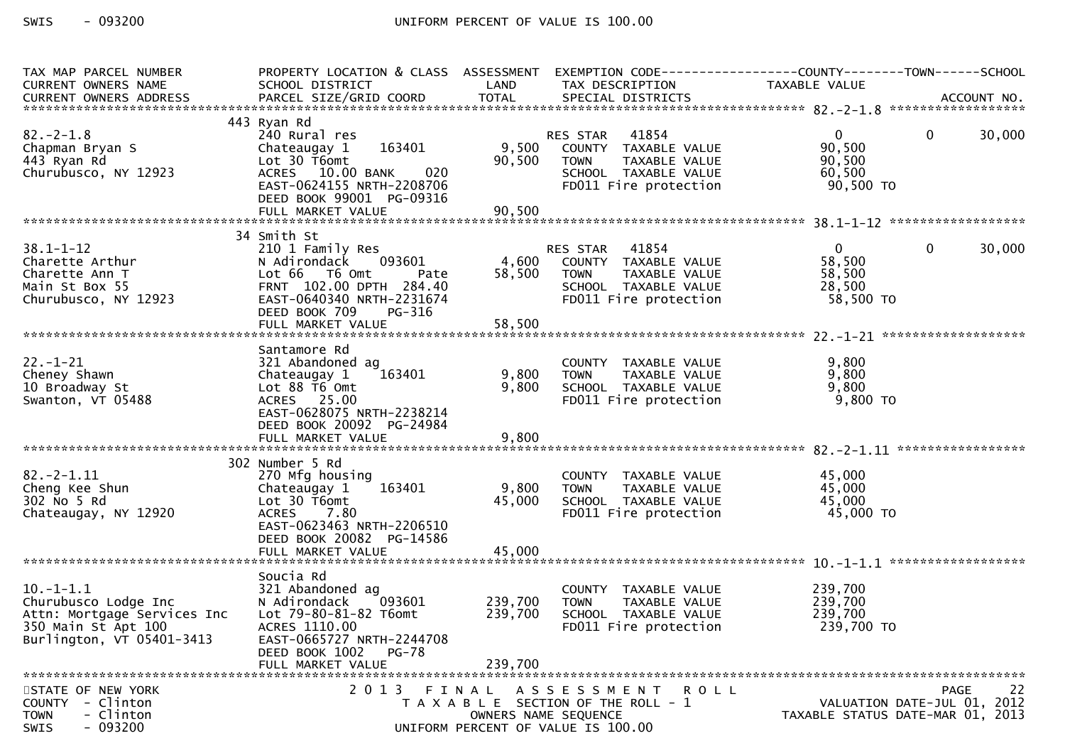| TAX MAP PARCEL NUMBER<br>CURRENT OWNERS NAME<br>CURRENT OWNERS ADDRESS | PROPERTY LOCATION & CLASS<br>SCHOOL DISTRICT<br>PARCEL SIZE/GRID COORD | ASSESSMENT<br>LAND<br>TOTAL | EXEMPTION CODE<br>TAX DESCRIPTION<br>SPECIAL DISTRICTS | COUNTY<br>TAXABLE VALUE | TOWN | SCHOOL<br><br>ACCOUNT NO. |
|---|---|---|---|---|---|---|
| **82.-2-1.8** | | | | | | |
| | 443 Ryan Rd | | | | | |
| 82.-2-1.8 | 240 Rural res | | RES STAR 41854 | 0 | 0 | 30,000 |
| Chapman Bryan S | Chateaugay 1 163401 | 9,500 | COUNTY TAXABLE VALUE | 90,500 | | |
| 443 Ryan Rd | Lot 30 T6omt | 90,500 | TOWN TAXABLE VALUE | 90,500 | | |
| Churubusco, NY 12923 | ACRES 10.00 BANK 020 | | SCHOOL TAXABLE VALUE | 60,500 | | |
| | EAST-0624155 NRTH-2208706 | | FD011 Fire protection | 90,500 TO | | |
| | DEED BOOK 99001 PG-09316 | | | | | |
| | FULL MARKET VALUE | 90,500 | | | | |
| **38.1-1-12** | | | | | | |
| | 34 Smith St | | | | | |
| 38.1-1-12 | 210 1 Family Res | | RES STAR 41854 | 0 | 0 | 30,000 |
| Charette Arthur | N Adirondack 093601 | 4,600 | COUNTY TAXABLE VALUE | 58,500 | | |
| Charette Ann T | Lot 66 T6 Omt Pate | 58,500 | TOWN TAXABLE VALUE | 58,500 | | |
| Main St Box 55 | FRNT 102.00 DPTH 284.40 | | SCHOOL TAXABLE VALUE | 28,500 | | |
| Churubusco, NY 12923 | EAST-0640340 NRTH-2231674 | | FD011 Fire protection | 58,500 TO | | |
| | DEED BOOK 709 PG-316 | | | | | |
| | FULL MARKET VALUE | 58,500 | | | | |
| **22.-1-21** | | | | | | |
| | Santamore Rd | | | | | |
| 22.-1-21 | 321 Abandoned ag | | COUNTY TAXABLE VALUE | 9,800 | | |
| Cheney Shawn | Chateaugay 1 163401 | 9,800 | TOWN TAXABLE VALUE | 9,800 | | |
| 10 Broadway St | Lot 88 T6 Omt | 9,800 | SCHOOL TAXABLE VALUE | 9,800 | | |
| Swanton, VT 05488 | ACRES 25.00 | | FD011 Fire protection | 9,800 TO | | |
| | EAST-0628075 NRTH-2238214 | | | | | |
| | DEED BOOK 20092 PG-24984 | | | | | |
| | FULL MARKET VALUE | 9,800 | | | | |
| **82.-2-1.11** | | | | | | |
| | 302 Number 5 Rd | | | | | |
| 82.-2-1.11 | 270 Mfg housing | | COUNTY TAXABLE VALUE | 45,000 | | |
| Cheng Kee Shun | Chateaugay 1 163401 | 9,800 | TOWN TAXABLE VALUE | 45,000 | | |
| 302 No 5 Rd | Lot 30 T6omt | 45,000 | SCHOOL TAXABLE VALUE | 45,000 | | |
| Chateaugay, NY 12920 | ACRES 7.80 | | FD011 Fire protection | 45,000 TO | | |
| | EAST-0623463 NRTH-2206510 | | | | | |
| | DEED BOOK 20082 PG-14586 | | | | | |
| | FULL MARKET VALUE | 45,000 | | | | |
| **10.-1-1.1** | | | | | | |
| | Soucia Rd | | | | | |
| 10.-1-1.1 | 321 Abandoned ag | | COUNTY TAXABLE VALUE | 239,700 | | |
| Churubusco Lodge Inc | N Adirondack 093601 | 239,700 | TOWN TAXABLE VALUE | 239,700 | | |
| Attn: Mortgage Services Inc | Lot 79-80-81-82 T6omt | 239,700 | SCHOOL TAXABLE VALUE | 239,700 | | |
| 350 Main St Apt 100 | ACRES 1110.00 | | FD011 Fire protection | 239,700 TO | | |
| Burlington, VT 05401-3413 | EAST-0665727 NRTH-2244708 | | | | | |
| | DEED BOOK 1002 PG-78 | | | | | |
| | FULL MARKET VALUE | 239,700 | | | | |

STATE OF NEW YORK
COUNTY - Clinton
TOWN - Clinton
SWIS - 093200

2013 FINAL ASSESSMENT ROLL
TAXABLE SECTION OF THE ROLL - 1
OWNERS NAME SEQUENCE
UNIFORM PERCENT OF VALUE IS 100.00

VALUATION DATE-JUL 01, 2012
TAXABLE STATUS DATE-MAR 01, 2013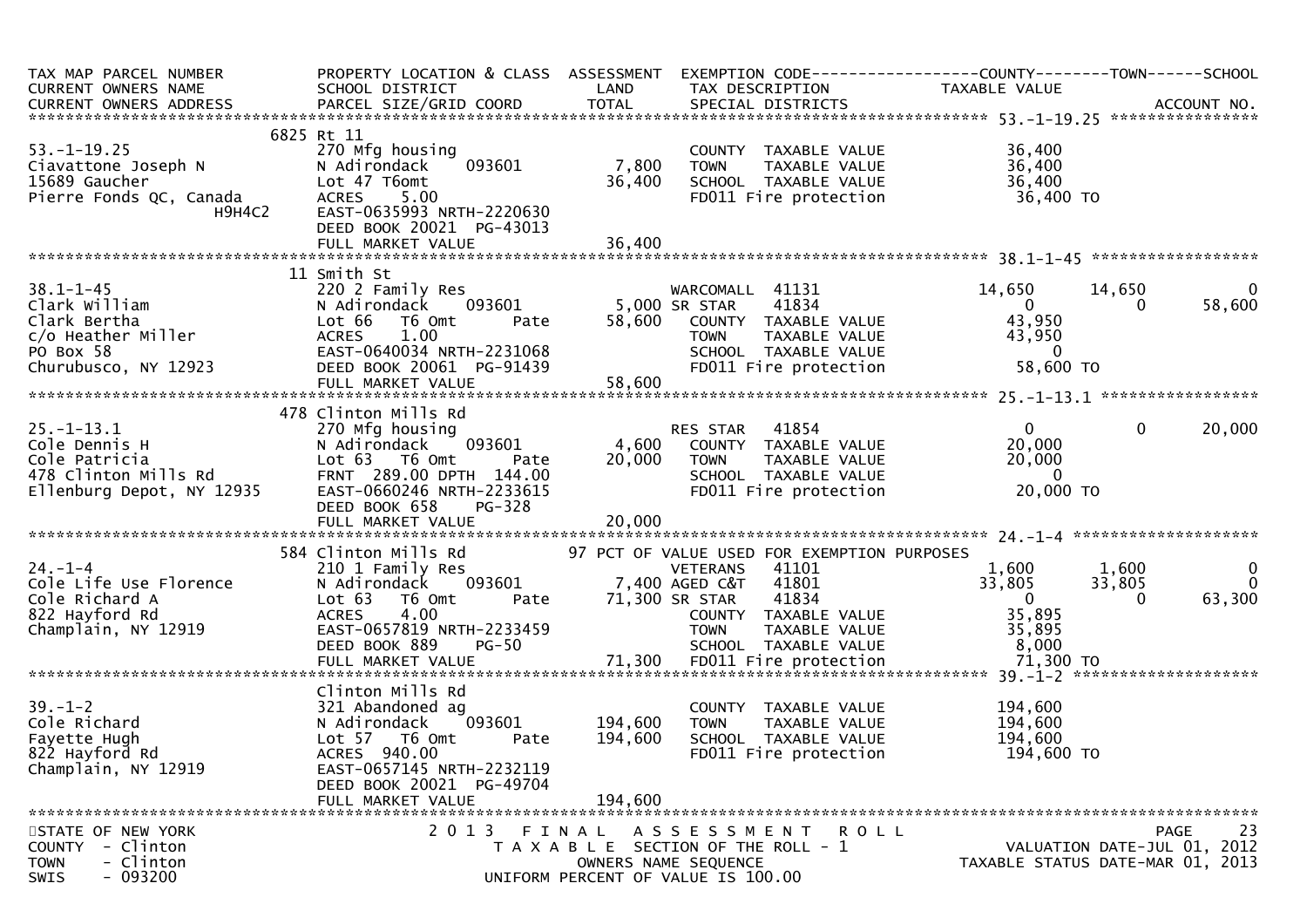| TAX MAP PARCEL NUMBER<br>CURRENT OWNERS NAME<br>CURRENT OWNERS ADDRESS | PROPERTY LOCATION & CLASS<br>SCHOOL DISTRICT<br>PARCEL SIZE/GRID COORD | ASSESSMENT<br>LAND<br>TOTAL | EXEMPTION CODE<br>TAX DESCRIPTION<br>SPECIAL DISTRICTS | COUNTY<br>TAXABLE VALUE | TOWN | SCHOOL<br>ACCOUNT NO. |
|---|---|---|---|---|---|---|
| **53.-1-19.25** | 6825 Rt 11 | | | | | |
| 53.-1-19.25 | 270 Mfg housing | | COUNTY TAXABLE VALUE | 36,400 | | |
| Ciavattone Joseph N | N Adirondack 093601 | 7,800 | TOWN TAXABLE VALUE | 36,400 | | |
| 15689 Gaucher | Lot 47 T6omt | 36,400 | SCHOOL TAXABLE VALUE | 36,400 | | |
| Pierre Fonds QC, Canada | ACRES 5.00 | | FD011 Fire protection | 36,400 TO | | |
| H9H4C2 | EAST-0635993 NRTH-2220630 | | | | | |
| | DEED BOOK 20021 PG-43013 | | | | | |
| | FULL MARKET VALUE | 36,400 | | | | |
| **38.1-1-45** | 11 Smith St | | | | | |
| 38.1-1-45 | 220 2 Family Res | | WARCOMALL 41131 | 14,650 | 14,650 | 0 |
| Clark William | N Adirondack 093601 | 5,000 | SR STAR 41834 | 0 | 0 | 58,600 |
| Clark Bertha | Lot 66 T6 Omt Pate | 58,600 | COUNTY TAXABLE VALUE | 43,950 | | |
| c/o Heather Miller | ACRES 1.00 | | TOWN TAXABLE VALUE | 43,950 | | |
| PO Box 58 | EAST-0640034 NRTH-2231068 | | SCHOOL TAXABLE VALUE | 0 | | |
| Churubusco, NY 12923 | DEED BOOK 20061 PG-91439 | | FD011 Fire protection | 58,600 TO | | |
| | FULL MARKET VALUE | 58,600 | | | | |
| **25.-1-13.1** | 478 Clinton Mills Rd | | | | | |
| 25.-1-13.1 | 270 Mfg housing | | RES STAR 41854 | 0 | 0 | 20,000 |
| Cole Dennis H | N Adirondack 093601 | 4,600 | COUNTY TAXABLE VALUE | 20,000 | | |
| Cole Patricia | Lot 63 T6 Omt Pate | 20,000 | TOWN TAXABLE VALUE | 20,000 | | |
| 478 Clinton Mills Rd | FRNT 289.00 DPTH 144.00 | | SCHOOL TAXABLE VALUE | 0 | | |
| Ellenburg Depot, NY 12935 | EAST-0660246 NRTH-2233615 | | FD011 Fire protection | 20,000 TO | | |
| | DEED BOOK 658 PG-328 | | | | | |
| | FULL MARKET VALUE | 20,000 | | | | |
| **24.-1-4** | 584 Clinton Mills Rd | | 97 PCT OF VALUE USED FOR EXEMPTION PURPOSES | | | |
| 24.-1-4 | 210 1 Family Res | | VETERANS 41101 | 1,600 | 1,600 | 0 |
| Cole Life Use Florence | N Adirondack 093601 | 7,400 | AGED C&T 41801 | 33,805 | 33,805 | 0 |
| Cole Richard A | Lot 63 T6 Omt Pate | 71,300 | SR STAR 41834 | 0 | 0 | 63,300 |
| 822 Hayford Rd | ACRES 4.00 | | COUNTY TAXABLE VALUE | 35,895 | | |
| Champlain, NY 12919 | EAST-0657819 NRTH-2233459 | | TOWN TAXABLE VALUE | 35,895 | | |
| | DEED BOOK 889 PG-50 | | SCHOOL TAXABLE VALUE | 8,000 | | |
| | FULL MARKET VALUE | 71,300 | FD011 Fire protection | 71,300 TO | | |
| **39.-1-2** | Clinton Mills Rd | | | | | |
| 39.-1-2 | 321 Abandoned ag | | COUNTY TAXABLE VALUE | 194,600 | | |
| Cole Richard | N Adirondack 093601 | 194,600 | TOWN TAXABLE VALUE | 194,600 | | |
| Fayette Hugh | Lot 57 T6 Omt Pate | 194,600 | SCHOOL TAXABLE VALUE | 194,600 | | |
| 822 Hayford Rd | ACRES 940.00 | | FD011 Fire protection | 194,600 TO | | |
| Champlain, NY 12919 | EAST-0657145 NRTH-2232119 | | | | | |
| | DEED BOOK 20021 PG-49704 | | | | | |
| | FULL MARKET VALUE | 194,600 | | | | |

STATE OF NEW YORK
COUNTY - Clinton
TOWN - Clinton
SWIS - 093200

2013 FINAL ASSESSMENT ROLL
TAXABLE SECTION OF THE ROLL - 1
OWNERS NAME SEQUENCE
UNIFORM PERCENT OF VALUE IS 100.00

VALUATION DATE-JUL 01, 2012
TAXABLE STATUS DATE-MAR 01, 2013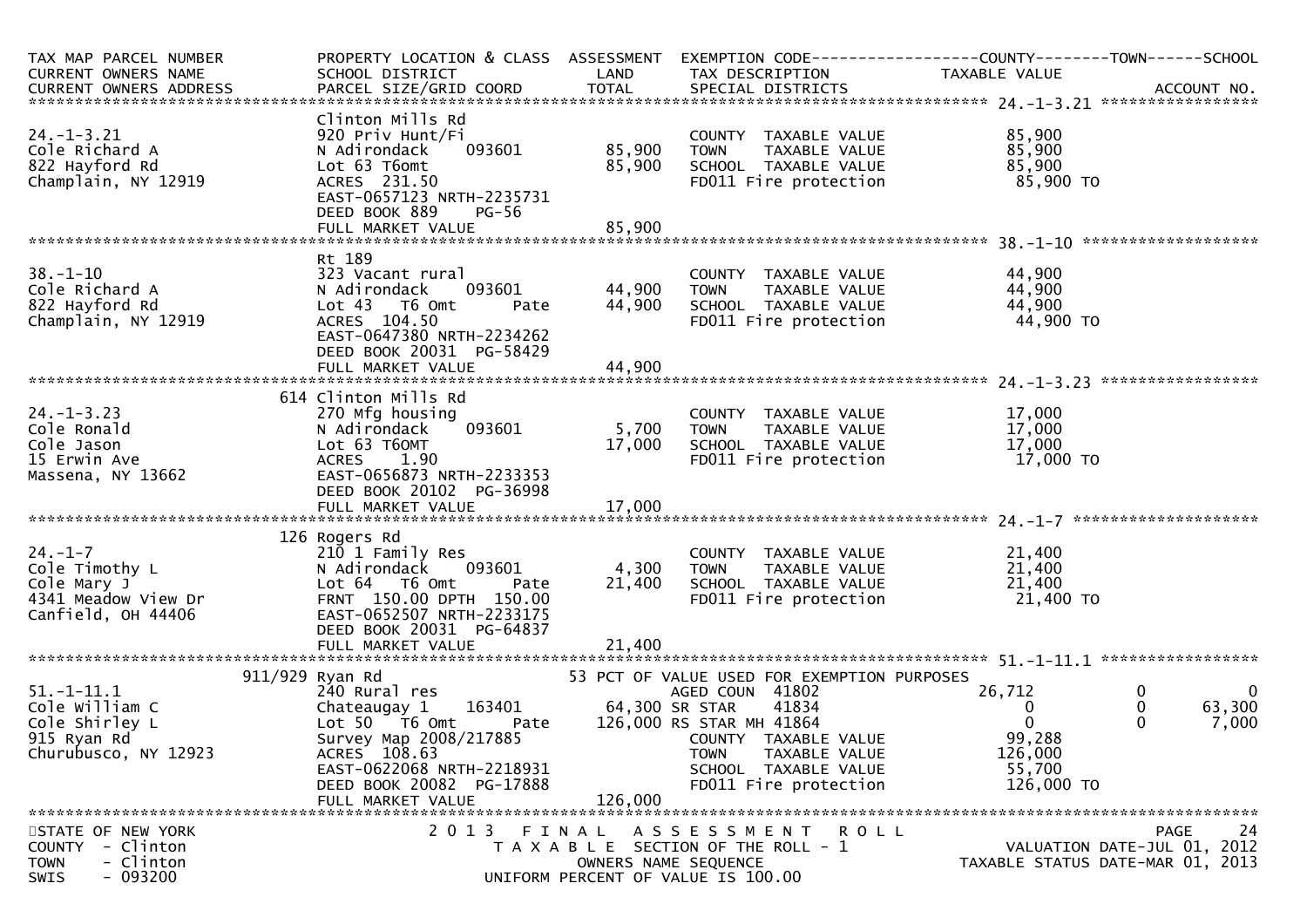| TAX MAP PARCEL NUMBER<br>CURRENT OWNERS NAME<br>CURRENT OWNERS ADDRESS | PROPERTY LOCATION & CLASS<br>SCHOOL DISTRICT<br>PARCEL SIZE/GRID COORD | ASSESSMENT<br>LAND<br>TOTAL | EXEMPTION CODE<br>TAX DESCRIPTION<br>SPECIAL DISTRICTS | COUNTY<br>TAXABLE VALUE | TOWN | SCHOOL<br>ACCOUNT NO. |
|---|---|---|---|---|---|---|
| **24.-1-3.21** | | | | | | |
| 24.-1-3.21<br>Cole Richard A<br>822 Hayford Rd<br>Champlain, NY 12919 | Clinton Mills Rd<br>920 Priv Hunt/Fi<br>N Adirondack 093601<br>Lot 63 T6omt<br>ACRES 231.50<br>EAST-0657123 NRTH-2235731<br>DEED BOOK 889 PG-56<br>FULL MARKET VALUE | 85,900<br>85,900<br>85,900 | COUNTY TAXABLE VALUE<br>TOWN TAXABLE VALUE<br>SCHOOL TAXABLE VALUE<br>FD011 Fire protection | 85,900<br>85,900<br>85,900<br>85,900 TO | | |
| **38.-1-10** | | | | | | |
| 38.-1-10<br>Cole Richard A<br>822 Hayford Rd<br>Champlain, NY 12919 | Rt 189<br>323 Vacant rural<br>N Adirondack 093601<br>Lot 43 T6 Omt Pate<br>ACRES 104.50<br>EAST-0647380 NRTH-2234262<br>DEED BOOK 20031 PG-58429<br>FULL MARKET VALUE | 44,900<br>44,900<br>44,900 | COUNTY TAXABLE VALUE<br>TOWN TAXABLE VALUE<br>SCHOOL TAXABLE VALUE<br>FD011 Fire protection | 44,900<br>44,900<br>44,900<br>44,900 TO | | |
| **24.-1-3.23** | | | | | | |
| 24.-1-3.23<br>Cole Ronald<br>Cole Jason<br>15 Erwin Ave<br>Massena, NY 13662 | 614 Clinton Mills Rd<br>270 Mfg housing<br>N Adirondack 093601<br>Lot 63 T6OMT<br>ACRES 1.90<br>EAST-0656873 NRTH-2233353<br>DEED BOOK 20102 PG-36998<br>FULL MARKET VALUE | 5,700<br>17,000<br>17,000 | COUNTY TAXABLE VALUE<br>TOWN TAXABLE VALUE<br>SCHOOL TAXABLE VALUE<br>FD011 Fire protection | 17,000<br>17,000<br>17,000<br>17,000 TO | | |
| **24.-1-7** | | | | | | |
| 24.-1-7<br>Cole Timothy L<br>Cole Mary J<br>4341 Meadow View Dr<br>Canfield, OH 44406 | 126 Rogers Rd<br>210 1 Family Res<br>N Adirondack 093601<br>Lot 64 T6 Omt Pate<br>FRNT 150.00 DPTH 150.00<br>EAST-0652507 NRTH-2233175<br>DEED BOOK 20031 PG-64837<br>FULL MARKET VALUE | 4,300<br>21,400<br>21,400 | COUNTY TAXABLE VALUE<br>TOWN TAXABLE VALUE<br>SCHOOL TAXABLE VALUE<br>FD011 Fire protection | 21,400<br>21,400<br>21,400<br>21,400 TO | | |
| **51.-1-11.1** | | | | | | |
| 51.-1-11.1<br>Cole William C<br>Cole Shirley L<br>915 Ryan Rd<br>Churubusco, NY 12923 | 911/929 Ryan Rd<br>240 Rural res<br>Chateaugay 1 163401<br>Lot 50 T6 Omt Pate<br>Survey Map 2008/217885<br>ACRES 108.63<br>EAST-0622068 NRTH-2218931<br>DEED BOOK 20082 PG-17888<br>FULL MARKET VALUE | 64,300<br>126,000<br>126,000 | 53 PCT OF VALUE USED FOR EXEMPTION PURPOSES<br>AGED COUN 41802<br>SR STAR 41834<br>RS STAR MH 41864<br>COUNTY TAXABLE VALUE<br>TOWN TAXABLE VALUE<br>SCHOOL TAXABLE VALUE<br>FD011 Fire protection | <br>26,712<br>0<br>0<br>99,288<br>126,000<br>55,700<br>126,000 TO | <br>0<br>0<br>0 | <br>0<br>63,300<br>7,000 |

STATE OF NEW YORK
COUNTY - Clinton
TOWN - Clinton
SWIS - 093200

2013 FINAL ASSESSMENT ROLL
TAXABLE SECTION OF THE ROLL - 1
OWNERS NAME SEQUENCE
UNIFORM PERCENT OF VALUE IS 100.00

VALUATION DATE-JUL 01, 2012
TAXABLE STATUS DATE-MAR 01, 2013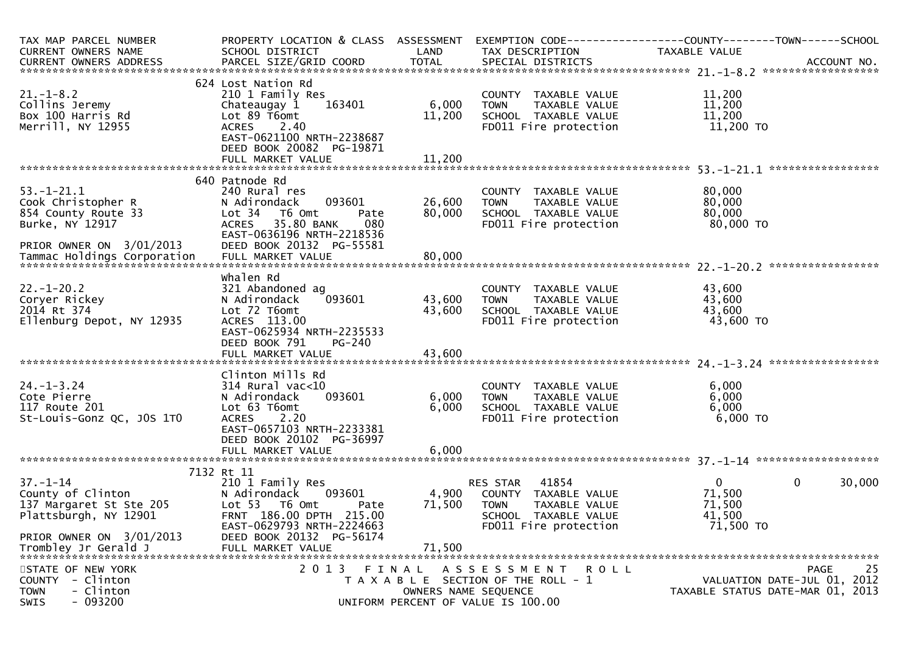| TAX MAP PARCEL NUMBER<br>CURRENT OWNERS NAME<br>CURRENT OWNERS ADDRESS | PROPERTY LOCATION & CLASS<br>SCHOOL DISTRICT<br>PARCEL SIZE/GRID COORD | ASSESSMENT<br>LAND<br>TOTAL | EXEMPTION CODE<br>TAX DESCRIPTION<br>SPECIAL DISTRICTS | COUNTY<br>TAXABLE VALUE | TOWN | SCHOOL<br>ACCOUNT NO. |
|---|---|---|---|---|---|---|
| 21.-1-8.2 | 624 Lost Nation Rd | | | | | |
| 21.-1-8.2 | 210 1 Family Res | | COUNTY TAXABLE VALUE | 11,200 | | |
| Collins Jeremy | Chateaugay 1 163401 | 6,000 | TOWN TAXABLE VALUE | 11,200 | | |
| Box 100 Harris Rd | Lot 89 T6omt | 11,200 | SCHOOL TAXABLE VALUE | 11,200 | | |
| Merrill, NY 12955 | ACRES 2.40 | | FD011 Fire protection | 11,200 TO | | |
| | EAST-0621100 NRTH-2238687 | | | | | |
| | DEED BOOK 20082 PG-19871 | | | | | |
| | FULL MARKET VALUE | 11,200 | | | | |
| 53.-1-21.1 | 640 Patnode Rd | | | | | |
| 53.-1-21.1 | 240 Rural res | | COUNTY TAXABLE VALUE | 80,000 | | |
| Cook Christopher R | N Adirondack 093601 | 26,600 | TOWN TAXABLE VALUE | 80,000 | | |
| 854 County Route 33 | Lot 34 T6 Omt Pate | 80,000 | SCHOOL TAXABLE VALUE | 80,000 | | |
| Burke, NY 12917 | ACRES 35.80 BANK 080 | | FD011 Fire protection | 80,000 TO | | |
| | EAST-0636196 NRTH-2218536 | | | | | |
| PRIOR OWNER ON 3/01/2013 | DEED BOOK 20132 PG-55581 | | | | | |
| Tammac Holdings Corporation | FULL MARKET VALUE | 80,000 | | | | |
| 22.-1-20.2 | Whalen Rd | | | | | |
| 22.-1-20.2 | 321 Abandoned ag | | COUNTY TAXABLE VALUE | 43,600 | | |
| Coryer Rickey | N Adirondack 093601 | 43,600 | TOWN TAXABLE VALUE | 43,600 | | |
| 2014 Rt 374 | Lot 72 T6omt | 43,600 | SCHOOL TAXABLE VALUE | 43,600 | | |
| Ellenburg Depot, NY 12935 | ACRES 113.00 | | FD011 Fire protection | 43,600 TO | | |
| | EAST-0625934 NRTH-2235533 | | | | | |
| | DEED BOOK 791 PG-240 | | | | | |
| | FULL MARKET VALUE | 43,600 | | | | |
| 24.-1-3.24 | Clinton Mills Rd | | | | | |
| 24.-1-3.24 | 314 Rural vac<10 | | COUNTY TAXABLE VALUE | 6,000 | | |
| Cote Pierre | N Adirondack 093601 | 6,000 | TOWN TAXABLE VALUE | 6,000 | | |
| 117 Route 201 | Lot 63 T6omt | 6,000 | SCHOOL TAXABLE VALUE | 6,000 | | |
| St-Louis-Gonz QC, J0S 1T0 | ACRES 2.20 | | FD011 Fire protection | 6,000 TO | | |
| | EAST-0657103 NRTH-2233381 | | | | | |
| | DEED BOOK 20102 PG-36997 | | | | | |
| | FULL MARKET VALUE | 6,000 | | | | |
| 37.-1-14 | 7132 Rt 11 | | | | | |
| 37.-1-14 | 210 1 Family Res | | RES STAR 41854 | 0 | 0 | 30,000 |
| County of Clinton | N Adirondack 093601 | 4,900 | COUNTY TAXABLE VALUE | 71,500 | | |
| 137 Margaret St Ste 205 | Lot 53 T6 Omt Pate | 71,500 | TOWN TAXABLE VALUE | 71,500 | | |
| Plattsburgh, NY 12901 | FRNT 186.00 DPTH 215.00 | | SCHOOL TAXABLE VALUE | 41,500 | | |
| | EAST-0629793 NRTH-2224663 | | FD011 Fire protection | 71,500 TO | | |
| PRIOR OWNER ON 3/01/2013 | DEED BOOK 20132 PG-56174 | | | | | |
| Trombley Jr Gerald J | FULL MARKET VALUE | 71,500 | | | | |

STATE OF NEW YORK
COUNTY - Clinton
TOWN - Clinton
SWIS - 093200

2013 FINAL ASSESSMENT ROLL
TAXABLE SECTION OF THE ROLL - 1
OWNERS NAME SEQUENCE
UNIFORM PERCENT OF VALUE IS 100.00

VALUATION DATE-JUL 01, 2012
TAXABLE STATUS DATE-MAR 01, 2013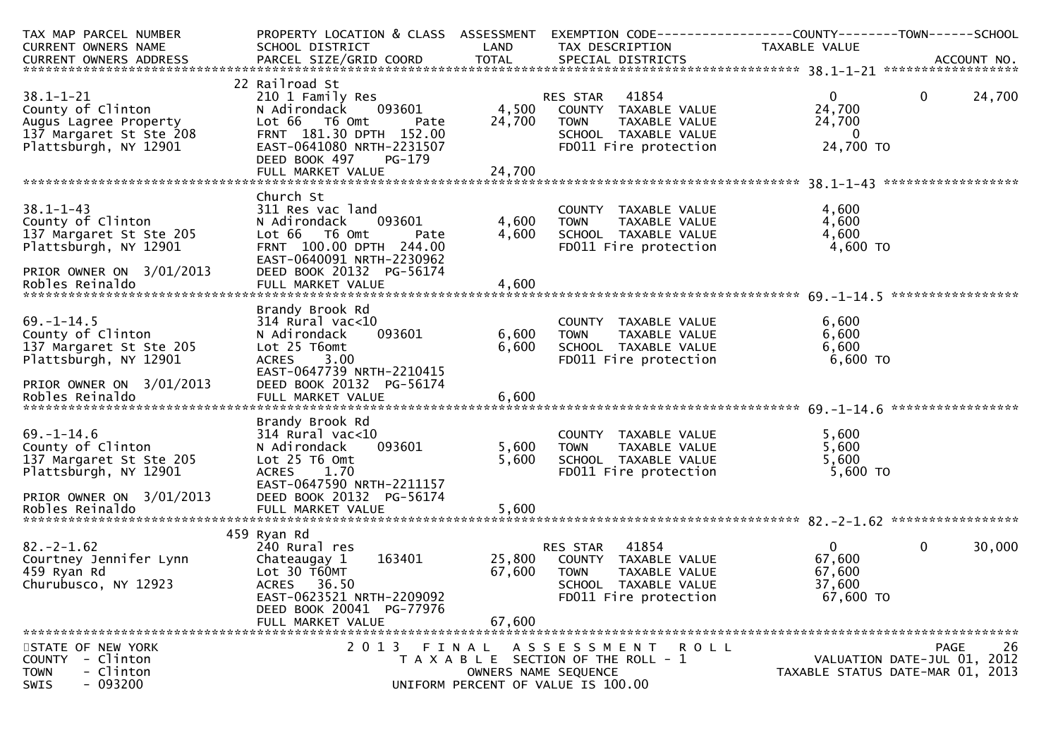| TAX MAP PARCEL NUMBER<br>CURRENT OWNERS NAME<br>CURRENT OWNERS ADDRESS | PROPERTY LOCATION & CLASS<br>SCHOOL DISTRICT<br>PARCEL SIZE/GRID COORD | ASSESSMENT<br>LAND<br>TOTAL | EXEMPTION CODE<br>TAX DESCRIPTION<br>SPECIAL DISTRICTS | COUNTY<br>TAXABLE VALUE | TOWN | SCHOOL<br><br>ACCOUNT NO. |
|---|---|---|---|---|---|---|
| **38.1-1-21** | 22 Railroad St | | | | | |
| 38.1-1-21 | 210 1 Family Res | | RES STAR 41854 | 0 | 0 | 24,700 |
| County of Clinton | N Adirondack 093601 | 4,500 | COUNTY TAXABLE VALUE | 24,700 | | |
| Augus Lagree Property | Lot 66 T6 Omt Pate | 24,700 | TOWN TAXABLE VALUE | 24,700 | | |
| 137 Margaret St Ste 208 | FRNT 181.30 DPTH 152.00 | | SCHOOL TAXABLE VALUE | 0 | | |
| Plattsburgh, NY 12901 | EAST-0641080 NRTH-2231507 | | FD011 Fire protection | 24,700 TO | | |
| | DEED BOOK 497 PG-179 | | | | | |
| | FULL MARKET VALUE | 24,700 | | | | |
| **38.1-1-43** | Church St | | | | | |
| 38.1-1-43 | 311 Res vac land | | COUNTY TAXABLE VALUE | 4,600 | | |
| County of Clinton | N Adirondack 093601 | 4,600 | TOWN TAXABLE VALUE | 4,600 | | |
| 137 Margaret St Ste 205 | Lot 66 T6 Omt Pate | 4,600 | SCHOOL TAXABLE VALUE | 4,600 | | |
| Plattsburgh, NY 12901 | FRNT 100.00 DPTH 244.00 | | FD011 Fire protection | 4,600 TO | | |
| | EAST-0640091 NRTH-2230962 | | | | | |
| PRIOR OWNER ON 3/01/2013 | DEED BOOK 20132 PG-56174 | | | | | |
| Robles Reinaldo | FULL MARKET VALUE | 4,600 | | | | |
| **69.-1-14.5** | Brandy Brook Rd | | | | | |
| 69.-1-14.5 | 314 Rural vac<10 | | COUNTY TAXABLE VALUE | 6,600 | | |
| County of Clinton | N Adirondack 093601 | 6,600 | TOWN TAXABLE VALUE | 6,600 | | |
| 137 Margaret St Ste 205 | Lot 25 T6omt | 6,600 | SCHOOL TAXABLE VALUE | 6,600 | | |
| Plattsburgh, NY 12901 | ACRES 3.00 | | FD011 Fire protection | 6,600 TO | | |
| | EAST-0647739 NRTH-2210415 | | | | | |
| PRIOR OWNER ON 3/01/2013 | DEED BOOK 20132 PG-56174 | | | | | |
| Robles Reinaldo | FULL MARKET VALUE | 6,600 | | | | |
| **69.-1-14.6** | Brandy Brook Rd | | | | | |
| 69.-1-14.6 | 314 Rural vac<10 | | COUNTY TAXABLE VALUE | 5,600 | | |
| County of Clinton | N Adirondack 093601 | 5,600 | TOWN TAXABLE VALUE | 5,600 | | |
| 137 Margaret St Ste 205 | Lot 25 T6 Omt | 5,600 | SCHOOL TAXABLE VALUE | 5,600 | | |
| Plattsburgh, NY 12901 | ACRES 1.70 | | FD011 Fire protection | 5,600 TO | | |
| | EAST-0647590 NRTH-2211157 | | | | | |
| PRIOR OWNER ON 3/01/2013 | DEED BOOK 20132 PG-56174 | | | | | |
| Robles Reinaldo | FULL MARKET VALUE | 5,600 | | | | |
| **82.-2-1.62** | 459 Ryan Rd | | | | | |
| 82.-2-1.62 | 240 Rural res | | RES STAR 41854 | 0 | 0 | 30,000 |
| Courtney Jennifer Lynn | Chateaugay 1 163401 | 25,800 | COUNTY TAXABLE VALUE | 67,600 | | |
| 459 Ryan Rd | Lot 30 T60MT | 67,600 | TOWN TAXABLE VALUE | 67,600 | | |
| Churubusco, NY 12923 | ACRES 36.50 | | SCHOOL TAXABLE VALUE | 37,600 | | |
| | EAST-0623521 NRTH-2209092 | | FD011 Fire protection | 67,600 TO | | |
| | DEED BOOK 20041 PG-77976 | | | | | |
| | FULL MARKET VALUE | 67,600 | | | | |

STATE OF NEW YORK
COUNTY - Clinton
TOWN - Clinton
SWIS - 093200

2013 FINAL ASSESSMENT ROLL
TAXABLE SECTION OF THE ROLL - 1
OWNERS NAME SEQUENCE
UNIFORM PERCENT OF VALUE IS 100.00

VALUATION DATE-JUL 01, 2012
TAXABLE STATUS DATE-MAR 01, 2013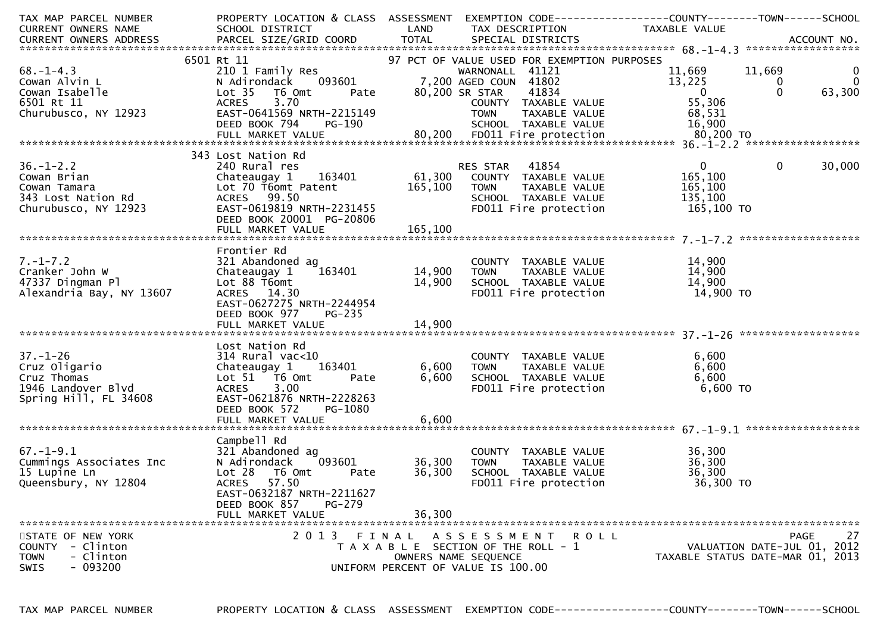| TAX MAP PARCEL NUMBER<br>CURRENT OWNERS NAME<br>CURRENT OWNERS ADDRESS | PROPERTY LOCATION & CLASS<br>SCHOOL DISTRICT<br>PARCEL SIZE/GRID COORD | ASSESSMENT<br>LAND<br>TOTAL | EXEMPTION CODE<br>TAX DESCRIPTION<br>SPECIAL DISTRICTS | COUNTY<br>TAXABLE VALUE | TOWN | SCHOOL<br>ACCOUNT NO. |
|---|---|---|---|---|---|---|
| **68.-1-4.3** | 6501 Rt 11 | | 97 PCT OF VALUE USED FOR EXEMPTION PURPOSES | | | |
| 68.-1-4.3 | 210 1 Family Res | | WARNONALL 41121 | 11,669 | 11,669 | 0 |
| Cowan Alvin L | N Adirondack 093601 | 7,200 | AGED COUN 41802 | 13,225 | 0 | 0 |
| Cowan Isabelle | Lot 35 T6 Omt Pate | 80,200 | SR STAR 41834 | 0 | 0 | 63,300 |
| 6501 Rt 11 | ACRES 3.70 | | COUNTY TAXABLE VALUE | 55,306 | | |
| Churubusco, NY 12923 | EAST-0641569 NRTH-2215149 | | TOWN TAXABLE VALUE | 68,531 | | |
| | DEED BOOK 794 PG-190 | | SCHOOL TAXABLE VALUE | 16,900 | | |
| | FULL MARKET VALUE | 80,200 | FD011 Fire protection | 80,200 TO | | |
| **36.-1-2.2** | 343 Lost Nation Rd | | | | | |
| 36.-1-2.2 | 240 Rural res | | RES STAR 41854 | 0 | 0 | 30,000 |
| Cowan Brian | Chateaugay 1 163401 | 61,300 | COUNTY TAXABLE VALUE | 165,100 | | |
| Cowan Tamara | Lot 70 T6omt Patent | 165,100 | TOWN TAXABLE VALUE | 165,100 | | |
| 343 Lost Nation Rd | ACRES 99.50 | | SCHOOL TAXABLE VALUE | 135,100 | | |
| Churubusco, NY 12923 | EAST-0619819 NRTH-2231455 | | FD011 Fire protection | 165,100 TO | | |
| | DEED BOOK 20001 PG-20806 | | | | | |
| | FULL MARKET VALUE | 165,100 | | | | |
| **7.-1-7.2** | Frontier Rd | | | | | |
| 7.-1-7.2 | 321 Abandoned ag | | COUNTY TAXABLE VALUE | 14,900 | | |
| Cranker John W | Chateaugay 1 163401 | 14,900 | TOWN TAXABLE VALUE | 14,900 | | |
| 47337 Dingman Pl | Lot 88 T6omt | 14,900 | SCHOOL TAXABLE VALUE | 14,900 | | |
| Alexandria Bay, NY 13607 | ACRES 14.30 | | FD011 Fire protection | 14,900 TO | | |
| | EAST-0627275 NRTH-2244954 | | | | | |
| | DEED BOOK 977 PG-235 | | | | | |
| | FULL MARKET VALUE | 14,900 | | | | |
| **37.-1-26** | Lost Nation Rd | | | | | |
| 37.-1-26 | 314 Rural vac<10 | | COUNTY TAXABLE VALUE | 6,600 | | |
| Cruz Oligario | Chateaugay 1 163401 | 6,600 | TOWN TAXABLE VALUE | 6,600 | | |
| Cruz Thomas | Lot 51 T6 Omt Pate | 6,600 | SCHOOL TAXABLE VALUE | 6,600 | | |
| 1946 Landover Blvd | ACRES 3.00 | | FD011 Fire protection | 6,600 TO | | |
| Spring Hill, FL 34608 | EAST-0621876 NRTH-2228263 | | | | | |
| | DEED BOOK 572 PG-1080 | | | | | |
| | FULL MARKET VALUE | 6,600 | | | | |
| **67.-1-9.1** | Campbell Rd | | | | | |
| 67.-1-9.1 | 321 Abandoned ag | | COUNTY TAXABLE VALUE | 36,300 | | |
| Cummings Associates Inc | N Adirondack 093601 | 36,300 | TOWN TAXABLE VALUE | 36,300 | | |
| 15 Lupine Ln | Lot 28 T6 Omt Pate | 36,300 | SCHOOL TAXABLE VALUE | 36,300 | | |
| Queensbury, NY 12804 | ACRES 57.50 | | FD011 Fire protection | 36,300 TO | | |
| | EAST-0632187 NRTH-2211627 | | | | | |
| | DEED BOOK 857 PG-279 | | | | | |
| | FULL MARKET VALUE | 36,300 | | | | |

STATE OF NEW YORK
COUNTY - Clinton
TOWN - Clinton
SWIS - 093200

2013 FINAL ASSESSMENT ROLL
TAXABLE SECTION OF THE ROLL - 1
OWNERS NAME SEQUENCE
UNIFORM PERCENT OF VALUE IS 100.00

VALUATION DATE-JUL 01, 2012
TAXABLE STATUS DATE-MAR 01, 2013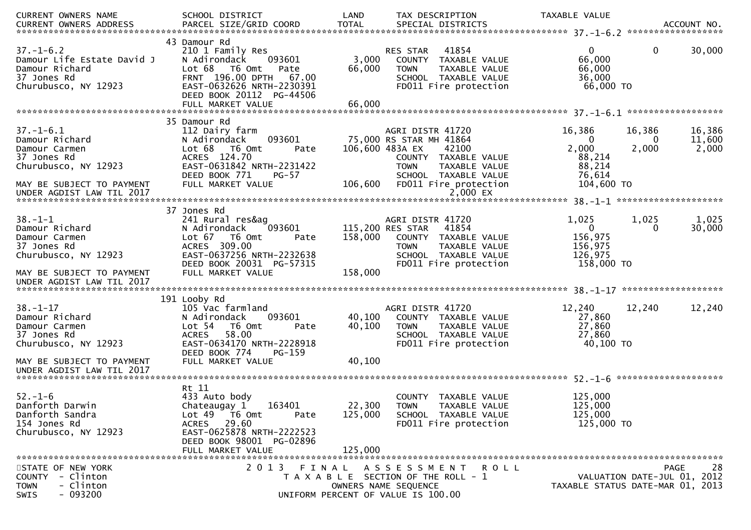| CURRENT OWNERS NAME / CURRENT OWNERS ADDRESS | SCHOOL DISTRICT / PARCEL SIZE/GRID COORD | LAND / TOTAL | TAX DESCRIPTION / SPECIAL DISTRICTS | TAXABLE VALUE | | ACCOUNT NO. |
|---|---|---|---|---|---|---|
| **37.-1-6.2** | 43 Damour Rd | | | | | |
| 37.-1-6.2 | 210 1 Family Res | | RES STAR 41854 | 0 | 0 | 30,000 |
| Damour Life Estate David J | N Adirondack 093601 | 3,000 | COUNTY TAXABLE VALUE | 66,000 | | |
| Damour Richard | Lot 68 T6 Omt Pate | 66,000 | TOWN TAXABLE VALUE | 66,000 | | |
| 37 Jones Rd | FRNT 196.00 DPTH 67.00 | | SCHOOL TAXABLE VALUE | 36,000 | | |
| Churubusco, NY 12923 | EAST-0632626 NRTH-2230391 | | FD011 Fire protection | 66,000 TO | | |
| | DEED BOOK 20112 PG-44506 | | | | | |
| | FULL MARKET VALUE | 66,000 | | | | |
| **37.-1-6.1** | 35 Damour Rd | | | | | |
| 37.-1-6.1 | 112 Dairy farm | | AGRI DISTR 41720 | 16,386 | 16,386 | 16,386 |
| Damour Richard | N Adirondack 093601 | 75,000 | RS STAR MH 41864 | 0 | 0 | 11,600 |
| Damour Carmen | Lot 68 T6 Omt Pate | 106,600 | 483A EX 42100 | 2,000 | 2,000 | 2,000 |
| 37 Jones Rd | ACRES 124.70 | | COUNTY TAXABLE VALUE | 88,214 | | |
| Churubusco, NY 12923 | EAST-0631842 NRTH-2231422 | | TOWN TAXABLE VALUE | 88,214 | | |
| | DEED BOOK 771 PG-57 | | SCHOOL TAXABLE VALUE | 76,614 | | |
| MAY BE SUBJECT TO PAYMENT | FULL MARKET VALUE | 106,600 | FD011 Fire protection | 104,600 TO | | |
| UNDER AGDIST LAW TIL 2017 | | | 2,000 EX | | | |
| **38.-1-1** | 37 Jones Rd | | | | | |
| 38.-1-1 | 241 Rural res&ag | | AGRI DISTR 41720 | 1,025 | 1,025 | 1,025 |
| Damour Richard | N Adirondack 093601 | 115,200 | RES STAR 41854 | 0 | 0 | 30,000 |
| Damour Carmen | Lot 67 T6 Omt Pate | 158,000 | COUNTY TAXABLE VALUE | 156,975 | | |
| 37 Jones Rd | ACRES 309.00 | | TOWN TAXABLE VALUE | 156,975 | | |
| Churubusco, NY 12923 | EAST-0637256 NRTH-2232638 | | SCHOOL TAXABLE VALUE | 126,975 | | |
| | DEED BOOK 20031 PG-57315 | | FD011 Fire protection | 158,000 TO | | |
| MAY BE SUBJECT TO PAYMENT | FULL MARKET VALUE | 158,000 | | | | |
| UNDER AGDIST LAW TIL 2017 | | | | | | |
| **38.-1-17** | 191 Looby Rd | | | | | |
| 38.-1-17 | 105 Vac farmland | | AGRI DISTR 41720 | 12,240 | 12,240 | 12,240 |
| Damour Richard | N Adirondack 093601 | 40,100 | COUNTY TAXABLE VALUE | 27,860 | | |
| Damour Carmen | Lot 54 T6 Omt Pate | 40,100 | TOWN TAXABLE VALUE | 27,860 | | |
| 37 Jones Rd | ACRES 58.00 | | SCHOOL TAXABLE VALUE | 27,860 | | |
| Churubusco, NY 12923 | EAST-0634170 NRTH-2228918 | | FD011 Fire protection | 40,100 TO | | |
| | DEED BOOK 774 PG-159 | | | | | |
| MAY BE SUBJECT TO PAYMENT | FULL MARKET VALUE | 40,100 | | | | |
| UNDER AGDIST LAW TIL 2017 | | | | | | |
| **52.-1-6** | Rt 11 | | | | | |
| 52.-1-6 | 433 Auto body | | COUNTY TAXABLE VALUE | 125,000 | | |
| Danforth Darwin | Chateaugay 1 163401 | 22,300 | TOWN TAXABLE VALUE | 125,000 | | |
| Danforth Sandra | Lot 49 T6 Omt Pate | 125,000 | SCHOOL TAXABLE VALUE | 125,000 | | |
| 154 Jones Rd | ACRES 29.60 | | FD011 Fire protection | 125,000 TO | | |
| Churubusco, NY 12923 | EAST-0625878 NRTH-2222523 | | | | | |
| | DEED BOOK 98001 PG-02896 | | | | | |
| | FULL MARKET VALUE | 125,000 | | | | |

STATE OF NEW YORK
COUNTY - Clinton
TOWN - Clinton
SWIS - 093200

2013 FINAL ASSESSMENT ROLL
TAXABLE SECTION OF THE ROLL - 1
OWNERS NAME SEQUENCE
UNIFORM PERCENT OF VALUE IS 100.00

VALUATION DATE-JUL 01, 2012
TAXABLE STATUS DATE-MAR 01, 2013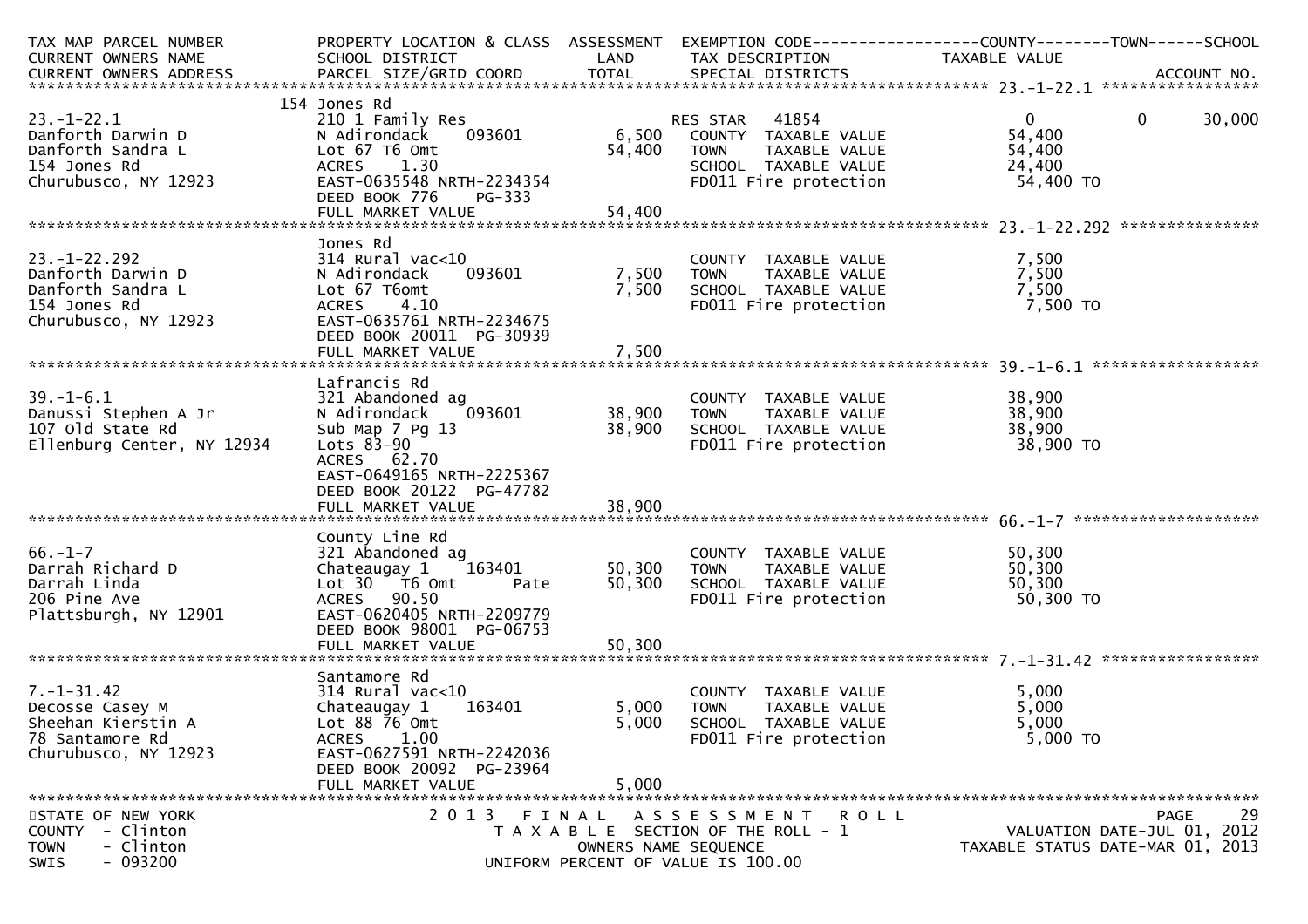| TAX MAP PARCEL NUMBER<br>CURRENT OWNERS NAME<br>CURRENT OWNERS ADDRESS | PROPERTY LOCATION & CLASS<br>SCHOOL DISTRICT<br>PARCEL SIZE/GRID COORD | ASSESSMENT<br>LAND<br>TOTAL | EXEMPTION CODE<br>TAX DESCRIPTION<br>SPECIAL DISTRICTS | COUNTY<br>TAXABLE VALUE | TOWN | SCHOOL<br>ACCOUNT NO. |
|---|---|---|---|---|---|---|
| **23.-1-22.1** | | | | | | |
| | 154 Jones Rd | | | | | |
| 23.-1-22.1 | 210 1 Family Res | | RES STAR 41854 | 0 | 0 | 30,000 |
| Danforth Darwin D | N Adirondack 093601 | 6,500 | COUNTY TAXABLE VALUE | 54,400 | | |
| Danforth Sandra L | Lot 67 T6 Omt | 54,400 | TOWN TAXABLE VALUE | 54,400 | | |
| 154 Jones Rd | ACRES 1.30 | | SCHOOL TAXABLE VALUE | 24,400 | | |
| Churubusco, NY 12923 | EAST-0635548 NRTH-2234354 | | FD011 Fire protection | 54,400 TO | | |
| | DEED BOOK 776 PG-333 | | | | | |
| | FULL MARKET VALUE | 54,400 | | | | |
| **23.-1-22.292** | | | | | | |
| | Jones Rd | | | | | |
| 23.-1-22.292 | 314 Rural vac<10 | | COUNTY TAXABLE VALUE | 7,500 | | |
| Danforth Darwin D | N Adirondack 093601 | 7,500 | TOWN TAXABLE VALUE | 7,500 | | |
| Danforth Sandra L | Lot 67 T6omt | 7,500 | SCHOOL TAXABLE VALUE | 7,500 | | |
| 154 Jones Rd | ACRES 4.10 | | FD011 Fire protection | 7,500 TO | | |
| Churubusco, NY 12923 | EAST-0635761 NRTH-2234675 | | | | | |
| | DEED BOOK 20011 PG-30939 | | | | | |
| | FULL MARKET VALUE | 7,500 | | | | |
| **39.-1-6.1** | | | | | | |
| | Lafrancis Rd | | | | | |
| 39.-1-6.1 | 321 Abandoned ag | | COUNTY TAXABLE VALUE | 38,900 | | |
| Danussi Stephen A Jr | N Adirondack 093601 | 38,900 | TOWN TAXABLE VALUE | 38,900 | | |
| 107 Old State Rd | Sub Map 7 Pg 13 | 38,900 | SCHOOL TAXABLE VALUE | 38,900 | | |
| Ellenburg Center, NY 12934 | Lots 83-90 | | FD011 Fire protection | 38,900 TO | | |
| | ACRES 62.70 | | | | | |
| | EAST-0649165 NRTH-2225367 | | | | | |
| | DEED BOOK 20122 PG-47782 | | | | | |
| | FULL MARKET VALUE | 38,900 | | | | |
| **66.-1-7** | | | | | | |
| | County Line Rd | | | | | |
| 66.-1-7 | 321 Abandoned ag | | COUNTY TAXABLE VALUE | 50,300 | | |
| Darrah Richard D | Chateaugay 1 163401 | 50,300 | TOWN TAXABLE VALUE | 50,300 | | |
| Darrah Linda | Lot 30 T6 Omt Pate | 50,300 | SCHOOL TAXABLE VALUE | 50,300 | | |
| 206 Pine Ave | ACRES 90.50 | | FD011 Fire protection | 50,300 TO | | |
| Plattsburgh, NY 12901 | EAST-0620405 NRTH-2209779 | | | | | |
| | DEED BOOK 98001 PG-06753 | | | | | |
| | FULL MARKET VALUE | 50,300 | | | | |
| **7.-1-31.42** | | | | | | |
| | Santamore Rd | | | | | |
| 7.-1-31.42 | 314 Rural vac<10 | | COUNTY TAXABLE VALUE | 5,000 | | |
| Decosse Casey M | Chateaugay 1 163401 | 5,000 | TOWN TAXABLE VALUE | 5,000 | | |
| Sheehan Kierstin A | Lot 88 76 Omt | 5,000 | SCHOOL TAXABLE VALUE | 5,000 | | |
| 78 Santamore Rd | ACRES 1.00 | | FD011 Fire protection | 5,000 TO | | |
| Churubusco, NY 12923 | EAST-0627591 NRTH-2242036 | | | | | |
| | DEED BOOK 20092 PG-23964 | | | | | |
| | FULL MARKET VALUE | 5,000 | | | | |

STATE OF NEW YORK
COUNTY - Clinton
TOWN - Clinton
SWIS - 093200

2013 FINAL ASSESSMENT ROLL
TAXABLE SECTION OF THE ROLL - 1
OWNERS NAME SEQUENCE
UNIFORM PERCENT OF VALUE IS 100.00

VALUATION DATE-JUL 01, 2012
TAXABLE STATUS DATE-MAR 01, 2013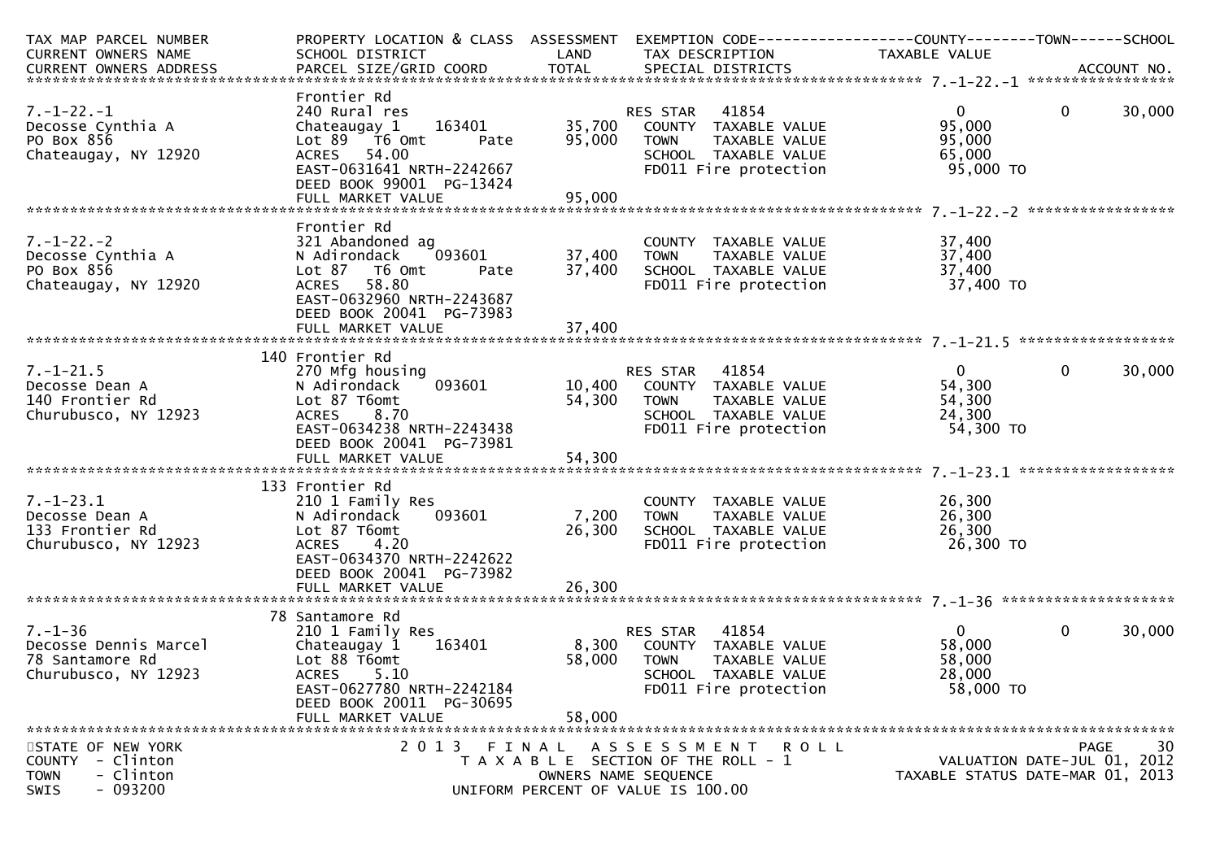| TAX MAP PARCEL NUMBER<br>CURRENT OWNERS NAME<br>CURRENT OWNERS ADDRESS | PROPERTY LOCATION & CLASS<br>SCHOOL DISTRICT<br>PARCEL SIZE/GRID COORD | ASSESSMENT<br>LAND<br>TOTAL | EXEMPTION CODE<br>TAX DESCRIPTION<br>SPECIAL DISTRICTS | COUNTY<br>TAXABLE VALUE | TOWN | SCHOOL<br><br>ACCOUNT NO. |
|---|---|---|---|---|---|---|
| **7.-1-22.-1** | | | | | | |
| 7.-1-22.-1<br>Decosse Cynthia A<br>PO Box 856<br>Chateaugay, NY 12920 | Frontier Rd<br>240 Rural res<br>Chateaugay 1 163401<br>Lot 89 T6 Omt Pate<br>ACRES 54.00<br>EAST-0631641 NRTH-2242667<br>DEED BOOK 99001 PG-13424<br>FULL MARKET VALUE | <br><br>35,700<br>95,000<br><br><br><br>95,000 | <br>RES STAR 41854<br>COUNTY TAXABLE VALUE<br>TOWN TAXABLE VALUE<br>SCHOOL TAXABLE VALUE<br>FD011 Fire protection | <br>0<br>95,000<br>95,000<br>65,000<br>95,000 TO | <br>0 | <br>30,000 |
| **7.-1-22.-2** | | | | | | |
| 7.-1-22.-2<br>Decosse Cynthia A<br>PO Box 856<br>Chateaugay, NY 12920 | Frontier Rd<br>321 Abandoned ag<br>N Adirondack 093601<br>Lot 87 T6 Omt Pate<br>ACRES 58.80<br>EAST-0632960 NRTH-2243687<br>DEED BOOK 20041 PG-73983<br>FULL MARKET VALUE | <br><br>37,400<br>37,400<br><br><br><br>37,400 | <br>COUNTY TAXABLE VALUE<br>TOWN TAXABLE VALUE<br>SCHOOL TAXABLE VALUE<br>FD011 Fire protection | <br>37,400<br>37,400<br>37,400<br>37,400 TO | | |
| **7.-1-21.5** | | | | | | |
| 7.-1-21.5<br>Decosse Dean A<br>140 Frontier Rd<br>Churubusco, NY 12923 | 140 Frontier Rd<br>270 Mfg housing<br>N Adirondack 093601<br>Lot 87 T6omt<br>ACRES 8.70<br>EAST-0634238 NRTH-2243438<br>DEED BOOK 20041 PG-73981<br>FULL MARKET VALUE | <br><br>10,400<br>54,300<br><br><br><br>54,300 | <br>RES STAR 41854<br>COUNTY TAXABLE VALUE<br>TOWN TAXABLE VALUE<br>SCHOOL TAXABLE VALUE<br>FD011 Fire protection | <br>0<br>54,300<br>54,300<br>24,300<br>54,300 TO | <br>0 | <br>30,000 |
| **7.-1-23.1** | | | | | | |
| 7.-1-23.1<br>Decosse Dean A<br>133 Frontier Rd<br>Churubusco, NY 12923 | 133 Frontier Rd<br>210 1 Family Res<br>N Adirondack 093601<br>Lot 87 T6omt<br>ACRES 4.20<br>EAST-0634370 NRTH-2242622<br>DEED BOOK 20041 PG-73982<br>FULL MARKET VALUE | <br><br>7,200<br>26,300<br><br><br><br>26,300 | <br>COUNTY TAXABLE VALUE<br>TOWN TAXABLE VALUE<br>SCHOOL TAXABLE VALUE<br>FD011 Fire protection | <br>26,300<br>26,300<br>26,300<br>26,300 TO | | |
| **7.-1-36** | | | | | | |
| 7.-1-36<br>Decosse Dennis Marcel<br>78 Santamore Rd<br>Churubusco, NY 12923 | 78 Santamore Rd<br>210 1 Family Res<br>Chateaugay 1 163401<br>Lot 88 T6omt<br>ACRES 5.10<br>EAST-0627780 NRTH-2242184<br>DEED BOOK 20011 PG-30695<br>FULL MARKET VALUE | <br><br>8,300<br>58,000<br><br><br><br>58,000 | <br>RES STAR 41854<br>COUNTY TAXABLE VALUE<br>TOWN TAXABLE VALUE<br>SCHOOL TAXABLE VALUE<br>FD011 Fire protection | <br>0<br>58,000<br>58,000<br>28,000<br>58,000 TO | <br>0 | <br>30,000 |

STATE OF NEW YORK
COUNTY - Clinton
TOWN - Clinton
SWIS - 093200

2013 FINAL ASSESSMENT ROLL
TAXABLE SECTION OF THE ROLL - 1
OWNERS NAME SEQUENCE
UNIFORM PERCENT OF VALUE IS 100.00

VALUATION DATE-JUL 01, 2012
TAXABLE STATUS DATE-MAR 01, 2013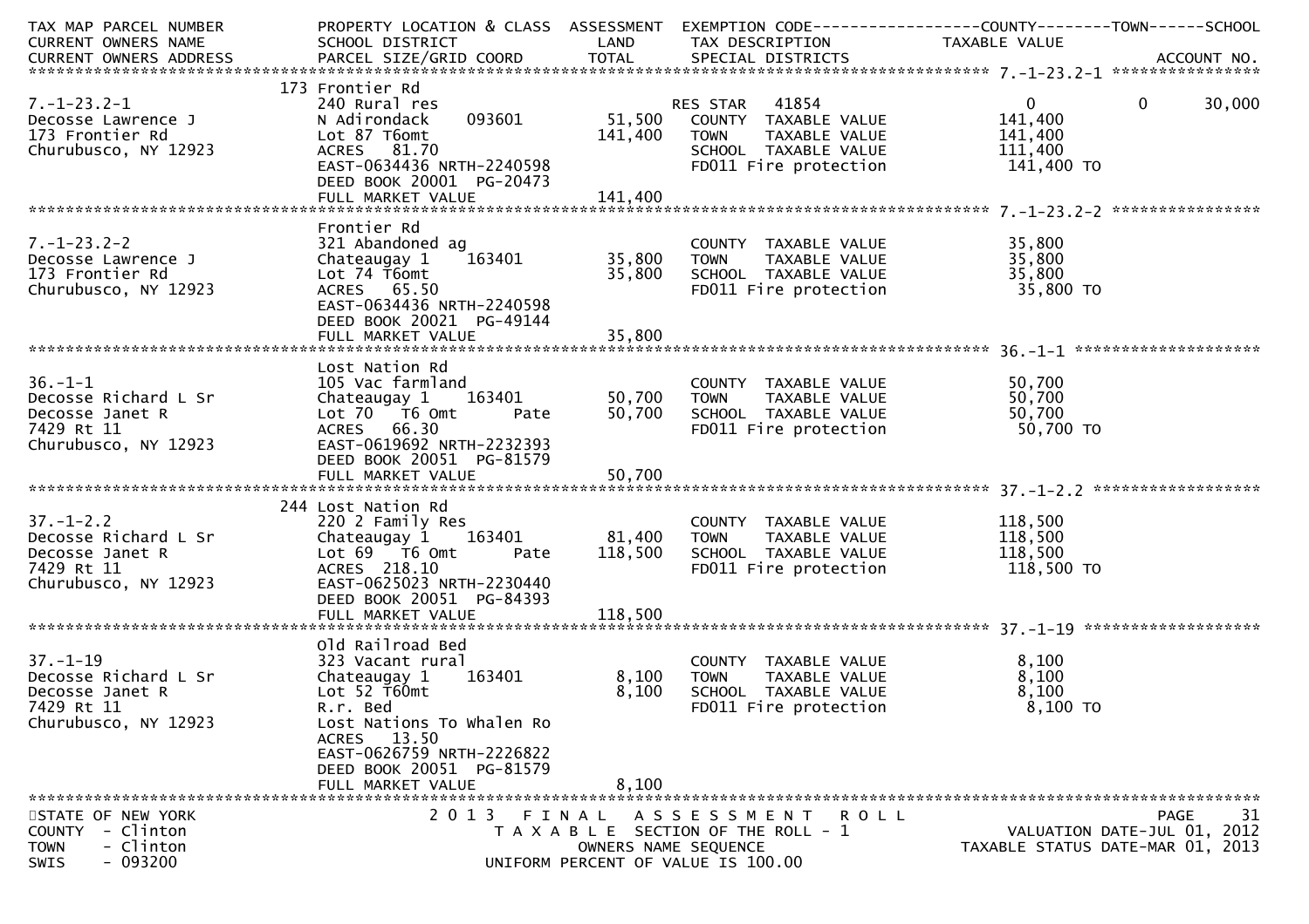| TAX MAP PARCEL NUMBER<br>CURRENT OWNERS NAME<br>CURRENT OWNERS ADDRESS | PROPERTY LOCATION & CLASS<br>SCHOOL DISTRICT<br>PARCEL SIZE/GRID COORD | ASSESSMENT<br>LAND<br>TOTAL | EXEMPTION CODE<br>TAX DESCRIPTION<br>SPECIAL DISTRICTS | COUNTY<br>TAXABLE VALUE | TOWN | SCHOOL<br>ACCOUNT NO. |
|---|---|---|---|---|---|---|
| 7.-1-23.2-1 | 173 Frontier Rd | | | | | |
| 7.-1-23.2-1 | 240 Rural res | | RES STAR 41854 | 0 | 0 | 30,000 |
| Decosse Lawrence J | N Adirondack 093601 | 51,500 | COUNTY TAXABLE VALUE | 141,400 | | |
| 173 Frontier Rd | Lot 87 T6omt | 141,400 | TOWN TAXABLE VALUE | 141,400 | | |
| Churubusco, NY 12923 | ACRES 81.70 | | SCHOOL TAXABLE VALUE | 111,400 | | |
| | EAST-0634436 NRTH-2240598 | | FD011 Fire protection | 141,400 TO | | |
| | DEED BOOK 20001 PG-20473 | | | | | |
| | FULL MARKET VALUE | 141,400 | | | | |
| 7.-1-23.2-2 | Frontier Rd | | | | | |
| 7.-1-23.2-2 | 321 Abandoned ag | | COUNTY TAXABLE VALUE | 35,800 | | |
| Decosse Lawrence J | Chateaugay 1 163401 | 35,800 | TOWN TAXABLE VALUE | 35,800 | | |
| 173 Frontier Rd | Lot 74 T6omt | 35,800 | SCHOOL TAXABLE VALUE | 35,800 | | |
| Churubusco, NY 12923 | ACRES 65.50 | | FD011 Fire protection | 35,800 TO | | |
| | EAST-0634436 NRTH-2240598 | | | | | |
| | DEED BOOK 20021 PG-49144 | | | | | |
| | FULL MARKET VALUE | 35,800 | | | | |
| 36.-1-1 | Lost Nation Rd | | | | | |
| 36.-1-1 | 105 Vac farmland | | COUNTY TAXABLE VALUE | 50,700 | | |
| Decosse Richard L Sr | Chateaugay 1 163401 | 50,700 | TOWN TAXABLE VALUE | 50,700 | | |
| Decosse Janet R | Lot 70 T6 Omt Pate | 50,700 | SCHOOL TAXABLE VALUE | 50,700 | | |
| 7429 Rt 11 | ACRES 66.30 | | FD011 Fire protection | 50,700 TO | | |
| Churubusco, NY 12923 | EAST-0619692 NRTH-2232393 | | | | | |
| | DEED BOOK 20051 PG-81579 | | | | | |
| | FULL MARKET VALUE | 50,700 | | | | |
| 37.-1-2.2 | 244 Lost Nation Rd | | | | | |
| 37.-1-2.2 | 220 2 Family Res | | COUNTY TAXABLE VALUE | 118,500 | | |
| Decosse Richard L Sr | Chateaugay 1 163401 | 81,400 | TOWN TAXABLE VALUE | 118,500 | | |
| Decosse Janet R | Lot 69 T6 Omt Pate | 118,500 | SCHOOL TAXABLE VALUE | 118,500 | | |
| 7429 Rt 11 | ACRES 218.10 | | FD011 Fire protection | 118,500 TO | | |
| Churubusco, NY 12923 | EAST-0625023 NRTH-2230440 | | | | | |
| | DEED BOOK 20051 PG-84393 | | | | | |
| | FULL MARKET VALUE | 118,500 | | | | |
| 37.-1-19 | Old Railroad Bed | | | | | |
| 37.-1-19 | 323 Vacant rural | | COUNTY TAXABLE VALUE | 8,100 | | |
| Decosse Richard L Sr | Chateaugay 1 163401 | 8,100 | TOWN TAXABLE VALUE | 8,100 | | |
| Decosse Janet R | Lot 52 T60mt | 8,100 | SCHOOL TAXABLE VALUE | 8,100 | | |
| 7429 Rt 11 | R.r. Bed | | FD011 Fire protection | 8,100 TO | | |
| Churubusco, NY 12923 | Lost Nations To Whalen Ro | | | | | |
| | ACRES 13.50 | | | | | |
| | EAST-0626759 NRTH-2226822 | | | | | |
| | DEED BOOK 20051 PG-81579 | | | | | |
| | FULL MARKET VALUE | 8,100 | | | | |

STATE OF NEW YORK
COUNTY - Clinton
TOWN - Clinton
SWIS - 093200

2013 FINAL ASSESSMENT ROLL
TAXABLE SECTION OF THE ROLL - 1
OWNERS NAME SEQUENCE
UNIFORM PERCENT OF VALUE IS 100.00

VALUATION DATE-JUL 01, 2012
TAXABLE STATUS DATE-MAR 01, 2013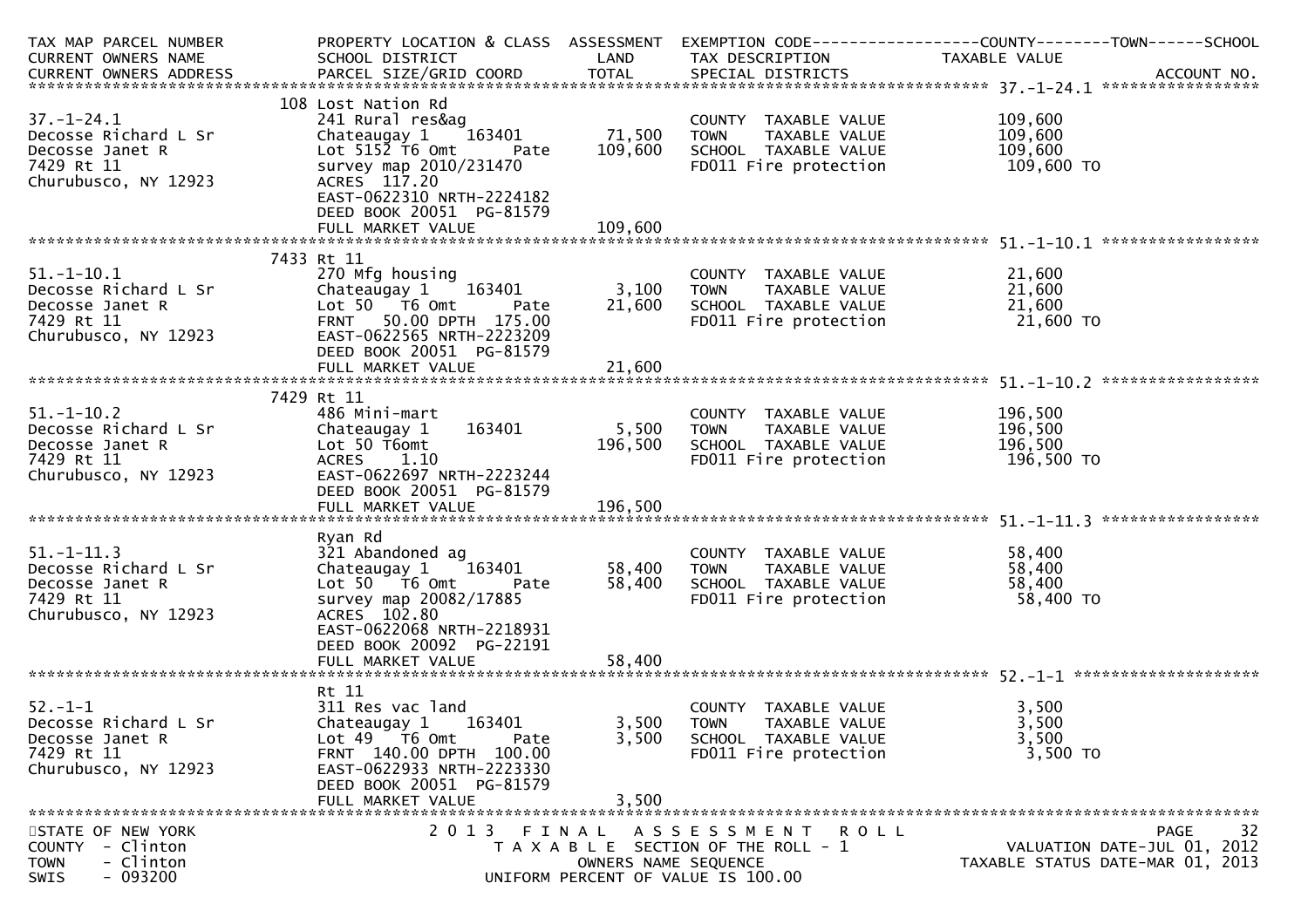| TAX MAP PARCEL NUMBER / CURRENT OWNERS NAME / CURRENT OWNERS ADDRESS | PROPERTY LOCATION & CLASS / SCHOOL DISTRICT / PARCEL SIZE/GRID COORD | ASSESSMENT LAND | TOTAL | EXEMPTION CODE / TAX DESCRIPTION / SPECIAL DISTRICTS | COUNTY--------TOWN------SCHOOL TAXABLE VALUE | ACCOUNT NO. |
|---|---|---|---|---|---|---|
| **37.-1-24.1** | 108 Lost Nation Rd | | | | | |
| 37.-1-24.1 | 241 Rural res&ag | | | COUNTY TAXABLE VALUE | 109,600 | |
| Decosse Richard L Sr | Chateaugay 1 163401 | 71,500 | | TOWN TAXABLE VALUE | 109,600 | |
| Decosse Janet R | Lot 5152 T6 Omt Pate | | 109,600 | SCHOOL TAXABLE VALUE | 109,600 | |
| 7429 Rt 11 | survey map 2010/231470 | | | FD011 Fire protection | 109,600 TO | |
| Churubusco, NY 12923 | ACRES 117.20 | | | | | |
| | EAST-0622310 NRTH-2224182 | | | | | |
| | DEED BOOK 20051 PG-81579 | | | | | |
| | FULL MARKET VALUE | | 109,600 | | | |
| **51.-1-10.1** | 7433 Rt 11 | | | | | |
| 51.-1-10.1 | 270 Mfg housing | | | COUNTY TAXABLE VALUE | 21,600 | |
| Decosse Richard L Sr | Chateaugay 1 163401 | 3,100 | | TOWN TAXABLE VALUE | 21,600 | |
| Decosse Janet R | Lot 50 T6 Omt Pate | | 21,600 | SCHOOL TAXABLE VALUE | 21,600 | |
| 7429 Rt 11 | FRNT 50.00 DPTH 175.00 | | | FD011 Fire protection | 21,600 TO | |
| Churubusco, NY 12923 | EAST-0622565 NRTH-2223209 | | | | | |
| | DEED BOOK 20051 PG-81579 | | | | | |
| | FULL MARKET VALUE | | 21,600 | | | |
| **51.-1-10.2** | 7429 Rt 11 | | | | | |
| 51.-1-10.2 | 486 Mini-mart | | | COUNTY TAXABLE VALUE | 196,500 | |
| Decosse Richard L Sr | Chateaugay 1 163401 | 5,500 | | TOWN TAXABLE VALUE | 196,500 | |
| Decosse Janet R | Lot 50 T6omt | | 196,500 | SCHOOL TAXABLE VALUE | 196,500 | |
| 7429 Rt 11 | ACRES 1.10 | | | FD011 Fire protection | 196,500 TO | |
| Churubusco, NY 12923 | EAST-0622697 NRTH-2223244 | | | | | |
| | DEED BOOK 20051 PG-81579 | | | | | |
| | FULL MARKET VALUE | | 196,500 | | | |
| **51.-1-11.3** | Ryan Rd | | | | | |
| 51.-1-11.3 | 321 Abandoned ag | | | COUNTY TAXABLE VALUE | 58,400 | |
| Decosse Richard L Sr | Chateaugay 1 163401 | 58,400 | | TOWN TAXABLE VALUE | 58,400 | |
| Decosse Janet R | Lot 50 T6 Omt Pate | | 58,400 | SCHOOL TAXABLE VALUE | 58,400 | |
| 7429 Rt 11 | survey map 20082/17885 | | | FD011 Fire protection | 58,400 TO | |
| Churubusco, NY 12923 | ACRES 102.80 | | | | | |
| | EAST-0622068 NRTH-2218931 | | | | | |
| | DEED BOOK 20092 PG-22191 | | | | | |
| | FULL MARKET VALUE | | 58,400 | | | |
| **52.-1-1** | Rt 11 | | | | | |
| 52.-1-1 | 311 Res vac land | | | COUNTY TAXABLE VALUE | 3,500 | |
| Decosse Richard L Sr | Chateaugay 1 163401 | 3,500 | | TOWN TAXABLE VALUE | 3,500 | |
| Decosse Janet R | Lot 49 T6 Omt Pate | | 3,500 | SCHOOL TAXABLE VALUE | 3,500 | |
| 7429 Rt 11 | FRNT 140.00 DPTH 100.00 | | | FD011 Fire protection | 3,500 TO | |
| Churubusco, NY 12923 | EAST-0622933 NRTH-2223330 | | | | | |
| | DEED BOOK 20051 PG-81579 | | | | | |
| | FULL MARKET VALUE | | 3,500 | | | |

STATE OF NEW YORK
COUNTY - Clinton
TOWN - Clinton
SWIS - 093200

2013 FINAL ASSESSMENT ROLL
TAXABLE SECTION OF THE ROLL - 1
OWNERS NAME SEQUENCE
UNIFORM PERCENT OF VALUE IS 100.00

VALUATION DATE-JUL 01, 2012
TAXABLE STATUS DATE-MAR 01, 2013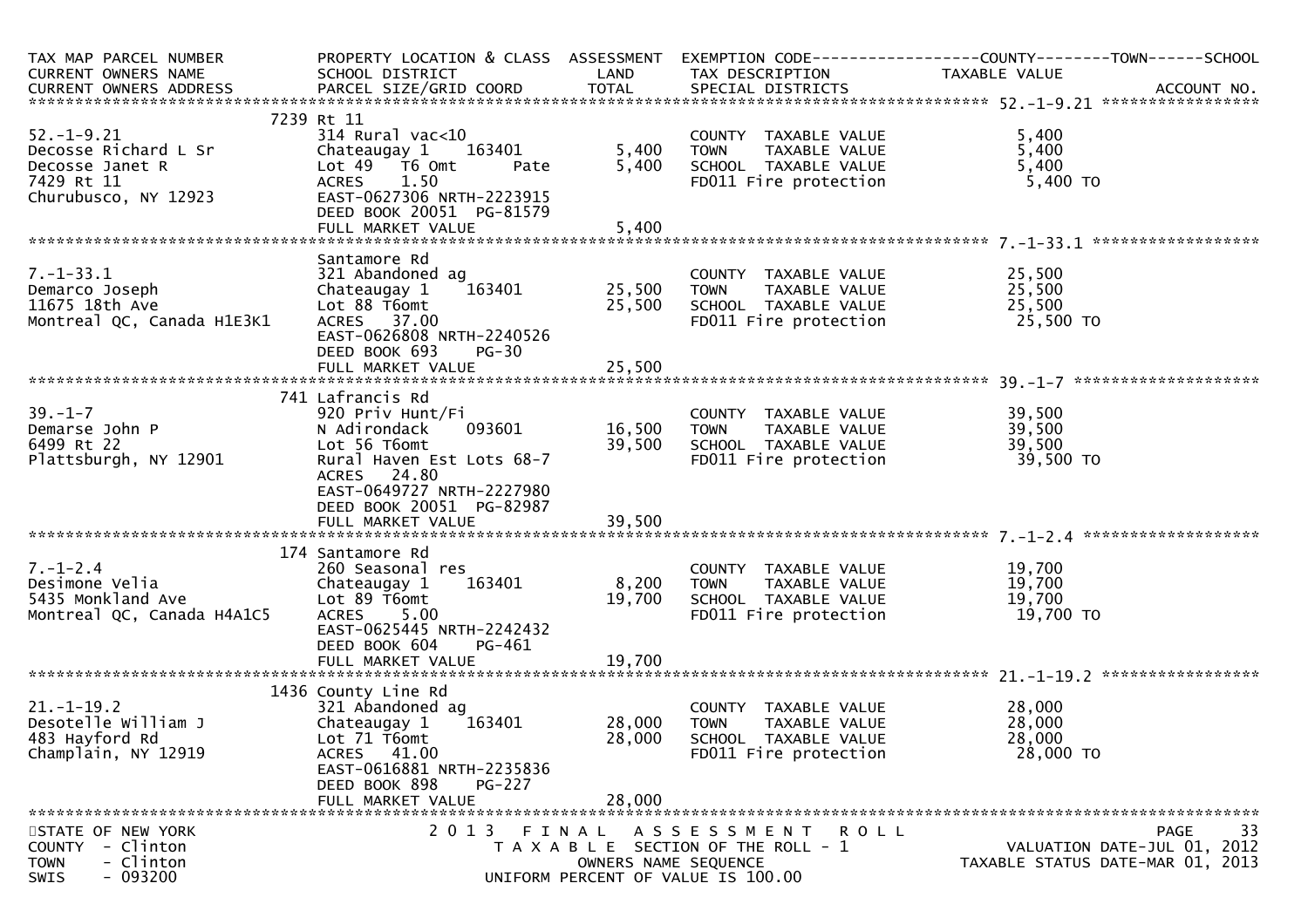| TAX MAP PARCEL NUMBER<br>CURRENT OWNERS NAME<br>CURRENT OWNERS ADDRESS | PROPERTY LOCATION & CLASS<br>SCHOOL DISTRICT<br>PARCEL SIZE/GRID COORD | ASSESSMENT<br>LAND<br>TOTAL | EXEMPTION CODE<br>TAX DESCRIPTION<br>SPECIAL DISTRICTS | COUNTY--------TOWN------SCHOOL<br>TAXABLE VALUE | ACCOUNT NO. |
|---|---|---|---|---|---|
| **52.-1-9.21** | 7239 Rt 11 | | | | |
| 52.-1-9.21 | 314 Rural vac<10 | | COUNTY TAXABLE VALUE | 5,400 | |
| Decosse Richard L Sr | Chateaugay 1 163401 | 5,400 | TOWN TAXABLE VALUE | 5,400 | |
| Decosse Janet R | Lot 49 T6 Omt Pate | 5,400 | SCHOOL TAXABLE VALUE | 5,400 | |
| 7429 Rt 11 | ACRES 1.50 | | FD011 Fire protection | 5,400 TO | |
| Churubusco, NY 12923 | EAST-0627306 NRTH-2223915 | | | | |
| | DEED BOOK 20051 PG-81579 | | | | |
| | FULL MARKET VALUE | 5,400 | | | |
| **7.-1-33.1** | Santamore Rd | | | | |
| 7.-1-33.1 | 321 Abandoned ag | | COUNTY TAXABLE VALUE | 25,500 | |
| Demarco Joseph | Chateaugay 1 163401 | 25,500 | TOWN TAXABLE VALUE | 25,500 | |
| 11675 18th Ave | Lot 88 T6omt | 25,500 | SCHOOL TAXABLE VALUE | 25,500 | |
| Montreal QC, Canada H1E3K1 | ACRES 37.00 | | FD011 Fire protection | 25,500 TO | |
| | EAST-0626808 NRTH-2240526 | | | | |
| | DEED BOOK 693 PG-30 | | | | |
| | FULL MARKET VALUE | 25,500 | | | |
| **39.-1-7** | 741 Lafrancis Rd | | | | |
| 39.-1-7 | 920 Priv Hunt/Fi | | COUNTY TAXABLE VALUE | 39,500 | |
| Demarse John P | N Adirondack 093601 | 16,500 | TOWN TAXABLE VALUE | 39,500 | |
| 6499 Rt 22 | Lot 56 T6omt | 39,500 | SCHOOL TAXABLE VALUE | 39,500 | |
| Plattsburgh, NY 12901 | Rural Haven Est Lots 68-7 | | FD011 Fire protection | 39,500 TO | |
| | ACRES 24.80 | | | | |
| | EAST-0649727 NRTH-2227980 | | | | |
| | DEED BOOK 20051 PG-82987 | | | | |
| | FULL MARKET VALUE | 39,500 | | | |
| **7.-1-2.4** | 174 Santamore Rd | | | | |
| 7.-1-2.4 | 260 Seasonal res | | COUNTY TAXABLE VALUE | 19,700 | |
| Desimone Velia | Chateaugay 1 163401 | 8,200 | TOWN TAXABLE VALUE | 19,700 | |
| 5435 Monkland Ave | Lot 89 T6omt | 19,700 | SCHOOL TAXABLE VALUE | 19,700 | |
| Montreal QC, Canada H4A1C5 | ACRES 5.00 | | FD011 Fire protection | 19,700 TO | |
| | EAST-0625445 NRTH-2242432 | | | | |
| | DEED BOOK 604 PG-461 | | | | |
| | FULL MARKET VALUE | 19,700 | | | |
| **21.-1-19.2** | 1436 County Line Rd | | | | |
| 21.-1-19.2 | 321 Abandoned ag | | COUNTY TAXABLE VALUE | 28,000 | |
| Desotelle William J | Chateaugay 1 163401 | 28,000 | TOWN TAXABLE VALUE | 28,000 | |
| 483 Hayford Rd | Lot 71 T6omt | 28,000 | SCHOOL TAXABLE VALUE | 28,000 | |
| Champlain, NY 12919 | ACRES 41.00 | | FD011 Fire protection | 28,000 TO | |
| | EAST-0616881 NRTH-2235836 | | | | |
| | DEED BOOK 898 PG-227 | | | | |
| | FULL MARKET VALUE | 28,000 | | | |

STATE OF NEW YORK — 2013 FINAL ASSESSMENT ROLL
COUNTY - Clinton — TAXABLE SECTION OF THE ROLL - 1 — VALUATION DATE-JUL 01, 2012
TOWN - Clinton — OWNERS NAME SEQUENCE — TAXABLE STATUS DATE-MAR 01, 2013
SWIS - 093200 — UNIFORM PERCENT OF VALUE IS 100.00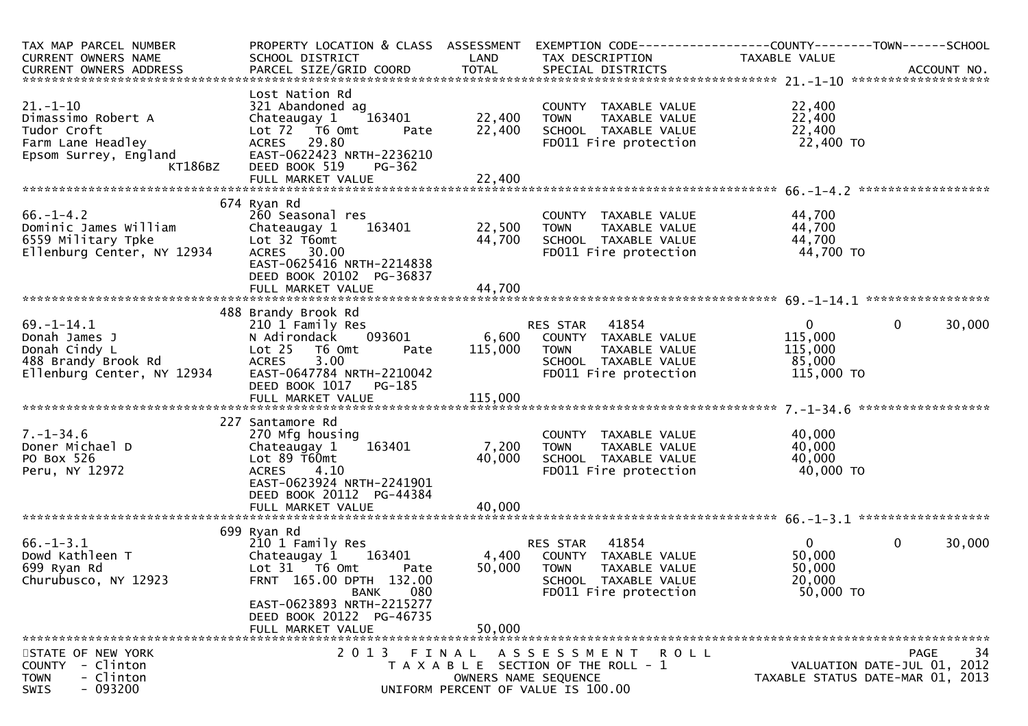| TAX MAP PARCEL NUMBER<br>CURRENT OWNERS NAME<br>CURRENT OWNERS ADDRESS | PROPERTY LOCATION & CLASS<br>SCHOOL DISTRICT<br>PARCEL SIZE/GRID COORD | ASSESSMENT<br>LAND<br>TOTAL | EXEMPTION CODE<br>TAX DESCRIPTION<br>SPECIAL DISTRICTS | COUNTY<br>TAXABLE VALUE | TOWN | SCHOOL<br><br>ACCOUNT NO. |
|---|---|---|---|---|---|---|
| **21.-1-10** | Lost Nation Rd | | | | | |
| 21.-1-10 | 321 Abandoned ag | | COUNTY TAXABLE VALUE | 22,400 | | |
| Dimassimo Robert A | Chateaugay 1 163401 | 22,400 | TOWN TAXABLE VALUE | 22,400 | | |
| Tudor Croft | Lot 72 T6 Omt Pate | 22,400 | SCHOOL TAXABLE VALUE | 22,400 | | |
| Farm Lane Headley | ACRES 29.80 | | FD011 Fire protection | 22,400 TO | | |
| Epsom Surrey, England KT186BZ | EAST-0622423 NRTH-2236210 | | | | | |
| | DEED BOOK 519 PG-362 | | | | | |
| | FULL MARKET VALUE | 22,400 | | | | |
| **66.-1-4.2** | 674 Ryan Rd | | | | | |
| 66.-1-4.2 | 260 Seasonal res | | COUNTY TAXABLE VALUE | 44,700 | | |
| Dominic James William | Chateaugay 1 163401 | 22,500 | TOWN TAXABLE VALUE | 44,700 | | |
| 6559 Military Tpke | Lot 32 T6omt | 44,700 | SCHOOL TAXABLE VALUE | 44,700 | | |
| Ellenburg Center, NY 12934 | ACRES 30.00 | | FD011 Fire protection | 44,700 TO | | |
| | EAST-0625416 NRTH-2214838 | | | | | |
| | DEED BOOK 20102 PG-36837 | | | | | |
| | FULL MARKET VALUE | 44,700 | | | | |
| **69.-1-14.1** | 488 Brandy Brook Rd | | | | | |
| 69.-1-14.1 | 210 1 Family Res | | RES STAR 41854 | 0 | 0 | 30,000 |
| Donah James J | N Adirondack 093601 | 6,600 | COUNTY TAXABLE VALUE | 115,000 | | |
| Donah Cindy L | Lot 25 T6 Omt Pate | 115,000 | TOWN TAXABLE VALUE | 115,000 | | |
| 488 Brandy Brook Rd | ACRES 3.00 | | SCHOOL TAXABLE VALUE | 85,000 | | |
| Ellenburg Center, NY 12934 | EAST-0647784 NRTH-2210042 | | FD011 Fire protection | 115,000 TO | | |
| | DEED BOOK 1017 PG-185 | | | | | |
| | FULL MARKET VALUE | 115,000 | | | | |
| **7.-1-34.6** | 227 Santamore Rd | | | | | |
| 7.-1-34.6 | 270 Mfg housing | | COUNTY TAXABLE VALUE | 40,000 | | |
| Doner Michael D | Chateaugay 1 163401 | 7,200 | TOWN TAXABLE VALUE | 40,000 | | |
| PO Box 526 | Lot 89 T6Omt | 40,000 | SCHOOL TAXABLE VALUE | 40,000 | | |
| Peru, NY 12972 | ACRES 4.10 | | FD011 Fire protection | 40,000 TO | | |
| | EAST-0623924 NRTH-2241901 | | | | | |
| | DEED BOOK 20112 PG-44384 | | | | | |
| | FULL MARKET VALUE | 40,000 | | | | |
| **66.-1-3.1** | 699 Ryan Rd | | | | | |
| 66.-1-3.1 | 210 1 Family Res | | RES STAR 41854 | 0 | 0 | 30,000 |
| Dowd Kathleen T | Chateaugay 1 163401 | 4,400 | COUNTY TAXABLE VALUE | 50,000 | | |
| 699 Ryan Rd | Lot 31 T6 Omt Pate | 50,000 | TOWN TAXABLE VALUE | 50,000 | | |
| Churubusco, NY 12923 | FRNT 165.00 DPTH 132.00 | | SCHOOL TAXABLE VALUE | 20,000 | | |
| | BANK 080 | | FD011 Fire protection | 50,000 TO | | |
| | EAST-0623893 NRTH-2215277 | | | | | |
| | DEED BOOK 20122 PG-46735 | | | | | |
| | FULL MARKET VALUE | 50,000 | | | | |

STATE OF NEW YORK
COUNTY - Clinton
TOWN - Clinton
SWIS - 093200

2013 FINAL ASSESSMENT ROLL
TAXABLE SECTION OF THE ROLL - 1
OWNERS NAME SEQUENCE
UNIFORM PERCENT OF VALUE IS 100.00

VALUATION DATE-JUL 01, 2012
TAXABLE STATUS DATE-MAR 01, 2013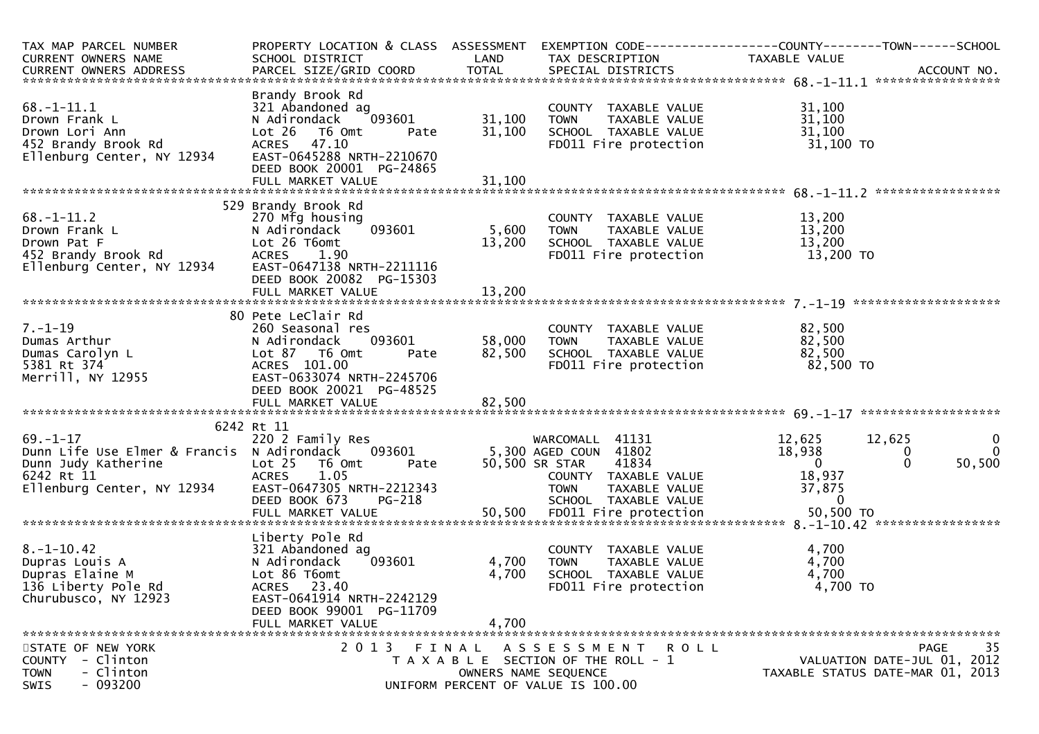| TAX MAP PARCEL NUMBER<br>CURRENT OWNERS NAME<br>CURRENT OWNERS ADDRESS | PROPERTY LOCATION & CLASS<br>SCHOOL DISTRICT<br>PARCEL SIZE/GRID COORD | ASSESSMENT<br>LAND<br>TOTAL | EXEMPTION CODE<br>TAX DESCRIPTION<br>SPECIAL DISTRICTS | COUNTY<br>TAXABLE VALUE | TOWN | SCHOOL<br>ACCOUNT NO. |
|---|---|---|---|---|---|---|
| **68.-1-11.1** | | | | | | |
| | Brandy Brook Rd | | | | | |
| 68.-1-11.1 | 321 Abandoned ag | | COUNTY TAXABLE VALUE | 31,100 | | |
| Drown Frank L | N Adirondack 093601 | 31,100 | TOWN TAXABLE VALUE | 31,100 | | |
| Drown Lori Ann | Lot 26 T6 Omt Pate | 31,100 | SCHOOL TAXABLE VALUE | 31,100 | | |
| 452 Brandy Brook Rd | ACRES 47.10 | | FD011 Fire protection | 31,100 TO | | |
| Ellenburg Center, NY 12934 | EAST-0645288 NRTH-2210670 | | | | | |
| | DEED BOOK 20001 PG-24865 | | | | | |
| | FULL MARKET VALUE | 31,100 | | | | |
| **68.-1-11.2** | | | | | | |
| | 529 Brandy Brook Rd | | | | | |
| 68.-1-11.2 | 270 Mfg housing | | COUNTY TAXABLE VALUE | 13,200 | | |
| Drown Frank L | N Adirondack 093601 | 5,600 | TOWN TAXABLE VALUE | 13,200 | | |
| Drown Pat F | Lot 26 T6omt | 13,200 | SCHOOL TAXABLE VALUE | 13,200 | | |
| 452 Brandy Brook Rd | ACRES 1.90 | | FD011 Fire protection | 13,200 TO | | |
| Ellenburg Center, NY 12934 | EAST-0647138 NRTH-2211116 | | | | | |
| | DEED BOOK 20082 PG-15303 | | | | | |
| | FULL MARKET VALUE | 13,200 | | | | |
| **7.-1-19** | | | | | | |
| | 80 Pete LeClair Rd | | | | | |
| 7.-1-19 | 260 Seasonal res | | COUNTY TAXABLE VALUE | 82,500 | | |
| Dumas Arthur | N Adirondack 093601 | 58,000 | TOWN TAXABLE VALUE | 82,500 | | |
| Dumas Carolyn L | Lot 87 T6 Omt Pate | 82,500 | SCHOOL TAXABLE VALUE | 82,500 | | |
| 5381 Rt 374 | ACRES 101.00 | | FD011 Fire protection | 82,500 TO | | |
| Merrill, NY 12955 | EAST-0633074 NRTH-2245706 | | | | | |
| | DEED BOOK 20021 PG-48525 | | | | | |
| | FULL MARKET VALUE | 82,500 | | | | |
| **69.-1-17** | | | | | | |
| | 6242 Rt 11 | | | | | |
| 69.-1-17 | 220 2 Family Res | | WARCOMALL 41131 | 12,625 | 12,625 | 0 |
| Dunn Life Use Elmer & Francis | N Adirondack 093601 | 5,300 | AGED COUN 41802 | 18,938 | 0 | 0 |
| Dunn Judy Katherine | Lot 25 T6 Omt Pate | 50,500 | SR STAR 41834 | 0 | 0 | 50,500 |
| 6242 Rt 11 | ACRES 1.05 | | COUNTY TAXABLE VALUE | 18,937 | | |
| Ellenburg Center, NY 12934 | EAST-0647305 NRTH-2212343 | | TOWN TAXABLE VALUE | 37,875 | | |
| | DEED BOOK 673 PG-218 | | SCHOOL TAXABLE VALUE | 0 | | |
| | FULL MARKET VALUE | 50,500 | FD011 Fire protection | 50,500 TO | | |
| **8.-1-10.42** | | | | | | |
| | Liberty Pole Rd | | | | | |
| 8.-1-10.42 | 321 Abandoned ag | | COUNTY TAXABLE VALUE | 4,700 | | |
| Dupras Louis A | N Adirondack 093601 | 4,700 | TOWN TAXABLE VALUE | 4,700 | | |
| Dupras Elaine M | Lot 86 T6omt | 4,700 | SCHOOL TAXABLE VALUE | 4,700 | | |
| 136 Liberty Pole Rd | ACRES 23.40 | | FD011 Fire protection | 4,700 TO | | |
| Churubusco, NY 12923 | EAST-0641914 NRTH-2242129 | | | | | |
| | DEED BOOK 99001 PG-11709 | | | | | |
| | FULL MARKET VALUE | 4,700 | | | | |

STATE OF NEW YORK
COUNTY - Clinton
TOWN - Clinton
SWIS - 093200

2013 FINAL ASSESSMENT ROLL
TAXABLE SECTION OF THE ROLL - 1
OWNERS NAME SEQUENCE
UNIFORM PERCENT OF VALUE IS 100.00

VALUATION DATE-JUL 01, 2012
TAXABLE STATUS DATE-MAR 01, 2013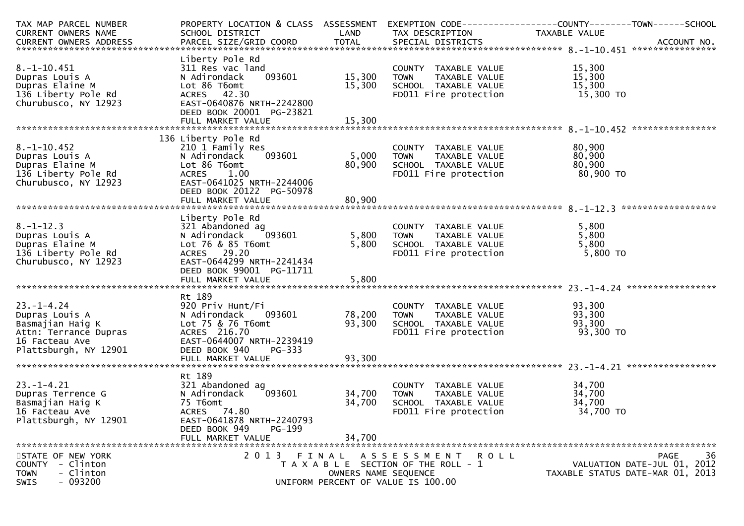| TAX MAP PARCEL NUMBER<br>CURRENT OWNERS NAME<br>CURRENT OWNERS ADDRESS | PROPERTY LOCATION & CLASS<br>SCHOOL DISTRICT<br>PARCEL SIZE/GRID COORD | ASSESSMENT<br>LAND<br>TOTAL | EXEMPTION CODE-----------------COUNTY--------TOWN------SCHOOL<br>TAX DESCRIPTION<br>SPECIAL DISTRICTS | TAXABLE VALUE | ACCOUNT NO. |
|---|---|---|---|---|---|
| 8.-1-10.451<br>Dupras Louis A<br>Dupras Elaine M<br>136 Liberty Pole Rd<br>Churubusco, NY 12923 | Liberty Pole Rd<br>311 Res vac land<br>N Adirondack 093601<br>Lot 86 T6omt<br>ACRES 42.30<br>EAST-0640876 NRTH-2242800<br>DEED BOOK 20001 PG-23821<br>FULL MARKET VALUE | <br><br>15,300<br>15,300<br><br><br><br>15,300 | COUNTY TAXABLE VALUE<br>TOWN TAXABLE VALUE<br>SCHOOL TAXABLE VALUE<br>FD011 Fire protection | 15,300<br>15,300<br>15,300<br>15,300 TO | |
| 8.-1-10.452<br>Dupras Louis A<br>Dupras Elaine M<br>136 Liberty Pole Rd<br>Churubusco, NY 12923 | 136 Liberty Pole Rd<br>210 1 Family Res<br>N Adirondack 093601<br>Lot 86 T6omt<br>ACRES 1.00<br>EAST-0641025 NRTH-2244006<br>DEED BOOK 20122 PG-50978<br>FULL MARKET VALUE | <br><br>5,000<br>80,900<br><br><br><br>80,900 | COUNTY TAXABLE VALUE<br>TOWN TAXABLE VALUE<br>SCHOOL TAXABLE VALUE<br>FD011 Fire protection | 80,900<br>80,900<br>80,900<br>80,900 TO | |
| 8.-1-12.3<br>Dupras Louis A<br>Dupras Elaine M<br>136 Liberty Pole Rd<br>Churubusco, NY 12923 | Liberty Pole Rd<br>321 Abandoned ag<br>N Adirondack 093601<br>Lot 76 & 85 T6omt<br>ACRES 29.20<br>EAST-0644299 NRTH-2241434<br>DEED BOOK 99001 PG-11711<br>FULL MARKET VALUE | <br><br>5,800<br>5,800<br><br><br><br>5,800 | COUNTY TAXABLE VALUE<br>TOWN TAXABLE VALUE<br>SCHOOL TAXABLE VALUE<br>FD011 Fire protection | 5,800<br>5,800<br>5,800<br>5,800 TO | |
| 23.-1-4.24<br>Dupras Louis A<br>Basmajian Haig K<br>Attn: Terrance Dupras<br>16 Facteau Ave<br>Plattsburgh, NY 12901 | Rt 189<br>920 Priv Hunt/Fi<br>N Adirondack 093601<br>Lot 75 & 76 T6omt<br>ACRES 216.70<br>EAST-0644007 NRTH-2239419<br>DEED BOOK 940 PG-333<br>FULL MARKET VALUE | <br><br>78,200<br>93,300<br><br><br><br>93,300 | COUNTY TAXABLE VALUE<br>TOWN TAXABLE VALUE<br>SCHOOL TAXABLE VALUE<br>FD011 Fire protection | 93,300<br>93,300<br>93,300<br>93,300 TO | |
| 23.-1-4.21<br>Dupras Terrence G<br>Basmajian Haig K<br>16 Facteau Ave<br>Plattsburgh, NY 12901 | Rt 189<br>321 Abandoned ag<br>N Adirondack 093601<br>75 T6omt<br>ACRES 74.80<br>EAST-0641878 NRTH-2240793<br>DEED BOOK 949 PG-199<br>FULL MARKET VALUE | <br><br>34,700<br>34,700<br><br><br><br>34,700 | COUNTY TAXABLE VALUE<br>TOWN TAXABLE VALUE<br>SCHOOL TAXABLE VALUE<br>FD011 Fire protection | 34,700<br>34,700<br>34,700<br>34,700 TO | |

STATE OF NEW YORK
COUNTY - Clinton
TOWN - Clinton
SWIS - 093200

2013 FINAL ASSESSMENT ROLL
TAXABLE SECTION OF THE ROLL - 1
OWNERS NAME SEQUENCE
UNIFORM PERCENT OF VALUE IS 100.00

VALUATION DATE-JUL 01, 2012
TAXABLE STATUS DATE-MAR 01, 2013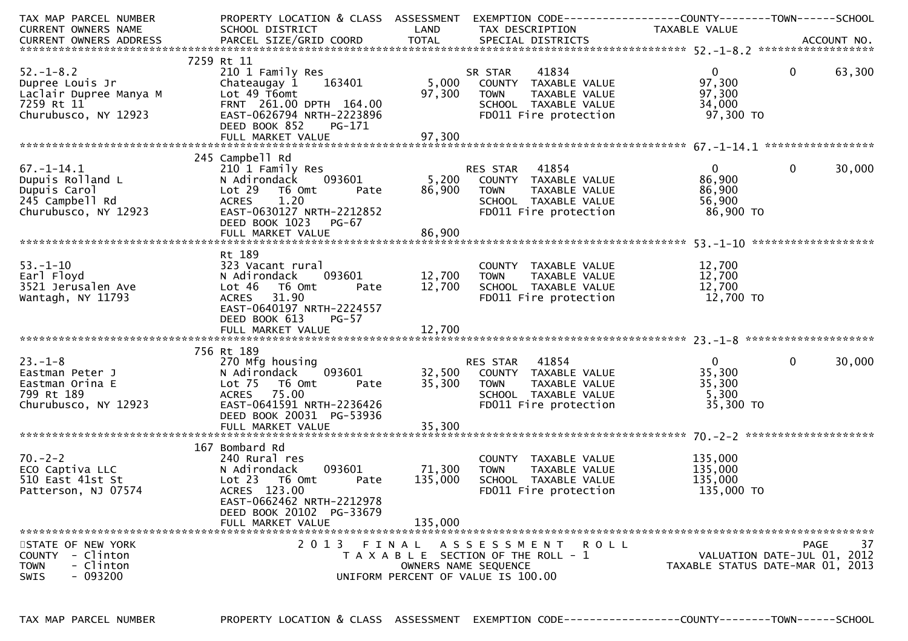| TAX MAP PARCEL NUMBER<br>CURRENT OWNERS NAME<br>CURRENT OWNERS ADDRESS | PROPERTY LOCATION & CLASS<br>SCHOOL DISTRICT<br>PARCEL SIZE/GRID COORD | ASSESSMENT<br>LAND<br>TOTAL | EXEMPTION CODE<br>TAX DESCRIPTION<br>SPECIAL DISTRICTS | COUNTY<br>TAXABLE VALUE | TOWN | SCHOOL<br>ACCOUNT NO. |
|---|---|---|---|---|---|---|
| **52.-1-8.2** | 7259 Rt 11 | | | | | |
| 52.-1-8.2 | 210 1 Family Res | | SR STAR 41834 | 0 | 0 | 63,300 |
| Dupree Louis Jr | Chateaugay 1 163401 | 5,000 | COUNTY TAXABLE VALUE | 97,300 | | |
| Laclair Dupree Manya M | Lot 49 T6omt | 97,300 | TOWN TAXABLE VALUE | 97,300 | | |
| 7259 Rt 11 | FRNT 261.00 DPTH 164.00 | | SCHOOL TAXABLE VALUE | 34,000 | | |
| Churubusco, NY 12923 | EAST-0626794 NRTH-2223896 | | FD011 Fire protection | 97,300 TO | | |
| | DEED BOOK 852 PG-171 | | | | | |
| | FULL MARKET VALUE | 97,300 | | | | |
| **67.-1-14.1** | 245 Campbell Rd | | | | | |
| 67.-1-14.1 | 210 1 Family Res | | RES STAR 41854 | 0 | 0 | 30,000 |
| Dupuis Rolland L | N Adirondack 093601 | 5,200 | COUNTY TAXABLE VALUE | 86,900 | | |
| Dupuis Carol | Lot 29 T6 Omt Pate | 86,900 | TOWN TAXABLE VALUE | 86,900 | | |
| 245 Campbell Rd | ACRES 1.20 | | SCHOOL TAXABLE VALUE | 56,900 | | |
| Churubusco, NY 12923 | EAST-0630127 NRTH-2212852 | | FD011 Fire protection | 86,900 TO | | |
| | DEED BOOK 1023 PG-67 | | | | | |
| | FULL MARKET VALUE | 86,900 | | | | |
| **53.-1-10** | Rt 189 | | | | | |
| 53.-1-10 | 323 Vacant rural | | COUNTY TAXABLE VALUE | 12,700 | | |
| Earl Floyd | N Adirondack 093601 | 12,700 | TOWN TAXABLE VALUE | 12,700 | | |
| 3521 Jerusalen Ave | Lot 46 T6 Omt Pate | 12,700 | SCHOOL TAXABLE VALUE | 12,700 | | |
| Wantagh, NY 11793 | ACRES 31.90 | | FD011 Fire protection | 12,700 TO | | |
| | EAST-0640197 NRTH-2224557 | | | | | |
| | DEED BOOK 613 PG-57 | | | | | |
| | FULL MARKET VALUE | 12,700 | | | | |
| **23.-1-8** | 756 Rt 189 | | | | | |
| 23.-1-8 | 270 Mfg housing | | RES STAR 41854 | 0 | 0 | 30,000 |
| Eastman Peter J | N Adirondack 093601 | 32,500 | COUNTY TAXABLE VALUE | 35,300 | | |
| Eastman Orina E | Lot 75 T6 Omt Pate | 35,300 | TOWN TAXABLE VALUE | 35,300 | | |
| 799 Rt 189 | ACRES 75.00 | | SCHOOL TAXABLE VALUE | 5,300 | | |
| Churubusco, NY 12923 | EAST-0641591 NRTH-2236426 | | FD011 Fire protection | 35,300 TO | | |
| | DEED BOOK 20031 PG-53936 | | | | | |
| | FULL MARKET VALUE | 35,300 | | | | |
| **70.-2-2** | 167 Bombard Rd | | | | | |
| 70.-2-2 | 240 Rural res | | COUNTY TAXABLE VALUE | 135,000 | | |
| ECO Captiva LLC | N Adirondack 093601 | 71,300 | TOWN TAXABLE VALUE | 135,000 | | |
| 510 East 41st St | Lot 23 T6 Omt Pate | 135,000 | SCHOOL TAXABLE VALUE | 135,000 | | |
| Patterson, NJ 07574 | ACRES 123.00 | | FD011 Fire protection | 135,000 TO | | |
| | EAST-0662462 NRTH-2212978 | | | | | |
| | DEED BOOK 20102 PG-33679 | | | | | |
| | FULL MARKET VALUE | 135,000 | | | | |

STATE OF NEW YORK
COUNTY - Clinton
TOWN - Clinton
SWIS - 093200

2013 FINAL ASSESSMENT ROLL
TAXABLE SECTION OF THE ROLL - 1
OWNERS NAME SEQUENCE
UNIFORM PERCENT OF VALUE IS 100.00

VALUATION DATE-JUL 01, 2012
TAXABLE STATUS DATE-MAR 01, 2013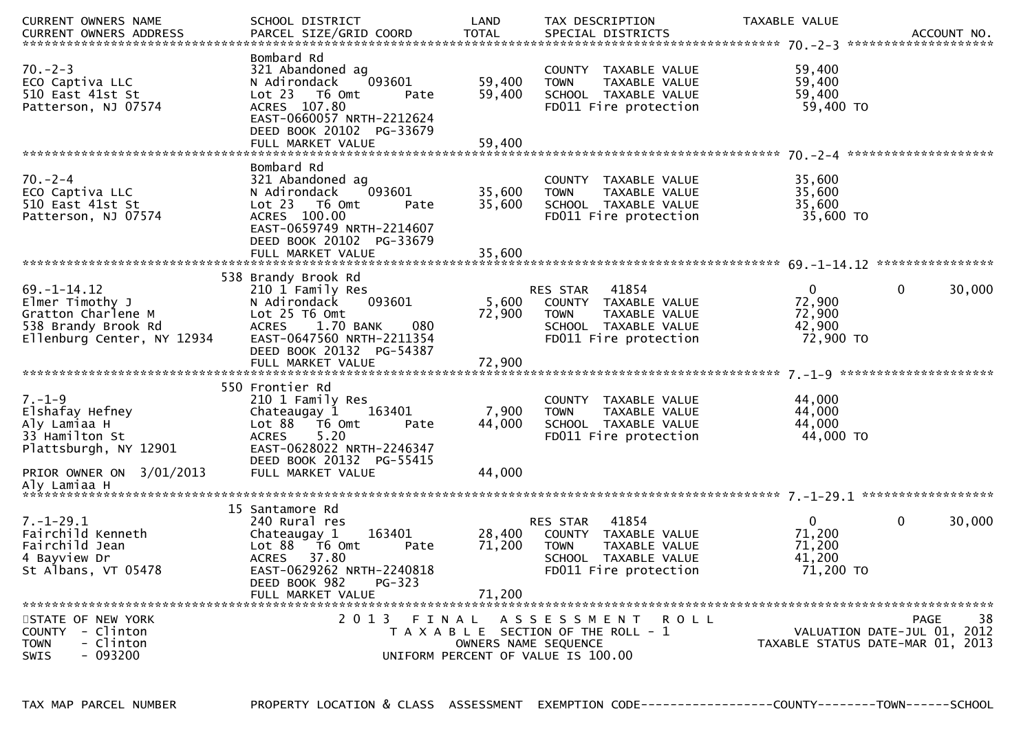| CURRENT OWNERS NAME<br>CURRENT OWNERS ADDRESS | SCHOOL DISTRICT<br>PARCEL SIZE/GRID COORD | LAND<br>TOTAL | TAX DESCRIPTION<br>SPECIAL DISTRICTS | TAXABLE VALUE | | ACCOUNT NO. |
|---|---|---|---|---|---|---|
| **70.-2-3** | | | | | | |
| 70.-2-3<br>ECO Captiva LLC<br>510 East 41st St<br>Patterson, NJ 07574 | Bombard Rd<br>321 Abandoned ag<br>N Adirondack 093601<br>Lot 23 T6 Omt Pate<br>ACRES 107.80<br>EAST-0660057 NRTH-2212624<br>DEED BOOK 20102 PG-33679<br>FULL MARKET VALUE | 59,400<br>59,400<br><br><br><br><br><br>59,400 | COUNTY TAXABLE VALUE<br>TOWN TAXABLE VALUE<br>SCHOOL TAXABLE VALUE<br>FD011 Fire protection | 59,400<br>59,400<br>59,400<br>59,400 TO | | |
| **70.-2-4** | | | | | | |
| 70.-2-4<br>ECO Captiva LLC<br>510 East 41st St<br>Patterson, NJ 07574 | Bombard Rd<br>321 Abandoned ag<br>N Adirondack 093601<br>Lot 23 T6 Omt Pate<br>ACRES 100.00<br>EAST-0659749 NRTH-2214607<br>DEED BOOK 20102 PG-33679<br>FULL MARKET VALUE | 35,600<br>35,600<br><br><br><br><br><br>35,600 | COUNTY TAXABLE VALUE<br>TOWN TAXABLE VALUE<br>SCHOOL TAXABLE VALUE<br>FD011 Fire protection | 35,600<br>35,600<br>35,600<br>35,600 TO | | |
| **69.-1-14.12** | | | | | | |
| 69.-1-14.12<br>Elmer Timothy J<br>Gratton Charlene M<br>538 Brandy Brook Rd<br>Ellenburg Center, NY 12934 | 538 Brandy Brook Rd<br>210 1 Family Res<br>N Adirondack 093601<br>Lot 25 T6 Omt<br>ACRES 1.70 BANK 080<br>EAST-0647560 NRTH-2211354<br>DEED BOOK 20132 PG-54387<br>FULL MARKET VALUE | 5,600<br>72,900<br><br><br><br><br>72,900 | RES STAR 41854<br>COUNTY TAXABLE VALUE<br>TOWN TAXABLE VALUE<br>SCHOOL TAXABLE VALUE<br>FD011 Fire protection | 0<br>72,900<br>72,900<br>42,900<br>72,900 TO | 0 | 30,000 |
| **7.-1-9** | | | | | | |
| 7.-1-9<br>Elshafay Hefney<br>Aly Lamiaa H<br>33 Hamilton St<br>Plattsburgh, NY 12901<br><br>PRIOR OWNER ON 3/01/2013<br>Aly Lamiaa H | 550 Frontier Rd<br>210 1 Family Res<br>Chateaugay 1 163401<br>Lot 88 T6 Omt Pate<br>ACRES 5.20<br>EAST-0628022 NRTH-2246347<br>DEED BOOK 20132 PG-55415<br>FULL MARKET VALUE | 7,900<br>44,000<br><br><br><br><br>44,000 | COUNTY TAXABLE VALUE<br>TOWN TAXABLE VALUE<br>SCHOOL TAXABLE VALUE<br>FD011 Fire protection | 44,000<br>44,000<br>44,000<br>44,000 TO | | |
| **7.-1-29.1** | | | | | | |
| 7.-1-29.1<br>Fairchild Kenneth<br>Fairchild Jean<br>4 Bayview Dr<br>St Albans, VT 05478 | 15 Santamore Rd<br>240 Rural res<br>Chateaugay 1 163401<br>Lot 88 T6 Omt Pate<br>ACRES 37.80<br>EAST-0629262 NRTH-2240818<br>DEED BOOK 982 PG-323<br>FULL MARKET VALUE | 28,400<br>71,200<br><br><br><br><br>71,200 | RES STAR 41854<br>COUNTY TAXABLE VALUE<br>TOWN TAXABLE VALUE<br>SCHOOL TAXABLE VALUE<br>FD011 Fire protection | 0<br>71,200<br>71,200<br>41,200<br>71,200 TO | 0 | 30,000 |

STATE OF NEW YORK
COUNTY - Clinton
TOWN - Clinton
SWIS - 093200

2013 FINAL ASSESSMENT ROLL
TAXABLE SECTION OF THE ROLL - 1
OWNERS NAME SEQUENCE
UNIFORM PERCENT OF VALUE IS 100.00

VALUATION DATE-JUL 01, 2012
TAXABLE STATUS DATE-MAR 01, 2013

TAX MAP PARCEL NUMBER | PROPERTY LOCATION & CLASS | ASSESSMENT | EXEMPTION CODE------------------COUNTY--------TOWN------SCHOOL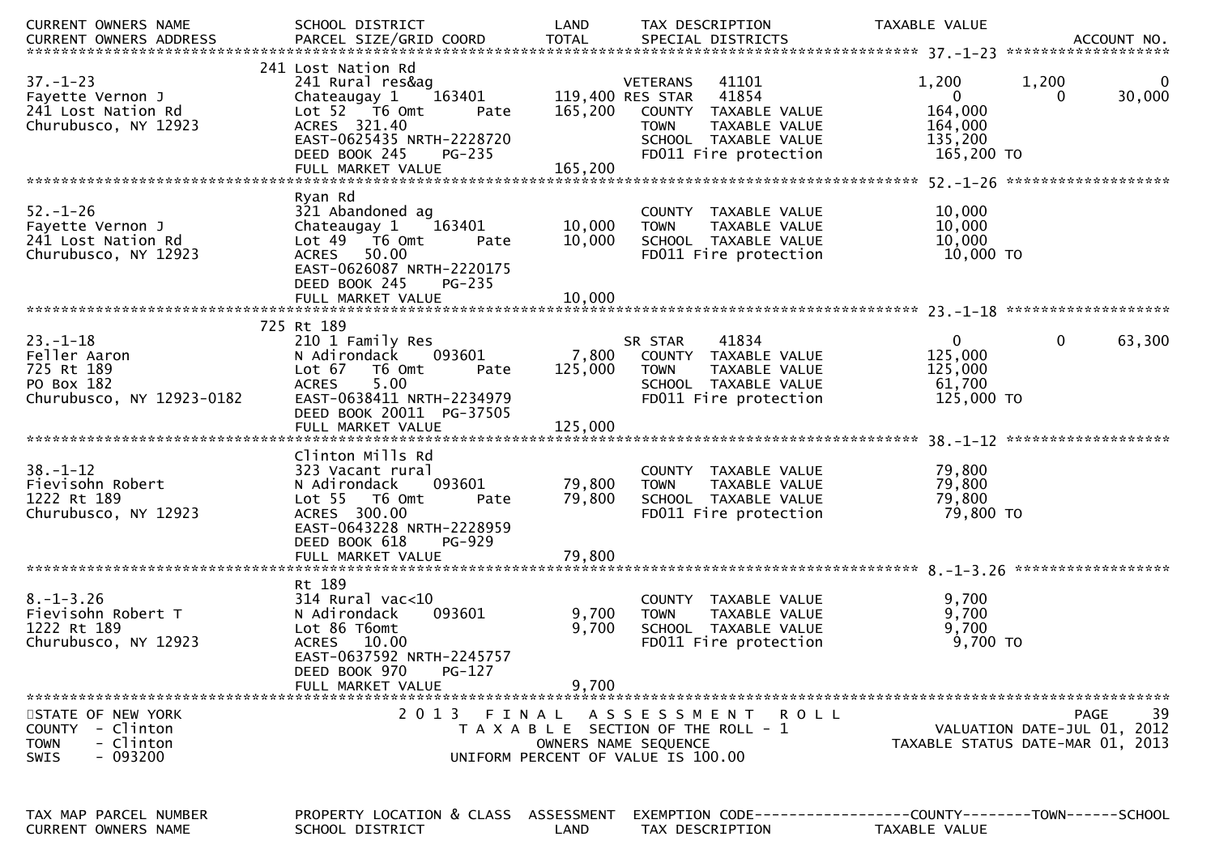| CURRENT OWNERS NAME<br>CURRENT OWNERS ADDRESS | SCHOOL DISTRICT<br>PARCEL SIZE/GRID COORD | LAND<br>TOTAL | TAX DESCRIPTION<br>SPECIAL DISTRICTS | TAXABLE VALUE | | ACCOUNT NO. |
|---|---|---|---|---|---|---|
| **37.-1-23** | | | | | | |
| | 241 Lost Nation Rd | | | | | |
| 37.-1-23 | 241 Rural res&ag | | VETERANS 41101 | 1,200 | 1,200 | 0 |
| Fayette Vernon J | Chateaugay 1 163401 | 119,400 | RES STAR 41854 | 0 | 0 | 30,000 |
| 241 Lost Nation Rd | Lot 52 T6 Omt Pate | 165,200 | COUNTY TAXABLE VALUE | 164,000 | | |
| Churubusco, NY 12923 | ACRES 321.40 | | TOWN TAXABLE VALUE | 164,000 | | |
| | EAST-0625435 NRTH-2228720 | | SCHOOL TAXABLE VALUE | 135,200 | | |
| | DEED BOOK 245 PG-235 | | FD011 Fire protection | 165,200 TO | | |
| | FULL MARKET VALUE | 165,200 | | | | |
| **52.-1-26** | | | | | | |
| | Ryan Rd | | | | | |
| 52.-1-26 | 321 Abandoned ag | | COUNTY TAXABLE VALUE | 10,000 | | |
| Fayette Vernon J | Chateaugay 1 163401 | 10,000 | TOWN TAXABLE VALUE | 10,000 | | |
| 241 Lost Nation Rd | Lot 49 T6 Omt Pate | 10,000 | SCHOOL TAXABLE VALUE | 10,000 | | |
| Churubusco, NY 12923 | ACRES 50.00 | | FD011 Fire protection | 10,000 TO | | |
| | EAST-0626087 NRTH-2220175 | | | | | |
| | DEED BOOK 245 PG-235 | | | | | |
| | FULL MARKET VALUE | 10,000 | | | | |
| **23.-1-18** | | | | | | |
| | 725 Rt 189 | | | | | |
| 23.-1-18 | 210 1 Family Res | | SR STAR 41834 | 0 | 0 | 63,300 |
| Feller Aaron | N Adirondack 093601 | 7,800 | COUNTY TAXABLE VALUE | 125,000 | | |
| 725 Rt 189 | Lot 67 T6 Omt Pate | 125,000 | TOWN TAXABLE VALUE | 125,000 | | |
| PO Box 182 | ACRES 5.00 | | SCHOOL TAXABLE VALUE | 61,700 | | |
| Churubusco, NY 12923-0182 | EAST-0638411 NRTH-2234979 | | FD011 Fire protection | 125,000 TO | | |
| | DEED BOOK 20011 PG-37505 | | | | | |
| | FULL MARKET VALUE | 125,000 | | | | |
| **38.-1-12** | | | | | | |
| | Clinton Mills Rd | | | | | |
| 38.-1-12 | 323 Vacant rural | | COUNTY TAXABLE VALUE | 79,800 | | |
| Fievisohn Robert | N Adirondack 093601 | 79,800 | TOWN TAXABLE VALUE | 79,800 | | |
| 1222 Rt 189 | Lot 55 T6 Omt Pate | 79,800 | SCHOOL TAXABLE VALUE | 79,800 | | |
| Churubusco, NY 12923 | ACRES 300.00 | | FD011 Fire protection | 79,800 TO | | |
| | EAST-0643228 NRTH-2228959 | | | | | |
| | DEED BOOK 618 PG-929 | | | | | |
| | FULL MARKET VALUE | 79,800 | | | | |
| **8.-1-3.26** | | | | | | |
| | Rt 189 | | | | | |
| 8.-1-3.26 | 314 Rural vac<10 | | COUNTY TAXABLE VALUE | 9,700 | | |
| Fievisohn Robert T | N Adirondack 093601 | 9,700 | TOWN TAXABLE VALUE | 9,700 | | |
| 1222 Rt 189 | Lot 86 T6omt | 9,700 | SCHOOL TAXABLE VALUE | 9,700 | | |
| Churubusco, NY 12923 | ACRES 10.00 | | FD011 Fire protection | 9,700 TO | | |
| | EAST-0637592 NRTH-2245757 | | | | | |
| | DEED BOOK 970 PG-127 | | | | | |
| | FULL MARKET VALUE | 9,700 | | | | |

STATE OF NEW YORK
COUNTY - Clinton
TOWN - Clinton
SWIS - 093200

2013 FINAL ASSESSMENT ROLL
TAXABLE SECTION OF THE ROLL - 1
OWNERS NAME SEQUENCE
UNIFORM PERCENT OF VALUE IS 100.00

VALUATION DATE-JUL 01, 2012
TAXABLE STATUS DATE-MAR 01, 2013

| TAX MAP PARCEL NUMBER | PROPERTY LOCATION & CLASS | ASSESSMENT | EXEMPTION CODE------------------COUNTY--------TOWN------SCHOOL |
|---|---|---|---|
| CURRENT OWNERS NAME | SCHOOL DISTRICT | LAND | TAX DESCRIPTION TAXABLE VALUE |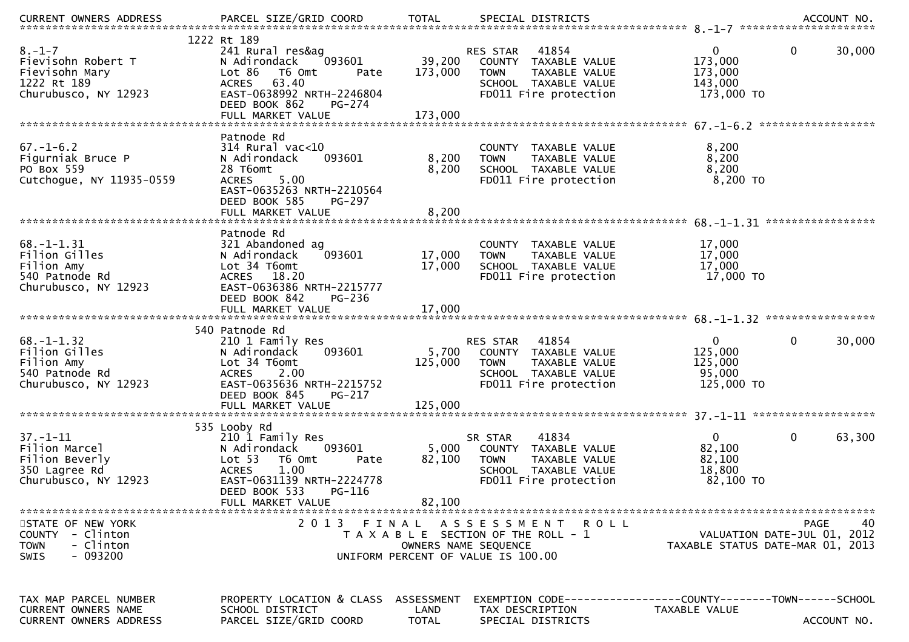| TAX MAP PARCEL NUMBER / CURRENT OWNERS NAME / CURRENT OWNERS ADDRESS | PROPERTY LOCATION & CLASS / SCHOOL DISTRICT / PARCEL SIZE/GRID COORD | ASSESSMENT LAND / TOTAL | EXEMPTION CODE / TAX DESCRIPTION / SPECIAL DISTRICTS | COUNTY TAXABLE VALUE | TOWN | SCHOOL / ACCOUNT NO. |
|---|---|---|---|---|---|---|
| **8.-1-7** | 1222 Rt 189 | | | | | |
| 8.-1-7 | 241 Rural res&ag | | RES STAR 41854 | 0 | 0 | 30,000 |
| Fievisohn Robert T | N Adirondack 093601 | 39,200 | COUNTY TAXABLE VALUE | 173,000 | | |
| Fievisohn Mary | Lot 86 T6 Omt Pate | 173,000 | TOWN TAXABLE VALUE | 173,000 | | |
| 1222 Rt 189 | ACRES 63.40 | | SCHOOL TAXABLE VALUE | 143,000 | | |
| Churubusco, NY 12923 | EAST-0638992 NRTH-2246804 | | FD011 Fire protection | 173,000 TO | | |
| | DEED BOOK 862 PG-274 | | | | | |
| | FULL MARKET VALUE | 173,000 | | | | |
| **67.-1-6.2** | Patnode Rd | | | | | |
| 67.-1-6.2 | 314 Rural vac<10 | | COUNTY TAXABLE VALUE | 8,200 | | |
| Figurniak Bruce P | N Adirondack 093601 | 8,200 | TOWN TAXABLE VALUE | 8,200 | | |
| PO Box 559 | 28 T6omt | 8,200 | SCHOOL TAXABLE VALUE | 8,200 | | |
| Cutchogue, NY 11935-0559 | ACRES 5.00 | | FD011 Fire protection | 8,200 TO | | |
| | EAST-0635263 NRTH-2210564 | | | | | |
| | DEED BOOK 585 PG-297 | | | | | |
| | FULL MARKET VALUE | 8,200 | | | | |
| **68.-1-1.31** | Patnode Rd | | | | | |
| 68.-1-1.31 | 321 Abandoned ag | | COUNTY TAXABLE VALUE | 17,000 | | |
| Filion Gilles | N Adirondack 093601 | 17,000 | TOWN TAXABLE VALUE | 17,000 | | |
| Filion Amy | Lot 34 T6omt | 17,000 | SCHOOL TAXABLE VALUE | 17,000 | | |
| 540 Patnode Rd | ACRES 18.20 | | FD011 Fire protection | 17,000 TO | | |
| Churubusco, NY 12923 | EAST-0636386 NRTH-2215777 | | | | | |
| | DEED BOOK 842 PG-236 | | | | | |
| | FULL MARKET VALUE | 17,000 | | | | |
| **68.-1-1.32** | 540 Patnode Rd | | | | | |
| 68.-1-1.32 | 210 1 Family Res | | RES STAR 41854 | 0 | 0 | 30,000 |
| Filion Gilles | N Adirondack 093601 | 5,700 | COUNTY TAXABLE VALUE | 125,000 | | |
| Filion Amy | Lot 34 T6omt | 125,000 | TOWN TAXABLE VALUE | 125,000 | | |
| 540 Patnode Rd | ACRES 2.00 | | SCHOOL TAXABLE VALUE | 95,000 | | |
| Churubusco, NY 12923 | EAST-0635636 NRTH-2215752 | | FD011 Fire protection | 125,000 TO | | |
| | DEED BOOK 845 PG-217 | | | | | |
| | FULL MARKET VALUE | 125,000 | | | | |
| **37.-1-11** | 535 Looby Rd | | | | | |
| 37.-1-11 | 210 1 Family Res | | SR STAR 41834 | 0 | 0 | 63,300 |
| Filion Marcel | N Adirondack 093601 | 5,000 | COUNTY TAXABLE VALUE | 82,100 | | |
| Filion Beverly | Lot 53 T6 Omt Pate | 82,100 | TOWN TAXABLE VALUE | 82,100 | | |
| 350 Lagree Rd | ACRES 1.00 | | SCHOOL TAXABLE VALUE | 18,800 | | |
| Churubusco, NY 12923 | EAST-0631139 NRTH-2224778 | | FD011 Fire protection | 82,100 TO | | |
| | DEED BOOK 533 PG-116 | | | | | |
| | FULL MARKET VALUE | 82,100 | | | | |

STATE OF NEW YORK
COUNTY - Clinton
TOWN - Clinton
SWIS - 093200

2013 FINAL ASSESSMENT ROLL
TAXABLE SECTION OF THE ROLL - 1
OWNERS NAME SEQUENCE
UNIFORM PERCENT OF VALUE IS 100.00

VALUATION DATE-JUL 01, 2012
TAXABLE STATUS DATE-MAR 01, 2013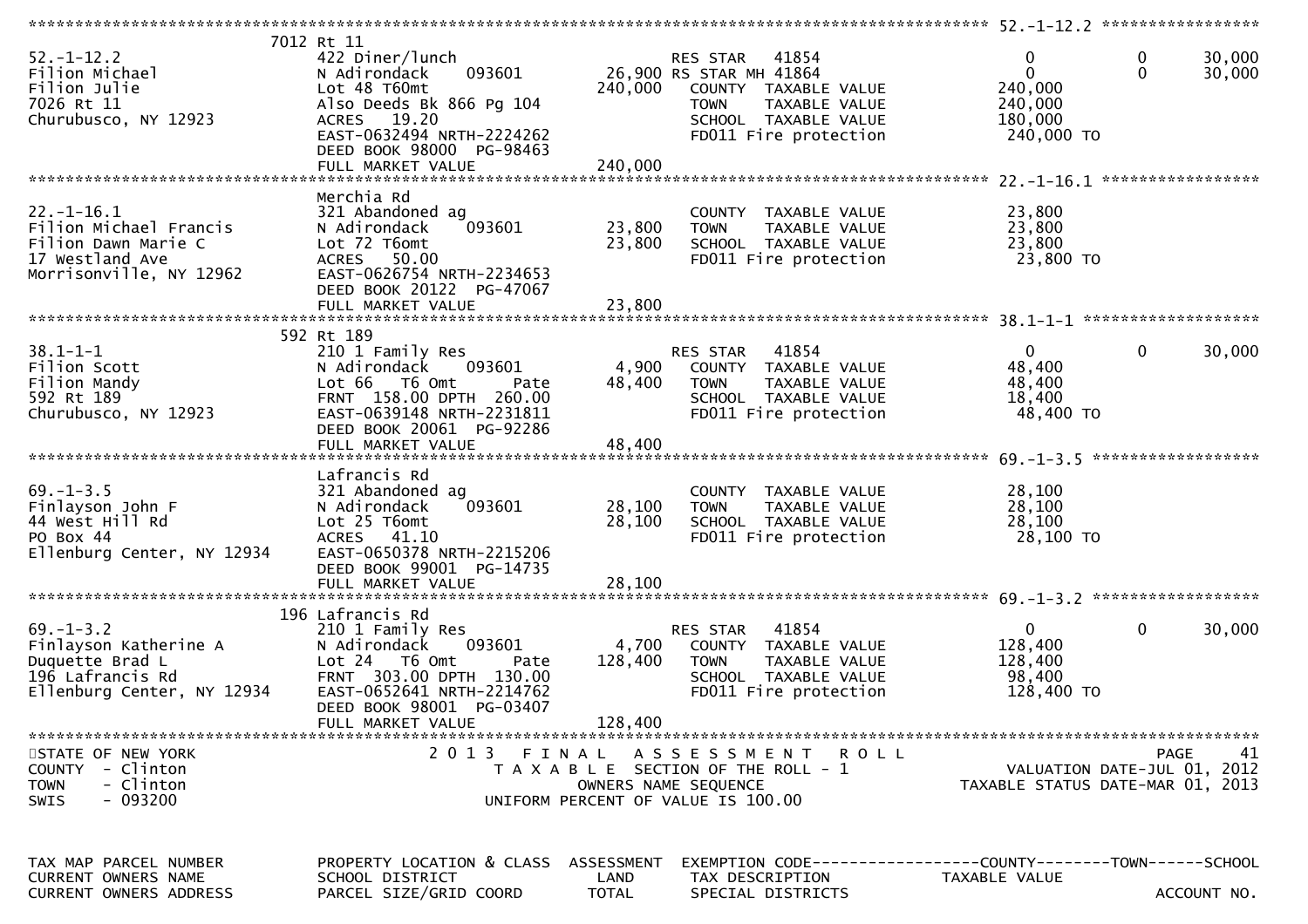## 2013 FINAL ASSESSMENT ROLL

STATE OF NEW YORK — COUNTY - Clinton — TOWN - Clinton — SWIS - 093200

TAXABLE SECTION OF THE ROLL - 1 — OWNERS NAME SEQUENCE — UNIFORM PERCENT OF VALUE IS 100.00

VALUATION DATE-JUL 01, 2012 — TAXABLE STATUS DATE-MAR 01, 2013

| TAX MAP PARCEL NUMBER / CURRENT OWNERS NAME / CURRENT OWNERS ADDRESS | PROPERTY LOCATION & CLASS / SCHOOL DISTRICT / PARCEL SIZE/GRID COORD | ASSESSMENT LAND / TOTAL | EXEMPTION CODE / TAX DESCRIPTION / SPECIAL DISTRICTS | COUNTY TAXABLE VALUE | TOWN | SCHOOL / ACCOUNT NO. |
|---|---|---|---|---|---|---|
| **52.-1-12.2** | 7012 Rt 11 | | | | | |
| 52.-1-12.2 | 422 Diner/lunch | | RES STAR 41854 | 0 | 0 | 30,000 |
| Filion Michael | N Adirondack 093601 | 26,900 | RS STAR MH 41864 | 0 | 0 | 30,000 |
| Filion Julie | Lot 48 T60mt | 240,000 | COUNTY TAXABLE VALUE | 240,000 | | |
| 7026 Rt 11 | Also Deeds Bk 866 Pg 104 | | TOWN TAXABLE VALUE | 240,000 | | |
| Churubusco, NY 12923 | ACRES 19.20 | | SCHOOL TAXABLE VALUE | 180,000 | | |
| | EAST-0632494 NRTH-2224262 | | FD011 Fire protection | 240,000 TO | | |
| | DEED BOOK 98000 PG-98463 | | | | | |
| | FULL MARKET VALUE | 240,000 | | | | |
| **22.-1-16.1** | Merchia Rd | | | | | |
| 22.-1-16.1 | 321 Abandoned ag | | COUNTY TAXABLE VALUE | 23,800 | | |
| Filion Michael Francis | N Adirondack 093601 | 23,800 | TOWN TAXABLE VALUE | 23,800 | | |
| Filion Dawn Marie C | Lot 72 T6omt | 23,800 | SCHOOL TAXABLE VALUE | 23,800 | | |
| 17 Westland Ave | ACRES 50.00 | | FD011 Fire protection | 23,800 TO | | |
| Morrisonville, NY 12962 | EAST-0626754 NRTH-2234653 | | | | | |
| | DEED BOOK 20122 PG-47067 | | | | | |
| | FULL MARKET VALUE | 23,800 | | | | |
| **38.1-1-1** | 592 Rt 189 | | | | | |
| 38.1-1-1 | 210 1 Family Res | | RES STAR 41854 | 0 | 0 | 30,000 |
| Filion Scott | N Adirondack 093601 | 4,900 | COUNTY TAXABLE VALUE | 48,400 | | |
| Filion Mandy | Lot 66 T6 Omt Pate | 48,400 | TOWN TAXABLE VALUE | 48,400 | | |
| 592 Rt 189 | FRNT 158.00 DPTH 260.00 | | SCHOOL TAXABLE VALUE | 18,400 | | |
| Churubusco, NY 12923 | EAST-0639148 NRTH-2231811 | | FD011 Fire protection | 48,400 TO | | |
| | DEED BOOK 20061 PG-92286 | | | | | |
| | FULL MARKET VALUE | 48,400 | | | | |
| **69.-1-3.5** | Lafrancis Rd | | | | | |
| 69.-1-3.5 | 321 Abandoned ag | | COUNTY TAXABLE VALUE | 28,100 | | |
| Finlayson John F | N Adirondack 093601 | 28,100 | TOWN TAXABLE VALUE | 28,100 | | |
| 44 West Hill Rd | Lot 25 T6omt | 28,100 | SCHOOL TAXABLE VALUE | 28,100 | | |
| PO Box 44 | ACRES 41.10 | | FD011 Fire protection | 28,100 TO | | |
| Ellenburg Center, NY 12934 | EAST-0650378 NRTH-2215206 | | | | | |
| | DEED BOOK 99001 PG-14735 | | | | | |
| | FULL MARKET VALUE | 28,100 | | | | |
| **69.-1-3.2** | 196 Lafrancis Rd | | | | | |
| 69.-1-3.2 | 210 1 Family Res | | RES STAR 41854 | 0 | 0 | 30,000 |
| Finlayson Katherine A | N Adirondack 093601 | 4,700 | COUNTY TAXABLE VALUE | 128,400 | | |
| Duquette Brad L | Lot 24 T6 Omt Pate | 128,400 | TOWN TAXABLE VALUE | 128,400 | | |
| 196 Lafrancis Rd | FRNT 303.00 DPTH 130.00 | | SCHOOL TAXABLE VALUE | 98,400 | | |
| Ellenburg Center, NY 12934 | EAST-0652641 NRTH-2214762 | | FD011 Fire protection | 128,400 TO | | |
| | DEED BOOK 98001 PG-03407 | | | | | |
| | FULL MARKET VALUE | 128,400 | | | | |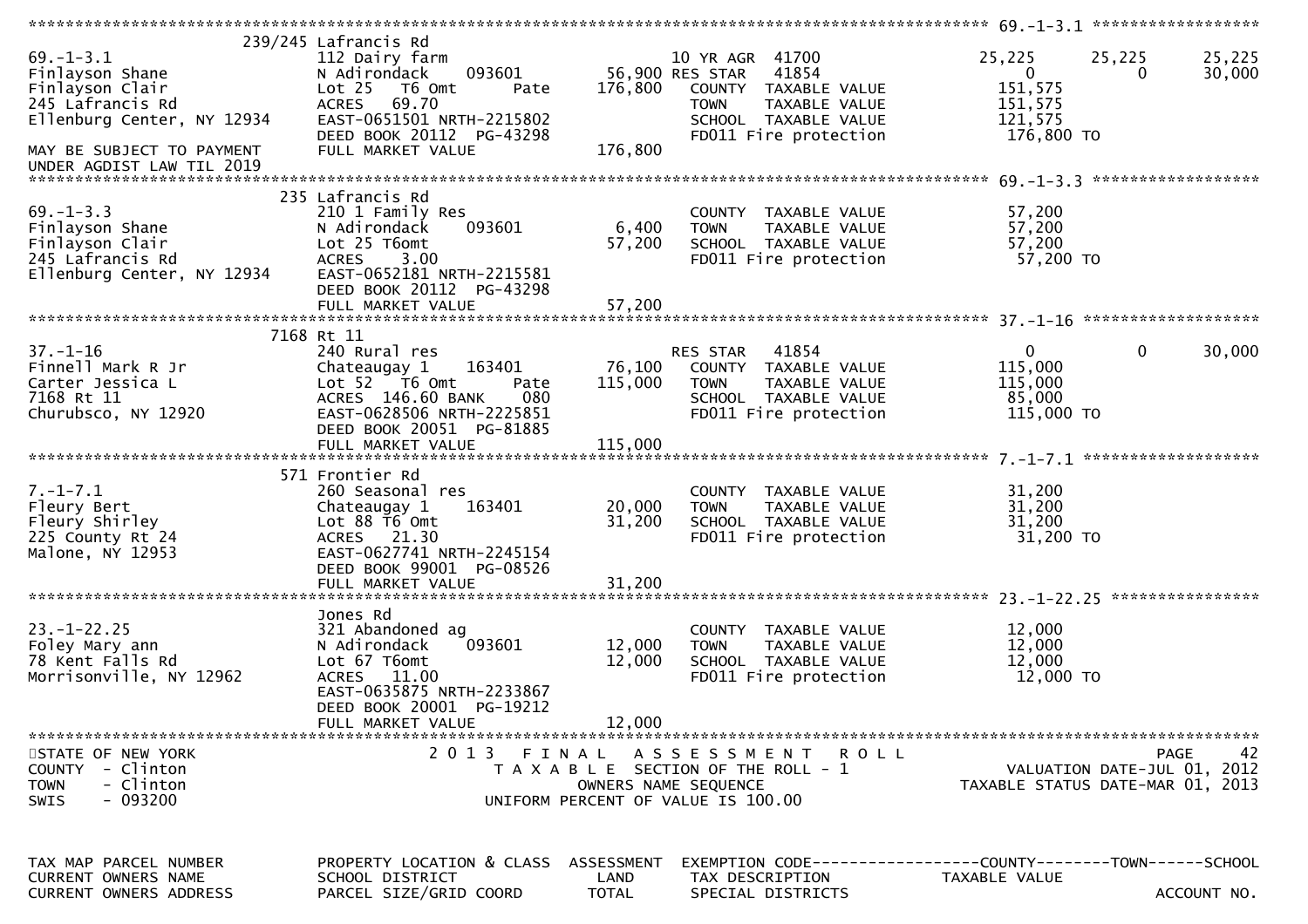```
******************************************************************************************************* 69.-1-3.1 ******************
                239/245 Lafrancis Rd
69.-1-3.1                      112 Dairy farm                        10 YR AGR  41700                25,225       25,225       25,225
Finlayson Shane                N Adirondack      093601       56,900 RES STAR   41854                     0            0       30,000
Finlayson Clair                Lot 25   T6 Omt         Pate   176,800   COUNTY  TAXABLE VALUE           151,575
245 Lafrancis Rd               ACRES    69.70                           TOWN    TAXABLE VALUE           151,575
Ellenburg Center, NY 12934     EAST-0651501 NRTH-2215802                SCHOOL  TAXABLE VALUE           121,575
                               DEED BOOK 20112  PG-43298                FD011 Fire protection            176,800 TO
MAY BE SUBJECT TO PAYMENT      FULL MARKET VALUE            176,800
UNDER AGDIST LAW TIL 2019
******************************************************************************************************* 69.-1-3.3 ******************
                235 Lafrancis Rd
69.-1-3.3                      210 1 Family Res                         COUNTY  TAXABLE VALUE            57,200
Finlayson Shane                N Adirondack      093601        6,400    TOWN    TAXABLE VALUE            57,200
Finlayson Clair                Lot 25 T6omt                   57,200    SCHOOL  TAXABLE VALUE            57,200
245 Lafrancis Rd               ACRES     3.00                           FD011 Fire protection             57,200 TO
Ellenburg Center, NY 12934     EAST-0652181 NRTH-2215581
                               DEED BOOK 20112  PG-43298
                               FULL MARKET VALUE             57,200
******************************************************************************************************* 37.-1-16 *******************
                7168 Rt 11
37.-1-16                       240 Rural res                         RES STAR   41854                     0            0       30,000
Finnell Mark R Jr              Chateaugay 1      163401       76,100    COUNTY  TAXABLE VALUE           115,000
Carter Jessica L               Lot 52   T6 Omt         Pate   115,000   TOWN    TAXABLE VALUE           115,000
7168 Rt 11                     ACRES  146.60 BANK     080               SCHOOL  TAXABLE VALUE            85,000
Churubsco, NY 12920            EAST-0628506 NRTH-2225851                FD011 Fire protection            115,000 TO
                               DEED BOOK 20051  PG-81885
                               FULL MARKET VALUE            115,000
******************************************************************************************************* 7.-1-7.1 *******************
                571 Frontier Rd
7.-1-7.1                       260 Seasonal res                         COUNTY  TAXABLE VALUE            31,200
Fleury Bert                    Chateaugay 1      163401       20,000    TOWN    TAXABLE VALUE            31,200
Fleury Shirley                 Lot 88 T6 Omt                  31,200    SCHOOL  TAXABLE VALUE            31,200
225 County Rt 24               ACRES    21.30                           FD011 Fire protection             31,200 TO
Malone, NY 12953               EAST-0627741 NRTH-2245154
                               DEED BOOK 99001  PG-08526
                               FULL MARKET VALUE             31,200
******************************************************************************************************* 23.-1-22.25 ****************
                Jones Rd
23.-1-22.25                    321 Abandoned ag                         COUNTY  TAXABLE VALUE            12,000
Foley Mary ann                 N Adirondack      093601       12,000    TOWN    TAXABLE VALUE            12,000
78 Kent Falls Rd               Lot 67 T6omt                   12,000    SCHOOL  TAXABLE VALUE            12,000
Morrisonville, NY 12962        ACRES    11.00                           FD011 Fire protection             12,000 TO
                               EAST-0635875 NRTH-2233867
                               DEED BOOK 20001  PG-19212
                               FULL MARKET VALUE             12,000
************************************************************************************************************************************
STATE OF NEW YORK                    2 0 1 3   F I N A L   A S S E S S M E N T   R O L L                                    PAGE     42
COUNTY  - Clinton                        T A X A B L E  SECTION OF THE ROLL - 1                          VALUATION DATE-JUL 01, 2012
TOWN    - Clinton                              OWNERS NAME SEQUENCE                                  TAXABLE STATUS DATE-MAR 01, 2013
SWIS    - 093200                         UNIFORM PERCENT OF VALUE IS 100.00


TAX MAP PARCEL NUMBER          PROPERTY LOCATION & CLASS  ASSESSMENT  EXEMPTION CODE------------------COUNTY--------TOWN------SCHOOL
CURRENT OWNERS NAME            SCHOOL DISTRICT               LAND      TAX DESCRIPTION               TAXABLE VALUE
CURRENT OWNERS ADDRESS         PARCEL SIZE/GRID COORD       TOTAL      SPECIAL DISTRICTS                                  ACCOUNT NO.
```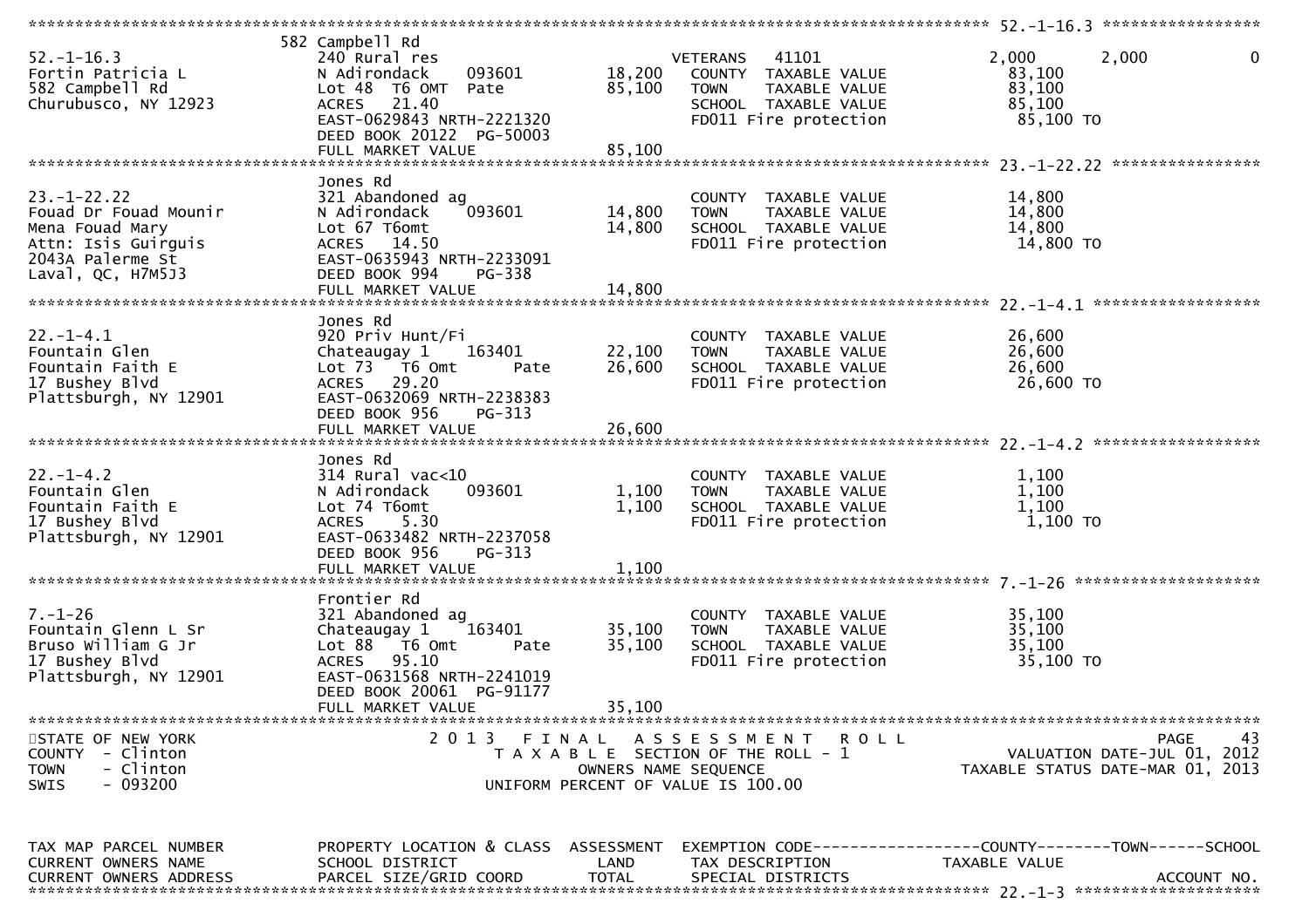```
******************************************************************************************************* 52.-1-16.3 *****************
                              582 Campbell Rd
52.-1-16.3                    240 Rural res                           VETERANS   41101              2,000        2,000             0
Fortin Patricia L             N Adirondack      093601       18,200   COUNTY  TAXABLE VALUE          83,100
582 Campbell Rd               Lot 48  T6 OMT  Pate           85,100   TOWN    TAXABLE VALUE          83,100
Churubusco, NY 12923          ACRES   21.40                           SCHOOL  TAXABLE VALUE          85,100
                              EAST-0629843 NRTH-2221320               FD011 Fire protection           85,100 TO
                              DEED BOOK 20122  PG-50003
                              FULL MARKET VALUE              85,100
******************************************************************************************************* 23.-1-22.22 ****************
                              Jones Rd
23.-1-22.22                   321 Abandoned ag                        COUNTY  TAXABLE VALUE          14,800
Fouad Dr Fouad Mounir         N Adirondack     093601        14,800   TOWN    TAXABLE VALUE          14,800
Mena Fouad Mary               Lot 67 T6omt                   14,800   SCHOOL  TAXABLE VALUE          14,800
Attn: Isis Guirguis           ACRES   14.50                           FD011 Fire protection           14,800 TO
2043A Palerme St              EAST-0635943 NRTH-2233091
Laval, QC, H7M5J3             DEED BOOK 994    PG-338
                              FULL MARKET VALUE              14,800
******************************************************************************************************* 22.-1-4.1 ******************
                              Jones Rd
22.-1-4.1                     920 Priv Hunt/Fi                        COUNTY  TAXABLE VALUE          26,600
Fountain Glen                 Chateaugay 1     163401        22,100   TOWN    TAXABLE VALUE          26,600
Fountain Faith E              Lot 73   T6 Omt        Pate    26,600   SCHOOL  TAXABLE VALUE          26,600
17 Bushey Blvd                ACRES   29.20                           FD011 Fire protection           26,600 TO
Plattsburgh, NY 12901         EAST-0632069 NRTH-2238383
                              DEED BOOK 956    PG-313
                              FULL MARKET VALUE              26,600
******************************************************************************************************* 22.-1-4.2 ******************
                              Jones Rd
22.-1-4.2                     314 Rural vac<10                        COUNTY  TAXABLE VALUE           1,100
Fountain Glen                 N Adirondack     093601         1,100   TOWN    TAXABLE VALUE           1,100
Fountain Faith E              Lot 74 T6omt                    1,100   SCHOOL  TAXABLE VALUE           1,100
17 Bushey Blvd                ACRES    5.30                           FD011 Fire protection            1,100 TO
Plattsburgh, NY 12901         EAST-0633482 NRTH-2237058
                              DEED BOOK 956    PG-313
                              FULL MARKET VALUE               1,100
******************************************************************************************************* 7.-1-26 ********************
                              Frontier Rd
7.-1-26                       321 Abandoned ag                        COUNTY  TAXABLE VALUE          35,100
Fountain Glenn L Sr           Chateaugay 1     163401        35,100   TOWN    TAXABLE VALUE          35,100
Bruso William G Jr            Lot 88   T6 Omt        Pate    35,100   SCHOOL  TAXABLE VALUE          35,100
17 Bushey Blvd                ACRES   95.10                           FD011 Fire protection           35,100 TO
Plattsburgh, NY 12901         EAST-0631568 NRTH-2241019
                              DEED BOOK 20061  PG-91177
                              FULL MARKET VALUE              35,100
************************************************************************************************************************************
STATE OF NEW YORK                    2 0 1 3   F I N A L   A S S E S S M E N T   R O L L                                 PAGE    43
COUNTY  - Clinton                       T A X A B L E  SECTION OF THE ROLL - 1                       VALUATION DATE-JUL 01, 2012
TOWN    - Clinton                               OWNERS NAME SEQUENCE                              TAXABLE STATUS DATE-MAR 01, 2013
SWIS    - 093200                       UNIFORM PERCENT OF VALUE IS 100.00


TAX MAP PARCEL NUMBER         PROPERTY LOCATION & CLASS  ASSESSMENT  EXEMPTION CODE------------------COUNTY--------TOWN------SCHOOL
CURRENT OWNERS NAME           SCHOOL DISTRICT               LAND     TAX DESCRIPTION               TAXABLE VALUE
CURRENT OWNERS ADDRESS        PARCEL SIZE/GRID COORD       TOTAL     SPECIAL DISTRICTS                                  ACCOUNT NO.
******************************************************************************************************* 22.-1-3 ********************
```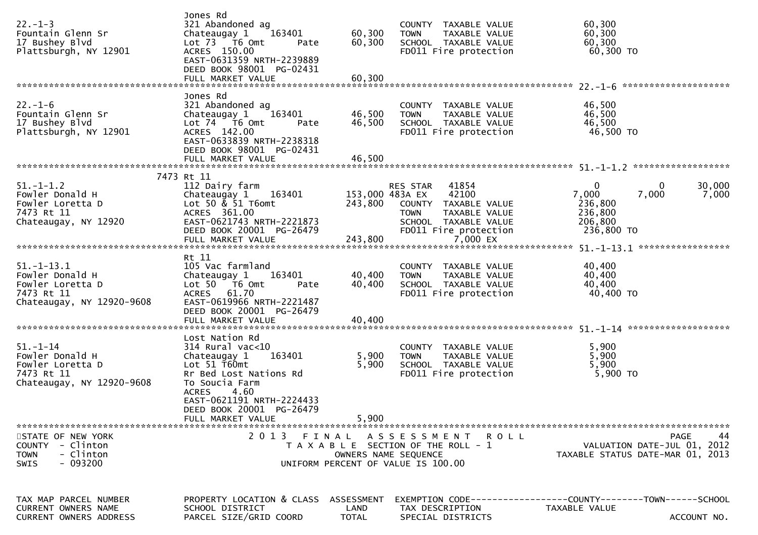```
                           Jones Rd
22.-1-3                    321 Abandoned ag                      COUNTY  TAXABLE VALUE             60,300
Fountain Glenn Sr          Chateaugay 1     163401      60,300   TOWN    TAXABLE VALUE             60,300
17 Bushey Blvd             Lot 73   T6 Omt        Pate  60,300   SCHOOL  TAXABLE VALUE             60,300
Plattsburgh, NY 12901      ACRES  150.00                         FD011 Fire protection              60,300 TO
                           EAST-0631359 NRTH-2239889
                           DEED BOOK 98001  PG-02431
                           FULL MARKET VALUE            60,300
******************************************************************************************************* 22.-1-6 ********************
                           Jones Rd
22.-1-6                    321 Abandoned ag                      COUNTY  TAXABLE VALUE             46,500
Fountain Glenn Sr          Chateaugay 1     163401      46,500   TOWN    TAXABLE VALUE             46,500
17 Bushey Blvd             Lot 74   T6 Omt        Pate  46,500   SCHOOL  TAXABLE VALUE             46,500
Plattsburgh, NY 12901      ACRES  142.00                         FD011 Fire protection              46,500 TO
                           EAST-0633839 NRTH-2238318
                           DEED BOOK 98001  PG-02431
                           FULL MARKET VALUE            46,500
******************************************************************************************************* 51.-1-1.2 ******************
                  7473 Rt 11
51.-1-1.2                  112 Dairy farm                        RES STAR    41854                 0             0        30,000
Fowler Donald H            Chateaugay 1     163401     153,000 483A EX      42100              7,000         7,000         7,000
Fowler Loretta D           Lot 50 & 51 T6omt           243,800   COUNTY  TAXABLE VALUE            236,800
7473 Rt 11                 ACRES  361.00                         TOWN    TAXABLE VALUE            236,800
Chateaugay, NY 12920       EAST-0621743 NRTH-2221873             SCHOOL  TAXABLE VALUE            206,800
                           DEED BOOK 20001  PG-26479             FD011 Fire protection             236,800 TO
                           FULL MARKET VALUE           243,800              7,000 EX
******************************************************************************************************* 51.-1-13.1 *****************
                           Rt 11
51.-1-13.1                 105 Vac farmland                      COUNTY  TAXABLE VALUE             40,400
Fowler Donald H            Chateaugay 1     163401      40,400   TOWN    TAXABLE VALUE             40,400
Fowler Loretta D           Lot 50   T6 Omt        Pate  40,400   SCHOOL  TAXABLE VALUE             40,400
7473 Rt 11                 ACRES   61.70                         FD011 Fire protection              40,400 TO
Chateaugay, NY 12920-9608  EAST-0619966 NRTH-2221487
                           DEED BOOK 20001  PG-26479
                           FULL MARKET VALUE            40,400
******************************************************************************************************* 51.-1-14 *******************
                           Lost Nation Rd
51.-1-14                   314 Rural vac<10                      COUNTY  TAXABLE VALUE              5,900
Fowler Donald H            Chateaugay 1     163401       5,900   TOWN    TAXABLE VALUE              5,900
Fowler Loretta D           Lot 51 T60mt                  5,900   SCHOOL  TAXABLE VALUE              5,900
7473 Rt 11                 Rr Bed Lost Nations Rd                FD011 Fire protection               5,900 TO
Chateaugay, NY 12920-9608  To Soucia Farm
                           ACRES    4.60
                           EAST-0621191 NRTH-2224433
                           DEED BOOK 20001  PG-26479
                           FULL MARKET VALUE             5,900
************************************************************************************************************************************
STATE OF NEW YORK                 2 0 1 3   F I N A L   A S S E S S M E N T   R O L L                                PAGE     44
COUNTY  - Clinton                    T A X A B L E  SECTION OF THE ROLL - 1                        VALUATION DATE-JUL 01, 2012
TOWN    - Clinton                           OWNERS NAME SEQUENCE                               TAXABLE STATUS DATE-MAR 01, 2013
SWIS    - 093200                      UNIFORM PERCENT OF VALUE IS 100.00


TAX MAP PARCEL NUMBER      PROPERTY LOCATION & CLASS  ASSESSMENT  EXEMPTION CODE------------------COUNTY--------TOWN------SCHOOL
CURRENT OWNERS NAME        SCHOOL DISTRICT               LAND     TAX DESCRIPTION             TAXABLE VALUE
CURRENT OWNERS ADDRESS     PARCEL SIZE/GRID COORD       TOTAL     SPECIAL DISTRICTS                                   ACCOUNT NO.
```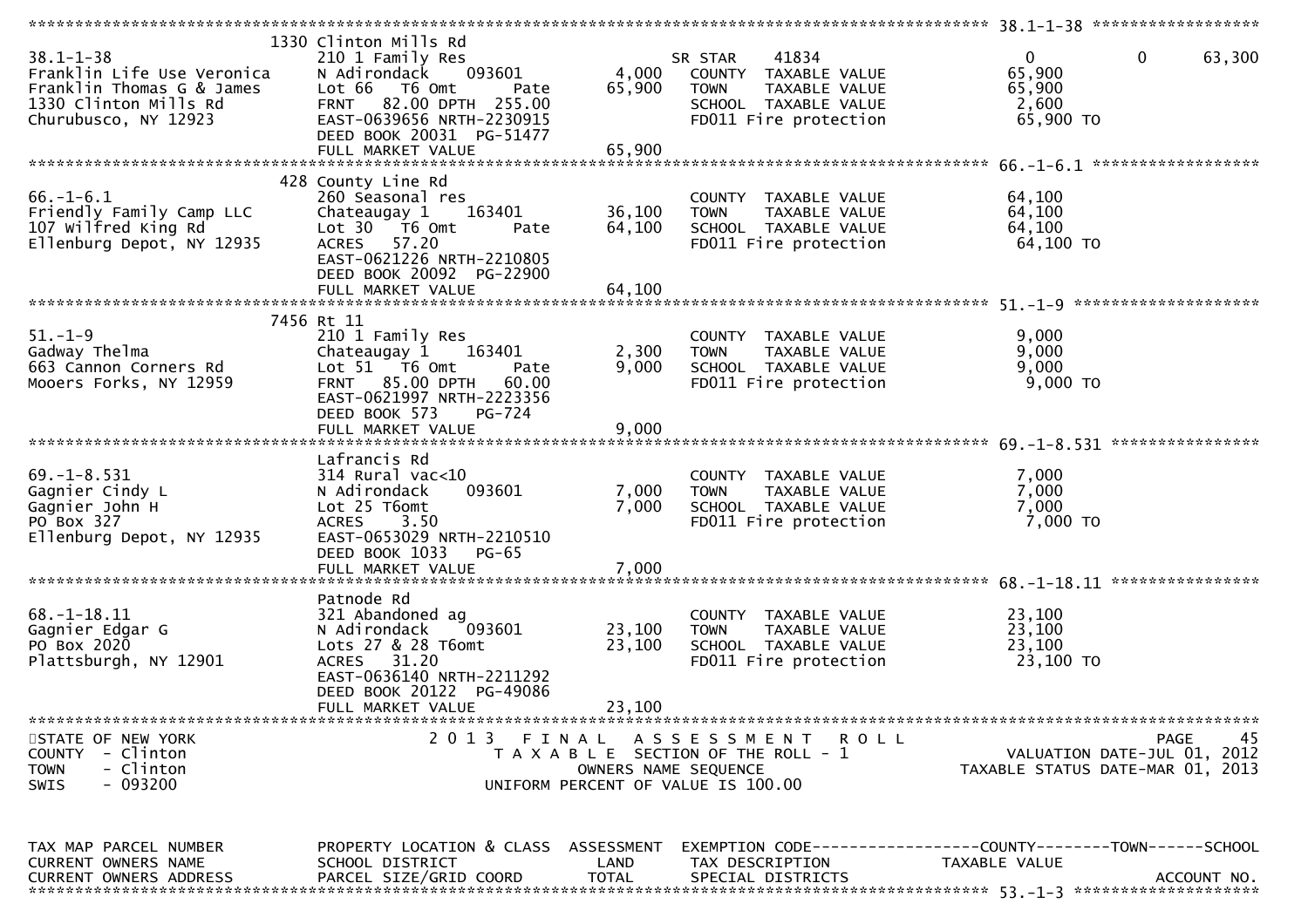```
******************************************************************************************************* 38.1-1-38 ******************
                              1330 Clinton Mills Rd
38.1-1-38                     210 1 Family Res                         SR STAR      41834                0            0       63,300
Franklin Life Use Veronica    N Adirondack      093601        4,000    COUNTY  TAXABLE VALUE          65,900
Franklin Thomas G & James     Lot 66   T6 Omt        Pate    65,900    TOWN    TAXABLE VALUE          65,900
1330 Clinton Mills Rd         FRNT   82.00 DPTH  255.00                SCHOOL  TAXABLE VALUE           2,600
Churubusco, NY 12923          EAST-0639656 NRTH-2230915                FD011 Fire protection          65,900 TO
                              DEED BOOK 20031  PG-51477
                              FULL MARKET VALUE              65,900
******************************************************************************************************* 66.-1-6.1 ******************
                              428 County Line Rd
66.-1-6.1                     260 Seasonal res                         COUNTY  TAXABLE VALUE          64,100
Friendly Family Camp LLC      Chateaugay 1      163401       36,100    TOWN    TAXABLE VALUE          64,100
107 Wilfred King Rd           Lot 30   T6 Omt        Pate    64,100    SCHOOL  TAXABLE VALUE          64,100
Ellenburg Depot, NY 12935     ACRES   57.20                            FD011 Fire protection          64,100 TO
                              EAST-0621226 NRTH-2210805
                              DEED BOOK 20092  PG-22900
                              FULL MARKET VALUE              64,100
******************************************************************************************************* 51.-1-9 ********************
                              7456 Rt 11
51.-1-9                       210 1 Family Res                         COUNTY  TAXABLE VALUE           9,000
Gadway Thelma                 Chateaugay 1      163401        2,300    TOWN    TAXABLE VALUE           9,000
663 Cannon Corners Rd         Lot 51   T6 Omt        Pate     9,000    SCHOOL  TAXABLE VALUE           9,000
Mooers Forks, NY 12959        FRNT   85.00 DPTH   60.00                FD011 Fire protection           9,000 TO
                              EAST-0621997 NRTH-2223356
                              DEED BOOK 573    PG-724
                              FULL MARKET VALUE               9,000
******************************************************************************************************* 69.-1-8.531 ****************
                              Lafrancis Rd
69.-1-8.531                   314 Rural vac<10                         COUNTY  TAXABLE VALUE           7,000
Gagnier Cindy L               N Adirondack      093601        7,000    TOWN    TAXABLE VALUE           7,000
Gagnier John H                Lot 25 T6omt                    7,000    SCHOOL  TAXABLE VALUE           7,000
PO Box 327                    ACRES    3.50                            FD011 Fire protection           7,000 TO
Ellenburg Depot, NY 12935     EAST-0653029 NRTH-2210510
                              DEED BOOK 1033   PG-65
                              FULL MARKET VALUE               7,000
******************************************************************************************************* 68.-1-18.11 ****************
                              Patnode Rd
68.-1-18.11                   321 Abandoned ag                         COUNTY  TAXABLE VALUE          23,100
Gagnier Edgar G               N Adirondack      093601       23,100    TOWN    TAXABLE VALUE          23,100
PO Box 2020                   Lots 27 & 28 T6omt             23,100    SCHOOL  TAXABLE VALUE          23,100
Plattsburgh, NY 12901         ACRES   31.20                            FD011 Fire protection          23,100 TO
                              EAST-0636140 NRTH-2211292
                              DEED BOOK 20122  PG-49086
                              FULL MARKET VALUE              23,100
************************************************************************************************************************************
STATE OF NEW YORK                    2 0 1 3   F I N A L   A S S E S S M E N T   R O L L                                  PAGE    45
COUNTY  - Clinton                        T A X A B L E  SECTION OF THE ROLL - 1                       VALUATION DATE-JUL 01, 2012
TOWN    - Clinton                               OWNERS NAME SEQUENCE                              TAXABLE STATUS DATE-MAR 01, 2013
SWIS    - 093200                          UNIFORM PERCENT OF VALUE IS 100.00


TAX MAP PARCEL NUMBER         PROPERTY LOCATION & CLASS  ASSESSMENT  EXEMPTION CODE------------------COUNTY--------TOWN------SCHOOL
CURRENT OWNERS NAME           SCHOOL DISTRICT               LAND      TAX DESCRIPTION            TAXABLE VALUE
CURRENT OWNERS ADDRESS        PARCEL SIZE/GRID COORD        TOTAL     SPECIAL DISTRICTS                                  ACCOUNT NO.
******************************************************************************************************* 53.-1-3 ********************
```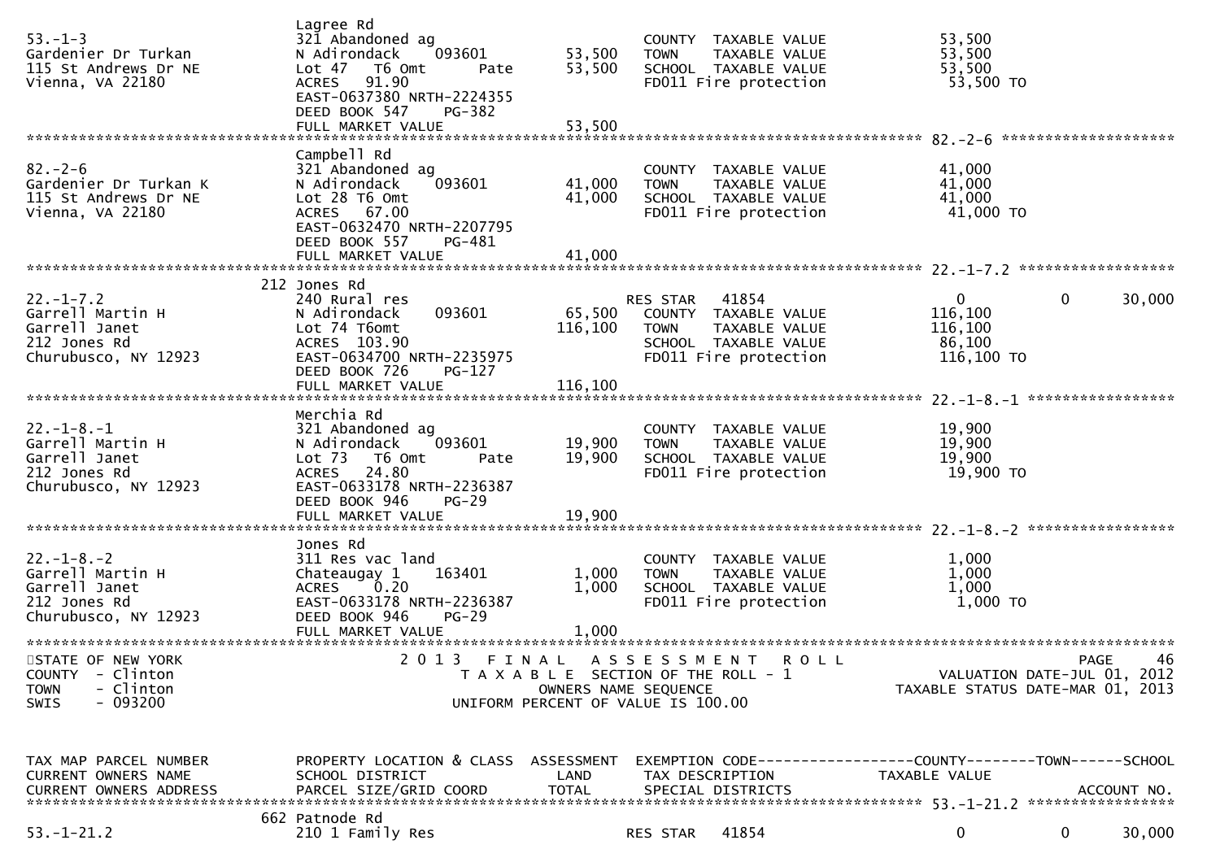```
53.-1-3                      Lagree Rd
Gardenier Dr Turkan          321 Abandoned ag                        COUNTY  TAXABLE VALUE           53,500
115 St Andrews Dr NE         N Adirondack     093601      53,500    TOWN    TAXABLE VALUE           53,500
Vienna, VA 22180             Lot 47   T6 Omt       Pate   53,500    SCHOOL  TAXABLE VALUE           53,500
                             ACRES   91.90                           FD011 Fire protection            53,500 TO
                             EAST-0637380 NRTH-2224355
                             DEED BOOK 547    PG-382
                             FULL MARKET VALUE            53,500
******************************************************************************************************* 82.-2-6 ********************
                             Campbell Rd
82.-2-6                      321 Abandoned ag                        COUNTY  TAXABLE VALUE           41,000
Gardenier Dr Turkan K        N Adirondack     093601      41,000    TOWN    TAXABLE VALUE           41,000
115 St Andrews Dr NE         Lot 28 T6 Omt                41,000    SCHOOL  TAXABLE VALUE           41,000
Vienna, VA 22180             ACRES   67.00                           FD011 Fire protection            41,000 TO
                             EAST-0632470 NRTH-2207795
                             DEED BOOK 557    PG-481
                             FULL MARKET VALUE            41,000
******************************************************************************************************* 22.-1-7.2 ******************
                         212 Jones Rd
22.-1-7.2                    240 Rural res                           RES STAR   41854                  0            0       30,000
Garrell Martin H             N Adirondack     093601      65,500    COUNTY  TAXABLE VALUE          116,100
Garrell Janet                Lot 74 T6omt                116,100    TOWN    TAXABLE VALUE          116,100
212 Jones Rd                 ACRES  103.90                           SCHOOL  TAXABLE VALUE           86,100
Churubusco, NY 12923         EAST-0634700 NRTH-2235975               FD011 Fire protection           116,100 TO
                             DEED BOOK 726    PG-127
                             FULL MARKET VALUE           116,100
******************************************************************************************************* 22.-1-8.-1 *****************
                             Merchia Rd
22.-1-8.-1                   321 Abandoned ag                        COUNTY  TAXABLE VALUE           19,900
Garrell Martin H             N Adirondack     093601      19,900    TOWN    TAXABLE VALUE           19,900
Garrell Janet                Lot 73   T6 Omt       Pate   19,900    SCHOOL  TAXABLE VALUE           19,900
212 Jones Rd                 ACRES   24.80                           FD011 Fire protection            19,900 TO
Churubusco, NY 12923         EAST-0633178 NRTH-2236387
                             DEED BOOK 946    PG-29
                             FULL MARKET VALUE            19,900
******************************************************************************************************* 22.-1-8.-2 *****************
                             Jones Rd
22.-1-8.-2                   311 Res vac land                        COUNTY  TAXABLE VALUE            1,000
Garrell Martin H             Chateaugay 1     163401       1,000    TOWN    TAXABLE VALUE            1,000
Garrell Janet                ACRES    0.20                 1,000    SCHOOL  TAXABLE VALUE            1,000
212 Jones Rd                 EAST-0633178 NRTH-2236387               FD011 Fire protection             1,000 TO
Churubusco, NY 12923         DEED BOOK 946    PG-29
                             FULL MARKET VALUE             1,000
************************************************************************************************************************************
STATE OF NEW YORK                   2 0 1 3   F I N A L   A S S E S S M E N T   R O L L                              PAGE    46
COUNTY  - Clinton                      T A X A B L E  SECTION OF THE ROLL - 1                         VALUATION DATE-JUL 01, 2012
TOWN    - Clinton                             OWNERS NAME SEQUENCE                               TAXABLE STATUS DATE-MAR 01, 2013
SWIS    - 093200                       UNIFORM PERCENT OF VALUE IS 100.00


TAX MAP PARCEL NUMBER        PROPERTY LOCATION & CLASS  ASSESSMENT  EXEMPTION CODE------------------COUNTY--------TOWN------SCHOOL
CURRENT OWNERS NAME          SCHOOL DISTRICT               LAND      TAX DESCRIPTION              TAXABLE VALUE
CURRENT OWNERS ADDRESS       PARCEL SIZE/GRID COORD        TOTAL     SPECIAL DISTRICTS                                ACCOUNT NO.
******************************************************************************************************* 53.-1-21.2 *****************
                         662 Patnode Rd
53.-1-21.2                   210 1 Family Res                        RES STAR   41854                  0            0       30,000
```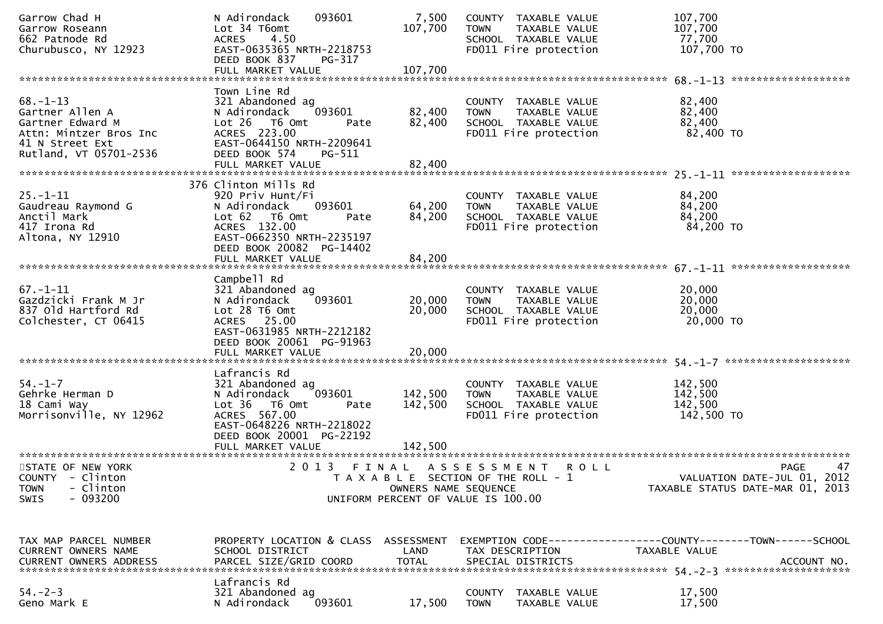```
Garrow Chad H                  N Adirondack    093601         7,500   COUNTY  TAXABLE VALUE             107,700
Garrow Roseann                 Lot 34 T6omt                 107,700   TOWN    TAXABLE VALUE             107,700
662 Patnode Rd                 ACRES    4.50                          SCHOOL  TAXABLE VALUE              77,700
Churubusco, NY 12923           EAST-0635365 NRTH-2218753              FD011 Fire protection             107,700 TO
                               DEED BOOK 837    PG-317
                               FULL MARKET VALUE            107,700
******************************************************************************************************* 68.-1-13 ******************
                               Town Line Rd
68.-1-13                       321 Abandoned ag                       COUNTY  TAXABLE VALUE              82,400
Gartner Allen A                N Adirondack    093601        82,400   TOWN    TAXABLE VALUE              82,400
Gartner Edward M               Lot 26   T6 Omt       Pate    82,400   SCHOOL  TAXABLE VALUE              82,400
Attn: Mintzer Bros Inc         ACRES  223.00                          FD011 Fire protection              82,400 TO
41 N Street Ext                EAST-0644150 NRTH-2209641
Rutland, VT 05701-2536         DEED BOOK 574    PG-511
                               FULL MARKET VALUE             82,400
******************************************************************************************************* 25.-1-11 ******************
                           376 Clinton Mills Rd
25.-1-11                       920 Priv Hunt/Fi                       COUNTY  TAXABLE VALUE              84,200
Gaudreau Raymond G             N Adirondack    093601        64,200   TOWN    TAXABLE VALUE              84,200
Anctil Mark                    Lot 62   T6 Omt       Pate    84,200   SCHOOL  TAXABLE VALUE              84,200
417 Irona Rd                   ACRES  132.00                          FD011 Fire protection              84,200 TO
Altona, NY 12910               EAST-0662350 NRTH-2235197
                               DEED BOOK 20082  PG-14402
                               FULL MARKET VALUE             84,200
******************************************************************************************************* 67.-1-11 ******************
                               Campbell Rd
67.-1-11                       321 Abandoned ag                       COUNTY  TAXABLE VALUE              20,000
Gazdzicki Frank M Jr           N Adirondack    093601        20,000   TOWN    TAXABLE VALUE              20,000
837 Old Hartford Rd            Lot 28 T6 Omt                 20,000   SCHOOL  TAXABLE VALUE              20,000
Colchester, CT 06415           ACRES   25.00                          FD011 Fire protection              20,000 TO
                               EAST-0631985 NRTH-2212182
                               DEED BOOK 20061  PG-91963
                               FULL MARKET VALUE             20,000
******************************************************************************************************* 54.-1-7 *******************
                               Lafrancis Rd
54.-1-7                        321 Abandoned ag                       COUNTY  TAXABLE VALUE             142,500
Gehrke Herman D                N Adirondack    093601       142,500   TOWN    TAXABLE VALUE             142,500
18 Cami Way                    Lot 36   T6 Omt       Pate   142,500   SCHOOL  TAXABLE VALUE             142,500
Morrisonville, NY 12962        ACRES  567.00                          FD011 Fire protection             142,500 TO
                               EAST-0648226 NRTH-2218022
                               DEED BOOK 20001  PG-22192
                               FULL MARKET VALUE            142,500
************************************************************************************************************************************
STATE OF NEW YORK                      2 0 1 3   F I N A L   A S S E S S M E N T   R O L L                                PAGE    47
COUNTY  - Clinton                        T A X A B L E  SECTION OF THE ROLL - 1                      VALUATION DATE-JUL 01, 2012
TOWN    - Clinton                              OWNERS NAME SEQUENCE                             TAXABLE STATUS DATE-MAR 01, 2013
SWIS    - 093200                        UNIFORM PERCENT OF VALUE IS 100.00


TAX MAP PARCEL NUMBER          PROPERTY LOCATION & CLASS  ASSESSMENT  EXEMPTION CODE------------------COUNTY--------TOWN------SCHOOL
CURRENT OWNERS NAME            SCHOOL DISTRICT               LAND     TAX DESCRIPTION             TAXABLE VALUE
CURRENT OWNERS ADDRESS         PARCEL SIZE/GRID COORD        TOTAL    SPECIAL DISTRICTS                                  ACCOUNT NO.
******************************************************************************************************* 54.-2-3 *******************
                               Lafrancis Rd
54.-2-3                        321 Abandoned ag                       COUNTY  TAXABLE VALUE              17,500
Geno Mark E                    N Adirondack    093601        17,500   TOWN    TAXABLE VALUE              17,500
```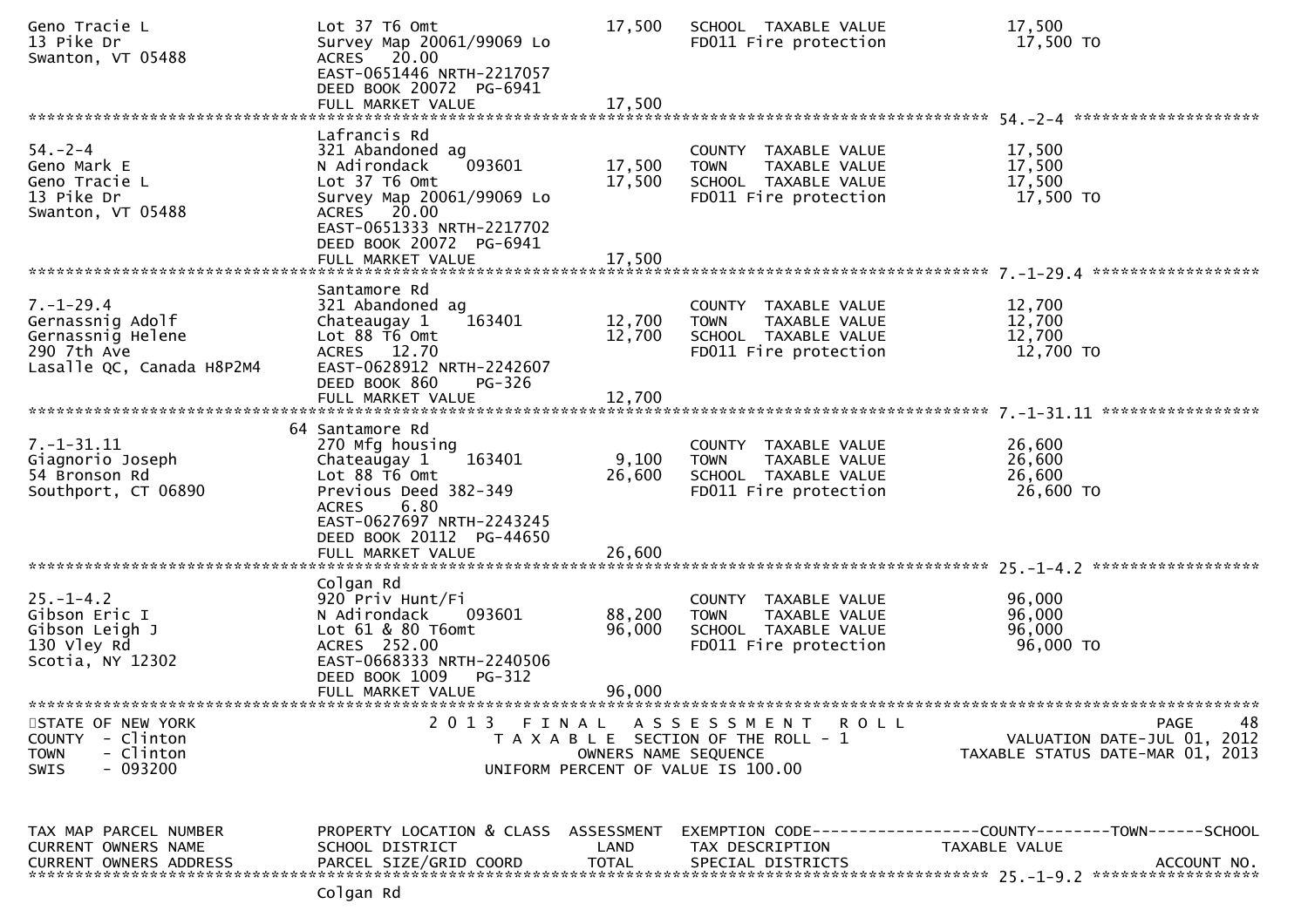```
Geno Tracie L                  Lot 37 T6 Omt                17,500   SCHOOL  TAXABLE VALUE              17,500
13 Pike Dr                     Survey Map 20061/99069 Lo              FD011 Fire protection               17,500 TO
Swanton, VT 05488              ACRES   20.00
                               EAST-0651446 NRTH-2217057
                               DEED BOOK 20072  PG-6941
                               FULL MARKET VALUE            17,500
******************************************************************************************************* 54.-2-4 ********************
                               Lafrancis Rd
54.-2-4                        321 Abandoned ag                       COUNTY  TAXABLE VALUE              17,500
Geno Mark E                    N Adirondack    093601       17,500   TOWN    TAXABLE VALUE              17,500
Geno Tracie L                  Lot 37 T6 Omt                17,500   SCHOOL  TAXABLE VALUE              17,500
13 Pike Dr                     Survey Map 20061/99069 Lo              FD011 Fire protection               17,500 TO
Swanton, VT 05488              ACRES   20.00
                               EAST-0651333 NRTH-2217702
                               DEED BOOK 20072  PG-6941
                               FULL MARKET VALUE            17,500
******************************************************************************************************* 7.-1-29.4 ******************
                               Santamore Rd
7.-1-29.4                      321 Abandoned ag                       COUNTY  TAXABLE VALUE              12,700
Gernassnig Adolf               Chateaugay 1    163401       12,700   TOWN    TAXABLE VALUE              12,700
Gernassnig Helene              Lot 88 T6 Omt                12,700   SCHOOL  TAXABLE VALUE              12,700
290 7th Ave                    ACRES   12.70                          FD011 Fire protection               12,700 TO
Lasalle QC, Canada H8P2M4      EAST-0628912 NRTH-2242607
                               DEED BOOK 860    PG-326
                               FULL MARKET VALUE            12,700
******************************************************************************************************* 7.-1-31.11 *****************
                            64 Santamore Rd
7.-1-31.11                     270 Mfg housing                        COUNTY  TAXABLE VALUE              26,600
Giagnorio Joseph               Chateaugay 1    163401        9,100   TOWN    TAXABLE VALUE              26,600
54 Bronson Rd                  Lot 88 T6 Omt                26,600   SCHOOL  TAXABLE VALUE              26,600
Southport, CT 06890            Previous Deed 382-349                  FD011 Fire protection               26,600 TO
                               ACRES    6.80
                               EAST-0627697 NRTH-2243245
                               DEED BOOK 20112  PG-44650
                               FULL MARKET VALUE            26,600
******************************************************************************************************* 25.-1-4.2 ******************
                               Colgan Rd
25.-1-4.2                      920 Priv Hunt/Fi                       COUNTY  TAXABLE VALUE              96,000
Gibson Eric I                  N Adirondack    093601       88,200   TOWN    TAXABLE VALUE              96,000
Gibson Leigh J                 Lot 61 & 80 T6omt            96,000   SCHOOL  TAXABLE VALUE              96,000
130 Vley Rd                    ACRES  252.00                          FD011 Fire protection               96,000 TO
Scotia, NY 12302               EAST-0668333 NRTH-2240506
                               DEED BOOK 1009   PG-312
                               FULL MARKET VALUE            96,000
************************************************************************************************************************************
STATE OF NEW YORK                   2 0 1 3   F I N A L   A S S E S S M E N T   R O L L                           PAGE    48
COUNTY  - Clinton                         T A X A B L E  SECTION OF THE ROLL - 1                  VALUATION DATE-JUL 01, 2012
TOWN    - Clinton                              OWNERS NAME SEQUENCE                          TAXABLE STATUS DATE-MAR 01, 2013
SWIS    - 093200                       UNIFORM PERCENT OF VALUE IS 100.00


TAX MAP PARCEL NUMBER          PROPERTY LOCATION & CLASS  ASSESSMENT  EXEMPTION CODE------------------COUNTY--------TOWN------SCHOOL
CURRENT OWNERS NAME            SCHOOL DISTRICT               LAND      TAX DESCRIPTION            TAXABLE VALUE
CURRENT OWNERS ADDRESS         PARCEL SIZE/GRID COORD       TOTAL      SPECIAL DISTRICTS                                 ACCOUNT NO.
******************************************************************************************************* 25.-1-9.2 ******************
                               Colgan Rd
```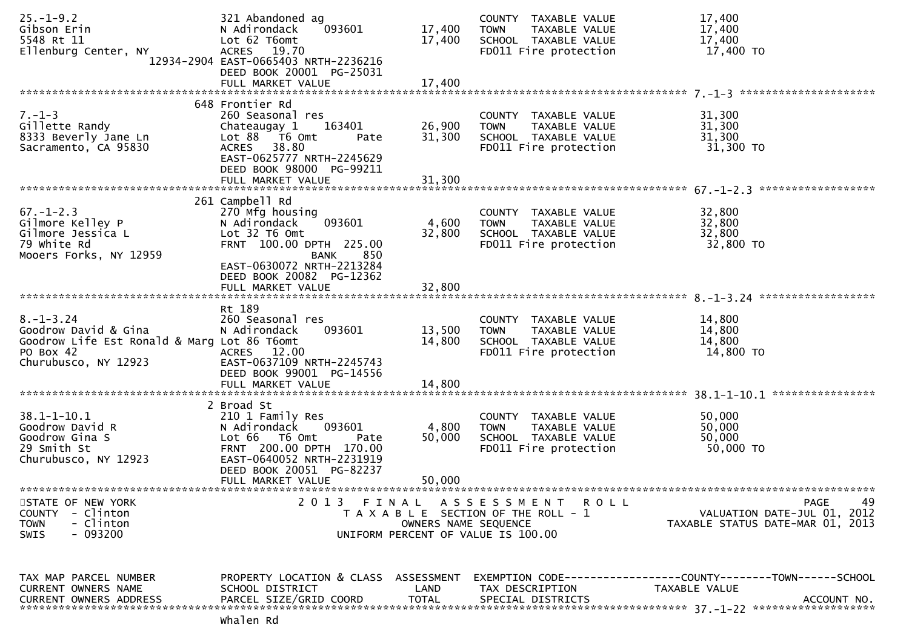```
25.-1-9.2                      321 Abandoned ag                          COUNTY  TAXABLE VALUE              17,400
Gibson Erin                    N Adirondack    093601        17,400      TOWN    TAXABLE VALUE              17,400
5548 Rt 11                     Lot 62 T6omt                  17,400      SCHOOL  TAXABLE VALUE              17,400
Ellenburg Center, NY           ACRES   19.70                             FD011 Fire protection               17,400 TO
                    12934-2904 EAST-0665403 NRTH-2236216
                               DEED BOOK 20001  PG-25031
                               FULL MARKET VALUE             17,400
******************************************************************************************************* 7.-1-3 *********************
                               648 Frontier Rd
7.-1-3                         260 Seasonal res                          COUNTY  TAXABLE VALUE              31,300
Gillette Randy                 Chateaugay 1    163401        26,900      TOWN    TAXABLE VALUE              31,300
8333 Beverly Jane Ln           Lot 88   T6 Omt       Pate    31,300      SCHOOL  TAXABLE VALUE              31,300
Sacramento, CA 95830           ACRES   38.80                             FD011 Fire protection               31,300 TO
                               EAST-0625777 NRTH-2245629
                               DEED BOOK 98000  PG-99211
                               FULL MARKET VALUE             31,300
******************************************************************************************************* 67.-1-2.3 ******************
                               261 Campbell Rd
67.-1-2.3                      270 Mfg housing                           COUNTY  TAXABLE VALUE              32,800
Gilmore Kelley P               N Adirondack    093601         4,600      TOWN    TAXABLE VALUE              32,800
Gilmore Jessica L              Lot 32 T6 Omt                 32,800      SCHOOL  TAXABLE VALUE              32,800
79 White Rd                    FRNT  100.00 DPTH  225.00                 FD011 Fire protection               32,800 TO
Mooers Forks, NY 12959                         BANK     850
                               EAST-0630072 NRTH-2213284
                               DEED BOOK 20082  PG-12362
                               FULL MARKET VALUE             32,800
******************************************************************************************************* 8.-1-3.24 ******************
                               Rt 189
8.-1-3.24                      260 Seasonal res                          COUNTY  TAXABLE VALUE              14,800
Goodrow David & Gina           N Adirondack    093601        13,500      TOWN    TAXABLE VALUE              14,800
Goodrow Life Est Ronald & Marg Lot 86 T6omt                  14,800      SCHOOL  TAXABLE VALUE              14,800
PO Box 42                      ACRES   12.00                             FD011 Fire protection               14,800 TO
Churubusco, NY 12923           EAST-0637109 NRTH-2245743
                               DEED BOOK 99001  PG-14556
                               FULL MARKET VALUE             14,800
******************************************************************************************************* 38.1-1-10.1 ****************
                               2 Broad St
38.1-1-10.1                    210 1 Family Res                          COUNTY  TAXABLE VALUE              50,000
Goodrow David R                N Adirondack    093601         4,800      TOWN    TAXABLE VALUE              50,000
Goodrow Gina S                 Lot 66   T6 Omt       Pate    50,000      SCHOOL  TAXABLE VALUE              50,000
29 Smith St                    FRNT  200.00 DPTH  170.00                 FD011 Fire protection               50,000 TO
Churubusco, NY 12923           EAST-0640052 NRTH-2231919
                               DEED BOOK 20051  PG-82237
                               FULL MARKET VALUE             50,000
************************************************************************************************************************************
STATE OF NEW YORK                  2 0 1 3   F I N A L   A S S E S S M E N T   R O L L                                  PAGE    49
COUNTY  - Clinton                      T A X A B L E  SECTION OF THE ROLL - 1                        VALUATION DATE-JUL 01, 2012
TOWN    - Clinton                             OWNERS NAME SEQUENCE                              TAXABLE STATUS DATE-MAR 01, 2013
SWIS    - 093200                       UNIFORM PERCENT OF VALUE IS 100.00


TAX MAP PARCEL NUMBER          PROPERTY LOCATION & CLASS  ASSESSMENT  EXEMPTION CODE------------------COUNTY--------TOWN------SCHOOL
CURRENT OWNERS NAME            SCHOOL DISTRICT               LAND      TAX DESCRIPTION              TAXABLE VALUE
CURRENT OWNERS ADDRESS         PARCEL SIZE/GRID COORD       TOTAL      SPECIAL DISTRICTS                                 ACCOUNT NO.
******************************************************************************************************* 37.-1-22 *******************
                               Whalen Rd
```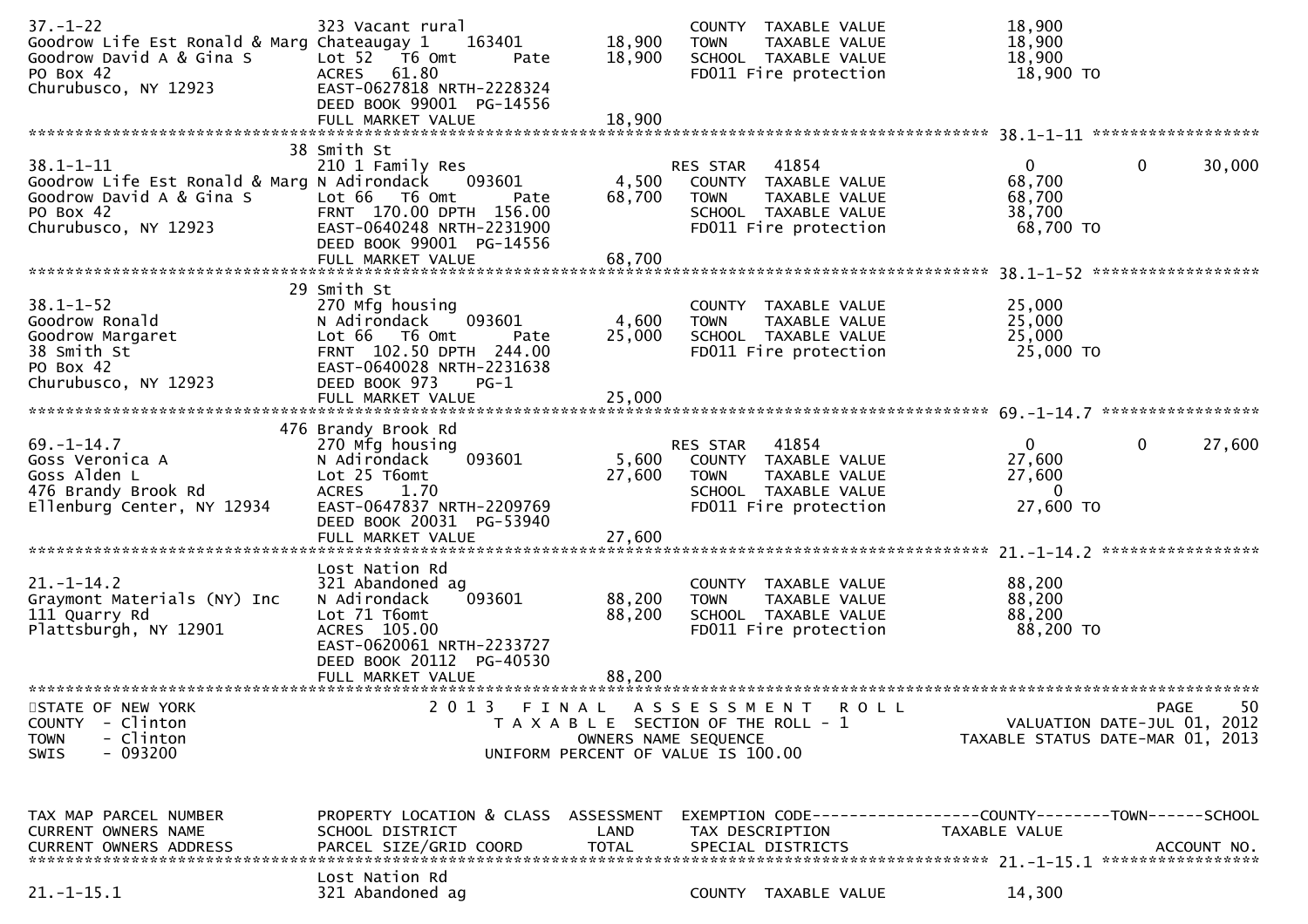```
37.-1-22                       323 Vacant rural                      COUNTY  TAXABLE VALUE             18,900
Goodrow Life Est Ronald & Marg Chateaugay 1    163401       18,900   TOWN    TAXABLE VALUE             18,900
Goodrow David A & Gina S       Lot 52   T6 Omt         Pate   18,900   SCHOOL  TAXABLE VALUE             18,900
PO Box 42                      ACRES   61.80                         FD011 Fire protection              18,900 TO
Churubusco, NY 12923           EAST-0627818 NRTH-2228324
                               DEED BOOK 99001  PG-14556
                               FULL MARKET VALUE              18,900
******************************************************************************************************* 38.1-1-11 ******************
                            38 Smith St
38.1-1-11                      210 1 Family Res                      RES STAR   41854                    0          0       30,000
Goodrow Life Est Ronald & Marg N Adirondack     093601         4,500   COUNTY  TAXABLE VALUE             68,700
Goodrow David A & Gina S       Lot 66   T6 Omt         Pate   68,700   TOWN    TAXABLE VALUE             68,700
PO Box 42                      FRNT 170.00 DPTH 156.00               SCHOOL  TAXABLE VALUE             38,700
Churubusco, NY 12923           EAST-0640248 NRTH-2231900             FD011 Fire protection              68,700 TO
                               DEED BOOK 99001  PG-14556
                               FULL MARKET VALUE              68,700
******************************************************************************************************* 38.1-1-52 ******************
                            29 Smith St
38.1-1-52                      270 Mfg housing                       COUNTY  TAXABLE VALUE             25,000
Goodrow Ronald                 N Adirondack     093601         4,600   TOWN    TAXABLE VALUE             25,000
Goodrow Margaret               Lot 66   T6 Omt         Pate   25,000   SCHOOL  TAXABLE VALUE             25,000
38 Smith St                    FRNT 102.50 DPTH 244.00               FD011 Fire protection              25,000 TO
PO Box 42                      EAST-0640028 NRTH-2231638
Churubusco, NY 12923           DEED BOOK 973    PG-1
                               FULL MARKET VALUE              25,000
******************************************************************************************************* 69.-1-14.7 *****************
                           476 Brandy Brook Rd
69.-1-14.7                     270 Mfg housing                       RES STAR   41854                    0          0       27,600
Goss Veronica A                N Adirondack     093601         5,600   COUNTY  TAXABLE VALUE             27,600
Goss Alden L                   Lot 25 T6omt                   27,600   TOWN    TAXABLE VALUE             27,600
476 Brandy Brook Rd            ACRES    1.70                         SCHOOL  TAXABLE VALUE                  0
Ellenburg Center, NY 12934     EAST-0647837 NRTH-2209769             FD011 Fire protection              27,600 TO
                               DEED BOOK 20031  PG-53940
                               FULL MARKET VALUE              27,600
******************************************************************************************************* 21.-1-14.2 *****************
                               Lost Nation Rd
21.-1-14.2                     321 Abandoned ag                      COUNTY  TAXABLE VALUE             88,200
Graymont Materials (NY) Inc    N Adirondack     093601        88,200   TOWN    TAXABLE VALUE             88,200
111 Quarry Rd                  Lot 71 T6omt                   88,200   SCHOOL  TAXABLE VALUE             88,200
Plattsburgh, NY 12901          ACRES  105.00                         FD011 Fire protection              88,200 TO
                               EAST-0620061 NRTH-2233727
                               DEED BOOK 20112  PG-40530
                               FULL MARKET VALUE              88,200
************************************************************************************************************************************
STATE OF NEW YORK                      2 0 1 3   F I N A L   A S S E S S M E N T   R O L L                               PAGE     50
COUNTY  - Clinton                        T A X A B L E  SECTION OF THE ROLL - 1                    VALUATION DATE-JUL 01, 2012
TOWN    - Clinton                              OWNERS NAME SEQUENCE                          TAXABLE STATUS DATE-MAR 01, 2013
SWIS    - 093200                        UNIFORM PERCENT OF VALUE IS 100.00


TAX MAP PARCEL NUMBER          PROPERTY LOCATION & CLASS  ASSESSMENT  EXEMPTION CODE------------------COUNTY--------TOWN------SCHOOL
CURRENT OWNERS NAME            SCHOOL DISTRICT               LAND      TAX DESCRIPTION              TAXABLE VALUE
CURRENT OWNERS ADDRESS         PARCEL SIZE/GRID COORD        TOTAL     SPECIAL DISTRICTS                                 ACCOUNT NO.
******************************************************************************************************* 21.-1-15.1 *****************
                               Lost Nation Rd
21.-1-15.1                     321 Abandoned ag                      COUNTY  TAXABLE VALUE             14,300
```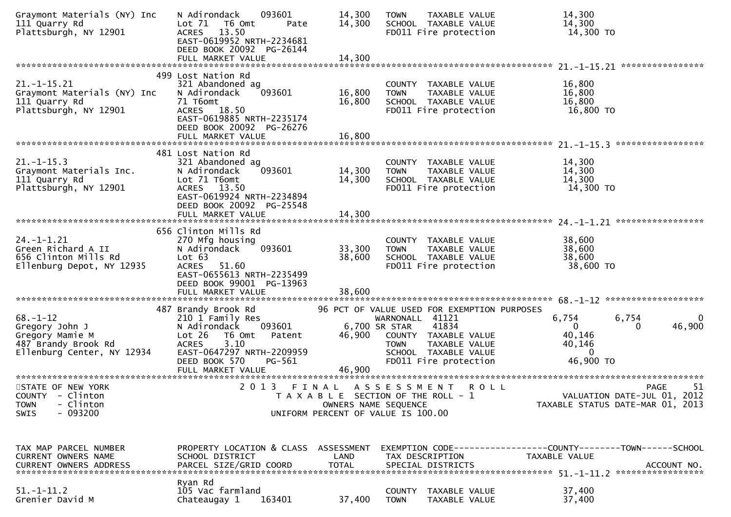```
Graymont Materials (NY) Inc    N Adirondack     093601          14,300    TOWN    TAXABLE VALUE              14,300
111 Quarry Rd                  Lot 71  T6 Omt       Pate        14,300    SCHOOL  TAXABLE VALUE              14,300
Plattsburgh, NY 12901          ACRES   13.50                              FD011 Fire protection               14,300 TO
                               EAST-0619952 NRTH-2234681
                               DEED BOOK 20092  PG-26144
                               FULL MARKET VALUE                14,300
******************************************************************************************************* 21.-1-15.21 ****************
                            499 Lost Nation Rd
21.-1-15.21                    321 Abandoned ag                           COUNTY  TAXABLE VALUE              16,800
Graymont Materials (NY) Inc    N Adirondack     093601          16,800    TOWN    TAXABLE VALUE              16,800
111 Quarry Rd                  71 T6omt                         16,800    SCHOOL  TAXABLE VALUE              16,800
Plattsburgh, NY 12901          ACRES   18.50                              FD011 Fire protection               16,800 TO
                               EAST-0619885 NRTH-2235174
                               DEED BOOK 20092  PG-26276
                               FULL MARKET VALUE                16,800
******************************************************************************************************* 21.-1-15.3 *****************
                            481 Lost Nation Rd
21.-1-15.3                     321 Abandoned ag                           COUNTY  TAXABLE VALUE              14,300
Graymont Materials Inc.        N Adirondack     093601          14,300    TOWN    TAXABLE VALUE              14,300
111 Quarry Rd                  Lot 71 T6omt                     14,300    SCHOOL  TAXABLE VALUE              14,300
Plattsburgh, NY 12901          ACRES   13.50                              FD011 Fire protection               14,300 TO
                               EAST-0619924 NRTH-2234894
                               DEED BOOK 20092  PG-25548
                               FULL MARKET VALUE                14,300
******************************************************************************************************* 24.-1-1.21 *****************
                            656 Clinton Mills Rd
24.-1-1.21                     270 Mfg housing                            COUNTY  TAXABLE VALUE              38,600
Green Richard A II             N Adirondack     093601          33,300    TOWN    TAXABLE VALUE              38,600
656 Clinton Mills Rd           Lot 63                           38,600    SCHOOL  TAXABLE VALUE              38,600
Ellenburg Depot, NY 12935      ACRES   51.60                              FD011 Fire protection               38,600 TO
                               EAST-0655613 NRTH-2235499
                               DEED BOOK 99001  PG-13963
                               FULL MARKET VALUE                38,600
******************************************************************************************************* 68.-1-12 *******************
                            487 Brandy Brook Rd              96 PCT OF VALUE USED FOR EXEMPTION PURPOSES
68.-1-12                       210 1 Family Res                  WARNONALL  41121                    6,754        6,754             0
Gregory John J                 N Adirondack     093601         6,700 SR STAR    41834                    0            0        46,900
Gregory Mamie M                Lot 26   T6 Omt    Patent        46,900    COUNTY  TAXABLE VALUE              40,146
487 Brandy Brook Rd            ACRES    3.10                              TOWN    TAXABLE VALUE              40,146
Ellenburg Center, NY 12934     EAST-0647297 NRTH-2209959                  SCHOOL  TAXABLE VALUE                   0
                               DEED BOOK 570      PG-561                  FD011 Fire protection               46,900 TO
                               FULL MARKET VALUE                46,900
************************************************************************************************************************************
STATE OF NEW YORK                      2 0 1 3   F I N A L   A S S E S S M E N T   R O L L                               PAGE    51
COUNTY  - Clinton                         T A X A B L E  SECTION OF THE ROLL - 1                      VALUATION DATE-JUL 01, 2012
TOWN    - Clinton                                 OWNERS NAME SEQUENCE                              TAXABLE STATUS DATE-MAR 01, 2013
SWIS    - 093200                             UNIFORM PERCENT OF VALUE IS 100.00


TAX MAP PARCEL NUMBER          PROPERTY LOCATION & CLASS  ASSESSMENT  EXEMPTION CODE------------------COUNTY--------TOWN------SCHOOL
CURRENT OWNERS NAME            SCHOOL DISTRICT               LAND      TAX DESCRIPTION            TAXABLE VALUE
CURRENT OWNERS ADDRESS         PARCEL SIZE/GRID COORD       TOTAL      SPECIAL DISTRICTS                                   ACCOUNT NO.
******************************************************************************************************* 51.-1-11.2 *****************
                               Ryan Rd
51.-1-11.2                     105 Vac farmland                           COUNTY  TAXABLE VALUE              37,400
Grenier David M                Chateaugay 1     163401          37,400    TOWN    TAXABLE VALUE              37,400
```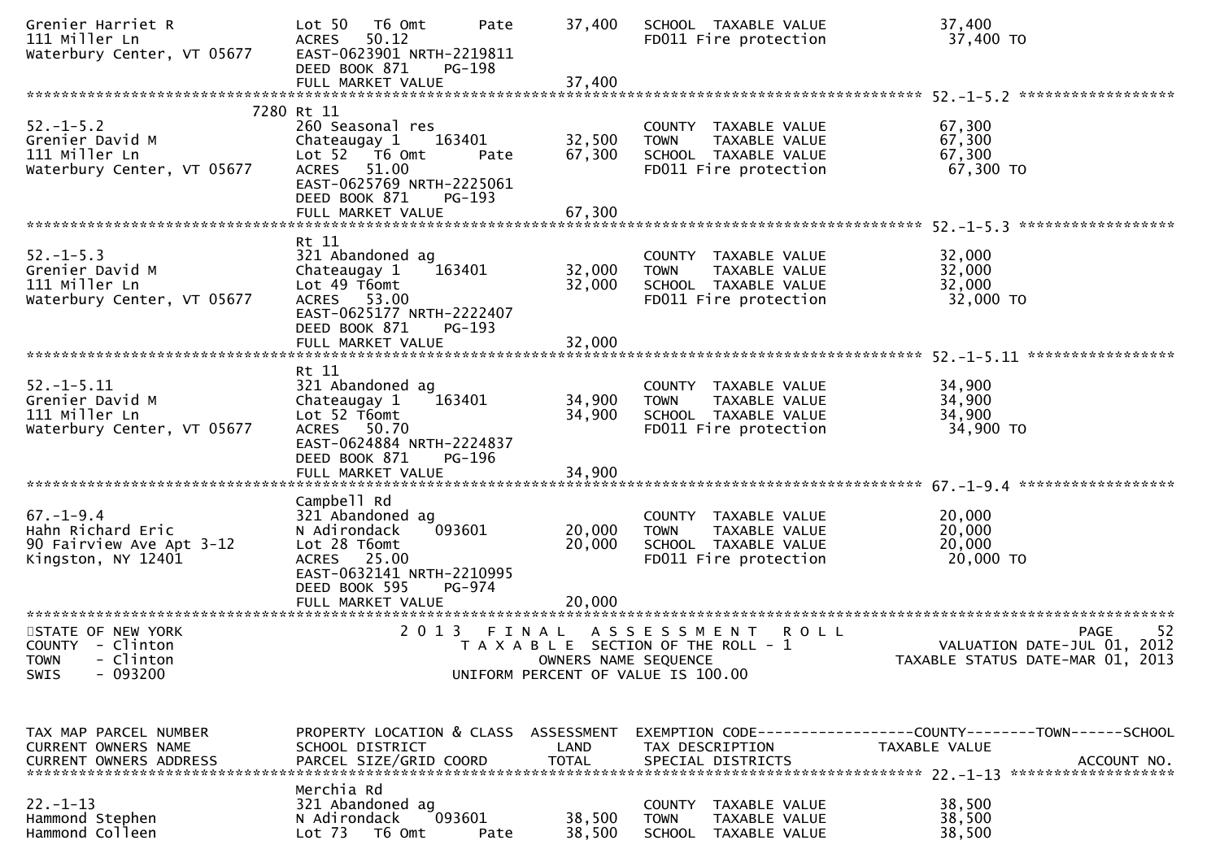```
Grenier Harriet R              Lot 50   T6 Omt       Pate      37,400   SCHOOL  TAXABLE VALUE              37,400
111 Miller Ln                  ACRES   50.12                            FD011 Fire protection               37,400 TO
Waterbury Center, VT 05677     EAST-0623901 NRTH-2219811
                               DEED BOOK 871    PG-198
                               FULL MARKET VALUE              37,400
******************************************************************************************************* 52.-1-5.2 ******************
                          7280 Rt 11
52.-1-5.2                      260 Seasonal res                         COUNTY  TAXABLE VALUE              67,300
Grenier David M                Chateaugay 1    163401         32,500    TOWN    TAXABLE VALUE              67,300
111 Miller Ln                  Lot 52   T6 Omt       Pate     67,300    SCHOOL  TAXABLE VALUE              67,300
Waterbury Center, VT 05677     ACRES   51.00                            FD011 Fire protection               67,300 TO
                               EAST-0625769 NRTH-2225061
                               DEED BOOK 871    PG-193
                               FULL MARKET VALUE              67,300
******************************************************************************************************* 52.-1-5.3 ******************
                               Rt 11
52.-1-5.3                      321 Abandoned ag                         COUNTY  TAXABLE VALUE              32,000
Grenier David M                Chateaugay 1    163401         32,000    TOWN    TAXABLE VALUE              32,000
111 Miller Ln                  Lot 49 T6omt                   32,000    SCHOOL  TAXABLE VALUE              32,000
Waterbury Center, VT 05677     ACRES   53.00                            FD011 Fire protection               32,000 TO
                               EAST-0625177 NRTH-2222407
                               DEED BOOK 871    PG-193
                               FULL MARKET VALUE              32,000
******************************************************************************************************* 52.-1-5.11 *****************
                               Rt 11
52.-1-5.11                     321 Abandoned ag                         COUNTY  TAXABLE VALUE              34,900
Grenier David M                Chateaugay 1    163401         34,900    TOWN    TAXABLE VALUE              34,900
111 Miller Ln                  Lot 52 T6omt                   34,900    SCHOOL  TAXABLE VALUE              34,900
Waterbury Center, VT 05677     ACRES   50.70                            FD011 Fire protection               34,900 TO
                               EAST-0624884 NRTH-2224837
                               DEED BOOK 871    PG-196
                               FULL MARKET VALUE              34,900
******************************************************************************************************* 67.-1-9.4 ******************
                               Campbell Rd
67.-1-9.4                      321 Abandoned ag                         COUNTY  TAXABLE VALUE              20,000
Hahn Richard Eric              N Adirondack    093601         20,000    TOWN    TAXABLE VALUE              20,000
90 Fairview Ave Apt 3-12       Lot 28 T6omt                   20,000    SCHOOL  TAXABLE VALUE              20,000
Kingston, NY 12401             ACRES   25.00                            FD011 Fire protection               20,000 TO
                               EAST-0632141 NRTH-2210995
                               DEED BOOK 595    PG-974
                               FULL MARKET VALUE              20,000
************************************************************************************************************************************
STATE OF NEW YORK                   2 0 1 3   F I N A L   A S S E S S M E N T   R O L L                                 PAGE    52
COUNTY  - Clinton                      T A X A B L E  SECTION OF THE ROLL - 1                      VALUATION DATE-JUL 01, 2012
TOWN    - Clinton                              OWNERS NAME SEQUENCE                           TAXABLE STATUS DATE-MAR 01, 2013
SWIS    - 093200                      UNIFORM PERCENT OF VALUE IS 100.00


TAX MAP PARCEL NUMBER          PROPERTY LOCATION & CLASS  ASSESSMENT  EXEMPTION CODE------------------COUNTY--------TOWN------SCHOOL
CURRENT OWNERS NAME            SCHOOL DISTRICT               LAND      TAX DESCRIPTION            TAXABLE VALUE
CURRENT OWNERS ADDRESS         PARCEL SIZE/GRID COORD       TOTAL      SPECIAL DISTRICTS                                 ACCOUNT NO.
******************************************************************************************************* 22.-1-13 *******************
                               Merchia Rd
22.-1-13                       321 Abandoned ag                         COUNTY  TAXABLE VALUE              38,500
Hammond Stephen                N Adirondack    093601         38,500    TOWN    TAXABLE VALUE              38,500
Hammond Colleen                Lot 73   T6 Omt       Pate     38,500    SCHOOL  TAXABLE VALUE              38,500
```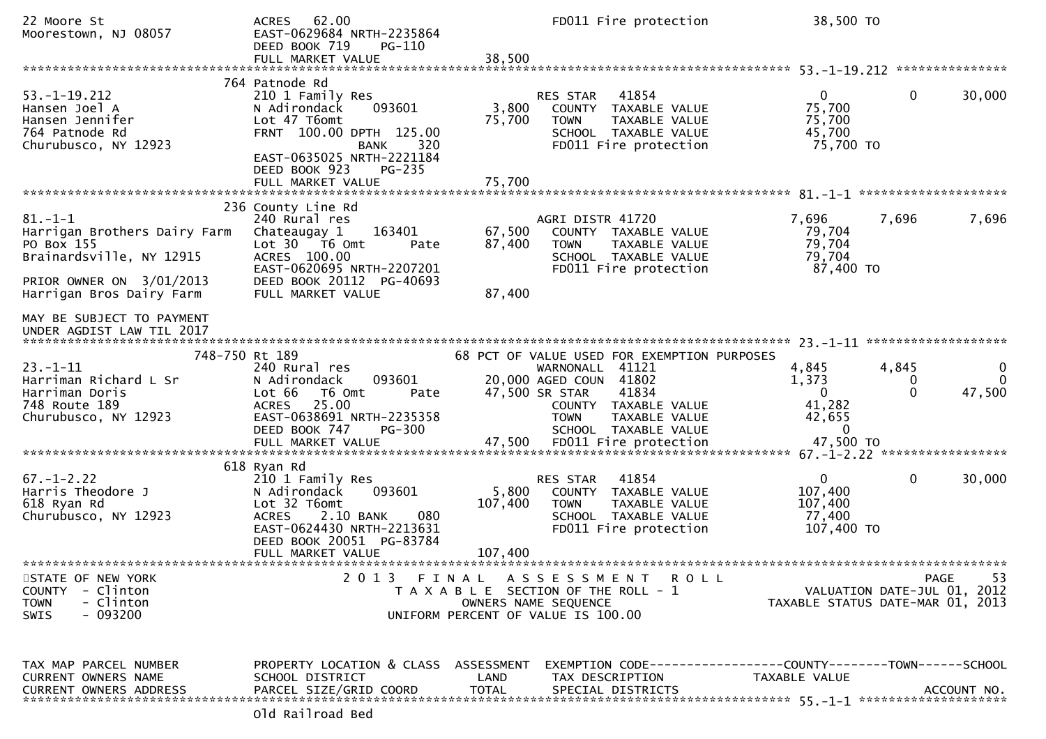```
22 Moore St                    ACRES   62.00                              FD011 Fire protection              38,500 TO
Moorestown, NJ 08057           EAST-0629684 NRTH-2235864
                               DEED BOOK 719    PG-110
                               FULL MARKET VALUE              38,500
******************************************************************************************************* 53.-1-19.212 ***************
                          764 Patnode Rd
53.-1-19.212                   210 1 Family Res                    RES STAR   41854                     0          0       30,000
Hansen Joel A                  N Adirondack     093601      3,800   COUNTY  TAXABLE VALUE          75,700
Hansen Jennifer                Lot 47 T6omt                75,700   TOWN    TAXABLE VALUE          75,700
764 Patnode Rd                 FRNT 100.00 DPTH 125.00              SCHOOL  TAXABLE VALUE          45,700
Churubusco, NY 12923                          BANK     320          FD011 Fire protection              75,700 TO
                               EAST-0635025 NRTH-2221184
                               DEED BOOK 923    PG-235
                               FULL MARKET VALUE              75,700
******************************************************************************************************* 81.-1-1 ********************
                          236 County Line Rd
81.-1-1                        240 Rural res                       AGRI DISTR 41720                 7,696      7,696        7,696
Harrigan Brothers Dairy Farm   Chateaugay 1     163401     67,500   COUNTY  TAXABLE VALUE          79,704
PO Box 155                     Lot 30   T6 Omt       Pate  87,400   TOWN    TAXABLE VALUE          79,704
Brainardsville, NY 12915       ACRES  100.00                        SCHOOL  TAXABLE VALUE          79,704
                               EAST-0620695 NRTH-2207201            FD011 Fire protection              87,400 TO
PRIOR OWNER ON  3/01/2013      DEED BOOK 20112  PG-40693
Harrigan Bros Dairy Farm       FULL MARKET VALUE              87,400

MAY BE SUBJECT TO PAYMENT
UNDER AGDIST LAW TIL 2017
******************************************************************************************************* 23.-1-11 *******************
                      748-750 Rt 189                        68 PCT OF VALUE USED FOR EXEMPTION PURPOSES
23.-1-11                       240 Rural res                       WARNONALL  41121                 4,845      4,845            0
Harriman Richard L Sr          N Adirondack     093601     20,000 AGED COUN  41802                 1,373          0            0
Harriman Doris                 Lot 66   T6 Omt       Pate  47,500 SR STAR     41834                     0          0       47,500
748 Route 189                  ACRES   25.00                        COUNTY  TAXABLE VALUE          41,282
Churubusco, NY 12923           EAST-0638691 NRTH-2235358            TOWN    TAXABLE VALUE          42,655
                               DEED BOOK 747    PG-300              SCHOOL  TAXABLE VALUE               0
                               FULL MARKET VALUE              47,500  FD011 Fire protection              47,500 TO
******************************************************************************************************* 67.-1-2.22 *****************
                          618 Ryan Rd
67.-1-2.22                     210 1 Family Res                    RES STAR   41854                     0          0       30,000
Harris Theodore J              N Adirondack     093601      5,800   COUNTY  TAXABLE VALUE         107,400
618 Ryan Rd                    Lot 32 T6omt               107,400   TOWN    TAXABLE VALUE         107,400
Churubusco, NY 12923           ACRES    2.10 BANK     080          SCHOOL  TAXABLE VALUE          77,400
                               EAST-0624430 NRTH-2213631            FD011 Fire protection             107,400 TO
                               DEED BOOK 20051  PG-83784
                               FULL MARKET VALUE             107,400
************************************************************************************************************************************
STATE OF NEW YORK                    2 0 1 3   F I N A L   A S S E S S M E N T   R O L L                              PAGE     53
COUNTY  - Clinton                       T A X A B L E  SECTION OF THE ROLL - 1                    VALUATION DATE-JUL 01, 2012
TOWN    - Clinton                              OWNERS NAME SEQUENCE                            TAXABLE STATUS DATE-MAR 01, 2013
SWIS    - 093200                       UNIFORM PERCENT OF VALUE IS 100.00


TAX MAP PARCEL NUMBER          PROPERTY LOCATION & CLASS  ASSESSMENT  EXEMPTION CODE------------------COUNTY--------TOWN------SCHOOL
CURRENT OWNERS NAME            SCHOOL DISTRICT               LAND      TAX DESCRIPTION            TAXABLE VALUE
CURRENT OWNERS ADDRESS         PARCEL SIZE/GRID COORD        TOTAL     SPECIAL DISTRICTS                                  ACCOUNT NO.
******************************************************************************************************* 55.-1-1 ********************
                               Old Railroad Bed
```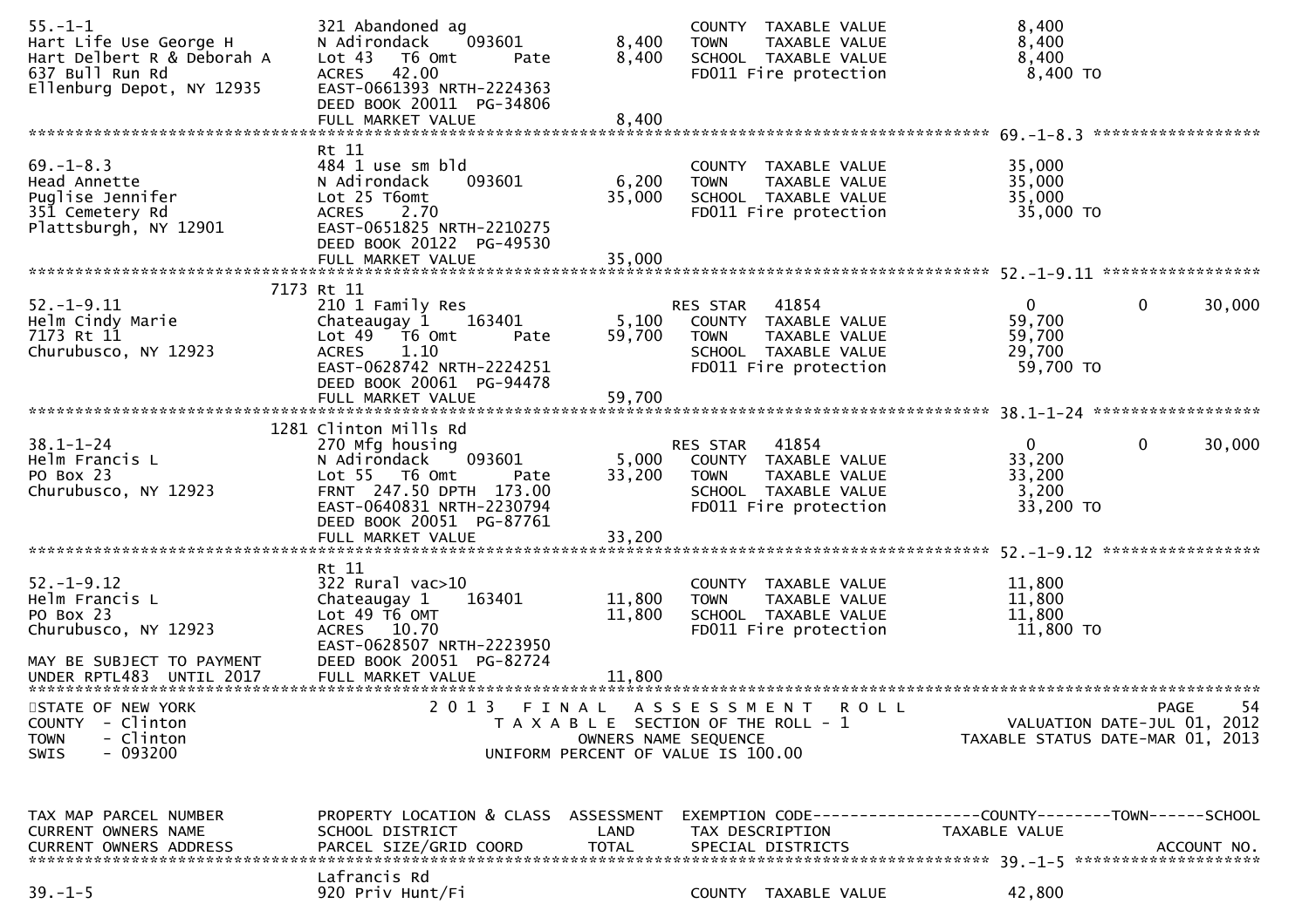```
55.-1-1                        321 Abandoned ag                         COUNTY  TAXABLE VALUE            8,400
Hart Life Use George H         N Adirondack    093601        8,400      TOWN    TAXABLE VALUE            8,400
Hart Delbert R & Deborah A     Lot 43  T6 Omt        Pate    8,400      SCHOOL  TAXABLE VALUE            8,400
637 Bull Run Rd                ACRES   42.00                            FD011 Fire protection             8,400 TO
Ellenburg Depot, NY 12935      EAST-0661393 NRTH-2224363
                               DEED BOOK 20011  PG-34806
                               FULL MARKET VALUE             8,400
******************************************************************************************************* 69.-1-8.3 ******************
                               Rt 11
69.-1-8.3                      484 1 use sm bld                         COUNTY  TAXABLE VALUE           35,000
Head Annette                   N Adirondack    093601        6,200      TOWN    TAXABLE VALUE           35,000
Puglise Jennifer               Lot 25 T6omt                 35,000      SCHOOL  TAXABLE VALUE           35,000
351 Cemetery Rd                ACRES    2.70                            FD011 Fire protection            35,000 TO
Plattsburgh, NY 12901          EAST-0651825 NRTH-2210275
                               DEED BOOK 20122  PG-49530
                               FULL MARKET VALUE            35,000
******************************************************************************************************* 52.-1-9.11 *****************
                          7173 Rt 11
52.-1-9.11                     210 1 Family Res                         RES STAR    41854                0          0        30,000
Helm Cindy Marie               Chateaugay 1     163401       5,100      COUNTY  TAXABLE VALUE           59,700
7173 Rt 11                     Lot 49   T6 Omt       Pate   59,700      TOWN    TAXABLE VALUE           59,700
Churubusco, NY 12923           ACRES    1.10                            SCHOOL  TAXABLE VALUE           29,700
                               EAST-0628742 NRTH-2224251                FD011 Fire protection            59,700 TO
                               DEED BOOK 20061  PG-94478
                               FULL MARKET VALUE            59,700
******************************************************************************************************* 38.1-1-24 ******************
                          1281 Clinton Mills Rd
38.1-1-24                      270 Mfg housing                          RES STAR    41854                0          0        30,000
Helm Francis L                 N Adirondack    093601        5,000      COUNTY  TAXABLE VALUE           33,200
PO Box 23                      Lot 55   T6 Omt       Pate   33,200      TOWN    TAXABLE VALUE           33,200
Churubusco, NY 12923           FRNT 247.50 DPTH 173.00                  SCHOOL  TAXABLE VALUE            3,200
                               EAST-0640831 NRTH-2230794                FD011 Fire protection            33,200 TO
                               DEED BOOK 20051  PG-87761
                               FULL MARKET VALUE            33,200
******************************************************************************************************* 52.-1-9.12 *****************
                               Rt 11
52.-1-9.12                     322 Rural vac>10                         COUNTY  TAXABLE VALUE           11,800
Helm Francis L                 Chateaugay 1     163401      11,800      TOWN    TAXABLE VALUE           11,800
PO Box 23                      Lot 49 T6 OMT                11,800      SCHOOL  TAXABLE VALUE           11,800
Churubusco, NY 12923           ACRES   10.70                            FD011 Fire protection            11,800 TO
                               EAST-0628507 NRTH-2223950
MAY BE SUBJECT TO PAYMENT      DEED BOOK 20051  PG-82724
UNDER RPTL483  UNTIL 2017      FULL MARKET VALUE            11,800
************************************************************************************************************************************
STATE OF NEW YORK                     2 0 1 3   F I N A L   A S S E S S M E N T   R O L L                                 PAGE    54
COUNTY  - Clinton                        T A X A B L E  SECTION OF THE ROLL - 1                       VALUATION DATE-JUL 01, 2012
TOWN    - Clinton                              OWNERS NAME SEQUENCE                                 TAXABLE STATUS DATE-MAR 01, 2013
SWIS    - 093200                        UNIFORM PERCENT OF VALUE IS 100.00


TAX MAP PARCEL NUMBER          PROPERTY LOCATION & CLASS  ASSESSMENT  EXEMPTION CODE------------------COUNTY--------TOWN------SCHOOL
CURRENT OWNERS NAME            SCHOOL DISTRICT               LAND      TAX DESCRIPTION            TAXABLE VALUE
CURRENT OWNERS ADDRESS         PARCEL SIZE/GRID COORD        TOTAL     SPECIAL DISTRICTS                                 ACCOUNT NO.
******************************************************************************************************* 39.-1-5 ********************
                               Lafrancis Rd
39.-1-5                        920 Priv Hunt/Fi                         COUNTY  TAXABLE VALUE           42,800
```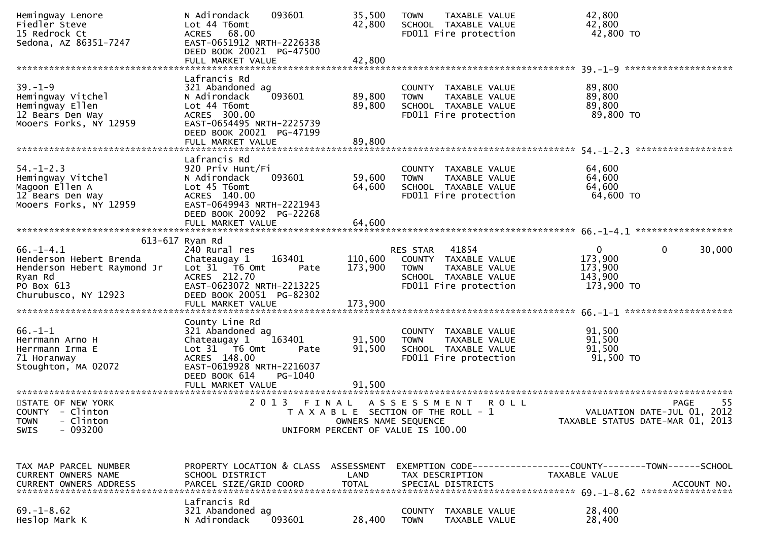```
Hemingway Lenore              N Adirondack     093601          35,500   TOWN     TAXABLE VALUE            42,800
Fiedler Steve                 Lot 44 T6omt                     42,800   SCHOOL  TAXABLE VALUE            42,800
15 Redrock Ct                 ACRES   68.00                             FD011 Fire protection             42,800 TO
Sedona, AZ 86351-7247         EAST-0651912 NRTH-2226338
                              DEED BOOK 20021  PG-47500
                              FULL MARKET VALUE                42,800
******************************************************************************************************* 39.-1-9 ********************
                              Lafrancis Rd
39.-1-9                       321 Abandoned ag                          COUNTY  TAXABLE VALUE            89,800
Hemingway Vitchel             N Adirondack     093601          89,800   TOWN     TAXABLE VALUE            89,800
Hemingway Ellen               Lot 44 T6omt                     89,800   SCHOOL  TAXABLE VALUE            89,800
12 Bears Den Way              ACRES  300.00                             FD011 Fire protection             89,800 TO
Mooers Forks, NY 12959        EAST-0654495 NRTH-2225739
                              DEED BOOK 20021  PG-47199
                              FULL MARKET VALUE                89,800
******************************************************************************************************* 54.-1-2.3 ******************
                              Lafrancis Rd
54.-1-2.3                     920 Priv Hunt/Fi                          COUNTY  TAXABLE VALUE            64,600
Hemingway Vitchel             N Adirondack     093601          59,600   TOWN     TAXABLE VALUE            64,600
Magoon Ellen A                Lot 45 T6omt                     64,600   SCHOOL  TAXABLE VALUE            64,600
12 Bears Den Way              ACRES  140.00                             FD011 Fire protection             64,600 TO
Mooers Forks, NY 12959        EAST-0649943 NRTH-2221943
                              DEED BOOK 20092  PG-22268
                              FULL MARKET VALUE                64,600
******************************************************************************************************* 66.-1-4.1 ******************
                      613-617 Ryan Rd
66.-1-4.1                     240 Rural res                            RES STAR   41854                   0            0       30,000
Henderson Hebert Brenda       Chateaugay 1     163401         110,600   COUNTY  TAXABLE VALUE           173,900
Henderson Hebert Raymond Jr   Lot 31  T6 Omt          Pate    173,900   TOWN     TAXABLE VALUE           173,900
Ryan Rd                       ACRES  212.70                             SCHOOL  TAXABLE VALUE           143,900
PO Box 613                    EAST-0623072 NRTH-2213225                 FD011 Fire protection            173,900 TO
Churubusco, NY 12923          DEED BOOK 20051  PG-82302
                              FULL MARKET VALUE               173,900
******************************************************************************************************* 66.-1-1 ********************
                              County Line Rd
66.-1-1                       321 Abandoned ag                          COUNTY  TAXABLE VALUE            91,500
Herrmann Arno H               Chateaugay 1     163401          91,500   TOWN     TAXABLE VALUE            91,500
Herrmann Irma E               Lot 31  T6 Omt          Pate     91,500   SCHOOL  TAXABLE VALUE            91,500
71 Horanway                   ACRES  148.00                             FD011 Fire protection             91,500 TO
Stoughton, MA 02072           EAST-0619928 NRTH-2216037
                              DEED BOOK 614    PG-1040
                              FULL MARKET VALUE                91,500
************************************************************************************************************************************
STATE OF NEW YORK                2 0 1 3   F I N A L   A S S E S S M E N T   R O L L                                    PAGE    55
COUNTY  - Clinton                   T A X A B L E  SECTION OF THE ROLL - 1                        VALUATION DATE-JUL 01, 2012
TOWN    - Clinton                          OWNERS NAME SEQUENCE                                 TAXABLE STATUS DATE-MAR 01, 2013
SWIS    - 093200                     UNIFORM PERCENT OF VALUE IS 100.00


TAX MAP PARCEL NUMBER         PROPERTY LOCATION & CLASS  ASSESSMENT  EXEMPTION CODE------------------COUNTY--------TOWN------SCHOOL
CURRENT OWNERS NAME           SCHOOL DISTRICT               LAND      TAX DESCRIPTION            TAXABLE VALUE
CURRENT OWNERS ADDRESS        PARCEL SIZE/GRID COORD        TOTAL     SPECIAL DISTRICTS                                  ACCOUNT NO.
******************************************************************************************************* 69.-1-8.62 *****************
                              Lafrancis Rd
69.-1-8.62                    321 Abandoned ag                          COUNTY  TAXABLE VALUE            28,400
Heslop Mark K                 N Adirondack     093601          28,400   TOWN     TAXABLE VALUE            28,400
```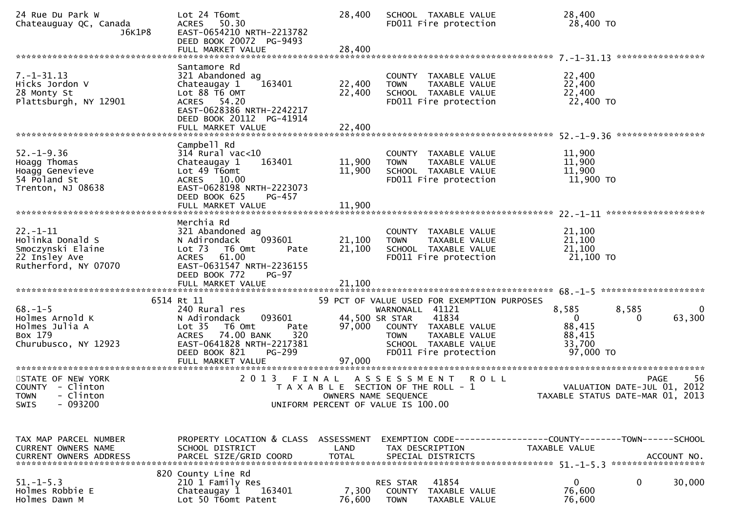```
24 Rue Du Park W                 Lot 24 T6omt                     28,400   SCHOOL  TAXABLE VALUE              28,400
Chateauguay QC, Canada           ACRES   50.30                             FD011 Fire protection              28,400 TO
                 J6K1P8          EAST-0654210 NRTH-2213782
                                 DEED BOOK 20072  PG-9493
                                 FULL MARKET VALUE                28,400
******************************************************************************************************* 7.-1-31.13 *****************
                                 Santamore Rd
7.-1-31.13                       321 Abandoned ag                          COUNTY  TAXABLE VALUE              22,400
Hicks Jordon V                   Chateaugay 1     163401          22,400   TOWN    TAXABLE VALUE              22,400
28 Monty St                      Lot 88 T6 OMT                    22,400   SCHOOL  TAXABLE VALUE              22,400
Plattsburgh, NY 12901            ACRES   54.20                             FD011 Fire protection              22,400 TO
                                 EAST-0628386 NRTH-2242217
                                 DEED BOOK 20112  PG-41914
                                 FULL MARKET VALUE                22,400
******************************************************************************************************* 52.-1-9.36 *****************
                                 Campbell Rd
52.-1-9.36                       314 Rural vac<10                          COUNTY  TAXABLE VALUE              11,900
Hoagg Thomas                     Chateaugay 1     163401          11,900   TOWN    TAXABLE VALUE              11,900
Hoagg Genevieve                  Lot 49 T6omt                     11,900   SCHOOL  TAXABLE VALUE              11,900
54 Poland St                     ACRES   10.00                             FD011 Fire protection              11,900 TO
Trenton, NJ 08638                EAST-0628198 NRTH-2223073
                                 DEED BOOK 625    PG-457
                                 FULL MARKET VALUE                11,900
******************************************************************************************************* 22.-1-11 *******************
                                 Merchia Rd
22.-1-11                         321 Abandoned ag                          COUNTY  TAXABLE VALUE              21,100
Holinka Donald S                 N Adirondack     093601          21,100   TOWN    TAXABLE VALUE              21,100
Smoczynski Elaine                Lot 73   T6 Omt       Pate       21,100   SCHOOL  TAXABLE VALUE              21,100
22 Insley Ave                    ACRES   61.00                             FD011 Fire protection              21,100 TO
Rutherford, NY 07070             EAST-0631547 NRTH-2236155
                                 DEED BOOK 772    PG-97
                                 FULL MARKET VALUE                21,100
******************************************************************************************************* 68.-1-5 ********************
                       6514 Rt 11                         59 PCT OF VALUE USED FOR EXEMPTION PURPOSES
68.-1-5                          240 Rural res                             WARNONALL  41121                   8,585      8,585           0
Holmes Arnold K                  N Adirondack     093601          44,500 SR STAR   41834                       0          0      63,300
Holmes Julia A                   Lot 35   T6 Omt       Pate       97,000   COUNTY  TAXABLE VALUE              88,415
Box 179                          ACRES   74.00 BANK     320                TOWN    TAXABLE VALUE              88,415
Churubusco, NY 12923             EAST-0641828 NRTH-2217381                 SCHOOL  TAXABLE VALUE              33,700
                                 DEED BOOK 821    PG-299                   FD011 Fire protection              97,000 TO
                                 FULL MARKET VALUE                97,000
************************************************************************************************************************************
STATE OF NEW YORK                      2 0 1 3   F I N A L   A S S E S S M E N T   R O L L                              PAGE    56
COUNTY  - Clinton                          T A X A B L E  SECTION OF THE ROLL - 1                     VALUATION DATE-JUL 01, 2012
TOWN    - Clinton                                  OWNERS NAME SEQUENCE                          TAXABLE STATUS DATE-MAR 01, 2013
SWIS    - 093200                          UNIFORM PERCENT OF VALUE IS 100.00


TAX MAP PARCEL NUMBER            PROPERTY LOCATION & CLASS  ASSESSMENT  EXEMPTION CODE------------------COUNTY--------TOWN------SCHOOL
CURRENT OWNERS NAME              SCHOOL DISTRICT               LAND      TAX DESCRIPTION            TAXABLE VALUE
CURRENT OWNERS ADDRESS           PARCEL SIZE/GRID COORD        TOTAL     SPECIAL DISTRICTS                                  ACCOUNT NO.
******************************************************************************************************* 51.-1-5.3 ******************
                       820 County Line Rd
51.-1-5.3                        210 1 Family Res                          RES STAR   41854                      0          0      30,000
Holmes Robbie E                  Chateaugay 1     163401           7,300   COUNTY  TAXABLE VALUE              76,600
Holmes Dawn M                    Lot 50 T6omt Patent              76,600   TOWN    TAXABLE VALUE              76,600
```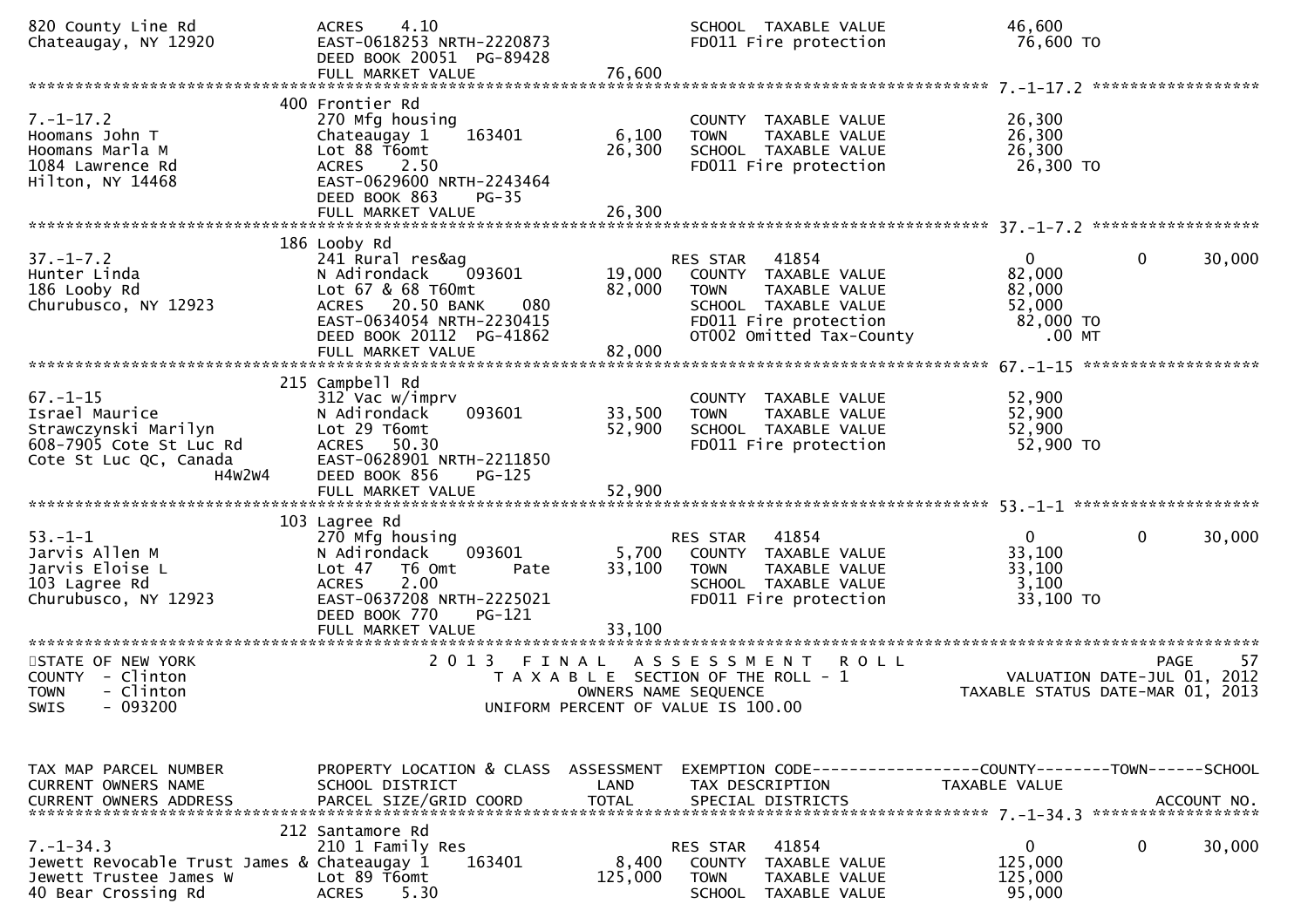```
820 County Line Rd                ACRES    4.10                           SCHOOL  TAXABLE VALUE               46,600
Chateaugay, NY 12920              EAST-0618253 NRTH-2220873               FD011 Fire protection               76,600 TO
                                  DEED BOOK 20051  PG-89428
                                  FULL MARKET VALUE                76,600
******************************************************************************************************* 7.-1-17.2 ******************
                                  400 Frontier Rd
7.-1-17.2                         270 Mfg housing                         COUNTY  TAXABLE VALUE               26,300
Hoomans John T                    Chateaugay 1    163401        6,100     TOWN    TAXABLE VALUE               26,300
Hoomans Marla M                   Lot 88 T6omt                 26,300     SCHOOL  TAXABLE VALUE               26,300
1084 Lawrence Rd                  ACRES    2.50                           FD011 Fire protection               26,300 TO
Hilton, NY 14468                  EAST-0629600 NRTH-2243464
                                  DEED BOOK 863    PG-35
                                  FULL MARKET VALUE                26,300
******************************************************************************************************* 37.-1-7.2 ******************
                                  186 Looby Rd
37.-1-7.2                         241 Rural res&ag                        RES STAR   41854                        0            0      30,000
Hunter Linda                      N Adirondack    093601       19,000     COUNTY  TAXABLE VALUE               82,000
186 Looby Rd                      Lot 67 & 68 T60mt            82,000     TOWN    TAXABLE VALUE               82,000
Churubusco, NY 12923              ACRES   20.50 BANK     080              SCHOOL  TAXABLE VALUE               52,000
                                  EAST-0634054 NRTH-2230415               FD011 Fire protection               82,000 TO
                                  DEED BOOK 20112  PG-41862               OT002 Omitted Tax-County               .00 MT
                                  FULL MARKET VALUE                82,000
******************************************************************************************************* 67.-1-15 *******************
                                  215 Campbell Rd
67.-1-15                          312 Vac w/imprv                         COUNTY  TAXABLE VALUE               52,900
Israel Maurice                    N Adirondack    093601       33,500     TOWN    TAXABLE VALUE               52,900
Strawczynski Marilyn              Lot 29 T6omt                 52,900     SCHOOL  TAXABLE VALUE               52,900
608-7905 Cote St Luc Rd           ACRES   50.30                           FD011 Fire protection               52,900 TO
Cote St Luc QC, Canada            EAST-0628901 NRTH-2211850
                  H4W2W4          DEED BOOK 856    PG-125
                                  FULL MARKET VALUE                52,900
******************************************************************************************************* 53.-1-1 ********************
                                  103 Lagree Rd
53.-1-1                           270 Mfg housing                         RES STAR   41854                        0            0      30,000
Jarvis Allen M                    N Adirondack    093601        5,700     COUNTY  TAXABLE VALUE               33,100
Jarvis Eloise L                   Lot 47   T6 Omt       Pate   33,100     TOWN    TAXABLE VALUE               33,100
103 Lagree Rd                     ACRES    2.00                           SCHOOL  TAXABLE VALUE                3,100
Churubusco, NY 12923              EAST-0637208 NRTH-2225021               FD011 Fire protection               33,100 TO
                                  DEED BOOK 770    PG-121
                                  FULL MARKET VALUE                33,100
************************************************************************************************************************************
STATE OF NEW YORK                   2 0 1 3   F I N A L   A S S E S S M E N T   R O L L                                 PAGE    57
COUNTY  - Clinton                       T A X A B L E  SECTION OF THE ROLL - 1                       VALUATION DATE-JUL 01, 2012
TOWN    - Clinton                              OWNERS NAME SEQUENCE                               TAXABLE STATUS DATE-MAR 01, 2013
SWIS    - 093200                        UNIFORM PERCENT OF VALUE IS 100.00


TAX MAP PARCEL NUMBER             PROPERTY LOCATION & CLASS  ASSESSMENT  EXEMPTION CODE------------------COUNTY--------TOWN------SCHOOL
CURRENT OWNERS NAME               SCHOOL DISTRICT               LAND      TAX DESCRIPTION                TAXABLE VALUE
CURRENT OWNERS ADDRESS            PARCEL SIZE/GRID COORD        TOTAL     SPECIAL DISTRICTS                                  ACCOUNT NO.
******************************************************************************************************* 7.-1-34.3 ******************
                                  212 Santamore Rd
7.-1-34.3                         210 1 Family Res                        RES STAR   41854                        0            0      30,000
Jewett Revocable Trust James & Chateaugay 1   163401        8,400     COUNTY  TAXABLE VALUE              125,000
Jewett Trustee James W            Lot 89 T6omt                125,000     TOWN    TAXABLE VALUE              125,000
40 Bear Crossing Rd               ACRES    5.30                           SCHOOL  TAXABLE VALUE               95,000
```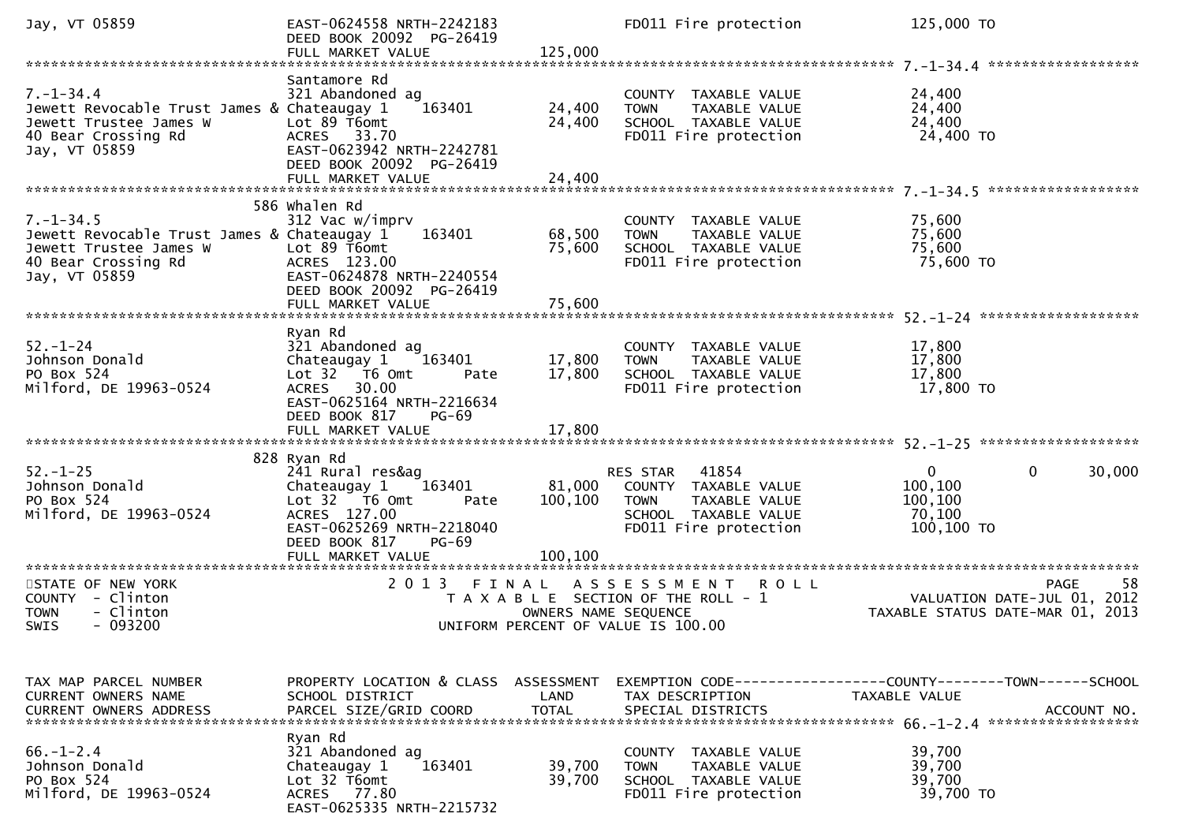```
Jay, VT 05859                    EAST-0624558 NRTH-2242183              FD011 Fire protection          125,000 TO
                                 DEED BOOK 20092  PG-26419
                                 FULL MARKET VALUE            125,000
******************************************************************************************************* 7.-1-34.4 ******************
                                 Santamore Rd
7.-1-34.4                        321 Abandoned ag                       COUNTY  TAXABLE VALUE           24,400
Jewett Revocable Trust James &   Chateaugay 1     163401       24,400   TOWN    TAXABLE VALUE           24,400
Jewett Trustee James W           Lot 89 T6omt                  24,400   SCHOOL  TAXABLE VALUE           24,400
40 Bear Crossing Rd              ACRES   33.70                          FD011 Fire protection            24,400 TO
Jay, VT 05859                    EAST-0623942 NRTH-2242781
                                 DEED BOOK 20092  PG-26419
                                 FULL MARKET VALUE             24,400
******************************************************************************************************* 7.-1-34.5 ******************
                             586 Whalen Rd
7.-1-34.5                        312 Vac w/imprv                        COUNTY  TAXABLE VALUE           75,600
Jewett Revocable Trust James &   Chateaugay 1     163401       68,500   TOWN    TAXABLE VALUE           75,600
Jewett Trustee James W           Lot 89 T6omt                  75,600   SCHOOL  TAXABLE VALUE           75,600
40 Bear Crossing Rd              ACRES  123.00                          FD011 Fire protection            75,600 TO
Jay, VT 05859                    EAST-0624878 NRTH-2240554
                                 DEED BOOK 20092  PG-26419
                                 FULL MARKET VALUE             75,600
******************************************************************************************************* 52.-1-24 *******************
                                 Ryan Rd
52.-1-24                         321 Abandoned ag                       COUNTY  TAXABLE VALUE           17,800
Johnson Donald                   Chateaugay 1     163401       17,800   TOWN    TAXABLE VALUE           17,800
PO Box 524                       Lot 32   T6 Omt        Pate   17,800   SCHOOL  TAXABLE VALUE           17,800
Milford, DE 19963-0524           ACRES   30.00                          FD011 Fire protection            17,800 TO
                                 EAST-0625164 NRTH-2216634
                                 DEED BOOK 817    PG-69
                                 FULL MARKET VALUE             17,800
******************************************************************************************************* 52.-1-25 *******************
                             828 Ryan Rd
52.-1-25                         241 Rural res&ag                       RES STAR   41854                 0            0       30,000
Johnson Donald                   Chateaugay 1     163401       81,000   COUNTY  TAXABLE VALUE          100,100
PO Box 524                       Lot 32   T6 Omt        Pate  100,100   TOWN    TAXABLE VALUE          100,100
Milford, DE 19963-0524           ACRES  127.00                          SCHOOL  TAXABLE VALUE           70,100
                                 EAST-0625269 NRTH-2218040              FD011 Fire protection           100,100 TO
                                 DEED BOOK 817    PG-69
                                 FULL MARKET VALUE            100,100
*******************************************************************************************************************************************
STATE OF NEW YORK                2 0 1 3   F I N A L   A S S E S S M E N T   R O L L                              PAGE      58
COUNTY  - Clinton                   T A X A B L E  SECTION OF THE ROLL - 1                        VALUATION DATE-JUL 01, 2012
TOWN    - Clinton                          OWNERS NAME SEQUENCE                                 TAXABLE STATUS DATE-MAR 01, 2013
SWIS    - 093200                   UNIFORM PERCENT OF VALUE IS 100.00


TAX MAP PARCEL NUMBER            PROPERTY LOCATION & CLASS  ASSESSMENT  EXEMPTION CODE------------------COUNTY--------TOWN------SCHOOL
CURRENT OWNERS NAME              SCHOOL DISTRICT               LAND     TAX DESCRIPTION             TAXABLE VALUE
CURRENT OWNERS ADDRESS           PARCEL SIZE/GRID COORD        TOTAL    SPECIAL DISTRICTS                                  ACCOUNT NO.
******************************************************************************************************* 66.-1-2.4 ******************
                                 Ryan Rd
66.-1-2.4                        321 Abandoned ag                       COUNTY  TAXABLE VALUE           39,700
Johnson Donald                   Chateaugay 1     163401       39,700   TOWN    TAXABLE VALUE           39,700
PO Box 524                       Lot 32 T6omt                  39,700   SCHOOL  TAXABLE VALUE           39,700
Milford, DE 19963-0524           ACRES   77.80                          FD011 Fire protection            39,700 TO
                                 EAST-0625335 NRTH-2215732
```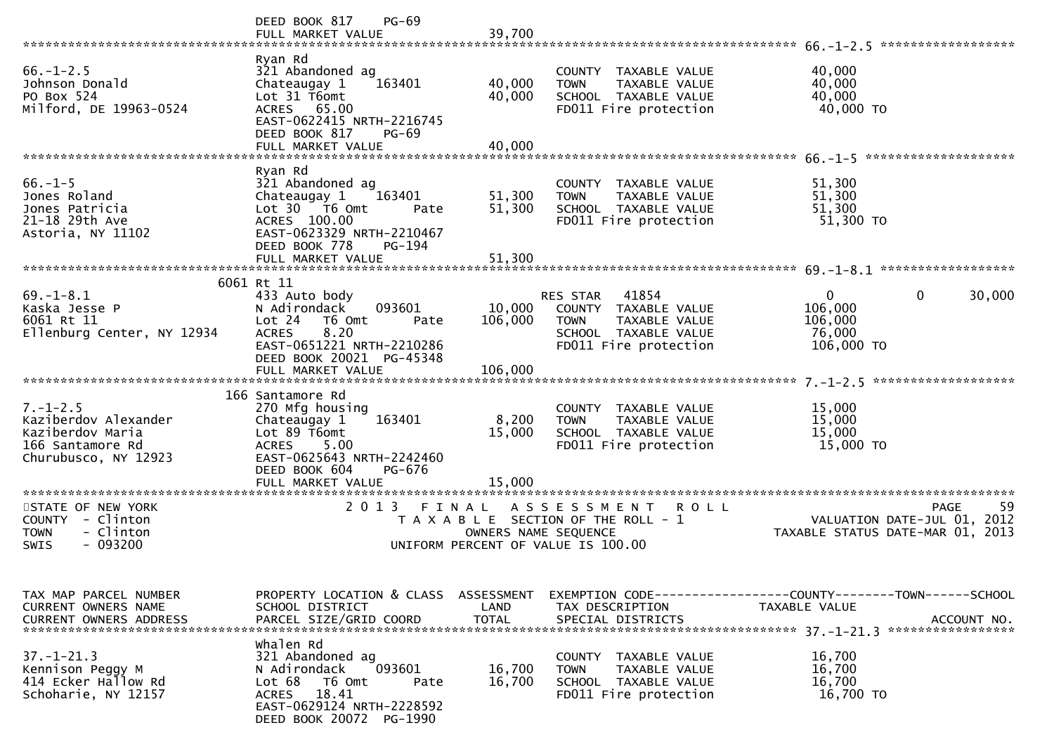```
                             DEED BOOK 817    PG-69
                             FULL MARKET VALUE              39,700
******************************************************************************************************* 66.-1-2.5 ******************
                             Ryan Rd
66.-1-2.5                    321 Abandoned ag                         COUNTY  TAXABLE VALUE            40,000
Johnson Donald               Chateaugay 1     163401      40,000      TOWN    TAXABLE VALUE            40,000
PO Box 524                   Lot 31 T6omt                 40,000      SCHOOL  TAXABLE VALUE            40,000
Milford, DE 19963-0524       ACRES   65.00                            FD011 Fire protection             40,000 TO
                             EAST-0622415 NRTH-2216745
                             DEED BOOK 817    PG-69
                             FULL MARKET VALUE              40,000
******************************************************************************************************* 66.-1-5 ********************
                             Ryan Rd
66.-1-5                      321 Abandoned ag                         COUNTY  TAXABLE VALUE            51,300
Jones Roland                 Chateaugay 1     163401      51,300      TOWN    TAXABLE VALUE            51,300
Jones Patricia               Lot 30   T6 Omt       Pate   51,300      SCHOOL  TAXABLE VALUE            51,300
21-18 29th Ave               ACRES  100.00                            FD011 Fire protection             51,300 TO
Astoria, NY 11102            EAST-0623329 NRTH-2210467
                             DEED BOOK 778    PG-194
                             FULL MARKET VALUE              51,300
******************************************************************************************************* 69.-1-8.1 ******************
                         6061 Rt 11
69.-1-8.1                    433 Auto body                            RES STAR   41854                  0             0        30,000
Kaska Jesse P                N Adirondack     093601      10,000      COUNTY  TAXABLE VALUE           106,000
6061 Rt 11                   Lot 24   T6 Omt       Pate  106,000      TOWN    TAXABLE VALUE           106,000
Ellenburg Center, NY 12934   ACRES    8.20                            SCHOOL  TAXABLE VALUE            76,000
                             EAST-0651221 NRTH-2210286                FD011 Fire protection            106,000 TO
                             DEED BOOK 20021  PG-45348
                             FULL MARKET VALUE             106,000
******************************************************************************************************* 7.-1-2.5 *******************
                         166 Santamore Rd
7.-1-2.5                     270 Mfg housing                          COUNTY  TAXABLE VALUE            15,000
Kaziberdov Alexander         Chateaugay 1     163401       8,200      TOWN    TAXABLE VALUE            15,000
Kaziberdov Maria             Lot 89 T6omt                 15,000      SCHOOL  TAXABLE VALUE            15,000
166 Santamore Rd             ACRES    5.00                            FD011 Fire protection             15,000 TO
Churubusco, NY 12923         EAST-0625643 NRTH-2242460
                             DEED BOOK 604    PG-676
                             FULL MARKET VALUE              15,000
************************************************************************************************************************************
STATE OF NEW YORK                    2 0 1 3   F I N A L   A S S E S S M E N T   R O L L                          PAGE     59
COUNTY  - Clinton                        T A X A B L E  SECTION OF THE ROLL - 1                      VALUATION DATE-JUL 01, 2012
TOWN    - Clinton                               OWNERS NAME SEQUENCE                            TAXABLE STATUS DATE-MAR 01, 2013
SWIS    - 093200                          UNIFORM PERCENT OF VALUE IS 100.00


TAX MAP PARCEL NUMBER        PROPERTY LOCATION & CLASS  ASSESSMENT  EXEMPTION CODE------------------COUNTY--------TOWN------SCHOOL
CURRENT OWNERS NAME          SCHOOL DISTRICT               LAND      TAX DESCRIPTION             TAXABLE VALUE
CURRENT OWNERS ADDRESS       PARCEL SIZE/GRID COORD       TOTAL      SPECIAL DISTRICTS                                  ACCOUNT NO.
******************************************************************************************************* 37.-1-21.3 *****************
                             Whalen Rd
37.-1-21.3                   321 Abandoned ag                         COUNTY  TAXABLE VALUE            16,700
Kennison Peggy M             N Adirondack     093601      16,700      TOWN    TAXABLE VALUE            16,700
414 Ecker Hallow Rd          Lot 68   T6 Omt       Pate   16,700      SCHOOL  TAXABLE VALUE            16,700
Schoharie, NY 12157          ACRES   18.41                            FD011 Fire protection             16,700 TO
                             EAST-0629124 NRTH-2228592
                             DEED BOOK 20072  PG-1990
```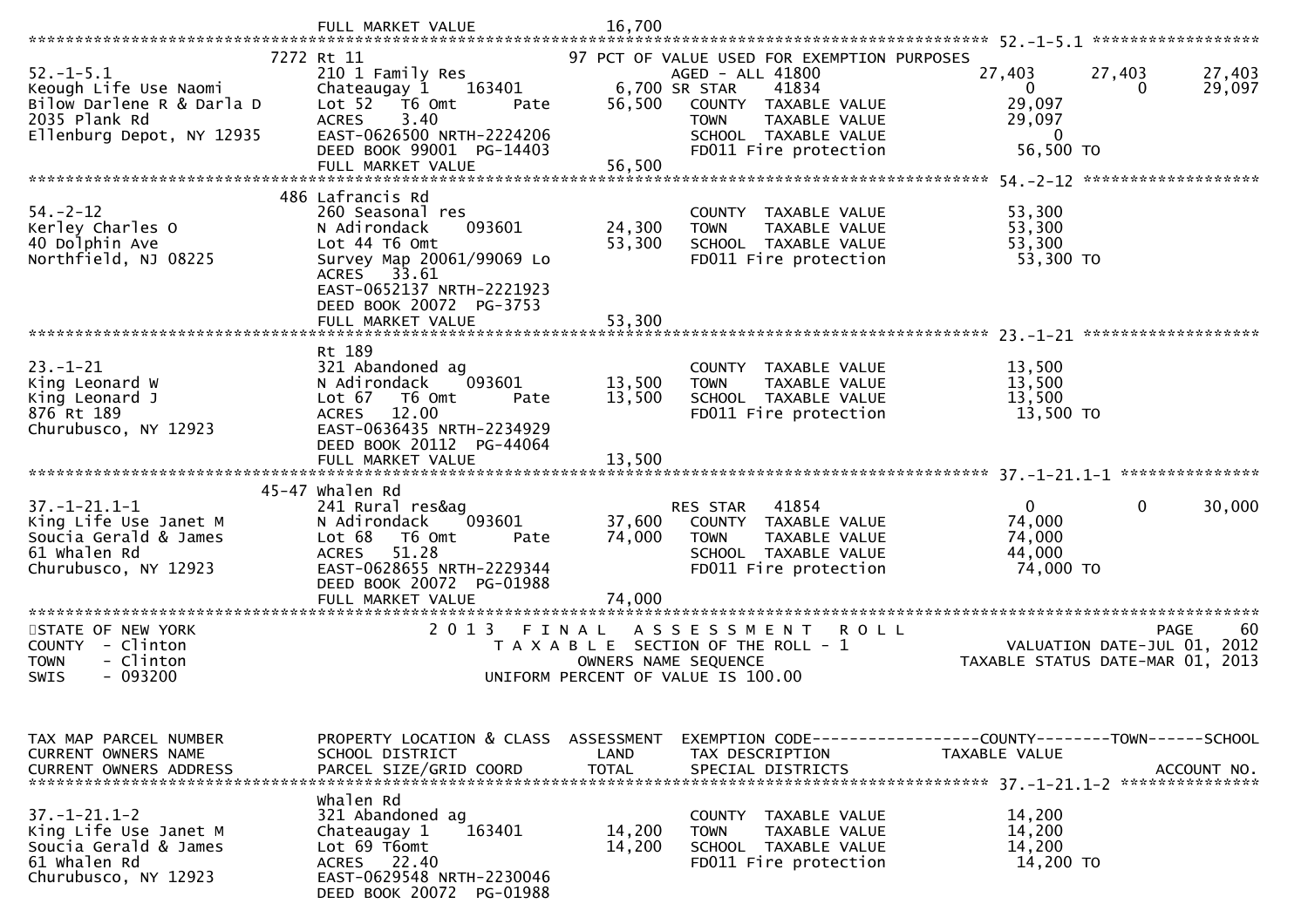FULL MARKET VALUE 16,700

**52.-1-5.1**

| | 7272 Rt 11 | | 97 PCT OF VALUE USED FOR EXEMPTION PURPOSES | | | |
|---|---|---|---|---|---|---|
| 52.-1-5.1 | 210 1 Family Res | | AGED - ALL 41800 | 27,403 | 27,403 | 27,403 |
| Keough Life Use Naomi | Chateaugay 1 163401 | 6,700 | SR STAR 41834 | 0 | 0 | 29,097 |
| Bilow Darlene R & Darla D | Lot 52 T6 Omt Pate | 56,500 | COUNTY TAXABLE VALUE | 29,097 | | |
| 2035 Plank Rd | ACRES 3.40 | | TOWN TAXABLE VALUE | 29,097 | | |
| Ellenburg Depot, NY 12935 | EAST-0626500 NRTH-2224206 | | SCHOOL TAXABLE VALUE | 0 | | |
| | DEED BOOK 99001 PG-14403 | | FD011 Fire protection | 56,500 TO | | |
| | FULL MARKET VALUE | 56,500 | | | | |

**54.-2-12**

| | 486 Lafrancis Rd | | | |
|---|---|---|---|---|
| 54.-2-12 | 260 Seasonal res | | COUNTY TAXABLE VALUE | 53,300 |
| Kerley Charles O | N Adirondack 093601 | 24,300 | TOWN TAXABLE VALUE | 53,300 |
| 40 Dolphin Ave | Lot 44 T6 Omt | 53,300 | SCHOOL TAXABLE VALUE | 53,300 |
| Northfield, NJ 08225 | Survey Map 20061/99069 Lo | | FD011 Fire protection | 53,300 TO |
| | ACRES 33.61 | | | |
| | EAST-0652137 NRTH-2221923 | | | |
| | DEED BOOK 20072 PG-3753 | | | |
| | FULL MARKET VALUE | 53,300 | | |

**23.-1-21**

| | Rt 189 | | | |
|---|---|---|---|---|
| 23.-1-21 | 321 Abandoned ag | | COUNTY TAXABLE VALUE | 13,500 |
| King Leonard W | N Adirondack 093601 | 13,500 | TOWN TAXABLE VALUE | 13,500 |
| King Leonard J | Lot 67 T6 Omt Pate | 13,500 | SCHOOL TAXABLE VALUE | 13,500 |
| 876 Rt 189 | ACRES 12.00 | | FD011 Fire protection | 13,500 TO |
| Churubusco, NY 12923 | EAST-0636435 NRTH-2234929 | | | |
| | DEED BOOK 20112 PG-44064 | | | |
| | FULL MARKET VALUE | 13,500 | | |

**37.-1-21.1-1**

| | 45-47 Whalen Rd | | | | | |
|---|---|---|---|---|---|---|
| 37.-1-21.1-1 | 241 Rural res&ag | | RES STAR 41854 | 0 | 0 | 30,000 |
| King Life Use Janet M | N Adirondack 093601 | 37,600 | COUNTY TAXABLE VALUE | 74,000 | | |
| Soucia Gerald & James | Lot 68 T6 Omt Pate | 74,000 | TOWN TAXABLE VALUE | 74,000 | | |
| 61 Whalen Rd | ACRES 51.28 | | SCHOOL TAXABLE VALUE | 44,000 | | |
| Churubusco, NY 12923 | EAST-0628655 NRTH-2229344 | | FD011 Fire protection | 74,000 TO | | |
| | DEED BOOK 20072 PG-01988 | | | | | |
| | FULL MARKET VALUE | 74,000 | | | | |

STATE OF NEW YORK — COUNTY - Clinton — TOWN - Clinton — SWIS - 093200

2 0 1 3 F I N A L A S S E S S M E N T R O L L
T A X A B L E SECTION OF THE ROLL - 1
OWNERS NAME SEQUENCE
UNIFORM PERCENT OF VALUE IS 100.00

VALUATION DATE-JUL 01, 2012
TAXABLE STATUS DATE-MAR 01, 2013

| TAX MAP PARCEL NUMBER / CURRENT OWNERS NAME / CURRENT OWNERS ADDRESS | PROPERTY LOCATION & CLASS / SCHOOL DISTRICT / PARCEL SIZE/GRID COORD | ASSESSMENT LAND / TOTAL | EXEMPTION CODE / TAX DESCRIPTION / SPECIAL DISTRICTS | COUNTY / TAXABLE VALUE | TOWN | SCHOOL / ACCOUNT NO. |
|---|---|---|---|---|---|---|

**37.-1-21.1-2**

| | Whalen Rd | | | |
|---|---|---|---|---|
| 37.-1-21.1-2 | 321 Abandoned ag | | COUNTY TAXABLE VALUE | 14,200 |
| King Life Use Janet M | Chateaugay 1 163401 | 14,200 | TOWN TAXABLE VALUE | 14,200 |
| Soucia Gerald & James | Lot 69 T6omt | 14,200 | SCHOOL TAXABLE VALUE | 14,200 |
| 61 Whalen Rd | ACRES 22.40 | | FD011 Fire protection | 14,200 TO |
| Churubusco, NY 12923 | EAST-0629548 NRTH-2230046 | | | |
| | DEED BOOK 20072 PG-01988 | | | |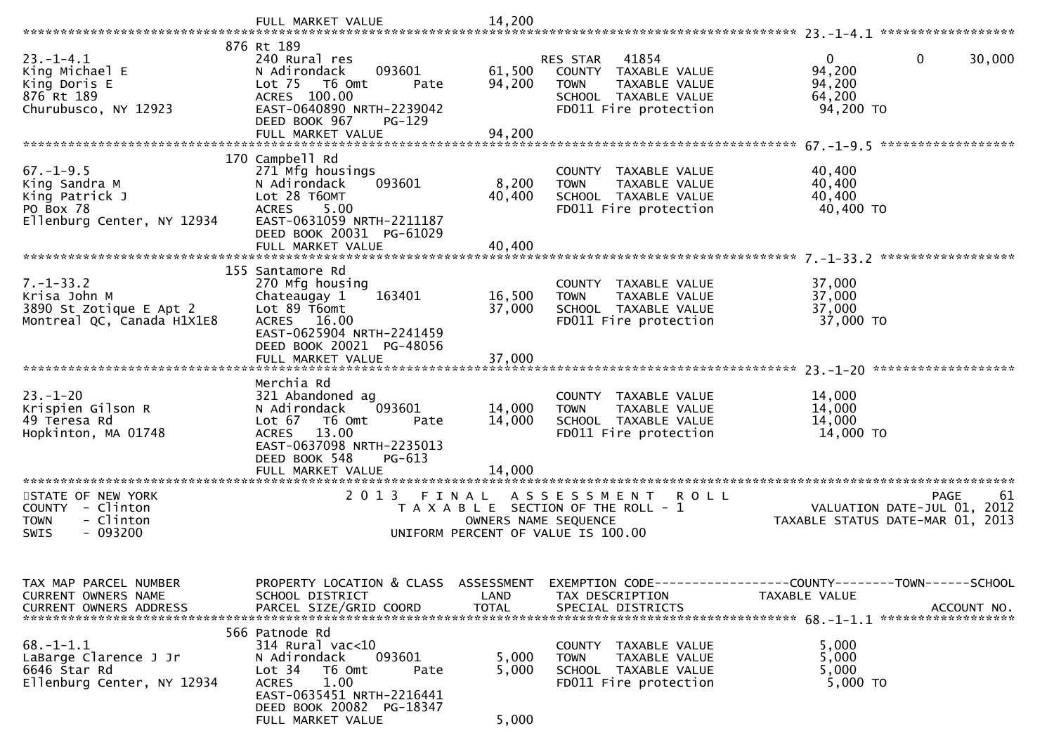FULL MARKET VALUE 14,200

******************************************************************************************************* 23.-1-4.1 ******************

| | | | | |
|---|---|---|---|---|
| 23.-1-4.1 | 876 Rt 189 | | | |
| King Michael E | 240 Rural res | | RES STAR 41854 | 0 0 30,000 |
| King Doris E | N Adirondack 093601 | 61,500 | COUNTY TAXABLE VALUE | 94,200 |
| 876 Rt 189 | Lot 75 T6 Omt Pate | 94,200 | TOWN TAXABLE VALUE | 94,200 |
| Churubusco, NY 12923 | ACRES 100.00 | | SCHOOL TAXABLE VALUE | 64,200 |
| | EAST-0640890 NRTH-2239042 | | FD011 Fire protection | 94,200 TO |
| | DEED BOOK 967 PG-129 | | | |
| | FULL MARKET VALUE | 94,200 | | |

******************************************************************************************************* 67.-1-9.5 ******************

| | | | | |
|---|---|---|---|---|
| | 170 Campbell Rd | | | |
| 67.-1-9.5 | 271 Mfg housings | | COUNTY TAXABLE VALUE | 40,400 |
| King Sandra M | N Adirondack 093601 | 8,200 | TOWN TAXABLE VALUE | 40,400 |
| King Patrick J | Lot 28 T6OMT | 40,400 | SCHOOL TAXABLE VALUE | 40,400 |
| PO Box 78 | ACRES 5.00 | | FD011 Fire protection | 40,400 TO |
| Ellenburg Center, NY 12934 | EAST-0631059 NRTH-2211187 | | | |
| | DEED BOOK 20031 PG-61029 | | | |
| | FULL MARKET VALUE | 40,400 | | |

******************************************************************************************************* 7.-1-33.2 ******************

| | | | | |
|---|---|---|---|---|
| | 155 Santamore Rd | | | |
| 7.-1-33.2 | 270 Mfg housing | | COUNTY TAXABLE VALUE | 37,000 |
| Krisa John M | Chateaugay 1 163401 | 16,500 | TOWN TAXABLE VALUE | 37,000 |
| 3890 St Zotique E Apt 2 | Lot 89 T6omt | 37,000 | SCHOOL TAXABLE VALUE | 37,000 |
| Montreal QC, Canada H1X1E8 | ACRES 16.00 | | FD011 Fire protection | 37,000 TO |
| | EAST-0625904 NRTH-2241459 | | | |
| | DEED BOOK 20021 PG-48056 | | | |
| | FULL MARKET VALUE | 37,000 | | |

******************************************************************************************************* 23.-1-20 *******************

| | | | | |
|---|---|---|---|---|
| | Merchia Rd | | | |
| 23.-1-20 | 321 Abandoned ag | | COUNTY TAXABLE VALUE | 14,000 |
| Krispien Gilson R | N Adirondack 093601 | 14,000 | TOWN TAXABLE VALUE | 14,000 |
| 49 Teresa Rd | Lot 67 T6 Omt Pate | 14,000 | SCHOOL TAXABLE VALUE | 14,000 |
| Hopkinton, MA 01748 | ACRES 13.00 | | FD011 Fire protection | 14,000 TO |
| | EAST-0637098 NRTH-2235013 | | | |
| | DEED BOOK 548 PG-613 | | | |
| | FULL MARKET VALUE | 14,000 | | |

************************************************************************************************************************************

STATE OF NEW YORK
COUNTY - Clinton
TOWN - Clinton
SWIS - 093200

2013 FINAL ASSESSMENT ROLL
TAXABLE SECTION OF THE ROLL - 1
OWNERS NAME SEQUENCE
UNIFORM PERCENT OF VALUE IS 100.00

VALUATION DATE-JUL 01, 2012
TAXABLE STATUS DATE-MAR 01, 2013

| TAX MAP PARCEL NUMBER<br>CURRENT OWNERS NAME<br>CURRENT OWNERS ADDRESS | PROPERTY LOCATION & CLASS<br>SCHOOL DISTRICT<br>PARCEL SIZE/GRID COORD | ASSESSMENT<br>LAND<br>TOTAL | EXEMPTION CODE<br>TAX DESCRIPTION<br>SPECIAL DISTRICTS | COUNTY--------TOWN------SCHOOL<br>TAXABLE VALUE<br>ACCOUNT NO. |
|---|---|---|---|---|

******************************************************************************************************* 68.-1-1.1 ******************

| | | | | |
|---|---|---|---|---|
| | 566 Patnode Rd | | | |
| 68.-1-1.1 | 314 Rural vac<10 | | COUNTY TAXABLE VALUE | 5,000 |
| LaBarge Clarence J Jr | N Adirondack 093601 | 5,000 | TOWN TAXABLE VALUE | 5,000 |
| 6646 Star Rd | Lot 34 T6 Omt Pate | 5,000 | SCHOOL TAXABLE VALUE | 5,000 |
| Ellenburg Center, NY 12934 | ACRES 1.00 | | FD011 Fire protection | 5,000 TO |
| | EAST-0635451 NRTH-2216441 | | | |
| | DEED BOOK 20082 PG-18347 | | | |
| | FULL MARKET VALUE | 5,000 | | |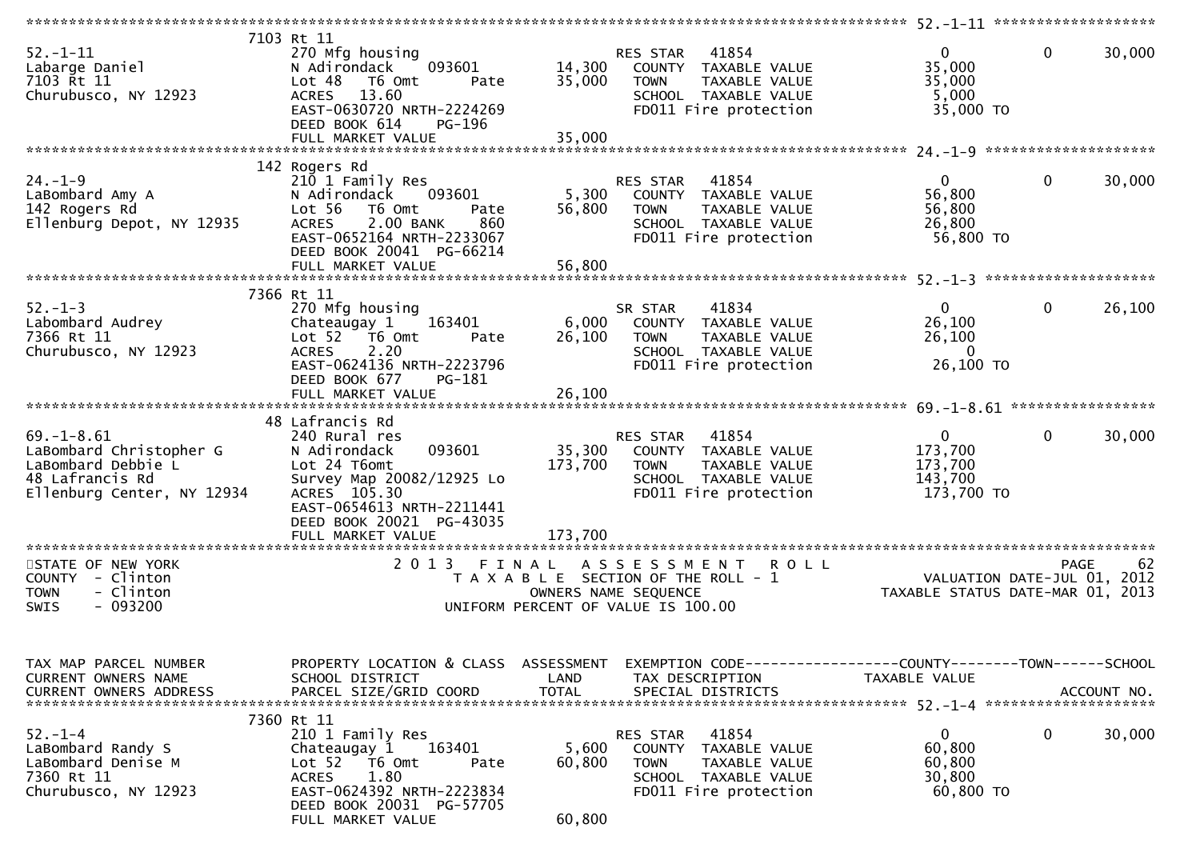```
******************************************************************************************************* 52.-1-11 *******************
                     7103 Rt 11
52.-1-11             270 Mfg housing                        RES STAR    41854                  0            0      30,000
Labarge Daniel       N Adirondack     093601      14,300    COUNTY  TAXABLE VALUE          35,000
7103 Rt 11           Lot 48   T6 Omt      Pate    35,000    TOWN    TAXABLE VALUE          35,000
Churubusco, NY 12923 ACRES   13.60                          SCHOOL  TAXABLE VALUE           5,000
                     EAST-0630720 NRTH-2224269              FD011 Fire protection          35,000 TO
                     DEED BOOK 614    PG-196
                     FULL MARKET VALUE            35,000
******************************************************************************************************* 24.-1-9 ********************
                     142 Rogers Rd
24.-1-9              210 1 Family Res                       RES STAR    41854                  0            0      30,000
LaBombard Amy A      N Adirondack     093601       5,300    COUNTY  TAXABLE VALUE          56,800
142 Rogers Rd        Lot 56   T6 Omt      Pate    56,800    TOWN    TAXABLE VALUE          56,800
Ellenburg Depot, NY 12935 ACRES  2.00 BANK   860           SCHOOL  TAXABLE VALUE          26,800
                     EAST-0652164 NRTH-2233067              FD011 Fire protection          56,800 TO
                     DEED BOOK 20041  PG-66214
                     FULL MARKET VALUE            56,800
******************************************************************************************************* 52.-1-3 ********************
                     7366 Rt 11
52.-1-3              270 Mfg housing                        SR STAR     41834                  0            0      26,100
Labombard Audrey     Chateaugay 1     163401       6,000    COUNTY  TAXABLE VALUE          26,100
7366 Rt 11           Lot 52   T6 Omt      Pate    26,100    TOWN    TAXABLE VALUE          26,100
Churubusco, NY 12923 ACRES    2.20                          SCHOOL  TAXABLE VALUE               0
                     EAST-0624136 NRTH-2223796              FD011 Fire protection          26,100 TO
                     DEED BOOK 677    PG-181
                     FULL MARKET VALUE            26,100
******************************************************************************************************* 69.-1-8.61 *****************
                     48 Lafrancis Rd
69.-1-8.61           240 Rural res                          RES STAR    41854                  0            0      30,000
LaBombard Christopher G N Adirondack  093601      35,300    COUNTY  TAXABLE VALUE         173,700
LaBombard Debbie L   Lot 24 T6omt                173,700    TOWN    TAXABLE VALUE         173,700
48 Lafrancis Rd      Survey Map 20082/12925 Lo              SCHOOL  TAXABLE VALUE         143,700
Ellenburg Center, NY 12934 ACRES 105.30                     FD011 Fire protection         173,700 TO
                     EAST-0654613 NRTH-2211441
                     DEED BOOK 20021  PG-43035
                     FULL MARKET VALUE           173,700
************************************************************************************************************************************
STATE OF NEW YORK              2 0 1 3   F I N A L   A S S E S S M E N T   R O L L                                     PAGE    62
COUNTY  - Clinton                    T A X A B L E  SECTION OF THE ROLL - 1                      VALUATION DATE-JUL 01, 2012
TOWN    - Clinton                         OWNERS NAME SEQUENCE                               TAXABLE STATUS DATE-MAR 01, 2013
SWIS    - 093200                    UNIFORM PERCENT OF VALUE IS 100.00


TAX MAP PARCEL NUMBER    PROPERTY LOCATION & CLASS  ASSESSMENT  EXEMPTION CODE------------------COUNTY--------TOWN------SCHOOL
CURRENT OWNERS NAME      SCHOOL DISTRICT               LAND      TAX DESCRIPTION             TAXABLE VALUE
CURRENT OWNERS ADDRESS   PARCEL SIZE/GRID COORD        TOTAL     SPECIAL DISTRICTS                                    ACCOUNT NO.
******************************************************************************************************* 52.-1-4 ********************
                     7360 Rt 11
52.-1-4              210 1 Family Res                       RES STAR    41854                  0            0      30,000
LaBombard Randy S    Chateaugay 1     163401       5,600    COUNTY  TAXABLE VALUE          60,800
LaBombard Denise M   Lot 52   T6 Omt      Pate    60,800    TOWN    TAXABLE VALUE          60,800
7360 Rt 11           ACRES    1.80                          SCHOOL  TAXABLE VALUE          30,800
Churubusco, NY 12923 EAST-0624392 NRTH-2223834              FD011 Fire protection          60,800 TO
                     DEED BOOK 20031  PG-57705
                     FULL MARKET VALUE            60,800
```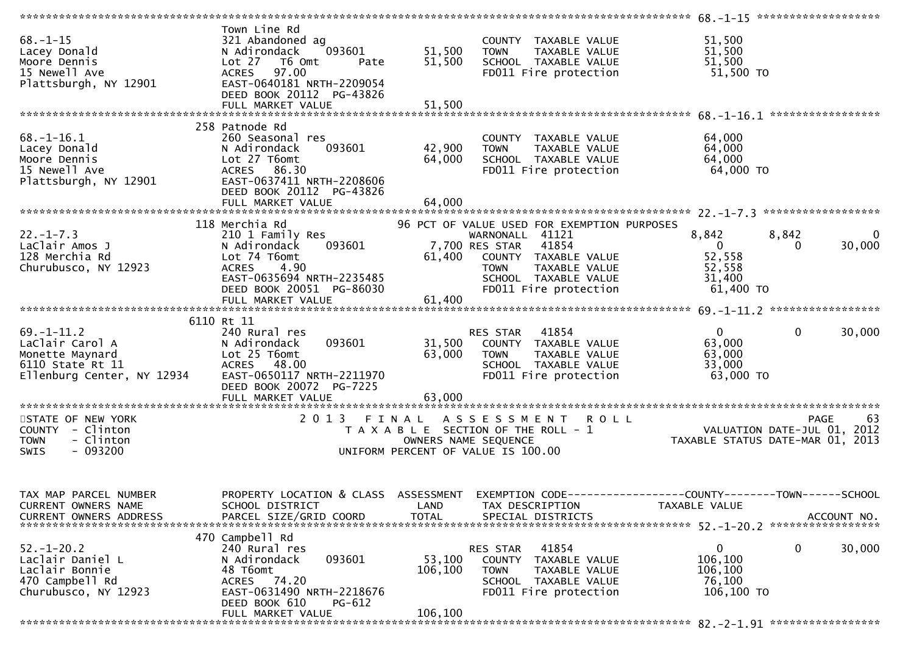```
******************************************************************************************************* 68.-1-15 *******************
                      Town Line Rd
68.-1-15              321 Abandoned ag                  COUNTY  TAXABLE VALUE          51,500
Lacey Donald          N Adirondack    093601    51,500  TOWN    TAXABLE VALUE          51,500
Moore Dennis          Lot 27  T6 Omt       Pate 51,500  SCHOOL  TAXABLE VALUE          51,500
15 Newell Ave         ACRES  97.00                      FD011 Fire protection          51,500 TO
Plattsburgh, NY 12901 EAST-0640181 NRTH-2209054
                      DEED BOOK 20112  PG-43826
                      FULL MARKET VALUE         51,500
******************************************************************************************************* 68.-1-16.1 *****************
                      258 Patnode Rd
68.-1-16.1            260 Seasonal res                  COUNTY  TAXABLE VALUE          64,000
Lacey Donald          N Adirondack    093601    42,900  TOWN    TAXABLE VALUE          64,000
Moore Dennis          Lot 27 T6omt              64,000  SCHOOL  TAXABLE VALUE          64,000
15 Newell Ave         ACRES  86.30                      FD011 Fire protection          64,000 TO
Plattsburgh, NY 12901 EAST-0637411 NRTH-2208606
                      DEED BOOK 20112  PG-43826
                      FULL MARKET VALUE         64,000
******************************************************************************************************* 22.-1-7.3 ******************
                      118 Merchia Rd            96 PCT OF VALUE USED FOR EXEMPTION PURPOSES
22.-1-7.3             210 1 Family Res                  WARNONALL  41121          8,842        8,842           0
LaClair Amos J        N Adirondack    093601     7,700 RES STAR    41854              0            0      30,000
128 Merchia Rd        Lot 74 T6omt              61,400  COUNTY  TAXABLE VALUE          52,558
Churubusco, NY 12923  ACRES   4.90                      TOWN    TAXABLE VALUE          52,558
                      EAST-0635694 NRTH-2235485         SCHOOL  TAXABLE VALUE          31,400
                      DEED BOOK 20051  PG-86030         FD011 Fire protection          61,400 TO
                      FULL MARKET VALUE         61,400
******************************************************************************************************* 69.-1-11.2 *****************
                      6110 Rt 11
69.-1-11.2            240 Rural res                     RES STAR    41854              0            0      30,000
LaClair Carol A       N Adirondack    093601    31,500  COUNTY  TAXABLE VALUE          63,000
Monette Maynard       Lot 25 T6omt              63,000  TOWN    TAXABLE VALUE          63,000
6110 State Rt 11      ACRES  48.00                      SCHOOL  TAXABLE VALUE          33,000
Ellenburg Center, NY 12934 EAST-0650117 NRTH-2211970    FD011 Fire protection          63,000 TO
                      DEED BOOK 20072  PG-7225
                      FULL MARKET VALUE         63,000
************************************************************************************************************************************
STATE OF NEW YORK                2 0 1 3   F I N A L   A S S E S S M E N T   R O L L                              PAGE    63
COUNTY  - Clinton                  T A X A B L E  SECTION OF THE ROLL - 1                     VALUATION DATE-JUL 01, 2012
TOWN    - Clinton                        OWNERS NAME SEQUENCE                         TAXABLE STATUS DATE-MAR 01, 2013
SWIS    - 093200                   UNIFORM PERCENT OF VALUE IS 100.00


TAX MAP PARCEL NUMBER    PROPERTY LOCATION & CLASS  ASSESSMENT  EXEMPTION CODE------------------COUNTY--------TOWN------SCHOOL
CURRENT OWNERS NAME      SCHOOL DISTRICT               LAND     TAX DESCRIPTION            TAXABLE VALUE
CURRENT OWNERS ADDRESS   PARCEL SIZE/GRID COORD        TOTAL    SPECIAL DISTRICTS                                    ACCOUNT NO.
******************************************************************************************************* 52.-1-20.2 *****************
                      470 Campbell Rd
52.-1-20.2            240 Rural res                     RES STAR    41854              0            0      30,000
Laclair Daniel L      N Adirondack    093601    53,100  COUNTY  TAXABLE VALUE         106,100
Laclair Bonnie        48 T6omt                 106,100  TOWN    TAXABLE VALUE         106,100
470 Campbell Rd       ACRES  74.20                      SCHOOL  TAXABLE VALUE          76,100
Churubusco, NY 12923  EAST-0631490 NRTH-2218676         FD011 Fire protection         106,100 TO
                      DEED BOOK 610    PG-612
                      FULL MARKET VALUE        106,100
******************************************************************************************************* 82.-2-1.91 *****************
```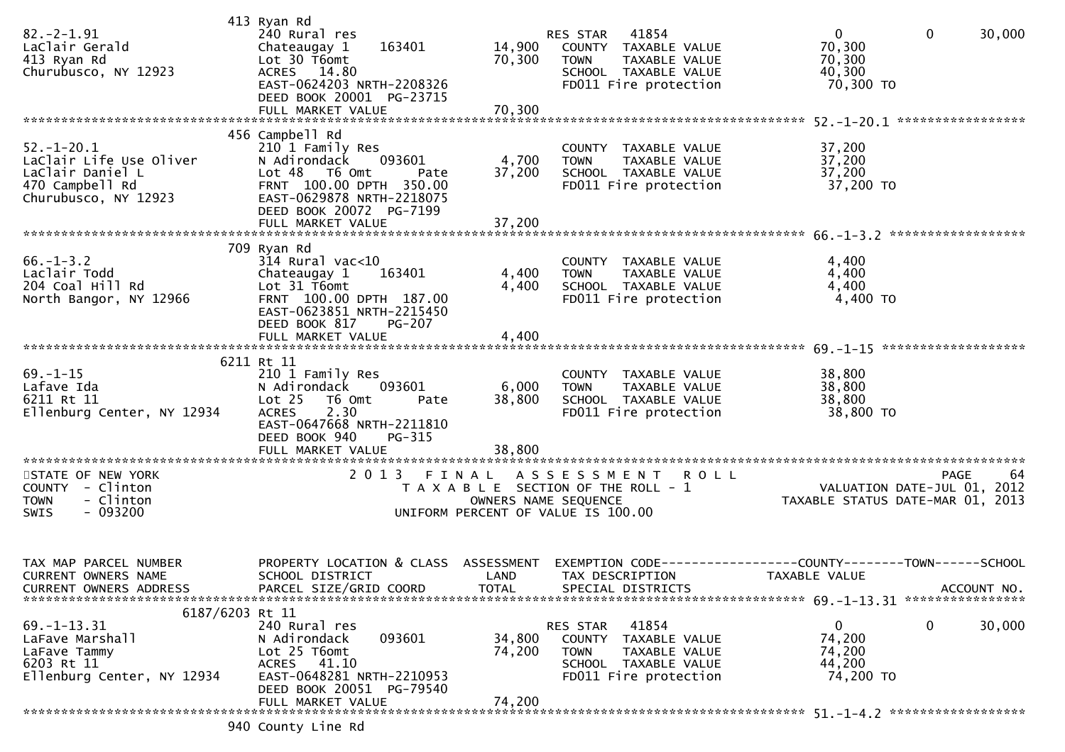```
                           413 Ryan Rd
82.-2-1.91                 240 Rural res                        RES STAR   41854                        0            0        30,000
LaClair Gerald             Chateaugay 1      163401     14,900   COUNTY  TAXABLE VALUE              70,300
413 Ryan Rd                Lot 30 T6omt                 70,300   TOWN    TAXABLE VALUE              70,300
Churubusco, NY 12923       ACRES   14.80                         SCHOOL  TAXABLE VALUE              40,300
                           EAST-0624203 NRTH-2208326             FD011 Fire protection               70,300 TO
                           DEED BOOK 20001  PG-23715
                           FULL MARKET VALUE            70,300
******************************************************************************************************* 52.-1-20.1 *****************
                           456 Campbell Rd
52.-1-20.1                 210 1 Family Res                      COUNTY  TAXABLE VALUE              37,200
LaClair Life Use Oliver    N Adirondack      093601      4,700   TOWN    TAXABLE VALUE              37,200
LaClair Daniel L           Lot 48   T6 Omt        Pate  37,200   SCHOOL  TAXABLE VALUE              37,200
470 Campbell Rd            FRNT  100.00 DPTH  350.00             FD011 Fire protection               37,200 TO
Churubusco, NY 12923       EAST-0629878 NRTH-2218075
                           DEED BOOK 20072  PG-7199
                           FULL MARKET VALUE            37,200
******************************************************************************************************* 66.-1-3.2 ******************
                           709 Ryan Rd
66.-1-3.2                  314 Rural vac<10                      COUNTY  TAXABLE VALUE               4,400
Laclair Todd               Chateaugay 1      163401      4,400   TOWN    TAXABLE VALUE               4,400
204 Coal Hill Rd           Lot 31 T6omt                  4,400   SCHOOL  TAXABLE VALUE               4,400
North Bangor, NY 12966     FRNT  100.00 DPTH  187.00             FD011 Fire protection                4,400 TO
                           EAST-0623851 NRTH-2215450
                           DEED BOOK 817     PG-207
                           FULL MARKET VALUE             4,400
******************************************************************************************************* 69.-1-15 *******************
                           6211 Rt 11
69.-1-15                   210 1 Family Res                      COUNTY  TAXABLE VALUE              38,800
Lafave Ida                 N Adirondack      093601      6,000   TOWN    TAXABLE VALUE              38,800
6211 Rt 11                 Lot 25   T6 Omt        Pate  38,800   SCHOOL  TAXABLE VALUE              38,800
Ellenburg Center, NY 12934 ACRES    2.30                         FD011 Fire protection               38,800 TO
                           EAST-0647668 NRTH-2211810
                           DEED BOOK 940     PG-315
                           FULL MARKET VALUE            38,800
************************************************************************************************************************************
STATE OF NEW YORK                    2 0 1 3   F I N A L   A S S E S S M E N T   R O L L                                  PAGE    64
COUNTY  - Clinton                       T A X A B L E  SECTION OF THE ROLL - 1                     VALUATION DATE-JUL 01, 2012
TOWN    - Clinton                              OWNERS NAME SEQUENCE                            TAXABLE STATUS DATE-MAR 01, 2013
SWIS    - 093200                         UNIFORM PERCENT OF VALUE IS 100.00


TAX MAP PARCEL NUMBER      PROPERTY LOCATION & CLASS  ASSESSMENT  EXEMPTION CODE------------------COUNTY--------TOWN------SCHOOL
CURRENT OWNERS NAME        SCHOOL DISTRICT               LAND      TAX DESCRIPTION                TAXABLE VALUE
CURRENT OWNERS ADDRESS     PARCEL SIZE/GRID COORD        TOTAL     SPECIAL DISTRICTS                                     ACCOUNT NO.
******************************************************************************************************* 69.-1-13.31 ****************
                 6187/6203 Rt 11
69.-1-13.31                240 Rural res                        RES STAR   41854                        0            0        30,000
LaFave Marshall            N Adirondack      093601     34,800   COUNTY  TAXABLE VALUE              74,200
LaFave Tammy               Lot 25 T6omt                 74,200   TOWN    TAXABLE VALUE              74,200
6203 Rt 11                 ACRES   41.10                         SCHOOL  TAXABLE VALUE              44,200
Ellenburg Center, NY 12934 EAST-0648281 NRTH-2210953             FD011 Fire protection               74,200 TO
                           DEED BOOK 20051  PG-79540
                           FULL MARKET VALUE            74,200
******************************************************************************************************* 51.-1-4.2 ******************
                           940 County Line Rd
```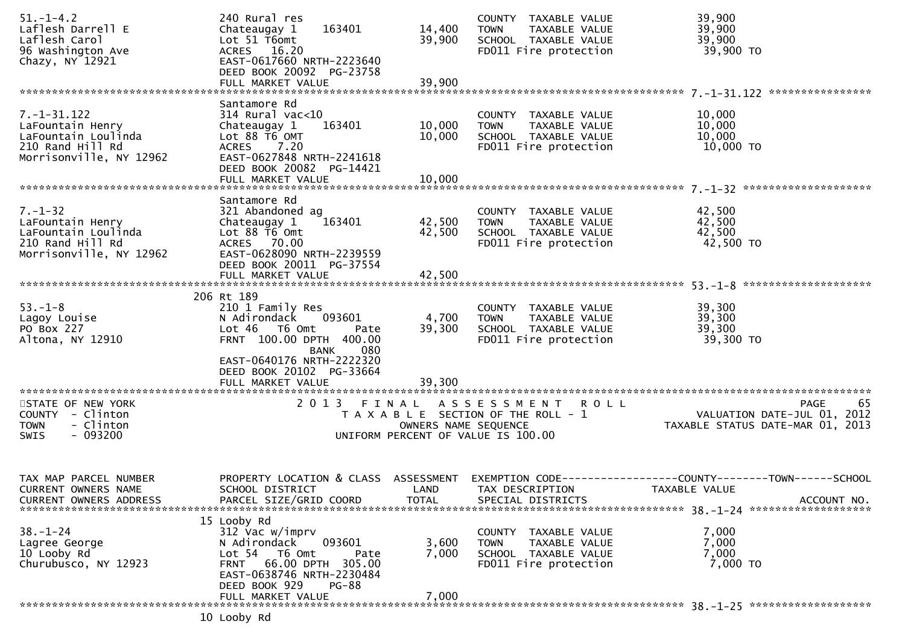```
51.-1-4.2                      240 Rural res                          COUNTY  TAXABLE VALUE              39,900
Laflesh Darrell E              Chateaugay 1     163401       14,400   TOWN    TAXABLE VALUE              39,900
Laflesh Carol                  Lot 51 T6omt                  39,900   SCHOOL  TAXABLE VALUE              39,900
96 Washington Ave              ACRES   16.20                          FD011 Fire protection               39,900 TO
Chazy, NY 12921                EAST-0617660 NRTH-2223640
                               DEED BOOK 20092  PG-23758
                               FULL MARKET VALUE             39,900
******************************************************************************************************* 7.-1-31.122 ****************
                               Santamore Rd
7.-1-31.122                    314 Rural vac<10                       COUNTY  TAXABLE VALUE              10,000
LaFountain Henry               Chateaugay 1     163401       10,000   TOWN    TAXABLE VALUE              10,000
LaFountain Loulinda            Lot 88 T6 OMT                 10,000   SCHOOL  TAXABLE VALUE              10,000
210 Rand Hill Rd               ACRES    7.20                          FD011 Fire protection               10,000 TO
Morrisonville, NY 12962        EAST-0627848 NRTH-2241618
                               DEED BOOK 20082  PG-14421
                               FULL MARKET VALUE             10,000
******************************************************************************************************* 7.-1-32 ********************
                               Santamore Rd
7.-1-32                        321 Abandoned ag                       COUNTY  TAXABLE VALUE              42,500
LaFountain Henry               Chateaugay 1     163401       42,500   TOWN    TAXABLE VALUE              42,500
LaFountain Loulinda            Lot 88 T6 Omt                 42,500   SCHOOL  TAXABLE VALUE              42,500
210 Rand Hill Rd               ACRES   70.00                          FD011 Fire protection               42,500 TO
Morrisonville, NY 12962        EAST-0628090 NRTH-2239559
                               DEED BOOK 20011  PG-37554
                               FULL MARKET VALUE             42,500
******************************************************************************************************* 53.-1-8 ********************
                         206 Rt 189
53.-1-8                        210 1 Family Res                       COUNTY  TAXABLE VALUE              39,300
Lagoy Louise                   N Adirondack     093601        4,700   TOWN    TAXABLE VALUE              39,300
PO Box 227                     Lot 46   T6 Omt       Pate    39,300   SCHOOL  TAXABLE VALUE              39,300
Altona, NY 12910               FRNT  100.00 DPTH  400.00              FD011 Fire protection               39,300 TO
                                            BANK     080
                               EAST-0640176 NRTH-2222320
                               DEED BOOK 20102  PG-33664
                               FULL MARKET VALUE             39,300
************************************************************************************************************************************
STATE OF NEW YORK                     2 0 1 3   F I N A L   A S S E S S M E N T   R O L L                                 PAGE     65
COUNTY  - Clinton                        T A X A B L E  SECTION OF THE ROLL - 1                        VALUATION DATE-JUL 01, 2012
TOWN    - Clinton                              OWNERS NAME SEQUENCE                               TAXABLE STATUS DATE-MAR 01, 2013
SWIS    - 093200                        UNIFORM PERCENT OF VALUE IS 100.00


TAX MAP PARCEL NUMBER          PROPERTY LOCATION & CLASS  ASSESSMENT  EXEMPTION CODE------------------COUNTY--------TOWN------SCHOOL
CURRENT OWNERS NAME            SCHOOL DISTRICT               LAND     TAX DESCRIPTION            TAXABLE VALUE
CURRENT OWNERS ADDRESS         PARCEL SIZE/GRID COORD        TOTAL    SPECIAL DISTRICTS                                  ACCOUNT NO.
******************************************************************************************************* 38.-1-24 *******************
                         15 Looby Rd
38.-1-24                       312 Vac w/imprv                        COUNTY  TAXABLE VALUE               7,000
Lagree George                  N Adirondack     093601        3,600   TOWN    TAXABLE VALUE               7,000
10 Looby Rd                    Lot 54   T6 Omt       Pate     7,000   SCHOOL  TAXABLE VALUE               7,000
Churubusco, NY 12923           FRNT   66.00 DPTH  305.00              FD011 Fire protection                7,000 TO
                               EAST-0638746 NRTH-2230484
                               DEED BOOK 929     PG-88
                               FULL MARKET VALUE              7,000
******************************************************************************************************* 38.-1-25 *******************
                         10 Looby Rd
```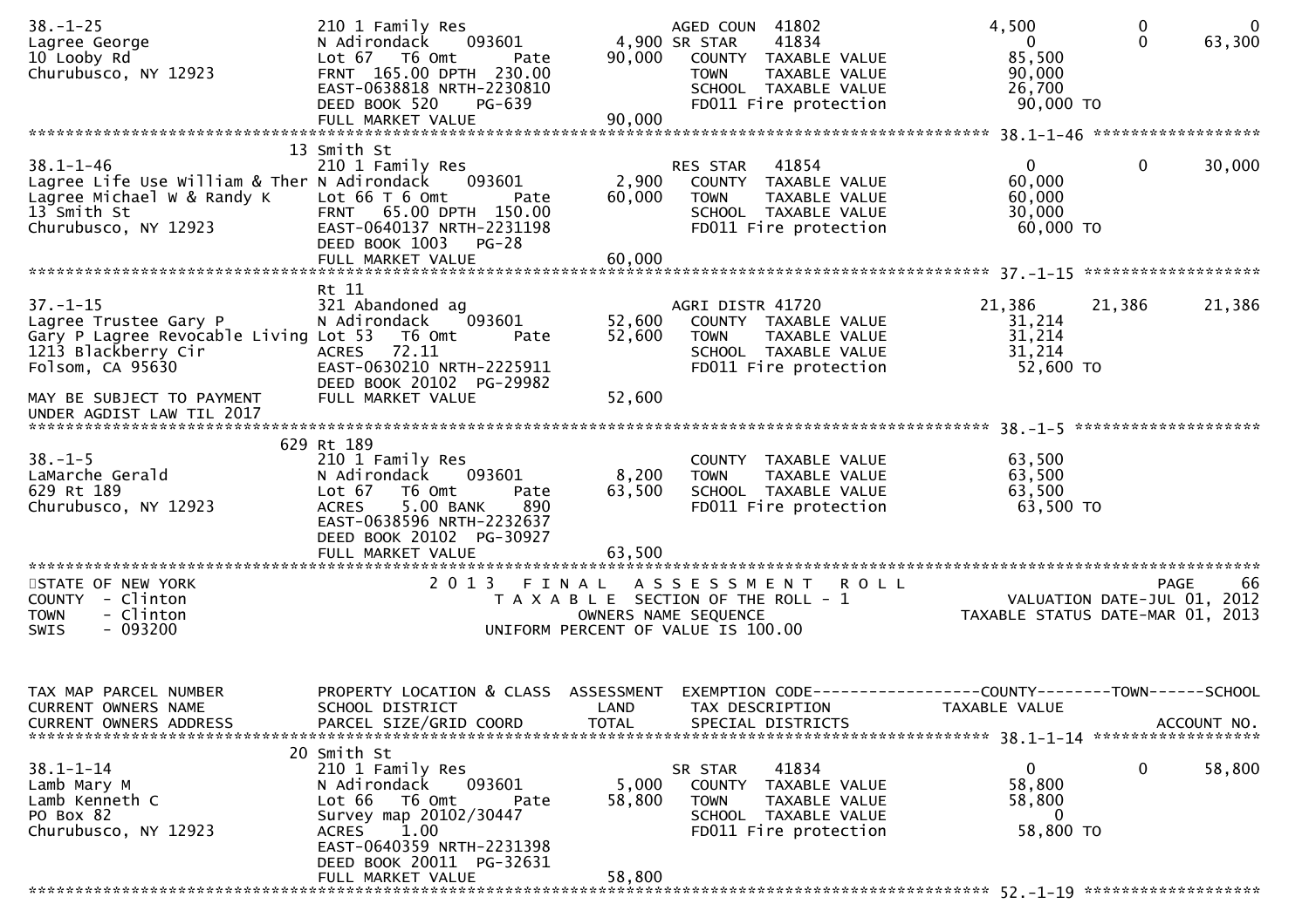```
38.-1-25                        210 1 Family Res                       AGED COUN  41802              4,500          0          0
Lagree George                   N Adirondack    093601          4,900 SR STAR    41834                  0          0     63,300
10 Looby Rd                     Lot 67   T6 Omt      Pate      90,000   COUNTY  TAXABLE VALUE          85,500
Churubusco, NY 12923            FRNT 165.00 DPTH 230.00                 TOWN    TAXABLE VALUE          90,000
                                EAST-0638818 NRTH-2230810                SCHOOL  TAXABLE VALUE          26,700
                                DEED BOOK 520    PG-639                 FD011 Fire protection           90,000 TO
                                FULL MARKET VALUE              90,000
******************************************************************************************************* 38.1-1-46 ******************
                              13 Smith St
38.1-1-46                       210 1 Family Res                       RES STAR   41854                  0          0     30,000
Lagree Life Use William & Ther N Adirondack     093601          2,900   COUNTY  TAXABLE VALUE          60,000
Lagree Michael W & Randy K      Lot 66 T 6 Omt       Pate      60,000   TOWN    TAXABLE VALUE          60,000
13 Smith St                     FRNT  65.00 DPTH 150.00                 SCHOOL  TAXABLE VALUE          30,000
Churubusco, NY 12923            EAST-0640137 NRTH-2231198                FD011 Fire protection           60,000 TO
                                DEED BOOK 1003   PG-28
                                FULL MARKET VALUE              60,000
******************************************************************************************************* 37.-1-15 *******************
                                Rt 11
37.-1-15                        321 Abandoned ag                       AGRI DISTR 41720             21,386     21,386     21,386
Lagree Trustee Gary P           N Adirondack    093601         52,600   COUNTY  TAXABLE VALUE          31,214
Gary P Lagree Revocable Living Lot 53   T6 Omt      Pate       52,600   TOWN    TAXABLE VALUE          31,214
1213 Blackberry Cir             ACRES   72.11                           SCHOOL  TAXABLE VALUE          31,214
Folsom, CA 95630                EAST-0630210 NRTH-2225911                FD011 Fire protection           52,600 TO
                                DEED BOOK 20102 PG-29982
MAY BE SUBJECT TO PAYMENT       FULL MARKET VALUE              52,600
UNDER AGDIST LAW TIL 2017
******************************************************************************************************* 38.-1-5 ********************
                              629 Rt 189
38.-1-5                         210 1 Family Res                        COUNTY  TAXABLE VALUE          63,500
LaMarche Gerald                 N Adirondack    093601          8,200   TOWN    TAXABLE VALUE          63,500
629 Rt 189                      Lot 67   T6 Omt      Pate      63,500   SCHOOL  TAXABLE VALUE          63,500
Churubusco, NY 12923            ACRES    5.00 BANK    890               FD011 Fire protection           63,500 TO
                                EAST-0638596 NRTH-2232637
                                DEED BOOK 20102 PG-30927
                                FULL MARKET VALUE              63,500
************************************************************************************************************************************
STATE OF NEW YORK                     2 0 1 3   F I N A L   A S S E S S M E N T   R O L L                               PAGE     66
COUNTY  - Clinton                          T A X A B L E  SECTION OF THE ROLL - 1                     VALUATION DATE-JUL 01, 2012
TOWN    - Clinton                                OWNERS NAME SEQUENCE                              TAXABLE STATUS DATE-MAR 01, 2013
SWIS    - 093200                          UNIFORM PERCENT OF VALUE IS 100.00


TAX MAP PARCEL NUMBER           PROPERTY LOCATION & CLASS  ASSESSMENT  EXEMPTION CODE------------------COUNTY--------TOWN------SCHOOL
CURRENT OWNERS NAME             SCHOOL DISTRICT               LAND      TAX DESCRIPTION              TAXABLE VALUE
CURRENT OWNERS ADDRESS          PARCEL SIZE/GRID COORD        TOTAL     SPECIAL DISTRICTS                                 ACCOUNT NO.
******************************************************************************************************* 38.1-1-14 ******************
                               20 Smith St
38.1-1-14                       210 1 Family Res                       SR STAR    41834                  0          0     58,800
Lamb Mary M                     N Adirondack    093601          5,000   COUNTY  TAXABLE VALUE          58,800
Lamb Kenneth C                  Lot 66   T6 Omt      Pate      58,800   TOWN    TAXABLE VALUE          58,800
PO Box 82                       Survey map 20102/30447                  SCHOOL  TAXABLE VALUE               0
Churubusco, NY 12923            ACRES    1.00                           FD011 Fire protection           58,800 TO
                                EAST-0640359 NRTH-2231398
                                DEED BOOK 20011 PG-32631
                                FULL MARKET VALUE              58,800
******************************************************************************************************* 52.-1-19 *******************
```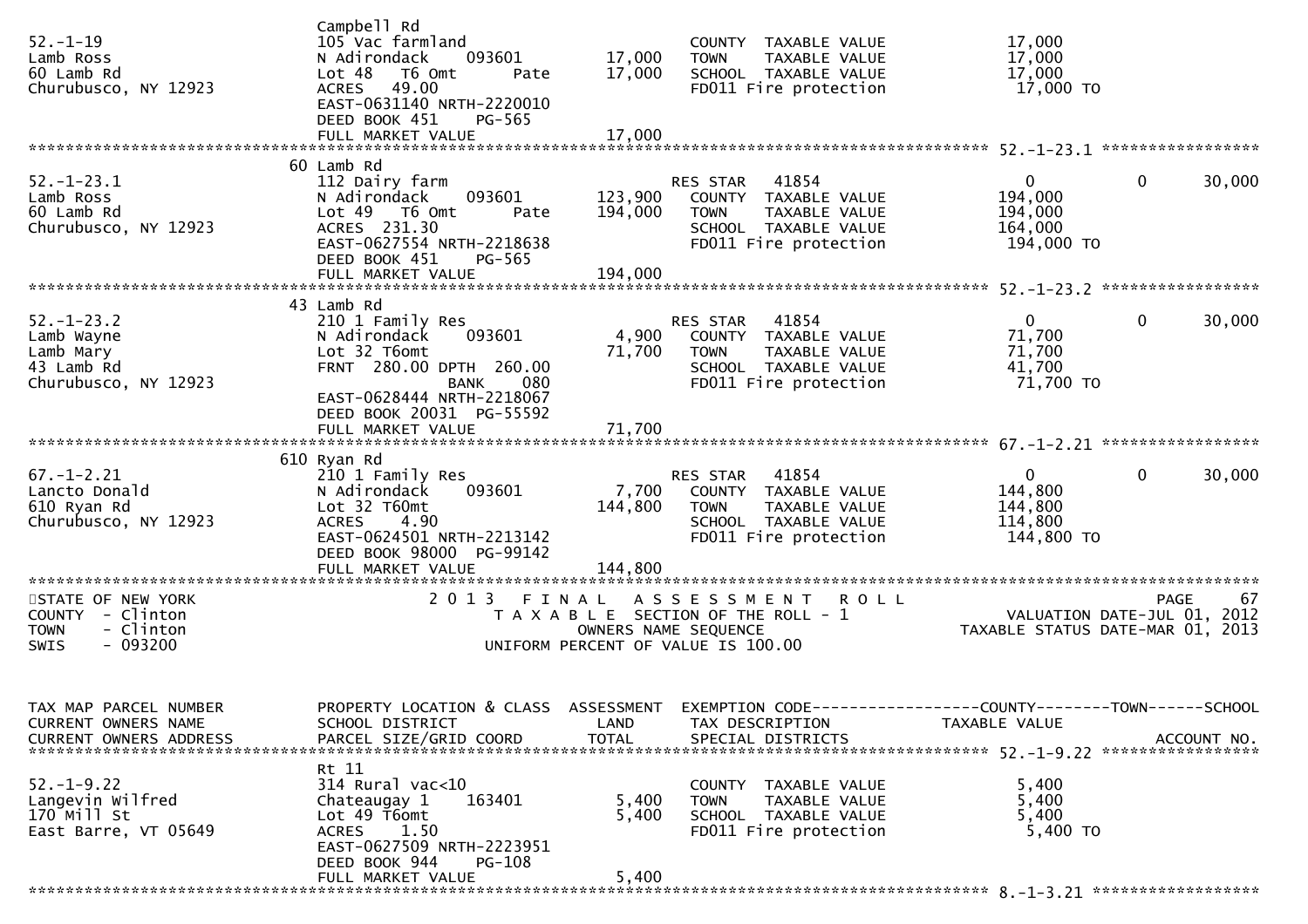```
                                Campbell Rd
52.-1-19                        105 Vac farmland                         COUNTY  TAXABLE VALUE            17,000
Lamb Ross                       N Adirondack     093601         17,000   TOWN    TAXABLE VALUE            17,000
60 Lamb Rd                      Lot 48   T6 Omt        Pate     17,000   SCHOOL  TAXABLE VALUE            17,000
Churubusco, NY 12923            ACRES   49.00                            FD011 Fire protection             17,000 TO
                                EAST-0631140 NRTH-2220010
                                DEED BOOK 451     PG-565
                                FULL MARKET VALUE               17,000
******************************************************************************************************* 52.-1-23.1 *****************
                                60 Lamb Rd
52.-1-23.1                      112 Dairy farm                           RES STAR   41854                  0            0      30,000
Lamb Ross                       N Adirondack     093601        123,900   COUNTY  TAXABLE VALUE           194,000
60 Lamb Rd                      Lot 49   T6 Omt        Pate    194,000   TOWN    TAXABLE VALUE           194,000
Churubusco, NY 12923            ACRES  231.30                            SCHOOL  TAXABLE VALUE           164,000
                                EAST-0627554 NRTH-2218638                FD011 Fire protection            194,000 TO
                                DEED BOOK 451     PG-565
                                FULL MARKET VALUE              194,000
******************************************************************************************************* 52.-1-23.2 *****************
                                43 Lamb Rd
52.-1-23.2                      210 1 Family Res                         RES STAR   41854                  0            0      30,000
Lamb Wayne                      N Adirondack     093601          4,900   COUNTY  TAXABLE VALUE            71,700
Lamb Mary                       Lot 32 T6omt                    71,700   TOWN    TAXABLE VALUE            71,700
43 Lamb Rd                      FRNT 280.00 DPTH 260.00                  SCHOOL  TAXABLE VALUE            41,700
Churubusco, NY 12923                        BANK     080                 FD011 Fire protection             71,700 TO
                                EAST-0628444 NRTH-2218067
                                DEED BOOK 20031  PG-55592
                                FULL MARKET VALUE               71,700
******************************************************************************************************* 67.-1-2.21 *****************
                                610 Ryan Rd
67.-1-2.21                      210 1 Family Res                         RES STAR   41854                  0            0      30,000
Lancto Donald                   N Adirondack     093601          7,700   COUNTY  TAXABLE VALUE           144,800
610 Ryan Rd                     Lot 32 T60mt                   144,800   TOWN    TAXABLE VALUE           144,800
Churubusco, NY 12923            ACRES    4.90                            SCHOOL  TAXABLE VALUE           114,800
                                EAST-0624501 NRTH-2213142                FD011 Fire protection            144,800 TO
                                DEED BOOK 98000  PG-99142
                                FULL MARKET VALUE              144,800
************************************************************************************************************************************
STATE OF NEW YORK                    2 0 1 3   F I N A L   A S S E S S M E N T   R O L L                                   PAGE    67
COUNTY  - Clinton                         T A X A B L E  SECTION OF THE ROLL - 1                    VALUATION DATE-JUL 01, 2012
TOWN    - Clinton                               OWNERS NAME SEQUENCE                          TAXABLE STATUS DATE-MAR 01, 2013
SWIS    - 093200                          UNIFORM PERCENT OF VALUE IS 100.00


TAX MAP PARCEL NUMBER           PROPERTY LOCATION & CLASS  ASSESSMENT  EXEMPTION CODE------------------COUNTY--------TOWN------SCHOOL
CURRENT OWNERS NAME             SCHOOL DISTRICT               LAND      TAX DESCRIPTION             TAXABLE VALUE
CURRENT OWNERS ADDRESS          PARCEL SIZE/GRID COORD        TOTAL     SPECIAL DISTRICTS                                 ACCOUNT NO.
******************************************************************************************************* 52.-1-9.22 *****************
                                Rt 11
52.-1-9.22                      314 Rural vac<10                         COUNTY  TAXABLE VALUE             5,400
Langevin Wilfred                Chateaugay 1     163401          5,400   TOWN    TAXABLE VALUE             5,400
170 Mill St                     Lot 49 T6omt                     5,400   SCHOOL  TAXABLE VALUE             5,400
East Barre, VT 05649            ACRES    1.50                            FD011 Fire protection              5,400 TO
                                EAST-0627509 NRTH-2223951
                                DEED BOOK 944     PG-108
                                FULL MARKET VALUE                5,400
******************************************************************************************************* 8.-1-3.21 ******************
```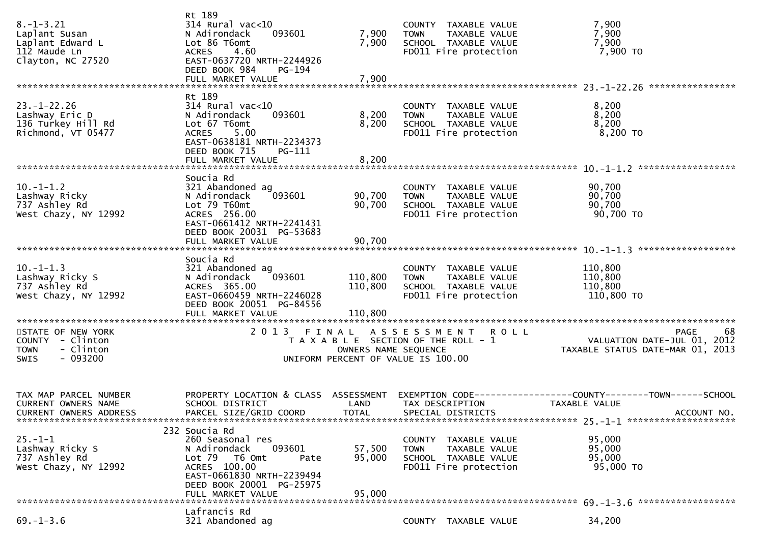| TAX MAP PARCEL NUMBER / CURRENT OWNERS NAME / CURRENT OWNERS ADDRESS | PROPERTY LOCATION & CLASS / SCHOOL DISTRICT / PARCEL SIZE/GRID COORD | ASSESSMENT LAND / TOTAL | EXEMPTION CODE / TAX DESCRIPTION / SPECIAL DISTRICTS | COUNTY--------TOWN------SCHOOL TAXABLE VALUE | ACCOUNT NO. |
|---|---|---|---|---|---|
| 8.-1-3.21 | Rt 189 | | | | |
| | 314 Rural vac<10 | | COUNTY TAXABLE VALUE | 7,900 | |
| Laplant Susan | N Adirondack 093601 | 7,900 | TOWN TAXABLE VALUE | 7,900 | |
| Laplant Edward L | Lot 86 T6omt | 7,900 | SCHOOL TAXABLE VALUE | 7,900 | |
| 112 Maude Ln | ACRES 4.60 | | FD011 Fire protection | 7,900 TO | |
| Clayton, NC 27520 | EAST-0637720 NRTH-2244926 | | | | |
| | DEED BOOK 984 PG-194 | | | | |
| | FULL MARKET VALUE | 7,900 | | | |
| 23.-1-22.26 | Rt 189 | | | | |
| | 314 Rural vac<10 | | COUNTY TAXABLE VALUE | 8,200 | |
| Lashway Eric D | N Adirondack 093601 | 8,200 | TOWN TAXABLE VALUE | 8,200 | |
| 136 Turkey Hill Rd | Lot 67 T6omt | 8,200 | SCHOOL TAXABLE VALUE | 8,200 | |
| Richmond, VT 05477 | ACRES 5.00 | | FD011 Fire protection | 8,200 TO | |
| | EAST-0638181 NRTH-2234373 | | | | |
| | DEED BOOK 715 PG-111 | | | | |
| | FULL MARKET VALUE | 8,200 | | | |
| 10.-1-1.2 | Soucia Rd | | | | |
| | 321 Abandoned ag | | COUNTY TAXABLE VALUE | 90,700 | |
| Lashway Ricky | N Adirondack 093601 | 90,700 | TOWN TAXABLE VALUE | 90,700 | |
| 737 Ashley Rd | Lot 79 T60mt | 90,700 | SCHOOL TAXABLE VALUE | 90,700 | |
| West Chazy, NY 12992 | ACRES 256.00 | | FD011 Fire protection | 90,700 TO | |
| | EAST-0661412 NRTH-2241431 | | | | |
| | DEED BOOK 20031 PG-53683 | | | | |
| | FULL MARKET VALUE | 90,700 | | | |
| 10.-1-1.3 | Soucia Rd | | | | |
| | 321 Abandoned ag | | COUNTY TAXABLE VALUE | 110,800 | |
| Lashway Ricky S | N Adirondack 093601 | 110,800 | TOWN TAXABLE VALUE | 110,800 | |
| 737 Ashley Rd | ACRES 365.00 | 110,800 | SCHOOL TAXABLE VALUE | 110,800 | |
| West Chazy, NY 12992 | EAST-0660459 NRTH-2246028 | | FD011 Fire protection | 110,800 TO | |
| | DEED BOOK 20051 PG-84556 | | | | |
| | FULL MARKET VALUE | 110,800 | | | |

STATE OF NEW YORK
COUNTY - Clinton
TOWN - Clinton
SWIS - 093200

2013 FINAL ASSESSMENT ROLL
TAXABLE SECTION OF THE ROLL - 1
OWNERS NAME SEQUENCE
UNIFORM PERCENT OF VALUE IS 100.00

PAGE 68
VALUATION DATE-JUL 01, 2012
TAXABLE STATUS DATE-MAR 01, 2013

| TAX MAP PARCEL NUMBER / CURRENT OWNERS NAME / CURRENT OWNERS ADDRESS | PROPERTY LOCATION & CLASS / SCHOOL DISTRICT / PARCEL SIZE/GRID COORD | ASSESSMENT LAND / TOTAL | EXEMPTION CODE / TAX DESCRIPTION / SPECIAL DISTRICTS | COUNTY--------TOWN------SCHOOL TAXABLE VALUE | ACCOUNT NO. |
|---|---|---|---|---|---|
| 25.-1-1 | 232 Soucia Rd | | | | |
| | 260 Seasonal res | | COUNTY TAXABLE VALUE | 95,000 | |
| Lashway Ricky S | N Adirondack 093601 | 57,500 | TOWN TAXABLE VALUE | 95,000 | |
| 737 Ashley Rd | Lot 79 T6 Omt Pate | 95,000 | SCHOOL TAXABLE VALUE | 95,000 | |
| West Chazy, NY 12992 | ACRES 100.00 | | FD011 Fire protection | 95,000 TO | |
| | EAST-0661830 NRTH-2239494 | | | | |
| | DEED BOOK 20001 PG-25975 | | | | |
| | FULL MARKET VALUE | 95,000 | | | |
| 69.-1-3.6 | Lafrancis Rd | | | | |
| | 321 Abandoned ag | | COUNTY TAXABLE VALUE | 34,200 | |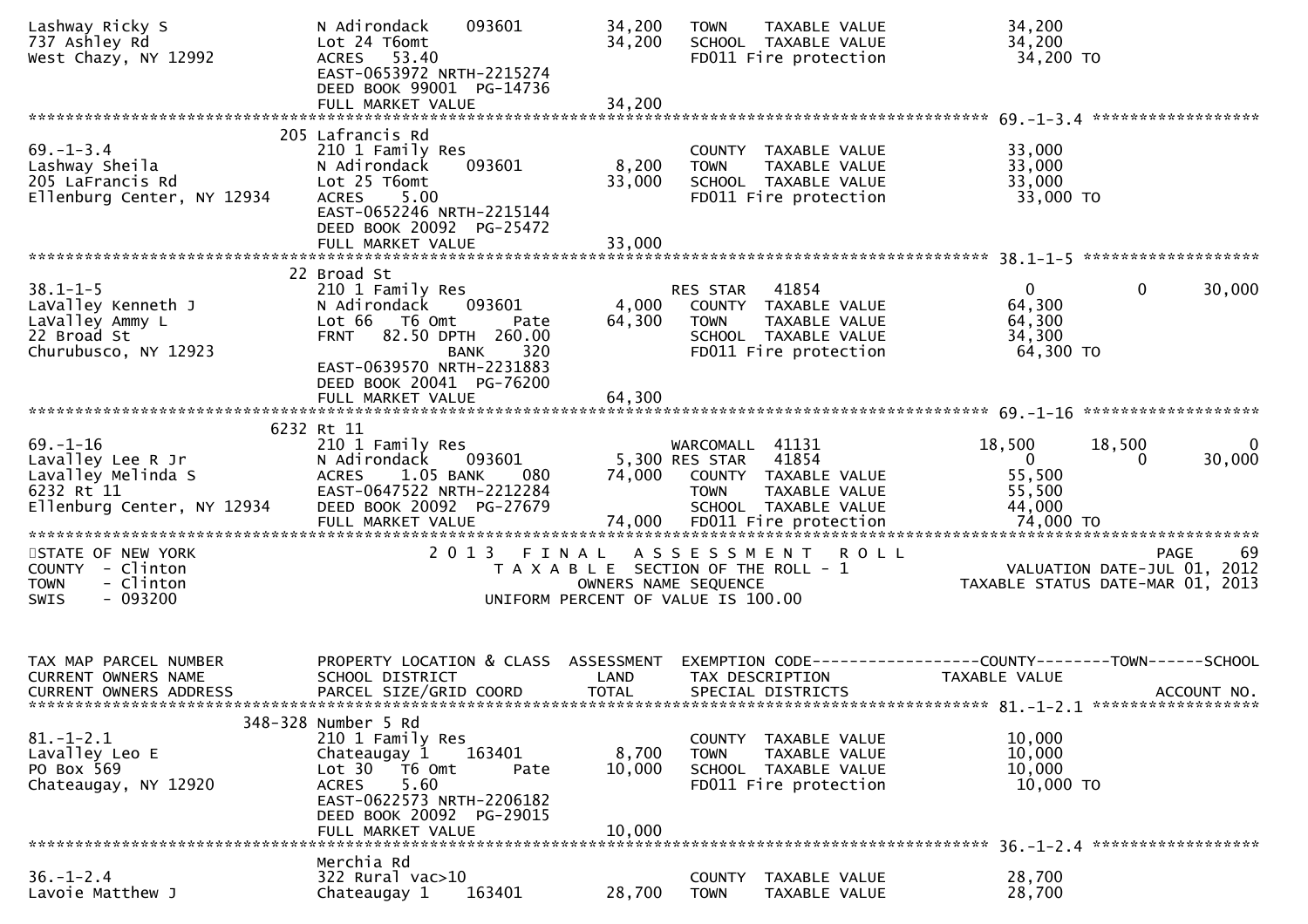```
Lashway Ricky S                N Adirondack    093601        34,200   TOWN     TAXABLE VALUE               34,200
737 Ashley Rd                  Lot 24 T6omt                  34,200   SCHOOL   TAXABLE VALUE               34,200
West Chazy, NY 12992           ACRES   53.40                          FD011 Fire protection                 34,200 TO
                               EAST-0653972 NRTH-2215274
                               DEED BOOK 99001  PG-14736
                               FULL MARKET VALUE             34,200
******************************************************************************************************* 69.-1-3.4 ******************
                           205 Lafrancis Rd
69.-1-3.4                      210 1 Family Res                       COUNTY   TAXABLE VALUE               33,000
Lashway Sheila                 N Adirondack    093601         8,200   TOWN     TAXABLE VALUE               33,000
205 LaFrancis Rd               Lot 25 T6omt                  33,000   SCHOOL   TAXABLE VALUE               33,000
Ellenburg Center, NY 12934     ACRES    5.00                          FD011 Fire protection                 33,000 TO
                               EAST-0652246 NRTH-2215144
                               DEED BOOK 20092  PG-25472
                               FULL MARKET VALUE             33,000
******************************************************************************************************* 38.1-1-5 *******************
                            22 Broad St
38.1-1-5                       210 1 Family Res                        RES STAR   41854                     0           0       30,000
LaValley Kenneth J             N Adirondack    093601         4,000   COUNTY   TAXABLE VALUE               64,300
LaValley Ammy L                Lot 66   T6 Omt        Pate   64,300   TOWN     TAXABLE VALUE               64,300
22 Broad St                    FRNT   82.50 DPTH  260.00              SCHOOL   TAXABLE VALUE               34,300
Churubusco, NY 12923                         BANK     320             FD011 Fire protection                 64,300 TO
                               EAST-0639570 NRTH-2231883
                               DEED BOOK 20041  PG-76200
                               FULL MARKET VALUE             64,300
******************************************************************************************************* 69.-1-16 *******************
                          6232 Rt 11
69.-1-16                       210 1 Family Res                        WARCOMALL  41131                18,500      18,500            0
Lavalley Lee R Jr              N Adirondack    093601          5,300 RES STAR   41854                     0           0       30,000
Lavalley Melinda S             ACRES    1.05 BANK     080    74,000   COUNTY   TAXABLE VALUE               55,500
6232 Rt 11                     EAST-0647522 NRTH-2212284              TOWN     TAXABLE VALUE               55,500
Ellenburg Center, NY 12934     DEED BOOK 20092  PG-27679              SCHOOL   TAXABLE VALUE               44,000
                               FULL MARKET VALUE             74,000   FD011 Fire protection                 74,000 TO
************************************************************************************************************************************
STATE OF NEW YORK                     2 0 1 3   F I N A L   A S S E S S M E N T   R O L L                              PAGE    69
COUNTY  - Clinton                           T A X A B L E  SECTION OF THE ROLL - 1                     VALUATION DATE-JUL 01, 2012
TOWN    - Clinton                                  OWNERS NAME SEQUENCE                          TAXABLE STATUS DATE-MAR 01, 2013
SWIS    - 093200                              UNIFORM PERCENT OF VALUE IS 100.00


TAX MAP PARCEL NUMBER          PROPERTY LOCATION & CLASS  ASSESSMENT  EXEMPTION CODE------------------COUNTY--------TOWN------SCHOOL
CURRENT OWNERS NAME            SCHOOL DISTRICT               LAND      TAX DESCRIPTION            TAXABLE VALUE
CURRENT OWNERS ADDRESS         PARCEL SIZE/GRID COORD        TOTAL     SPECIAL DISTRICTS                                   ACCOUNT NO.
******************************************************************************************************* 81.-1-2.1 ******************
                       348-328 Number 5 Rd
81.-1-2.1                      210 1 Family Res                       COUNTY   TAXABLE VALUE               10,000
Lavalley Leo E                 Chateaugay 1    163401         8,700   TOWN     TAXABLE VALUE               10,000
PO Box 569                     Lot 30   T6 Omt        Pate   10,000   SCHOOL   TAXABLE VALUE               10,000
Chateaugay, NY 12920           ACRES    5.60                          FD011 Fire protection                 10,000 TO
                               EAST-0622573 NRTH-2206182
                               DEED BOOK 20092  PG-29015
                               FULL MARKET VALUE             10,000
******************************************************************************************************* 36.-1-2.4 ******************
                               Merchia Rd
36.-1-2.4                      322 Rural vac>10                       COUNTY   TAXABLE VALUE               28,700
Lavoie Matthew J               Chateaugay 1    163401        28,700   TOWN     TAXABLE VALUE               28,700
```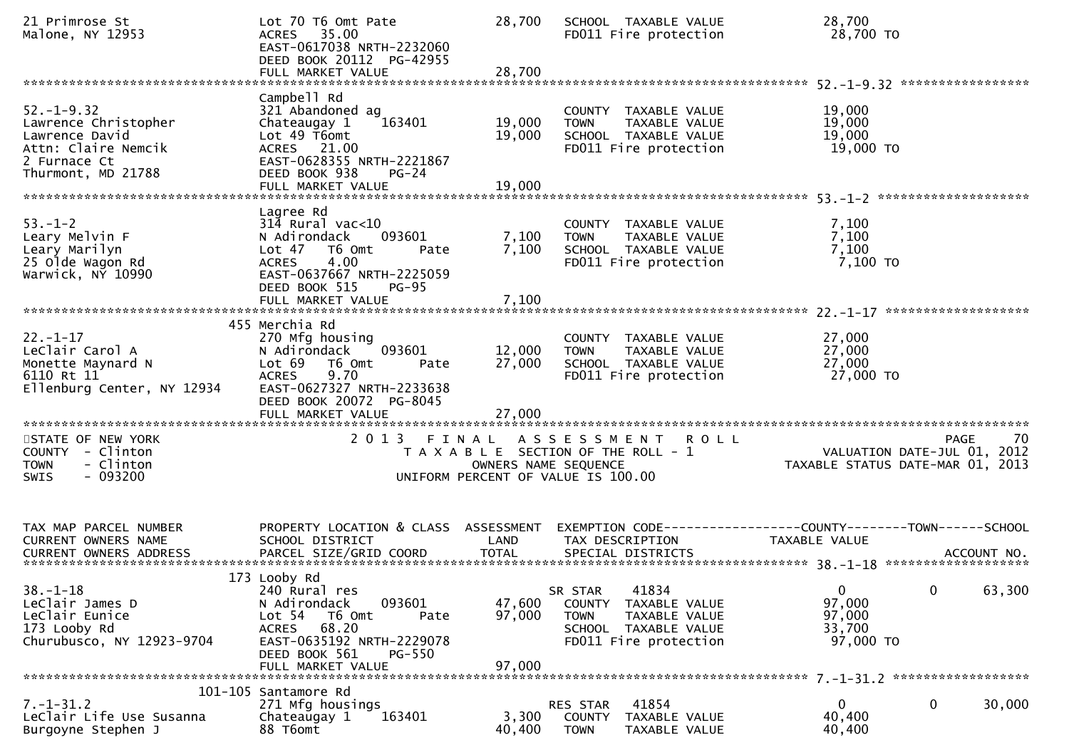```
21 Primrose St                 Lot 70 T6 Omt Pate             28,700   SCHOOL  TAXABLE VALUE           28,700
Malone, NY 12953               ACRES  35.00                            FD011 Fire protection            28,700 TO
                               EAST-0617038 NRTH-2232060
                               DEED BOOK 20112  PG-42955
                               FULL MARKET VALUE              28,700
******************************************************************************************************* 52.-1-9.32 *****************
                               Campbell Rd
52.-1-9.32                     321 Abandoned ag                        COUNTY  TAXABLE VALUE           19,000
Lawrence Christopher           Chateaugay 1     163401        19,000   TOWN    TAXABLE VALUE           19,000
Lawrence David                 Lot 49 T6omt                   19,000   SCHOOL  TAXABLE VALUE           19,000
Attn: Claire Nemcik            ACRES  21.00                            FD011 Fire protection            19,000 TO
2 Furnace Ct                   EAST-0628355 NRTH-2221867
Thurmont, MD 21788             DEED BOOK 938    PG-24
                               FULL MARKET VALUE              19,000
******************************************************************************************************* 53.-1-2 ********************
                               Lagree Rd
53.-1-2                        314 Rural vac<10                        COUNTY  TAXABLE VALUE            7,100
Leary Melvin F                 N Adirondack     093601         7,100   TOWN    TAXABLE VALUE            7,100
Leary Marilyn                  Lot 47   T6 Omt       Pate      7,100   SCHOOL  TAXABLE VALUE            7,100
25 Olde Wagon Rd               ACRES    4.00                           FD011 Fire protection             7,100 TO
Warwick, NY 10990              EAST-0637667 NRTH-2225059
                               DEED BOOK 515    PG-95
                               FULL MARKET VALUE               7,100
******************************************************************************************************* 22.-1-17 *******************
                           455 Merchia Rd
22.-1-17                       270 Mfg housing                         COUNTY  TAXABLE VALUE           27,000
LeClair Carol A                N Adirondack     093601        12,000   TOWN    TAXABLE VALUE           27,000
Monette Maynard N              Lot 69   T6 Omt       Pate     27,000   SCHOOL  TAXABLE VALUE           27,000
6110 Rt 11                     ACRES    9.70                           FD011 Fire protection            27,000 TO
Ellenburg Center, NY 12934     EAST-0627327 NRTH-2233638
                               DEED BOOK 20072  PG-8045
                               FULL MARKET VALUE              27,000
************************************************************************************************************************************
STATE OF NEW YORK                 2 0 1 3   F I N A L   A S S E S S M E N T   R O L L                                    PAGE    70
COUNTY  - Clinton                      T A X A B L E  SECTION OF THE ROLL - 1                         VALUATION DATE-JUL 01, 2012
TOWN    - Clinton                              OWNERS NAME SEQUENCE                              TAXABLE STATUS DATE-MAR 01, 2013
SWIS    - 093200                         UNIFORM PERCENT OF VALUE IS 100.00


TAX MAP PARCEL NUMBER          PROPERTY LOCATION & CLASS  ASSESSMENT  EXEMPTION CODE------------------COUNTY--------TOWN------SCHOOL
CURRENT OWNERS NAME            SCHOOL DISTRICT               LAND      TAX DESCRIPTION              TAXABLE VALUE
CURRENT OWNERS ADDRESS         PARCEL SIZE/GRID COORD        TOTAL     SPECIAL DISTRICTS                                 ACCOUNT NO.
******************************************************************************************************* 38.-1-18 *******************
                           173 Looby Rd
38.-1-18                       240 Rural res                           SR STAR      41834                 0            0      63,300
LeClair James D                N Adirondack     093601        47,600   COUNTY  TAXABLE VALUE           97,000
LeClair Eunice                 Lot 54   T6 Omt       Pate     97,000   TOWN    TAXABLE VALUE           97,000
173 Looby Rd                   ACRES  68.20                            SCHOOL  TAXABLE VALUE           33,700
Churubusco, NY 12923-9704      EAST-0635192 NRTH-2229078               FD011 Fire protection            97,000 TO
                               DEED BOOK 561    PG-550
                               FULL MARKET VALUE              97,000
******************************************************************************************************* 7.-1-31.2 ******************
                       101-105 Santamore Rd
7.-1-31.2                      271 Mfg housings                        RES STAR     41854                 0            0      30,000
LeClair Life Use Susanna       Chateaugay 1     163401         3,300   COUNTY  TAXABLE VALUE           40,400
Burgoyne Stephen J             88 T6omt                       40,400   TOWN    TAXABLE VALUE           40,400
```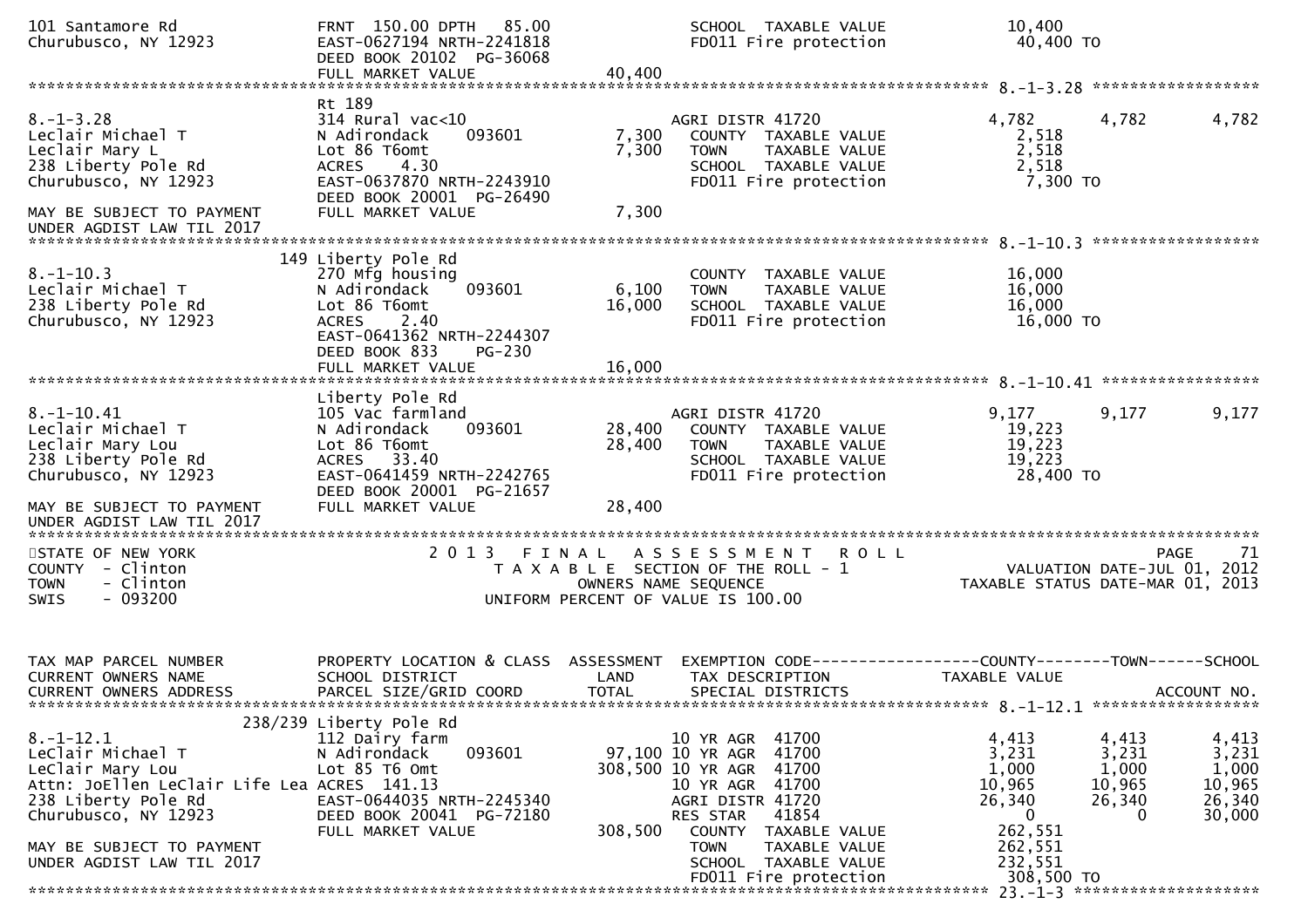```
101 Santamore Rd                FRNT 150.00 DPTH  85.00              SCHOOL  TAXABLE VALUE              10,400
Churubusco, NY 12923            EAST-0627194 NRTH-2241818            FD011 Fire protection               40,400 TO
                                DEED BOOK 20102  PG-36068
                                FULL MARKET VALUE              40,400
******************************************************************************************************* 8.-1-3.28 ******************
                                Rt 189
8.-1-3.28                       314 Rural vac<10                      AGRI DISTR 41720                   4,782       4,782        4,782
Leclair Michael T               N Adirondack     093601       7,300   COUNTY  TAXABLE VALUE              2,518
Leclair Mary L                  Lot 86 T6omt                  7,300   TOWN    TAXABLE VALUE              2,518
238 Liberty Pole Rd             ACRES    4.30                         SCHOOL  TAXABLE VALUE              2,518
Churubusco, NY 12923            EAST-0637870 NRTH-2243910             FD011 Fire protection               7,300 TO
                                DEED BOOK 20001  PG-26490
MAY BE SUBJECT TO PAYMENT       FULL MARKET VALUE              7,300
UNDER AGDIST LAW TIL 2017
******************************************************************************************************* 8.-1-10.3 ******************
                            149 Liberty Pole Rd
8.-1-10.3                       270 Mfg housing                       COUNTY  TAXABLE VALUE             16,000
Leclair Michael T               N Adirondack     093601       6,100   TOWN    TAXABLE VALUE             16,000
238 Liberty Pole Rd             Lot 86 T6omt                 16,000   SCHOOL  TAXABLE VALUE             16,000
Churubusco, NY 12923            ACRES    2.40                         FD011 Fire protection              16,000 TO
                                EAST-0641362 NRTH-2244307
                                DEED BOOK 833    PG-230
                                FULL MARKET VALUE             16,000
******************************************************************************************************* 8.-1-10.41 *****************
                                Liberty Pole Rd
8.-1-10.41                      105 Vac farmland                      AGRI DISTR 41720                   9,177       9,177        9,177
Leclair Michael T               N Adirondack     093601      28,400   COUNTY  TAXABLE VALUE             19,223
Leclair Mary Lou                Lot 86 T6omt                 28,400   TOWN    TAXABLE VALUE             19,223
238 Liberty Pole Rd             ACRES   33.40                         SCHOOL  TAXABLE VALUE             19,223
Churubusco, NY 12923            EAST-0641459 NRTH-2242765             FD011 Fire protection              28,400 TO
                                DEED BOOK 20001  PG-21657
MAY BE SUBJECT TO PAYMENT       FULL MARKET VALUE             28,400
UNDER AGDIST LAW TIL 2017
************************************************************************************************************************************
STATE OF NEW YORK                   2 0 1 3   F I N A L   A S S E S S M E N T   R O L L                               PAGE    71
COUNTY  - Clinton                         T A X A B L E  SECTION OF THE ROLL - 1                    VALUATION DATE-JUL 01, 2012
TOWN    - Clinton                                  OWNERS NAME SEQUENCE                        TAXABLE STATUS DATE-MAR 01, 2013
SWIS    - 093200                          UNIFORM PERCENT OF VALUE IS 100.00


TAX MAP PARCEL NUMBER           PROPERTY LOCATION & CLASS  ASSESSMENT  EXEMPTION CODE------------------COUNTY--------TOWN------SCHOOL
CURRENT OWNERS NAME             SCHOOL DISTRICT               LAND     TAX DESCRIPTION             TAXABLE VALUE
CURRENT OWNERS ADDRESS          PARCEL SIZE/GRID COORD        TOTAL    SPECIAL DISTRICTS                                  ACCOUNT NO.
******************************************************************************************************* 8.-1-12.1 ******************
                            238/239 Liberty Pole Rd
8.-1-12.1                       112 Dairy farm                        10 YR AGR  41700                   4,413       4,413        4,413
LeClair Michael T               N Adirondack     093601      97,100 10 YR AGR  41700                   3,231       3,231        3,231
LeClair Mary Lou                Lot 85 T6 Omt               308,500 10 YR AGR  41700                   1,000       1,000        1,000
Attn: JoEllen LeClair Life Lea ACRES 141.13                           10 YR AGR  41700                  10,965      10,965       10,965
238 Liberty Pole Rd             EAST-0644035 NRTH-2245340             AGRI DISTR 41720                  26,340      26,340       26,340
Churubusco, NY 12923            DEED BOOK 20041  PG-72180             RES STAR   41854                       0           0       30,000
                                FULL MARKET VALUE            308,500   COUNTY  TAXABLE VALUE            262,551
MAY BE SUBJECT TO PAYMENT                                             TOWN    TAXABLE VALUE            262,551
UNDER AGDIST LAW TIL 2017                                             SCHOOL  TAXABLE VALUE            232,551
                                                                      FD011 Fire protection             308,500 TO
******************************************************************************************************* 23.-1-3 ********************
```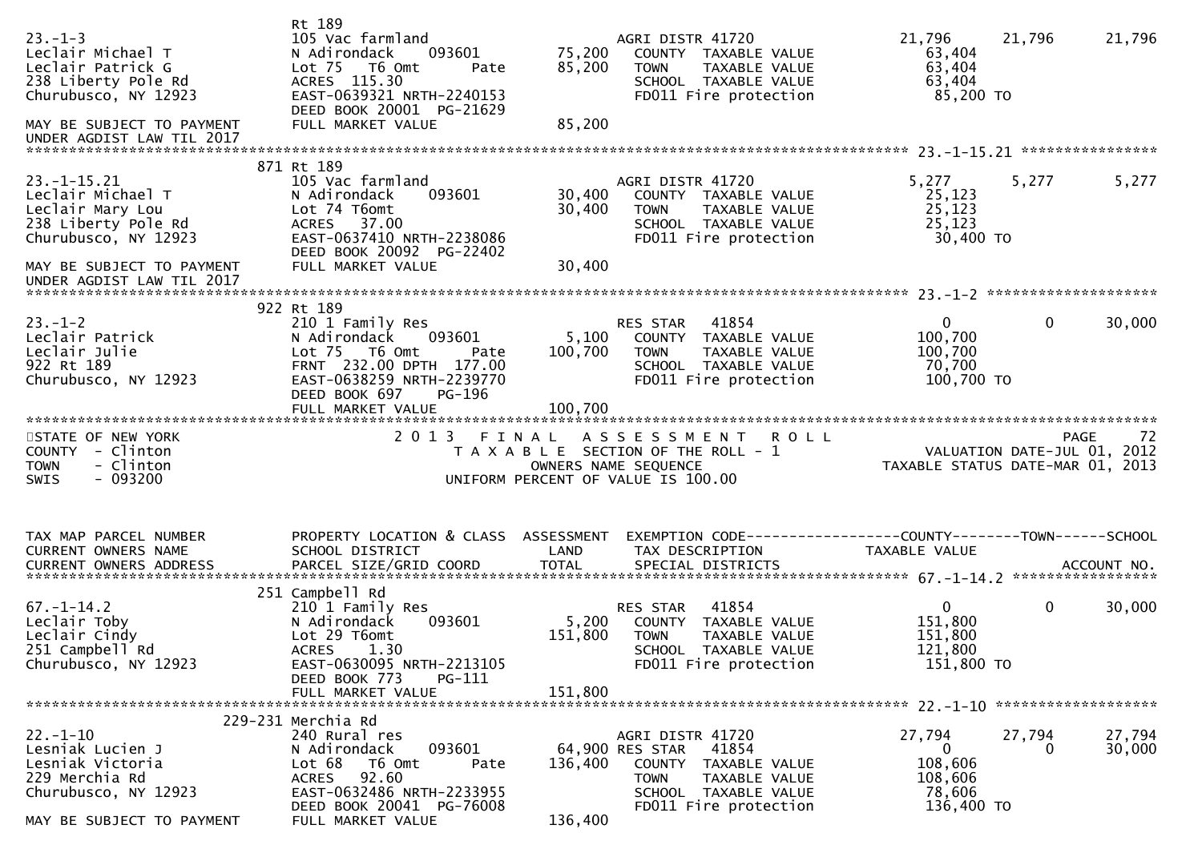```
                             Rt 189
23.-1-3                      105 Vac farmland                         AGRI DISTR 41720               21,796      21,796      21,796
Leclair Michael T            N Adirondack      093601          75,200    COUNTY  TAXABLE VALUE          63,404
Leclair Patrick G            Lot 75   T6 Omt         Pate      85,200    TOWN    TAXABLE VALUE          63,404
238 Liberty Pole Rd          ACRES  115.30                                SCHOOL  TAXABLE VALUE          63,404
Churubusco, NY 12923         EAST-0639321 NRTH-2240153                    FD011 Fire protection           85,200 TO
                             DEED BOOK 20001  PG-21629
MAY BE SUBJECT TO PAYMENT    FULL MARKET VALUE                 85,200
UNDER AGDIST LAW TIL 2017
******************************************************************************************************* 23.-1-15.21 ****************
                             871 Rt 189
23.-1-15.21                  105 Vac farmland                         AGRI DISTR 41720                5,277       5,277       5,277
Leclair Michael T            N Adirondack      093601          30,400    COUNTY  TAXABLE VALUE          25,123
Leclair Mary Lou             Lot 74 T6omt                      30,400    TOWN    TAXABLE VALUE          25,123
238 Liberty Pole Rd          ACRES   37.00                                SCHOOL  TAXABLE VALUE          25,123
Churubusco, NY 12923         EAST-0637410 NRTH-2238086                    FD011 Fire protection           30,400 TO
                             DEED BOOK 20092  PG-22402
MAY BE SUBJECT TO PAYMENT    FULL MARKET VALUE                 30,400
UNDER AGDIST LAW TIL 2017
******************************************************************************************************* 23.-1-2 ********************
                             922 Rt 189
23.-1-2                      210 1 Family Res                         RES STAR   41854                    0           0      30,000
Leclair Patrick              N Adirondack      093601           5,100    COUNTY  TAXABLE VALUE         100,700
Leclair Julie                Lot 75   T6 Omt         Pate     100,700    TOWN    TAXABLE VALUE         100,700
922 Rt 189                   FRNT  232.00 DPTH  177.00                    SCHOOL  TAXABLE VALUE          70,700
Churubusco, NY 12923         EAST-0638259 NRTH-2239770                    FD011 Fire protection          100,700 TO
                             DEED BOOK 697     PG-196
                             FULL MARKET VALUE                100,700
*************************************************************************************************************************************
STATE OF NEW YORK                       2 0 1 3   F I N A L   A S S E S S M E N T   R O L L                              PAGE    72
COUNTY  - Clinton                          T A X A B L E  SECTION OF THE ROLL - 1                     VALUATION DATE-JUL 01, 2012
TOWN    - Clinton                                 OWNERS NAME SEQUENCE                          TAXABLE STATUS DATE-MAR 01, 2013
SWIS    - 093200                           UNIFORM PERCENT OF VALUE IS 100.00


TAX MAP PARCEL NUMBER        PROPERTY LOCATION & CLASS  ASSESSMENT  EXEMPTION CODE------------------COUNTY--------TOWN------SCHOOL
CURRENT OWNERS NAME          SCHOOL DISTRICT               LAND      TAX DESCRIPTION             TAXABLE VALUE
CURRENT OWNERS ADDRESS       PARCEL SIZE/GRID COORD        TOTAL     SPECIAL DISTRICTS                                   ACCOUNT NO.
******************************************************************************************************* 67.-1-14.2 *****************
                             251 Campbell Rd
67.-1-14.2                   210 1 Family Res                         RES STAR   41854                    0           0      30,000
Leclair Toby                 N Adirondack      093601           5,200    COUNTY  TAXABLE VALUE         151,800
Leclair Cindy                Lot 29 T6omt                     151,800    TOWN    TAXABLE VALUE         151,800
251 Campbell Rd              ACRES    1.30                                SCHOOL  TAXABLE VALUE         121,800
Churubusco, NY 12923         EAST-0630095 NRTH-2213105                    FD011 Fire protection          151,800 TO
                             DEED BOOK 773     PG-111
                             FULL MARKET VALUE                151,800
******************************************************************************************************* 22.-1-10 *******************
                             229-231 Merchia Rd
22.-1-10                     240 Rural res                            AGRI DISTR 41720               27,794      27,794      27,794
Lesniak Lucien J             N Adirondack      093601          64,900 RES STAR   41854                    0           0      30,000
Lesniak Victoria             Lot 68   T6 Omt         Pate     136,400    COUNTY  TAXABLE VALUE         108,606
229 Merchia Rd               ACRES   92.60                                TOWN    TAXABLE VALUE         108,606
Churubusco, NY 12923         EAST-0632486 NRTH-2233955                    SCHOOL  TAXABLE VALUE          78,606
                             DEED BOOK 20041  PG-76008                    FD011 Fire protection          136,400 TO
MAY BE SUBJECT TO PAYMENT    FULL MARKET VALUE                136,400
```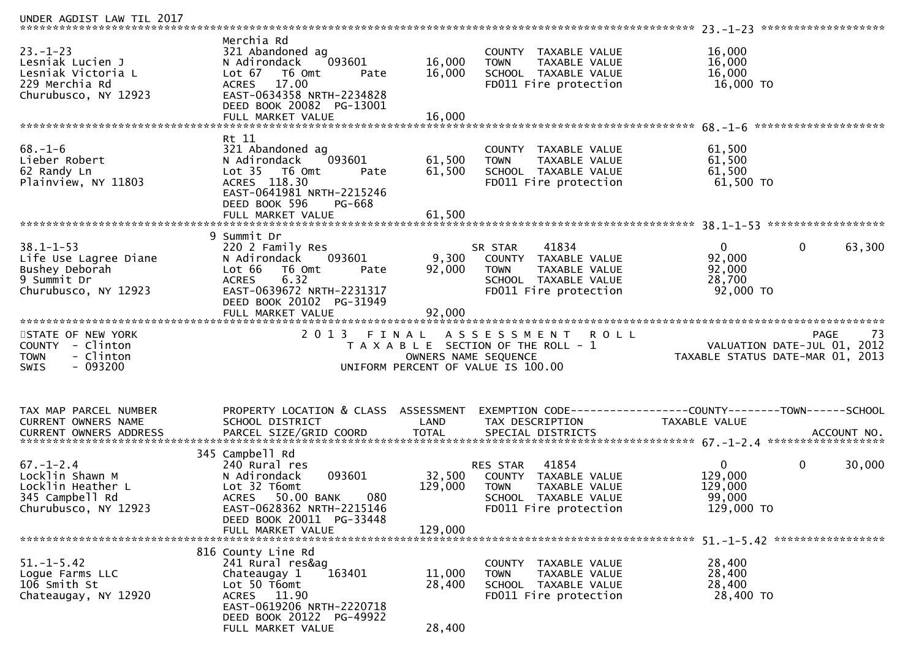UNDER AGDIST LAW TIL 2017

```
******************************************************************************************************* 23.-1-23 ******************
                    Merchia Rd
23.-1-23            321 Abandoned ag                          COUNTY  TAXABLE VALUE        16,000
Lesniak Lucien J    N Adirondack    093601      16,000        TOWN    TAXABLE VALUE        16,000
Lesniak Victoria L  Lot 67  T6 Omt       Pate   16,000        SCHOOL  TAXABLE VALUE        16,000
229 Merchia Rd      ACRES  17.00                              FD011 Fire protection         16,000 TO
Churubusco, NY 12923 EAST-0634358 NRTH-2234828
                    DEED BOOK 20082  PG-13001
                    FULL MARKET VALUE            16,000
******************************************************************************************************* 68.-1-6 *******************
                    Rt 11
68.-1-6             321 Abandoned ag                          COUNTY  TAXABLE VALUE        61,500
Lieber Robert       N Adirondack    093601      61,500        TOWN    TAXABLE VALUE        61,500
62 Randy Ln         Lot 35  T6 Omt       Pate   61,500        SCHOOL  TAXABLE VALUE        61,500
Plainview, NY 11803 ACRES 118.30                              FD011 Fire protection         61,500 TO
                    EAST-0641981 NRTH-2215246
                    DEED BOOK 596    PG-668
                    FULL MARKET VALUE            61,500
******************************************************************************************************* 38.1-1-53 *****************
                  9 Summit Dr
38.1-1-53           220 2 Family Res                          SR STAR    41834                0          0       63,300
Life Use Lagree Diane N Adirondack  093601       9,300        COUNTY  TAXABLE VALUE        92,000
Bushey Deborah      Lot 66  T6 Omt       Pate   92,000        TOWN    TAXABLE VALUE        92,000
9 Summit Dr         ACRES   6.32                              SCHOOL  TAXABLE VALUE        28,700
Churubusco, NY 12923 EAST-0639672 NRTH-2231317                FD011 Fire protection         92,000 TO
                    DEED BOOK 20102  PG-31949
                    FULL MARKET VALUE            92,000
*************************************************************************************************************************************
STATE OF NEW YORK              2 0 1 3   F I N A L   A S S E S S M E N T   R O L L                          PAGE     73
COUNTY  - Clinton                  T A X A B L E  SECTION OF THE ROLL - 1                 VALUATION DATE-JUL 01, 2012
TOWN    - Clinton                          OWNERS NAME SEQUENCE                       TAXABLE STATUS DATE-MAR 01, 2013
SWIS    - 093200                   UNIFORM PERCENT OF VALUE IS 100.00


TAX MAP PARCEL NUMBER    PROPERTY LOCATION & CLASS  ASSESSMENT  EXEMPTION CODE------------------COUNTY--------TOWN------SCHOOL
CURRENT OWNERS NAME      SCHOOL DISTRICT               LAND      TAX DESCRIPTION             TAXABLE VALUE
CURRENT OWNERS ADDRESS   PARCEL SIZE/GRID COORD        TOTAL     SPECIAL DISTRICTS                                  ACCOUNT NO.
******************************************************************************************************* 67.-1-2.4 *****************
                    345 Campbell Rd
67.-1-2.4           240 Rural res                             RES STAR   41854                0          0       30,000
Locklin Shawn M     N Adirondack    093601      32,500        COUNTY  TAXABLE VALUE       129,000
Locklin Heather L   Lot 32 T6omt               129,000        TOWN    TAXABLE VALUE       129,000
345 Campbell Rd     ACRES  50.00 BANK    080                  SCHOOL  TAXABLE VALUE        99,000
Churubusco, NY 12923 EAST-0628362 NRTH-2215146                FD011 Fire protection        129,000 TO
                    DEED BOOK 20011  PG-33448
                    FULL MARKET VALUE           129,000
******************************************************************************************************* 51.-1-5.42 ****************
                    816 County Line Rd
51.-1-5.42          241 Rural res&ag                          COUNTY  TAXABLE VALUE        28,400
Logue Farms LLC     Chateaugay 1    163401      11,000        TOWN    TAXABLE VALUE        28,400
106 Smith St        Lot 50 T6omt                28,400        SCHOOL  TAXABLE VALUE        28,400
Chateaugay, NY 12920 ACRES  11.90                             FD011 Fire protection         28,400 TO
                    EAST-0619206 NRTH-2220718
                    DEED BOOK 20122  PG-49922
                    FULL MARKET VALUE            28,400
```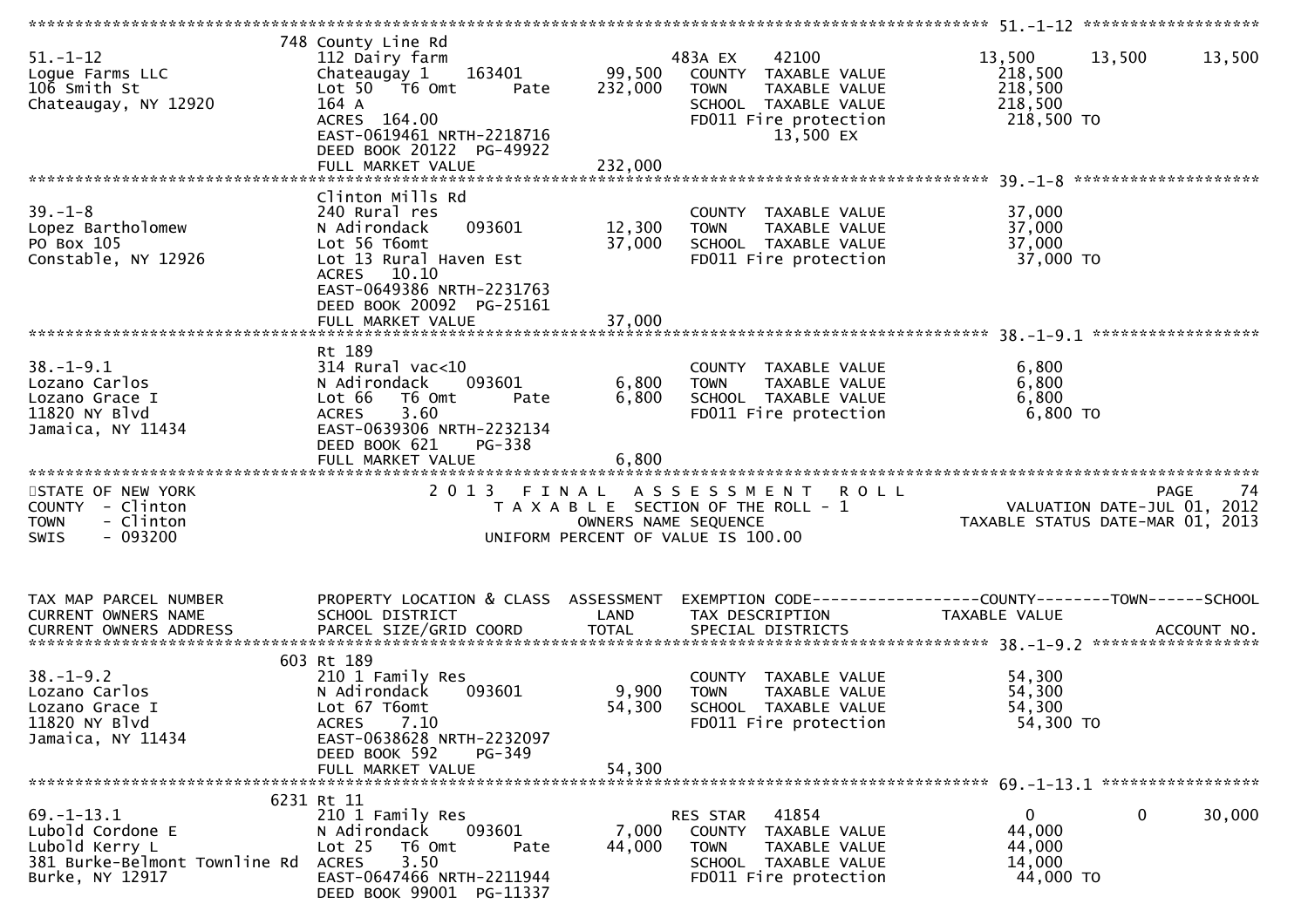```
******************************************************************************************************* 51.-1-12 *******************
                          748 County Line Rd
51.-1-12                  112 Dairy farm                       483A EX     42100              13,500      13,500      13,500
Logue Farms LLC           Chateaugay 1     163401      99,500   COUNTY  TAXABLE VALUE          218,500
106 Smith St              Lot 50   T6 Omt       Pate  232,000   TOWN    TAXABLE VALUE          218,500
Chateaugay, NY 12920      164 A                                 SCHOOL  TAXABLE VALUE          218,500
                          ACRES  164.00                         FD011 Fire protection           218,500 TO
                          EAST-0619461 NRTH-2218716                        13,500 EX
                          DEED BOOK 20122  PG-49922
                          FULL MARKET VALUE           232,000
******************************************************************************************************* 39.-1-8 ********************
                          Clinton Mills Rd
39.-1-8                   240 Rural res                         COUNTY  TAXABLE VALUE           37,000
Lopez Bartholomew         N Adirondack     093601      12,300   TOWN    TAXABLE VALUE           37,000
PO Box 105                Lot 56 T6omt                 37,000   SCHOOL  TAXABLE VALUE           37,000
Constable, NY 12926       Lot 13 Rural Haven Est                FD011 Fire protection            37,000 TO
                          ACRES   10.10
                          EAST-0649386 NRTH-2231763
                          DEED BOOK 20092  PG-25161
                          FULL MARKET VALUE            37,000
******************************************************************************************************* 38.-1-9.1 ******************
                          Rt 189
38.-1-9.1                 314 Rural vac<10                      COUNTY  TAXABLE VALUE            6,800
Lozano Carlos             N Adirondack     093601       6,800   TOWN    TAXABLE VALUE            6,800
Lozano Grace I            Lot 66   T6 Omt       Pate    6,800   SCHOOL  TAXABLE VALUE            6,800
11820 NY Blvd             ACRES    3.60                         FD011 Fire protection             6,800 TO
Jamaica, NY 11434         EAST-0639306 NRTH-2232134
                          DEED BOOK 621     PG-338
                          FULL MARKET VALUE             6,800
************************************************************************************************************************************
STATE OF NEW YORK                 2 0 1 3   F I N A L   A S S E S S M E N T   R O L L                                 PAGE    74
COUNTY  - Clinton                      T A X A B L E  SECTION OF THE ROLL - 1                      VALUATION DATE-JUL 01, 2012
TOWN    - Clinton                               OWNERS NAME SEQUENCE                          TAXABLE STATUS DATE-MAR 01, 2013
SWIS    - 093200                       UNIFORM PERCENT OF VALUE IS 100.00


TAX MAP PARCEL NUMBER     PROPERTY LOCATION & CLASS  ASSESSMENT  EXEMPTION CODE------------------COUNTY--------TOWN------SCHOOL
CURRENT OWNERS NAME       SCHOOL DISTRICT               LAND      TAX DESCRIPTION            TAXABLE VALUE
CURRENT OWNERS ADDRESS    PARCEL SIZE/GRID COORD       TOTAL      SPECIAL DISTRICTS                                  ACCOUNT NO.
******************************************************************************************************* 38.-1-9.2 ******************
                          603 Rt 189
38.-1-9.2                 210 1 Family Res                      COUNTY  TAXABLE VALUE           54,300
Lozano Carlos             N Adirondack     093601       9,900   TOWN    TAXABLE VALUE           54,300
Lozano Grace I            Lot 67 T6omt                 54,300   SCHOOL  TAXABLE VALUE           54,300
11820 NY Blvd             ACRES    7.10                         FD011 Fire protection            54,300 TO
Jamaica, NY 11434         EAST-0638628 NRTH-2232097
                          DEED BOOK 592     PG-349
                          FULL MARKET VALUE            54,300
******************************************************************************************************* 69.-1-13.1 *****************
                          6231 Rt 11
69.-1-13.1                210 1 Family Res                      RES STAR    41854                   0           0      30,000
Lubold Cordone E          N Adirondack     093601       7,000   COUNTY  TAXABLE VALUE           44,000
Lubold Kerry L            Lot 25   T6 Omt       Pate   44,000   TOWN    TAXABLE VALUE           44,000
381 Burke-Belmont Townline Rd  ACRES    3.50                    SCHOOL  TAXABLE VALUE           14,000
Burke, NY 12917           EAST-0647466 NRTH-2211944             FD011 Fire protection            44,000 TO
                          DEED BOOK 99001  PG-11337
```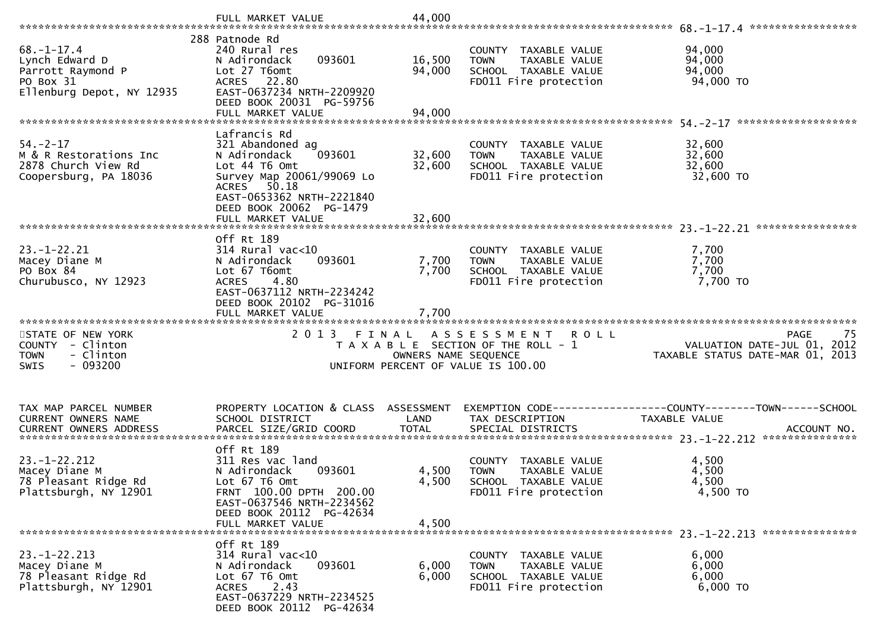FULL MARKET VALUE 44,000

**68.-1-17.4**

| Field | Value |
|---|---|
| Tax Map Parcel Number | 68.-1-17.4 |
| Property Location | 288 Patnode Rd |
| Owners | Lynch Edward D; Parrott Raymond P |
| Address | PO Box 31, Ellenburg Depot, NY 12935 |
| Class | 240 Rural res |
| School District | N Adirondack 093601 |
| Land | 16,500 |
| Total | 94,000 |
| Description | Lot 27 T6omt |
| Parcel Size | ACRES 22.80 |
| Grid Coord | EAST-0637234 NRTH-2209920 |
| Deed | DEED BOOK 20031 PG-59756 |
| Full Market Value | 94,000 |
| COUNTY TAXABLE VALUE | 94,000 |
| TOWN TAXABLE VALUE | 94,000 |
| SCHOOL TAXABLE VALUE | 94,000 |
| FD011 Fire protection | 94,000 TO |

**54.-2-17**

| Field | Value |
|---|---|
| Tax Map Parcel Number | 54.-2-17 |
| Property Location | Lafrancis Rd |
| Owners | M & R Restorations Inc |
| Address | 2878 Church View Rd, Coopersburg, PA 18036 |
| Class | 321 Abandoned ag |
| School District | N Adirondack 093601 |
| Land | 32,600 |
| Total | 32,600 |
| Description | Lot 44 T6 Omt; Survey Map 20061/99069 Lo |
| Parcel Size | ACRES 50.18 |
| Grid Coord | EAST-0653362 NRTH-2221840 |
| Deed | DEED BOOK 20062 PG-1479 |
| Full Market Value | 32,600 |
| COUNTY TAXABLE VALUE | 32,600 |
| TOWN TAXABLE VALUE | 32,600 |
| SCHOOL TAXABLE VALUE | 32,600 |
| FD011 Fire protection | 32,600 TO |

**23.-1-22.21**

| Field | Value |
|---|---|
| Tax Map Parcel Number | 23.-1-22.21 |
| Property Location | Off Rt 189 |
| Owners | Macey Diane M |
| Address | PO Box 84, Churubusco, NY 12923 |
| Class | 314 Rural vac<10 |
| School District | N Adirondack 093601 |
| Land | 7,700 |
| Total | 7,700 |
| Description | Lot 67 T6omt |
| Parcel Size | ACRES 4.80 |
| Grid Coord | EAST-0637112 NRTH-2234242 |
| Deed | DEED BOOK 20102 PG-31016 |
| Full Market Value | 7,700 |
| COUNTY TAXABLE VALUE | 7,700 |
| TOWN TAXABLE VALUE | 7,700 |
| SCHOOL TAXABLE VALUE | 7,700 |
| FD011 Fire protection | 7,700 TO |

STATE OF NEW YORK
COUNTY - Clinton
TOWN - Clinton
SWIS - 093200

# 2013 FINAL ASSESSMENT ROLL

TAXABLE SECTION OF THE ROLL - 1
OWNERS NAME SEQUENCE
UNIFORM PERCENT OF VALUE IS 100.00

PAGE 75
VALUATION DATE-JUL 01, 2012
TAXABLE STATUS DATE-MAR 01, 2013

| TAX MAP PARCEL NUMBER / CURRENT OWNERS NAME / CURRENT OWNERS ADDRESS | PROPERTY LOCATION & CLASS / SCHOOL DISTRICT / PARCEL SIZE/GRID COORD | ASSESSMENT LAND | TOTAL | EXEMPTION CODE / TAX DESCRIPTION / SPECIAL DISTRICTS | COUNTY / TOWN / SCHOOL TAXABLE VALUE | ACCOUNT NO. |
|---|---|---|---|---|---|---|
| 23.-1-22.212 | Off Rt 189 | | | | | |
| 23.-1-22.212 | 311 Res vac land | | | COUNTY TAXABLE VALUE | 4,500 | |
| Macey Diane M | N Adirondack 093601 | 4,500 | | TOWN TAXABLE VALUE | 4,500 | |
| 78 Pleasant Ridge Rd | Lot 67 T6 Omt | | 4,500 | SCHOOL TAXABLE VALUE | 4,500 | |
| Plattsburgh, NY 12901 | FRNT 100.00 DPTH 200.00 | | | FD011 Fire protection | 4,500 TO | |
| | EAST-0637546 NRTH-2234562 | | | | | |
| | DEED BOOK 20112 PG-42634 | | | | | |
| | FULL MARKET VALUE | | 4,500 | | | |
| 23.-1-22.213 | Off Rt 189 | | | | | |
| 23.-1-22.213 | 314 Rural vac<10 | | | COUNTY TAXABLE VALUE | 6,000 | |
| Macey Diane M | N Adirondack 093601 | 6,000 | | TOWN TAXABLE VALUE | 6,000 | |
| 78 Pleasant Ridge Rd | Lot 67 T6 Omt | | 6,000 | SCHOOL TAXABLE VALUE | 6,000 | |
| Plattsburgh, NY 12901 | ACRES 2.43 | | | FD011 Fire protection | 6,000 TO | |
| | EAST-0637229 NRTH-2234525 | | | | | |
| | DEED BOOK 20112 PG-42634 | | | | | |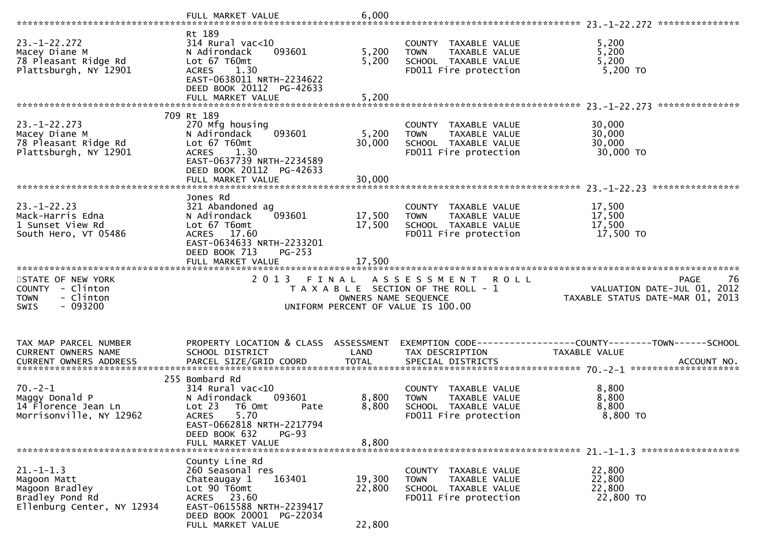```
                              FULL MARKET VALUE                6,000
******************************************************************************************************* 23.-1-22.272 ***************
                              Rt 189
23.-1-22.272                  314 Rural vac<10                       COUNTY  TAXABLE VALUE             5,200
Macey Diane M                 N Adirondack     093601      5,200     TOWN    TAXABLE VALUE             5,200
78 Pleasant Ridge Rd          Lot 67 T60mt                 5,200     SCHOOL  TAXABLE VALUE             5,200
Plattsburgh, NY 12901         ACRES    1.30                          FD011 Fire protection              5,200 TO
                              EAST-0638011 NRTH-2234622
                              DEED BOOK 20112  PG-42633
                              FULL MARKET VALUE                5,200
******************************************************************************************************* 23.-1-22.273 ***************
                          709 Rt 189
23.-1-22.273                  270 Mfg housing                        COUNTY  TAXABLE VALUE            30,000
Macey Diane M                 N Adirondack     093601      5,200     TOWN    TAXABLE VALUE            30,000
78 Pleasant Ridge Rd          Lot 67 T60mt                30,000     SCHOOL  TAXABLE VALUE            30,000
Plattsburgh, NY 12901         ACRES    1.30                          FD011 Fire protection             30,000 TO
                              EAST-0637739 NRTH-2234589
                              DEED BOOK 20112  PG-42633
                              FULL MARKET VALUE               30,000
******************************************************************************************************* 23.-1-22.23 ****************
                              Jones Rd
23.-1-22.23                   321 Abandoned ag                       COUNTY  TAXABLE VALUE            17,500
Mack-Harris Edna              N Adirondack     093601     17,500     TOWN    TAXABLE VALUE            17,500
1 Sunset View Rd              Lot 67 T6omt                17,500     SCHOOL  TAXABLE VALUE            17,500
South Hero, VT 05486          ACRES   17.60                          FD011 Fire protection             17,500 TO
                              EAST-0634633 NRTH-2233201
                              DEED BOOK 713    PG-253
                              FULL MARKET VALUE               17,500
************************************************************************************************************************************
STATE OF NEW YORK                          2 0 1 3   F I N A L   A S S E S S M E N T   R O L L                            PAGE    76
COUNTY  - Clinton                              T A X A B L E  SECTION OF THE ROLL - 1                 VALUATION DATE-JUL 01, 2012
TOWN    - Clinton                                     OWNERS NAME SEQUENCE                       TAXABLE STATUS DATE-MAR 01, 2013
SWIS    - 093200                                 UNIFORM PERCENT OF VALUE IS 100.00


TAX MAP PARCEL NUMBER         PROPERTY LOCATION & CLASS  ASSESSMENT  EXEMPTION CODE------------------COUNTY--------TOWN------SCHOOL
CURRENT OWNERS NAME           SCHOOL DISTRICT               LAND     TAX DESCRIPTION             TAXABLE VALUE
CURRENT OWNERS ADDRESS        PARCEL SIZE/GRID COORD       TOTAL     SPECIAL DISTRICTS                                  ACCOUNT NO.
******************************************************************************************************* 70.-2-1 ********************
                          255 Bombard Rd
70.-2-1                       314 Rural vac<10                       COUNTY  TAXABLE VALUE             8,800
Maggy Donald P                N Adirondack     093601      8,800     TOWN    TAXABLE VALUE             8,800
14 Florence Jean Ln           Lot 23   T6 Omt        Pate  8,800     SCHOOL  TAXABLE VALUE             8,800
Morrisonville, NY 12962       ACRES    5.70                          FD011 Fire protection              8,800 TO
                              EAST-0662818 NRTH-2217794
                              DEED BOOK 632    PG-93
                              FULL MARKET VALUE                8,800
******************************************************************************************************* 21.-1-1.3 ******************
                              County Line Rd
21.-1-1.3                     260 Seasonal res                       COUNTY  TAXABLE VALUE            22,800
Magoon Matt                   Chateaugay 1     163401     19,300     TOWN    TAXABLE VALUE            22,800
Magoon Bradley                Lot 90 T6omt                22,800     SCHOOL  TAXABLE VALUE            22,800
Bradley Pond Rd               ACRES   23.60                          FD011 Fire protection             22,800 TO
Ellenburg Center, NY 12934    EAST-0615588 NRTH-2239417
                              DEED BOOK 20001  PG-22034
                              FULL MARKET VALUE               22,800
```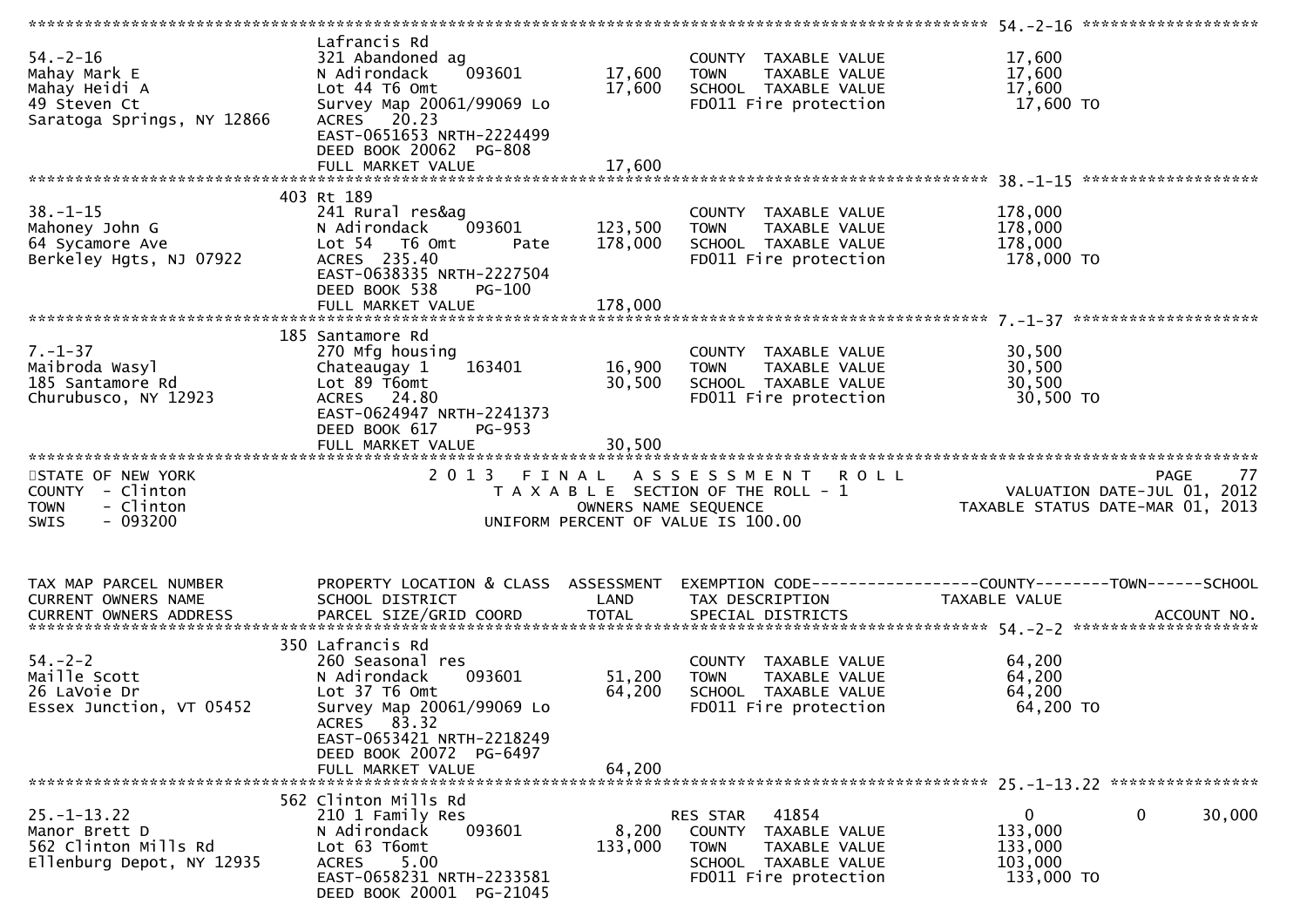```
******************************************************************************************************* 54.-2-16 *******************
                               Lafrancis Rd
54.-2-16                       321 Abandoned ag                        COUNTY  TAXABLE VALUE            17,600
Mahay Mark E                   N Adirondack    093601        17,600    TOWN    TAXABLE VALUE            17,600
Mahay Heidi A                  Lot 44 T6 Omt                 17,600    SCHOOL  TAXABLE VALUE            17,600
49 Steven Ct                   Survey Map 20061/99069 Lo               FD011 Fire protection             17,600 TO
Saratoga Springs, NY 12866     ACRES   20.23
                               EAST-0651653 NRTH-2224499
                               DEED BOOK 20062  PG-808
                               FULL MARKET VALUE             17,600
******************************************************************************************************* 38.-1-15 *******************
                            403 Rt 189
38.-1-15                       241 Rural res&ag                        COUNTY  TAXABLE VALUE           178,000
Mahoney John G                 N Adirondack    093601       123,500    TOWN    TAXABLE VALUE           178,000
64 Sycamore Ave                Lot 54   T6 Omt       Pate   178,000    SCHOOL  TAXABLE VALUE           178,000
Berkeley Hgts, NJ 07922        ACRES  235.40                           FD011 Fire protection            178,000 TO
                               EAST-0638335 NRTH-2227504
                               DEED BOOK 538    PG-100
                               FULL MARKET VALUE            178,000
******************************************************************************************************* 7.-1-37 ********************
                            185 Santamore Rd
7.-1-37                        270 Mfg housing                         COUNTY  TAXABLE VALUE            30,500
Maibroda Wasyl                 Chateaugay 1    163401        16,900    TOWN    TAXABLE VALUE            30,500
185 Santamore Rd               Lot 89 T6omt                  30,500    SCHOOL  TAXABLE VALUE            30,500
Churubusco, NY 12923           ACRES   24.80                           FD011 Fire protection             30,500 TO
                               EAST-0624947 NRTH-2241373
                               DEED BOOK 617    PG-953
                               FULL MARKET VALUE             30,500
************************************************************************************************************************************
STATE OF NEW YORK                       2 0 1 3   F I N A L   A S S E S S M E N T   R O L L                              PAGE    77
COUNTY  - Clinton                          T A X A B L E  SECTION OF THE ROLL - 1                     VALUATION DATE-JUL 01, 2012
TOWN    - Clinton                                 OWNERS NAME SEQUENCE                            TAXABLE STATUS DATE-MAR 01, 2013
SWIS    - 093200                           UNIFORM PERCENT OF VALUE IS 100.00


TAX MAP PARCEL NUMBER          PROPERTY LOCATION & CLASS  ASSESSMENT  EXEMPTION CODE------------------COUNTY--------TOWN------SCHOOL
CURRENT OWNERS NAME            SCHOOL DISTRICT               LAND      TAX DESCRIPTION              TAXABLE VALUE
CURRENT OWNERS ADDRESS         PARCEL SIZE/GRID COORD        TOTAL     SPECIAL DISTRICTS                                  ACCOUNT NO.
******************************************************************************************************* 54.-2-2 ********************
                            350 Lafrancis Rd
54.-2-2                        260 Seasonal res                        COUNTY  TAXABLE VALUE            64,200
Maille Scott                   N Adirondack    093601        51,200    TOWN    TAXABLE VALUE            64,200
26 LaVoie Dr                   Lot 37 T6 Omt                 64,200    SCHOOL  TAXABLE VALUE            64,200
Essex Junction, VT 05452       Survey Map 20061/99069 Lo               FD011 Fire protection             64,200 TO
                               ACRES   83.32
                               EAST-0653421 NRTH-2218249
                               DEED BOOK 20072  PG-6497
                               FULL MARKET VALUE             64,200
******************************************************************************************************* 25.-1-13.22 ****************
                            562 Clinton Mills Rd
25.-1-13.22                    210 1 Family Res                        RES STAR   41854                  0             0       30,000
Manor Brett D                  N Adirondack    093601         8,200    COUNTY  TAXABLE VALUE           133,000
562 Clinton Mills Rd           Lot 63 T6omt                 133,000    TOWN    TAXABLE VALUE           133,000
Ellenburg Depot, NY 12935      ACRES    5.00                           SCHOOL  TAXABLE VALUE           103,000
                               EAST-0658231 NRTH-2233581               FD011 Fire protection            133,000 TO
                               DEED BOOK 20001  PG-21045
```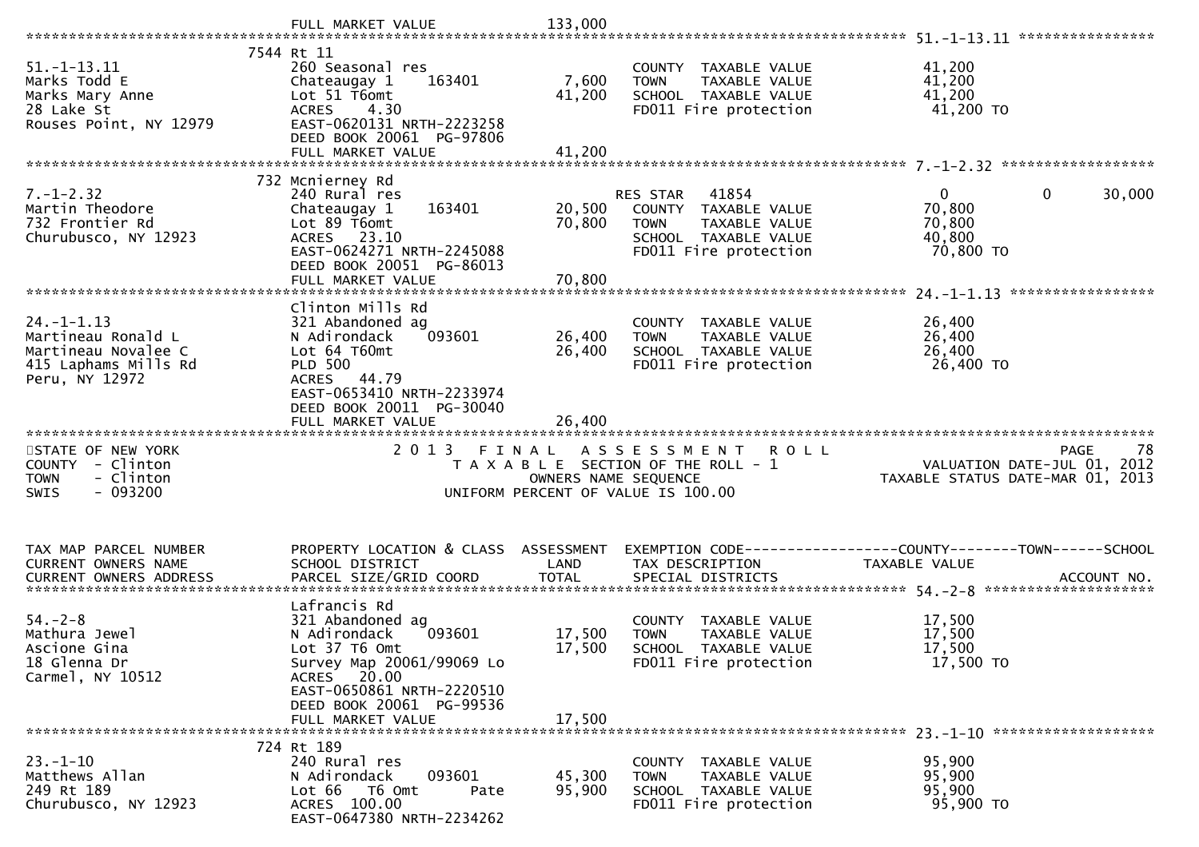```
                                FULL MARKET VALUE            133,000
******************************************************************************************************* 51.-1-13.11 ****************
                             7544 Rt 11
51.-1-13.11                   260 Seasonal res                              COUNTY  TAXABLE VALUE             41,200
Marks Todd E                  Chateaugay 1     163401          7,600        TOWN    TAXABLE VALUE             41,200
Marks Mary Anne               Lot 51 T6omt                    41,200        SCHOOL  TAXABLE VALUE             41,200
28 Lake St                    ACRES    4.30                                 FD011 Fire protection              41,200 TO
Rouses Point, NY 12979        EAST-0620131 NRTH-2223258
                              DEED BOOK 20061  PG-97806
                              FULL MARKET VALUE               41,200
******************************************************************************************************* 7.-1-2.32 ******************
                             732 Mcnierney Rd
7.-1-2.32                     240 Rural res                                 RES STAR   41854                   0           0      30,000
Martin Theodore               Chateaugay 1     163401         20,500        COUNTY  TAXABLE VALUE             70,800
732 Frontier Rd               Lot 89 T6omt                    70,800        TOWN    TAXABLE VALUE             70,800
Churubusco, NY 12923          ACRES   23.10                                 SCHOOL  TAXABLE VALUE             40,800
                              EAST-0624271 NRTH-2245088                     FD011 Fire protection              70,800 TO
                              DEED BOOK 20051  PG-86013
                              FULL MARKET VALUE               70,800
******************************************************************************************************* 24.-1-1.13 *****************
                              Clinton Mills Rd
24.-1-1.13                    321 Abandoned ag                              COUNTY  TAXABLE VALUE             26,400
Martineau Ronald L            N Adirondack     093601         26,400        TOWN    TAXABLE VALUE             26,400
Martineau Novalee C           Lot 64 T60mt                    26,400        SCHOOL  TAXABLE VALUE             26,400
415 Laphams Mills Rd          PLD 500                                       FD011 Fire protection              26,400 TO
Peru, NY 12972                ACRES   44.79
                              EAST-0653410 NRTH-2233974
                              DEED BOOK 20011  PG-30040
                              FULL MARKET VALUE               26,400
************************************************************************************************************************************
STATE OF NEW YORK                           2 0 1 3   F I N A L   A S S E S S M E N T   R O L L                              PAGE    78
COUNTY  - Clinton                              T A X A B L E  SECTION OF THE ROLL - 1                        VALUATION DATE-JUL 01, 2012
TOWN    - Clinton                                     OWNERS NAME SEQUENCE                                TAXABLE STATUS DATE-MAR 01, 2013
SWIS    - 093200                                 UNIFORM PERCENT OF VALUE IS 100.00


TAX MAP PARCEL NUMBER         PROPERTY LOCATION & CLASS  ASSESSMENT  EXEMPTION CODE------------------COUNTY--------TOWN------SCHOOL
CURRENT OWNERS NAME           SCHOOL DISTRICT               LAND      TAX DESCRIPTION             TAXABLE VALUE
CURRENT OWNERS ADDRESS        PARCEL SIZE/GRID COORD        TOTAL     SPECIAL DISTRICTS                                   ACCOUNT NO.
******************************************************************************************************* 54.-2-8 ********************
                              Lafrancis Rd
54.-2-8                       321 Abandoned ag                              COUNTY  TAXABLE VALUE             17,500
Mathura Jewel                 N Adirondack     093601         17,500        TOWN    TAXABLE VALUE             17,500
Ascione Gina                  Lot 37 T6 Omt                   17,500        SCHOOL  TAXABLE VALUE             17,500
18 Glenna Dr                  Survey Map 20061/99069 Lo                     FD011 Fire protection              17,500 TO
Carmel, NY 10512              ACRES   20.00
                              EAST-0650861 NRTH-2220510
                              DEED BOOK 20061  PG-99536
                              FULL MARKET VALUE               17,500
******************************************************************************************************* 23.-1-10 *******************
                             724 Rt 189
23.-1-10                      240 Rural res                                 COUNTY  TAXABLE VALUE             95,900
Matthews Allan                N Adirondack     093601         45,300        TOWN    TAXABLE VALUE             95,900
249 Rt 189                    Lot 66   T6 Omt        Pate     95,900        SCHOOL  TAXABLE VALUE             95,900
Churubusco, NY 12923          ACRES  100.00                                 FD011 Fire protection              95,900 TO
                              EAST-0647380 NRTH-2234262
```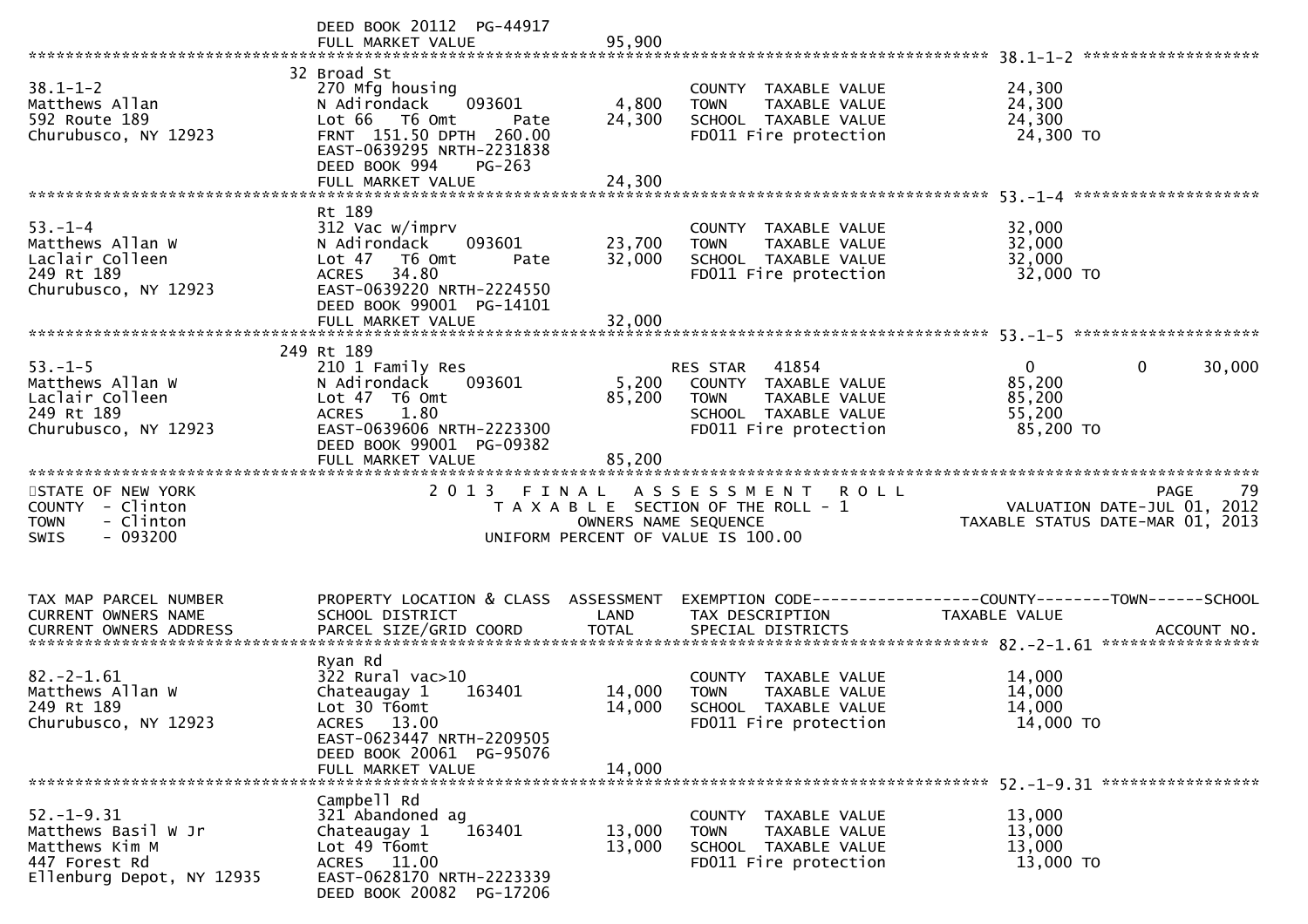```
                                      DEED BOOK 20112  PG-44917
                                      FULL MARKET VALUE              95,900
******************************************************************************************************* 38.1-1-2 ********************
                                     32 Broad St
38.1-1-2                              270 Mfg housing                          COUNTY  TAXABLE VALUE            24,300
Matthews Allan                        N Adirondack     093601        4,800     TOWN    TAXABLE VALUE            24,300
592 Route 189                         Lot 66   T6 Omt        Pate   24,300     SCHOOL  TAXABLE VALUE            24,300
Churubusco, NY 12923                  FRNT  151.50 DPTH  260.00                FD011 Fire protection             24,300 TO
                                      EAST-0639295 NRTH-2231838
                                      DEED BOOK 994     PG-263
                                      FULL MARKET VALUE              24,300
******************************************************************************************************* 53.-1-4 ********************
                                     Rt 189
53.-1-4                               312 Vac w/imprv                          COUNTY  TAXABLE VALUE            32,000
Matthews Allan W                      N Adirondack     093601       23,700     TOWN    TAXABLE VALUE            32,000
Laclair Colleen                       Lot 47   T6 Omt        Pate   32,000     SCHOOL  TAXABLE VALUE            32,000
249 Rt 189                            ACRES   34.80                            FD011 Fire protection             32,000 TO
Churubusco, NY 12923                  EAST-0639220 NRTH-2224550
                                      DEED BOOK 99001  PG-14101
                                      FULL MARKET VALUE              32,000
******************************************************************************************************* 53.-1-5 ********************
                                   249 Rt 189
53.-1-5                               210 1 Family Res                         RES STAR   41854                  0             0        30,000
Matthews Allan W                      N Adirondack     093601        5,200     COUNTY  TAXABLE VALUE            85,200
Laclair Colleen                       Lot 47  T6 Omt                85,200     TOWN    TAXABLE VALUE            85,200
249 Rt 189                            ACRES    1.80                            SCHOOL  TAXABLE VALUE            55,200
Churubusco, NY 12923                  EAST-0639606 NRTH-2223300                FD011 Fire protection             85,200 TO
                                      DEED BOOK 99001  PG-09382
                                      FULL MARKET VALUE              85,200
*************************************************************************************************************************************
STATE OF NEW YORK                         2 0 1 3   F I N A L   A S S E S S M E N T   R O L L                               PAGE     79
COUNTY  - Clinton                            T A X A B L E  SECTION OF THE ROLL - 1                          VALUATION DATE-JUL 01, 2012
TOWN    - Clinton                                   OWNERS NAME SEQUENCE                                 TAXABLE STATUS DATE-MAR 01, 2013
SWIS    - 093200                              UNIFORM PERCENT OF VALUE IS 100.00


TAX MAP PARCEL NUMBER                 PROPERTY LOCATION & CLASS  ASSESSMENT  EXEMPTION CODE------------------COUNTY--------TOWN------SCHOOL
CURRENT OWNERS NAME                   SCHOOL DISTRICT               LAND     TAX DESCRIPTION              TAXABLE VALUE
CURRENT OWNERS ADDRESS                PARCEL SIZE/GRID COORD       TOTAL     SPECIAL DISTRICTS                                   ACCOUNT NO.
******************************************************************************************************* 82.-2-1.61 *****************
                                     Ryan Rd
82.-2-1.61                            322 Rural vac>10                         COUNTY  TAXABLE VALUE            14,000
Matthews Allan W                      Chateaugay 1     163401       14,000     TOWN    TAXABLE VALUE            14,000
249 Rt 189                            Lot 30 T6omt                  14,000     SCHOOL  TAXABLE VALUE            14,000
Churubusco, NY 12923                  ACRES   13.00                            FD011 Fire protection             14,000 TO
                                      EAST-0623447 NRTH-2209505
                                      DEED BOOK 20061  PG-95076
                                      FULL MARKET VALUE              14,000
******************************************************************************************************* 52.-1-9.31 *****************
                                     Campbell Rd
52.-1-9.31                            321 Abandoned ag                         COUNTY  TAXABLE VALUE            13,000
Matthews Basil W Jr                   Chateaugay 1     163401       13,000     TOWN    TAXABLE VALUE            13,000
Matthews Kim M                        Lot 49 T6omt                  13,000     SCHOOL  TAXABLE VALUE            13,000
447 Forest Rd                         ACRES   11.00                            FD011 Fire protection             13,000 TO
Ellenburg Depot, NY 12935             EAST-0628170 NRTH-2223339
                                      DEED BOOK 20082  PG-17206
```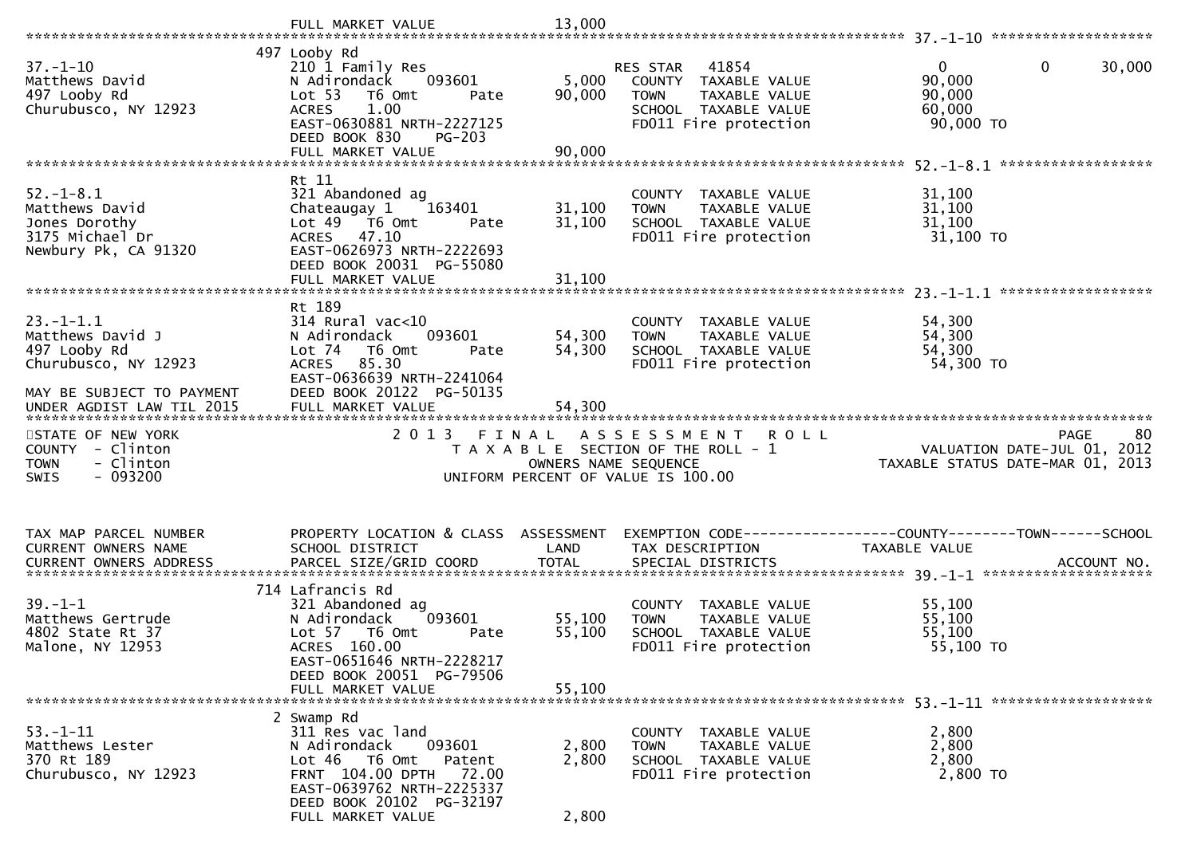```
                              FULL MARKET VALUE              13,000
******************************************************************************************************* 37.-1-10 ******************
                           497 Looby Rd
37.-1-10                   210 1 Family Res                       RES STAR    41854                 0             0        30,000
Matthews David             N Adirondack     093601          5,000   COUNTY  TAXABLE VALUE             90,000
497 Looby Rd               Lot 53   T6 Omt      Pate       90,000   TOWN    TAXABLE VALUE             90,000
Churubusco, NY 12923       ACRES    1.00                            SCHOOL  TAXABLE VALUE             60,000
                           EAST-0630881 NRTH-2227125                FD011 Fire protection              90,000 TO
                           DEED BOOK 830    PG-203
                           FULL MARKET VALUE               90,000
******************************************************************************************************* 52.-1-8.1 *****************
                           Rt 11
52.-1-8.1                  321 Abandoned ag                         COUNTY  TAXABLE VALUE             31,100
Matthews David             Chateaugay 1    163401          31,100   TOWN    TAXABLE VALUE             31,100
Jones Dorothy              Lot 49   T6 Omt      Pate       31,100   SCHOOL  TAXABLE VALUE             31,100
3175 Michael Dr            ACRES   47.10                            FD011 Fire protection              31,100 TO
Newbury Pk, CA 91320       EAST-0626973 NRTH-2222693
                           DEED BOOK 20031  PG-55080
                           FULL MARKET VALUE               31,100
******************************************************************************************************* 23.-1-1.1 *****************
                           Rt 189
23.-1-1.1                  314 Rural vac<10                         COUNTY  TAXABLE VALUE             54,300
Matthews David J           N Adirondack     093601         54,300   TOWN    TAXABLE VALUE             54,300
497 Looby Rd               Lot 74   T6 Omt      Pate       54,300   SCHOOL  TAXABLE VALUE             54,300
Churubusco, NY 12923       ACRES   85.30                            FD011 Fire protection              54,300 TO
                           EAST-0636639 NRTH-2241064
MAY BE SUBJECT TO PAYMENT  DEED BOOK 20122  PG-50135
UNDER AGDIST LAW TIL 2015  FULL MARKET VALUE               54,300
************************************************************************************************************************************
STATE OF NEW YORK                   2 0 1 3   F I N A L   A S S E S S M E N T   R O L L                              PAGE    80
COUNTY  - Clinton                      T A X A B L E  SECTION OF THE ROLL - 1                      VALUATION DATE-JUL 01, 2012
TOWN    - Clinton                            OWNERS NAME SEQUENCE                              TAXABLE STATUS DATE-MAR 01, 2013
SWIS    - 093200                       UNIFORM PERCENT OF VALUE IS 100.00


TAX MAP PARCEL NUMBER      PROPERTY LOCATION & CLASS  ASSESSMENT  EXEMPTION CODE------------------COUNTY--------TOWN------SCHOOL
CURRENT OWNERS NAME        SCHOOL DISTRICT               LAND      TAX DESCRIPTION             TAXABLE VALUE
CURRENT OWNERS ADDRESS     PARCEL SIZE/GRID COORD        TOTAL     SPECIAL DISTRICTS                                    ACCOUNT NO.
******************************************************************************************************* 39.-1-1 *******************
                           714 Lafrancis Rd
39.-1-1                    321 Abandoned ag                         COUNTY  TAXABLE VALUE             55,100
Matthews Gertrude          N Adirondack     093601         55,100   TOWN    TAXABLE VALUE             55,100
4802 State Rt 37           Lot 57   T6 Omt      Pate       55,100   SCHOOL  TAXABLE VALUE             55,100
Malone, NY 12953           ACRES  160.00                            FD011 Fire protection              55,100 TO
                           EAST-0651646 NRTH-2228217
                           DEED BOOK 20051  PG-79506
                           FULL MARKET VALUE               55,100
******************************************************************************************************* 53.-1-11 ******************
                           2 Swamp Rd
53.-1-11                   311 Res vac land                         COUNTY  TAXABLE VALUE              2,800
Matthews Lester            N Adirondack     093601          2,800   TOWN    TAXABLE VALUE              2,800
370 Rt 189                 Lot 46   T6 Omt    Patent        2,800   SCHOOL  TAXABLE VALUE              2,800
Churubusco, NY 12923       FRNT 104.00 DPTH  72.00                  FD011 Fire protection               2,800 TO
                           EAST-0639762 NRTH-2225337
                           DEED BOOK 20102  PG-32197
                           FULL MARKET VALUE                2,800
```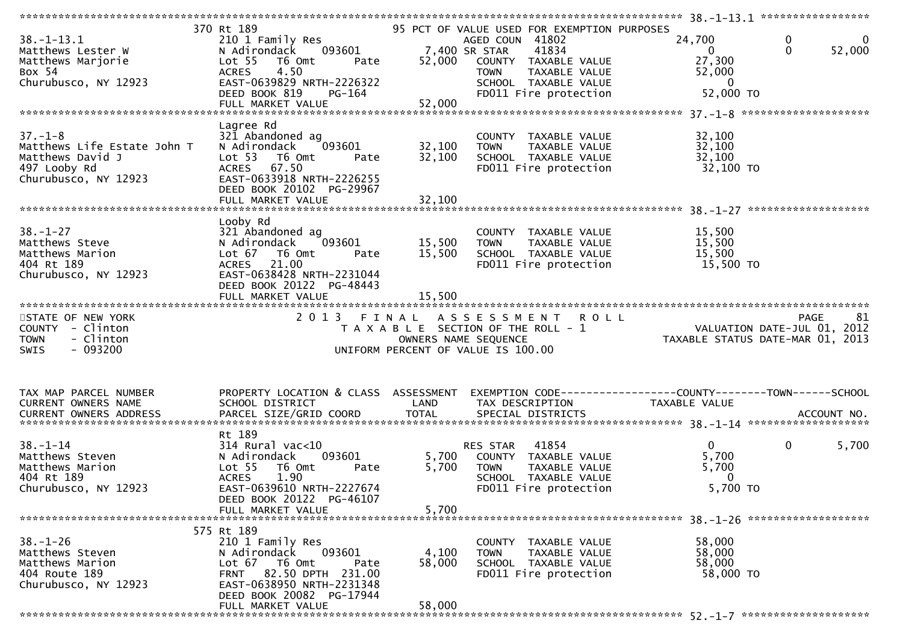```
******************************************************************************************************* 38.-1-13.1 *****************
                   370 Rt 189                              95 PCT OF VALUE USED FOR EXEMPTION PURPOSES
38.-1-13.1                     210 1 Family Res                     AGED COUN  41802                 24,700            0             0
Matthews Lester W              N Adirondack     093601         7,400 SR STAR    41834                       0            0        52,000
Matthews Marjorie              Lot 55   T6 Omt        Pate      52,000   COUNTY  TAXABLE VALUE             27,300
Box 54                         ACRES     4.50                            TOWN    TAXABLE VALUE             52,000
Churubusco, NY 12923           EAST-0639829 NRTH-2226322                 SCHOOL  TAXABLE VALUE                  0
                               DEED BOOK 819     PG-164                  FD011 Fire protection             52,000 TO
                               FULL MARKET VALUE                52,000
******************************************************************************************************* 37.-1-8 *******************
                   Lagree Rd
37.-1-8                        321 Abandoned ag                          COUNTY  TAXABLE VALUE             32,100
Matthews Life Estate John T    N Adirondack     093601        32,100     TOWN    TAXABLE VALUE             32,100
Matthews David J               Lot 53   T6 Omt        Pate    32,100     SCHOOL  TAXABLE VALUE             32,100
497 Looby Rd                   ACRES    67.50                            FD011 Fire protection             32,100 TO
Churubusco, NY 12923           EAST-0633918 NRTH-2226255
                               DEED BOOK 20102  PG-29967
                               FULL MARKET VALUE                32,100
******************************************************************************************************* 38.-1-27 ******************
                   Looby Rd
38.-1-27                       321 Abandoned ag                          COUNTY  TAXABLE VALUE             15,500
Matthews Steve                 N Adirondack     093601        15,500     TOWN    TAXABLE VALUE             15,500
Matthews Marion                Lot 67   T6 Omt        Pate    15,500     SCHOOL  TAXABLE VALUE             15,500
404 Rt 189                     ACRES    21.00                            FD011 Fire protection             15,500 TO
Churubusco, NY 12923           EAST-0638428 NRTH-2231044
                               DEED BOOK 20122  PG-48443
                               FULL MARKET VALUE                15,500
***********************************************************************************************************************************
STATE OF NEW YORK                        2 0 1 3   F I N A L   A S S E S S M E N T   R O L L                                PAGE    81
COUNTY  - Clinton                            T A X A B L E  SECTION OF THE ROLL - 1                      VALUATION DATE-JUL 01, 2012
TOWN    - Clinton                                  OWNERS NAME SEQUENCE                          TAXABLE STATUS DATE-MAR 01, 2013
SWIS    - 093200                           UNIFORM PERCENT OF VALUE IS 100.00


TAX MAP PARCEL NUMBER          PROPERTY LOCATION & CLASS  ASSESSMENT  EXEMPTION CODE------------------COUNTY--------TOWN------SCHOOL
CURRENT OWNERS NAME            SCHOOL DISTRICT               LAND      TAX DESCRIPTION                  TAXABLE VALUE
CURRENT OWNERS ADDRESS         PARCEL SIZE/GRID COORD        TOTAL     SPECIAL DISTRICTS                                    ACCOUNT NO.
******************************************************************************************************* 38.-1-14 ******************
                   Rt 189
38.-1-14                       314 Rural vac<10                          RES STAR   41854                       0            0         5,700
Matthews Steven                N Adirondack     093601         5,700     COUNTY  TAXABLE VALUE              5,700
Matthews Marion                Lot 55   T6 Omt        Pate      5,700    TOWN    TAXABLE VALUE              5,700
404 Rt 189                     ACRES     1.90                            SCHOOL  TAXABLE VALUE                  0
Churubusco, NY 12923           EAST-0639610 NRTH-2227674                 FD011 Fire protection              5,700 TO
                               DEED BOOK 20122  PG-46107
                               FULL MARKET VALUE                 5,700
******************************************************************************************************* 38.-1-26 ******************
                   575 Rt 189
38.-1-26                       210 1 Family Res                          COUNTY  TAXABLE VALUE             58,000
Matthews Steven                N Adirondack     093601         4,100     TOWN    TAXABLE VALUE             58,000
Matthews Marion                Lot 67   T6 Omt        Pate    58,000     SCHOOL  TAXABLE VALUE             58,000
404 Route 189                  FRNT    82.50 DPTH 231.00                 FD011 Fire protection             58,000 TO
Churubusco, NY 12923           EAST-0638950 NRTH-2231348
                               DEED BOOK 20082  PG-17944
                               FULL MARKET VALUE                58,000
******************************************************************************************************* 52.-1-7 *******************
```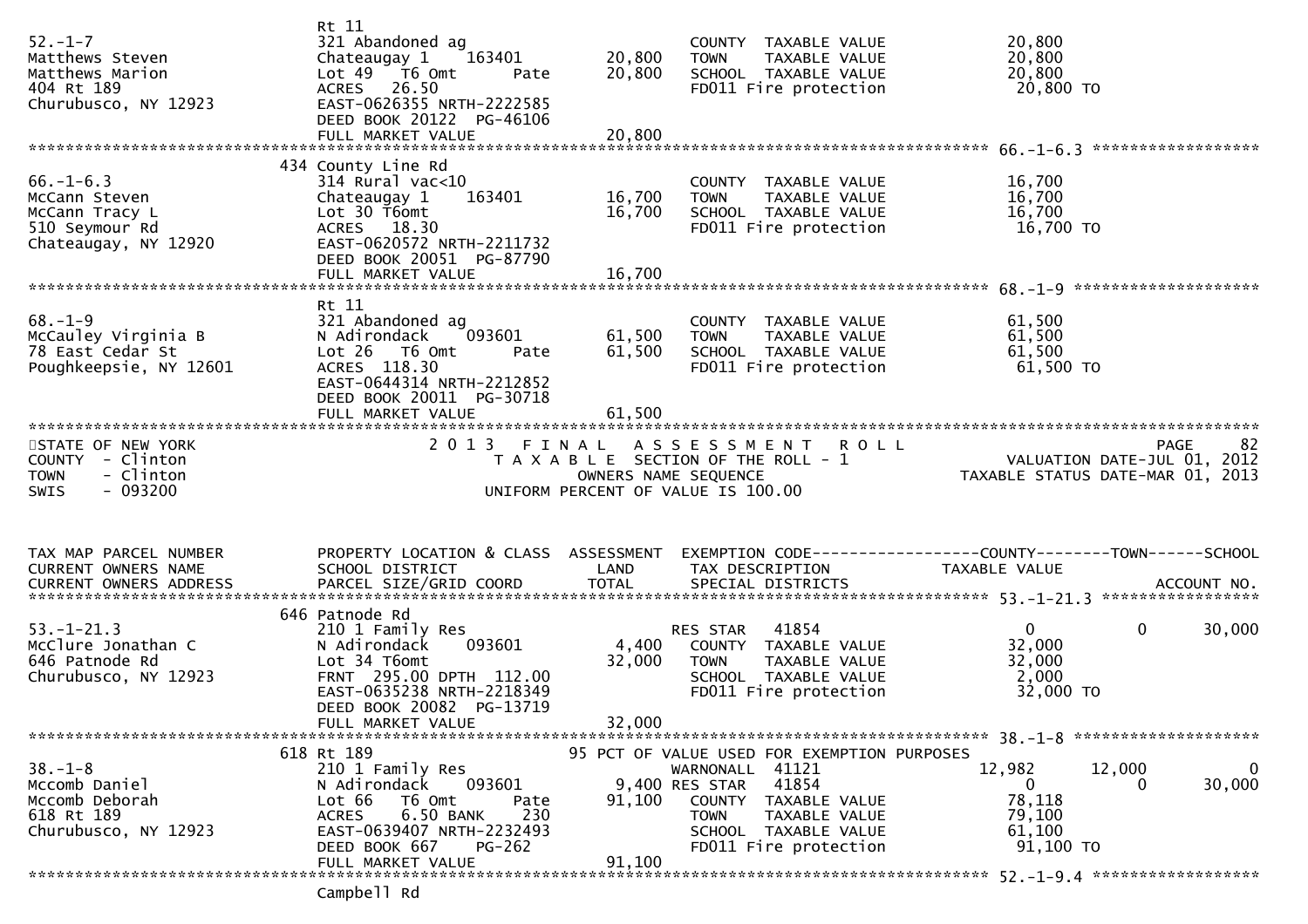```
                               Rt 11
52.-1-7                        321 Abandoned ag                           COUNTY  TAXABLE VALUE             20,800
Matthews Steven                Chateaugay 1    163401          20,800     TOWN    TAXABLE VALUE             20,800
Matthews Marion                Lot 49   T6 Omt       Pate      20,800     SCHOOL  TAXABLE VALUE             20,800
404 Rt 189                     ACRES   26.50                              FD011 Fire protection              20,800 TO
Churubusco, NY 12923           EAST-0626355 NRTH-2222585
                               DEED BOOK 20122  PG-46106
                               FULL MARKET VALUE               20,800
******************************************************************************************************* 66.-1-6.3 ******************
                               434 County Line Rd
66.-1-6.3                      314 Rural vac<10                           COUNTY  TAXABLE VALUE             16,700
McCann Steven                  Chateaugay 1    163401          16,700     TOWN    TAXABLE VALUE             16,700
McCann Tracy L                 Lot 30 T6omt                    16,700     SCHOOL  TAXABLE VALUE             16,700
510 Seymour Rd                 ACRES   18.30                              FD011 Fire protection              16,700 TO
Chateaugay, NY 12920           EAST-0620572 NRTH-2211732
                               DEED BOOK 20051  PG-87790
                               FULL MARKET VALUE               16,700
******************************************************************************************************* 68.-1-9 ********************
                               Rt 11
68.-1-9                        321 Abandoned ag                           COUNTY  TAXABLE VALUE             61,500
McCauley Virginia B            N Adirondack    093601          61,500     TOWN    TAXABLE VALUE             61,500
78 East Cedar St               Lot 26   T6 Omt       Pate      61,500     SCHOOL  TAXABLE VALUE             61,500
Poughkeepsie, NY 12601         ACRES  118.30                              FD011 Fire protection              61,500 TO
                               EAST-0644314 NRTH-2212852
                               DEED BOOK 20011  PG-30718
                               FULL MARKET VALUE               61,500
************************************************************************************************************************************
STATE OF NEW YORK                  2 0 1 3   F I N A L   A S S E S S M E N T   R O L L                                  PAGE    82
COUNTY  - Clinton                    T A X A B L E  SECTION OF THE ROLL - 1                          VALUATION DATE-JUL 01, 2012
TOWN    - Clinton                              OWNERS NAME SEQUENCE                                TAXABLE STATUS DATE-MAR 01, 2013
SWIS    - 093200                        UNIFORM PERCENT OF VALUE IS 100.00


TAX MAP PARCEL NUMBER          PROPERTY LOCATION & CLASS  ASSESSMENT  EXEMPTION CODE------------------COUNTY--------TOWN------SCHOOL
CURRENT OWNERS NAME            SCHOOL DISTRICT               LAND      TAX DESCRIPTION             TAXABLE VALUE
CURRENT OWNERS ADDRESS         PARCEL SIZE/GRID COORD        TOTAL     SPECIAL DISTRICTS                                 ACCOUNT NO.
******************************************************************************************************* 53.-1-21.3 *****************
                               646 Patnode Rd
53.-1-21.3                     210 1 Family Res                           RES STAR   41854                  0          0       30,000
McClure Jonathan C             N Adirondack    093601           4,400     COUNTY  TAXABLE VALUE             32,000
646 Patnode Rd                 Lot 34 T6omt                    32,000     TOWN    TAXABLE VALUE             32,000
Churubusco, NY 12923           FRNT 295.00 DPTH 112.00                    SCHOOL  TAXABLE VALUE              2,000
                               EAST-0635238 NRTH-2218349                  FD011 Fire protection              32,000 TO
                               DEED BOOK 20082  PG-13719
                               FULL MARKET VALUE               32,000
******************************************************************************************************* 38.-1-8 ********************
                               618 Rt 189                     95 PCT OF VALUE USED FOR EXEMPTION PURPOSES
38.-1-8                        210 1 Family Res                           WARNONALL  41121              12,982     12,000           0
Mccomb Daniel                  N Adirondack    093601           9,400 RES STAR   41854                  0          0       30,000
Mccomb Deborah                 Lot 66   T6 Omt       Pate      91,100     COUNTY  TAXABLE VALUE             78,118
618 Rt 189                     ACRES    6.50 BANK     230                 TOWN    TAXABLE VALUE             79,100
Churubusco, NY 12923           EAST-0639407 NRTH-2232493                  SCHOOL  TAXABLE VALUE             61,100
                               DEED BOOK 667     PG-262                   FD011 Fire protection              91,100 TO
                               FULL MARKET VALUE               91,100
******************************************************************************************************* 52.-1-9.4 ******************
                               Campbell Rd
```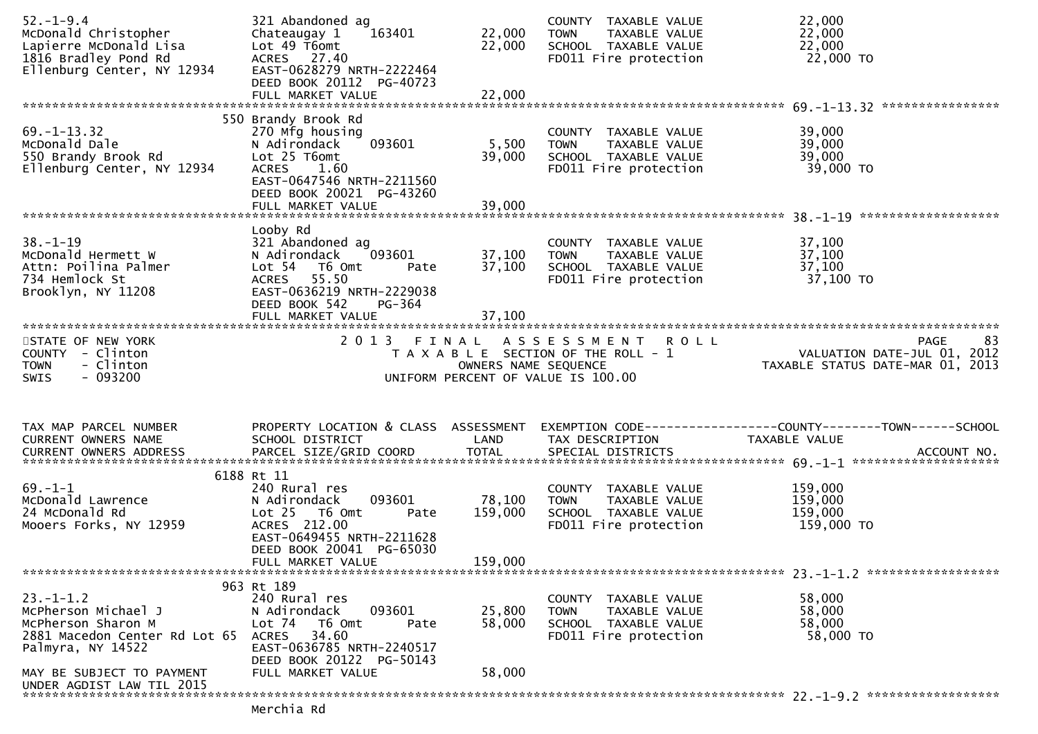```
52.-1-9.4                     321 Abandoned ag                          COUNTY  TAXABLE VALUE            22,000
McDonald Christopher          Chateaugay 1    163401       22,000       TOWN    TAXABLE VALUE            22,000
Lapierre McDonald Lisa        Lot 49 T6omt                 22,000       SCHOOL  TAXABLE VALUE            22,000
1816 Bradley Pond Rd          ACRES   27.40                             FD011 Fire protection             22,000 TO
Ellenburg Center, NY 12934    EAST-0628279 NRTH-2222464
                              DEED BOOK 20112  PG-40723
                              FULL MARKET VALUE            22,000
******************************************************************************************************* 69.-1-13.32 ****************
                        550 Brandy Brook Rd
69.-1-13.32                   270 Mfg housing                           COUNTY  TAXABLE VALUE            39,000
McDonald Dale                 N Adirondack    093601        5,500       TOWN    TAXABLE VALUE            39,000
550 Brandy Brook Rd           Lot 25 T6omt                 39,000       SCHOOL  TAXABLE VALUE            39,000
Ellenburg Center, NY 12934    ACRES    1.60                             FD011 Fire protection             39,000 TO
                              EAST-0647546 NRTH-2211560
                              DEED BOOK 20021  PG-43260
                              FULL MARKET VALUE            39,000
******************************************************************************************************* 38.-1-19 *******************
                              Looby Rd
38.-1-19                      321 Abandoned ag                          COUNTY  TAXABLE VALUE            37,100
McDonald Hermett W            N Adirondack    093601       37,100       TOWN    TAXABLE VALUE            37,100
Attn: Poilina Palmer          Lot 54   T6 Omt      Pate    37,100       SCHOOL  TAXABLE VALUE            37,100
734 Hemlock St                ACRES   55.50                             FD011 Fire protection             37,100 TO
Brooklyn, NY 11208            EAST-0636219 NRTH-2229038
                              DEED BOOK 542    PG-364
                              FULL MARKET VALUE            37,100
************************************************************************************************************************************
STATE OF NEW YORK                  2 0 1 3   F I N A L   A S S E S S M E N T   R O L L                               PAGE     83
COUNTY  - Clinton                     T A X A B L E  SECTION OF THE ROLL - 1                       VALUATION DATE-JUL 01, 2012
TOWN    - Clinton                              OWNERS NAME SEQUENCE                               TAXABLE STATUS DATE-MAR 01, 2013
SWIS    - 093200                        UNIFORM PERCENT OF VALUE IS 100.00


TAX MAP PARCEL NUMBER         PROPERTY LOCATION & CLASS  ASSESSMENT  EXEMPTION CODE------------------COUNTY--------TOWN------SCHOOL
CURRENT OWNERS NAME           SCHOOL DISTRICT               LAND      TAX DESCRIPTION             TAXABLE VALUE
CURRENT OWNERS ADDRESS        PARCEL SIZE/GRID COORD        TOTAL     SPECIAL DISTRICTS                                  ACCOUNT NO.
******************************************************************************************************* 69.-1-1 ********************
                       6188 Rt 11
69.-1-1                       240 Rural res                             COUNTY  TAXABLE VALUE           159,000
McDonald Lawrence             N Adirondack    093601       78,100       TOWN    TAXABLE VALUE           159,000
24 McDonald Rd                Lot 25   T6 Omt      Pate   159,000       SCHOOL  TAXABLE VALUE           159,000
Mooers Forks, NY 12959        ACRES  212.00                             FD011 Fire protection            159,000 TO
                              EAST-0649455 NRTH-2211628
                              DEED BOOK 20041  PG-65030
                              FULL MARKET VALUE           159,000
******************************************************************************************************* 23.-1-1.2 ******************
                        963 Rt 189
23.-1-1.2                     240 Rural res                             COUNTY  TAXABLE VALUE            58,000
McPherson Michael J           N Adirondack    093601       25,800       TOWN    TAXABLE VALUE            58,000
McPherson Sharon M            Lot 74   T6 Omt      Pate    58,000       SCHOOL  TAXABLE VALUE            58,000
2881 Macedon Center Rd Lot 65 ACRES   34.60                             FD011 Fire protection             58,000 TO
Palmyra, NY 14522             EAST-0636785 NRTH-2240517
                              DEED BOOK 20122  PG-50143
MAY BE SUBJECT TO PAYMENT     FULL MARKET VALUE            58,000
UNDER AGDIST LAW TIL 2015
******************************************************************************************************* 22.-1-9.2 ******************
                              Merchia Rd
```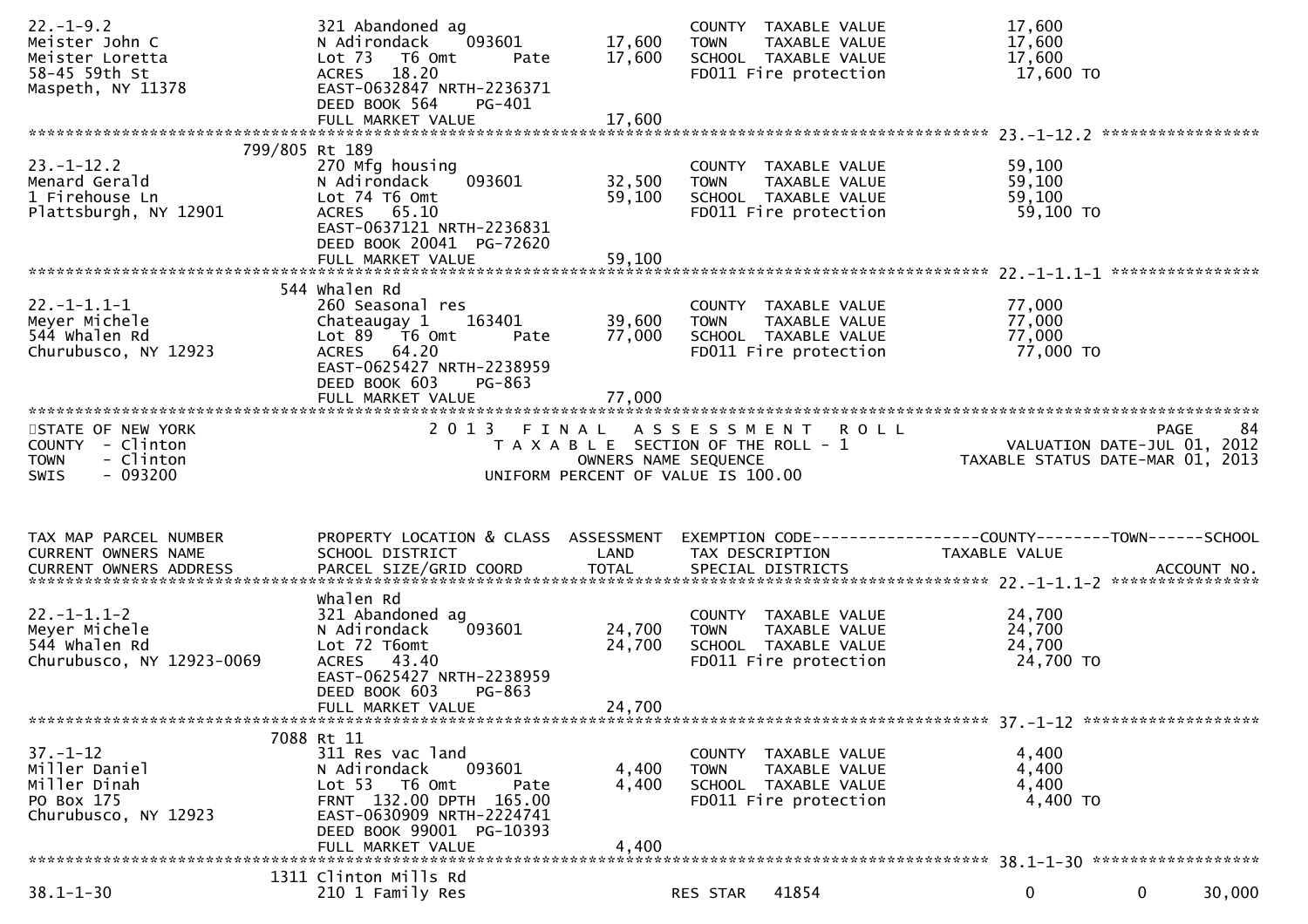```
22.-1-9.2                      321 Abandoned ag                          COUNTY  TAXABLE VALUE           17,600
Meister John C                 N Adirondack    093601       17,600      TOWN    TAXABLE VALUE           17,600
Meister Loretta                Lot 73  T6 Omt       Pate    17,600      SCHOOL  TAXABLE VALUE           17,600
58-45 59th St                  ACRES   18.20                             FD011 Fire protection            17,600 TO
Maspeth, NY 11378              EAST-0632847 NRTH-2236371
                               DEED BOOK 564    PG-401
                               FULL MARKET VALUE            17,600
******************************************************************************************************* 23.-1-12.2 *****************
                       799/805 Rt 189
23.-1-12.2                     270 Mfg housing                           COUNTY  TAXABLE VALUE           59,100
Menard Gerald                  N Adirondack    093601       32,500      TOWN    TAXABLE VALUE           59,100
1 Firehouse Ln                 Lot 74 T6 Omt                59,100      SCHOOL  TAXABLE VALUE           59,100
Plattsburgh, NY 12901          ACRES   65.10                             FD011 Fire protection            59,100 TO
                               EAST-0637121 NRTH-2236831
                               DEED BOOK 20041  PG-72620
                               FULL MARKET VALUE            59,100
******************************************************************************************************* 22.-1-1.1-1 ****************
                           544 Whalen Rd
22.-1-1.1-1                    260 Seasonal res                          COUNTY  TAXABLE VALUE           77,000
Meyer Michele                  Chateaugay 1    163401       39,600      TOWN    TAXABLE VALUE           77,000
544 Whalen Rd                  Lot 89  T6 Omt       Pate    77,000      SCHOOL  TAXABLE VALUE           77,000
Churubusco, NY 12923           ACRES   64.20                             FD011 Fire protection            77,000 TO
                               EAST-0625427 NRTH-2238959
                               DEED BOOK 603    PG-863
                               FULL MARKET VALUE            77,000
************************************************************************************************************************************
STATE OF NEW YORK                 2 0 1 3   F I N A L   A S S E S S M E N T   R O L L                                 PAGE    84
COUNTY  - Clinton                       T A X A B L E  SECTION OF THE ROLL - 1                  VALUATION DATE-JUL 01, 2012
TOWN    - Clinton                              OWNERS NAME SEQUENCE                        TAXABLE STATUS DATE-MAR 01, 2013
SWIS    - 093200                       UNIFORM PERCENT OF VALUE IS 100.00


TAX MAP PARCEL NUMBER          PROPERTY LOCATION & CLASS  ASSESSMENT  EXEMPTION CODE------------------COUNTY--------TOWN------SCHOOL
CURRENT OWNERS NAME            SCHOOL DISTRICT               LAND      TAX DESCRIPTION              TAXABLE VALUE
CURRENT OWNERS ADDRESS         PARCEL SIZE/GRID COORD        TOTAL     SPECIAL DISTRICTS                                 ACCOUNT NO.
******************************************************************************************************* 22.-1-1.1-2 ****************
                               Whalen Rd
22.-1-1.1-2                    321 Abandoned ag                          COUNTY  TAXABLE VALUE           24,700
Meyer Michele                  N Adirondack    093601       24,700      TOWN    TAXABLE VALUE           24,700
544 Whalen Rd                  Lot 72 T6omt                 24,700      SCHOOL  TAXABLE VALUE           24,700
Churubusco, NY 12923-0069      ACRES   43.40                             FD011 Fire protection            24,700 TO
                               EAST-0625427 NRTH-2238959
                               DEED BOOK 603    PG-863
                               FULL MARKET VALUE            24,700
******************************************************************************************************* 37.-1-12 ******************
                          7088 Rt 11
37.-1-12                       311 Res vac land                          COUNTY  TAXABLE VALUE            4,400
Miller Daniel                  N Adirondack    093601        4,400      TOWN    TAXABLE VALUE            4,400
Miller Dinah                   Lot 53  T6 Omt       Pate     4,400      SCHOOL  TAXABLE VALUE            4,400
PO Box 175                     FRNT 132.00 DPTH 165.00                   FD011 Fire protection             4,400 TO
Churubusco, NY 12923           EAST-0630909 NRTH-2224741
                               DEED BOOK 99001  PG-10393
                               FULL MARKET VALUE             4,400
******************************************************************************************************* 38.1-1-30 *****************
                          1311 Clinton Mills Rd
38.1-1-30                      210 1 Family Res                       RES STAR   41854                    0            0       30,000
```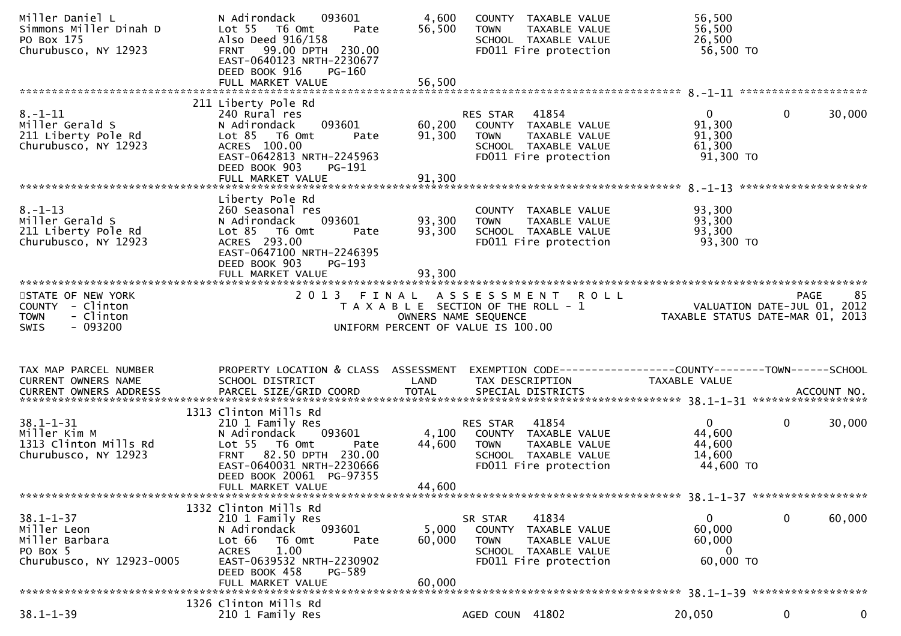```
Miller Daniel L                N Adirondack    093601        4,600   COUNTY  TAXABLE VALUE            56,500
Simmons Miller Dinah D         Lot 55   T6 Omt       Pate   56,500   TOWN    TAXABLE VALUE            56,500
PO Box 175                     Also Deed 916/158                     SCHOOL  TAXABLE VALUE            26,500
Churubusco, NY 12923           FRNT   99.00 DPTH  230.00             FD011 Fire protection             56,500 TO
                               EAST-0640123 NRTH-2230677
                               DEED BOOK 916     PG-160
                               FULL MARKET VALUE             56,500
******************************************************************************************************* 8.-1-11 ********************
                           211 Liberty Pole Rd
8.-1-11                        240 Rural res                          RES STAR   41854                  0            0        30,000
Miller Gerald S                N Adirondack    093601       60,200   COUNTY  TAXABLE VALUE            91,300
211 Liberty Pole Rd            Lot 85   T6 Omt       Pate   91,300   TOWN    TAXABLE VALUE            91,300
Churubusco, NY 12923           ACRES  100.00                         SCHOOL  TAXABLE VALUE            61,300
                               EAST-0642813 NRTH-2245963             FD011 Fire protection             91,300 TO
                               DEED BOOK 903     PG-191
                               FULL MARKET VALUE             91,300
******************************************************************************************************* 8.-1-13 ********************
                               Liberty Pole Rd
8.-1-13                        260 Seasonal res                      COUNTY  TAXABLE VALUE            93,300
Miller Gerald S                N Adirondack    093601       93,300   TOWN    TAXABLE VALUE            93,300
211 Liberty Pole Rd            Lot 85   T6 Omt       Pate   93,300   SCHOOL  TAXABLE VALUE            93,300
Churubusco, NY 12923           ACRES  293.00                         FD011 Fire protection             93,300 TO
                               EAST-0647100 NRTH-2246395
                               DEED BOOK 903     PG-193
                               FULL MARKET VALUE             93,300
************************************************************************************************************************************
STATE OF NEW YORK                      2 0 1 3   F I N A L   A S S E S S M E N T   R O L L                              PAGE     85
COUNTY  - Clinton                         T A X A B L E  SECTION OF THE ROLL - 1                  VALUATION DATE-JUL 01, 2012
TOWN    - Clinton                                OWNERS NAME SEQUENCE                            TAXABLE STATUS DATE-MAR 01, 2013
SWIS    - 093200                          UNIFORM PERCENT OF VALUE IS 100.00


TAX MAP PARCEL NUMBER          PROPERTY LOCATION & CLASS  ASSESSMENT  EXEMPTION CODE------------------COUNTY--------TOWN------SCHOOL
CURRENT OWNERS NAME            SCHOOL DISTRICT               LAND      TAX DESCRIPTION              TAXABLE VALUE
CURRENT OWNERS ADDRESS         PARCEL SIZE/GRID COORD        TOTAL     SPECIAL DISTRICTS                                   ACCOUNT NO.
******************************************************************************************************* 38.1-1-31 ******************
                           1313 Clinton Mills Rd
38.1-1-31                      210 1 Family Res                       RES STAR   41854                  0            0        30,000
Miller Kim M                   N Adirondack    093601        4,100   COUNTY  TAXABLE VALUE            44,600
1313 Clinton Mills Rd          Lot 55   T6 Omt       Pate   44,600   TOWN    TAXABLE VALUE            44,600
Churubusco, NY 12923           FRNT   82.50 DPTH  230.00             SCHOOL  TAXABLE VALUE            14,600
                               EAST-0640031 NRTH-2230666             FD011 Fire protection             44,600 TO
                               DEED BOOK 20061  PG-97355
                               FULL MARKET VALUE             44,600
******************************************************************************************************* 38.1-1-37 ******************
                           1332 Clinton Mills Rd
38.1-1-37                      210 1 Family Res                       SR STAR    41834                  0            0        60,000
Miller Leon                    N Adirondack    093601        5,000   COUNTY  TAXABLE VALUE            60,000
Miller Barbara                 Lot 66   T6 Omt       Pate   60,000   TOWN    TAXABLE VALUE            60,000
PO Box 5                       ACRES    1.00                         SCHOOL  TAXABLE VALUE                 0
Churubusco, NY 12923-0005      EAST-0639532 NRTH-2230902             FD011 Fire protection             60,000 TO
                               DEED BOOK 458     PG-589
                               FULL MARKET VALUE             60,000
******************************************************************************************************* 38.1-1-39 ******************
                           1326 Clinton Mills Rd
38.1-1-39                      210 1 Family Res                       AGED COUN  41802             20,050            0             0
```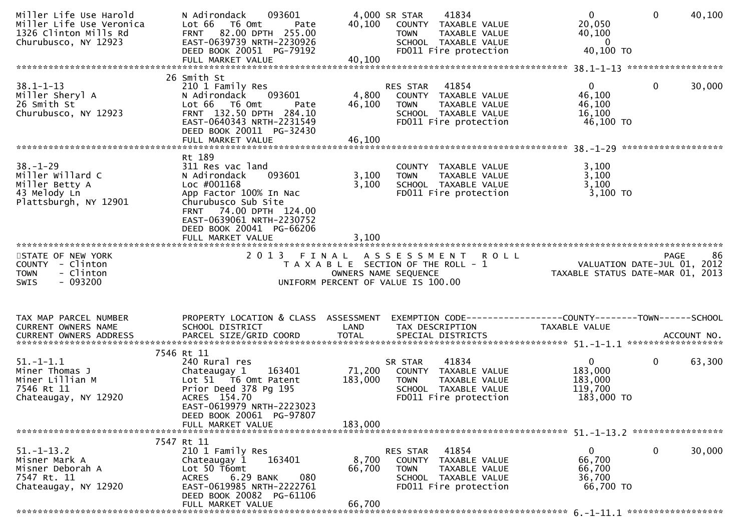```
Miller Life Use Harold          N Adirondack    093601         4,000 SR STAR     41834                  0             0        40,100
Miller Life Use Veronica        Lot 66   T6 Omt       Pate    40,100   COUNTY  TAXABLE VALUE          20,050
1326 Clinton Mills Rd           FRNT   82.00 DPTH  255.00              TOWN    TAXABLE VALUE          40,100
Churubusco, NY 12923            EAST-0639739 NRTH-2230926              SCHOOL  TAXABLE VALUE               0
                                DEED BOOK 20051  PG-79192              FD011 Fire protection           40,100 TO
                                FULL MARKET VALUE              40,100
******************************************************************************************************* 38.1-1-13 ******************
                             26 Smith St
38.1-1-13                       210 1 Family Res                       RES STAR    41854                  0             0        30,000
Miller Sheryl A                 N Adirondack    093601         4,800   COUNTY  TAXABLE VALUE          46,100
26 Smith St                     Lot 66   T6 Omt       Pate    46,100   TOWN    TAXABLE VALUE          46,100
Churubusco, NY 12923            FRNT  132.50 DPTH  284.10              SCHOOL  TAXABLE VALUE          16,100
                                EAST-0640343 NRTH-2231549              FD011 Fire protection           46,100 TO
                                DEED BOOK 20011  PG-32430
                                FULL MARKET VALUE              46,100
******************************************************************************************************* 38.-1-29 *******************
                                Rt 189
38.-1-29                        311 Res vac land                       COUNTY  TAXABLE VALUE           3,100
Miller Willard C                N Adirondack    093601         3,100   TOWN    TAXABLE VALUE           3,100
Miller Betty A                  Loc #001168                    3,100   SCHOOL  TAXABLE VALUE           3,100
43 Melody Ln                    App Factor 100% In Nac                 FD011 Fire protection            3,100 TO
Plattsburgh, NY 12901           Churubusco Sub Site
                                FRNT   74.00 DPTH  124.00
                                EAST-0639061 NRTH-2230752
                                DEED BOOK 20041  PG-66206
                                FULL MARKET VALUE               3,100
************************************************************************************************************************************
STATE OF NEW YORK                          2 0 1 3   F I N A L   A S S E S S M E N T   R O L L                           PAGE    86
COUNTY  - Clinton                            T A X A B L E  SECTION OF THE ROLL - 1                        VALUATION DATE-JUL 01, 2012
TOWN    - Clinton                                    OWNERS NAME SEQUENCE                               TAXABLE STATUS DATE-MAR 01, 2013
SWIS    - 093200                               UNIFORM PERCENT OF VALUE IS 100.00


TAX MAP PARCEL NUMBER           PROPERTY LOCATION & CLASS  ASSESSMENT  EXEMPTION CODE------------------COUNTY--------TOWN------SCHOOL
CURRENT OWNERS NAME             SCHOOL DISTRICT               LAND     TAX DESCRIPTION            TAXABLE VALUE
CURRENT OWNERS ADDRESS          PARCEL SIZE/GRID COORD        TOTAL    SPECIAL DISTRICTS                                  ACCOUNT NO.
******************************************************************************************************* 51.-1-1.1 ******************
                           7546 Rt 11
51.-1-1.1                       240 Rural res                          SR STAR     41834                  0             0        63,300
Miner Thomas J                  Chateaugay 1    163401        71,200   COUNTY  TAXABLE VALUE         183,000
Miner Lillian M                 Lot 51   T6 Omt Patent       183,000   TOWN    TAXABLE VALUE         183,000
7546 Rt 11                      Prior Deed 378 Pg 195                  SCHOOL  TAXABLE VALUE         119,700
Chateaugay, NY 12920            ACRES  154.70                          FD011 Fire protection          183,000 TO
                                EAST-0619979 NRTH-2223023
                                DEED BOOK 20061  PG-97807
                                FULL MARKET VALUE             183,000
******************************************************************************************************* 51.-1-13.2 *****************
                           7547 Rt 11
51.-1-13.2                      210 1 Family Res                       RES STAR    41854                  0             0        30,000
Misner Mark A                   Chateaugay 1    163401         8,700   COUNTY  TAXABLE VALUE          66,700
Misner Deborah A                Lot 50 T6omt                  66,700   TOWN    TAXABLE VALUE          66,700
7547 Rt. 11                     ACRES    6.29 BANK     080             SCHOOL  TAXABLE VALUE          36,700
Chateaugay, NY 12920            EAST-0619985 NRTH-2222761              FD011 Fire protection           66,700 TO
                                DEED BOOK 20082  PG-61106
                                FULL MARKET VALUE              66,700
******************************************************************************************************* 6.-1-11.1 ******************
```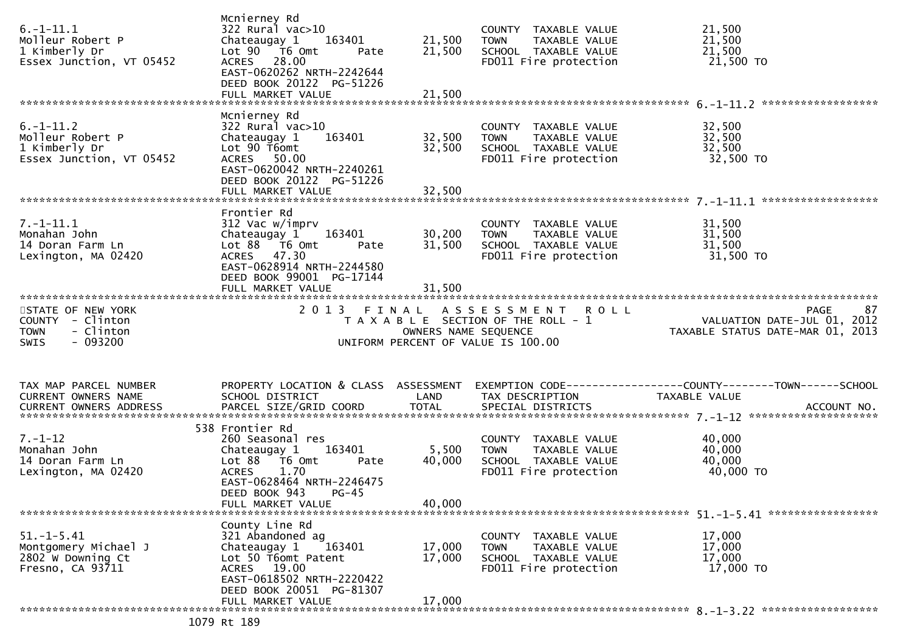| TAX MAP PARCEL NUMBER / CURRENT OWNERS NAME / CURRENT OWNERS ADDRESS | PROPERTY LOCATION & CLASS / SCHOOL DISTRICT / PARCEL SIZE/GRID COORD | ASSESSMENT LAND | ASSESSMENT TOTAL | EXEMPTION CODE / TAX DESCRIPTION / SPECIAL DISTRICTS | TAXABLE VALUE (COUNTY--TOWN--SCHOOL) | ACCOUNT NO. |
|---|---|---|---|---|---|---|
| 6.-1-11.1<br>Molleur Robert P<br>1 Kimberly Dr<br>Essex Junction, VT 05452 | Mcnierney Rd<br>322 Rural vac>10<br>Chateaugay 1 163401<br>Lot 90 T6 Omt Pate<br>ACRES 28.00<br>EAST-0620262 NRTH-2242644<br>DEED BOOK 20122 PG-51226<br>FULL MARKET VALUE 21,500 | 21,500 | 21,500 | COUNTY TAXABLE VALUE<br>TOWN TAXABLE VALUE<br>SCHOOL TAXABLE VALUE<br>FD011 Fire protection | 21,500<br>21,500<br>21,500<br>21,500 TO | |
| 6.-1-11.2<br>Molleur Robert P<br>1 Kimberly Dr<br>Essex Junction, VT 05452 | Mcnierney Rd<br>322 Rural vac>10<br>Chateaugay 1 163401<br>Lot 90 T6omt<br>ACRES 50.00<br>EAST-0620042 NRTH-2240261<br>DEED BOOK 20122 PG-51226<br>FULL MARKET VALUE 32,500 | 32,500 | 32,500 | COUNTY TAXABLE VALUE<br>TOWN TAXABLE VALUE<br>SCHOOL TAXABLE VALUE<br>FD011 Fire protection | 32,500<br>32,500<br>32,500<br>32,500 TO | |
| 7.-1-11.1<br>Monahan John<br>14 Doran Farm Ln<br>Lexington, MA 02420 | Frontier Rd<br>312 Vac w/imprv<br>Chateaugay 1 163401<br>Lot 88 T6 Omt Pate<br>ACRES 47.30<br>EAST-0628914 NRTH-2244580<br>DEED BOOK 99001 PG-17144<br>FULL MARKET VALUE 31,500 | 30,200 | 31,500 | COUNTY TAXABLE VALUE<br>TOWN TAXABLE VALUE<br>SCHOOL TAXABLE VALUE<br>FD011 Fire protection | 31,500<br>31,500<br>31,500<br>31,500 TO | |

STATE OF NEW YORK
COUNTY - Clinton
TOWN - Clinton
SWIS - 093200

2013 FINAL ASSESSMENT ROLL
TAXABLE SECTION OF THE ROLL - 1
OWNERS NAME SEQUENCE
UNIFORM PERCENT OF VALUE IS 100.00

PAGE 87
VALUATION DATE-JUL 01, 2012
TAXABLE STATUS DATE-MAR 01, 2013

| TAX MAP PARCEL NUMBER / CURRENT OWNERS NAME / CURRENT OWNERS ADDRESS | PROPERTY LOCATION & CLASS / SCHOOL DISTRICT / PARCEL SIZE/GRID COORD | ASSESSMENT LAND | ASSESSMENT TOTAL | EXEMPTION CODE / TAX DESCRIPTION / SPECIAL DISTRICTS | TAXABLE VALUE (COUNTY--TOWN--SCHOOL) | ACCOUNT NO. |
|---|---|---|---|---|---|---|
| 7.-1-12<br>Monahan John<br>14 Doran Farm Ln<br>Lexington, MA 02420 | 538 Frontier Rd<br>260 Seasonal res<br>Chateaugay 1 163401<br>Lot 88 T6 Omt Pate<br>ACRES 1.70<br>EAST-0628464 NRTH-2246475<br>DEED BOOK 943 PG-45<br>FULL MARKET VALUE 40,000 | 5,500 | 40,000 | COUNTY TAXABLE VALUE<br>TOWN TAXABLE VALUE<br>SCHOOL TAXABLE VALUE<br>FD011 Fire protection | 40,000<br>40,000<br>40,000<br>40,000 TO | |
| 51.-1-5.41<br>Montgomery Michael J<br>2802 W Downing Ct<br>Fresno, CA 93711 | County Line Rd<br>321 Abandoned ag<br>Chateaugay 1 163401<br>Lot 50 T6omt Patent<br>ACRES 19.00<br>EAST-0618502 NRTH-2220422<br>DEED BOOK 20051 PG-81307<br>FULL MARKET VALUE 17,000 | 17,000 | 17,000 | COUNTY TAXABLE VALUE<br>TOWN TAXABLE VALUE<br>SCHOOL TAXABLE VALUE<br>FD011 Fire protection | 17,000<br>17,000<br>17,000<br>17,000 TO | |
| 8.-1-3.22 | 1079 Rt 189 | | | | | |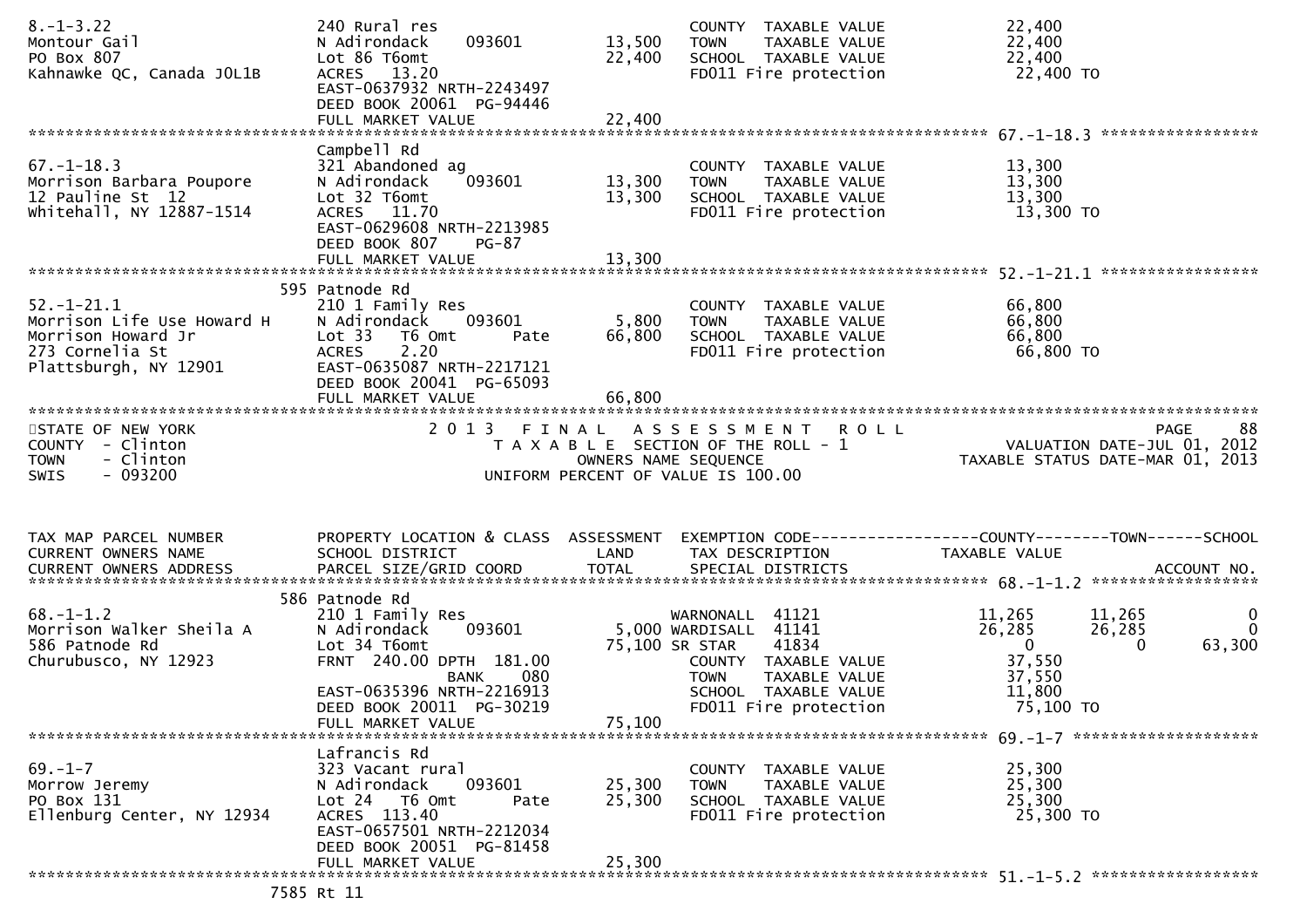```
8.-1-3.22                     240 Rural res                            COUNTY  TAXABLE VALUE            22,400
Montour Gail                  N Adirondack    093601       13,500      TOWN    TAXABLE VALUE            22,400
PO Box 807                    Lot 86 T6omt                 22,400      SCHOOL  TAXABLE VALUE            22,400
Kahnawke QC, Canada J0L1B     ACRES  13.20                             FD011 Fire protection             22,400 TO
                              EAST-0637932 NRTH-2243497
                              DEED BOOK 20061  PG-94446
                              FULL MARKET VALUE            22,400
******************************************************************************************************* 67.-1-18.3 *****************
                              Campbell Rd
67.-1-18.3                    321 Abandoned ag                         COUNTY  TAXABLE VALUE            13,300
Morrison Barbara Poupore      N Adirondack    093601       13,300      TOWN    TAXABLE VALUE            13,300
12 Pauline St  12             Lot 32 T6omt                 13,300      SCHOOL  TAXABLE VALUE            13,300
Whitehall, NY 12887-1514      ACRES  11.70                             FD011 Fire protection             13,300 TO
                              EAST-0629608 NRTH-2213985
                              DEED BOOK 807    PG-87
                              FULL MARKET VALUE            13,300
******************************************************************************************************* 52.-1-21.1 *****************
                              595 Patnode Rd
52.-1-21.1                    210 1 Family Res                         COUNTY  TAXABLE VALUE            66,800
Morrison Life Use Howard H    N Adirondack    093601        5,800      TOWN    TAXABLE VALUE            66,800
Morrison Howard Jr            Lot 33   T6 Omt       Pate   66,800      SCHOOL  TAXABLE VALUE            66,800
273 Cornelia St               ACRES    2.20                            FD011 Fire protection             66,800 TO
Plattsburgh, NY 12901         EAST-0635087 NRTH-2217121
                              DEED BOOK 20041  PG-65093
                              FULL MARKET VALUE            66,800
************************************************************************************************************************************
STATE OF NEW YORK                 2 0 1 3   F I N A L   A S S E S S M E N T   R O L L                                  PAGE     88
COUNTY  - Clinton                       T A X A B L E  SECTION OF THE ROLL - 1                      VALUATION DATE-JUL 01, 2012
TOWN    - Clinton                              OWNERS NAME SEQUENCE                            TAXABLE STATUS DATE-MAR 01, 2013
SWIS    - 093200                        UNIFORM PERCENT OF VALUE IS 100.00


TAX MAP PARCEL NUMBER         PROPERTY LOCATION & CLASS  ASSESSMENT  EXEMPTION CODE------------------COUNTY--------TOWN------SCHOOL
CURRENT OWNERS NAME           SCHOOL DISTRICT               LAND      TAX DESCRIPTION              TAXABLE VALUE
CURRENT OWNERS ADDRESS        PARCEL SIZE/GRID COORD        TOTAL     SPECIAL DISTRICTS                                 ACCOUNT NO.
******************************************************************************************************* 68.-1-1.2 ******************
                              586 Patnode Rd
68.-1-1.2                     210 1 Family Res                     WARNONALL  41121               11,265      11,265           0
Morrison Walker Sheila A      N Adirondack    093601        5,000 WARDISALL  41141               26,285      26,285           0
586 Patnode Rd                Lot 34 T6omt                 75,100 SR STAR     41834                    0           0      63,300
Churubusco, NY 12923          FRNT  240.00 DPTH  181.00            COUNTY  TAXABLE VALUE            37,550
                                          BANK     080             TOWN    TAXABLE VALUE            37,550
                              EAST-0635396 NRTH-2216913            SCHOOL  TAXABLE VALUE            11,800
                              DEED BOOK 20011  PG-30219            FD011 Fire protection             75,100 TO
                              FULL MARKET VALUE            75,100
******************************************************************************************************* 69.-1-7 ********************
                              Lafrancis Rd
69.-1-7                       323 Vacant rural                         COUNTY  TAXABLE VALUE            25,300
Morrow Jeremy                 N Adirondack    093601       25,300      TOWN    TAXABLE VALUE            25,300
PO Box 131                    Lot 24   T6 Omt       Pate   25,300      SCHOOL  TAXABLE VALUE            25,300
Ellenburg Center, NY 12934    ACRES  113.40                            FD011 Fire protection             25,300 TO
                              EAST-0657501 NRTH-2212034
                              DEED BOOK 20051  PG-81458
                              FULL MARKET VALUE            25,300
******************************************************************************************************* 51.-1-5.2 ******************
                              7585 Rt 11
```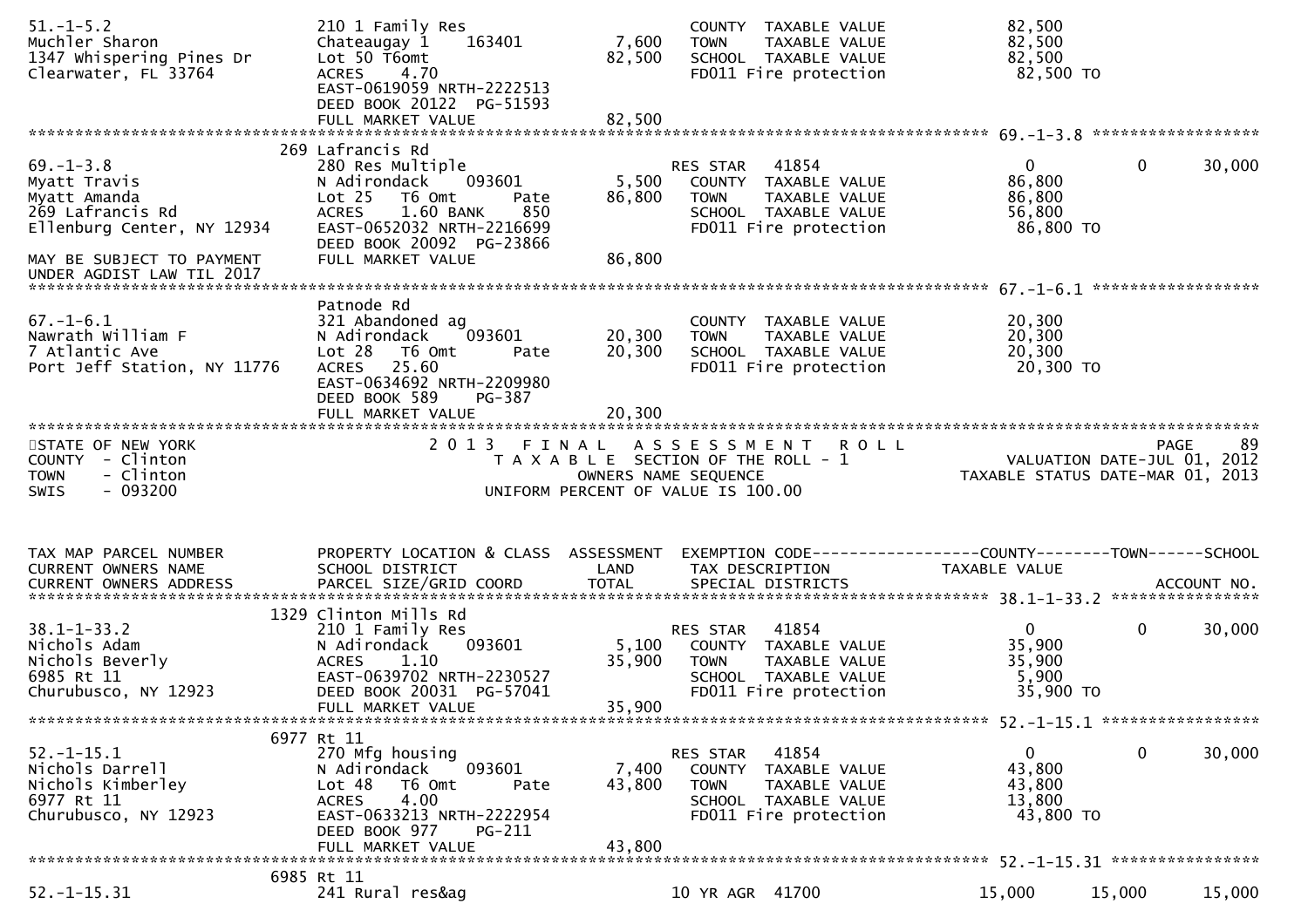```
51.-1-5.2                    210 1 Family Res                         COUNTY  TAXABLE VALUE            82,500
Muchler Sharon               Chateaugay 1     163401        7,600     TOWN    TAXABLE VALUE            82,500
1347 Whispering Pines Dr     Lot 50 T6omt                  82,500     SCHOOL  TAXABLE VALUE            82,500
Clearwater, FL 33764         ACRES     4.70                           FD011 Fire protection             82,500 TO
                             EAST-0619059 NRTH-2222513
                             DEED BOOK 20122  PG-51593
                             FULL MARKET VALUE             82,500
******************************************************************************************************* 69.-1-3.8 ******************
                         269 Lafrancis Rd
69.-1-3.8                    280 Res Multiple                         RES STAR   41854                      0           0      30,000
Myatt Travis                 N Adirondack     093601        5,500     COUNTY  TAXABLE VALUE            86,800
Myatt Amanda                 Lot 25   T6 Omt      Pate     86,800     TOWN    TAXABLE VALUE            86,800
269 Lafrancis Rd             ACRES     1.60 BANK     850              SCHOOL  TAXABLE VALUE            56,800
Ellenburg Center, NY 12934   EAST-0652032 NRTH-2216699                FD011 Fire protection             86,800 TO
                             DEED BOOK 20092  PG-23866
MAY BE SUBJECT TO PAYMENT    FULL MARKET VALUE             86,800
UNDER AGDIST LAW TIL 2017
******************************************************************************************************* 67.-1-6.1 ******************
                             Patnode Rd
67.-1-6.1                    321 Abandoned ag                         COUNTY  TAXABLE VALUE            20,300
Nawrath William F            N Adirondack     093601       20,300     TOWN    TAXABLE VALUE            20,300
7 Atlantic Ave               Lot 28   T6 Omt      Pate     20,300     SCHOOL  TAXABLE VALUE            20,300
Port Jeff Station, NY 11776  ACRES    25.60                           FD011 Fire protection             20,300 TO
                             EAST-0634692 NRTH-2209980
                             DEED BOOK 589    PG-387
                             FULL MARKET VALUE             20,300
************************************************************************************************************************************
STATE OF NEW YORK                  2 0 1 3   F I N A L   A S S E S S M E N T   R O L L                                     PAGE    89
COUNTY  - Clinton                    T A X A B L E  SECTION OF THE ROLL - 1                               VALUATION DATE-JUL 01, 2012
TOWN    - Clinton                            OWNERS NAME SEQUENCE                                       TAXABLE STATUS DATE-MAR 01, 2013
SWIS    - 093200                     UNIFORM PERCENT OF VALUE IS 100.00


TAX MAP PARCEL NUMBER        PROPERTY LOCATION & CLASS  ASSESSMENT  EXEMPTION CODE------------------COUNTY--------TOWN------SCHOOL
CURRENT OWNERS NAME          SCHOOL DISTRICT               LAND     TAX DESCRIPTION                 TAXABLE VALUE
CURRENT OWNERS ADDRESS       PARCEL SIZE/GRID COORD        TOTAL    SPECIAL DISTRICTS                                    ACCOUNT NO.
******************************************************************************************************* 38.1-1-33.2 ****************
                        1329 Clinton Mills Rd
38.1-1-33.2                  210 1 Family Res                         RES STAR   41854                      0           0      30,000
Nichols Adam                 N Adirondack     093601        5,100     COUNTY  TAXABLE VALUE            35,900
Nichols Beverly              ACRES     1.10                35,900     TOWN    TAXABLE VALUE            35,900
6985 Rt 11                   EAST-0639702 NRTH-2230527                SCHOOL  TAXABLE VALUE             5,900
Churubusco, NY 12923         DEED BOOK 20031  PG-57041                FD011 Fire protection             35,900 TO
                             FULL MARKET VALUE             35,900
******************************************************************************************************* 52.-1-15.1 *****************
                        6977 Rt 11
52.-1-15.1                   270 Mfg housing                          RES STAR   41854                      0           0      30,000
Nichols Darrell              N Adirondack     093601        7,400     COUNTY  TAXABLE VALUE            43,800
Nichols Kimberley            Lot 48   T6 Omt      Pate     43,800     TOWN    TAXABLE VALUE            43,800
6977 Rt 11                   ACRES     4.00                           SCHOOL  TAXABLE VALUE            13,800
Churubusco, NY 12923         EAST-0633213 NRTH-2222954                FD011 Fire protection             43,800 TO
                             DEED BOOK 977    PG-211
                             FULL MARKET VALUE             43,800
******************************************************************************************************* 52.-1-15.31 ****************
                        6985 Rt 11
52.-1-15.31                  241 Rural res&ag                         10 YR AGR  41700                 15,000      15,000      15,000
```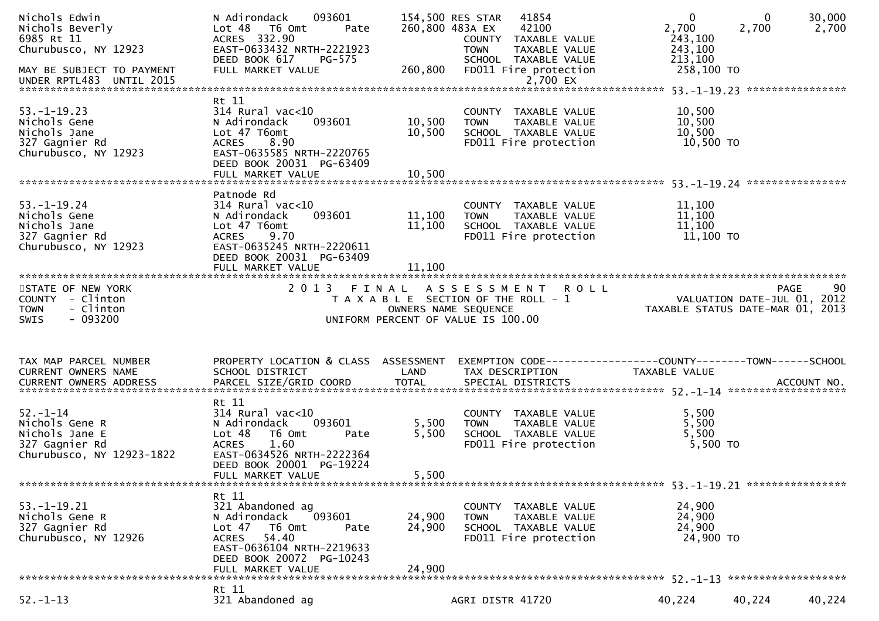```
Nichols Edwin                N Adirondack    093601        154,500 RES STAR   41854                    0          0      30,000
Nichols Beverly              Lot 48   T6 Omt      Pate     260,800 483A EX    42100                2,700      2,700       2,700
6985 Rt 11                   ACRES  332.90                         COUNTY  TAXABLE VALUE           243,100
Churubusco, NY 12923         EAST-0633432 NRTH-2221923             TOWN    TAXABLE VALUE           243,100
                             DEED BOOK 617    PG-575               SCHOOL  TAXABLE VALUE           213,100
MAY BE SUBJECT TO PAYMENT    FULL MARKET VALUE             260,800 FD011 Fire protection           258,100 TO
UNDER RPTL483  UNTIL 2015                                                    2,700 EX
******************************************************************************************************* 53.-1-19.23 ****************
                             Rt 11
53.-1-19.23                  314 Rural vac<10                      COUNTY  TAXABLE VALUE            10,500
Nichols Gene                 N Adirondack    093601         10,500 TOWN    TAXABLE VALUE            10,500
Nichols Jane                 Lot 47 T6omt                   10,500 SCHOOL  TAXABLE VALUE            10,500
327 Gagnier Rd               ACRES    8.90                         FD011 Fire protection             10,500 TO
Churubusco, NY 12923         EAST-0635585 NRTH-2220765
                             DEED BOOK 20031 PG-63409
                             FULL MARKET VALUE              10,500
******************************************************************************************************* 53.-1-19.24 ****************
                             Patnode Rd
53.-1-19.24                  314 Rural vac<10                      COUNTY  TAXABLE VALUE            11,100
Nichols Gene                 N Adirondack    093601         11,100 TOWN    TAXABLE VALUE            11,100
Nichols Jane                 Lot 47 T6omt                   11,100 SCHOOL  TAXABLE VALUE            11,100
327 Gagnier Rd               ACRES    9.70                         FD011 Fire protection             11,100 TO
Churubusco, NY 12923         EAST-0635245 NRTH-2220611
                             DEED BOOK 20031 PG-63409
                             FULL MARKET VALUE              11,100
************************************************************************************************************************************
STATE OF NEW YORK                  2 0 1 3   F I N A L   A S S E S S M E N T   R O L L                                   PAGE    90
COUNTY  - Clinton                        T A X A B L E  SECTION OF THE ROLL - 1                    VALUATION DATE-JUL 01, 2012
TOWN    - Clinton                              OWNERS NAME SEQUENCE                           TAXABLE STATUS DATE-MAR 01, 2013
SWIS    - 093200                       UNIFORM PERCENT OF VALUE IS 100.00


TAX MAP PARCEL NUMBER        PROPERTY LOCATION & CLASS  ASSESSMENT  EXEMPTION CODE------------------COUNTY--------TOWN------SCHOOL
CURRENT OWNERS NAME          SCHOOL DISTRICT               LAND     TAX DESCRIPTION              TAXABLE VALUE
CURRENT OWNERS ADDRESS       PARCEL SIZE/GRID COORD        TOTAL    SPECIAL DISTRICTS                                  ACCOUNT NO.
******************************************************************************************************* 52.-1-14 *******************
                             Rt 11
52.-1-14                     314 Rural vac<10                      COUNTY  TAXABLE VALUE             5,500
Nichols Gene R               N Adirondack    093601          5,500 TOWN    TAXABLE VALUE             5,500
Nichols Jane E               Lot 48   T6 Omt      Pate       5,500 SCHOOL  TAXABLE VALUE             5,500
327 Gagnier Rd               ACRES    1.60                         FD011 Fire protection              5,500 TO
Churubusco, NY 12923-1822    EAST-0634526 NRTH-2222364
                             DEED BOOK 20001 PG-19224
                             FULL MARKET VALUE               5,500
******************************************************************************************************* 53.-1-19.21 ****************
                             Rt 11
53.-1-19.21                  321 Abandoned ag                      COUNTY  TAXABLE VALUE            24,900
Nichols Gene R               N Adirondack    093601         24,900 TOWN    TAXABLE VALUE            24,900
327 Gagnier Rd               Lot 47   T6 Omt      Pate      24,900 SCHOOL  TAXABLE VALUE            24,900
Churubusco, NY 12926         ACRES   54.40                         FD011 Fire protection             24,900 TO
                             EAST-0636104 NRTH-2219633
                             DEED BOOK 20072 PG-10243
                             FULL MARKET VALUE              24,900
******************************************************************************************************* 52.-1-13 *******************
                             Rt 11
52.-1-13                     321 Abandoned ag                      AGRI DISTR 41720               40,224     40,224      40,224
```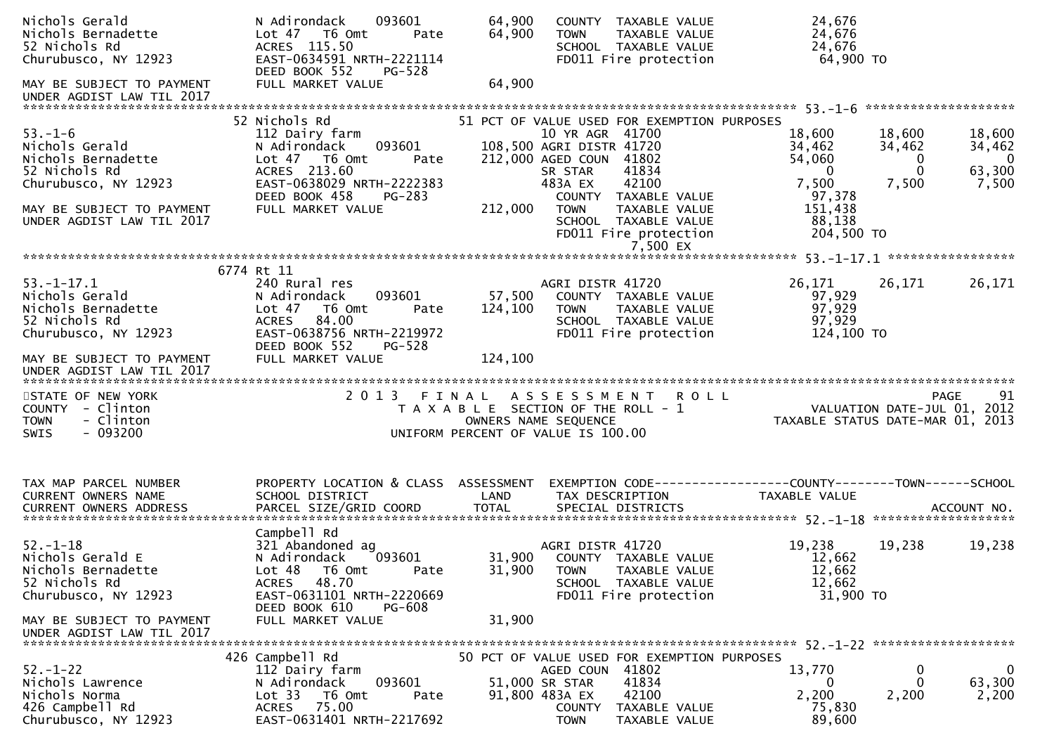```
Nichols Gerald                N Adirondack    093601          64,900    COUNTY  TAXABLE VALUE              24,676
Nichols Bernadette            Lot 47   T6 Omt       Pate      64,900    TOWN    TAXABLE VALUE              24,676
52 Nichols Rd                 ACRES  115.50                             SCHOOL  TAXABLE VALUE              24,676
Churubusco, NY 12923          EAST-0634591 NRTH-2221114                 FD011 Fire protection               64,900 TO
                              DEED BOOK 552    PG-528
MAY BE SUBJECT TO PAYMENT     FULL MARKET VALUE               64,900
UNDER AGDIST LAW TIL 2017
******************************************************************************************************* 53.-1-6 ********************
                              52 Nichols Rd                    51 PCT OF VALUE USED FOR EXEMPTION PURPOSES
53.-1-6                       112 Dairy farm                            10 YR AGR  41700            18,600      18,600      18,600
Nichols Gerald                N Adirondack    093601         108,500 AGRI DISTR 41720            34,462      34,462      34,462
Nichols Bernadette            Lot 47   T6 Omt       Pate     212,000 AGED COUN  41802            54,060           0           0
52 Nichols Rd                 ACRES  213.60                             SR STAR    41834                 0           0      63,300
Churubusco, NY 12923          EAST-0638029 NRTH-2222383                 483A EX    42100             7,500       7,500       7,500
                              DEED BOOK 458    PG-283                    COUNTY  TAXABLE VALUE              97,378
MAY BE SUBJECT TO PAYMENT     FULL MARKET VALUE              212,000     TOWN    TAXABLE VALUE             151,438
UNDER AGDIST LAW TIL 2017                                                SCHOOL  TAXABLE VALUE              88,138
                                                                         FD011 Fire protection             204,500 TO
                                                                                     7,500 EX
******************************************************************************************************* 53.-1-17.1 *****************
                              6774 Rt 11
53.-1-17.1                    240 Rural res                             AGRI DISTR 41720            26,171      26,171      26,171
Nichols Gerald                N Adirondack    093601          57,500    COUNTY  TAXABLE VALUE              97,929
Nichols Bernadette            Lot 47   T6 Omt       Pate     124,100    TOWN    TAXABLE VALUE              97,929
52 Nichols Rd                 ACRES   84.00                             SCHOOL  TAXABLE VALUE              97,929
Churubusco, NY 12923          EAST-0638756 NRTH-2219972                 FD011 Fire protection             124,100 TO
                              DEED BOOK 552    PG-528
MAY BE SUBJECT TO PAYMENT     FULL MARKET VALUE              124,100
UNDER AGDIST LAW TIL 2017
*************************************************************************************************************************************
STATE OF NEW YORK                    2 0 1 3   F I N A L   A S S E S S M E N T   R O L L                              PAGE     91
COUNTY  - Clinton                        T A X A B L E  SECTION OF THE ROLL - 1                        VALUATION DATE-JUL 01, 2012
TOWN    - Clinton                               OWNERS NAME SEQUENCE                                 TAXABLE STATUS DATE-MAR 01, 2013
SWIS    - 093200                         UNIFORM PERCENT OF VALUE IS 100.00


TAX MAP PARCEL NUMBER         PROPERTY LOCATION & CLASS  ASSESSMENT  EXEMPTION CODE------------------COUNTY--------TOWN------SCHOOL
CURRENT OWNERS NAME           SCHOOL DISTRICT               LAND      TAX DESCRIPTION             TAXABLE VALUE
CURRENT OWNERS ADDRESS        PARCEL SIZE/GRID COORD        TOTAL     SPECIAL DISTRICTS                                   ACCOUNT NO.
******************************************************************************************************* 52.-1-18 *******************
                              Campbell Rd
52.-1-18                      321 Abandoned ag                          AGRI DISTR 41720            19,238      19,238      19,238
Nichols Gerald E              N Adirondack    093601          31,900    COUNTY  TAXABLE VALUE              12,662
Nichols Bernadette            Lot 48   T6 Omt       Pate      31,900    TOWN    TAXABLE VALUE              12,662
52 Nichols Rd                 ACRES   48.70                             SCHOOL  TAXABLE VALUE              12,662
Churubusco, NY 12923          EAST-0631101 NRTH-2220669                 FD011 Fire protection              31,900 TO
                              DEED BOOK 610    PG-608
MAY BE SUBJECT TO PAYMENT     FULL MARKET VALUE               31,900
UNDER AGDIST LAW TIL 2017
******************************************************************************************************* 52.-1-22 *******************
                              426 Campbell Rd                  50 PCT OF VALUE USED FOR EXEMPTION PURPOSES
52.-1-22                      112 Dairy farm                            AGED COUN  41802            13,770           0           0
Nichols Lawrence              N Adirondack    093601          51,000 SR STAR    41834                 0           0      63,300
Nichols Norma                 Lot 33   T6 Omt       Pate      91,800 483A EX    42100             2,200       2,200       2,200
426 Campbell Rd               ACRES   75.00                             COUNTY  TAXABLE VALUE              75,830
Churubusco, NY 12923          EAST-0631401 NRTH-2217692                 TOWN    TAXABLE VALUE              89,600
```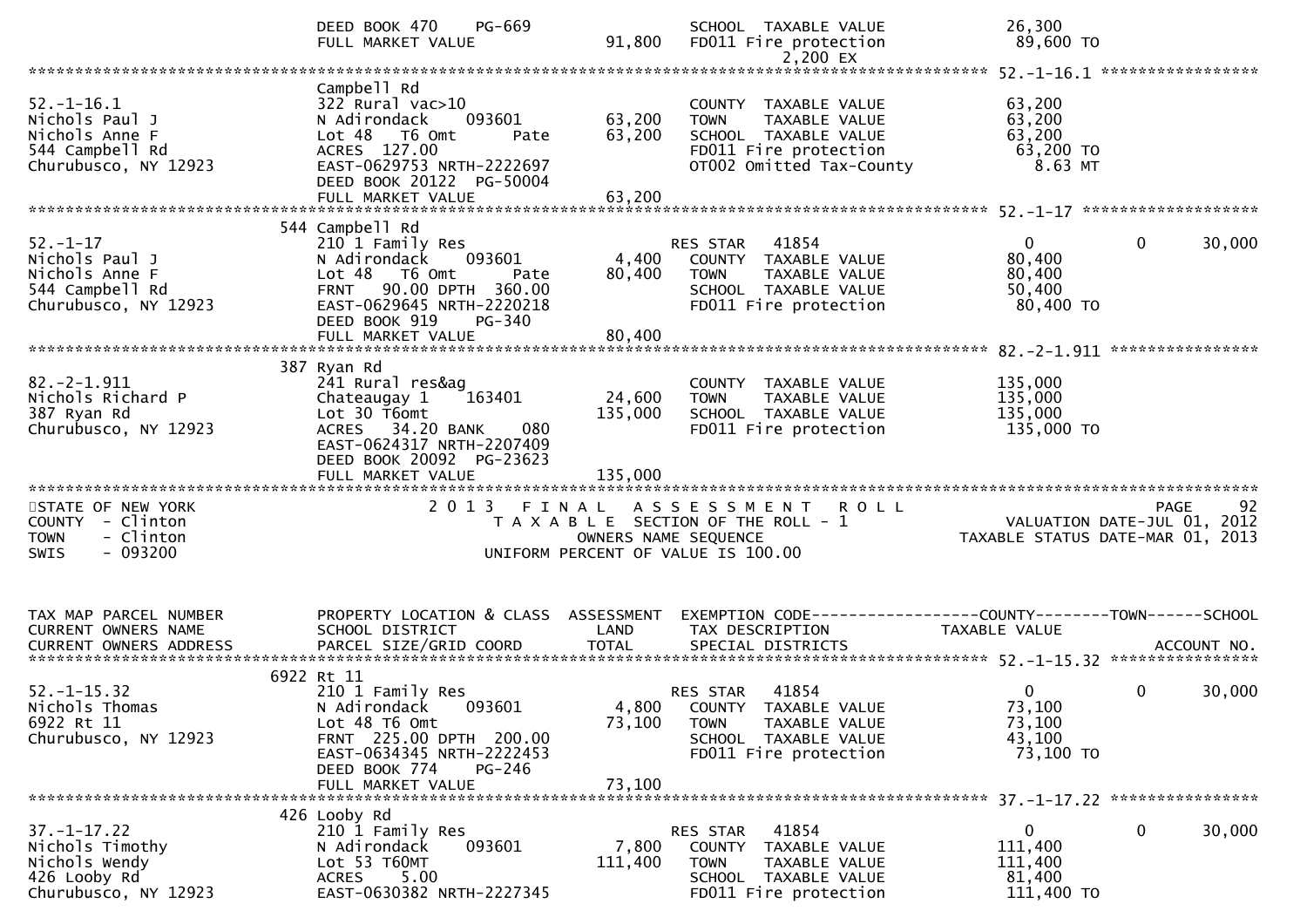```
                              DEED BOOK 470    PG-669                      SCHOOL  TAXABLE VALUE               26,300
                              FULL MARKET VALUE             91,800         FD011 Fire protection                89,600 TO
                                                                                  2,200 EX
******************************************************************************************************* 52.-1-16.1 *****************
                              Campbell Rd
52.-1-16.1                    322 Rural vac>10                             COUNTY  TAXABLE VALUE               63,200
Nichols Paul J                N Adirondack     093601       63,200         TOWN    TAXABLE VALUE               63,200
Nichols Anne F                Lot 48   T6 Omt       Pate    63,200         SCHOOL  TAXABLE VALUE               63,200
544 Campbell Rd               ACRES  127.00                                FD011 Fire protection                63,200 TO
Churubusco, NY 12923          EAST-0629753 NRTH-2222697                    OT002 Omitted Tax-County              8.63 MT
                              DEED BOOK 20122  PG-50004
                              FULL MARKET VALUE             63,200
******************************************************************************************************* 52.-1-17 *******************
                          544 Campbell Rd
52.-1-17                      210 1 Family Res                             RES STAR   41854                       0          0       30,000
Nichols Paul J                N Adirondack     093601        4,400         COUNTY  TAXABLE VALUE               80,400
Nichols Anne F                Lot 48   T6 Omt       Pate    80,400         TOWN    TAXABLE VALUE               80,400
544 Campbell Rd               FRNT   90.00 DPTH 360.00                     SCHOOL  TAXABLE VALUE               50,400
Churubusco, NY 12923          EAST-0629645 NRTH-2220218                    FD011 Fire protection                80,400 TO
                              DEED BOOK 919    PG-340
                              FULL MARKET VALUE             80,400
******************************************************************************************************* 82.-2-1.911 ****************
                          387 Ryan Rd
82.-2-1.911                   241 Rural res&ag                             COUNTY  TAXABLE VALUE              135,000
Nichols Richard P             Chateaugay 1    163401        24,600         TOWN    TAXABLE VALUE              135,000
387 Ryan Rd                   Lot 30 T6omt                 135,000         SCHOOL  TAXABLE VALUE              135,000
Churubusco, NY 12923          ACRES   34.20 BANK     080                   FD011 Fire protection               135,000 TO
                              EAST-0624317 NRTH-2207409
                              DEED BOOK 20092  PG-23623
                              FULL MARKET VALUE            135,000
************************************************************************************************************************************
STATE OF NEW YORK                        2 0 1 3   F I N A L   A S S E S S M E N T   R O L L                                PAGE    92
COUNTY  - Clinton                          T A X A B L E  SECTION OF THE ROLL - 1                      VALUATION DATE-JUL 01, 2012
TOWN    - Clinton                                   OWNERS NAME SEQUENCE                             TAXABLE STATUS DATE-MAR 01, 2013
SWIS    - 093200                           UNIFORM PERCENT OF VALUE IS 100.00


TAX MAP PARCEL NUMBER         PROPERTY LOCATION & CLASS  ASSESSMENT  EXEMPTION CODE------------------COUNTY--------TOWN------SCHOOL
CURRENT OWNERS NAME           SCHOOL DISTRICT               LAND     TAX DESCRIPTION                 TAXABLE VALUE
CURRENT OWNERS ADDRESS        PARCEL SIZE/GRID COORD        TOTAL    SPECIAL DISTRICTS                                   ACCOUNT NO.
******************************************************************************************************* 52.-1-15.32 ****************
                         6922 Rt 11
52.-1-15.32                   210 1 Family Res                             RES STAR   41854                       0          0       30,000
Nichols Thomas                N Adirondack     093601        4,800         COUNTY  TAXABLE VALUE               73,100
6922 Rt 11                    Lot 48 T6 Omt                 73,100         TOWN    TAXABLE VALUE               73,100
Churubusco, NY 12923          FRNT  225.00 DPTH 200.00                     SCHOOL  TAXABLE VALUE               43,100
                              EAST-0634345 NRTH-2222453                    FD011 Fire protection                73,100 TO
                              DEED BOOK 774    PG-246
                              FULL MARKET VALUE             73,100
******************************************************************************************************* 37.-1-17.22 ****************
                          426 Looby Rd
37.-1-17.22                   210 1 Family Res                             RES STAR   41854                       0          0       30,000
Nichols Timothy               N Adirondack     093601        7,800         COUNTY  TAXABLE VALUE              111,400
Nichols Wendy                 Lot 53 T60MT                 111,400         TOWN    TAXABLE VALUE              111,400
426 Looby Rd                  ACRES    5.00                                SCHOOL  TAXABLE VALUE               81,400
Churubusco, NY 12923          EAST-0630382 NRTH-2227345                    FD011 Fire protection               111,400 TO
```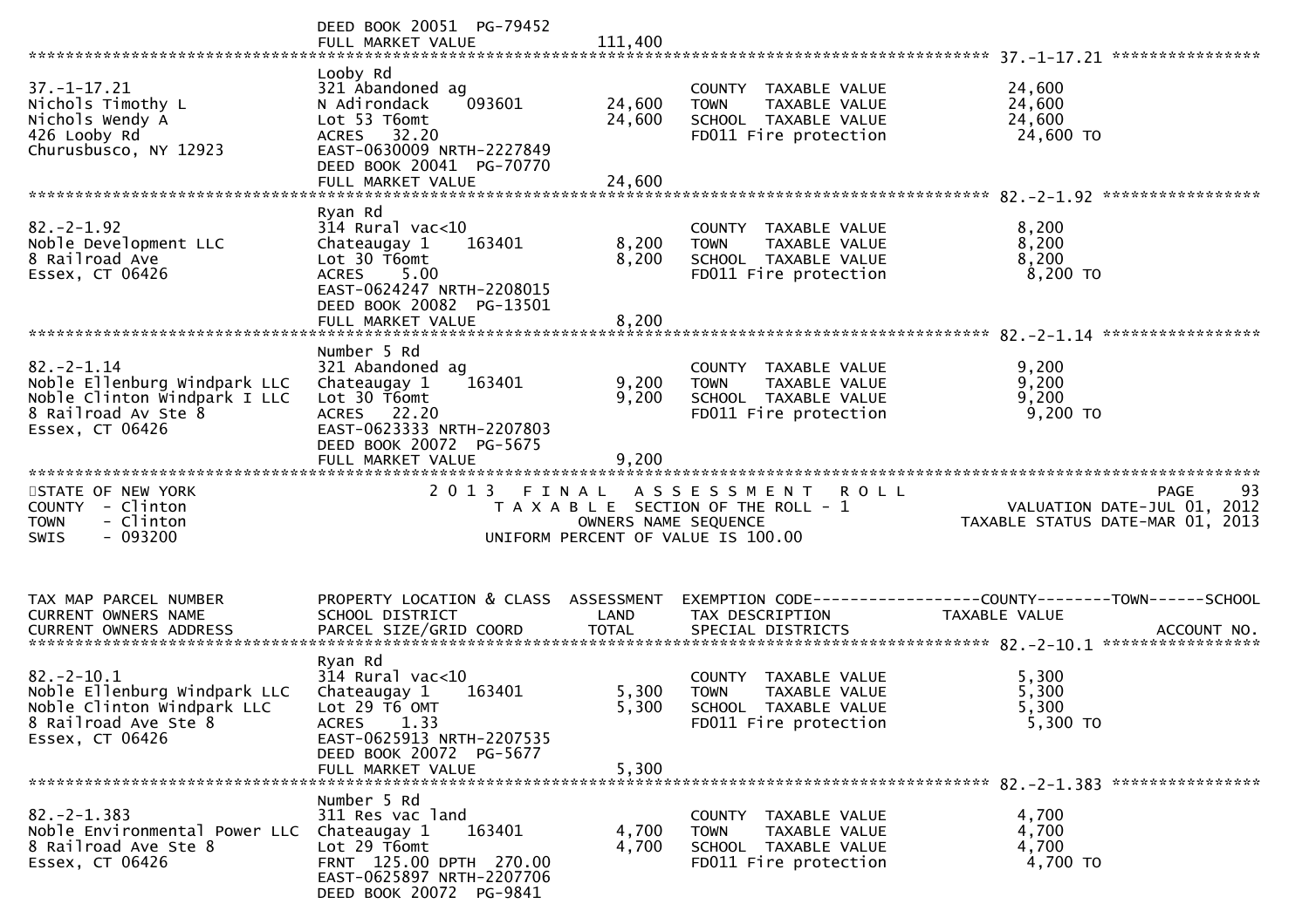DEED BOOK 20051 PG-79452
FULL MARKET VALUE 111,400

**37.-1-17.21**

| | | | | |
|---|---|---|---|---|
| 37.-1-17.21 | Looby Rd | | | |
| Nichols Timothy L | 321 Abandoned ag | | COUNTY TAXABLE VALUE | 24,600 |
| Nichols Wendy A | N Adirondack 093601 | 24,600 | TOWN TAXABLE VALUE | 24,600 |
| 426 Looby Rd | Lot 53 T6omt | 24,600 | SCHOOL TAXABLE VALUE | 24,600 |
| Churusbusco, NY 12923 | ACRES 32.20 | | FD011 Fire protection | 24,600 TO |
| | EAST-0630009 NRTH-2227849 | | | |
| | DEED BOOK 20041 PG-70770 | | | |
| | FULL MARKET VALUE | 24,600 | | |

**82.-2-1.92**

| | | | | |
|---|---|---|---|---|
| 82.-2-1.92 | Ryan Rd | | | |
| Noble Development LLC | 314 Rural vac<10 | | COUNTY TAXABLE VALUE | 8,200 |
| 8 Railroad Ave | Chateaugay 1 163401 | 8,200 | TOWN TAXABLE VALUE | 8,200 |
| Essex, CT 06426 | Lot 30 T6omt | 8,200 | SCHOOL TAXABLE VALUE | 8,200 |
| | ACRES 5.00 | | FD011 Fire protection | 8,200 TO |
| | EAST-0624247 NRTH-2208015 | | | |
| | DEED BOOK 20082 PG-13501 | | | |
| | FULL MARKET VALUE | 8,200 | | |

**82.-2-1.14**

| | | | | |
|---|---|---|---|---|
| 82.-2-1.14 | Number 5 Rd | | | |
| Noble Ellenburg Windpark LLC | 321 Abandoned ag | | COUNTY TAXABLE VALUE | 9,200 |
| Noble Clinton Windpark I LLC | Chateaugay 1 163401 | 9,200 | TOWN TAXABLE VALUE | 9,200 |
| 8 Railroad Av Ste 8 | Lot 30 T6omt | 9,200 | SCHOOL TAXABLE VALUE | 9,200 |
| Essex, CT 06426 | ACRES 22.20 | | FD011 Fire protection | 9,200 TO |
| | EAST-0623333 NRTH-2207803 | | | |
| | DEED BOOK 20072 PG-5675 | | | |
| | FULL MARKET VALUE | 9,200 | | |

STATE OF NEW YORK — COUNTY - Clinton — TOWN - Clinton — SWIS - 093200

2013 FINAL ASSESSMENT ROLL
TAXABLE SECTION OF THE ROLL - 1
OWNERS NAME SEQUENCE
UNIFORM PERCENT OF VALUE IS 100.00

PAGE 93
VALUATION DATE-JUL 01, 2012
TAXABLE STATUS DATE-MAR 01, 2013

| TAX MAP PARCEL NUMBER / CURRENT OWNERS NAME / CURRENT OWNERS ADDRESS | PROPERTY LOCATION & CLASS / SCHOOL DISTRICT / PARCEL SIZE/GRID COORD | ASSESSMENT LAND / TOTAL | EXEMPTION CODE / TAX DESCRIPTION / SPECIAL DISTRICTS | COUNTY--------TOWN------SCHOOL TAXABLE VALUE / ACCOUNT NO. |
|---|---|---|---|---|
| **82.-2-10.1** | | | | |
| 82.-2-10.1 | Ryan Rd | | | |
| Noble Ellenburg Windpark LLC | 314 Rural vac<10 | | COUNTY TAXABLE VALUE | 5,300 |
| Noble Clinton Windpark LLC | Chateaugay 1 163401 | 5,300 | TOWN TAXABLE VALUE | 5,300 |
| 8 Railroad Ave Ste 8 | Lot 29 T6 OMT | 5,300 | SCHOOL TAXABLE VALUE | 5,300 |
| Essex, CT 06426 | ACRES 1.33 | | FD011 Fire protection | 5,300 TO |
| | EAST-0625913 NRTH-2207535 | | | |
| | DEED BOOK 20072 PG-5677 | | | |
| | FULL MARKET VALUE | 5,300 | | |
| **82.-2-1.383** | | | | |
| 82.-2-1.383 | Number 5 Rd | | | |
| Noble Environmental Power LLC | 311 Res vac land | | COUNTY TAXABLE VALUE | 4,700 |
| 8 Railroad Ave Ste 8 | Chateaugay 1 163401 | 4,700 | TOWN TAXABLE VALUE | 4,700 |
| Essex, CT 06426 | Lot 29 T6omt | 4,700 | SCHOOL TAXABLE VALUE | 4,700 |
| | FRNT 125.00 DPTH 270.00 | | FD011 Fire protection | 4,700 TO |
| | EAST-0625897 NRTH-2207706 | | | |
| | DEED BOOK 20072 PG-9841 | | | |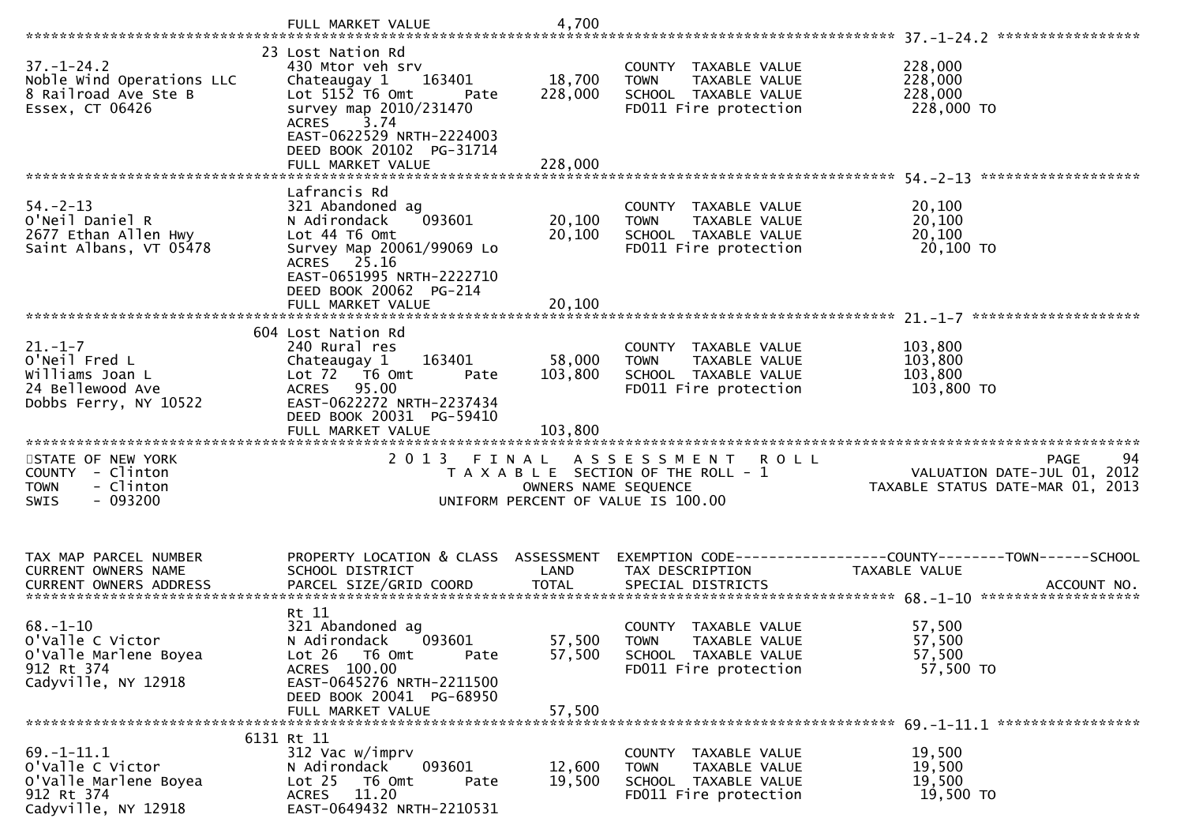FULL MARKET VALUE 4,700

---

**37.-1-24.2**

| TAX MAP PARCEL NUMBER / OWNER | PROPERTY LOCATION & CLASS / SCHOOL DISTRICT / PARCEL SIZE | LAND | TOTAL | TAX DESCRIPTION | TAXABLE VALUE |
|---|---|---|---|---|---|
| 37.-1-24.2 | 23 Lost Nation Rd | | | | |
| Noble Wind Operations LLC | 430 Mtor veh srv | | | COUNTY TAXABLE VALUE | 228,000 |
| 8 Railroad Ave Ste B | Chateaugay 1 163401 | 18,700 | | TOWN TAXABLE VALUE | 228,000 |
| Essex, CT 06426 | Lot 5152 T6 Omt Pate | | 228,000 | SCHOOL TAXABLE VALUE | 228,000 |
| | survey map 2010/231470 | | | FD011 Fire protection | 228,000 TO |
| | ACRES 3.74 | | | | |
| | EAST-0622529 NRTH-2224003 | | | | |
| | DEED BOOK 20102 PG-31714 | | | | |
| | FULL MARKET VALUE | | 228,000 | | |

---

**54.-2-13**

| TAX MAP PARCEL NUMBER / OWNER | PROPERTY LOCATION & CLASS / SCHOOL DISTRICT / PARCEL SIZE | LAND | TOTAL | TAX DESCRIPTION | TAXABLE VALUE |
|---|---|---|---|---|---|
| 54.-2-13 | Lafrancis Rd | | | | |
| O'Neil Daniel R | 321 Abandoned ag | | | COUNTY TAXABLE VALUE | 20,100 |
| 2677 Ethan Allen Hwy | N Adirondack 093601 | 20,100 | | TOWN TAXABLE VALUE | 20,100 |
| Saint Albans, VT 05478 | Lot 44 T6 Omt | | 20,100 | SCHOOL TAXABLE VALUE | 20,100 |
| | Survey Map 20061/99069 Lo | | | FD011 Fire protection | 20,100 TO |
| | ACRES 25.16 | | | | |
| | EAST-0651995 NRTH-2222710 | | | | |
| | DEED BOOK 20062 PG-214 | | | | |
| | FULL MARKET VALUE | | 20,100 | | |

---

**21.-1-7**

| TAX MAP PARCEL NUMBER / OWNER | PROPERTY LOCATION & CLASS / SCHOOL DISTRICT / PARCEL SIZE | LAND | TOTAL | TAX DESCRIPTION | TAXABLE VALUE |
|---|---|---|---|---|---|
| 21.-1-7 | 604 Lost Nation Rd | | | | |
| O'Neil Fred L | 240 Rural res | | | COUNTY TAXABLE VALUE | 103,800 |
| Williams Joan L | Chateaugay 1 163401 | 58,000 | | TOWN TAXABLE VALUE | 103,800 |
| 24 Bellewood Ave | Lot 72 T6 Omt Pate | | 103,800 | SCHOOL TAXABLE VALUE | 103,800 |
| Dobbs Ferry, NY 10522 | ACRES 95.00 | | | FD011 Fire protection | 103,800 TO |
| | EAST-0622272 NRTH-2237434 | | | | |
| | DEED BOOK 20031 PG-59410 | | | | |
| | FULL MARKET VALUE | | 103,800 | | |

---

STATE OF NEW YORK
COUNTY - Clinton
TOWN - Clinton
SWIS - 093200

# 2013 FINAL ASSESSMENT ROLL

TAXABLE SECTION OF THE ROLL - 1
OWNERS NAME SEQUENCE
UNIFORM PERCENT OF VALUE IS 100.00

PAGE 94
VALUATION DATE-JUL 01, 2012
TAXABLE STATUS DATE-MAR 01, 2013

| TAX MAP PARCEL NUMBER / CURRENT OWNERS NAME / CURRENT OWNERS ADDRESS | PROPERTY LOCATION & CLASS / SCHOOL DISTRICT / PARCEL SIZE/GRID COORD | ASSESSMENT LAND | TOTAL | EXEMPTION CODE / TAX DESCRIPTION / SPECIAL DISTRICTS | TAXABLE VALUE (COUNTY--TOWN--SCHOOL) / ACCOUNT NO. |
|---|---|---|---|---|---|
| 68.-1-10 | Rt 11 | | | | |
| O'Valle C Victor | 321 Abandoned ag | | | COUNTY TAXABLE VALUE | 57,500 |
| O'Valle Marlene Boyea | N Adirondack 093601 | 57,500 | | TOWN TAXABLE VALUE | 57,500 |
| 912 Rt 374 | Lot 26 T6 Omt Pate | | 57,500 | SCHOOL TAXABLE VALUE | 57,500 |
| Cadyville, NY 12918 | ACRES 100.00 | | | FD011 Fire protection | 57,500 TO |
| | EAST-0645276 NRTH-2211500 | | | | |
| | DEED BOOK 20041 PG-68950 | | | | |
| | FULL MARKET VALUE | | 57,500 | | |

---

**69.-1-11.1**

| TAX MAP PARCEL NUMBER / OWNER | PROPERTY LOCATION & CLASS / SCHOOL DISTRICT / PARCEL SIZE | LAND | TOTAL | TAX DESCRIPTION | TAXABLE VALUE |
|---|---|---|---|---|---|
| 69.-1-11.1 | 6131 Rt 11 | | | | |
| O'Valle C Victor | 312 Vac w/imprv | | | COUNTY TAXABLE VALUE | 19,500 |
| O'Valle Marlene Boyea | N Adirondack 093601 | 12,600 | | TOWN TAXABLE VALUE | 19,500 |
| 912 Rt 374 | Lot 25 T6 Omt Pate | | 19,500 | SCHOOL TAXABLE VALUE | 19,500 |
| Cadyville, NY 12918 | ACRES 11.20 | | | FD011 Fire protection | 19,500 TO |
| | EAST-0649432 NRTH-2210531 | | | | |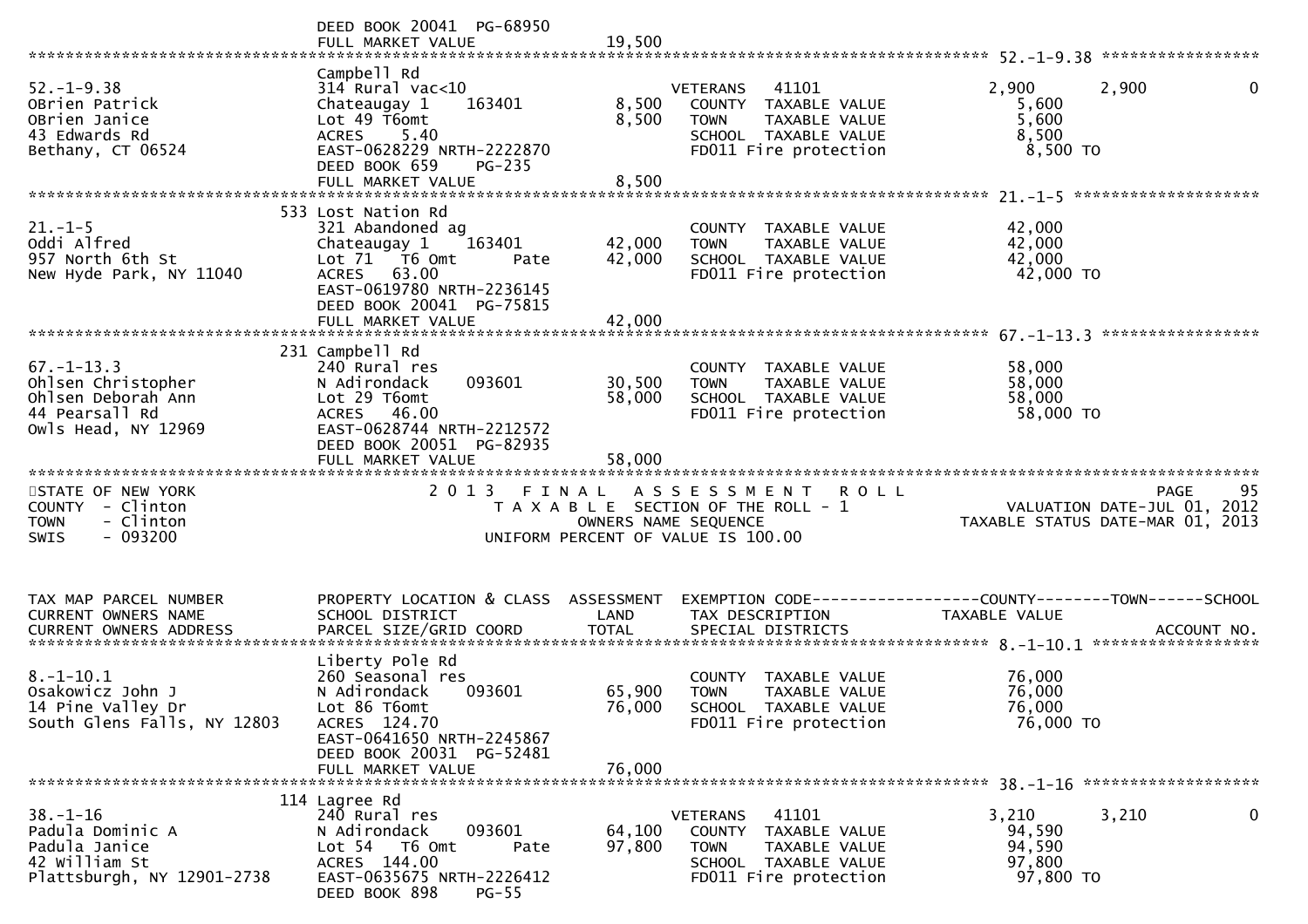```
                              DEED BOOK 20041  PG-68950
                              FULL MARKET VALUE              19,500
******************************************************************************************************* 52.-1-9.38 *****************
                              Campbell Rd
52.-1-9.38                    314 Rural vac<10                        VETERANS   41101                2,900       2,900            0
OBrien Patrick                Chateaugay 1     163401         8,500   COUNTY  TAXABLE VALUE              5,600
OBrien Janice                 Lot 49 T6omt                    8,500   TOWN    TAXABLE VALUE              5,600
43 Edwards Rd                 ACRES    5.40                           SCHOOL  TAXABLE VALUE              8,500
Bethany, CT 06524             EAST-0628229 NRTH-2222870               FD011 Fire protection              8,500 TO
                              DEED BOOK 659    PG-235
                              FULL MARKET VALUE               8,500
******************************************************************************************************* 21.-1-5 ********************
                          533 Lost Nation Rd
21.-1-5                       321 Abandoned ag                        COUNTY  TAXABLE VALUE             42,000
Oddi Alfred                   Chateaugay 1     163401        42,000   TOWN    TAXABLE VALUE             42,000
957 North 6th St              Lot 71  T6 Omt        Pate     42,000   SCHOOL  TAXABLE VALUE             42,000
New Hyde Park, NY 11040       ACRES   63.00                           FD011 Fire protection             42,000 TO
                              EAST-0619780 NRTH-2236145
                              DEED BOOK 20041  PG-75815
                              FULL MARKET VALUE              42,000
******************************************************************************************************* 67.-1-13.3 *****************
                          231 Campbell Rd
67.-1-13.3                    240 Rural res                           COUNTY  TAXABLE VALUE             58,000
Ohlsen Christopher            N Adirondack     093601        30,500   TOWN    TAXABLE VALUE             58,000
Ohlsen Deborah Ann            Lot 29 T6omt                   58,000   SCHOOL  TAXABLE VALUE             58,000
44 Pearsall Rd                ACRES   46.00                           FD011 Fire protection             58,000 TO
Owls Head, NY 12969           EAST-0628744 NRTH-2212572
                              DEED BOOK 20051  PG-82935
                              FULL MARKET VALUE              58,000
************************************************************************************************************************************
STATE OF NEW YORK                  2 0 1 3   F I N A L   A S S E S S M E N T   R O L L                                 PAGE    95
COUNTY  - Clinton                       T A X A B L E  SECTION OF THE ROLL - 1                      VALUATION DATE-JUL 01, 2012
TOWN    - Clinton                             OWNERS NAME SEQUENCE                               TAXABLE STATUS DATE-MAR 01, 2013
SWIS    - 093200                         UNIFORM PERCENT OF VALUE IS 100.00


TAX MAP PARCEL NUMBER         PROPERTY LOCATION & CLASS  ASSESSMENT  EXEMPTION CODE------------------COUNTY--------TOWN------SCHOOL
CURRENT OWNERS NAME           SCHOOL DISTRICT               LAND      TAX DESCRIPTION              TAXABLE VALUE
CURRENT OWNERS ADDRESS        PARCEL SIZE/GRID COORD       TOTAL      SPECIAL DISTRICTS                                  ACCOUNT NO.
******************************************************************************************************* 8.-1-10.1 ******************
                              Liberty Pole Rd
8.-1-10.1                     260 Seasonal res                        COUNTY  TAXABLE VALUE             76,000
Osakowicz John J              N Adirondack     093601        65,900   TOWN    TAXABLE VALUE             76,000
14 Pine Valley Dr             Lot 86 T6omt                   76,000   SCHOOL  TAXABLE VALUE             76,000
South Glens Falls, NY 12803   ACRES  124.70                           FD011 Fire protection             76,000 TO
                              EAST-0641650 NRTH-2245867
                              DEED BOOK 20031  PG-52481
                              FULL MARKET VALUE              76,000
******************************************************************************************************* 38.-1-16 *******************
                          114 Lagree Rd
38.-1-16                      240 Rural res                           VETERANS   41101                3,210       3,210            0
Padula Dominic A              N Adirondack     093601        64,100   COUNTY  TAXABLE VALUE             94,590
Padula Janice                 Lot 54  T6 Omt        Pate     97,800   TOWN    TAXABLE VALUE             94,590
42 William St                 ACRES  144.00                           SCHOOL  TAXABLE VALUE             97,800
Plattsburgh, NY 12901-2738    EAST-0635675 NRTH-2226412               FD011 Fire protection             97,800 TO
                              DEED BOOK 898    PG-55
```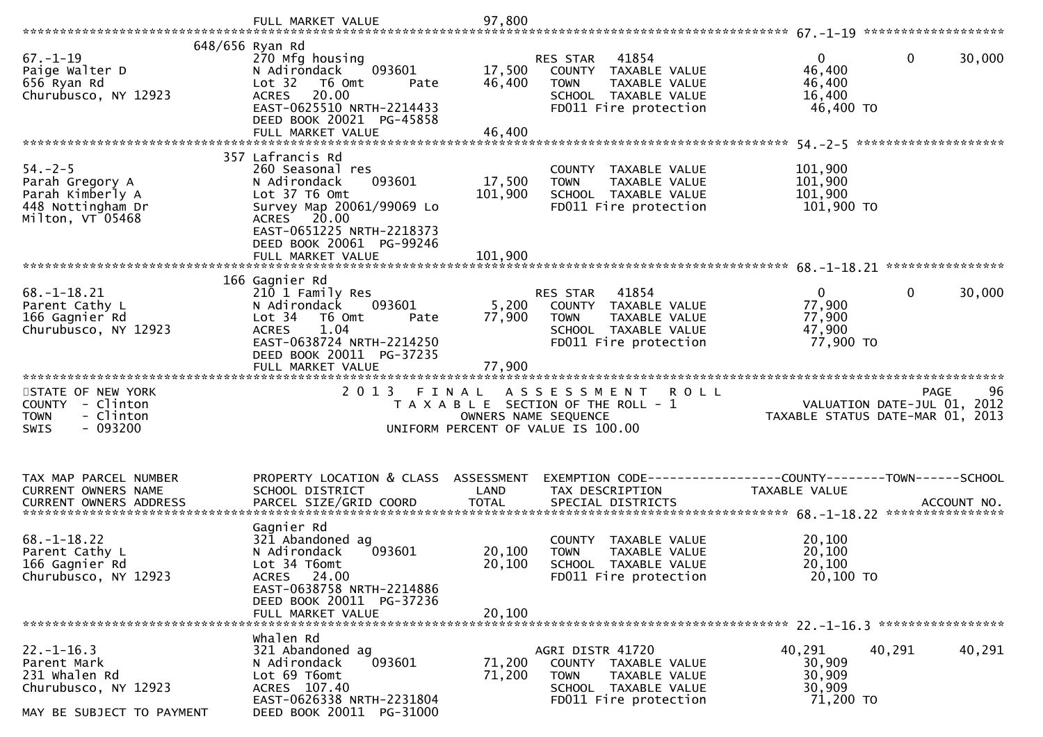```
                             FULL MARKET VALUE              97,800
******************************************************************************************************* 67.-1-19 ********************
                    648/656 Ryan Rd
67.-1-19                     270 Mfg housing                       RES STAR   41854                 0             0        30,000
Paige Walter D               N Adirondack      093601       17,500   COUNTY  TAXABLE VALUE           46,400
656 Ryan Rd                  Lot 32   T6 Omt        Pate    46,400   TOWN    TAXABLE VALUE           46,400
Churubusco, NY 12923         ACRES   20.00                           SCHOOL  TAXABLE VALUE           16,400
                             EAST-0625510 NRTH-2214433               FD011 Fire protection            46,400 TO
                             DEED BOOK 20021  PG-45858
                             FULL MARKET VALUE              46,400
******************************************************************************************************* 54.-2-5 *********************
                     357 Lafrancis Rd
54.-2-5                      260 Seasonal res                        COUNTY  TAXABLE VALUE          101,900
Parah Gregory A              N Adirondack      093601       17,500   TOWN    TAXABLE VALUE          101,900
Parah Kimberly A             Lot 37 T6 Omt                 101,900   SCHOOL  TAXABLE VALUE          101,900
448 Nottingham Dr            Survey Map 20061/99069 Lo               FD011 Fire protection           101,900 TO
Milton, VT 05468             ACRES   20.00
                             EAST-0651225 NRTH-2218373
                             DEED BOOK 20061  PG-99246
                             FULL MARKET VALUE             101,900
******************************************************************************************************* 68.-1-18.21 *****************
                     166 Gagnier Rd
68.-1-18.21                  210 1 Family Res                      RES STAR   41854                 0             0        30,000
Parent Cathy L               N Adirondack      093601        5,200   COUNTY  TAXABLE VALUE           77,900
166 Gagnier Rd               Lot 34   T6 Omt        Pate    77,900   TOWN    TAXABLE VALUE           77,900
Churubusco, NY 12923         ACRES    1.04                           SCHOOL  TAXABLE VALUE           47,900
                             EAST-0638724 NRTH-2214250               FD011 Fire protection            77,900 TO
                             DEED BOOK 20011  PG-37235
                             FULL MARKET VALUE              77,900
************************************************************************************************************************************
STATE OF NEW YORK                  2 0 1 3   F I N A L   A S S E S S M E N T   R O L L                                 PAGE    96
COUNTY  - Clinton                     T A X A B L E  SECTION OF THE ROLL - 1                      VALUATION DATE-JUL 01, 2012
TOWN    - Clinton                               OWNERS NAME SEQUENCE                            TAXABLE STATUS DATE-MAR 01, 2013
SWIS    - 093200                          UNIFORM PERCENT OF VALUE IS 100.00


TAX MAP PARCEL NUMBER        PROPERTY LOCATION & CLASS  ASSESSMENT  EXEMPTION CODE------------------COUNTY--------TOWN------SCHOOL
CURRENT OWNERS NAME          SCHOOL DISTRICT               LAND      TAX DESCRIPTION                TAXABLE VALUE
CURRENT OWNERS ADDRESS       PARCEL SIZE/GRID COORD        TOTAL     SPECIAL DISTRICTS                                    ACCOUNT NO.
******************************************************************************************************* 68.-1-18.22 *****************
                             Gagnier Rd
68.-1-18.22                  321 Abandoned ag                        COUNTY  TAXABLE VALUE           20,100
Parent Cathy L               N Adirondack      093601       20,100   TOWN    TAXABLE VALUE           20,100
166 Gagnier Rd               Lot 34 T6omt                   20,100   SCHOOL  TAXABLE VALUE           20,100
Churubusco, NY 12923         ACRES   24.00                           FD011 Fire protection            20,100 TO
                             EAST-0638758 NRTH-2214886
                             DEED BOOK 20011  PG-37236
                             FULL MARKET VALUE              20,100
******************************************************************************************************* 22.-1-16.3 ******************
                             Whalen Rd
22.-1-16.3                   321 Abandoned ag                      AGRI DISTR 41720            40,291        40,291        40,291
Parent Mark                  N Adirondack      093601       71,200   COUNTY  TAXABLE VALUE           30,909
231 Whalen Rd                Lot 69 T6omt                   71,200   TOWN    TAXABLE VALUE           30,909
Churubusco, NY 12923         ACRES  107.40                           SCHOOL  TAXABLE VALUE           30,909
                             EAST-0626338 NRTH-2231804               FD011 Fire protection            71,200 TO
MAY BE SUBJECT TO PAYMENT    DEED BOOK 20011  PG-31000
```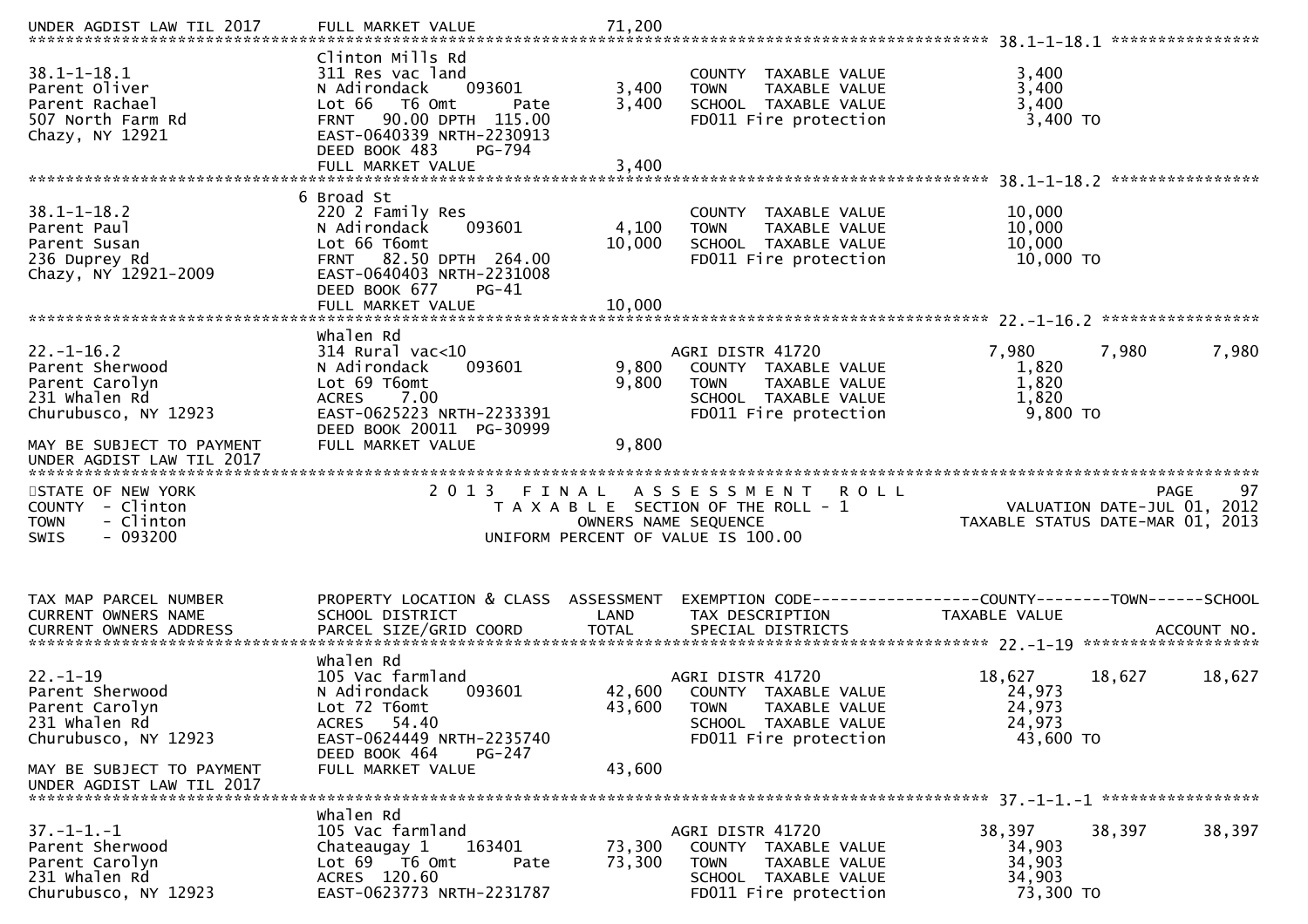```
UNDER AGDIST LAW TIL 2017      FULL MARKET VALUE              71,200
******************************************************************************************************* 38.1-1-18.1 ****************
                               Clinton Mills Rd
38.1-1-18.1                    311 Res vac land                        COUNTY  TAXABLE VALUE              3,400
Parent Oliver                  N Adirondack    093601          3,400   TOWN    TAXABLE VALUE              3,400
Parent Rachael                 Lot 66  T6 Omt        Pate      3,400   SCHOOL  TAXABLE VALUE              3,400
507 North Farm Rd              FRNT   90.00 DPTH 115.00                FD011 Fire protection              3,400 TO
Chazy, NY 12921                EAST-0640339 NRTH-2230913
                               DEED BOOK 483    PG-794
                               FULL MARKET VALUE               3,400
******************************************************************************************************* 38.1-1-18.2 ****************
                             6 Broad St
38.1-1-18.2                    220 2 Family Res                        COUNTY  TAXABLE VALUE             10,000
Parent Paul                    N Adirondack    093601          4,100   TOWN    TAXABLE VALUE             10,000
Parent Susan                   Lot 66 T6omt                   10,000   SCHOOL  TAXABLE VALUE             10,000
236 Duprey Rd                  FRNT   82.50 DPTH 264.00                FD011 Fire protection             10,000 TO
Chazy, NY 12921-2009           EAST-0640403 NRTH-2231008
                               DEED BOOK 677    PG-41
                               FULL MARKET VALUE              10,000
******************************************************************************************************* 22.-1-16.2 *****************
                               Whalen Rd
22.-1-16.2                     314 Rural vac<10                        AGRI DISTR 41720           7,980      7,980      7,980
Parent Sherwood                N Adirondack    093601          9,800   COUNTY  TAXABLE VALUE              1,820
Parent Carolyn                 Lot 69 T6omt                    9,800   TOWN    TAXABLE VALUE              1,820
231 Whalen Rd                  ACRES    7.00                           SCHOOL  TAXABLE VALUE              1,820
Churubusco, NY 12923           EAST-0625223 NRTH-2233391               FD011 Fire protection              9,800 TO
                               DEED BOOK 20011 PG-30999
MAY BE SUBJECT TO PAYMENT      FULL MARKET VALUE               9,800
UNDER AGDIST LAW TIL 2017
*******************************************************************************************************************************************
STATE OF NEW YORK                    2 0 1 3   F I N A L   A S S E S S M E N T   R O L L                                PAGE    97
COUNTY  - Clinton                         T A X A B L E  SECTION OF THE ROLL - 1                    VALUATION DATE-JUL 01, 2012
TOWN    - Clinton                                  OWNERS NAME SEQUENCE                        TAXABLE STATUS DATE-MAR 01, 2013
SWIS    - 093200                              UNIFORM PERCENT OF VALUE IS 100.00


TAX MAP PARCEL NUMBER          PROPERTY LOCATION & CLASS  ASSESSMENT  EXEMPTION CODE------------------COUNTY--------TOWN------SCHOOL
CURRENT OWNERS NAME            SCHOOL DISTRICT               LAND      TAX DESCRIPTION            TAXABLE VALUE
CURRENT OWNERS ADDRESS         PARCEL SIZE/GRID COORD        TOTAL     SPECIAL DISTRICTS                                 ACCOUNT NO.
******************************************************************************************************* 22.-1-19 *******************
                               Whalen Rd
22.-1-19                       105 Vac farmland                        AGRI DISTR 41720          18,627     18,627     18,627
Parent Sherwood                N Adirondack    093601         42,600   COUNTY  TAXABLE VALUE             24,973
Parent Carolyn                 Lot 72 T6omt                   43,600   TOWN    TAXABLE VALUE             24,973
231 Whalen Rd                  ACRES   54.40                           SCHOOL  TAXABLE VALUE             24,973
Churubusco, NY 12923           EAST-0624449 NRTH-2235740               FD011 Fire protection             43,600 TO
                               DEED BOOK 464    PG-247
MAY BE SUBJECT TO PAYMENT      FULL MARKET VALUE              43,600
UNDER AGDIST LAW TIL 2017
******************************************************************************************************* 37.-1-1.-1 *****************
                               Whalen Rd
37.-1-1.-1                     105 Vac farmland                        AGRI DISTR 41720          38,397     38,397     38,397
Parent Sherwood                Chateaugay 1    163401         73,300   COUNTY  TAXABLE VALUE             34,903
Parent Carolyn                 Lot 69  T6 Omt        Pate     73,300   TOWN    TAXABLE VALUE             34,903
231 Whalen Rd                  ACRES  120.60                           SCHOOL  TAXABLE VALUE             34,903
Churubusco, NY 12923           EAST-0623773 NRTH-2231787               FD011 Fire protection             73,300 TO
```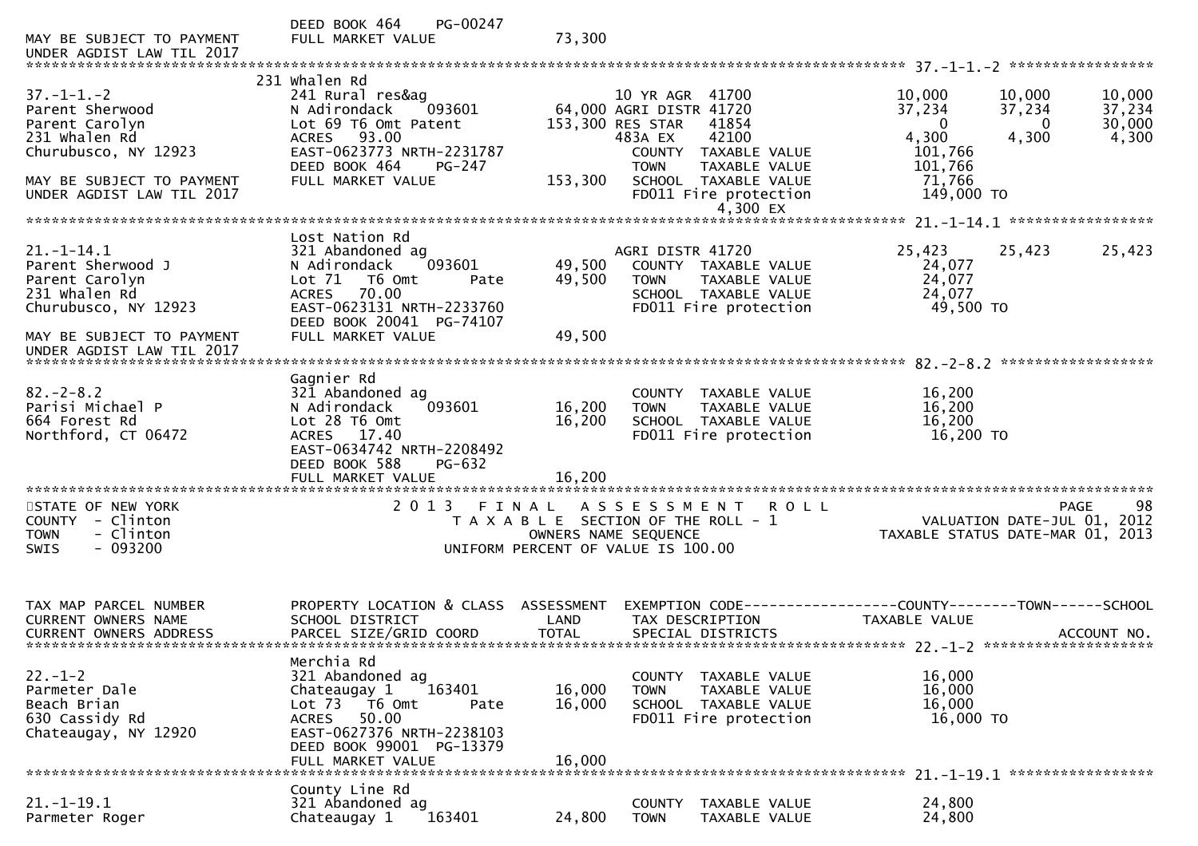```
                                DEED BOOK 464    PG-00247
MAY BE SUBJECT TO PAYMENT       FULL MARKET VALUE               73,300
UNDER AGDIST LAW TIL 2017
******************************************************************************************************* 37.-1-1.-2 *****************
                                231 Whalen Rd
37.-1-1.-2                      241 Rural res&ag                    10 YR AGR  41700              10,000       10,000       10,000
Parent Sherwood                 N Adirondack    093601        64,000 AGRI DISTR 41720              37,234       37,234       37,234
Parent Carolyn                  Lot 69 T6 Omt Patent         153,300 RES STAR   41854                   0            0       30,000
231 Whalen Rd                   ACRES   93.00                        483A EX    42100               4,300        4,300        4,300
Churubusco, NY 12923            EAST-0623773 NRTH-2231787              COUNTY  TAXABLE VALUE       101,766
                                DEED BOOK 464    PG-247                TOWN    TAXABLE VALUE       101,766
MAY BE SUBJECT TO PAYMENT       FULL MARKET VALUE              153,300  SCHOOL  TAXABLE VALUE        71,766
UNDER AGDIST LAW TIL 2017                                              FD011 Fire protection       149,000 TO
                                                                                4,300 EX
******************************************************************************************************* 21.-1-14.1 *****************
                                Lost Nation Rd
21.-1-14.1                      321 Abandoned ag                    AGRI DISTR 41720              25,423       25,423       25,423
Parent Sherwood J               N Adirondack    093601        49,500   COUNTY  TAXABLE VALUE        24,077
Parent Carolyn                  Lot 71   T6 Omt       Pate    49,500   TOWN    TAXABLE VALUE        24,077
231 Whalen Rd                   ACRES   70.00                          SCHOOL  TAXABLE VALUE        24,077
Churubusco, NY 12923            EAST-0623131 NRTH-2233760              FD011 Fire protection        49,500 TO
                                DEED BOOK 20041  PG-74107
MAY BE SUBJECT TO PAYMENT       FULL MARKET VALUE               49,500
UNDER AGDIST LAW TIL 2017
******************************************************************************************************* 82.-2-8.2 ******************
                                Gagnier Rd
82.-2-8.2                       321 Abandoned ag                       COUNTY  TAXABLE VALUE        16,200
Parisi Michael P                N Adirondack    093601        16,200   TOWN    TAXABLE VALUE        16,200
664 Forest Rd                   Lot 28 T6 Omt                 16,200   SCHOOL  TAXABLE VALUE        16,200
Northford, CT 06472             ACRES   17.40                          FD011 Fire protection        16,200 TO
                                EAST-0634742 NRTH-2208492
                                DEED BOOK 588    PG-632
                                FULL MARKET VALUE               16,200
************************************************************************************************************************************
STATE OF NEW YORK                  2 0 1 3   F I N A L   A S S E S S M E N T   R O L L                                PAGE    98
COUNTY  - Clinton                        T A X A B L E  SECTION OF THE ROLL - 1                    VALUATION DATE-JUL 01, 2012
TOWN    - Clinton                              OWNERS NAME SEQUENCE                           TAXABLE STATUS DATE-MAR 01, 2013
SWIS    - 093200                       UNIFORM PERCENT OF VALUE IS 100.00


TAX MAP PARCEL NUMBER           PROPERTY LOCATION & CLASS  ASSESSMENT  EXEMPTION CODE------------------COUNTY--------TOWN------SCHOOL
CURRENT OWNERS NAME             SCHOOL DISTRICT              LAND      TAX DESCRIPTION             TAXABLE VALUE
CURRENT OWNERS ADDRESS          PARCEL SIZE/GRID COORD      TOTAL      SPECIAL DISTRICTS                                 ACCOUNT NO.
******************************************************************************************************* 22.-1-2 ********************
                                Merchia Rd
22.-1-2                         321 Abandoned ag                       COUNTY  TAXABLE VALUE        16,000
Parmeter Dale                   Chateaugay 1    163401        16,000   TOWN    TAXABLE VALUE        16,000
Beach Brian                     Lot 73   T6 Omt       Pate    16,000   SCHOOL  TAXABLE VALUE        16,000
630 Cassidy Rd                  ACRES   50.00                          FD011 Fire protection        16,000 TO
Chateaugay, NY 12920            EAST-0627376 NRTH-2238103
                                DEED BOOK 99001  PG-13379
                                FULL MARKET VALUE               16,000
******************************************************************************************************* 21.-1-19.1 *****************
                                County Line Rd
21.-1-19.1                      321 Abandoned ag                       COUNTY  TAXABLE VALUE        24,800
Parmeter Roger                  Chateaugay 1    163401        24,800   TOWN    TAXABLE VALUE        24,800
```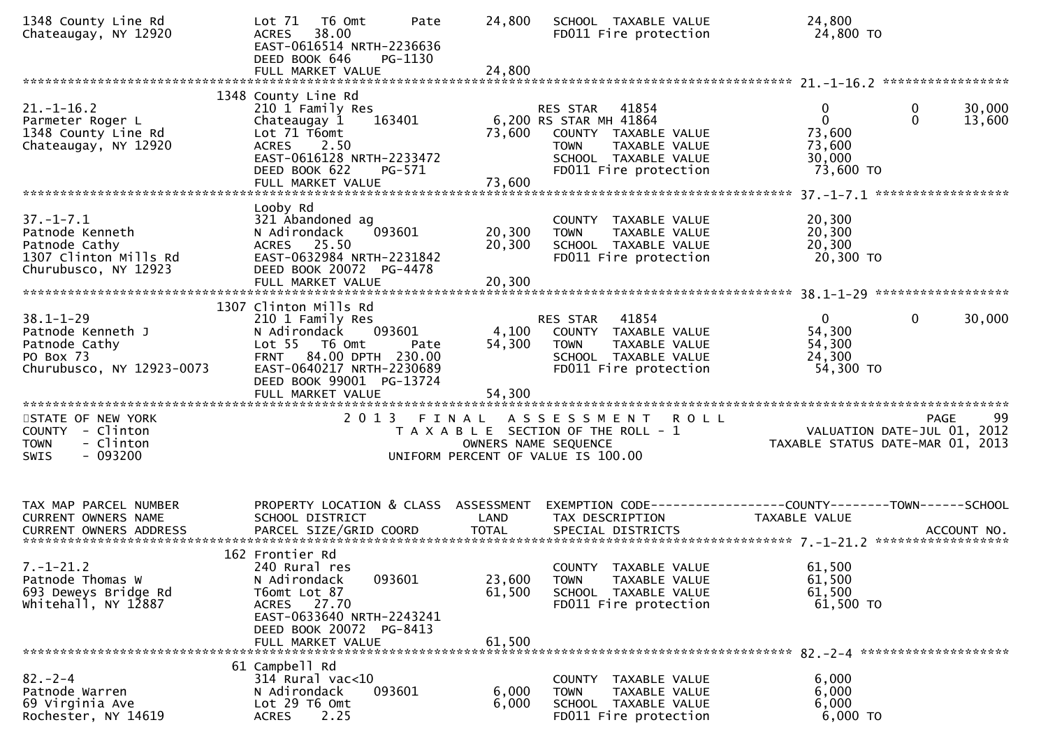```
1348 County Line Rd           Lot 71   T6 Omt       Pate       24,800   SCHOOL  TAXABLE VALUE             24,800
Chateaugay, NY 12920          ACRES   38.00                             FD011 Fire protection              24,800 TO
                              EAST-0616514 NRTH-2236636
                              DEED BOOK 646     PG-1130
                              FULL MARKET VALUE                24,800
******************************************************************************************************* 21.-1-16.2 *****************
                           1348 County Line Rd
21.-1-16.2                    210 1 Family Res                          RES STAR   41854                     0            0       30,000
Parmeter Roger L              Chateaugay 1      163401          6,200 RS STAR MH 41864                      0            0       13,600
1348 County Line Rd           Lot 71 T6omt                     73,600   COUNTY  TAXABLE VALUE             73,600
Chateaugay, NY 12920          ACRES    2.50                             TOWN    TAXABLE VALUE             73,600
                              EAST-0616128 NRTH-2233472                 SCHOOL  TAXABLE VALUE             30,000
                              DEED BOOK 622     PG-571                  FD011 Fire protection              73,600 TO
                              FULL MARKET VALUE                73,600
******************************************************************************************************* 37.-1-7.1 ******************
                              Looby Rd
37.-1-7.1                     321 Abandoned ag                          COUNTY  TAXABLE VALUE             20,300
Patnode Kenneth               N Adirondack      093601         20,300   TOWN    TAXABLE VALUE             20,300
Patnode Cathy                 ACRES   25.50                    20,300   SCHOOL  TAXABLE VALUE             20,300
1307 Clinton Mills Rd         EAST-0632984 NRTH-2231842                 FD011 Fire protection              20,300 TO
Churubusco, NY 12923          DEED BOOK 20072  PG-4478
                              FULL MARKET VALUE                20,300
******************************************************************************************************* 38.1-1-29 ******************
                           1307 Clinton Mills Rd
38.1-1-29                     210 1 Family Res                          RES STAR   41854                     0            0       30,000
Patnode Kenneth J             N Adirondack      093601          4,100   COUNTY  TAXABLE VALUE             54,300
Patnode Cathy                 Lot 55   T6 Omt       Pate       54,300   TOWN    TAXABLE VALUE             54,300
PO Box 73                     FRNT   84.00 DPTH  230.00                 SCHOOL  TAXABLE VALUE             24,300
Churubusco, NY 12923-0073     EAST-0640217 NRTH-2230689                 FD011 Fire protection              54,300 TO
                              DEED BOOK 99001  PG-13724
                              FULL MARKET VALUE                54,300
************************************************************************************************************************************
STATE OF NEW YORK                    2 0 1 3   F I N A L   A S S E S S M E N T   R O L L                                 PAGE    99
COUNTY  - Clinton                      T A X A B L E  SECTION OF THE ROLL - 1                      VALUATION DATE-JUL 01, 2012
TOWN    - Clinton                           OWNERS NAME SEQUENCE                               TAXABLE STATUS DATE-MAR 01, 2013
SWIS    - 093200                      UNIFORM PERCENT OF VALUE IS 100.00


TAX MAP PARCEL NUMBER         PROPERTY LOCATION & CLASS  ASSESSMENT  EXEMPTION CODE------------------COUNTY--------TOWN------SCHOOL
CURRENT OWNERS NAME           SCHOOL DISTRICT               LAND      TAX DESCRIPTION              TAXABLE VALUE
CURRENT OWNERS ADDRESS        PARCEL SIZE/GRID COORD        TOTAL     SPECIAL DISTRICTS                                  ACCOUNT NO.
******************************************************************************************************* 7.-1-21.2 ******************
                            162 Frontier Rd
7.-1-21.2                     240 Rural res                             COUNTY  TAXABLE VALUE             61,500
Patnode Thomas W              N Adirondack      093601         23,600   TOWN    TAXABLE VALUE             61,500
693 Deweys Bridge Rd          T6omt Lot 87                     61,500   SCHOOL  TAXABLE VALUE             61,500
Whitehall, NY 12887           ACRES   27.70                             FD011 Fire protection              61,500 TO
                              EAST-0633640 NRTH-2243241
                              DEED BOOK 20072  PG-8413
                              FULL MARKET VALUE                61,500
******************************************************************************************************* 82.-2-4 ********************
                             61 Campbell Rd
82.-2-4                       314 Rural vac<10                          COUNTY  TAXABLE VALUE              6,000
Patnode Warren                N Adirondack      093601          6,000   TOWN    TAXABLE VALUE              6,000
69 Virginia Ave               Lot 29 T6 Omt                     6,000   SCHOOL  TAXABLE VALUE              6,000
Rochester, NY 14619           ACRES    2.25                             FD011 Fire protection               6,000 TO
```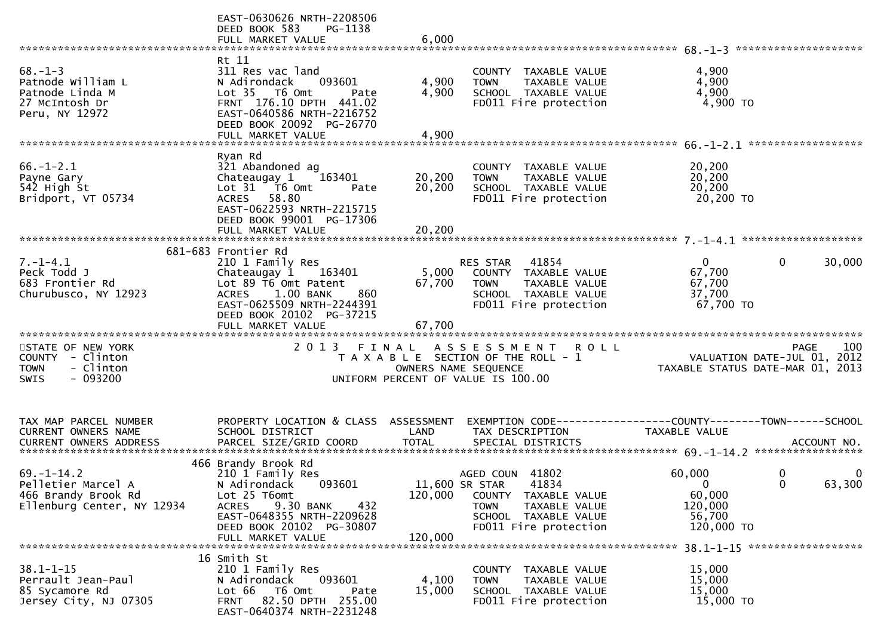```
                               EAST-0630626 NRTH-2208506
                               DEED BOOK 583    PG-1138
                               FULL MARKET VALUE               6,000
******************************************************************************************************* 68.-1-3 *******************
                               Rt 11
68.-1-3                        311 Res vac land                       COUNTY  TAXABLE VALUE              4,900
Patnode William L              N Adirondack     093601        4,900   TOWN    TAXABLE VALUE              4,900
Patnode Linda M                Lot 35   T6 Omt       Pate     4,900   SCHOOL  TAXABLE VALUE              4,900
27 McIntosh Dr                 FRNT 176.10 DPTH 441.02                FD011 Fire protection               4,900 TO
Peru, NY 12972                 EAST-0640586 NRTH-2216752
                               DEED BOOK 20092  PG-26770
                               FULL MARKET VALUE               4,900
******************************************************************************************************* 66.-1-2.1 *****************
                               Ryan Rd
66.-1-2.1                      321 Abandoned ag                       COUNTY  TAXABLE VALUE             20,200
Payne Gary                     Chateaugay 1     163401       20,200   TOWN    TAXABLE VALUE             20,200
542 High St                    Lot 31   T6 Omt       Pate    20,200   SCHOOL  TAXABLE VALUE             20,200
Bridport, VT 05734             ACRES   58.80                          FD011 Fire protection              20,200 TO
                               EAST-0622593 NRTH-2215715
                               DEED BOOK 99001  PG-17306
                               FULL MARKET VALUE              20,200
******************************************************************************************************* 7.-1-4.1 ******************
                       681-683 Frontier Rd
7.-1-4.1                       210 1 Family Res                       RES STAR   41854                  0           0        30,000
Peck Todd J                    Chateaugay 1     163401        5,000   COUNTY  TAXABLE VALUE             67,700
683 Frontier Rd                Lot 89 T6 Omt Patent          67,700   TOWN    TAXABLE VALUE             67,700
Churubusco, NY 12923           ACRES    1.00 BANK     860             SCHOOL  TAXABLE VALUE             37,700
                               EAST-0625509 NRTH-2244391              FD011 Fire protection              67,700 TO
                               DEED BOOK 20102  PG-37215
                               FULL MARKET VALUE              67,700
***********************************************************************************************************************************
STATE OF NEW YORK                      2 0 1 3   F I N A L   A S S E S S M E N T   R O L L                                PAGE    100
COUNTY  - Clinton                         T A X A B L E  SECTION OF THE ROLL - 1                        VALUATION DATE-JUL 01, 2012
TOWN    - Clinton                                   OWNERS NAME SEQUENCE                          TAXABLE STATUS DATE-MAR 01, 2013
SWIS    - 093200                           UNIFORM PERCENT OF VALUE IS 100.00


TAX MAP PARCEL NUMBER          PROPERTY LOCATION & CLASS  ASSESSMENT  EXEMPTION CODE------------------COUNTY--------TOWN------SCHOOL
CURRENT OWNERS NAME            SCHOOL DISTRICT               LAND      TAX DESCRIPTION            TAXABLE VALUE
CURRENT OWNERS ADDRESS         PARCEL SIZE/GRID COORD        TOTAL     SPECIAL DISTRICTS                                ACCOUNT NO.
******************************************************************************************************* 69.-1-14.2 ****************
                           466 Brandy Brook Rd
69.-1-14.2                     210 1 Family Res                       AGED COUN  41802              60,000           0            0
Pelletier Marcel A             N Adirondack     093601       11,600 SR STAR    41834                     0           0       63,300
466 Brandy Brook Rd            Lot 25 T6omt                 120,000   COUNTY  TAXABLE VALUE             60,000
Ellenburg Center, NY 12934     ACRES    9.30 BANK     432             TOWN    TAXABLE VALUE            120,000
                               EAST-0648355 NRTH-2209628              SCHOOL  TAXABLE VALUE             56,700
                               DEED BOOK 20102  PG-30807              FD011 Fire protection             120,000 TO
                               FULL MARKET VALUE             120,000
******************************************************************************************************* 38.1-1-15 *****************
                            16 Smith St
38.1-1-15                      210 1 Family Res                       COUNTY  TAXABLE VALUE             15,000
Perrault Jean-Paul             N Adirondack     093601        4,100   TOWN    TAXABLE VALUE             15,000
85 Sycamore Rd                 Lot 66   T6 Omt       Pate    15,000   SCHOOL  TAXABLE VALUE             15,000
Jersey City, NJ 07305          FRNT  82.50 DPTH 255.00                FD011 Fire protection              15,000 TO
                               EAST-0640374 NRTH-2231248
```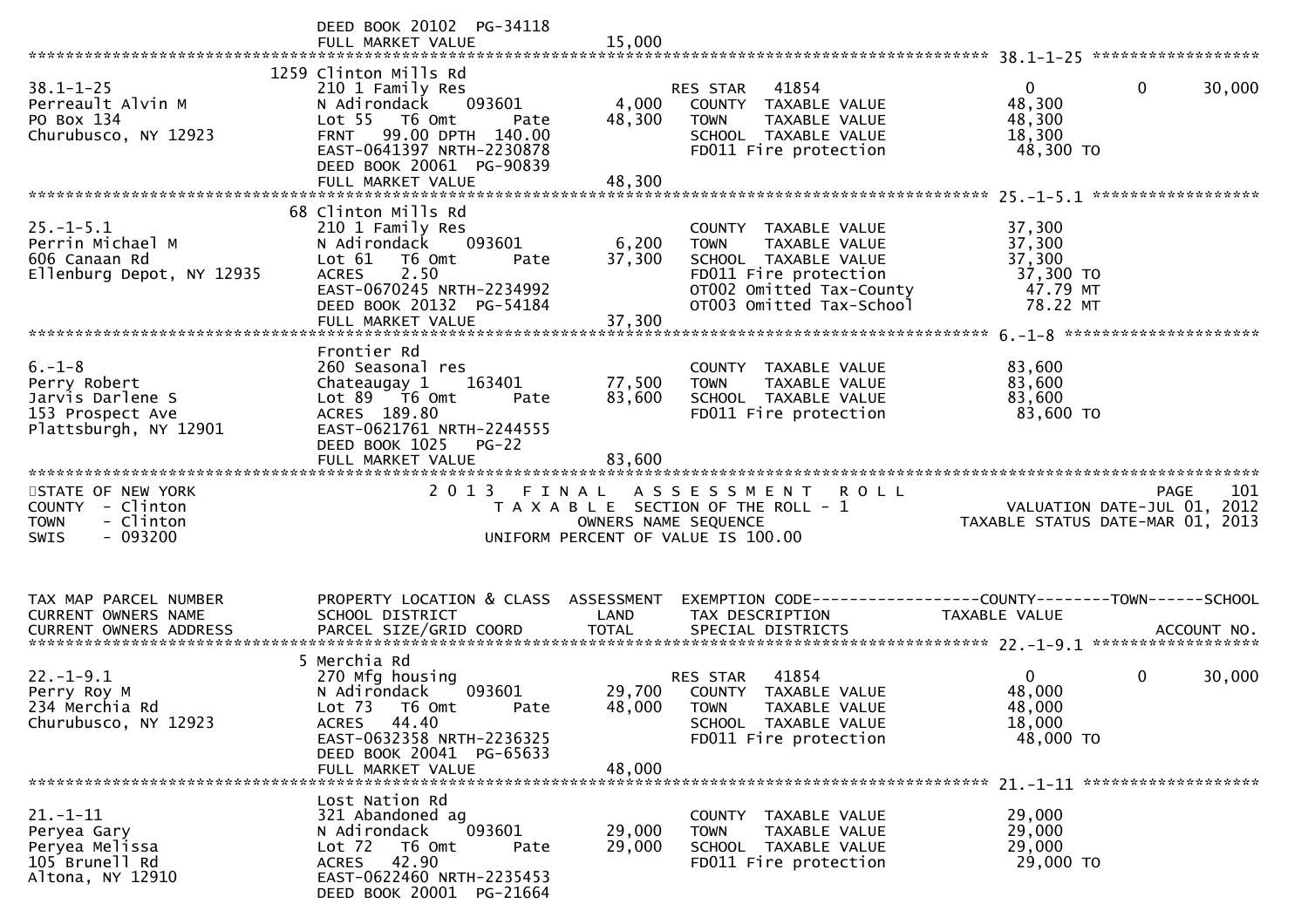```
                               DEED BOOK 20102  PG-34118
                               FULL MARKET VALUE              15,000
*********************************************************************************************************** 38.1-1-25 ******************
                            1259 Clinton Mills Rd
38.1-1-25                      210 1 Family Res                        RES STAR    41854                        0            0       30,000
Perreault Alvin M              N Adirondack     093601          4,000    COUNTY  TAXABLE VALUE              48,300
PO Box 134                     Lot 55   T6 Omt       Pate      48,300    TOWN    TAXABLE VALUE              48,300
Churubusco, NY 12923           FRNT   99.00 DPTH 140.00                  SCHOOL  TAXABLE VALUE              18,300
                               EAST-0641397 NRTH-2230878                 FD011 Fire protection               48,300 TO
                               DEED BOOK 20061  PG-90839
                               FULL MARKET VALUE              48,300
*********************************************************************************************************** 25.-1-5.1 ******************
                            68 Clinton Mills Rd
25.-1-5.1                      210 1 Family Res                          COUNTY  TAXABLE VALUE              37,300
Perrin Michael M               N Adirondack     093601          6,200    TOWN    TAXABLE VALUE              37,300
606 Canaan Rd                  Lot 61   T6 Omt       Pate      37,300    SCHOOL  TAXABLE VALUE              37,300
Ellenburg Depot, NY 12935      ACRES     2.50                            FD011 Fire protection               37,300 TO
                               EAST-0670245 NRTH-2234992                 OT002 Omitted Tax-County             47.79 MT
                               DEED BOOK 20132  PG-54184                 OT003 Omitted Tax-School             78.22 MT
                               FULL MARKET VALUE              37,300
*********************************************************************************************************** 6.-1-8 *********************
                               Frontier Rd
6.-1-8                         260 Seasonal res                          COUNTY  TAXABLE VALUE              83,600
Perry Robert                   Chateaugay 1     163401         77,500    TOWN    TAXABLE VALUE              83,600
Jarvis Darlene S               Lot 89   T6 Omt       Pate      83,600    SCHOOL  TAXABLE VALUE              83,600
153 Prospect Ave               ACRES  189.80                             FD011 Fire protection               83,600 TO
Plattsburgh, NY 12901          EAST-0621761 NRTH-2244555
                               DEED BOOK 1025    PG-22
                               FULL MARKET VALUE              83,600
****************************************************************************************************************************************
STATE OF NEW YORK                  2 0 1 3   F I N A L   A S S E S S M E N T   R O L L                                   PAGE    101
COUNTY  - Clinton                     T A X A B L E  SECTION OF THE ROLL - 1                          VALUATION DATE-JUL 01, 2012
TOWN    - Clinton                              OWNERS NAME SEQUENCE                                 TAXABLE STATUS DATE-MAR 01, 2013
SWIS    - 093200                          UNIFORM PERCENT OF VALUE IS 100.00


TAX MAP PARCEL NUMBER          PROPERTY LOCATION & CLASS  ASSESSMENT  EXEMPTION CODE------------------COUNTY--------TOWN------SCHOOL
CURRENT OWNERS NAME            SCHOOL DISTRICT               LAND      TAX DESCRIPTION            TAXABLE VALUE
CURRENT OWNERS ADDRESS         PARCEL SIZE/GRID COORD       TOTAL      SPECIAL DISTRICTS                                    ACCOUNT NO.
*********************************************************************************************************** 22.-1-9.1 ******************
                             5 Merchia Rd
22.-1-9.1                      270 Mfg housing                         RES STAR    41854                        0            0       30,000
Perry Roy M                    N Adirondack     093601         29,700    COUNTY  TAXABLE VALUE              48,000
234 Merchia Rd                 Lot 73   T6 Omt       Pate      48,000    TOWN    TAXABLE VALUE              48,000
Churubusco, NY 12923           ACRES    44.40                            SCHOOL  TAXABLE VALUE              18,000
                               EAST-0632358 NRTH-2236325                 FD011 Fire protection               48,000 TO
                               DEED BOOK 20041  PG-65633
                               FULL MARKET VALUE              48,000
*********************************************************************************************************** 21.-1-11 *******************
                               Lost Nation Rd
21.-1-11                       321 Abandoned ag                          COUNTY  TAXABLE VALUE              29,000
Peryea Gary                    N Adirondack     093601         29,000    TOWN    TAXABLE VALUE              29,000
Peryea Melissa                 Lot 72   T6 Omt       Pate      29,000    SCHOOL  TAXABLE VALUE              29,000
105 Brunell Rd                 ACRES    42.90                            FD011 Fire protection               29,000 TO
Altona, NY 12910               EAST-0622460 NRTH-2235453
                               DEED BOOK 20001  PG-21664
```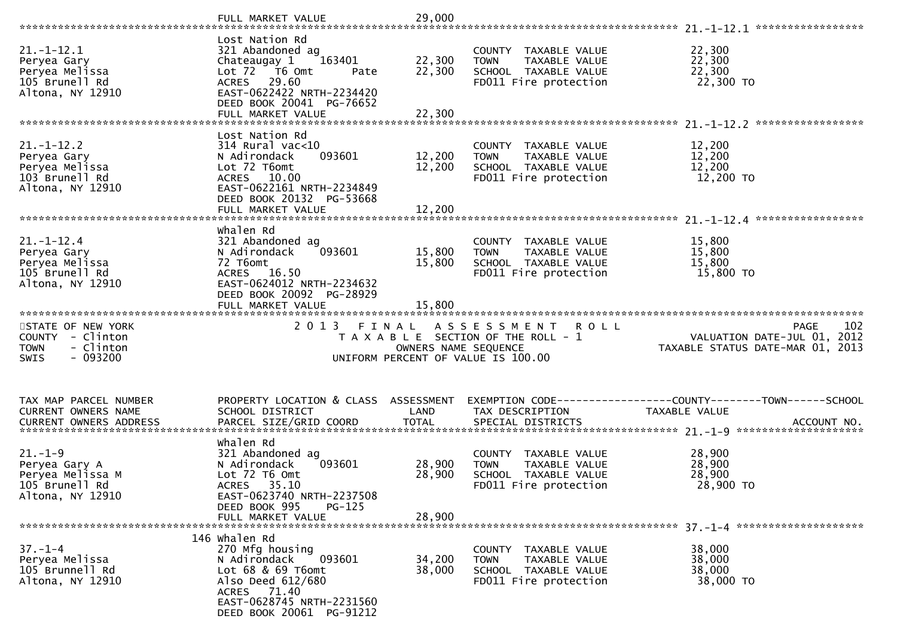FULL MARKET VALUE 29,000

**21.-1-12.1**

| | | | | |
|---|---|---|---|---|
| 21.-1-12.1 | Lost Nation Rd | | | |
| Peryea Gary | 321 Abandoned ag | | COUNTY TAXABLE VALUE | 22,300 |
| Peryea Melissa | Chateaugay 1 163401 | 22,300 | TOWN TAXABLE VALUE | 22,300 |
| 105 Brunell Rd | Lot 72 T6 Omt Pate | 22,300 | SCHOOL TAXABLE VALUE | 22,300 |
| Altona, NY 12910 | ACRES 29.60 | | FD011 Fire protection | 22,300 TO |
| | EAST-0622422 NRTH-2234420 | | | |
| | DEED BOOK 20041 PG-76652 | | | |
| | FULL MARKET VALUE | 22,300 | | |

**21.-1-12.2**

| | | | | |
|---|---|---|---|---|
| 21.-1-12.2 | Lost Nation Rd | | | |
| Peryea Gary | 314 Rural vac<10 | | COUNTY TAXABLE VALUE | 12,200 |
| Peryea Melissa | N Adirondack 093601 | 12,200 | TOWN TAXABLE VALUE | 12,200 |
| 103 Brunell Rd | Lot 72 T6omt | 12,200 | SCHOOL TAXABLE VALUE | 12,200 |
| Altona, NY 12910 | ACRES 10.00 | | FD011 Fire protection | 12,200 TO |
| | EAST-0622161 NRTH-2234849 | | | |
| | DEED BOOK 20132 PG-53668 | | | |
| | FULL MARKET VALUE | 12,200 | | |

**21.-1-12.4**

| | | | | |
|---|---|---|---|---|
| 21.-1-12.4 | Whalen Rd | | | |
| Peryea Gary | 321 Abandoned ag | | COUNTY TAXABLE VALUE | 15,800 |
| Peryea Melissa | N Adirondack 093601 | 15,800 | TOWN TAXABLE VALUE | 15,800 |
| 105 Brunell Rd | 72 T6omt | 15,800 | SCHOOL TAXABLE VALUE | 15,800 |
| Altona, NY 12910 | ACRES 16.50 | | FD011 Fire protection | 15,800 TO |
| | EAST-0624012 NRTH-2234632 | | | |
| | DEED BOOK 20092 PG-28929 | | | |
| | FULL MARKET VALUE | 15,800 | | |

STATE OF NEW YORK
COUNTY - Clinton
TOWN - Clinton
SWIS - 093200

2 0 1 3 F I N A L A S S E S S M E N T R O L L
T A X A B L E SECTION OF THE ROLL - 1
OWNERS NAME SEQUENCE
UNIFORM PERCENT OF VALUE IS 100.00

PAGE 102
VALUATION DATE-JUL 01, 2012
TAXABLE STATUS DATE-MAR 01, 2013

| TAX MAP PARCEL NUMBER / CURRENT OWNERS NAME / CURRENT OWNERS ADDRESS | PROPERTY LOCATION & CLASS / SCHOOL DISTRICT / PARCEL SIZE/GRID COORD | ASSESSMENT LAND / TOTAL | EXEMPTION CODE / TAX DESCRIPTION / SPECIAL DISTRICTS | COUNTY--------TOWN------SCHOOL TAXABLE VALUE / ACCOUNT NO. |
|---|---|---|---|---|
| **21.-1-9** | | | | |
| 21.-1-9 | Whalen Rd | | | |
| Peryea Gary A | 321 Abandoned ag | | COUNTY TAXABLE VALUE | 28,900 |
| Peryea Melissa M | N Adirondack 093601 | 28,900 | TOWN TAXABLE VALUE | 28,900 |
| 105 Brunell Rd | Lot 72 T6 Omt | 28,900 | SCHOOL TAXABLE VALUE | 28,900 |
| Altona, NY 12910 | ACRES 35.10 | | FD011 Fire protection | 28,900 TO |
| | EAST-0623740 NRTH-2237508 | | | |
| | DEED BOOK 995 PG-125 | | | |
| | FULL MARKET VALUE | 28,900 | | |
| **37.-1-4** | | | | |
| 37.-1-4 | 146 Whalen Rd | | | |
| Peryea Melissa | 270 Mfg housing | | COUNTY TAXABLE VALUE | 38,000 |
| 105 Brunnell Rd | N Adirondack 093601 | 34,200 | TOWN TAXABLE VALUE | 38,000 |
| Altona, NY 12910 | Lot 68 & 69 T6omt | 38,000 | SCHOOL TAXABLE VALUE | 38,000 |
| | Also Deed 612/680 | | FD011 Fire protection | 38,000 TO |
| | ACRES 71.40 | | | |
| | EAST-0628745 NRTH-2231560 | | | |
| | DEED BOOK 20061 PG-91212 | | | |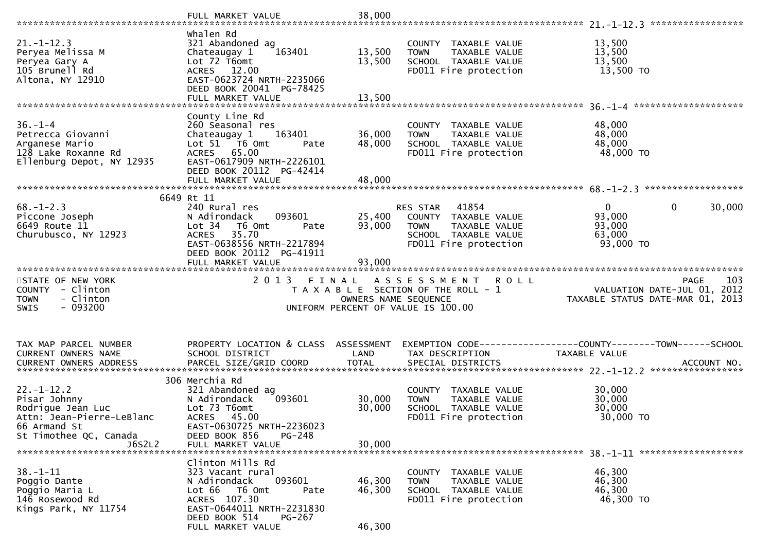```
                               FULL MARKET VALUE              38,000
******************************************************************************************************* 21.-1-12.3 *****************
                               Whalen Rd
21.-1-12.3                     321 Abandoned ag                           COUNTY  TAXABLE VALUE             13,500
Peryea Melissa M               Chateaugay 1    163401         13,500     TOWN    TAXABLE VALUE             13,500
Peryea Gary A                  Lot 72 T6omt                   13,500     SCHOOL  TAXABLE VALUE             13,500
105 Brunell Rd                 ACRES  12.00                               FD011 Fire protection              13,500 TO
Altona, NY 12910               EAST-0623724 NRTH-2235066
                               DEED BOOK 20041  PG-78425
                               FULL MARKET VALUE              13,500
******************************************************************************************************* 36.-1-4 ********************
                               County Line Rd
36.-1-4                        260 Seasonal res                           COUNTY  TAXABLE VALUE             48,000
Petrecca Giovanni              Chateaugay 1    163401         36,000     TOWN    TAXABLE VALUE             48,000
Arganese Mario                 Lot 51  T6 Omt       Pate      48,000     SCHOOL  TAXABLE VALUE             48,000
128 Lake Roxanne Rd            ACRES  65.00                               FD011 Fire protection              48,000 TO
Ellenburg Depot, NY 12935      EAST-0617909 NRTH-2226101
                               DEED BOOK 20112  PG-42414
                               FULL MARKET VALUE              48,000
******************************************************************************************************* 68.-1-2.3 ******************
                          6649 Rt 11
68.-1-2.3                      240 Rural res                             RES STAR   41854                    0           0      30,000
Piccone Joseph                 N Adirondack    093601         25,400     COUNTY  TAXABLE VALUE             93,000
6649 Route 11                  Lot 34  T6 Omt       Pate      93,000     TOWN    TAXABLE VALUE             93,000
Churubusco, NY 12923           ACRES  35.70                               SCHOOL  TAXABLE VALUE             63,000
                               EAST-0638556 NRTH-2217894                  FD011 Fire protection              93,000 TO
                               DEED BOOK 20112  PG-41911
                               FULL MARKET VALUE              93,000
************************************************************************************************************************************
STATE OF NEW YORK                  2 0 1 3   F I N A L   A S S E S S M E N T   R O L L                                PAGE    103
COUNTY  - Clinton                        T A X A B L E  SECTION OF THE ROLL - 1                      VALUATION DATE-JUL 01, 2012
TOWN    - Clinton                              OWNERS NAME SEQUENCE                              TAXABLE STATUS DATE-MAR 01, 2013
SWIS    - 093200                          UNIFORM PERCENT OF VALUE IS 100.00


TAX MAP PARCEL NUMBER          PROPERTY LOCATION & CLASS  ASSESSMENT  EXEMPTION CODE------------------COUNTY--------TOWN------SCHOOL
CURRENT OWNERS NAME            SCHOOL DISTRICT               LAND      TAX DESCRIPTION              TAXABLE VALUE
CURRENT OWNERS ADDRESS         PARCEL SIZE/GRID COORD        TOTAL     SPECIAL DISTRICTS                                     ACCOUNT NO.
******************************************************************************************************* 22.-1-12.2 *****************
                           306 Merchia Rd
22.-1-12.2                     321 Abandoned ag                           COUNTY  TAXABLE VALUE             30,000
Pisar Johnny                   N Adirondack    093601         30,000     TOWN    TAXABLE VALUE             30,000
Rodrigue Jean Luc              Lot 73 T6omt                   30,000     SCHOOL  TAXABLE VALUE             30,000
Attn: Jean-Pierre-LeBlanc      ACRES  45.00                               FD011 Fire protection              30,000 TO
66 Armand St                   EAST-0630725 NRTH-2236023
St Timothee QC, Canada         DEED BOOK 856    PG-248
                    J6S2L2     FULL MARKET VALUE              30,000
******************************************************************************************************* 38.-1-11 *******************
                               Clinton Mills Rd
38.-1-11                       323 Vacant rural                           COUNTY  TAXABLE VALUE             46,300
Poggio Dante                   N Adirondack    093601         46,300     TOWN    TAXABLE VALUE             46,300
Poggio Maria L                 Lot 66  T6 Omt       Pate      46,300     SCHOOL  TAXABLE VALUE             46,300
146 Rosewood Rd                ACRES 107.30                               FD011 Fire protection              46,300 TO
Kings Park, NY 11754           EAST-0644011 NRTH-2231830
                               DEED BOOK 514    PG-267
                               FULL MARKET VALUE              46,300
```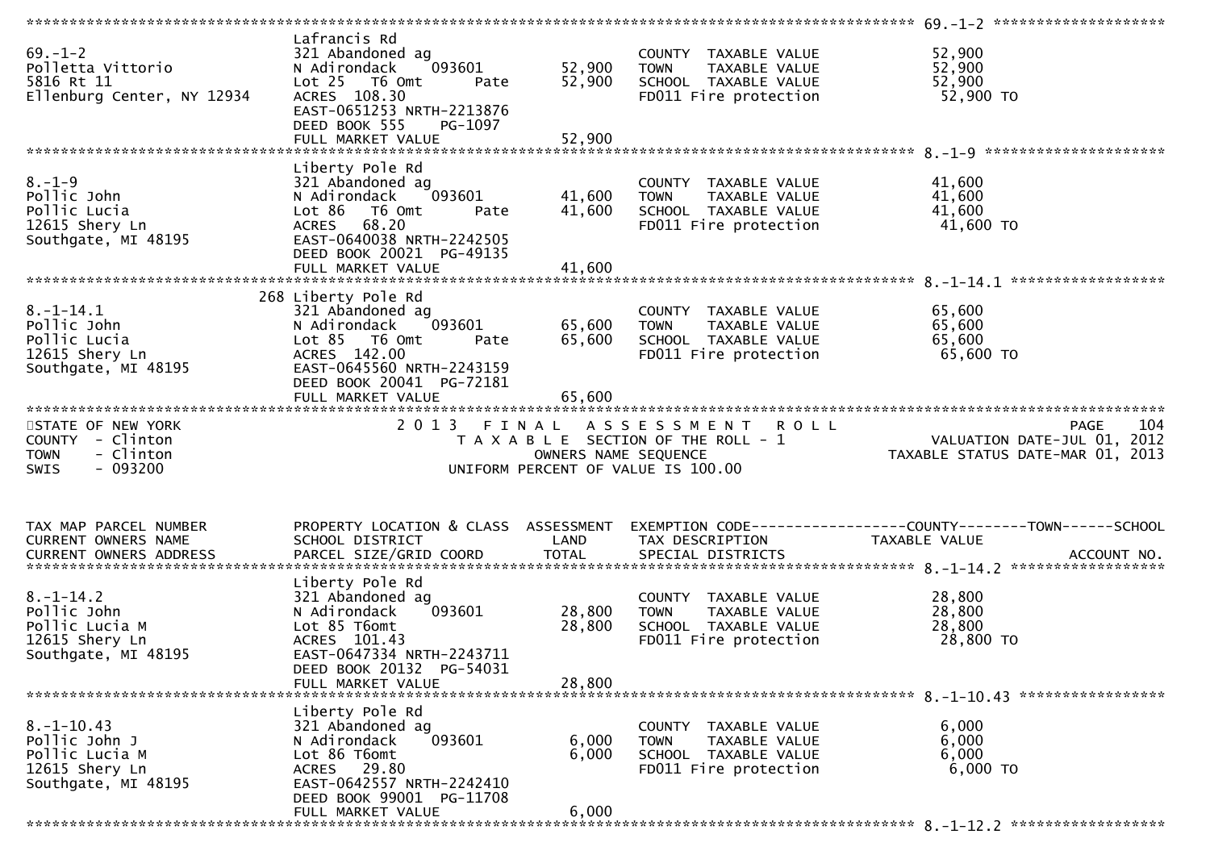```
******************************************************************************************************* 69.-1-2 ********************
                               Lafrancis Rd
69.-1-2                        321 Abandoned ag                         COUNTY  TAXABLE VALUE            52,900
Polletta Vittorio              N Adirondack    093601       52,900      TOWN    TAXABLE VALUE            52,900
5816 Rt 11                     Lot 25   T6 Omt       Pate   52,900      SCHOOL  TAXABLE VALUE            52,900
Ellenburg Center, NY 12934     ACRES  108.30                            FD011 Fire protection             52,900 TO
                               EAST-0651253 NRTH-2213876
                               DEED BOOK 555     PG-1097
                               FULL MARKET VALUE            52,900
******************************************************************************************************* 8.-1-9 *********************
                               Liberty Pole Rd
8.-1-9                         321 Abandoned ag                         COUNTY  TAXABLE VALUE            41,600
Pollic John                    N Adirondack    093601       41,600      TOWN    TAXABLE VALUE            41,600
Pollic Lucia                   Lot 86   T6 Omt       Pate   41,600      SCHOOL  TAXABLE VALUE            41,600
12615 Shery Ln                 ACRES   68.20                            FD011 Fire protection             41,600 TO
Southgate, MI 48195            EAST-0640038 NRTH-2242505
                               DEED BOOK 20021  PG-49135
                               FULL MARKET VALUE            41,600
******************************************************************************************************* 8.-1-14.1 ******************
                           268 Liberty Pole Rd
8.-1-14.1                      321 Abandoned ag                         COUNTY  TAXABLE VALUE            65,600
Pollic John                    N Adirondack    093601       65,600      TOWN    TAXABLE VALUE            65,600
Pollic Lucia                   Lot 85   T6 Omt       Pate   65,600      SCHOOL  TAXABLE VALUE            65,600
12615 Shery Ln                 ACRES  142.00                            FD011 Fire protection             65,600 TO
Southgate, MI 48195            EAST-0645560 NRTH-2243159
                               DEED BOOK 20041  PG-72181
                               FULL MARKET VALUE            65,600
************************************************************************************************************************************
STATE OF NEW YORK                       2 0 1 3   F I N A L   A S S E S S M E N T   R O L L                              PAGE    104
COUNTY  - Clinton                           T A X A B L E  SECTION OF THE ROLL - 1                          VALUATION DATE-JUL 01, 2012
TOWN    - Clinton                                  OWNERS NAME SEQUENCE                                    TAXABLE STATUS DATE-MAR 01, 2013
SWIS    - 093200                            UNIFORM PERCENT OF VALUE IS 100.00


TAX MAP PARCEL NUMBER          PROPERTY LOCATION & CLASS  ASSESSMENT  EXEMPTION CODE------------------COUNTY--------TOWN------SCHOOL
CURRENT OWNERS NAME            SCHOOL DISTRICT               LAND      TAX DESCRIPTION                TAXABLE VALUE
CURRENT OWNERS ADDRESS         PARCEL SIZE/GRID COORD        TOTAL     SPECIAL DISTRICTS                                  ACCOUNT NO.
******************************************************************************************************* 8.-1-14.2 ******************
                               Liberty Pole Rd
8.-1-14.2                      321 Abandoned ag                         COUNTY  TAXABLE VALUE            28,800
Pollic John                    N Adirondack    093601       28,800      TOWN    TAXABLE VALUE            28,800
Pollic Lucia M                 Lot 85 T6omt                 28,800      SCHOOL  TAXABLE VALUE            28,800
12615 Shery Ln                 ACRES  101.43                            FD011 Fire protection             28,800 TO
Southgate, MI 48195            EAST-0647334 NRTH-2243711
                               DEED BOOK 20132  PG-54031
                               FULL MARKET VALUE            28,800
******************************************************************************************************* 8.-1-10.43 *****************
                               Liberty Pole Rd
8.-1-10.43                     321 Abandoned ag                         COUNTY  TAXABLE VALUE             6,000
Pollic John J                  N Adirondack    093601        6,000      TOWN    TAXABLE VALUE             6,000
Pollic Lucia M                 Lot 86 T6omt                  6,000      SCHOOL  TAXABLE VALUE             6,000
12615 Shery Ln                 ACRES   29.80                            FD011 Fire protection              6,000 TO
Southgate, MI 48195            EAST-0642557 NRTH-2242410
                               DEED BOOK 99001  PG-11708
                               FULL MARKET VALUE             6,000
******************************************************************************************************* 8.-1-12.2 ******************
```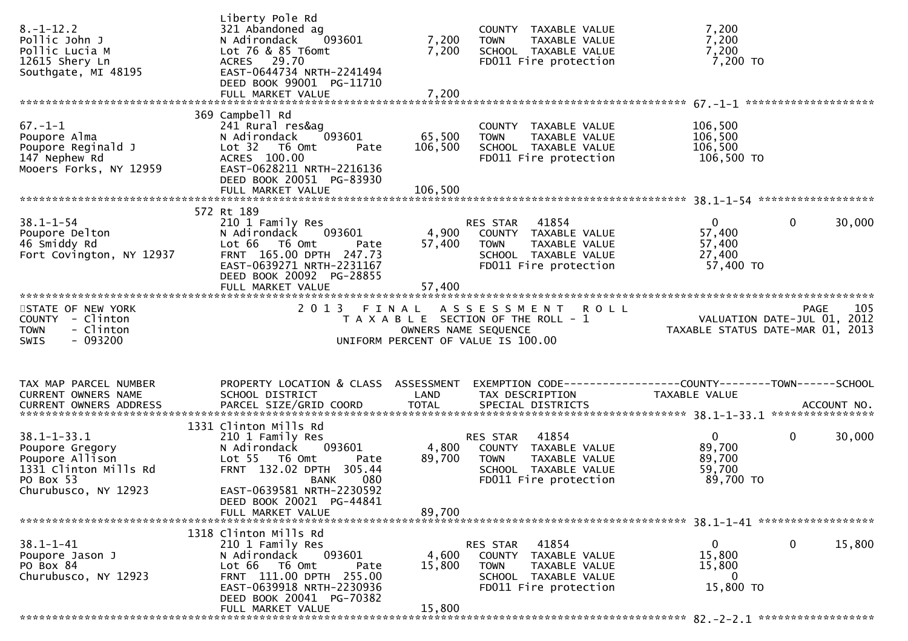```
                              Liberty Pole Rd
8.-1-12.2                     321 Abandoned ag                     COUNTY  TAXABLE VALUE             7,200
Pollic John J                 N Adirondack    093601       7,200   TOWN    TAXABLE VALUE             7,200
Pollic Lucia M                Lot 76 & 85 T6omt            7,200   SCHOOL  TAXABLE VALUE             7,200
12615 Shery Ln                ACRES   29.70                        FD011 Fire protection              7,200 TO
Southgate, MI 48195           EAST-0644734 NRTH-2241494
                              DEED BOOK 99001  PG-11710
                              FULL MARKET VALUE            7,200
******************************************************************************************************* 67.-1-1 ********************
                              369 Campbell Rd
67.-1-1                       241 Rural res&ag                     COUNTY  TAXABLE VALUE           106,500
Poupore Alma                  N Adirondack    093601      65,500   TOWN    TAXABLE VALUE           106,500
Poupore Reginald J            Lot 32  T6 Omt      Pate   106,500   SCHOOL  TAXABLE VALUE           106,500
147 Nephew Rd                 ACRES  100.00                        FD011 Fire protection            106,500 TO
Mooers Forks, NY 12959        EAST-0628211 NRTH-2216136
                              DEED BOOK 20051  PG-83930
                              FULL MARKET VALUE          106,500
******************************************************************************************************* 38.1-1-54 ******************
                              572 Rt 189
38.1-1-54                     210 1 Family Res                     RES STAR   41854                      0           0      30,000
Poupore Delton                N Adirondack    093601       4,900   COUNTY  TAXABLE VALUE            57,400
46 Smiddy Rd                  Lot 66  T6 Omt      Pate    57,400   TOWN    TAXABLE VALUE            57,400
Fort Covington, NY 12937      FRNT 165.00 DPTH 247.73              SCHOOL  TAXABLE VALUE            27,400
                              EAST-0639271 NRTH-2231167            FD011 Fire protection             57,400 TO
                              DEED BOOK 20092  PG-28855
                              FULL MARKET VALUE           57,400
************************************************************************************************************************************
STATE OF NEW YORK                    2 0 1 3   F I N A L   A S S E S S M E N T   R O L L                              PAGE    105
COUNTY  - Clinton                       T A X A B L E  SECTION OF THE ROLL - 1                       VALUATION DATE-JUL 01, 2012
TOWN    - Clinton                              OWNERS NAME SEQUENCE                              TAXABLE STATUS DATE-MAR 01, 2013
SWIS    - 093200                        UNIFORM PERCENT OF VALUE IS 100.00


TAX MAP PARCEL NUMBER         PROPERTY LOCATION & CLASS  ASSESSMENT  EXEMPTION CODE------------------COUNTY--------TOWN------SCHOOL
CURRENT OWNERS NAME           SCHOOL DISTRICT               LAND     TAX DESCRIPTION                 TAXABLE VALUE
CURRENT OWNERS ADDRESS        PARCEL SIZE/GRID COORD       TOTAL     SPECIAL DISTRICTS                                    ACCOUNT NO.
******************************************************************************************************* 38.1-1-33.1 ****************
                              1331 Clinton Mills Rd
38.1-1-33.1                   210 1 Family Res                     RES STAR   41854                      0           0      30,000
Poupore Gregory               N Adirondack    093601       4,800   COUNTY  TAXABLE VALUE            89,700
Poupore Allison               Lot 55  T6 Omt      Pate    89,700   TOWN    TAXABLE VALUE            89,700
1331 Clinton Mills Rd         FRNT 132.02 DPTH 305.44              SCHOOL  TAXABLE VALUE            59,700
PO Box 53                                   BANK    080            FD011 Fire protection             89,700 TO
Churubusco, NY 12923          EAST-0639581 NRTH-2230592
                              DEED BOOK 20021  PG-44841
                              FULL MARKET VALUE           89,700
******************************************************************************************************* 38.1-1-41 ******************
                              1318 Clinton Mills Rd
38.1-1-41                     210 1 Family Res                     RES STAR   41854                      0           0      15,800
Poupore Jason J               N Adirondack    093601       4,600   COUNTY  TAXABLE VALUE            15,800
PO Box 84                     Lot 66  T6 Omt      Pate    15,800   TOWN    TAXABLE VALUE            15,800
Churubusco, NY 12923          FRNT 111.00 DPTH 255.00              SCHOOL  TAXABLE VALUE                 0
                              EAST-0639918 NRTH-2230936            FD011 Fire protection             15,800 TO
                              DEED BOOK 20041  PG-70382
                              FULL MARKET VALUE           15,800
******************************************************************************************************* 82.-2-2.1 ******************
```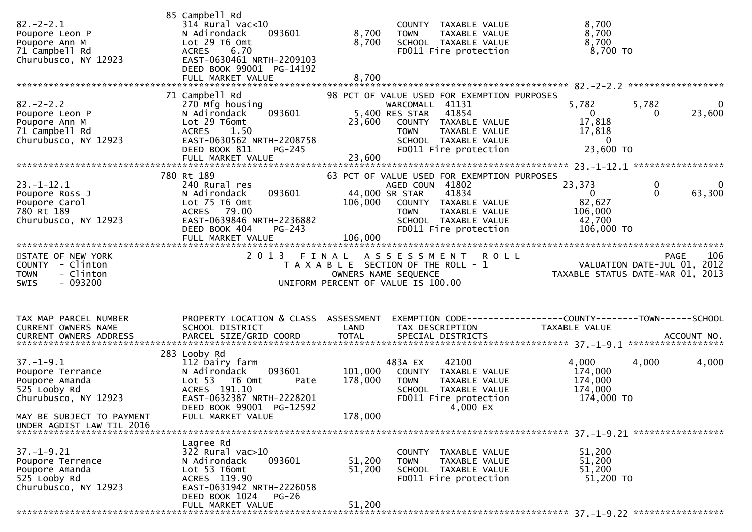```
                             85 Campbell Rd
82.-2-2.1                    314 Rural vac<10                        COUNTY  TAXABLE VALUE             8,700
Poupore Leon P               N Adirondack     093601        8,700    TOWN    TAXABLE VALUE             8,700
Poupore Ann M                Lot 29 T6 Omt                  8,700    SCHOOL  TAXABLE VALUE             8,700
71 Campbell Rd               ACRES    6.70                           FD011 Fire protection              8,700 TO
Churubusco, NY 12923         EAST-0630461 NRTH-2209103
                             DEED BOOK 99001  PG-14192
                             FULL MARKET VALUE              8,700
******************************************************************************************************* 82.-2-2.2 ******************
                             71 Campbell Rd                   98 PCT OF VALUE USED FOR EXEMPTION PURPOSES
82.-2-2.2                    270 Mfg housing                         WARCOMALL  41131                  5,782        5,782             0
Poupore Leon P               N Adirondack     093601        5,400 RES STAR   41854                        0            0        23,600
Poupore Ann M                Lot 29 T6omt                  23,600    COUNTY  TAXABLE VALUE            17,818
71 Campbell Rd               ACRES    1.50                           TOWN    TAXABLE VALUE            17,818
Churubusco, NY 12923         EAST-0630562 NRTH-2208758               SCHOOL  TAXABLE VALUE                 0
                             DEED BOOK 811    PG-245                 FD011 Fire protection             23,600 TO
                             FULL MARKET VALUE             23,600
******************************************************************************************************* 23.-1-12.1 *****************
                             780 Rt 189                       63 PCT OF VALUE USED FOR EXEMPTION PURPOSES
23.-1-12.1                   240 Rural res                           AGED COUN  41802                 23,373            0             0
Poupore Ross J               N Adirondack     093601       44,000 SR STAR    41834                        0            0        63,300
Poupore Carol                Lot 75 T6 Omt                106,000    COUNTY  TAXABLE VALUE            82,627
780 Rt 189                   ACRES   79.00                           TOWN    TAXABLE VALUE           106,000
Churubusco, NY 12923         EAST-0639846 NRTH-2236882               SCHOOL  TAXABLE VALUE            42,700
                             DEED BOOK 404    PG-243                 FD011 Fire protection            106,000 TO
                             FULL MARKET VALUE            106,000
************************************************************************************************************************************
STATE OF NEW YORK                  2 0 1 3   F I N A L   A S S E S S M E N T   R O L L                                   PAGE   106
COUNTY  - Clinton                    T A X A B L E  SECTION OF THE ROLL - 1                         VALUATION DATE-JUL 01, 2012
TOWN    - Clinton                          OWNERS NAME SEQUENCE                                TAXABLE STATUS DATE-MAR 01, 2013
SWIS    - 093200                    UNIFORM PERCENT OF VALUE IS 100.00


TAX MAP PARCEL NUMBER        PROPERTY LOCATION & CLASS  ASSESSMENT  EXEMPTION CODE------------------COUNTY--------TOWN------SCHOOL
CURRENT OWNERS NAME          SCHOOL DISTRICT               LAND     TAX DESCRIPTION             TAXABLE VALUE
CURRENT OWNERS ADDRESS       PARCEL SIZE/GRID COORD       TOTAL     SPECIAL DISTRICTS                                   ACCOUNT NO.
******************************************************************************************************* 37.-1-9.1 ******************
                             283 Looby Rd
37.-1-9.1                    112 Dairy farm                          483A EX     42100                 4,000        4,000         4,000
Poupore Terrance             N Adirondack     093601      101,000    COUNTY  TAXABLE VALUE           174,000
Poupore Amanda               Lot 53  T6 Omt        Pate   178,000    TOWN    TAXABLE VALUE           174,000
525 Looby Rd                 ACRES  191.10                           SCHOOL  TAXABLE VALUE           174,000
Churubusco, NY 12923         EAST-0632387 NRTH-2228201               FD011 Fire protection            174,000 TO
                             DEED BOOK 99001  PG-12592                        4,000 EX
MAY BE SUBJECT TO PAYMENT    FULL MARKET VALUE            178,000
UNDER AGDIST LAW TIL 2016
******************************************************************************************************* 37.-1-9.21 *****************
                             Lagree Rd
37.-1-9.21                   322 Rural vac>10                        COUNTY  TAXABLE VALUE            51,200
Poupore Terrence             N Adirondack     093601       51,200    TOWN    TAXABLE VALUE            51,200
Poupore Amanda               Lot 53 T6omt                  51,200    SCHOOL  TAXABLE VALUE            51,200
525 Looby Rd                 ACRES  119.90                           FD011 Fire protection             51,200 TO
Churubusco, NY 12923         EAST-0631942 NRTH-2226058
                             DEED BOOK 1024   PG-26
                             FULL MARKET VALUE             51,200
******************************************************************************************************* 37.-1-9.22 *****************
```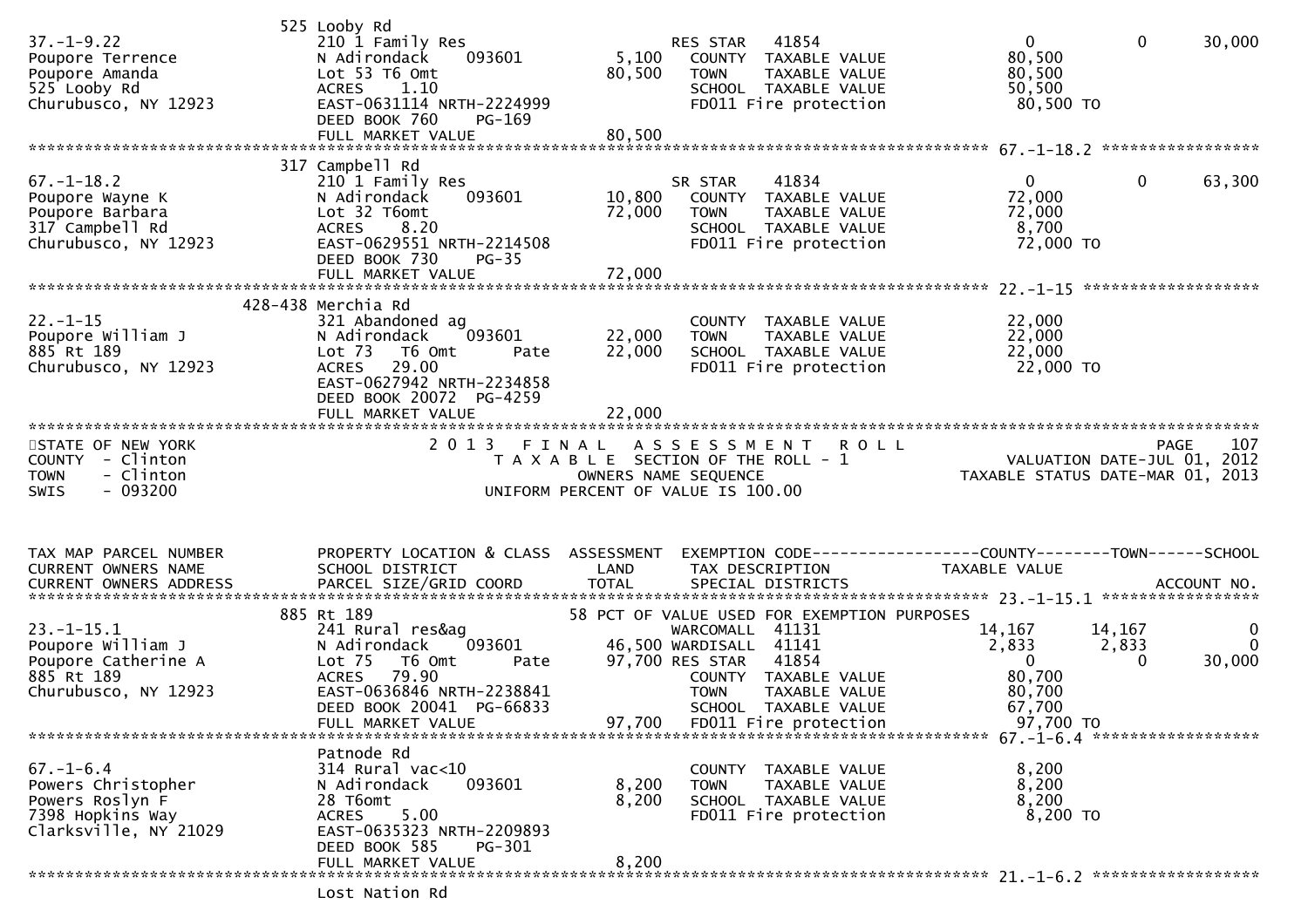| TAX MAP PARCEL NUMBER | PROPERTY LOCATION & CLASS | ASSESSMENT | EXEMPTION CODE | COUNTY | TOWN | SCHOOL |
|---|---|---|---|---|---|---|
| CURRENT OWNERS NAME | SCHOOL DISTRICT | LAND | TAX DESCRIPTION | TAXABLE VALUE | | |
| CURRENT OWNERS ADDRESS | PARCEL SIZE/GRID COORD | TOTAL | SPECIAL DISTRICTS | | | ACCOUNT NO. |
| | 525 Looby Rd | | | | | |
| 37.-1-9.22 | 210 1 Family Res | | RES STAR 41854 | 0 | 0 | 30,000 |
| Poupore Terrence | N Adirondack 093601 | 5,100 | COUNTY TAXABLE VALUE | 80,500 | | |
| Poupore Amanda | Lot 53 T6 Omt | 80,500 | TOWN TAXABLE VALUE | 80,500 | | |
| 525 Looby Rd | ACRES 1.10 | | SCHOOL TAXABLE VALUE | 50,500 | | |
| Churubusco, NY 12923 | EAST-0631114 NRTH-2224999 | | FD011 Fire protection | 80,500 TO | | |
| | DEED BOOK 760 PG-169 | | | | | |
| | FULL MARKET VALUE | 80,500 | | | | |
| | 317 Campbell Rd | | | | | |
| 67.-1-18.2 | 210 1 Family Res | | SR STAR 41834 | 0 | 0 | 63,300 |
| Poupore Wayne K | N Adirondack 093601 | 10,800 | COUNTY TAXABLE VALUE | 72,000 | | |
| Poupore Barbara | Lot 32 T6omt | 72,000 | TOWN TAXABLE VALUE | 72,000 | | |
| 317 Campbell Rd | ACRES 8.20 | | SCHOOL TAXABLE VALUE | 8,700 | | |
| Churubusco, NY 12923 | EAST-0629551 NRTH-2214508 | | FD011 Fire protection | 72,000 TO | | |
| | DEED BOOK 730 PG-35 | | | | | |
| | FULL MARKET VALUE | 72,000 | | | | |
| | 428-438 Merchia Rd | | | | | |
| 22.-1-15 | 321 Abandoned ag | | COUNTY TAXABLE VALUE | 22,000 | | |
| Poupore William J | N Adirondack 093601 | 22,000 | TOWN TAXABLE VALUE | 22,000 | | |
| 885 Rt 189 | Lot 73 T6 Omt Pate | 22,000 | SCHOOL TAXABLE VALUE | 22,000 | | |
| Churubusco, NY 12923 | ACRES 29.00 | | FD011 Fire protection | 22,000 TO | | |
| | EAST-0627942 NRTH-2234858 | | | | | |
| | DEED BOOK 20072 PG-4259 | | | | | |
| | FULL MARKET VALUE | 22,000 | | | | |

STATE OF NEW YORK
COUNTY - Clinton
TOWN - Clinton
SWIS - 093200

2013 FINAL ASSESSMENT ROLL
TAXABLE SECTION OF THE ROLL - 1
OWNERS NAME SEQUENCE
UNIFORM PERCENT OF VALUE IS 100.00

PAGE 107
VALUATION DATE-JUL 01, 2012
TAXABLE STATUS DATE-MAR 01, 2013

| TAX MAP PARCEL NUMBER | PROPERTY LOCATION & CLASS | ASSESSMENT | EXEMPTION CODE | COUNTY | TOWN | SCHOOL |
|---|---|---|---|---|---|---|
| CURRENT OWNERS NAME | SCHOOL DISTRICT | LAND | TAX DESCRIPTION | TAXABLE VALUE | | |
| CURRENT OWNERS ADDRESS | PARCEL SIZE/GRID COORD | TOTAL | SPECIAL DISTRICTS | | | ACCOUNT NO. |
| | 885 Rt 189 | | 58 PCT OF VALUE USED FOR EXEMPTION PURPOSES | | | |
| 23.-1-15.1 | 241 Rural res&ag | | WARCOMALL 41131 | 14,167 | 14,167 | 0 |
| Poupore William J | N Adirondack 093601 | 46,500 | WARDISALL 41141 | 2,833 | 2,833 | 0 |
| Poupore Catherine A | Lot 75 T6 Omt Pate | 97,700 | RES STAR 41854 | 0 | 0 | 30,000 |
| 885 Rt 189 | ACRES 79.90 | | COUNTY TAXABLE VALUE | 80,700 | | |
| Churubusco, NY 12923 | EAST-0636846 NRTH-2238841 | | TOWN TAXABLE VALUE | 80,700 | | |
| | DEED BOOK 20041 PG-66833 | | SCHOOL TAXABLE VALUE | 67,700 | | |
| | FULL MARKET VALUE | 97,700 | FD011 Fire protection | 97,700 TO | | |
| | Patnode Rd | | | | | |
| 67.-1-6.4 | 314 Rural vac<10 | | COUNTY TAXABLE VALUE | 8,200 | | |
| Powers Christopher | N Adirondack 093601 | 8,200 | TOWN TAXABLE VALUE | 8,200 | | |
| Powers Roslyn F | 28 T6omt | 8,200 | SCHOOL TAXABLE VALUE | 8,200 | | |
| 7398 Hopkins Way | ACRES 5.00 | | FD011 Fire protection | 8,200 TO | | |
| Clarksville, NY 21029 | EAST-0635323 NRTH-2209893 | | | | | |
| | DEED BOOK 585 PG-301 | | | | | |
| | FULL MARKET VALUE | 8,200 | | | | |
| 21.-1-6.2 | Lost Nation Rd | | | | | |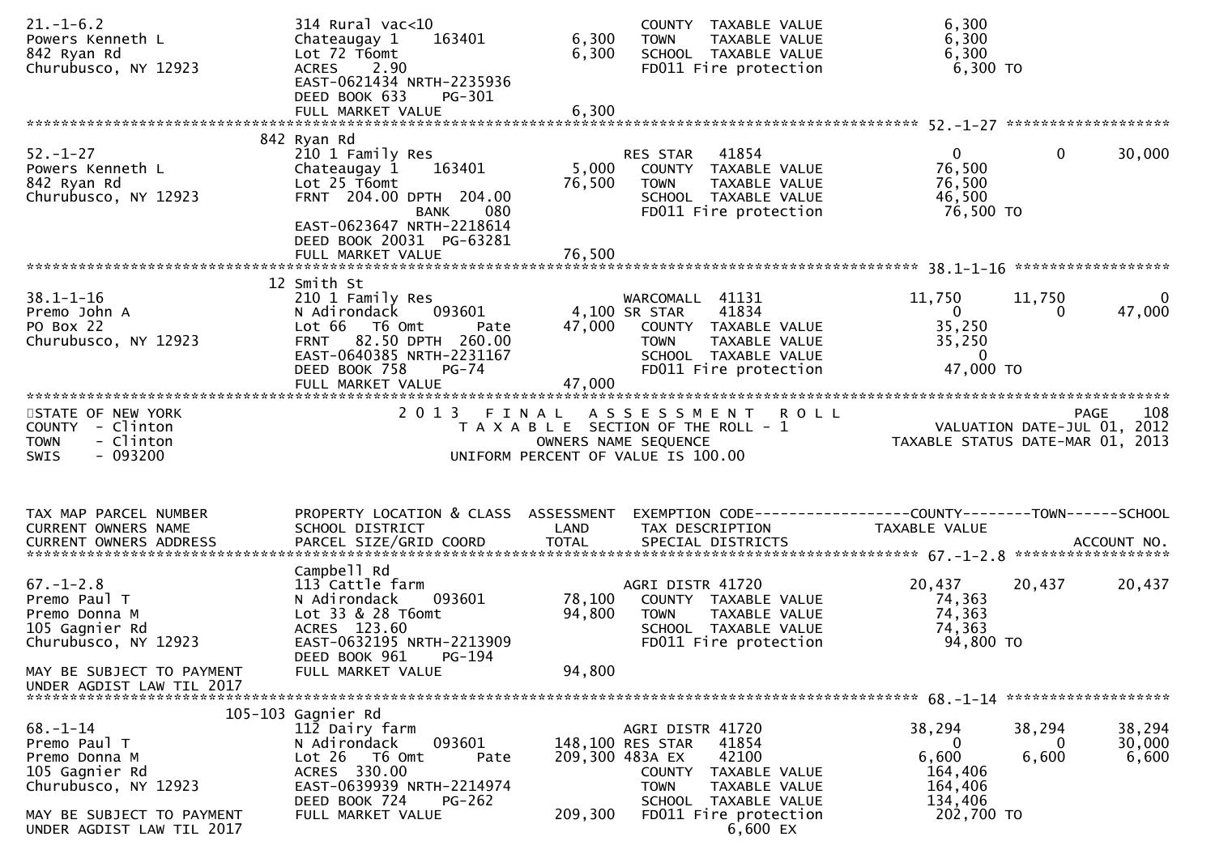```
21.-1-6.2                   314 Rural vac<10                       COUNTY  TAXABLE VALUE            6,300
Powers Kenneth L            Chateaugay 1     163401      6,300     TOWN    TAXABLE VALUE            6,300
842 Ryan Rd                 Lot 72 T6omt                 6,300     SCHOOL  TAXABLE VALUE            6,300
Churubusco, NY 12923        ACRES    2.90                          FD011 Fire protection             6,300 TO
                            EAST-0621434 NRTH-2235936
                            DEED BOOK 633     PG-301
                            FULL MARKET VALUE            6,300
******************************************************************************************************* 52.-1-27 ******************
                           842 Ryan Rd
52.-1-27                    210 1 Family Res                        RES STAR    41854                  0             0        30,000
Powers Kenneth L            Chateaugay 1     163401      5,000     COUNTY  TAXABLE VALUE           76,500
842 Ryan Rd                 Lot 25 T6omt                76,500     TOWN    TAXABLE VALUE           76,500
Churubusco, NY 12923        FRNT  204.00 DPTH  204.00              SCHOOL  TAXABLE VALUE           46,500
                                          BANK     080             FD011 Fire protection            76,500 TO
                            EAST-0623647 NRTH-2218614
                            DEED BOOK 20031  PG-63281
                            FULL MARKET VALUE           76,500
******************************************************************************************************* 38.1-1-16 *****************
                           12 Smith St
38.1-1-16                   210 1 Family Res                        WARCOMALL  41131             11,750        11,750             0
Premo John A                N Adirondack     093601      4,100 SR STAR    41834                    0             0        47,000
PO Box 22                   Lot 66   T6 Omt       Pate  47,000     COUNTY  TAXABLE VALUE           35,250
Churubusco, NY 12923        FRNT   82.50 DPTH  260.00              TOWN    TAXABLE VALUE           35,250
                            EAST-0640385 NRTH-2231167              SCHOOL  TAXABLE VALUE                0
                            DEED BOOK 758     PG-74                FD011 Fire protection            47,000 TO
                            FULL MARKET VALUE           47,000
************************************************************************************************************************************
STATE OF NEW YORK                      2 0 1 3   F I N A L   A S S E S S M E N T   R O L L                                PAGE   108
COUNTY  - Clinton                         T A X A B L E  SECTION OF THE ROLL - 1                      VALUATION DATE-JUL 01, 2012
TOWN    - Clinton                             OWNERS NAME SEQUENCE                              TAXABLE STATUS DATE-MAR 01, 2013
SWIS    - 093200                        UNIFORM PERCENT OF VALUE IS 100.00


TAX MAP PARCEL NUMBER       PROPERTY LOCATION & CLASS  ASSESSMENT  EXEMPTION CODE------------------COUNTY--------TOWN------SCHOOL
CURRENT OWNERS NAME         SCHOOL DISTRICT               LAND      TAX DESCRIPTION                 TAXABLE VALUE
CURRENT OWNERS ADDRESS      PARCEL SIZE/GRID COORD        TOTAL     SPECIAL DISTRICTS                                   ACCOUNT NO.
******************************************************************************************************* 67.-1-2.8 *****************
                            Campbell Rd
67.-1-2.8                   113 Cattle farm                         AGRI DISTR 41720             20,437        20,437        20,437
Premo Paul T                N Adirondack     093601     78,100     COUNTY  TAXABLE VALUE           74,363
Premo Donna M               Lot 33 & 28 T6omt           94,800     TOWN    TAXABLE VALUE           74,363
105 Gagnier Rd              ACRES  123.60                          SCHOOL  TAXABLE VALUE           74,363
Churubusco, NY 12923        EAST-0632195 NRTH-2213909              FD011 Fire protection            94,800 TO
                            DEED BOOK 961     PG-194
MAY BE SUBJECT TO PAYMENT   FULL MARKET VALUE           94,800
UNDER AGDIST LAW TIL 2017
******************************************************************************************************* 68.-1-14 ******************
                      105-103 Gagnier Rd
68.-1-14                    112 Dairy farm                          AGRI DISTR 41720             38,294        38,294        38,294
Premo Paul T                N Adirondack     093601    148,100 RES STAR    41854                   0             0        30,000
Premo Donna M               Lot 26   T6 Omt       Pate 209,300 483A EX     42100                6,600         6,600         6,600
105 Gagnier Rd              ACRES  330.00                          COUNTY  TAXABLE VALUE          164,406
Churubusco, NY 12923        EAST-0639939 NRTH-2214974              TOWN    TAXABLE VALUE          164,406
                            DEED BOOK 724     PG-262               SCHOOL  TAXABLE VALUE          134,406
MAY BE SUBJECT TO PAYMENT   FULL MARKET VALUE          209,300     FD011 Fire protection           202,700 TO
UNDER AGDIST LAW TIL 2017                                                         6,600 EX
```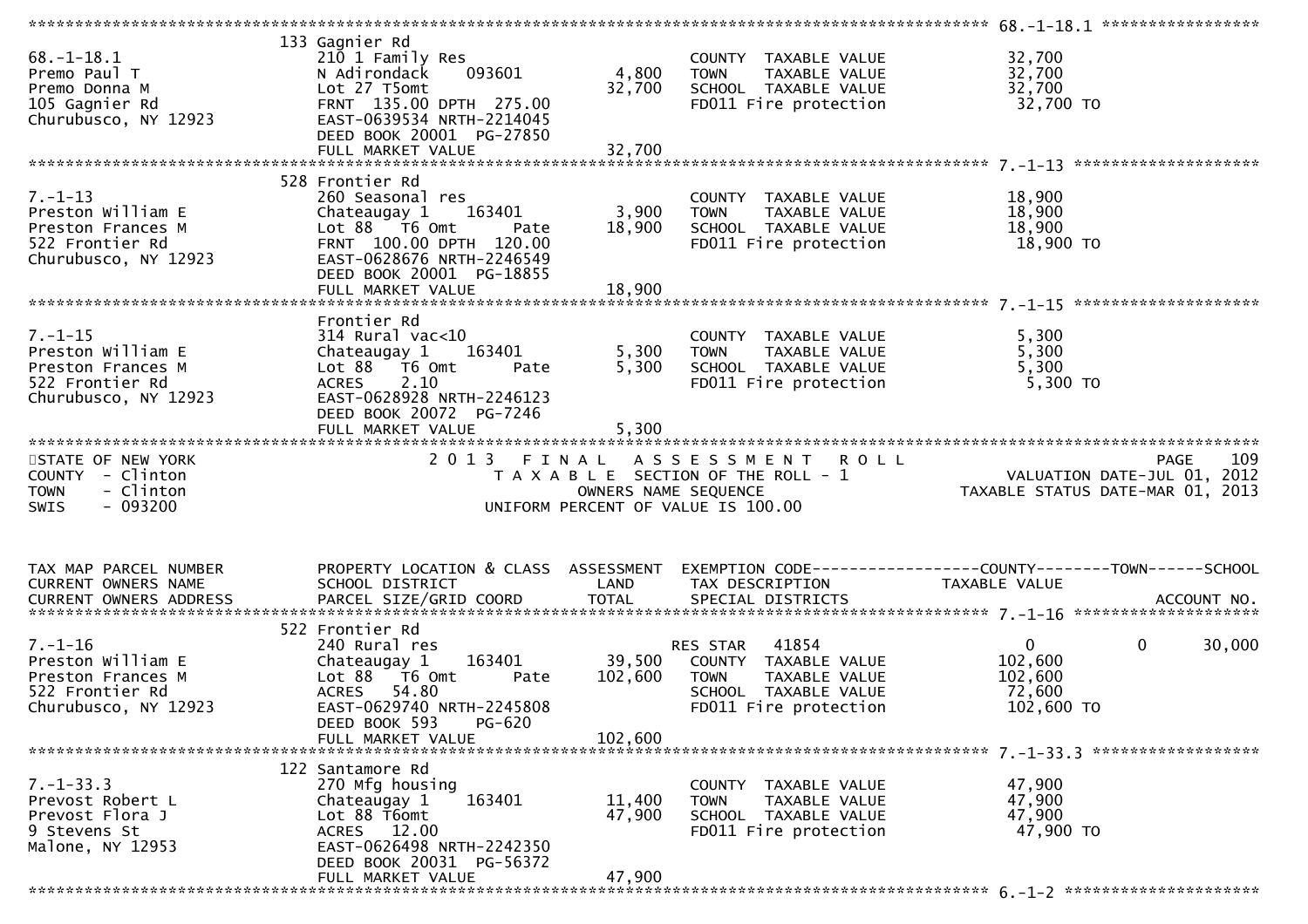```
******************************************************************************************************* 68.-1-18.1 *****************
                    133 Gagnier Rd
68.-1-18.1          210 1 Family Res                          COUNTY  TAXABLE VALUE             32,700
Premo Paul T        N Adirondack     093601       4,800      TOWN    TAXABLE VALUE             32,700
Premo Donna M       Lot 27 T5omt                 32,700      SCHOOL  TAXABLE VALUE             32,700
105 Gagnier Rd      FRNT 135.00 DPTH 275.00                  FD011 Fire protection              32,700 TO
Churubusco, NY 12923 EAST-0639534 NRTH-2214045
                    DEED BOOK 20001  PG-27850
                    FULL MARKET VALUE            32,700
******************************************************************************************************* 7.-1-13 ********************
                    528 Frontier Rd
7.-1-13             260 Seasonal res                          COUNTY  TAXABLE VALUE             18,900
Preston William E   Chateaugay 1     163401       3,900      TOWN    TAXABLE VALUE             18,900
Preston Frances M   Lot 88  T6 Omt        Pate   18,900      SCHOOL  TAXABLE VALUE             18,900
522 Frontier Rd     FRNT 100.00 DPTH 120.00                  FD011 Fire protection              18,900 TO
Churubusco, NY 12923 EAST-0628676 NRTH-2246549
                    DEED BOOK 20001  PG-18855
                    FULL MARKET VALUE            18,900
******************************************************************************************************* 7.-1-15 ********************
                    Frontier Rd
7.-1-15             314 Rural vac<10                          COUNTY  TAXABLE VALUE              5,300
Preston William E   Chateaugay 1     163401       5,300      TOWN    TAXABLE VALUE              5,300
Preston Frances M   Lot 88  T6 Omt        Pate    5,300      SCHOOL  TAXABLE VALUE              5,300
522 Frontier Rd     ACRES    2.10                            FD011 Fire protection               5,300 TO
Churubusco, NY 12923 EAST-0628928 NRTH-2246123
                    DEED BOOK 20072  PG-7246
                    FULL MARKET VALUE             5,300
*******************************************************************************************************************************
STATE OF NEW YORK              2 0 1 3   F I N A L   A S S E S S M E N T   R O L L                              PAGE    109
COUNTY  - Clinton                  T A X A B L E  SECTION OF THE ROLL - 1                   VALUATION DATE-JUL 01, 2012
TOWN    - Clinton                          OWNERS NAME SEQUENCE                           TAXABLE STATUS DATE-MAR 01, 2013
SWIS    - 093200                      UNIFORM PERCENT OF VALUE IS 100.00


TAX MAP PARCEL NUMBER          PROPERTY LOCATION & CLASS  ASSESSMENT  EXEMPTION CODE------------------COUNTY--------TOWN------SCHOOL
CURRENT OWNERS NAME            SCHOOL DISTRICT               LAND      TAX DESCRIPTION            TAXABLE VALUE
CURRENT OWNERS ADDRESS         PARCEL SIZE/GRID COORD        TOTAL     SPECIAL DISTRICTS                                  ACCOUNT NO.
******************************************************************************************************* 7.-1-16 ********************
                    522 Frontier Rd
7.-1-16             240 Rural res                             RES STAR   41854                0            0        30,000
Preston William E   Chateaugay 1     163401      39,500      COUNTY  TAXABLE VALUE            102,600
Preston Frances M   Lot 88  T6 Omt        Pate  102,600      TOWN    TAXABLE VALUE            102,600
522 Frontier Rd     ACRES   54.80                            SCHOOL  TAXABLE VALUE             72,600
Churubusco, NY 12923 EAST-0629740 NRTH-2245808               FD011 Fire protection             102,600 TO
                    DEED BOOK 593     PG-620
                    FULL MARKET VALUE           102,600
******************************************************************************************************* 7.-1-33.3 ******************
                    122 Santamore Rd
7.-1-33.3           270 Mfg housing                           COUNTY  TAXABLE VALUE             47,900
Prevost Robert L    Chateaugay 1     163401      11,400      TOWN    TAXABLE VALUE             47,900
Prevost Flora J     Lot 88 T6omt                 47,900      SCHOOL  TAXABLE VALUE             47,900
9 Stevens St        ACRES   12.00                            FD011 Fire protection              47,900 TO
Malone, NY 12953    EAST-0626498 NRTH-2242350
                    DEED BOOK 20031  PG-56372
                    FULL MARKET VALUE            47,900
******************************************************************************************************* 6.-1-2 *********************
```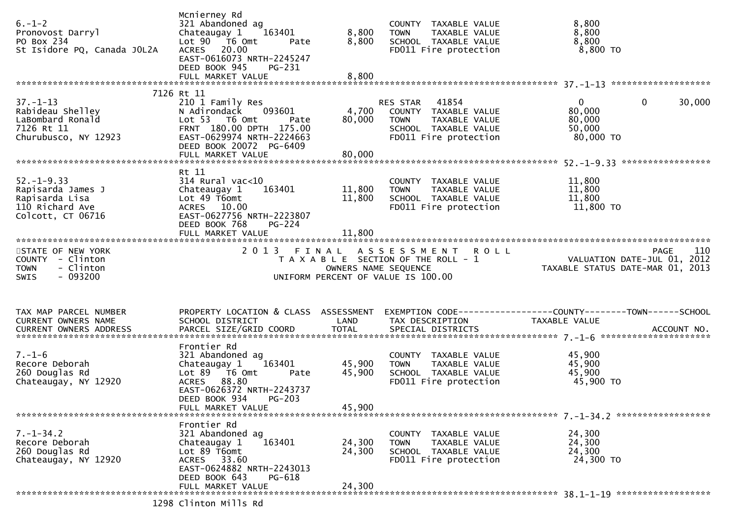```
6.-1-2                        Mcnierney Rd
Pronovost Darryl              321 Abandoned ag                          COUNTY  TAXABLE VALUE             8,800
PO Box 234                    Chateaugay 1     163401       8,800      TOWN    TAXABLE VALUE             8,800
St Isidore PQ, Canada J0L2A   Lot 90   T6 Omt       Pate    8,800      SCHOOL  TAXABLE VALUE             8,800
                              ACRES   20.00                            FD011 Fire protection              8,800 TO
                              EAST-0616073 NRTH-2245247
                              DEED BOOK 945    PG-231
                              FULL MARKET VALUE             8,800
******************************************************************************************************* 37.-1-13 *******************
                         7126 Rt 11
37.-1-13                      210 1 Family Res                         RES STAR   41854                   0           0      30,000
Rabideau Shelley              N Adirondack     093601       4,700      COUNTY  TAXABLE VALUE            80,000
LaBombard Ronald              Lot 53   T6 Omt       Pate   80,000      TOWN    TAXABLE VALUE            80,000
7126 Rt 11                    FRNT 180.00 DPTH 175.00                  SCHOOL  TAXABLE VALUE            50,000
Churubusco, NY 12923          EAST-0629974 NRTH-2224663                FD011 Fire protection             80,000 TO
                              DEED BOOK 20072  PG-6409
                              FULL MARKET VALUE            80,000
******************************************************************************************************* 52.-1-9.33 *****************
                              Rt 11
52.-1-9.33                    314 Rural vac<10                         COUNTY  TAXABLE VALUE            11,800
Rapisarda James J             Chateaugay 1     163401      11,800      TOWN    TAXABLE VALUE            11,800
Rapisarda Lisa                Lot 49 T6omt                 11,800      SCHOOL  TAXABLE VALUE            11,800
110 Richard Ave               ACRES   10.00                            FD011 Fire protection             11,800 TO
Colcott, CT 06716             EAST-0627756 NRTH-2223807
                              DEED BOOK 768    PG-224
                              FULL MARKET VALUE            11,800
************************************************************************************************************************************
STATE OF NEW YORK                        2 0 1 3   F I N A L   A S S E S S M E N T   R O L L                              PAGE   110
COUNTY  - Clinton                          T A X A B L E  SECTION OF THE ROLL - 1                      VALUATION DATE-JUL 01, 2012
TOWN    - Clinton                                  OWNERS NAME SEQUENCE                              TAXABLE STATUS DATE-MAR 01, 2013
SWIS    - 093200                              UNIFORM PERCENT OF VALUE IS 100.00


TAX MAP PARCEL NUMBER         PROPERTY LOCATION & CLASS  ASSESSMENT  EXEMPTION CODE------------------COUNTY--------TOWN------SCHOOL
CURRENT OWNERS NAME           SCHOOL DISTRICT               LAND      TAX DESCRIPTION              TAXABLE VALUE
CURRENT OWNERS ADDRESS        PARCEL SIZE/GRID COORD       TOTAL      SPECIAL DISTRICTS                                  ACCOUNT NO.
******************************************************************************************************* 7.-1-6 *********************
                              Frontier Rd
7.-1-6                        321 Abandoned ag                          COUNTY  TAXABLE VALUE            45,900
Recore Deborah                Chateaugay 1     163401      45,900      TOWN    TAXABLE VALUE            45,900
260 Douglas Rd                Lot 89   T6 Omt       Pate   45,900      SCHOOL  TAXABLE VALUE            45,900
Chateaugay, NY 12920          ACRES   88.80                            FD011 Fire protection             45,900 TO
                              EAST-0626372 NRTH-2243737
                              DEED BOOK 934    PG-203
                              FULL MARKET VALUE            45,900
******************************************************************************************************* 7.-1-34.2 ******************
                              Frontier Rd
7.-1-34.2                     321 Abandoned ag                          COUNTY  TAXABLE VALUE            24,300
Recore Deborah                Chateaugay 1     163401      24,300      TOWN    TAXABLE VALUE            24,300
260 Douglas Rd                Lot 89 T6omt                 24,300      SCHOOL  TAXABLE VALUE            24,300
Chateaugay, NY 12920          ACRES   33.60                            FD011 Fire protection             24,300 TO
                              EAST-0624882 NRTH-2243013
                              DEED BOOK 643    PG-618
                              FULL MARKET VALUE            24,300
******************************************************************************************************* 38.1-1-19 ******************
                         1298 Clinton Mills Rd
```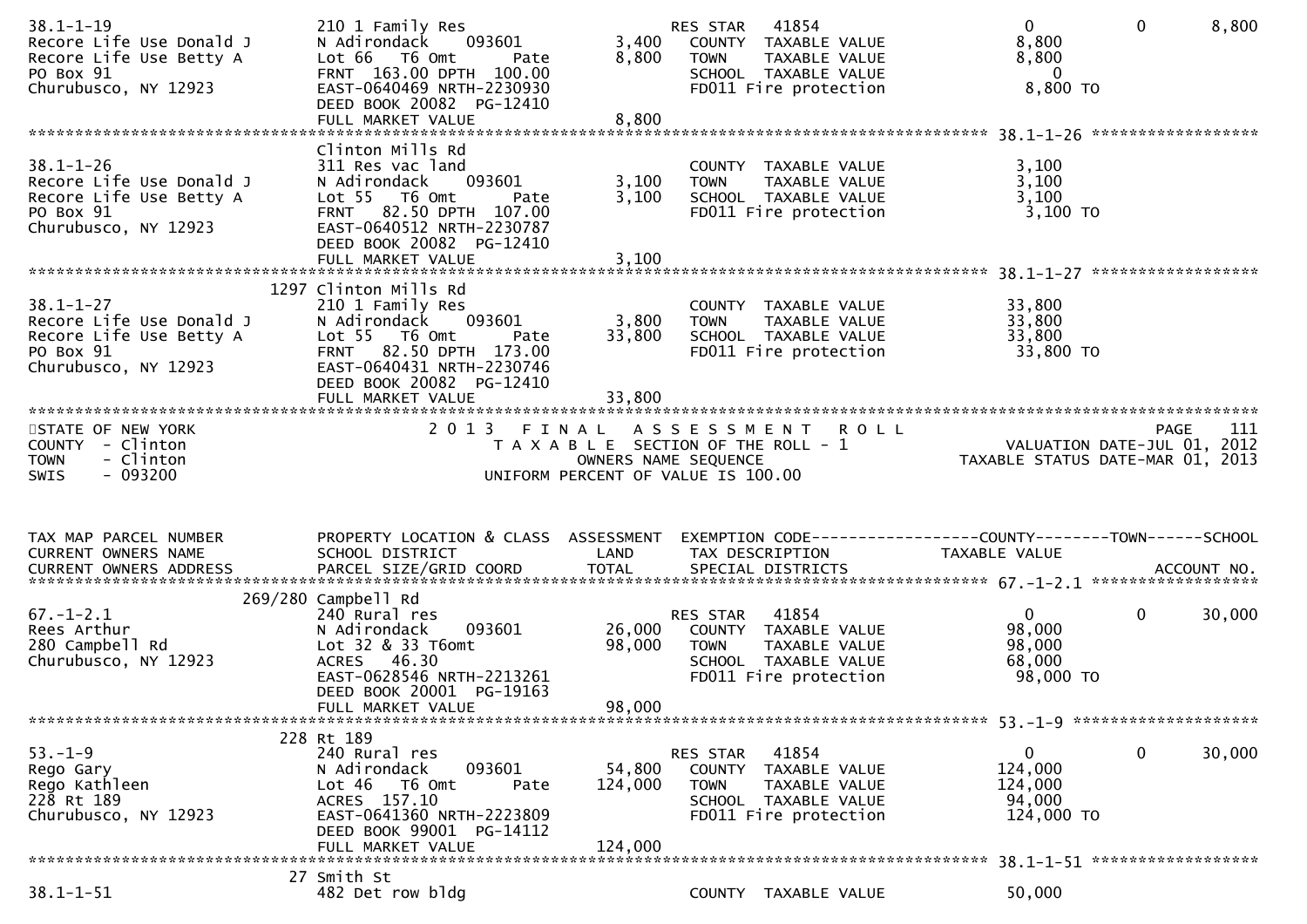```
38.1-1-19                    210 1 Family Res                      RES STAR   41854                    0           0        8,800
Recore Life Use Donald J     N Adirondack     093601       3,400    COUNTY  TAXABLE VALUE           8,800
Recore Life Use Betty A      Lot 66   T6 Omt       Pate    8,800    TOWN    TAXABLE VALUE           8,800
PO Box 91                    FRNT  163.00 DPTH  100.00              SCHOOL  TAXABLE VALUE               0
Churubusco, NY 12923         EAST-0640469 NRTH-2230930              FD011 Fire protection           8,800 TO
                             DEED BOOK 20082  PG-12410
                             FULL MARKET VALUE             8,800
******************************************************************************************************* 38.1-1-26 ******************
                             Clinton Mills Rd
38.1-1-26                    311 Res vac land                       COUNTY  TAXABLE VALUE           3,100
Recore Life Use Donald J     N Adirondack     093601       3,100    TOWN    TAXABLE VALUE           3,100
Recore Life Use Betty A      Lot 55   T6 Omt       Pate    3,100    SCHOOL  TAXABLE VALUE           3,100
PO Box 91                    FRNT   82.50 DPTH  107.00              FD011 Fire protection           3,100 TO
Churubusco, NY 12923         EAST-0640512 NRTH-2230787
                             DEED BOOK 20082  PG-12410
                             FULL MARKET VALUE             3,100
******************************************************************************************************* 38.1-1-27 ******************
                        1297 Clinton Mills Rd
38.1-1-27                    210 1 Family Res                       COUNTY  TAXABLE VALUE          33,800
Recore Life Use Donald J     N Adirondack     093601       3,800    TOWN    TAXABLE VALUE          33,800
Recore Life Use Betty A      Lot 55   T6 Omt       Pate   33,800    SCHOOL  TAXABLE VALUE          33,800
PO Box 91                    FRNT   82.50 DPTH  173.00              FD011 Fire protection          33,800 TO
Churubusco, NY 12923         EAST-0640431 NRTH-2230746
                             DEED BOOK 20082  PG-12410
                             FULL MARKET VALUE            33,800
************************************************************************************************************************************
STATE OF NEW YORK                      2 0 1 3   F I N A L   A S S E S S M E N T   R O L L                            PAGE    111
COUNTY  - Clinton                         T A X A B L E  SECTION OF THE ROLL - 1                     VALUATION DATE-JUL 01, 2012
TOWN    - Clinton                               OWNERS NAME SEQUENCE                           TAXABLE STATUS DATE-MAR 01, 2013
SWIS    - 093200                         UNIFORM PERCENT OF VALUE IS 100.00


TAX MAP PARCEL NUMBER        PROPERTY LOCATION & CLASS  ASSESSMENT  EXEMPTION CODE------------------COUNTY--------TOWN------SCHOOL
CURRENT OWNERS NAME          SCHOOL DISTRICT               LAND     TAX DESCRIPTION              TAXABLE VALUE
CURRENT OWNERS ADDRESS       PARCEL SIZE/GRID COORD       TOTAL     SPECIAL DISTRICTS                                 ACCOUNT NO.
******************************************************************************************************* 67.-1-2.1 ******************
                     269/280 Campbell Rd
67.-1-2.1                    240 Rural res                          RES STAR   41854                    0           0       30,000
Rees Arthur                  N Adirondack     093601      26,000    COUNTY  TAXABLE VALUE          98,000
280 Campbell Rd              Lot 32 & 33 T6omt            98,000    TOWN    TAXABLE VALUE          98,000
Churubusco, NY 12923         ACRES   46.30                          SCHOOL  TAXABLE VALUE          68,000
                             EAST-0628546 NRTH-2213261              FD011 Fire protection          98,000 TO
                             DEED BOOK 20001  PG-19163
                             FULL MARKET VALUE            98,000
******************************************************************************************************* 53.-1-9 ********************
                         228 Rt 189
53.-1-9                      240 Rural res                          RES STAR   41854                    0           0       30,000
Rego Gary                    N Adirondack     093601      54,800    COUNTY  TAXABLE VALUE         124,000
Rego Kathleen                Lot 46   T6 Omt       Pate  124,000    TOWN    TAXABLE VALUE         124,000
228 Rt 189                   ACRES  157.10                          SCHOOL  TAXABLE VALUE          94,000
Churubusco, NY 12923         EAST-0641360 NRTH-2223809              FD011 Fire protection         124,000 TO
                             DEED BOOK 99001  PG-14112
                             FULL MARKET VALUE           124,000
******************************************************************************************************* 38.1-1-51 ******************
                          27 Smith St
38.1-1-51                    482 Det row bldg                       COUNTY  TAXABLE VALUE          50,000
```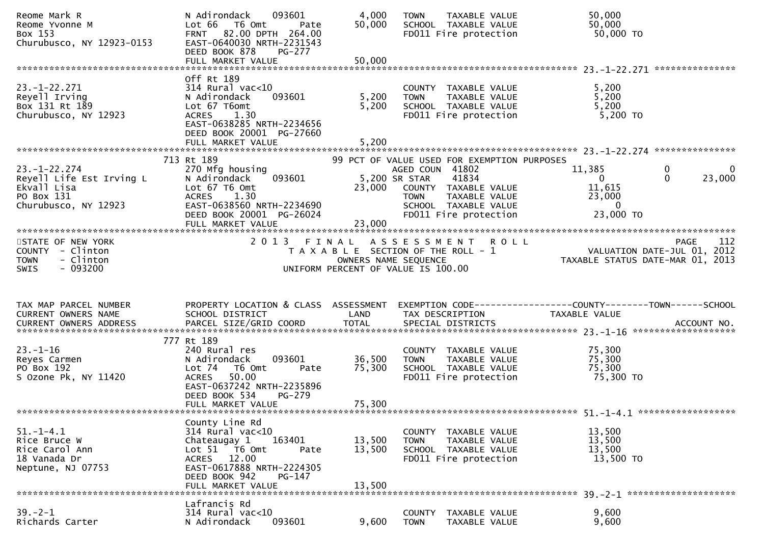```
Reome Mark R                     N Adirondack     093601       4,000   TOWN    TAXABLE VALUE               50,000
Reome Yvonne M                   Lot 66  T6 Omt       Pate     50,000   SCHOOL  TAXABLE VALUE               50,000
Box 153                          FRNT   82.00 DPTH 264.00              FD011 Fire protection                50,000 TO
Churubusco, NY 12923-0153        EAST-0640030 NRTH-2231543
                                 DEED BOOK 878     PG-277
                                 FULL MARKET VALUE              50,000
******************************************************************************************************* 23.-1-22.271 ***************
                                 Off Rt 189
23.-1-22.271                     314 Rural vac<10                      COUNTY  TAXABLE VALUE                5,200
Reyell Irving                    N Adirondack     093601       5,200   TOWN    TAXABLE VALUE                5,200
Box 131 Rt 189                   Lot 67 T6omt                  5,200   SCHOOL  TAXABLE VALUE                5,200
Churubusco, NY 12923             ACRES    1.30                         FD011 Fire protection                 5,200 TO
                                 EAST-0638285 NRTH-2234656
                                 DEED BOOK 20001  PG-27660
                                 FULL MARKET VALUE               5,200
******************************************************************************************************* 23.-1-22.274 ***************
                             713 Rt 189                         99 PCT OF VALUE USED FOR EXEMPTION PURPOSES
23.-1-22.274                     270 Mfg housing                       AGED COUN  41802            11,385              0             0
Reyell Life Est Irving L         N Adirondack     093601       5,200 SR STAR    41834                 0              0        23,000
Ekvall Lisa                      Lot 67 T6 Omt                23,000   COUNTY  TAXABLE VALUE               11,615
PO Box 131                       ACRES    1.30                         TOWN    TAXABLE VALUE               23,000
Churubusco, NY 12923             EAST-0638560 NRTH-2234690             SCHOOL  TAXABLE VALUE                    0
                                 DEED BOOK 20001  PG-26024             FD011 Fire protection                23,000 TO
                                 FULL MARKET VALUE              23,000
************************************************************************************************************************************
STATE OF NEW YORK                    2 0 1 3   F I N A L   A S S E S S M E N T   R O L L                                PAGE   112
COUNTY  - Clinton                         T A X A B L E  SECTION OF THE ROLL - 1                        VALUATION DATE-JUL 01, 2012
TOWN    - Clinton                                OWNERS NAME SEQUENCE                                TAXABLE STATUS DATE-MAR 01, 2013
SWIS    - 093200                          UNIFORM PERCENT OF VALUE IS 100.00


TAX MAP PARCEL NUMBER            PROPERTY LOCATION & CLASS  ASSESSMENT  EXEMPTION CODE------------------COUNTY--------TOWN------SCHOOL
CURRENT OWNERS NAME              SCHOOL DISTRICT               LAND     TAX DESCRIPTION              TAXABLE VALUE
CURRENT OWNERS ADDRESS           PARCEL SIZE/GRID COORD        TOTAL    SPECIAL DISTRICTS                                  ACCOUNT NO.
******************************************************************************************************* 23.-1-16 *******************
                             777 Rt 189
23.-1-16                         240 Rural res                         COUNTY  TAXABLE VALUE               75,300
Reyes Carmen                     N Adirondack     093601      36,500   TOWN    TAXABLE VALUE               75,300
PO Box 192                       Lot 74  T6 Omt       Pate    75,300   SCHOOL  TAXABLE VALUE               75,300
S Ozone Pk, NY 11420             ACRES   50.00                         FD011 Fire protection                75,300 TO
                                 EAST-0637242 NRTH-2235896
                                 DEED BOOK 534     PG-279
                                 FULL MARKET VALUE              75,300
******************************************************************************************************* 51.-1-4.1 ******************
                                 County Line Rd
51.-1-4.1                        314 Rural vac<10                      COUNTY  TAXABLE VALUE               13,500
Rice Bruce W                     Chateaugay 1     163401      13,500   TOWN    TAXABLE VALUE               13,500
Rice Carol Ann                   Lot 51  T6 Omt       Pate    13,500   SCHOOL  TAXABLE VALUE               13,500
18 Vanada Dr                     ACRES   12.00                         FD011 Fire protection                13,500 TO
Neptune, NJ 07753                EAST-0617888 NRTH-2224305
                                 DEED BOOK 942     PG-147
                                 FULL MARKET VALUE              13,500
******************************************************************************************************* 39.-2-1 ********************
                                 Lafrancis Rd
39.-2-1                          314 Rural vac<10                      COUNTY  TAXABLE VALUE                9,600
Richards Carter                  N Adirondack     093601       9,600   TOWN    TAXABLE VALUE                9,600
```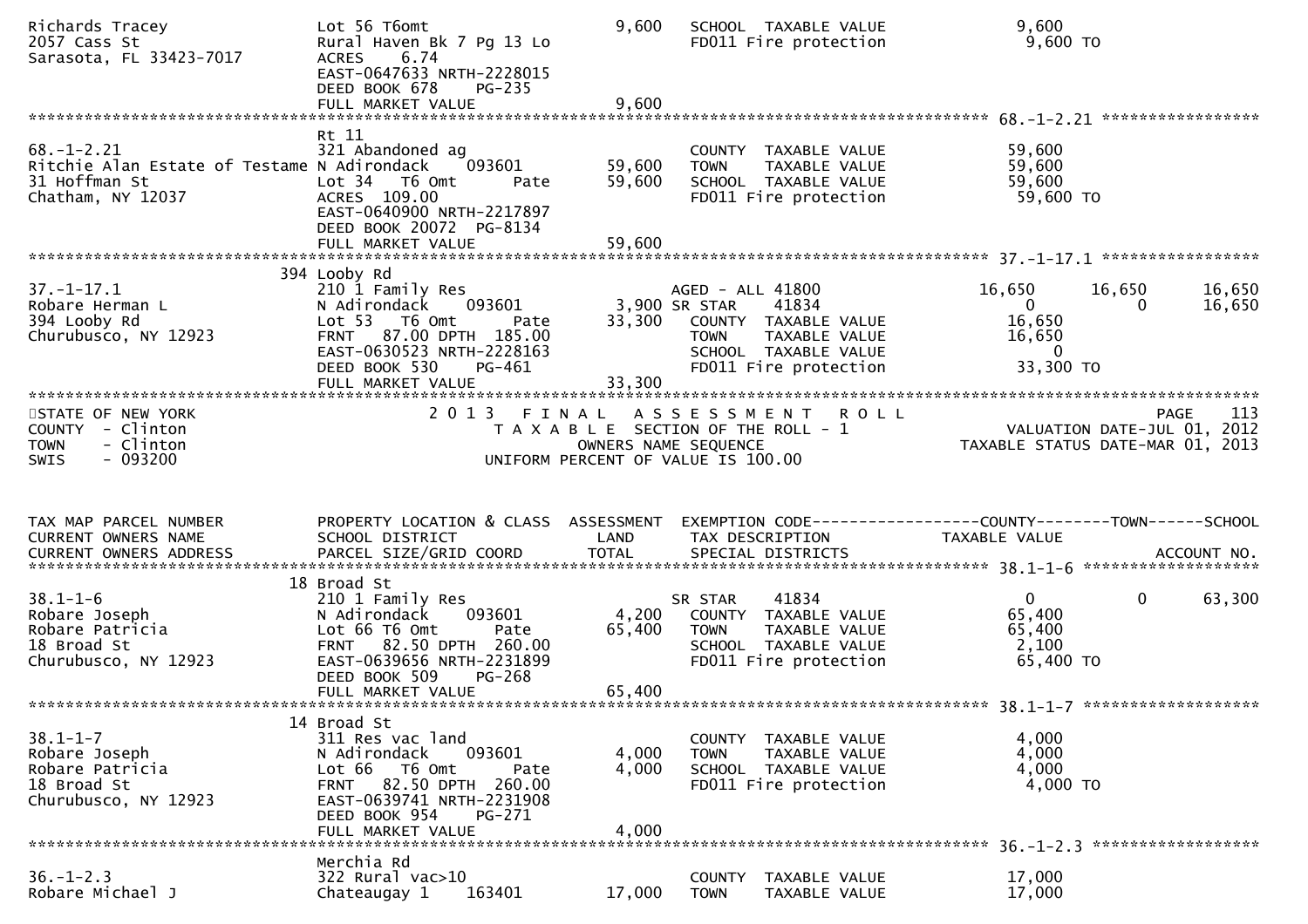```
Richards Tracey                   Lot 56 T6omt                      9,600   SCHOOL  TAXABLE VALUE              9,600
2057 Cass St                      Rural Haven Bk 7 Pg 13 Lo                 FD011 Fire protection               9,600 TO
Sarasota, FL 33423-7017           ACRES    6.74
                                  EAST-0647633 NRTH-2228015
                                  DEED BOOK 678    PG-235
                                  FULL MARKET VALUE                 9,600
******************************************************************************************************* 68.-1-2.21 *****************
                                  Rt 11
68.-1-2.21                        321 Abandoned ag                          COUNTY  TAXABLE VALUE             59,600
Ritchie Alan Estate of Testame N Adirondack    093601          59,600   TOWN    TAXABLE VALUE             59,600
31 Hoffman St                     Lot 34   T6 Omt         Pate     59,600   SCHOOL  TAXABLE VALUE             59,600
Chatham, NY 12037                 ACRES  109.00                             FD011 Fire protection              59,600 TO
                                  EAST-0640900 NRTH-2217897
                                  DEED BOOK 20072  PG-8134
                                  FULL MARKET VALUE                59,600
******************************************************************************************************* 37.-1-17.1 *****************
                              394 Looby Rd
37.-1-17.1                        210 1 Family Res                          AGED - ALL 41800             16,650        16,650        16,650
Robare Herman L                   N Adirondack    093601           3,900 SR STAR     41834                  0             0         16,650
394 Looby Rd                      Lot 53   T6 Omt         Pate     33,300   COUNTY  TAXABLE VALUE             16,650
Churubusco, NY 12923              FRNT   87.00 DPTH  185.00                 TOWN    TAXABLE VALUE             16,650
                                  EAST-0630523 NRTH-2228163                 SCHOOL  TAXABLE VALUE                  0
                                  DEED BOOK 530    PG-461                   FD011 Fire protection              33,300 TO
                                  FULL MARKET VALUE                33,300
*************************************************************************************************************************************
STATE OF NEW YORK                      2 0 1 3   F I N A L   A S S E S S M E N T   R O L L                                PAGE    113
COUNTY  - Clinton                            T A X A B L E  SECTION OF THE ROLL - 1                         VALUATION DATE-JUL 01, 2012
TOWN    - Clinton                                  OWNERS NAME SEQUENCE                               TAXABLE STATUS DATE-MAR 01, 2013
SWIS    - 093200                          UNIFORM PERCENT OF VALUE IS 100.00


TAX MAP PARCEL NUMBER             PROPERTY LOCATION & CLASS  ASSESSMENT  EXEMPTION CODE------------------COUNTY--------TOWN------SCHOOL
CURRENT OWNERS NAME               SCHOOL DISTRICT               LAND      TAX DESCRIPTION            TAXABLE VALUE
CURRENT OWNERS ADDRESS            PARCEL SIZE/GRID COORD       TOTAL      SPECIAL DISTRICTS                                  ACCOUNT NO.
******************************************************************************************************* 38.1-1-6 *******************
                              18 Broad St
38.1-1-6                          210 1 Family Res                          SR STAR     41834                  0             0         63,300
Robare Joseph                     N Adirondack    093601           4,200   COUNTY  TAXABLE VALUE             65,400
Robare Patricia                   Lot 66 T6 Omt          Pate     65,400   TOWN    TAXABLE VALUE             65,400
18 Broad St                       FRNT   82.50 DPTH  260.00                 SCHOOL  TAXABLE VALUE              2,100
Churubusco, NY 12923              EAST-0639656 NRTH-2231899                 FD011 Fire protection              65,400 TO
                                  DEED BOOK 509    PG-268
                                  FULL MARKET VALUE                65,400
******************************************************************************************************* 38.1-1-7 *******************
                              14 Broad St
38.1-1-7                          311 Res vac land                          COUNTY  TAXABLE VALUE              4,000
Robare Joseph                     N Adirondack    093601           4,000   TOWN    TAXABLE VALUE              4,000
Robare Patricia                   Lot 66   T6 Omt         Pate      4,000   SCHOOL  TAXABLE VALUE              4,000
18 Broad St                       FRNT   82.50 DPTH  260.00                 FD011 Fire protection               4,000 TO
Churubusco, NY 12923              EAST-0639741 NRTH-2231908
                                  DEED BOOK 954    PG-271
                                  FULL MARKET VALUE                 4,000
******************************************************************************************************* 36.-1-2.3 ******************
                                  Merchia Rd
36.-1-2.3                         322 Rural vac>10                          COUNTY  TAXABLE VALUE             17,000
Robare Michael J                  Chateaugay 1    163401          17,000   TOWN    TAXABLE VALUE             17,000
```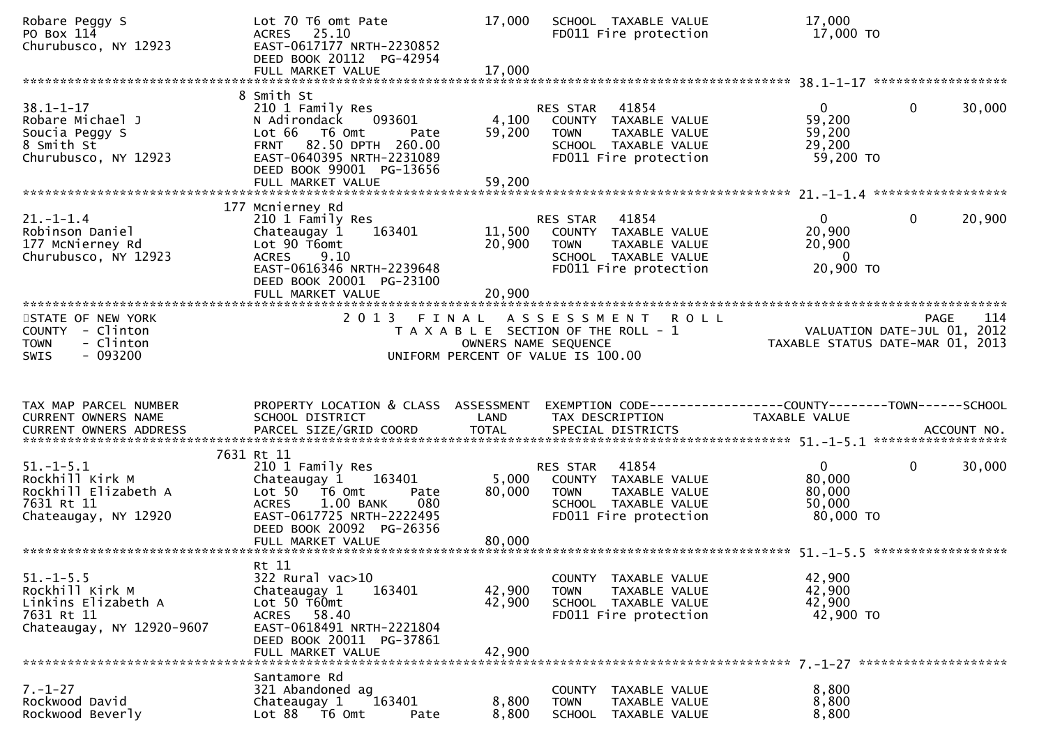```
Robare Peggy S                 Lot 70 T6 omt Pate                17,000   SCHOOL  TAXABLE VALUE             17,000
PO Box 114                     ACRES   25.10                              FD011 Fire protection              17,000 TO
Churubusco, NY 12923           EAST-0617177 NRTH-2230852
                               DEED BOOK 20112  PG-42954
                               FULL MARKET VALUE                 17,000
******************************************************************************************************* 38.1-1-17 ******************
                              8 Smith St
38.1-1-17                      210 1 Family Res                           RES STAR   41854                    0          0      30,000
Robare Michael J               N Adirondack    093601             4,100   COUNTY  TAXABLE VALUE             59,200
Soucia Peggy S                 Lot 66   T6 Omt         Pate      59,200   TOWN    TAXABLE VALUE             59,200
8 Smith St                     FRNT   82.50 DPTH  260.00                  SCHOOL  TAXABLE VALUE             29,200
Churubusco, NY 12923           EAST-0640395 NRTH-2231089                  FD011 Fire protection              59,200 TO
                               DEED BOOK 99001  PG-13656
                               FULL MARKET VALUE                 59,200
******************************************************************************************************* 21.-1-1.4 ******************
                            177 Mcnierney Rd
21.-1-1.4                      210 1 Family Res                           RES STAR   41854                    0          0      20,900
Robinson Daniel                Chateaugay 1     163401           11,500   COUNTY  TAXABLE VALUE             20,900
177 McNierney Rd               Lot 90 T6omt                      20,900   TOWN    TAXABLE VALUE             20,900
Churubusco, NY 12923           ACRES    9.10                              SCHOOL  TAXABLE VALUE                  0
                               EAST-0616346 NRTH-2239648                  FD011 Fire protection              20,900 TO
                               DEED BOOK 20001  PG-23100
                               FULL MARKET VALUE                 20,900
************************************************************************************************************************************
STATE OF NEW YORK                        2 0 1 3   F I N A L   A S S E S S M E N T   R O L L                                PAGE    114
COUNTY  - Clinton                           T A X A B L E  SECTION OF THE ROLL - 1                       VALUATION DATE-JUL 01, 2012
TOWN    - Clinton                                  OWNERS NAME SEQUENCE                              TAXABLE STATUS DATE-MAR 01, 2013
SWIS    - 093200                              UNIFORM PERCENT OF VALUE IS 100.00


TAX MAP PARCEL NUMBER          PROPERTY LOCATION & CLASS  ASSESSMENT  EXEMPTION CODE------------------COUNTY--------TOWN------SCHOOL
CURRENT OWNERS NAME            SCHOOL DISTRICT               LAND      TAX DESCRIPTION              TAXABLE VALUE
CURRENT OWNERS ADDRESS         PARCEL SIZE/GRID COORD        TOTAL     SPECIAL DISTRICTS                                    ACCOUNT NO.
******************************************************************************************************* 51.-1-5.1 ******************
                           7631 Rt 11
51.-1-5.1                      210 1 Family Res                           RES STAR   41854                    0          0      30,000
Rockhill Kirk M                Chateaugay 1     163401            5,000   COUNTY  TAXABLE VALUE             80,000
Rockhill Elizabeth A           Lot 50   T6 Omt         Pate      80,000   TOWN    TAXABLE VALUE             80,000
7631 Rt 11                     ACRES    1.00 BANK     080                 SCHOOL  TAXABLE VALUE             50,000
Chateaugay, NY 12920           EAST-0617725 NRTH-2222495                  FD011 Fire protection              80,000 TO
                               DEED BOOK 20092  PG-26356
                               FULL MARKET VALUE                 80,000
******************************************************************************************************* 51.-1-5.5 ******************
                               Rt 11
51.-1-5.5                      322 Rural vac>10                           COUNTY  TAXABLE VALUE             42,900
Rockhill Kirk M                Chateaugay 1     163401           42,900   TOWN    TAXABLE VALUE             42,900
Linkins Elizabeth A            Lot 50 T60mt                      42,900   SCHOOL  TAXABLE VALUE             42,900
7631 Rt 11                     ACRES   58.40                              FD011 Fire protection              42,900 TO
Chateaugay, NY 12920-9607      EAST-0618491 NRTH-2221804
                               DEED BOOK 20011  PG-37861
                               FULL MARKET VALUE                 42,900
******************************************************************************************************* 7.-1-27 ********************
                               Santamore Rd
7.-1-27                        321 Abandoned ag                           COUNTY  TAXABLE VALUE              8,800
Rockwood David                 Chateaugay 1     163401            8,800   TOWN    TAXABLE VALUE              8,800
Rockwood Beverly               Lot 88   T6 Omt         Pate       8,800   SCHOOL  TAXABLE VALUE              8,800
```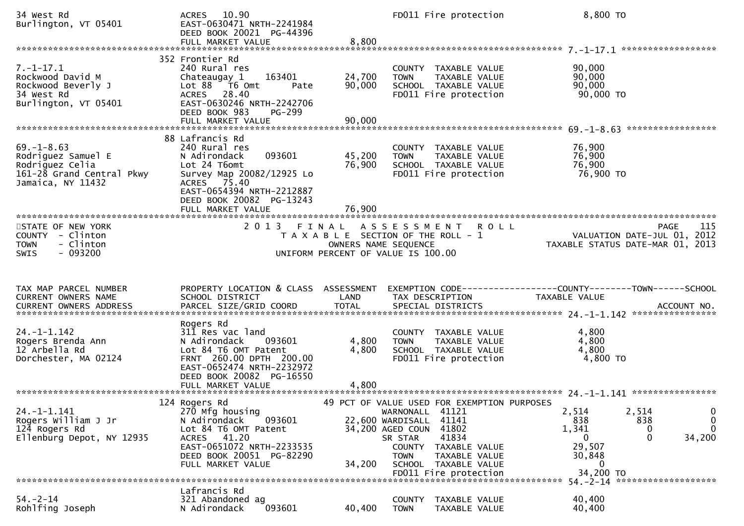```
34 West Rd                     ACRES   10.90                                FD011 Fire protection             8,800 TO
Burlington, VT 05401           EAST-0630471 NRTH-2241984
                               DEED BOOK 20021  PG-44396
                               FULL MARKET VALUE                8,800
******************************************************************************************************* 7.-1-17.1 ******************
                            352 Frontier Rd
7.-1-17.1                      240 Rural res                                COUNTY  TAXABLE VALUE            90,000
Rockwood David M               Chateaugay 1     163401         24,700       TOWN    TAXABLE VALUE            90,000
Rockwood Beverly J             Lot 88   T6 Omt        Pate     90,000       SCHOOL  TAXABLE VALUE            90,000
34 West Rd                     ACRES   28.40                                FD011 Fire protection            90,000 TO
Burlington, VT 05401           EAST-0630246 NRTH-2242706
                               DEED BOOK 983    PG-299
                               FULL MARKET VALUE               90,000
******************************************************************************************************* 69.-1-8.63 *****************
                            88 Lafrancis Rd
69.-1-8.63                     240 Rural res                                COUNTY  TAXABLE VALUE            76,900
Rodriguez Samuel E             N Adirondack     093601         45,200       TOWN    TAXABLE VALUE            76,900
Rodriguez Celia                Lot 24 T6omt                    76,900       SCHOOL  TAXABLE VALUE            76,900
161-28 Grand Central Pkwy      Survey Map 20082/12925 Lo                    FD011 Fire protection            76,900 TO
Jamaica, NY 11432              ACRES   75.40
                               EAST-0654394 NRTH-2212887
                               DEED BOOK 20082  PG-13243
                               FULL MARKET VALUE               76,900
*******************************************************************************************************************************
STATE OF NEW YORK                    2 0 1 3   F I N A L   A S S E S S M E N T   R O L L                          PAGE    115
COUNTY  - Clinton                       T A X A B L E  SECTION OF THE ROLL - 1                     VALUATION DATE-JUL 01, 2012
TOWN    - Clinton                              OWNERS NAME SEQUENCE                             TAXABLE STATUS DATE-MAR 01, 2013
SWIS    - 093200                        UNIFORM PERCENT OF VALUE IS 100.00



TAX MAP PARCEL NUMBER          PROPERTY LOCATION & CLASS  ASSESSMENT  EXEMPTION CODE------------------COUNTY--------TOWN------SCHOOL
CURRENT OWNERS NAME            SCHOOL DISTRICT               LAND      TAX DESCRIPTION             TAXABLE VALUE
CURRENT OWNERS ADDRESS         PARCEL SIZE/GRID COORD        TOTAL     SPECIAL DISTRICTS                                  ACCOUNT NO.
******************************************************************************************************* 24.-1-1.142 ****************
                               Rogers Rd
24.-1-1.142                    311 Res vac land                             COUNTY  TAXABLE VALUE             4,800
Rogers Brenda Ann              N Adirondack     093601          4,800       TOWN    TAXABLE VALUE             4,800
12 Arbella Rd                  Lot 84 T6 OMT Patent             4,800       SCHOOL  TAXABLE VALUE             4,800
Dorchester, MA 02124           FRNT  260.00 DPTH  200.00                    FD011 Fire protection             4,800 TO
                               EAST-0652474 NRTH-2232972
                               DEED BOOK 20082  PG-16550
                               FULL MARKET VALUE                4,800
******************************************************************************************************* 24.-1-1.141 ****************
                            124 Rogers Rd                    49 PCT OF VALUE USED FOR EXEMPTION PURPOSES
24.-1-1.141                    270 Mfg housing                      WARNONALL  41121              2,514       2,514            0
Rogers William J Jr            N Adirondack     093601         22,600 WARDISALL  41141                838         838            0
124 Rogers Rd                  Lot 84 T6 OMT Patent            34,200 AGED COUN  41802              1,341           0            0
Ellenburg Depot, NY 12935      ACRES   41.20                        SR STAR    41834                  0           0       34,200
                               EAST-0651072 NRTH-2233535            COUNTY  TAXABLE VALUE            29,507
                               DEED BOOK 20051  PG-82290            TOWN    TAXABLE VALUE            30,848
                               FULL MARKET VALUE               34,200 SCHOOL  TAXABLE VALUE                 0
                                                                    FD011 Fire protection            34,200 TO
******************************************************************************************************* 54.-2-14 *******************
                               Lafrancis Rd
54.-2-14                       321 Abandoned ag                             COUNTY  TAXABLE VALUE            40,400
Rohlfing Joseph                N Adirondack     093601         40,400       TOWN    TAXABLE VALUE            40,400
```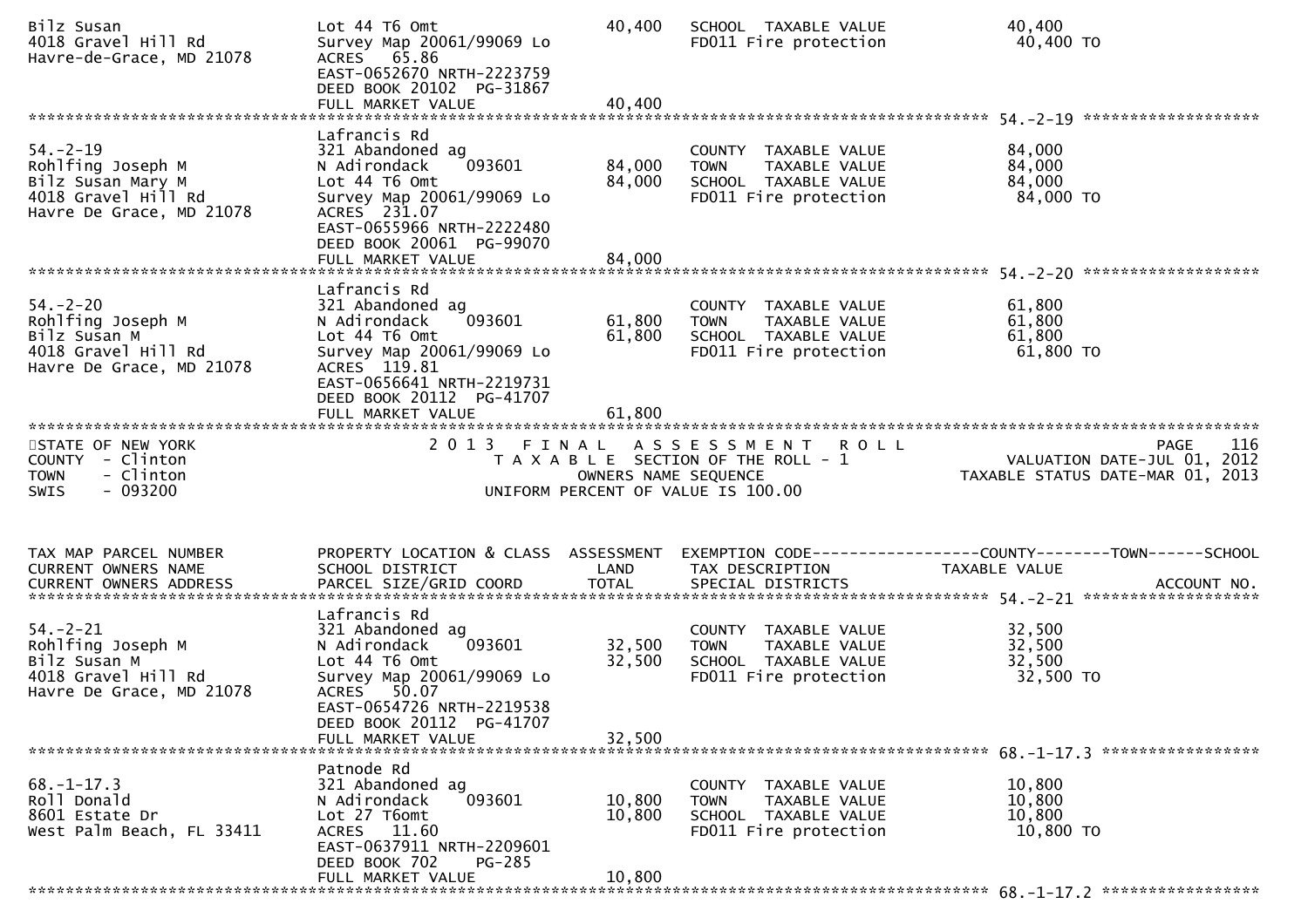```
Bilz Susan                      Lot 44 T6 Omt                      40,400   SCHOOL  TAXABLE VALUE              40,400
4018 Gravel Hill Rd             Survey Map 20061/99069 Lo                   FD011 Fire protection               40,400 TO
Havre-de-Grace, MD 21078        ACRES   65.86
                                EAST-0652670 NRTH-2223759
                                DEED BOOK 20102  PG-31867
                                FULL MARKET VALUE                  40,400
******************************************************************************************************* 54.-2-19 ******************
                                Lafrancis Rd
54.-2-19                        321 Abandoned ag                            COUNTY  TAXABLE VALUE              84,000
Rohlfing Joseph M               N Adirondack     093601            84,000   TOWN    TAXABLE VALUE              84,000
Bilz Susan Mary M               Lot 44 T6 Omt                      84,000   SCHOOL  TAXABLE VALUE              84,000
4018 Gravel Hill Rd             Survey Map 20061/99069 Lo                   FD011 Fire protection               84,000 TO
Havre De Grace, MD 21078        ACRES  231.07
                                EAST-0655966 NRTH-2222480
                                DEED BOOK 20061  PG-99070
                                FULL MARKET VALUE                  84,000
******************************************************************************************************* 54.-2-20 ******************
                                Lafrancis Rd
54.-2-20                        321 Abandoned ag                            COUNTY  TAXABLE VALUE              61,800
Rohlfing Joseph M               N Adirondack     093601            61,800   TOWN    TAXABLE VALUE              61,800
Bilz Susan M                    Lot 44 T6 Omt                      61,800   SCHOOL  TAXABLE VALUE              61,800
4018 Gravel Hill Rd             Survey Map 20061/99069 Lo                   FD011 Fire protection               61,800 TO
Havre De Grace, MD 21078        ACRES  119.81
                                EAST-0656641 NRTH-2219731
                                DEED BOOK 20112  PG-41707
                                FULL MARKET VALUE                  61,800
***********************************************************************************************************************************
STATE OF NEW YORK                     2 0 1 3   F I N A L   A S S E S S M E N T   R O L L                              PAGE    116
COUNTY  - Clinton                        T A X A B L E  SECTION OF THE ROLL - 1                      VALUATION DATE-JUL 01, 2012
TOWN    - Clinton                                OWNERS NAME SEQUENCE                               TAXABLE STATUS DATE-MAR 01, 2013
SWIS    - 093200                          UNIFORM PERCENT OF VALUE IS 100.00


TAX MAP PARCEL NUMBER           PROPERTY LOCATION & CLASS  ASSESSMENT  EXEMPTION CODE------------------COUNTY--------TOWN------SCHOOL
CURRENT OWNERS NAME             SCHOOL DISTRICT               LAND      TAX DESCRIPTION             TAXABLE VALUE
CURRENT OWNERS ADDRESS          PARCEL SIZE/GRID COORD        TOTAL     SPECIAL DISTRICTS                                 ACCOUNT NO.
******************************************************************************************************* 54.-2-21 ******************
                                Lafrancis Rd
54.-2-21                        321 Abandoned ag                            COUNTY  TAXABLE VALUE              32,500
Rohlfing Joseph M               N Adirondack     093601            32,500   TOWN    TAXABLE VALUE              32,500
Bilz Susan M                    Lot 44 T6 Omt                      32,500   SCHOOL  TAXABLE VALUE              32,500
4018 Gravel Hill Rd             Survey Map 20061/99069 Lo                   FD011 Fire protection               32,500 TO
Havre De Grace, MD 21078        ACRES   50.07
                                EAST-0654726 NRTH-2219538
                                DEED BOOK 20112  PG-41707
                                FULL MARKET VALUE                  32,500
******************************************************************************************************* 68.-1-17.3 ****************
                                Patnode Rd
68.-1-17.3                      321 Abandoned ag                            COUNTY  TAXABLE VALUE              10,800
Roll Donald                     N Adirondack     093601            10,800   TOWN    TAXABLE VALUE              10,800
8601 Estate Dr                  Lot 27 T6omt                       10,800   SCHOOL  TAXABLE VALUE              10,800
West Palm Beach, FL 33411       ACRES   11.60                               FD011 Fire protection               10,800 TO
                                EAST-0637911 NRTH-2209601
                                DEED BOOK 702    PG-285
                                FULL MARKET VALUE                  10,800
******************************************************************************************************* 68.-1-17.2 ****************
```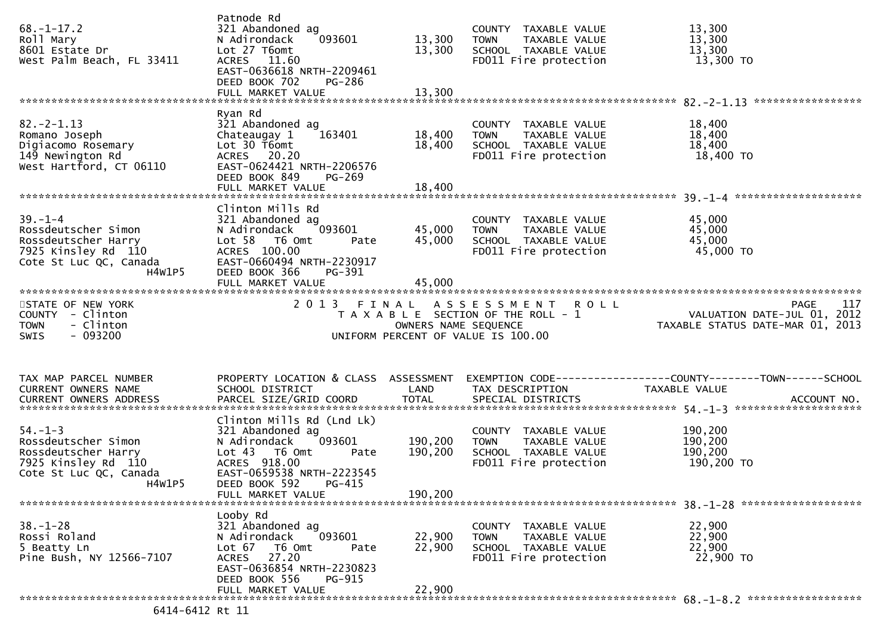```
                                Patnode Rd
68.-1-17.2                      321 Abandoned ag                          COUNTY  TAXABLE VALUE              13,300
Roll Mary                       N Adirondack    093601        13,300      TOWN    TAXABLE VALUE              13,300
8601 Estate Dr                  Lot 27 T6omt                  13,300      SCHOOL  TAXABLE VALUE              13,300
West Palm Beach, FL 33411       ACRES  11.60                              FD011 Fire protection               13,300 TO
                                EAST-0636618 NRTH-2209461
                                DEED BOOK 702    PG-286
                                FULL MARKET VALUE             13,300
******************************************************************************************************* 82.-2-1.13 *****************
                                Ryan Rd
82.-2-1.13                      321 Abandoned ag                          COUNTY  TAXABLE VALUE              18,400
Romano Joseph                   Chateaugay 1    163401        18,400      TOWN    TAXABLE VALUE              18,400
Digiacomo Rosemary              Lot 30 T6omt                  18,400      SCHOOL  TAXABLE VALUE              18,400
149 Newington Rd                ACRES  20.20                              FD011 Fire protection               18,400 TO
West Hartford, CT 06110         EAST-0624421 NRTH-2206576
                                DEED BOOK 849    PG-269
                                FULL MARKET VALUE             18,400
******************************************************************************************************* 39.-1-4 ********************
                                Clinton Mills Rd
39.-1-4                         321 Abandoned ag                          COUNTY  TAXABLE VALUE              45,000
Rossdeutscher Simon             N Adirondack    093601        45,000      TOWN    TAXABLE VALUE              45,000
Rossdeutscher Harry             Lot 58  T6 Omt      Pate      45,000      SCHOOL  TAXABLE VALUE              45,000
7925 Kinsley Rd  110            ACRES 100.00                              FD011 Fire protection               45,000 TO
Cote St Luc QC, Canada          EAST-0660494 NRTH-2230917
                  H4W1P5        DEED BOOK 366    PG-391
                                FULL MARKET VALUE             45,000
************************************************************************************************************************************
STATE OF NEW YORK                2 0 1 3   F I N A L   A S S E S S M E N T   R O L L                                  PAGE    117
COUNTY  - Clinton                   T A X A B L E  SECTION OF THE ROLL - 1                        VALUATION DATE-JUL 01, 2012
TOWN    - Clinton                          OWNERS NAME SEQUENCE                              TAXABLE STATUS DATE-MAR 01, 2013
SWIS    - 093200                     UNIFORM PERCENT OF VALUE IS 100.00


TAX MAP PARCEL NUMBER           PROPERTY LOCATION & CLASS  ASSESSMENT  EXEMPTION CODE------------------COUNTY--------TOWN------SCHOOL
CURRENT OWNERS NAME             SCHOOL DISTRICT               LAND      TAX DESCRIPTION             TAXABLE VALUE
CURRENT OWNERS ADDRESS          PARCEL SIZE/GRID COORD        TOTAL     SPECIAL DISTRICTS                                 ACCOUNT NO.
******************************************************************************************************* 54.-1-3 ********************
                                Clinton Mills Rd (Lnd Lk)
54.-1-3                         321 Abandoned ag                          COUNTY  TAXABLE VALUE             190,200
Rossdeutscher Simon             N Adirondack    093601       190,200      TOWN    TAXABLE VALUE             190,200
Rossdeutscher Harry             Lot 43  T6 Omt      Pate     190,200      SCHOOL  TAXABLE VALUE             190,200
7925 Kinsley Rd  110            ACRES 918.00                              FD011 Fire protection              190,200 TO
Cote St Luc QC, Canada          EAST-0659538 NRTH-2223545
                  H4W1P5        DEED BOOK 592    PG-415
                                FULL MARKET VALUE            190,200
******************************************************************************************************* 38.-1-28 *******************
                                Looby Rd
38.-1-28                        321 Abandoned ag                          COUNTY  TAXABLE VALUE              22,900
Rossi Roland                    N Adirondack    093601        22,900      TOWN    TAXABLE VALUE              22,900
5 Beatty Ln                     Lot 67  T6 Omt      Pate      22,900      SCHOOL  TAXABLE VALUE              22,900
Pine Bush, NY 12566-7107        ACRES  27.20                              FD011 Fire protection               22,900 TO
                                EAST-0636854 NRTH-2230823
                                DEED BOOK 556    PG-915
                                FULL MARKET VALUE             22,900
******************************************************************************************************* 68.-1-8.2 ******************
                  6414-6412 Rt 11
```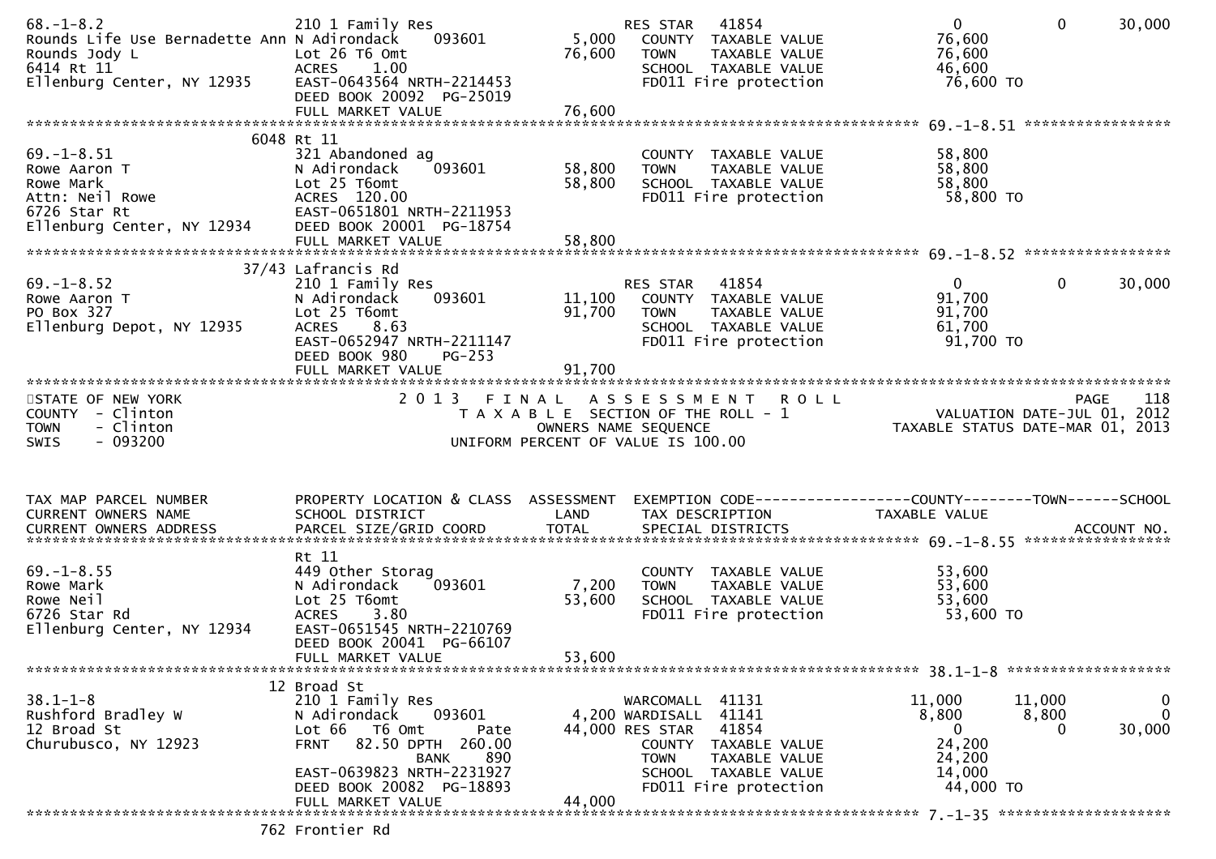```
68.-1-8.2                        210 1 Family Res                     RES STAR   41854                     0           0        30,000
Rounds Life Use Bernadette Ann N Adirondack     093601       5,000   COUNTY  TAXABLE VALUE            76,600
Rounds Jody L                   Lot 26 T6 Omt                76,600   TOWN    TAXABLE VALUE            76,600
6414 Rt 11                      ACRES    1.00                         SCHOOL  TAXABLE VALUE            46,600
Ellenburg Center, NY 12935      EAST-0643564 NRTH-2214453             FD011 Fire protection             76,600 TO
                                DEED BOOK 20092  PG-25019
                                FULL MARKET VALUE            76,600
******************************************************************************************************* 69.-1-8.51 *****************
                              6048 Rt 11
69.-1-8.51                      321 Abandoned ag                      COUNTY  TAXABLE VALUE            58,800
Rowe Aaron T                    N Adirondack     093601      58,800   TOWN    TAXABLE VALUE            58,800
Rowe Mark                       Lot 25 T6omt                 58,800   SCHOOL  TAXABLE VALUE            58,800
Attn: Neil Rowe                 ACRES  120.00                         FD011 Fire protection             58,800 TO
6726 Star Rt                    EAST-0651801 NRTH-2211953
Ellenburg Center, NY 12934      DEED BOOK 20001  PG-18754
                                FULL MARKET VALUE            58,800
******************************************************************************************************* 69.-1-8.52 *****************
                             37/43 Lafrancis Rd
69.-1-8.52                      210 1 Family Res                      RES STAR   41854                     0           0        30,000
Rowe Aaron T                    N Adirondack     093601      11,100   COUNTY  TAXABLE VALUE            91,700
PO Box 327                      Lot 25 T6omt                 91,700   TOWN    TAXABLE VALUE            91,700
Ellenburg Depot, NY 12935       ACRES    8.63                         SCHOOL  TAXABLE VALUE            61,700
                                EAST-0652947 NRTH-2211147             FD011 Fire protection             91,700 TO
                                DEED BOOK 980    PG-253
                                FULL MARKET VALUE            91,700
************************************************************************************************************************************
STATE OF NEW YORK                         2 0 1 3   F I N A L   A S S E S S M E N T   R O L L                                PAGE   118
COUNTY  - Clinton                              T A X A B L E  SECTION OF THE ROLL - 1                      VALUATION DATE-JUL 01, 2012
TOWN    - Clinton                                     OWNERS NAME SEQUENCE                              TAXABLE STATUS DATE-MAR 01, 2013
SWIS    - 093200                               UNIFORM PERCENT OF VALUE IS 100.00


TAX MAP PARCEL NUMBER           PROPERTY LOCATION & CLASS  ASSESSMENT  EXEMPTION CODE------------------COUNTY--------TOWN------SCHOOL
CURRENT OWNERS NAME             SCHOOL DISTRICT               LAND      TAX DESCRIPTION             TAXABLE VALUE
CURRENT OWNERS ADDRESS          PARCEL SIZE/GRID COORD       TOTAL      SPECIAL DISTRICTS                                  ACCOUNT NO.
******************************************************************************************************* 69.-1-8.55 *****************
                                Rt 11
69.-1-8.55                      449 Other Storag                      COUNTY  TAXABLE VALUE            53,600
Rowe Mark                       N Adirondack     093601       7,200   TOWN    TAXABLE VALUE            53,600
Rowe Neil                       Lot 25 T6omt                 53,600   SCHOOL  TAXABLE VALUE            53,600
6726 Star Rd                    ACRES    3.80                         FD011 Fire protection             53,600 TO
Ellenburg Center, NY 12934      EAST-0651545 NRTH-2210769
                                DEED BOOK 20041  PG-66107
                                FULL MARKET VALUE            53,600
******************************************************************************************************* 38.1-1-8 *******************
                              12 Broad St
38.1-1-8                        210 1 Family Res                      WARCOMALL  41131               11,000      11,000            0
Rushford Bradley W              N Adirondack     093601       4,200  WARDISALL  41141                8,800       8,800            0
12 Broad St                     Lot 66   T6 Omt      Pate    44,000  RES STAR   41854                    0           0        30,000
Churubusco, NY 12923            FRNT   82.50 DPTH  260.00             COUNTY  TAXABLE VALUE            24,200
                                            BANK     890              TOWN    TAXABLE VALUE            24,200
                                EAST-0639823 NRTH-2231927             SCHOOL  TAXABLE VALUE            14,000
                                DEED BOOK 20082  PG-18893             FD011 Fire protection             44,000 TO
                                FULL MARKET VALUE            44,000
******************************************************************************************************* 7.-1-35 ********************
                             762 Frontier Rd
```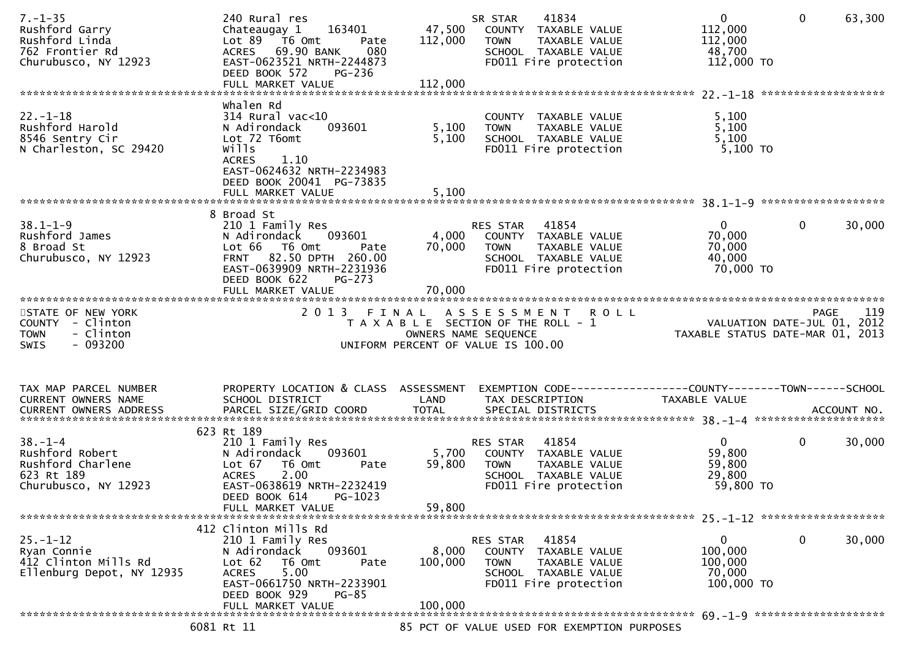```
7.-1-35              240 Rural res                        SR STAR     41834               0          0      63,300
Rushford Garry       Chateaugay 1    163401       47,500   COUNTY  TAXABLE VALUE        112,000
Rushford Linda       Lot 89  T6 Omt       Pate   112,000   TOWN    TAXABLE VALUE        112,000
762 Frontier Rd      ACRES  69.90 BANK    080              SCHOOL  TAXABLE VALUE         48,700
Churubusco, NY 12923 EAST-0623521 NRTH-2244873             FD011 Fire protection        112,000 TO
                     DEED BOOK 572    PG-236
                     FULL MARKET VALUE           112,000
******************************************************************************************* 22.-1-18 *******************
                     Whalen Rd
22.-1-18             314 Rural vac<10                      COUNTY  TAXABLE VALUE          5,100
Rushford Harold      N Adirondack    093601        5,100   TOWN    TAXABLE VALUE          5,100
8546 Sentry Cir      Lot 72 T6omt                  5,100   SCHOOL  TAXABLE VALUE          5,100
N Charleston, SC 29420 Wills                               FD011 Fire protection          5,100 TO
                     ACRES    1.10
                     EAST-0624632 NRTH-2234983
                     DEED BOOK 20041 PG-73835
                     FULL MARKET VALUE             5,100
******************************************************************************************* 38.1-1-9 *******************
                   8 Broad St
38.1-1-9             210 1 Family Res                     RES STAR    41854               0          0      30,000
Rushford James       N Adirondack    093601        4,000   COUNTY  TAXABLE VALUE         70,000
8 Broad St           Lot 66  T6 Omt       Pate    70,000   TOWN    TAXABLE VALUE         70,000
Churubusco, NY 12923 FRNT  82.50 DPTH 260.00               SCHOOL  TAXABLE VALUE         40,000
                     EAST-0639909 NRTH-2231936             FD011 Fire protection         70,000 TO
                     DEED BOOK 622    PG-273
                     FULL MARKET VALUE            70,000
************************************************************************************************************************
STATE OF NEW YORK                2 0 1 3   F I N A L   A S S E S S M E N T   R O L L                           PAGE    119
COUNTY  - Clinton                     T A X A B L E  SECTION OF THE ROLL - 1                   VALUATION DATE-JUL 01, 2012
TOWN    - Clinton                           OWNERS NAME SEQUENCE                            TAXABLE STATUS DATE-MAR 01, 2013
SWIS    - 093200                       UNIFORM PERCENT OF VALUE IS 100.00


TAX MAP PARCEL NUMBER     PROPERTY LOCATION & CLASS  ASSESSMENT  EXEMPTION CODE------------------COUNTY--------TOWN------SCHOOL
CURRENT OWNERS NAME       SCHOOL DISTRICT               LAND      TAX DESCRIPTION             TAXABLE VALUE
CURRENT OWNERS ADDRESS    PARCEL SIZE/GRID COORD       TOTAL      SPECIAL DISTRICTS                                   ACCOUNT NO.
******************************************************************************************* 38.-1-4 ********************
                   623 Rt 189
38.-1-4              210 1 Family Res                     RES STAR    41854               0          0      30,000
Rushford Robert      N Adirondack    093601        5,700   COUNTY  TAXABLE VALUE         59,800
Rushford Charlene    Lot 67  T6 Omt       Pate    59,800   TOWN    TAXABLE VALUE         59,800
623 Rt 189           ACRES    2.00                         SCHOOL  TAXABLE VALUE         29,800
Churubusco, NY 12923 EAST-0638619 NRTH-2232419             FD011 Fire protection         59,800 TO
                     DEED BOOK 614    PG-1023
                     FULL MARKET VALUE            59,800
******************************************************************************************* 25.-1-12 *******************
                   412 Clinton Mills Rd
25.-1-12             210 1 Family Res                     RES STAR    41854               0          0      30,000
Ryan Connie          N Adirondack    093601        8,000   COUNTY  TAXABLE VALUE        100,000
412 Clinton Mills Rd Lot 62  T6 Omt       Pate   100,000   TOWN    TAXABLE VALUE        100,000
Ellenburg Depot, NY 12935 ACRES  5.00                      SCHOOL  TAXABLE VALUE         70,000
                     EAST-0661750 NRTH-2233901             FD011 Fire protection        100,000 TO
                     DEED BOOK 929    PG-85
                     FULL MARKET VALUE           100,000
******************************************************************************************* 69.-1-9 ********************
                  6081 Rt 11                   85 PCT OF VALUE USED FOR EXEMPTION PURPOSES
```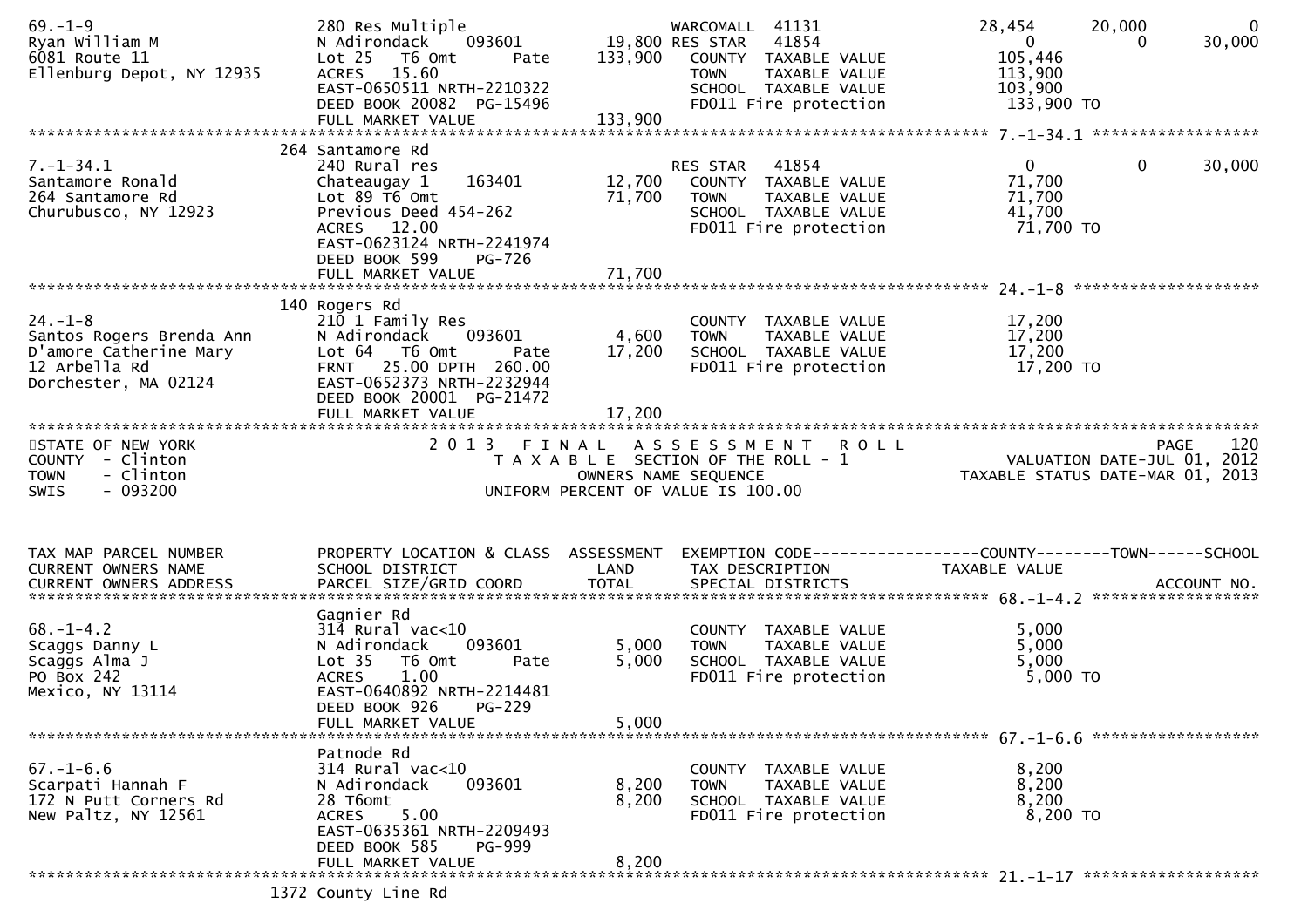```
69.-1-9                        280 Res Multiple                      WARCOMALL  41131            28,454       20,000            0
Ryan William M                 N Adirondack    093601        19,800 RES STAR   41854                 0            0       30,000
6081 Route 11                  Lot 25   T6 Omt       Pate   133,900   COUNTY  TAXABLE VALUE        105,446
Ellenburg Depot, NY 12935      ACRES   15.60                          TOWN    TAXABLE VALUE        113,900
                               EAST-0650511 NRTH-2210322              SCHOOL  TAXABLE VALUE        103,900
                               DEED BOOK 20082  PG-15496              FD011 Fire protection         133,900 TO
                               FULL MARKET VALUE            133,900
******************************************************************************************************* 7.-1-34.1 *****************
                               264 Santamore Rd
7.-1-34.1                      240 Rural res                          RES STAR   41854                 0            0       30,000
Santamore Ronald               Chateaugay 1    163401        12,700   COUNTY  TAXABLE VALUE         71,700
264 Santamore Rd               Lot 89 T6 Omt                 71,700   TOWN    TAXABLE VALUE         71,700
Churubusco, NY 12923           Previous Deed 454-262                  SCHOOL  TAXABLE VALUE         41,700
                               ACRES   12.00                          FD011 Fire protection          71,700 TO
                               EAST-0623124 NRTH-2241974
                               DEED BOOK 599    PG-726
                               FULL MARKET VALUE             71,700
******************************************************************************************************* 24.-1-8 *******************
                               140 Rogers Rd
24.-1-8                        210 1 Family Res                       COUNTY  TAXABLE VALUE         17,200
Santos Rogers Brenda Ann       N Adirondack    093601         4,600   TOWN    TAXABLE VALUE         17,200
D'amore Catherine Mary         Lot 64   T6 Omt       Pate    17,200   SCHOOL  TAXABLE VALUE         17,200
12 Arbella Rd                  FRNT   25.00 DPTH 260.00               FD011 Fire protection          17,200 TO
Dorchester, MA 02124           EAST-0652373 NRTH-2232944
                               DEED BOOK 20001  PG-21472
                               FULL MARKET VALUE             17,200
************************************************************************************************************************************
STATE OF NEW YORK                   2 0 1 3   F I N A L   A S S E S S M E N T   R O L L                               PAGE   120
COUNTY  - Clinton                      T A X A B L E  SECTION OF THE ROLL - 1                        VALUATION DATE-JUL 01, 2012
TOWN    - Clinton                              OWNERS NAME SEQUENCE                              TAXABLE STATUS DATE-MAR 01, 2013
SWIS    - 093200                        UNIFORM PERCENT OF VALUE IS 100.00


TAX MAP PARCEL NUMBER          PROPERTY LOCATION & CLASS  ASSESSMENT  EXEMPTION CODE-----------------COUNTY--------TOWN------SCHOOL
CURRENT OWNERS NAME            SCHOOL DISTRICT               LAND     TAX DESCRIPTION              TAXABLE VALUE
CURRENT OWNERS ADDRESS         PARCEL SIZE/GRID COORD        TOTAL    SPECIAL DISTRICTS                                  ACCOUNT NO.
******************************************************************************************************* 68.-1-4.2 *****************
                               Gagnier Rd
68.-1-4.2                      314 Rural vac<10                       COUNTY  TAXABLE VALUE          5,000
Scaggs Danny L                 N Adirondack    093601         5,000   TOWN    TAXABLE VALUE          5,000
Scaggs Alma J                  Lot 35   T6 Omt       Pate     5,000   SCHOOL  TAXABLE VALUE          5,000
PO Box 242                     ACRES    1.00                          FD011 Fire protection           5,000 TO
Mexico, NY 13114               EAST-0640892 NRTH-2214481
                               DEED BOOK 926    PG-229
                               FULL MARKET VALUE              5,000
******************************************************************************************************* 67.-1-6.6 *****************
                               Patnode Rd
67.-1-6.6                      314 Rural vac<10                       COUNTY  TAXABLE VALUE          8,200
Scarpati Hannah F              N Adirondack    093601         8,200   TOWN    TAXABLE VALUE          8,200
172 N Putt Corners Rd          28 T6omt                       8,200   SCHOOL  TAXABLE VALUE          8,200
New Paltz, NY 12561            ACRES    5.00                          FD011 Fire protection           8,200 TO
                               EAST-0635361 NRTH-2209493
                               DEED BOOK 585    PG-999
                               FULL MARKET VALUE              8,200
******************************************************************************************************* 21.-1-17 ******************
                               1372 County Line Rd
```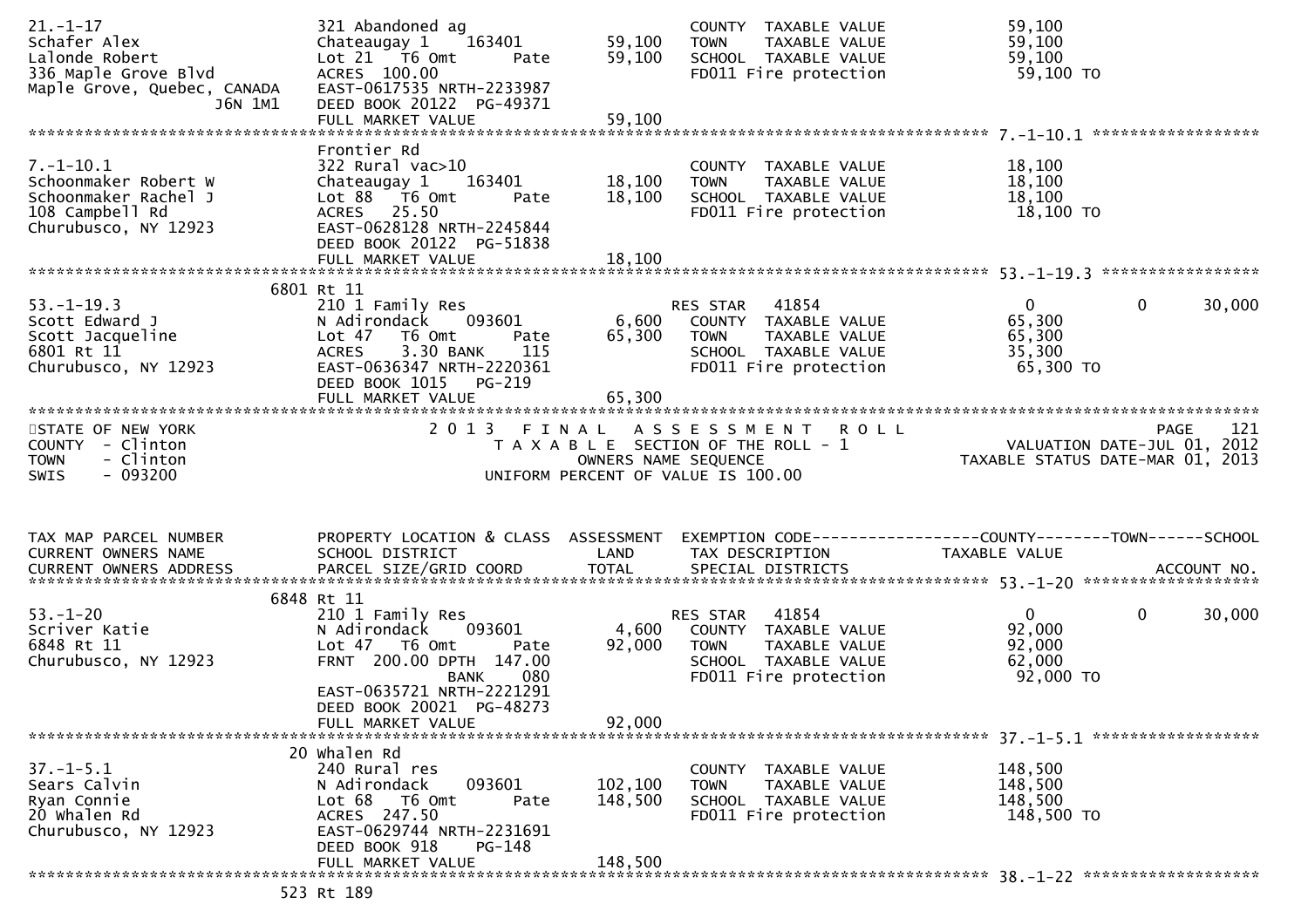```
21.-1-17                       321 Abandoned ag                        COUNTY  TAXABLE VALUE             59,100
Schafer Alex                   Chateaugay 1    163401        59,100    TOWN    TAXABLE VALUE             59,100
Lalonde Robert                 Lot 21  T6 Omt       Pate     59,100    SCHOOL  TAXABLE VALUE             59,100
336 Maple Grove Blvd           ACRES  100.00                           FD011 Fire protection              59,100 TO
Maple Grove, Quebec, CANADA    EAST-0617535 NRTH-2233987
                   J6N 1M1     DEED BOOK 20122  PG-49371
                               FULL MARKET VALUE             59,100
******************************************************************************************************* 7.-1-10.1 ******************
                               Frontier Rd
7.-1-10.1                      322 Rural vac>10                        COUNTY  TAXABLE VALUE             18,100
Schoonmaker Robert W           Chateaugay 1    163401        18,100    TOWN    TAXABLE VALUE             18,100
Schoonmaker Rachel J           Lot 88  T6 Omt       Pate     18,100    SCHOOL  TAXABLE VALUE             18,100
108 Campbell Rd                ACRES   25.50                           FD011 Fire protection              18,100 TO
Churubusco, NY 12923           EAST-0628128 NRTH-2245844
                               DEED BOOK 20122  PG-51838
                               FULL MARKET VALUE             18,100
******************************************************************************************************* 53.-1-19.3 *****************
                     6801 Rt 11
53.-1-19.3                     210 1 Family Res                        RES STAR   41854                  0            0       30,000
Scott Edward J                 N Adirondack    093601         6,600    COUNTY  TAXABLE VALUE             65,300
Scott Jacqueline               Lot 47  T6 Omt       Pate     65,300    TOWN    TAXABLE VALUE             65,300
6801 Rt 11                     ACRES    3.30 BANK    115               SCHOOL  TAXABLE VALUE             35,300
Churubusco, NY 12923           EAST-0636347 NRTH-2220361               FD011 Fire protection              65,300 TO
                               DEED BOOK 1015   PG-219
                               FULL MARKET VALUE             65,300
************************************************************************************************************************************
STATE OF NEW YORK                        2 0 1 3   F I N A L   A S S E S S M E N T   R O L L                              PAGE   121
COUNTY  - Clinton                           T A X A B L E  SECTION OF THE ROLL - 1                      VALUATION DATE-JUL 01, 2012
TOWN    - Clinton                                   OWNERS NAME SEQUENCE                             TAXABLE STATUS DATE-MAR 01, 2013
SWIS    - 093200                             UNIFORM PERCENT OF VALUE IS 100.00


TAX MAP PARCEL NUMBER          PROPERTY LOCATION & CLASS  ASSESSMENT  EXEMPTION CODE------------------COUNTY--------TOWN------SCHOOL
CURRENT OWNERS NAME            SCHOOL DISTRICT               LAND      TAX DESCRIPTION            TAXABLE VALUE
CURRENT OWNERS ADDRESS         PARCEL SIZE/GRID COORD        TOTAL     SPECIAL DISTRICTS                                   ACCOUNT NO.
******************************************************************************************************* 53.-1-20 *******************
                     6848 Rt 11
53.-1-20                       210 1 Family Res                        RES STAR   41854                  0            0       30,000
Scriver Katie                  N Adirondack    093601         4,600    COUNTY  TAXABLE VALUE             92,000
6848 Rt 11                     Lot 47  T6 Omt       Pate     92,000    TOWN    TAXABLE VALUE             92,000
Churubusco, NY 12923           FRNT  200.00 DPTH  147.00               SCHOOL  TAXABLE VALUE             62,000
                                              BANK    080              FD011 Fire protection              92,000 TO
                               EAST-0635721 NRTH-2221291
                               DEED BOOK 20021  PG-48273
                               FULL MARKET VALUE             92,000
******************************************************************************************************* 37.-1-5.1 ******************
                       20 Whalen Rd
37.-1-5.1                      240 Rural res                           COUNTY  TAXABLE VALUE            148,500
Sears Calvin                   N Adirondack    093601       102,100    TOWN    TAXABLE VALUE            148,500
Ryan Connie                    Lot 68  T6 Omt       Pate    148,500    SCHOOL  TAXABLE VALUE            148,500
20 Whalen Rd                   ACRES  247.50                           FD011 Fire protection             148,500 TO
Churubusco, NY 12923           EAST-0629744 NRTH-2231691
                               DEED BOOK 918    PG-148
                               FULL MARKET VALUE            148,500
******************************************************************************************************* 38.-1-22 *******************
                      523 Rt 189
```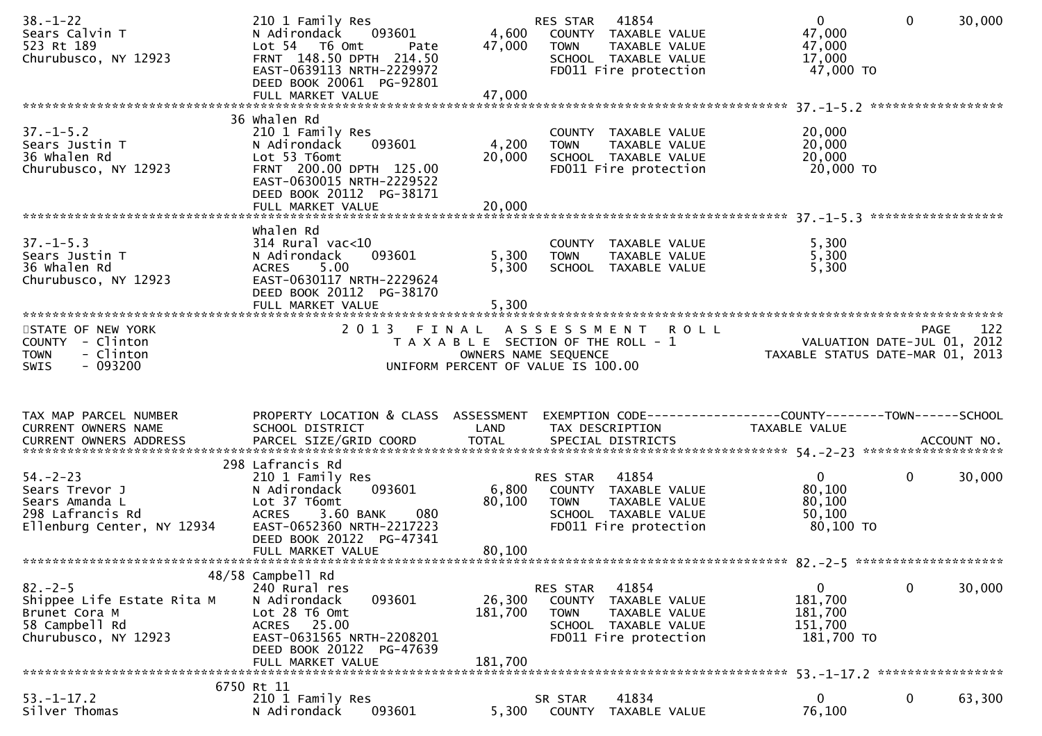```
38.-1-22                  210 1 Family Res                         RES STAR    41854                    0           0        30,000
Sears Calvin T            N Adirondack     093601        4,600     COUNTY  TAXABLE VALUE            47,000
523 Rt 189                Lot 54   T6 Omt       Pate    47,000     TOWN    TAXABLE VALUE            47,000
Churubusco, NY 12923      FRNT 148.50 DPTH 214.50                  SCHOOL  TAXABLE VALUE            17,000
                          EAST-0639113 NRTH-2229972                FD011 Fire protection             47,000 TO
                          DEED BOOK 20061  PG-92801
                          FULL MARKET VALUE                 47,000
******************************************************************************************************* 37.-1-5.2 ******************
                         36 Whalen Rd
37.-1-5.2                 210 1 Family Res                         COUNTY  TAXABLE VALUE            20,000
Sears Justin T            N Adirondack     093601        4,200     TOWN    TAXABLE VALUE            20,000
36 Whalen Rd              Lot 53 T6omt                  20,000     SCHOOL  TAXABLE VALUE            20,000
Churubusco, NY 12923      FRNT 200.00 DPTH 125.00                  FD011 Fire protection             20,000 TO
                          EAST-0630015 NRTH-2229522
                          DEED BOOK 20112  PG-38171
                          FULL MARKET VALUE                 20,000
******************************************************************************************************* 37.-1-5.3 ******************
                          Whalen Rd
37.-1-5.3                 314 Rural vac<10                         COUNTY  TAXABLE VALUE             5,300
Sears Justin T            N Adirondack     093601        5,300     TOWN    TAXABLE VALUE             5,300
36 Whalen Rd              ACRES    5.00                  5,300     SCHOOL  TAXABLE VALUE             5,300
Churubusco, NY 12923      EAST-0630117 NRTH-2229624
                          DEED BOOK 20112  PG-38170
                          FULL MARKET VALUE                  5,300
************************************************************************************************************************************
STATE OF NEW YORK                    2 0 1 3   F I N A L   A S S E S S M E N T   R O L L                                PAGE    122
COUNTY  - Clinton                      T A X A B L E  SECTION OF THE ROLL - 1                          VALUATION DATE-JUL 01, 2012
TOWN    - Clinton                             OWNERS NAME SEQUENCE                                 TAXABLE STATUS DATE-MAR 01, 2013
SWIS    - 093200                      UNIFORM PERCENT OF VALUE IS 100.00


TAX MAP PARCEL NUMBER     PROPERTY LOCATION & CLASS  ASSESSMENT  EXEMPTION CODE------------------COUNTY--------TOWN------SCHOOL
CURRENT OWNERS NAME       SCHOOL DISTRICT               LAND      TAX DESCRIPTION                 TAXABLE VALUE
CURRENT OWNERS ADDRESS    PARCEL SIZE/GRID COORD        TOTAL     SPECIAL DISTRICTS                                     ACCOUNT NO.
******************************************************************************************************* 54.-2-23 *******************
                         298 Lafrancis Rd
54.-2-23                  210 1 Family Res                         RES STAR    41854                    0           0        30,000
Sears Trevor J            N Adirondack     093601        6,800     COUNTY  TAXABLE VALUE            80,100
Sears Amanda L            Lot 37 T6omt                  80,100     TOWN    TAXABLE VALUE            80,100
298 Lafrancis Rd          ACRES    3.60 BANK     080               SCHOOL  TAXABLE VALUE            50,100
Ellenburg Center, NY 12934  EAST-0652360 NRTH-2217223              FD011 Fire protection             80,100 TO
                          DEED BOOK 20122  PG-47341
                          FULL MARKET VALUE                 80,100
******************************************************************************************************* 82.-2-5 ********************
                         48/58 Campbell Rd
82.-2-5                   240 Rural res                            RES STAR    41854                    0           0        30,000
Shippee Life Estate Rita M  N Adirondack   093601       26,300     COUNTY  TAXABLE VALUE           181,700
Brunet Cora M             Lot 28 T6 Omt                181,700     TOWN    TAXABLE VALUE           181,700
58 Campbell Rd            ACRES   25.00                            SCHOOL  TAXABLE VALUE           151,700
Churubusco, NY 12923      EAST-0631565 NRTH-2208201                FD011 Fire protection            181,700 TO
                          DEED BOOK 20122  PG-47639
                          FULL MARKET VALUE                181,700
******************************************************************************************************* 53.-1-17.2 *****************
                         6750 Rt 11
53.-1-17.2                210 1 Family Res                         SR STAR     41834                    0           0        63,300
Silver Thomas             N Adirondack     093601        5,300     COUNTY  TAXABLE VALUE            76,100
```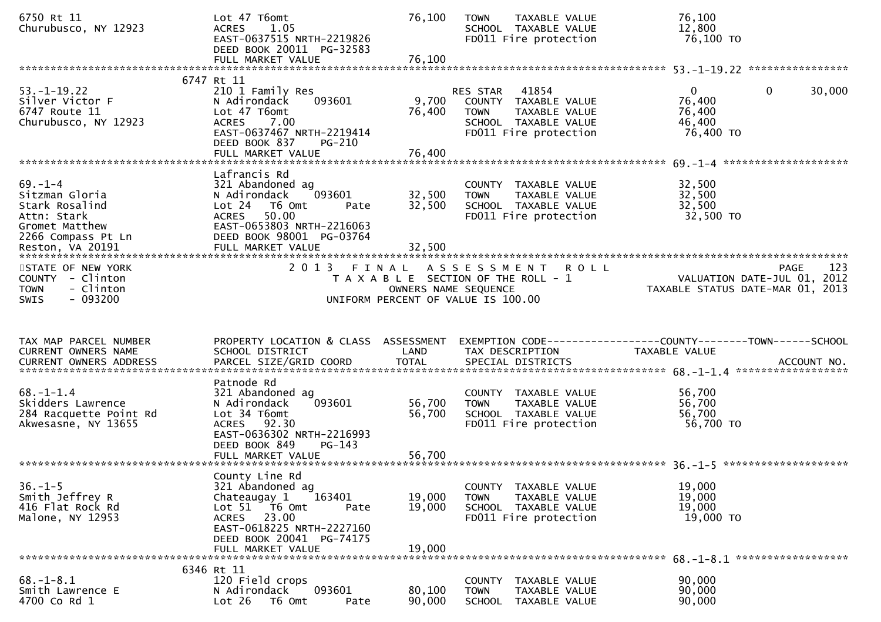```
6750 Rt 11                       Lot 47 T6omt                  76,100   TOWN    TAXABLE VALUE            76,100
Churubusco, NY 12923             ACRES    1.05                          SCHOOL  TAXABLE VALUE            12,800
                                 EAST-0637515 NRTH-2219826              FD011 Fire protection            76,100 TO
                                 DEED BOOK 20011  PG-32583
                                 FULL MARKET VALUE             76,100
******************************************************************************************************* 53.-1-19.22 ****************
                            6747 Rt 11
53.-1-19.22                      210 1 Family Res                       RES STAR   41854                  0              0        30,000
Silver Victor F                  N Adirondack     093601        9,700   COUNTY  TAXABLE VALUE            76,400
6747 Route 11                    Lot 47 T6omt                  76,400   TOWN    TAXABLE VALUE            76,400
Churubusco, NY 12923             ACRES    7.00                          SCHOOL  TAXABLE VALUE            46,400
                                 EAST-0637467 NRTH-2219414              FD011 Fire protection            76,400 TO
                                 DEED BOOK 837    PG-210
                                 FULL MARKET VALUE             76,400
******************************************************************************************************* 69.-1-4 ********************
                                 Lafrancis Rd
69.-1-4                          321 Abandoned ag                       COUNTY  TAXABLE VALUE            32,500
Sitzman Gloria                   N Adirondack     093601       32,500   TOWN    TAXABLE VALUE            32,500
Stark Rosalind                   Lot 24   T6 Omt       Pate    32,500   SCHOOL  TAXABLE VALUE            32,500
Attn: Stark                      ACRES   50.00                          FD011 Fire protection            32,500 TO
Gromet Matthew                   EAST-0653803 NRTH-2216063
2266 Compass Pt Ln               DEED BOOK 98001  PG-03764
Reston, VA 20191                 FULL MARKET VALUE             32,500
************************************************************************************************************************************
STATE OF NEW YORK                       2 0 1 3   F I N A L   A S S E S S M E N T   R O L L                              PAGE   123
COUNTY  - Clinton                          T A X A B L E  SECTION OF THE ROLL - 1                      VALUATION DATE-JUL 01, 2012
TOWN    - Clinton                                 OWNERS NAME SEQUENCE                             TAXABLE STATUS DATE-MAR 01, 2013
SWIS    - 093200                            UNIFORM PERCENT OF VALUE IS 100.00


TAX MAP PARCEL NUMBER            PROPERTY LOCATION & CLASS  ASSESSMENT  EXEMPTION CODE------------------COUNTY--------TOWN------SCHOOL
CURRENT OWNERS NAME              SCHOOL DISTRICT               LAND     TAX DESCRIPTION            TAXABLE VALUE
CURRENT OWNERS ADDRESS           PARCEL SIZE/GRID COORD        TOTAL    SPECIAL DISTRICTS                                 ACCOUNT NO.
******************************************************************************************************* 68.-1-1.4 ******************
                                 Patnode Rd
68.-1-1.4                        321 Abandoned ag                       COUNTY  TAXABLE VALUE            56,700
Skidders Lawrence                N Adirondack     093601       56,700   TOWN    TAXABLE VALUE            56,700
284 Racquette Point Rd           Lot 34 T6omt                  56,700   SCHOOL  TAXABLE VALUE            56,700
Akwesasne, NY 13655              ACRES   92.30                          FD011 Fire protection            56,700 TO
                                 EAST-0636302 NRTH-2216993
                                 DEED BOOK 849    PG-143
                                 FULL MARKET VALUE             56,700
******************************************************************************************************* 36.-1-5 ********************
                                 County Line Rd
36.-1-5                          321 Abandoned ag                       COUNTY  TAXABLE VALUE            19,000
Smith Jeffrey R                  Chateaugay 1     163401       19,000   TOWN    TAXABLE VALUE            19,000
416 Flat Rock Rd                 Lot 51   T6 Omt       Pate    19,000   SCHOOL  TAXABLE VALUE            19,000
Malone, NY 12953                 ACRES   23.00                          FD011 Fire protection            19,000 TO
                                 EAST-0618225 NRTH-2227160
                                 DEED BOOK 20041  PG-74175
                                 FULL MARKET VALUE             19,000
******************************************************************************************************* 68.-1-8.1 ******************
                            6346 Rt 11
68.-1-8.1                        120 Field crops                        COUNTY  TAXABLE VALUE            90,000
Smith Lawrence E                 N Adirondack     093601       80,100   TOWN    TAXABLE VALUE            90,000
4700 Co Rd 1                     Lot 26   T6 Omt       Pate    90,000   SCHOOL  TAXABLE VALUE            90,000
```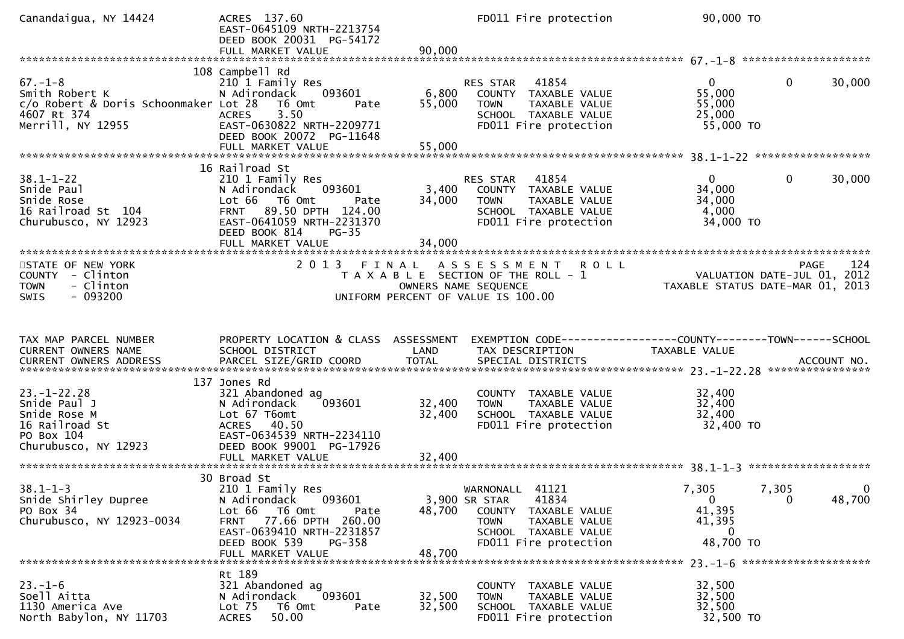```
Canandaigua, NY 14424          ACRES  137.60                            FD011 Fire protection            90,000 TO
                               EAST-0645109 NRTH-2213754
                               DEED BOOK 20031  PG-54172
                               FULL MARKET VALUE              90,000
******************************************************************************************************* 67.-1-8 ********************
                           108 Campbell Rd
67.-1-8                        210 1 Family Res                         RES STAR   41854                    0          0      30,000
Smith Robert K                 N Adirondack     093601           6,800    COUNTY  TAXABLE VALUE           55,000
c/o Robert & Doris Schoonmaker Lot 28   T6 Omt       Pate       55,000    TOWN    TAXABLE VALUE           55,000
4607 Rt 374                    ACRES    3.50                              SCHOOL  TAXABLE VALUE           25,000
Merrill, NY 12955              EAST-0630822 NRTH-2209771                  FD011 Fire protection            55,000 TO
                               DEED BOOK 20072  PG-11648
                               FULL MARKET VALUE              55,000
******************************************************************************************************* 38.1-1-22 ******************
                           16 Railroad St
38.1-1-22                      210 1 Family Res                         RES STAR   41854                    0          0      30,000
Snide Paul                     N Adirondack     093601           3,400    COUNTY  TAXABLE VALUE           34,000
Snide Rose                     Lot 66   T6 Omt       Pate       34,000    TOWN    TAXABLE VALUE           34,000
16 Railroad St  104            FRNT   89.50 DPTH  124.00                  SCHOOL  TAXABLE VALUE            4,000
Churubusco, NY 12923           EAST-0641059 NRTH-2231370                  FD011 Fire protection            34,000 TO
                               DEED BOOK 814     PG-35
                               FULL MARKET VALUE              34,000
************************************************************************************************************************************
STATE OF NEW YORK                   2 0 1 3   F I N A L   A S S E S S M E N T   R O L L                              PAGE    124
COUNTY  - Clinton                      T A X A B L E  SECTION OF THE ROLL - 1                        VALUATION DATE-JUL 01, 2012
TOWN    - Clinton                               OWNERS NAME SEQUENCE                              TAXABLE STATUS DATE-MAR 01, 2013
SWIS    - 093200                          UNIFORM PERCENT OF VALUE IS 100.00


TAX MAP PARCEL NUMBER          PROPERTY LOCATION & CLASS  ASSESSMENT  EXEMPTION CODE------------------COUNTY--------TOWN------SCHOOL
CURRENT OWNERS NAME            SCHOOL DISTRICT               LAND      TAX DESCRIPTION              TAXABLE VALUE
CURRENT OWNERS ADDRESS         PARCEL SIZE/GRID COORD        TOTAL     SPECIAL DISTRICTS                                 ACCOUNT NO.
******************************************************************************************************* 23.-1-22.28 ****************
                           137 Jones Rd
23.-1-22.28                    321 Abandoned ag                           COUNTY  TAXABLE VALUE           32,400
Snide Paul J                   N Adirondack     093601          32,400    TOWN    TAXABLE VALUE           32,400
Snide Rose M                   Lot 67 T6omt                     32,400    SCHOOL  TAXABLE VALUE           32,400
16 Railroad St                 ACRES   40.50                              FD011 Fire protection            32,400 TO
PO Box 104                     EAST-0634539 NRTH-2234110
Churubusco, NY 12923           DEED BOOK 99001  PG-17926
                               FULL MARKET VALUE              32,400
******************************************************************************************************* 38.1-1-3 *******************
                           30 Broad St
38.1-1-3                       210 1 Family Res                         WARNONALL  41121                7,305      7,305           0
Snide Shirley Dupree           N Adirondack     093601           3,900 SR STAR    41834                    0          0      48,700
PO Box 34                      Lot 66   T6 Omt       Pate       48,700    COUNTY  TAXABLE VALUE           41,395
Churubusco, NY 12923-0034      FRNT   77.66 DPTH  260.00                  TOWN    TAXABLE VALUE           41,395
                               EAST-0639410 NRTH-2231857                  SCHOOL  TAXABLE VALUE                0
                               DEED BOOK 539     PG-358                   FD011 Fire protection            48,700 TO
                               FULL MARKET VALUE              48,700
******************************************************************************************************* 23.-1-6 ********************
                           Rt 189
23.-1-6                        321 Abandoned ag                           COUNTY  TAXABLE VALUE           32,500
Soell Aitta                    N Adirondack     093601          32,500    TOWN    TAXABLE VALUE           32,500
1130 America Ave               Lot 75   T6 Omt       Pate       32,500    SCHOOL  TAXABLE VALUE           32,500
North Babylon, NY 11703        ACRES   50.00                              FD011 Fire protection            32,500 TO
```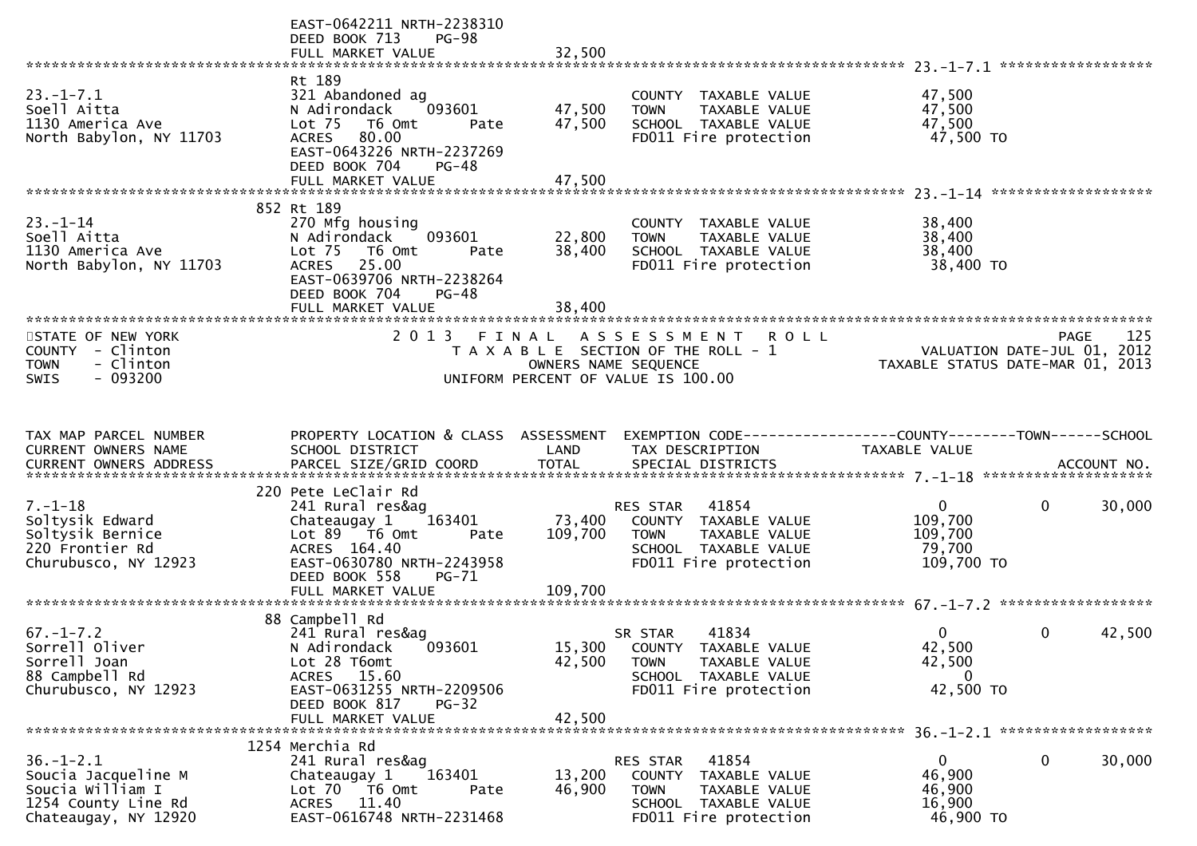```
                                  EAST-0642211 NRTH-2238310
                                  DEED BOOK 713    PG-98
                                  FULL MARKET VALUE                 32,500
******************************************************************************************************* 23.-1-7.1 ******************
                                  Rt 189
23.-1-7.1                         321 Abandoned ag                           COUNTY  TAXABLE VALUE             47,500
Soell Aitta                       N Adirondack     093601       47,500       TOWN    TAXABLE VALUE             47,500
1130 America Ave                  Lot 75   T6 Omt      Pate     47,500       SCHOOL  TAXABLE VALUE             47,500
North Babylon, NY 11703           ACRES   80.00                              FD011 Fire protection              47,500 TO
                                  EAST-0643226 NRTH-2237269
                                  DEED BOOK 704    PG-48
                                  FULL MARKET VALUE                 47,500
******************************************************************************************************* 23.-1-14 *******************
                              852 Rt 189
23.-1-14                          270 Mfg housing                            COUNTY  TAXABLE VALUE             38,400
Soell Aitta                       N Adirondack     093601       22,800       TOWN    TAXABLE VALUE             38,400
1130 America Ave                  Lot 75   T6 Omt      Pate     38,400       SCHOOL  TAXABLE VALUE             38,400
North Babylon, NY 11703           ACRES   25.00                              FD011 Fire protection              38,400 TO
                                  EAST-0639706 NRTH-2238264
                                  DEED BOOK 704    PG-48
                                  FULL MARKET VALUE                 38,400
************************************************************************************************************************************
STATE OF NEW YORK                 2 0 1 3   F I N A L   A S S E S S M E N T   R O L L                                  PAGE   125
COUNTY  - Clinton                      T A X A B L E  SECTION OF THE ROLL - 1                          VALUATION DATE-JUL 01, 2012
TOWN    - Clinton                            OWNERS NAME SEQUENCE                                TAXABLE STATUS DATE-MAR 01, 2013
SWIS    - 093200                       UNIFORM PERCENT OF VALUE IS 100.00


TAX MAP PARCEL NUMBER             PROPERTY LOCATION & CLASS  ASSESSMENT  EXEMPTION CODE------------------COUNTY--------TOWN------SCHOOL
CURRENT OWNERS NAME               SCHOOL DISTRICT               LAND     TAX DESCRIPTION              TAXABLE VALUE
CURRENT OWNERS ADDRESS            PARCEL SIZE/GRID COORD       TOTAL     SPECIAL DISTRICTS                                ACCOUNT NO.
******************************************************************************************************* 7.-1-18 ********************
                              220 Pete LeClair Rd
7.-1-18                           241 Rural res&ag                    RES STAR    41854                     0            0      30,000
Soltysik Edward                   Chateaugay 1     163401       73,400   COUNTY  TAXABLE VALUE            109,700
Soltysik Bernice                  Lot 89   T6 Omt      Pate    109,700   TOWN    TAXABLE VALUE            109,700
220 Frontier Rd                   ACRES  164.40                          SCHOOL  TAXABLE VALUE             79,700
Churubusco, NY 12923              EAST-0630780 NRTH-2243958              FD011 Fire protection            109,700 TO
                                  DEED BOOK 558    PG-71
                                  FULL MARKET VALUE                109,700
******************************************************************************************************* 67.-1-7.2 ******************
                               88 Campbell Rd
67.-1-7.2                         241 Rural res&ag                    SR STAR     41834                     0            0      42,500
Sorrell Oliver                    N Adirondack     093601       15,300   COUNTY  TAXABLE VALUE             42,500
Sorrell Joan                      Lot 28 T6omt                  42,500   TOWN    TAXABLE VALUE             42,500
88 Campbell Rd                    ACRES   15.60                          SCHOOL  TAXABLE VALUE                  0
Churubusco, NY 12923              EAST-0631255 NRTH-2209506              FD011 Fire protection             42,500 TO
                                  DEED BOOK 817    PG-32
                                  FULL MARKET VALUE                 42,500
******************************************************************************************************* 36.-1-2.1 ******************
                             1254 Merchia Rd
36.-1-2.1                         241 Rural res&ag                    RES STAR    41854                     0            0      30,000
Soucia Jacqueline M               Chateaugay 1     163401       13,200   COUNTY  TAXABLE VALUE             46,900
Soucia William I                  Lot 70   T6 Omt      Pate     46,900   TOWN    TAXABLE VALUE             46,900
1254 County Line Rd               ACRES   11.40                          SCHOOL  TAXABLE VALUE             16,900
Chateaugay, NY 12920              EAST-0616748 NRTH-2231468              FD011 Fire protection             46,900 TO
```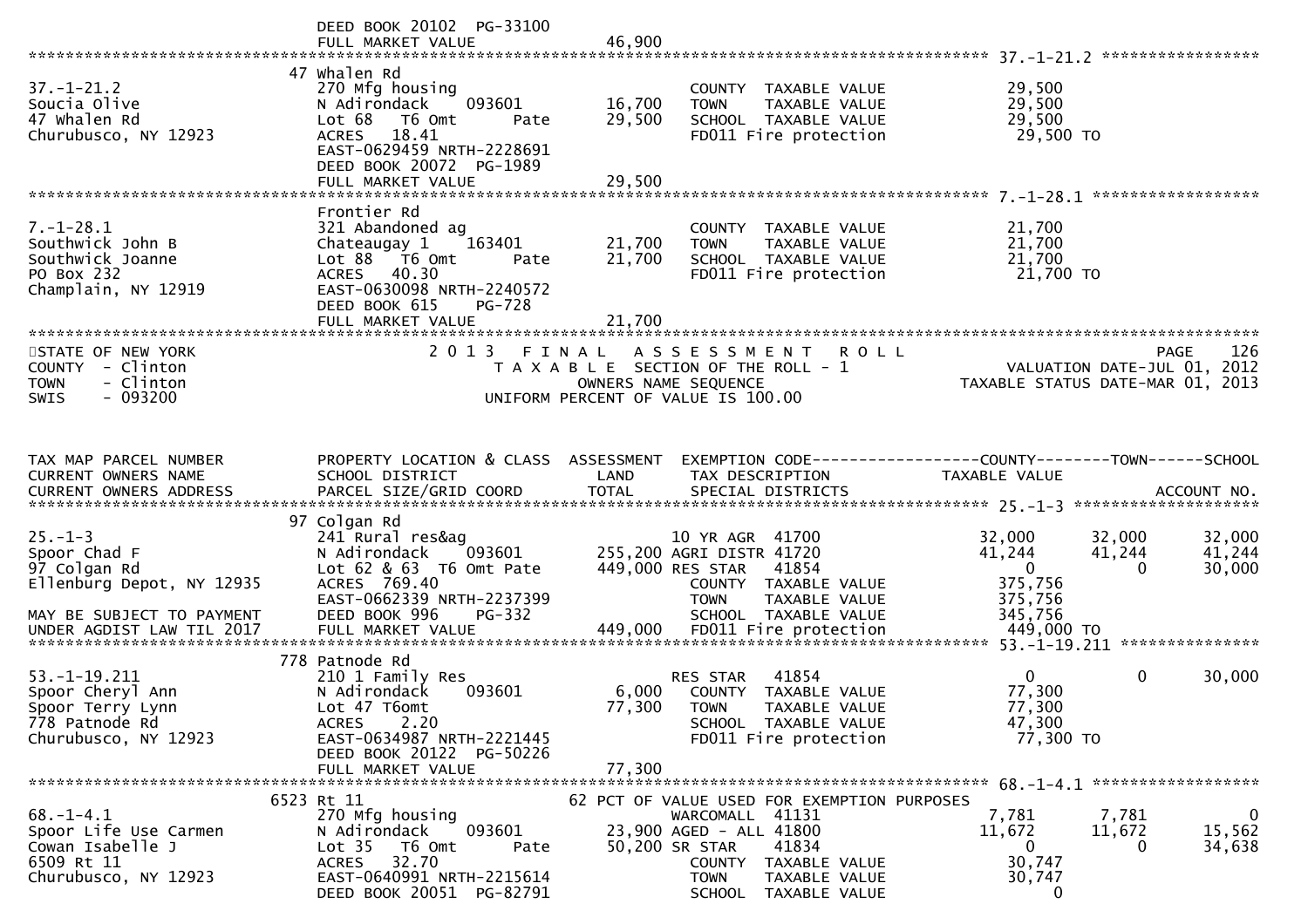```
                               DEED BOOK 20102  PG-33100
                               FULL MARKET VALUE              46,900
*********************************************************************************************** 37.-1-21.2 *****************
                             47 Whalen Rd
37.-1-21.2                     270 Mfg housing                         COUNTY  TAXABLE VALUE             29,500
Soucia Olive                   N Adirondack     093601       16,700    TOWN    TAXABLE VALUE             29,500
47 Whalen Rd                   Lot 68   T6 Omt       Pate    29,500    SCHOOL  TAXABLE VALUE             29,500
Churubusco, NY 12923           ACRES   18.41                           FD011 Fire protection              29,500 TO
                               EAST-0629459 NRTH-2228691
                               DEED BOOK 20072  PG-1989
                               FULL MARKET VALUE              29,500
*********************************************************************************************** 7.-1-28.1 ******************
                             Frontier Rd
7.-1-28.1                      321 Abandoned ag                        COUNTY  TAXABLE VALUE             21,700
Southwick John B               Chateaugay 1     163401       21,700    TOWN    TAXABLE VALUE             21,700
Southwick Joanne               Lot 88   T6 Omt       Pate    21,700    SCHOOL  TAXABLE VALUE             21,700
PO Box 232                     ACRES   40.30                           FD011 Fire protection              21,700 TO
Champlain, NY 12919            EAST-0630098 NRTH-2240572
                               DEED BOOK 615     PG-728
                               FULL MARKET VALUE              21,700
************************************************************************************************************************************
STATE OF NEW YORK                        2 0 1 3   F I N A L   A S S E S S M E N T   R O L L                          PAGE    126
COUNTY  - Clinton                           T A X A B L E  SECTION OF THE ROLL - 1                     VALUATION DATE-JUL 01, 2012
TOWN    - Clinton                                 OWNERS NAME SEQUENCE                            TAXABLE STATUS DATE-MAR 01, 2013
SWIS    - 093200                          UNIFORM PERCENT OF VALUE IS 100.00


TAX MAP PARCEL NUMBER          PROPERTY LOCATION & CLASS  ASSESSMENT  EXEMPTION CODE------------------COUNTY--------TOWN------SCHOOL
CURRENT OWNERS NAME            SCHOOL DISTRICT               LAND      TAX DESCRIPTION               TAXABLE VALUE
CURRENT OWNERS ADDRESS         PARCEL SIZE/GRID COORD        TOTAL     SPECIAL DISTRICTS                                 ACCOUNT NO.
*********************************************************************************************** 25.-1-3 ********************
                             97 Colgan Rd
25.-1-3                        241 Rural res&ag                        10 YR AGR  41700                32,000      32,000      32,000
Spoor Chad F                   N Adirondack     093601      255,200 AGRI DISTR 41720                41,244      41,244      41,244
97 Colgan Rd                   Lot 62 & 63  T6 Omt Pate     449,000 RES STAR   41854                     0           0      30,000
Ellenburg Depot, NY 12935      ACRES  769.40                           COUNTY  TAXABLE VALUE            375,756
                               EAST-0662339 NRTH-2237399               TOWN    TAXABLE VALUE            375,756
MAY BE SUBJECT TO PAYMENT      DEED BOOK 996     PG-332                SCHOOL  TAXABLE VALUE            345,756
UNDER AGDIST LAW TIL 2017      FULL MARKET VALUE             449,000   FD011 Fire protection             449,000 TO
*********************************************************************************************** 53.-1-19.211 ***************
                             778 Patnode Rd
53.-1-19.211                   210 1 Family Res                        RES STAR   41854                     0           0      30,000
Spoor Cheryl Ann               N Adirondack     093601        6,000    COUNTY  TAXABLE VALUE             77,300
Spoor Terry Lynn               Lot 47 T6omt                  77,300    TOWN    TAXABLE VALUE             77,300
778 Patnode Rd                 ACRES    2.20                           SCHOOL  TAXABLE VALUE             47,300
Churubusco, NY 12923           EAST-0634987 NRTH-2221445               FD011 Fire protection              77,300 TO
                               DEED BOOK 20122  PG-50226
                               FULL MARKET VALUE              77,300
*********************************************************************************************** 68.-1-4.1 ******************
                           6523 Rt 11                          62 PCT OF VALUE USED FOR EXEMPTION PURPOSES
68.-1-4.1                      270 Mfg housing                         WARCOMALL  41131                 7,781       7,781           0
Spoor Life Use Carmen          N Adirondack     093601       23,900 AGED - ALL 41800                11,672      11,672      15,562
Cowan Isabelle J               Lot 35   T6 Omt       Pate    50,200 SR STAR    41834                     0           0      34,638
6509 Rt 11                     ACRES   32.70                           COUNTY  TAXABLE VALUE             30,747
Churubusco, NY 12923           EAST-0640991 NRTH-2215614               TOWN    TAXABLE VALUE             30,747
                               DEED BOOK 20051  PG-82791               SCHOOL  TAXABLE VALUE                  0
```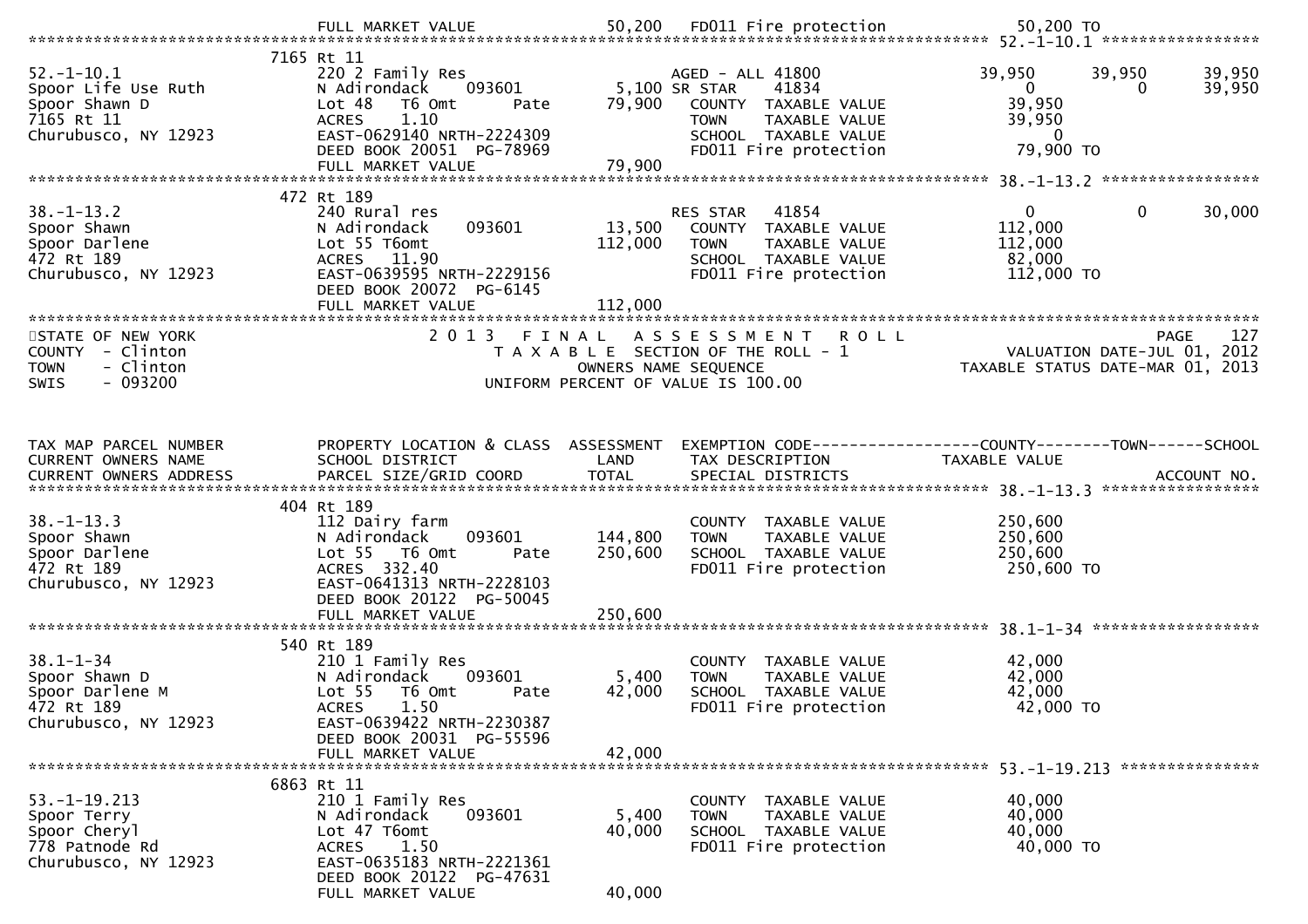| | | | | | | |
|---|---|---|---|---|---|---|
| | FULL MARKET VALUE | 50,200 | FD011 Fire protection | 50,200 TO | | |

**52.-1-10.1**

| TAX MAP PARCEL NUMBER / CURRENT OWNERS NAME / CURRENT OWNERS ADDRESS | PROPERTY LOCATION & CLASS / SCHOOL DISTRICT / PARCEL SIZE/GRID COORD | LAND / TOTAL | EXEMPTION CODE / TAX DESCRIPTION / SPECIAL DISTRICTS | COUNTY | TOWN | SCHOOL |
|---|---|---|---|---|---|---|
| | 7165 Rt 11 | | | | | |
| 52.-1-10.1 | 220 2 Family Res | | AGED - ALL 41800 | 39,950 | 39,950 | 39,950 |
| Spoor Life Use Ruth | N Adirondack 093601 | 5,100 | SR STAR 41834 | 0 | 0 | 39,950 |
| Spoor Shawn D | Lot 48 T6 Omt Pate | 79,900 | COUNTY TAXABLE VALUE | 39,950 | | |
| 7165 Rt 11 | ACRES 1.10 | | TOWN TAXABLE VALUE | 39,950 | | |
| Churubusco, NY 12923 | EAST-0629140 NRTH-2224309 | | SCHOOL TAXABLE VALUE | 0 | | |
| | DEED BOOK 20051 PG-78969 | | FD011 Fire protection | 79,900 TO | | |
| | FULL MARKET VALUE | 79,900 | | | | |

**38.-1-13.2**

| TAX MAP PARCEL NUMBER / CURRENT OWNERS NAME / CURRENT OWNERS ADDRESS | PROPERTY LOCATION & CLASS / SCHOOL DISTRICT / PARCEL SIZE/GRID COORD | LAND / TOTAL | EXEMPTION CODE / TAX DESCRIPTION / SPECIAL DISTRICTS | COUNTY | TOWN | SCHOOL |
|---|---|---|---|---|---|---|
| | 472 Rt 189 | | | | | |
| 38.-1-13.2 | 240 Rural res | | RES STAR 41854 | 0 | 0 | 30,000 |
| Spoor Shawn | N Adirondack 093601 | 13,500 | COUNTY TAXABLE VALUE | 112,000 | | |
| Spoor Darlene | Lot 55 T6omt | 112,000 | TOWN TAXABLE VALUE | 112,000 | | |
| 472 Rt 189 | ACRES 11.90 | | SCHOOL TAXABLE VALUE | 82,000 | | |
| Churubusco, NY 12923 | EAST-0639595 NRTH-2229156 | | FD011 Fire protection | 112,000 TO | | |
| | DEED BOOK 20072 PG-6145 | | | | | |
| | FULL MARKET VALUE | 112,000 | | | | |

STATE OF NEW YORK — COUNTY - Clinton — TOWN - Clinton — SWIS - 093200

2013 FINAL ASSESSMENT ROLL — TAXABLE SECTION OF THE ROLL - 1 — OWNERS NAME SEQUENCE — UNIFORM PERCENT OF VALUE IS 100.00

PAGE 127 — VALUATION DATE-JUL 01, 2012 — TAXABLE STATUS DATE-MAR 01, 2013

| TAX MAP PARCEL NUMBER / CURRENT OWNERS NAME / CURRENT OWNERS ADDRESS | PROPERTY LOCATION & CLASS / SCHOOL DISTRICT / PARCEL SIZE/GRID COORD | ASSESSMENT LAND / TOTAL | EXEMPTION CODE / TAX DESCRIPTION / SPECIAL DISTRICTS | COUNTY TAXABLE VALUE | TOWN | SCHOOL / ACCOUNT NO. |
|---|---|---|---|---|---|---|
| **38.-1-13.3** | | | | | | |
| | 404 Rt 189 | | | | | |
| 38.-1-13.3 | 112 Dairy farm | | COUNTY TAXABLE VALUE | 250,600 | | |
| Spoor Shawn | N Adirondack 093601 | 144,800 | TOWN TAXABLE VALUE | 250,600 | | |
| Spoor Darlene | Lot 55 T6 Omt Pate | 250,600 | SCHOOL TAXABLE VALUE | 250,600 | | |
| 472 Rt 189 | ACRES 332.40 | | FD011 Fire protection | 250,600 TO | | |
| Churubusco, NY 12923 | EAST-0641313 NRTH-2228103 | | | | | |
| | DEED BOOK 20122 PG-50045 | | | | | |
| | FULL MARKET VALUE | 250,600 | | | | |
| **38.1-1-34** | | | | | | |
| | 540 Rt 189 | | | | | |
| 38.1-1-34 | 210 1 Family Res | | COUNTY TAXABLE VALUE | 42,000 | | |
| Spoor Shawn D | N Adirondack 093601 | 5,400 | TOWN TAXABLE VALUE | 42,000 | | |
| Spoor Darlene M | Lot 55 T6 Omt Pate | 42,000 | SCHOOL TAXABLE VALUE | 42,000 | | |
| 472 Rt 189 | ACRES 1.50 | | FD011 Fire protection | 42,000 TO | | |
| Churubusco, NY 12923 | EAST-0639422 NRTH-2230387 | | | | | |
| | DEED BOOK 20031 PG-55596 | | | | | |
| | FULL MARKET VALUE | 42,000 | | | | |
| **53.-1-19.213** | | | | | | |
| | 6863 Rt 11 | | | | | |
| 53.-1-19.213 | 210 1 Family Res | | COUNTY TAXABLE VALUE | 40,000 | | |
| Spoor Terry | N Adirondack 093601 | 5,400 | TOWN TAXABLE VALUE | 40,000 | | |
| Spoor Cheryl | Lot 47 T6omt | 40,000 | SCHOOL TAXABLE VALUE | 40,000 | | |
| 778 Patnode Rd | ACRES 1.50 | | FD011 Fire protection | 40,000 TO | | |
| Churubusco, NY 12923 | EAST-0635183 NRTH-2221361 | | | | | |
| | DEED BOOK 20122 PG-47631 | | | | | |
| | FULL MARKET VALUE | 40,000 | | | | |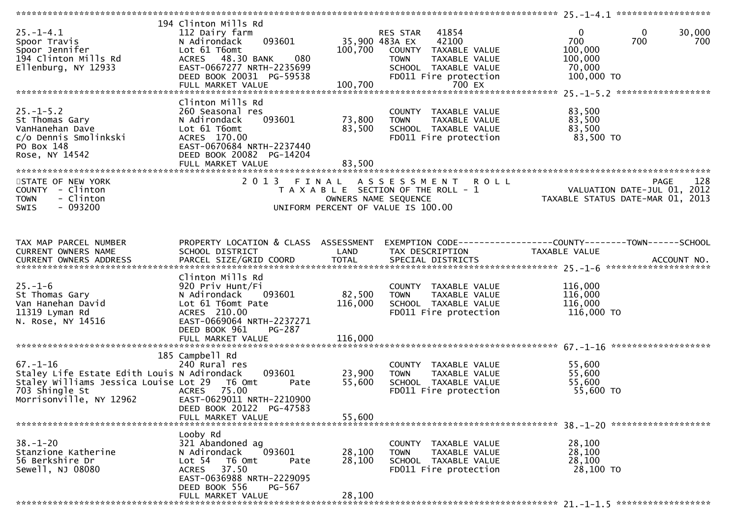******************************************************************************************************* 25.-1-4.1 ******************

| TAX MAP PARCEL NUMBER / CURRENT OWNERS NAME / CURRENT OWNERS ADDRESS | PROPERTY LOCATION & CLASS / SCHOOL DISTRICT / PARCEL SIZE/GRID COORD | LAND | TOTAL | EXEMPTION CODE / TAX DESCRIPTION / SPECIAL DISTRICTS | COUNTY | TOWN | SCHOOL |
|---|---|---|---|---|---|---|---|
| 25.-1-4.1 | 194 Clinton Mills Rd | | | | | | |
| | 112 Dairy farm | | | RES STAR 41854 | 0 | 0 | 30,000 |
| Spoor Travis | N Adirondack 093601 | 35,900 | | 483A EX 42100 | 700 | 700 | 700 |
| Spoor Jennifer | Lot 61 T6omt | | 100,700 | COUNTY TAXABLE VALUE | 100,000 | | |
| 194 Clinton Mills Rd | ACRES 48.30 BANK 080 | | | TOWN TAXABLE VALUE | 100,000 | | |
| Ellenburg, NY 12933 | EAST-0667277 NRTH-2235699 | | | SCHOOL TAXABLE VALUE | 70,000 | | |
| | DEED BOOK 20031 PG-59538 | | | FD011 Fire protection | 100,000 TO | | |
| | FULL MARKET VALUE | | 100,700 | 700 EX | | | |

******************************************************************************************************* 25.-1-5.2 ******************

| TAX MAP PARCEL NUMBER / CURRENT OWNERS NAME / CURRENT OWNERS ADDRESS | PROPERTY LOCATION & CLASS / SCHOOL DISTRICT / PARCEL SIZE/GRID COORD | LAND | TOTAL | TAX DESCRIPTION | TAXABLE VALUE |
|---|---|---|---|---|---|
| 25.-1-5.2 | Clinton Mills Rd | | | | |
| St Thomas Gary | 260 Seasonal res | | | COUNTY TAXABLE VALUE | 83,500 |
| VanHanehan Dave | N Adirondack 093601 | 73,800 | | TOWN TAXABLE VALUE | 83,500 |
| c/o Dennis Smolinkski | Lot 61 T6omt | | 83,500 | SCHOOL TAXABLE VALUE | 83,500 |
| PO Box 148 | ACRES 170.00 | | | FD011 Fire protection | 83,500 TO |
| Rose, NY 14542 | EAST-0670684 NRTH-2237440 | | | | |
| | DEED BOOK 20082 PG-14204 | | | | |
| | FULL MARKET VALUE | | 83,500 | | |

STATE OF NEW YORK
COUNTY - Clinton
TOWN - Clinton
SWIS - 093200

2 0 1 3 F I N A L A S S E S S M E N T R O L L
T A X A B L E SECTION OF THE ROLL - 1
OWNERS NAME SEQUENCE
UNIFORM PERCENT OF VALUE IS 100.00

PAGE 128
VALUATION DATE-JUL 01, 2012
TAXABLE STATUS DATE-MAR 01, 2013

| TAX MAP PARCEL NUMBER / CURRENT OWNERS NAME / CURRENT OWNERS ADDRESS | PROPERTY LOCATION & CLASS / SCHOOL DISTRICT / PARCEL SIZE/GRID COORD | ASSESSMENT LAND | TOTAL | EXEMPTION CODE / TAX DESCRIPTION / SPECIAL DISTRICTS | COUNTY / TOWN / SCHOOL TAXABLE VALUE | ACCOUNT NO. |
|---|---|---|---|---|---|---|
| **25.-1-6** | Clinton Mills Rd | | | | | |
| 25.-1-6 | 920 Priv Hunt/Fi | | | COUNTY TAXABLE VALUE | 116,000 | |
| St Thomas Gary | N Adirondack 093601 | 82,500 | | TOWN TAXABLE VALUE | 116,000 | |
| Van Hanehan David | Lot 61 T6omt Pate | | 116,000 | SCHOOL TAXABLE VALUE | 116,000 | |
| 11319 Lyman Rd | ACRES 210.00 | | | FD011 Fire protection | 116,000 TO | |
| N. Rose, NY 14516 | EAST-0669064 NRTH-2237271 | | | | | |
| | DEED BOOK 961 PG-287 | | | | | |
| | FULL MARKET VALUE | | 116,000 | | | |
| **67.-1-16** | 185 Campbell Rd | | | | | |
| 67.-1-16 | 240 Rural res | | | COUNTY TAXABLE VALUE | 55,600 | |
| Staley Life Estate Edith Louis | N Adirondack 093601 | 23,900 | | TOWN TAXABLE VALUE | 55,600 | |
| Staley Williams Jessica Louise | Lot 29 T6 Omt Pate | | 55,600 | SCHOOL TAXABLE VALUE | 55,600 | |
| 703 Shingle St | ACRES 75.00 | | | FD011 Fire protection | 55,600 TO | |
| Morrisonville, NY 12962 | EAST-0629011 NRTH-2210900 | | | | | |
| | DEED BOOK 20122 PG-47583 | | | | | |
| | FULL MARKET VALUE | | 55,600 | | | |
| **38.-1-20** | Looby Rd | | | | | |
| 38.-1-20 | 321 Abandoned ag | | | COUNTY TAXABLE VALUE | 28,100 | |
| Stanzione Katherine | N Adirondack 093601 | 28,100 | | TOWN TAXABLE VALUE | 28,100 | |
| 56 Berkshire Dr | Lot 54 T6 Omt Pate | | 28,100 | SCHOOL TAXABLE VALUE | 28,100 | |
| Sewell, NJ 08080 | ACRES 37.50 | | | FD011 Fire protection | 28,100 TO | |
| | EAST-0636988 NRTH-2229095 | | | | | |
| | DEED BOOK 556 PG-567 | | | | | |
| | FULL MARKET VALUE | | 28,100 | | | |

******************************************************************************************************* 21.-1-1.5 ******************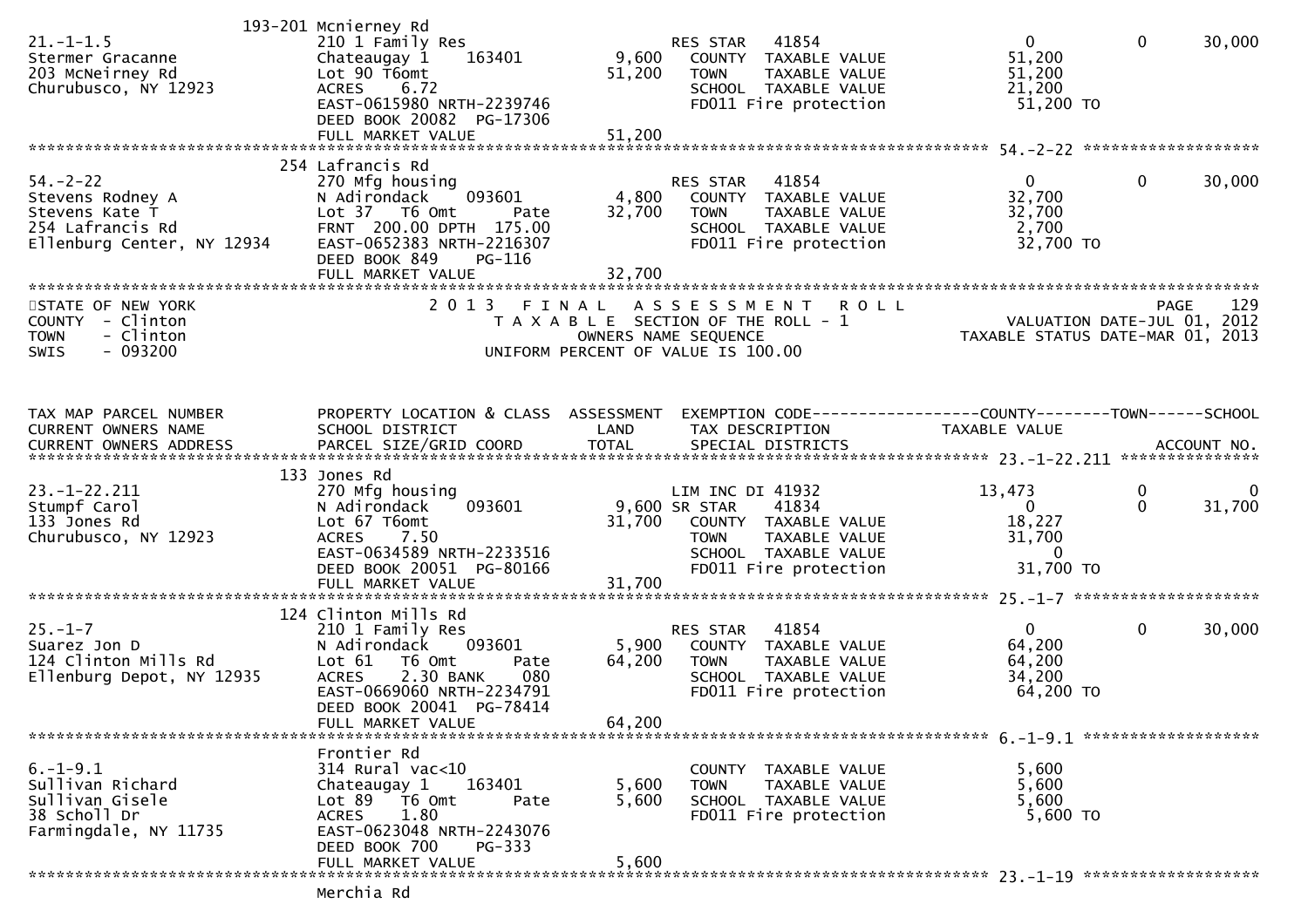```
                             193-201 Mcnierney Rd
21.-1-1.5                    210 1 Family Res                        RES STAR   41854                       0             0        30,000
Stermer Gracanne             Chateaugay 1     163401          9,600    COUNTY  TAXABLE VALUE              51,200
203 McNeirney Rd             Lot 90 T6omt                    51,200    TOWN    TAXABLE VALUE              51,200
Churubusco, NY 12923         ACRES    6.72                             SCHOOL  TAXABLE VALUE              21,200
                             EAST-0615980 NRTH-2239746                 FD011 Fire protection               51,200 TO
                             DEED BOOK 20082  PG-17306
                             FULL MARKET VALUE               51,200
******************************************************************************************************* 54.-2-22 *******************
                             254 Lafrancis Rd
54.-2-22                     270 Mfg housing                         RES STAR   41854                       0             0        30,000
Stevens Rodney A             N Adirondack     093601          4,800    COUNTY  TAXABLE VALUE              32,700
Stevens Kate T               Lot 37   T6 Omt          Pate   32,700    TOWN    TAXABLE VALUE              32,700
254 Lafrancis Rd             FRNT  200.00 DPTH  175.00                 SCHOOL  TAXABLE VALUE               2,700
Ellenburg Center, NY 12934   EAST-0652383 NRTH-2216307                 FD011 Fire protection               32,700 TO
                             DEED BOOK 849     PG-116
                             FULL MARKET VALUE               32,700
************************************************************************************************************************************
STATE OF NEW YORK                 2 0 1 3   F I N A L   A S S E S S M E N T   R O L L                                  PAGE    129
COUNTY  - Clinton                       T A X A B L E  SECTION OF THE ROLL - 1                        VALUATION DATE-JUL 01, 2012
TOWN    - Clinton                              OWNERS NAME SEQUENCE                               TAXABLE STATUS DATE-MAR 01, 2013
SWIS    - 093200                         UNIFORM PERCENT OF VALUE IS 100.00


TAX MAP PARCEL NUMBER        PROPERTY LOCATION & CLASS  ASSESSMENT  EXEMPTION CODE------------------COUNTY--------TOWN------SCHOOL
CURRENT OWNERS NAME          SCHOOL DISTRICT               LAND     TAX DESCRIPTION              TAXABLE VALUE
CURRENT OWNERS ADDRESS       PARCEL SIZE/GRID COORD        TOTAL    SPECIAL DISTRICTS                                   ACCOUNT NO.
******************************************************************************************************* 23.-1-22.211 ***************
                             133 Jones Rd
23.-1-22.211                 270 Mfg housing                         LIM INC DI 41932                  13,473             0             0
Stumpf Carol                 N Adirondack     093601          9,600 SR STAR     41834                       0             0        31,700
133 Jones Rd                 Lot 67 T6omt                    31,700    COUNTY  TAXABLE VALUE              18,227
Churubusco, NY 12923         ACRES    7.50                             TOWN    TAXABLE VALUE              31,700
                             EAST-0634589 NRTH-2233516                 SCHOOL  TAXABLE VALUE                   0
                             DEED BOOK 20051  PG-80166                 FD011 Fire protection               31,700 TO
                             FULL MARKET VALUE               31,700
******************************************************************************************************* 25.-1-7 ********************
                             124 Clinton Mills Rd
25.-1-7                      210 1 Family Res                        RES STAR   41854                       0             0        30,000
Suarez Jon D                 N Adirondack     093601          5,900    COUNTY  TAXABLE VALUE              64,200
124 Clinton Mills Rd         Lot 61   T6 Omt          Pate   64,200    TOWN    TAXABLE VALUE              64,200
Ellenburg Depot, NY 12935    ACRES    2.30 BANK      080               SCHOOL  TAXABLE VALUE              34,200
                             EAST-0669060 NRTH-2234791                 FD011 Fire protection               64,200 TO
                             DEED BOOK 20041  PG-78414
                             FULL MARKET VALUE               64,200
******************************************************************************************************* 6.-1-9.1 *******************
                             Frontier Rd
6.-1-9.1                     314 Rural vac<10                          COUNTY  TAXABLE VALUE               5,600
Sullivan Richard             Chateaugay 1     163401          5,600    TOWN    TAXABLE VALUE               5,600
Sullivan Gisele              Lot 89   T6 Omt          Pate    5,600    SCHOOL  TAXABLE VALUE               5,600
38 Scholl Dr                 ACRES    1.80                             FD011 Fire protection                5,600 TO
Farmingdale, NY 11735        EAST-0623048 NRTH-2243076
                             DEED BOOK 700     PG-333
                             FULL MARKET VALUE                5,600
******************************************************************************************************* 23.-1-19 *******************
                             Merchia Rd
```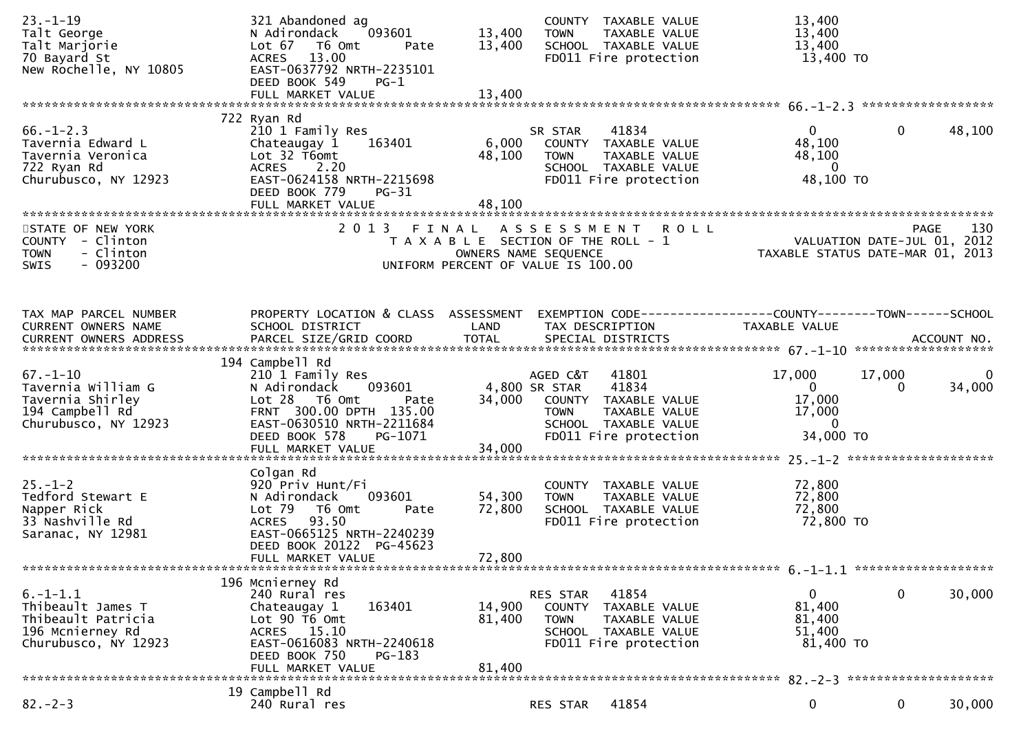| | | | | | | |
|---|---|---|---|---|---|---|
| 23.-1-19 | 321 Abandoned ag | | COUNTY TAXABLE VALUE | 13,400 | | |
| Talt George | N Adirondack 093601 | 13,400 | TOWN TAXABLE VALUE | 13,400 | | |
| Talt Marjorie | Lot 67 T6 Omt Pate | 13,400 | SCHOOL TAXABLE VALUE | 13,400 | | |
| 70 Bayard St | ACRES 13.00 | | FD011 Fire protection | 13,400 TO | | |
| New Rochelle, NY 10805 | EAST-0637792 NRTH-2235101 | | | | | |
| | DEED BOOK 549 PG-1 | | | | | |
| | FULL MARKET VALUE | 13,400 | | | | |

******************************************************************************************************* 66.-1-2.3 ******************

| | | | | | | |
|---|---|---|---|---|---|---|
| | 722 Ryan Rd | | | | | |
| 66.-1-2.3 | 210 1 Family Res | | SR STAR 41834 | 0 | 0 | 48,100 |
| Tavernia Edward L | Chateaugay 1 163401 | 6,000 | COUNTY TAXABLE VALUE | 48,100 | | |
| Tavernia Veronica | Lot 32 T6omt | 48,100 | TOWN TAXABLE VALUE | 48,100 | | |
| 722 Ryan Rd | ACRES 2.20 | | SCHOOL TAXABLE VALUE | 0 | | |
| Churubusco, NY 12923 | EAST-0624158 NRTH-2215698 | | FD011 Fire protection | 48,100 TO | | |
| | DEED BOOK 779 PG-31 | | | | | |
| | FULL MARKET VALUE | 48,100 | | | | |

STATE OF NEW YORK — 2013 FINAL ASSESSMENT ROLL — PAGE 130
COUNTY - Clinton — TAXABLE SECTION OF THE ROLL - 1 — VALUATION DATE-JUL 01, 2012
TOWN - Clinton — OWNERS NAME SEQUENCE — TAXABLE STATUS DATE-MAR 01, 2013
SWIS - 093200 — UNIFORM PERCENT OF VALUE IS 100.00

| TAX MAP PARCEL NUMBER / CURRENT OWNERS NAME / CURRENT OWNERS ADDRESS | PROPERTY LOCATION & CLASS / SCHOOL DISTRICT / PARCEL SIZE/GRID COORD | ASSESSMENT LAND / TOTAL | EXEMPTION CODE / TAX DESCRIPTION / SPECIAL DISTRICTS | COUNTY TAXABLE VALUE | TOWN | SCHOOL / ACCOUNT NO. |
|---|---|---|---|---|---|---|
| | 194 Campbell Rd | | | | | |
| 67.-1-10 | 210 1 Family Res | | AGED C&T 41801 | 17,000 | 17,000 | 0 |
| Tavernia William G | N Adirondack 093601 | 4,800 | SR STAR 41834 | 0 | 0 | 34,000 |
| Tavernia Shirley | Lot 28 T6 Omt Pate | 34,000 | COUNTY TAXABLE VALUE | 17,000 | | |
| 194 Campbell Rd | FRNT 300.00 DPTH 135.00 | | TOWN TAXABLE VALUE | 17,000 | | |
| Churubusco, NY 12923 | EAST-0630510 NRTH-2211684 | | SCHOOL TAXABLE VALUE | 0 | | |
| | DEED BOOK 578 PG-1071 | | FD011 Fire protection | 34,000 TO | | |
| | FULL MARKET VALUE | 34,000 | | | | |
| | Colgan Rd | | | | | |
| 25.-1-2 | 920 Priv Hunt/Fi | | COUNTY TAXABLE VALUE | 72,800 | | |
| Tedford Stewart E | N Adirondack 093601 | 54,300 | TOWN TAXABLE VALUE | 72,800 | | |
| Napper Rick | Lot 79 T6 Omt Pate | 72,800 | SCHOOL TAXABLE VALUE | 72,800 | | |
| 33 Nashville Rd | ACRES 93.50 | | FD011 Fire protection | 72,800 TO | | |
| Saranac, NY 12981 | EAST-0665125 NRTH-2240239 | | | | | |
| | DEED BOOK 20122 PG-45623 | | | | | |
| | FULL MARKET VALUE | 72,800 | | | | |
| | 196 Mcnierney Rd | | | | | |
| 6.-1-1.1 | 240 Rural res | | RES STAR 41854 | 0 | 0 | 30,000 |
| Thibeault James T | Chateaugay 1 163401 | 14,900 | COUNTY TAXABLE VALUE | 81,400 | | |
| Thibeault Patricia | Lot 90 T6 Omt | 81,400 | TOWN TAXABLE VALUE | 81,400 | | |
| 196 Mcnierney Rd | ACRES 15.10 | | SCHOOL TAXABLE VALUE | 51,400 | | |
| Churubusco, NY 12923 | EAST-0616083 NRTH-2240618 | | FD011 Fire protection | 81,400 TO | | |
| | DEED BOOK 750 PG-183 | | | | | |
| | FULL MARKET VALUE | 81,400 | | | | |
| | 19 Campbell Rd | | | | | |
| 82.-2-3 | 240 Rural res | | RES STAR 41854 | 0 | 0 | 30,000 |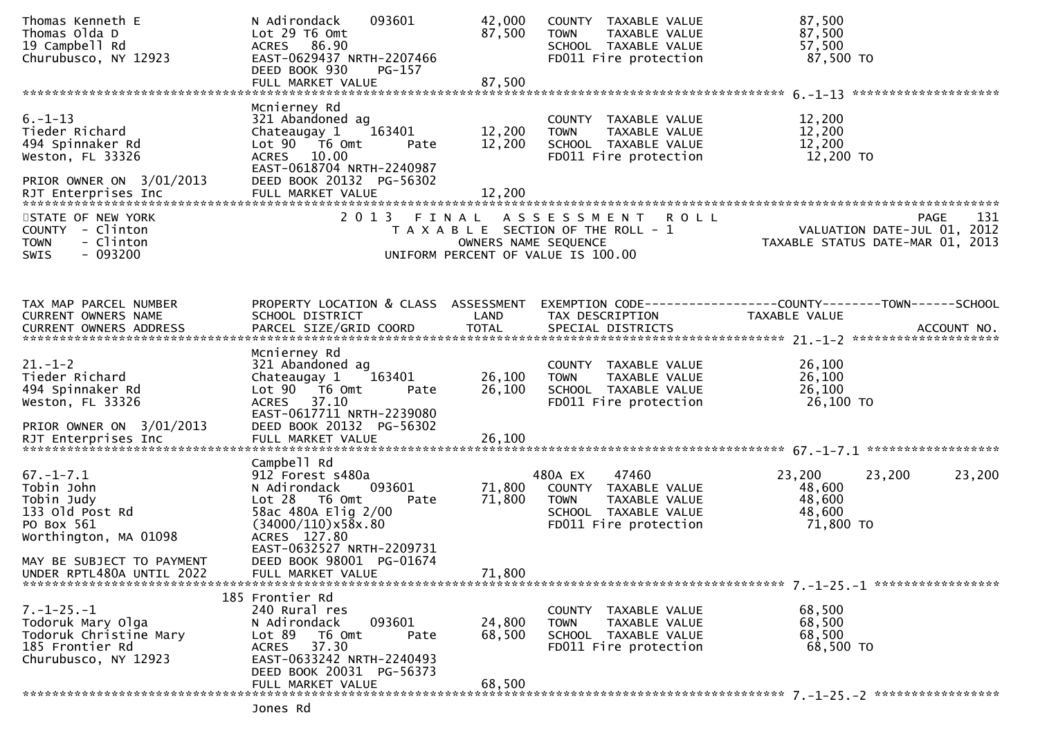```
Thomas Kenneth E              N Adirondack     093601          42,000   COUNTY  TAXABLE VALUE             87,500
Thomas Olda D                 Lot 29 T6 Omt                    87,500   TOWN    TAXABLE VALUE             87,500
19 Campbell Rd                ACRES  86.90                              SCHOOL  TAXABLE VALUE             57,500
Churubusco, NY 12923          EAST-0629437 NRTH-2207466                 FD011 Fire protection              87,500 TO
                              DEED BOOK 930    PG-157
                              FULL MARKET VALUE                87,500
******************************************************************************************************* 6.-1-13 ********************
                              Mcnierney Rd
6.-1-13                       321 Abandoned ag                          COUNTY  TAXABLE VALUE             12,200
Tieder Richard                Chateaugay 1    163401           12,200   TOWN    TAXABLE VALUE             12,200
494 Spinnaker Rd              Lot 90   T6 Omt         Pate     12,200   SCHOOL  TAXABLE VALUE             12,200
Weston, FL 33326              ACRES  10.00                              FD011 Fire protection              12,200 TO
                              EAST-0618704 NRTH-2240987
PRIOR OWNER ON  3/01/2013     DEED BOOK 20132  PG-56302
RJT Enterprises Inc           FULL MARKET VALUE                12,200
************************************************************************************************************************************
STATE OF NEW YORK                    2 0 1 3   F I N A L   A S S E S S M E N T   R O L L                                  PAGE   131
COUNTY  - Clinton                       T A X A B L E  SECTION OF THE ROLL - 1                          VALUATION DATE-JUL 01, 2012
TOWN    - Clinton                                 OWNERS NAME SEQUENCE                              TAXABLE STATUS DATE-MAR 01, 2013
SWIS    - 093200                            UNIFORM PERCENT OF VALUE IS 100.00


TAX MAP PARCEL NUMBER         PROPERTY LOCATION & CLASS  ASSESSMENT  EXEMPTION CODE------------------COUNTY--------TOWN------SCHOOL
CURRENT OWNERS NAME           SCHOOL DISTRICT               LAND      TAX DESCRIPTION              TAXABLE VALUE
CURRENT OWNERS ADDRESS        PARCEL SIZE/GRID COORD        TOTAL     SPECIAL DISTRICTS                                  ACCOUNT NO.
******************************************************************************************************* 21.-1-2 ********************
                              Mcnierney Rd
21.-1-2                       321 Abandoned ag                          COUNTY  TAXABLE VALUE             26,100
Tieder Richard                Chateaugay 1    163401           26,100   TOWN    TAXABLE VALUE             26,100
494 Spinnaker Rd              Lot 90   T6 Omt         Pate     26,100   SCHOOL  TAXABLE VALUE             26,100
Weston, FL 33326              ACRES  37.10                              FD011 Fire protection              26,100 TO
                              EAST-0617711 NRTH-2239080
PRIOR OWNER ON  3/01/2013     DEED BOOK 20132  PG-56302
RJT Enterprises Inc           FULL MARKET VALUE                26,100
******************************************************************************************************* 67.-1-7.1 ******************
                              Campbell Rd
67.-1-7.1                     912 Forest s480a                         480A EX     47460           23,200      23,200        23,200
Tobin John                    N Adirondack     093601          71,800   COUNTY  TAXABLE VALUE             48,600
Tobin Judy                    Lot 28   T6 Omt         Pate     71,800   TOWN    TAXABLE VALUE             48,600
133 Old Post Rd               58ac 480A Elig 2/00                       SCHOOL  TAXABLE VALUE             48,600
PO Box 561                    (34000/110)x58x.80                        FD011 Fire protection              71,800 TO
Worthington, MA 01098         ACRES 127.80
                              EAST-0632527 NRTH-2209731
MAY BE SUBJECT TO PAYMENT     DEED BOOK 98001  PG-01674
UNDER RPTL480A UNTIL 2022     FULL MARKET VALUE                71,800
******************************************************************************************************* 7.-1-25.-1 *****************
                          185 Frontier Rd
7.-1-25.-1                    240 Rural res                             COUNTY  TAXABLE VALUE             68,500
Todoruk Mary Olga             N Adirondack     093601          24,800   TOWN    TAXABLE VALUE             68,500
Todoruk Christine Mary        Lot 89   T6 Omt         Pate     68,500   SCHOOL  TAXABLE VALUE             68,500
185 Frontier Rd               ACRES  37.30                              FD011 Fire protection              68,500 TO
Churubusco, NY 12923          EAST-0633242 NRTH-2240493
                              DEED BOOK 20031  PG-56373
                              FULL MARKET VALUE                68,500
******************************************************************************************************* 7.-1-25.-2 *****************
                              Jones Rd
```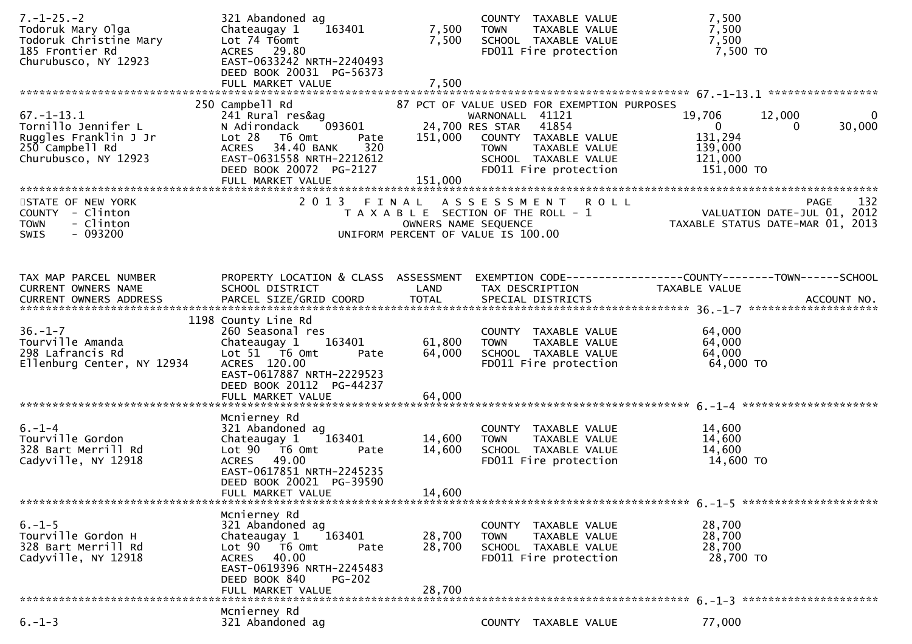```
7.-1-25.-2                  321 Abandoned ag                        COUNTY  TAXABLE VALUE            7,500
Todoruk Mary Olga           Chateaugay 1    163401       7,500    TOWN    TAXABLE VALUE            7,500
Todoruk Christine Mary      Lot 74 T6omt                 7,500    SCHOOL  TAXABLE VALUE            7,500
185 Frontier Rd             ACRES   29.80                          FD011 Fire protection             7,500 TO
Churubusco, NY 12923        EAST-0633242 NRTH-2240493
                            DEED BOOK 20031  PG-56373
                            FULL MARKET VALUE            7,500
******************************************************************************************************* 67.-1-13.1 *****************
                        250 Campbell Rd                    87 PCT OF VALUE USED FOR EXEMPTION PURPOSES
67.-1-13.1                  241 Rural res&ag                       WARNONALL  41121              19,706       12,000            0
Tornillo Jennifer L         N Adirondack    093601      24,700 RES STAR   41854                   0            0       30,000
Ruggles Franklin J Jr       Lot 28   T6 Omt      Pate  151,000    COUNTY  TAXABLE VALUE          131,294
250 Campbell Rd             ACRES   34.40 BANK    320             TOWN    TAXABLE VALUE          139,000
Churubusco, NY 12923        EAST-0631558 NRTH-2212612             SCHOOL  TAXABLE VALUE          121,000
                            DEED BOOK 20072  PG-2127              FD011 Fire protection           151,000 TO
                            FULL MARKET VALUE          151,000
*******************************************************************************************************************************
STATE OF NEW YORK                    2 0 1 3   F I N A L   A S S E S S M E N T   R O L L                                PAGE   132
COUNTY  - Clinton                        T A X A B L E  SECTION OF THE ROLL - 1                          VALUATION DATE-JUL 01, 2012
TOWN    - Clinton                              OWNERS NAME SEQUENCE                                    TAXABLE STATUS DATE-MAR 01, 2013
SWIS    - 093200                         UNIFORM PERCENT OF VALUE IS 100.00


TAX MAP PARCEL NUMBER       PROPERTY LOCATION & CLASS  ASSESSMENT  EXEMPTION CODE------------------COUNTY--------TOWN------SCHOOL
CURRENT OWNERS NAME         SCHOOL DISTRICT               LAND     TAX DESCRIPTION                TAXABLE VALUE
CURRENT OWNERS ADDRESS      PARCEL SIZE/GRID COORD        TOTAL    SPECIAL DISTRICTS                                    ACCOUNT NO.
******************************************************************************************************* 36.-1-7 ********************
                       1198 County Line Rd
36.-1-7                     260 Seasonal res                       COUNTY  TAXABLE VALUE           64,000
Tourville Amanda            Chateaugay 1    163401      61,800    TOWN    TAXABLE VALUE           64,000
298 Lafrancis Rd            Lot 51   T6 Omt      Pate   64,000    SCHOOL  TAXABLE VALUE           64,000
Ellenburg Center, NY 12934  ACRES  120.00                         FD011 Fire protection            64,000 TO
                            EAST-0617887 NRTH-2229523
                            DEED BOOK 20112  PG-44237
                            FULL MARKET VALUE           64,000
******************************************************************************************************* 6.-1-4 *********************
                            Mcnierney Rd
6.-1-4                      321 Abandoned ag                       COUNTY  TAXABLE VALUE           14,600
Tourville Gordon            Chateaugay 1    163401      14,600    TOWN    TAXABLE VALUE           14,600
328 Bart Merrill Rd         Lot 90   T6 Omt      Pate   14,600    SCHOOL  TAXABLE VALUE           14,600
Cadyville, NY 12918         ACRES   49.00                         FD011 Fire protection            14,600 TO
                            EAST-0617851 NRTH-2245235
                            DEED BOOK 20021  PG-39590
                            FULL MARKET VALUE           14,600
******************************************************************************************************* 6.-1-5 *********************
                            Mcnierney Rd
6.-1-5                      321 Abandoned ag                       COUNTY  TAXABLE VALUE           28,700
Tourville Gordon H          Chateaugay 1    163401      28,700    TOWN    TAXABLE VALUE           28,700
328 Bart Merrill Rd         Lot 90   T6 Omt      Pate   28,700    SCHOOL  TAXABLE VALUE           28,700
Cadyville, NY 12918         ACRES   40.00                         FD011 Fire protection            28,700 TO
                            EAST-0619396 NRTH-2245483
                            DEED BOOK 840     PG-202
                            FULL MARKET VALUE           28,700
******************************************************************************************************* 6.-1-3 *********************
                            Mcnierney Rd
6.-1-3                      321 Abandoned ag                       COUNTY  TAXABLE VALUE           77,000
```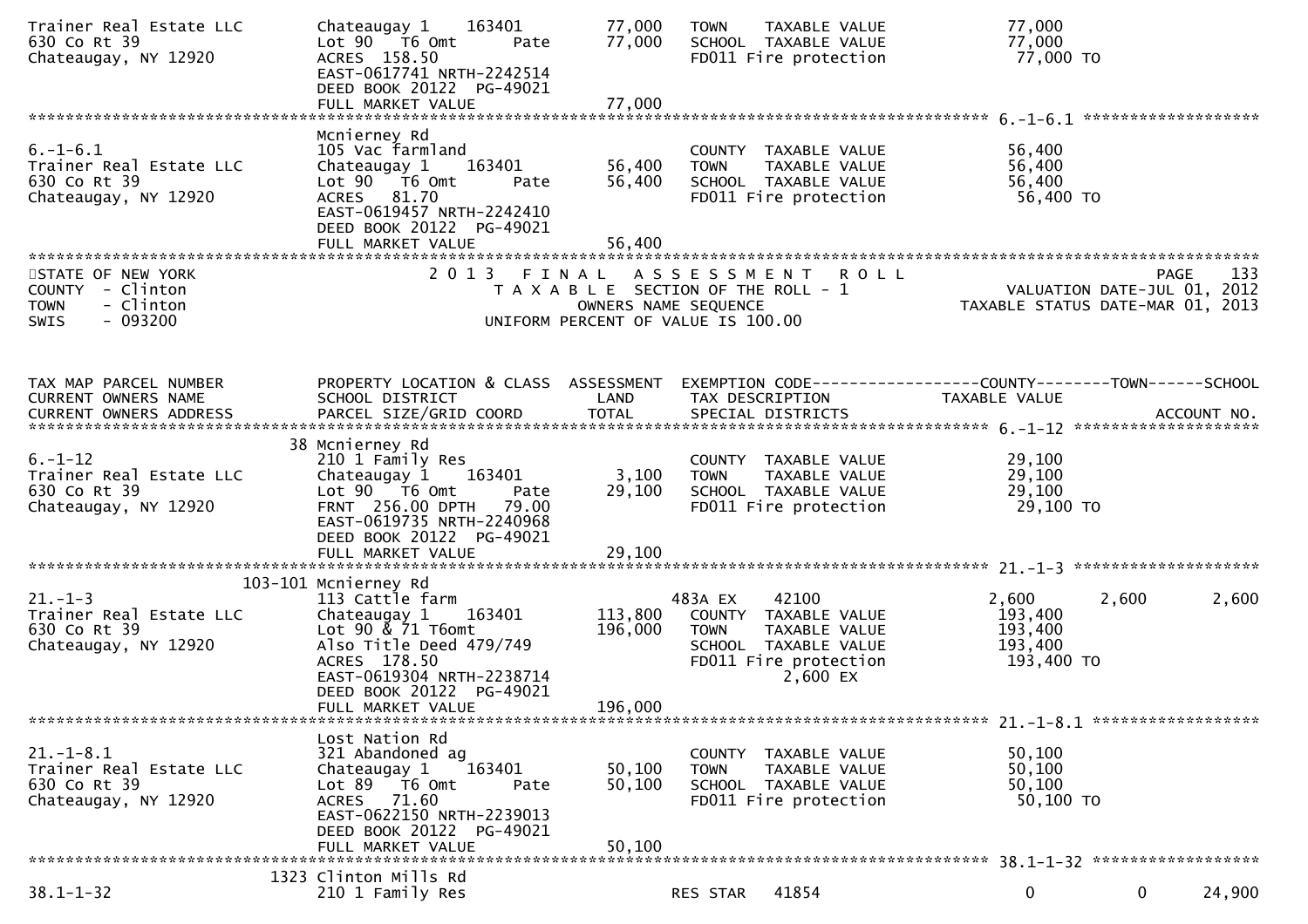```
Trainer Real Estate LLC        Chateaugay 1    163401          77,000   TOWN    TAXABLE VALUE              77,000
630 Co Rt 39                   Lot 90   T6 Omt       Pate      77,000   SCHOOL  TAXABLE VALUE              77,000
Chateaugay, NY 12920           ACRES  158.50                            FD011 Fire protection               77,000 TO
                               EAST-0617741 NRTH-2242514
                               DEED BOOK 20122  PG-49021
                               FULL MARKET VALUE               77,000
******************************************************************************************************* 6.-1-6.1 ******************
                               Mcnierney Rd
6.-1-6.1                       105 Vac farmland                         COUNTY  TAXABLE VALUE              56,400
Trainer Real Estate LLC        Chateaugay 1    163401          56,400   TOWN    TAXABLE VALUE              56,400
630 Co Rt 39                   Lot 90   T6 Omt       Pate      56,400   SCHOOL  TAXABLE VALUE              56,400
Chateaugay, NY 12920           ACRES   81.70                            FD011 Fire protection               56,400 TO
                               EAST-0619457 NRTH-2242410
                               DEED BOOK 20122  PG-49021
                               FULL MARKET VALUE               56,400
************************************************************************************************************************************
STATE OF NEW YORK                    2 0 1 3   F I N A L   A S S E S S M E N T   R O L L                                 PAGE    133
COUNTY  - Clinton                      T A X A B L E  SECTION OF THE ROLL - 1                            VALUATION DATE-JUL 01, 2012
TOWN    - Clinton                              OWNERS NAME SEQUENCE                                TAXABLE STATUS DATE-MAR 01, 2013
SWIS    - 093200                         UNIFORM PERCENT OF VALUE IS 100.00


TAX MAP PARCEL NUMBER          PROPERTY LOCATION & CLASS  ASSESSMENT  EXEMPTION CODE------------------COUNTY--------TOWN------SCHOOL
CURRENT OWNERS NAME            SCHOOL DISTRICT               LAND      TAX DESCRIPTION            TAXABLE VALUE
CURRENT OWNERS ADDRESS         PARCEL SIZE/GRID COORD       TOTAL      SPECIAL DISTRICTS                                 ACCOUNT NO.
******************************************************************************************************* 6.-1-12 *******************
                            38 Mcnierney Rd
6.-1-12                        210 1 Family Res                         COUNTY  TAXABLE VALUE              29,100
Trainer Real Estate LLC        Chateaugay 1    163401           3,100   TOWN    TAXABLE VALUE              29,100
630 Co Rt 39                   Lot 90   T6 Omt       Pate      29,100   SCHOOL  TAXABLE VALUE              29,100
Chateaugay, NY 12920           FRNT 256.00 DPTH   79.00                 FD011 Fire protection               29,100 TO
                               EAST-0619735 NRTH-2240968
                               DEED BOOK 20122  PG-49021
                               FULL MARKET VALUE               29,100
******************************************************************************************************* 21.-1-3 *******************
                        103-101 Mcnierney Rd
21.-1-3                        113 Cattle farm                        483A EX     42100              2,600       2,600        2,600
Trainer Real Estate LLC        Chateaugay 1    163401         113,800   COUNTY  TAXABLE VALUE             193,400
630 Co Rt 39                   Lot 90 & 71 T6omt              196,000   TOWN    TAXABLE VALUE             193,400
Chateaugay, NY 12920           Also Title Deed 479/749                  SCHOOL  TAXABLE VALUE             193,400
                               ACRES  178.50                            FD011 Fire protection              193,400 TO
                               EAST-0619304 NRTH-2238714                      2,600 EX
                               DEED BOOK 20122  PG-49021
                               FULL MARKET VALUE              196,000
******************************************************************************************************* 21.-1-8.1 *****************
                               Lost Nation Rd
21.-1-8.1                      321 Abandoned ag                         COUNTY  TAXABLE VALUE              50,100
Trainer Real Estate LLC        Chateaugay 1    163401          50,100   TOWN    TAXABLE VALUE              50,100
630 Co Rt 39                   Lot 89   T6 Omt       Pate      50,100   SCHOOL  TAXABLE VALUE              50,100
Chateaugay, NY 12920           ACRES   71.60                            FD011 Fire protection               50,100 TO
                               EAST-0622150 NRTH-2239013
                               DEED BOOK 20122  PG-49021
                               FULL MARKET VALUE               50,100
******************************************************************************************************* 38.1-1-32 *****************
                          1323 Clinton Mills Rd
38.1-1-32                      210 1 Family Res                       RES STAR    41854                  0           0       24,900
```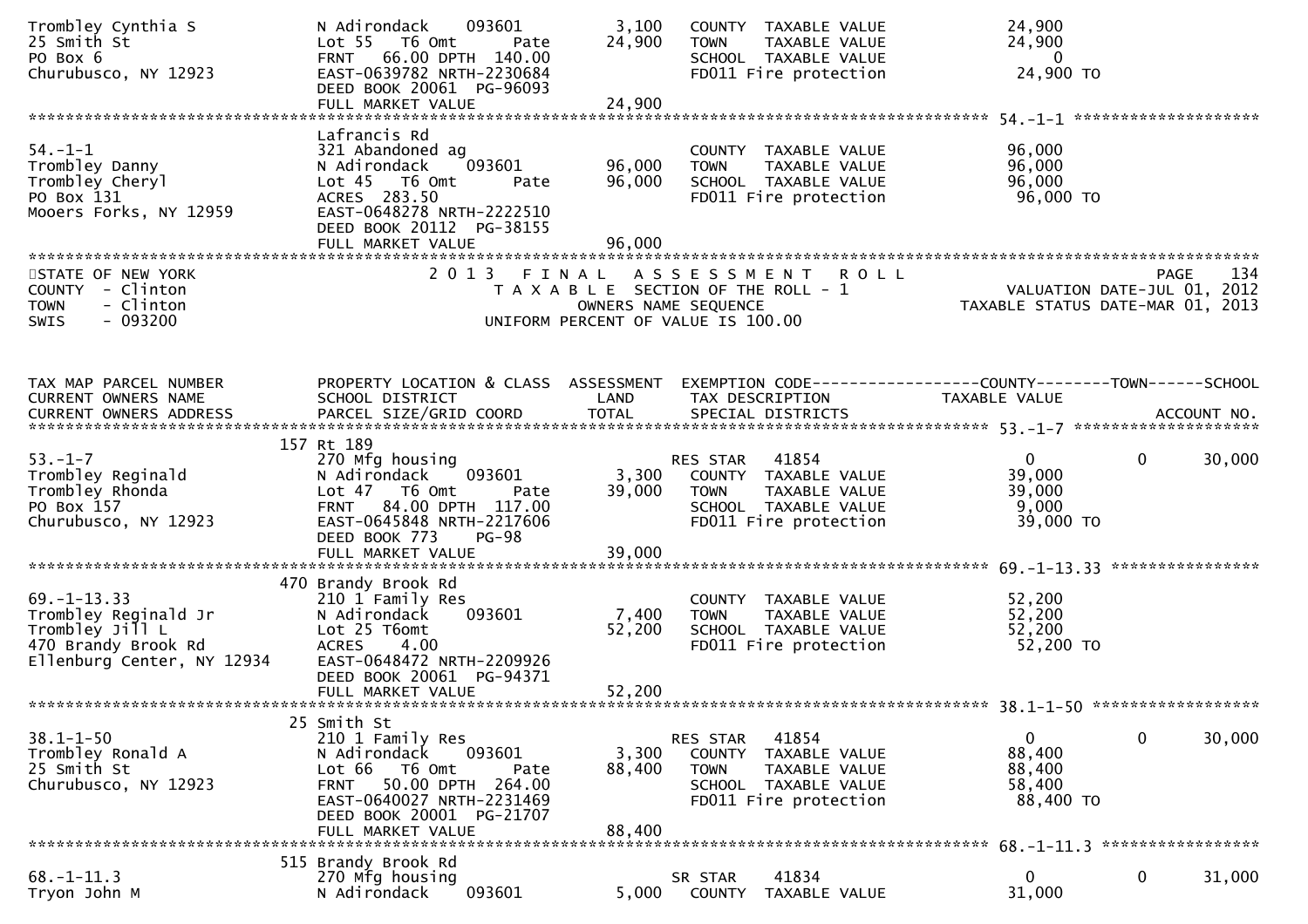```
Trombley Cynthia S              N Adirondack    093601        3,100    COUNTY  TAXABLE VALUE            24,900
25 Smith St                     Lot 55   T6 Omt      Pate    24,900    TOWN    TAXABLE VALUE            24,900
PO Box 6                        FRNT   66.00 DPTH 140.00               SCHOOL  TAXABLE VALUE                 0
Churubusco, NY 12923            EAST-0639782 NRTH-2230684              FD011 Fire protection            24,900 TO
                                DEED BOOK 20061  PG-96093
                                FULL MARKET VALUE             24,900
******************************************************************************************************* 54.-1-1 ********************
                                Lafrancis Rd
54.-1-1                         321 Abandoned ag                       COUNTY  TAXABLE VALUE            96,000
Trombley Danny                  N Adirondack    093601       96,000    TOWN    TAXABLE VALUE            96,000
Trombley Cheryl                 Lot 45   T6 Omt      Pate    96,000    SCHOOL  TAXABLE VALUE            96,000
PO Box 131                      ACRES  283.50                          FD011 Fire protection            96,000 TO
Mooers Forks, NY 12959          EAST-0648278 NRTH-2222510
                                DEED BOOK 20112  PG-38155
                                FULL MARKET VALUE             96,000
************************************************************************************************************************************
STATE OF NEW YORK                      2 0 1 3   F I N A L   A S S E S S M E N T   R O L L                           PAGE    134
COUNTY  - Clinton                         T A X A B L E  SECTION OF THE ROLL - 1                      VALUATION DATE-JUL 01, 2012
TOWN    - Clinton                                 OWNERS NAME SEQUENCE                          TAXABLE STATUS DATE-MAR 01, 2013
SWIS    - 093200                           UNIFORM PERCENT OF VALUE IS 100.00


TAX MAP PARCEL NUMBER           PROPERTY LOCATION & CLASS  ASSESSMENT  EXEMPTION CODE------------------COUNTY--------TOWN------SCHOOL
CURRENT OWNERS NAME             SCHOOL DISTRICT               LAND     TAX DESCRIPTION            TAXABLE VALUE
CURRENT OWNERS ADDRESS          PARCEL SIZE/GRID COORD       TOTAL     SPECIAL DISTRICTS                                 ACCOUNT NO.
******************************************************************************************************* 53.-1-7 ********************
                             157 Rt 189
53.-1-7                         270 Mfg housing                        RES STAR   41854                  0          0       30,000
Trombley Reginald               N Adirondack    093601        3,300    COUNTY  TAXABLE VALUE            39,000
Trombley Rhonda                 Lot 47   T6 Omt      Pate    39,000    TOWN    TAXABLE VALUE            39,000
PO Box 157                      FRNT   84.00 DPTH 117.00               SCHOOL  TAXABLE VALUE             9,000
Churubusco, NY 12923            EAST-0645848 NRTH-2217606              FD011 Fire protection            39,000 TO
                                DEED BOOK 773    PG-98
                                FULL MARKET VALUE             39,000
******************************************************************************************************* 69.-1-13.33 ****************
                             470 Brandy Brook Rd
69.-1-13.33                     210 1 Family Res                       COUNTY  TAXABLE VALUE            52,200
Trombley Reginald Jr            N Adirondack    093601        7,400    TOWN    TAXABLE VALUE            52,200
Trombley Jill L                 Lot 25 T6omt                 52,200    SCHOOL  TAXABLE VALUE            52,200
470 Brandy Brook Rd             ACRES    4.00                          FD011 Fire protection            52,200 TO
Ellenburg Center, NY 12934      EAST-0648472 NRTH-2209926
                                DEED BOOK 20061  PG-94371
                                FULL MARKET VALUE             52,200
******************************************************************************************************* 38.1-1-50 ******************
                             25 Smith St
38.1-1-50                       210 1 Family Res                       RES STAR   41854                  0          0       30,000
Trombley Ronald A               N Adirondack    093601        3,300    COUNTY  TAXABLE VALUE            88,400
25 Smith St                     Lot 66   T6 Omt      Pate    88,400    TOWN    TAXABLE VALUE            88,400
Churubusco, NY 12923            FRNT   50.00 DPTH 264.00               SCHOOL  TAXABLE VALUE            58,400
                                EAST-0640027 NRTH-2231469              FD011 Fire protection            88,400 TO
                                DEED BOOK 20001  PG-21707
                                FULL MARKET VALUE             88,400
******************************************************************************************************* 68.-1-11.3 *****************
                             515 Brandy Brook Rd
68.-1-11.3                      270 Mfg housing                        SR STAR    41834                  0          0       31,000
Tryon John M                    N Adirondack    093601        5,000    COUNTY  TAXABLE VALUE            31,000
```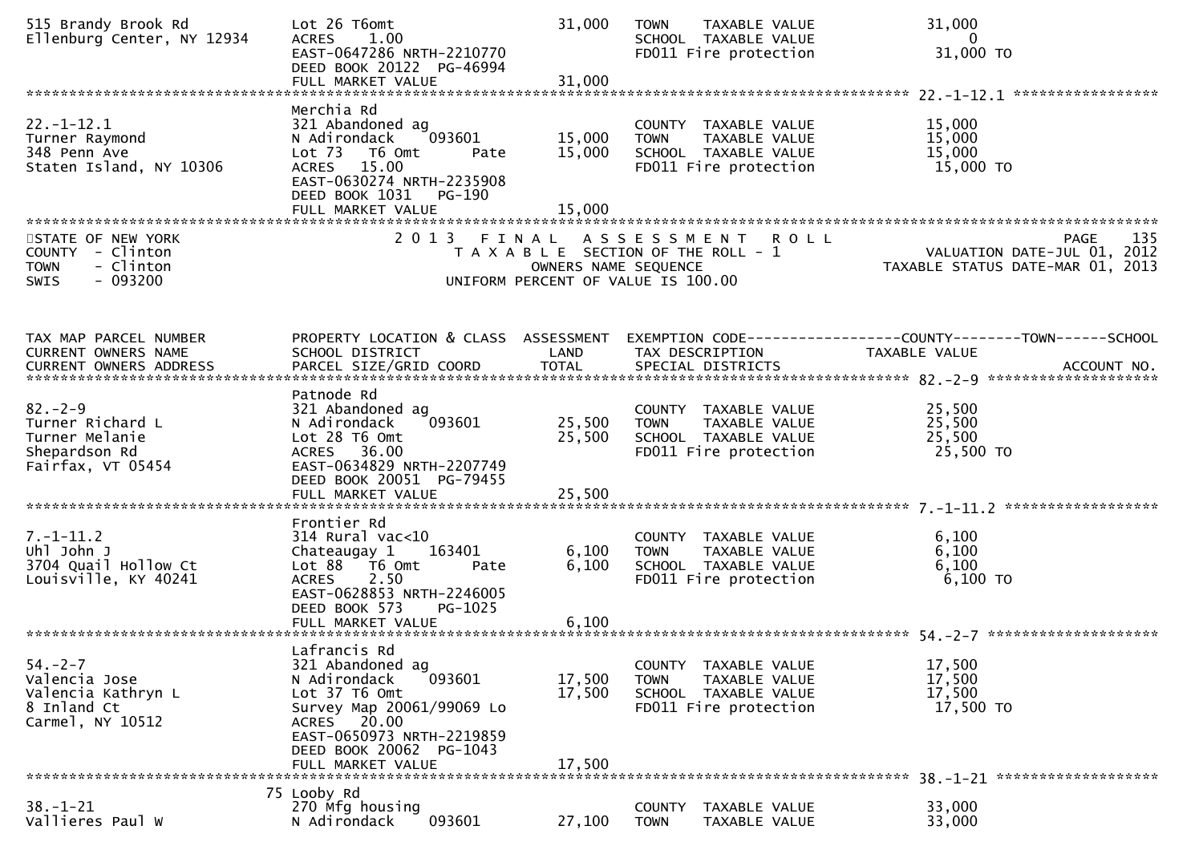```
515 Brandy Brook Rd           Lot 26 T6omt                        31,000   TOWN    TAXABLE VALUE             31,000
Ellenburg Center, NY 12934    ACRES    1.00                                 SCHOOL  TAXABLE VALUE                  0
                              EAST-0647286 NRTH-2210770                     FD011 Fire protection             31,000 TO
                              DEED BOOK 20122  PG-46994
                              FULL MARKET VALUE                   31,000
******************************************************************************************************* 22.-1-12.1 *****************
                              Merchia Rd
22.-1-12.1                    321 Abandoned ag                              COUNTY  TAXABLE VALUE             15,000
Turner Raymond                N Adirondack     093601         15,000        TOWN    TAXABLE VALUE             15,000
348 Penn Ave                  Lot 73   T6 Omt        Pate     15,000        SCHOOL  TAXABLE VALUE             15,000
Staten Island, NY 10306       ACRES   15.00                                 FD011 Fire protection             15,000 TO
                              EAST-0630274 NRTH-2235908
                              DEED BOOK 1031    PG-190
                              FULL MARKET VALUE                   15,000
************************************************************************************************************************************
```

STATE OF NEW YORK — 2013 FINAL ASSESSMENT ROLL — PAGE 135
COUNTY - Clinton — TAXABLE SECTION OF THE ROLL - 1 — VALUATION DATE-JUL 01, 2012
TOWN - Clinton — OWNERS NAME SEQUENCE — TAXABLE STATUS DATE-MAR 01, 2013
SWIS - 093200 — UNIFORM PERCENT OF VALUE IS 100.00

```
TAX MAP PARCEL NUMBER         PROPERTY LOCATION & CLASS  ASSESSMENT  EXEMPTION CODE------------------COUNTY--------TOWN------SCHOOL
CURRENT OWNERS NAME           SCHOOL DISTRICT               LAND      TAX DESCRIPTION              TAXABLE VALUE
CURRENT OWNERS ADDRESS        PARCEL SIZE/GRID COORD        TOTAL     SPECIAL DISTRICTS                                   ACCOUNT NO.
******************************************************************************************************* 82.-2-9 ********************
                              Patnode Rd
82.-2-9                       321 Abandoned ag                              COUNTY  TAXABLE VALUE             25,500
Turner Richard L              N Adirondack     093601         25,500        TOWN    TAXABLE VALUE             25,500
Turner Melanie                Lot 28 T6 Omt                   25,500        SCHOOL  TAXABLE VALUE             25,500
Shepardson Rd                 ACRES   36.00                                 FD011 Fire protection             25,500 TO
Fairfax, VT 05454             EAST-0634829 NRTH-2207749
                              DEED BOOK 20051  PG-79455
                              FULL MARKET VALUE                   25,500
******************************************************************************************************* 7.-1-11.2 ******************
                              Frontier Rd
7.-1-11.2                     314 Rural vac<10                              COUNTY  TAXABLE VALUE              6,100
Uhl John J                    Chateaugay 1     163401          6,100        TOWN    TAXABLE VALUE              6,100
3704 Quail Hollow Ct          Lot 88   T6 Omt        Pate      6,100        SCHOOL  TAXABLE VALUE              6,100
Louisville, KY 40241          ACRES    2.50                                 FD011 Fire protection              6,100 TO
                              EAST-0628853 NRTH-2246005
                              DEED BOOK 573     PG-1025
                              FULL MARKET VALUE                    6,100
******************************************************************************************************* 54.-2-7 ********************
                              Lafrancis Rd
54.-2-7                       321 Abandoned ag                              COUNTY  TAXABLE VALUE             17,500
Valencia Jose                 N Adirondack     093601         17,500        TOWN    TAXABLE VALUE             17,500
Valencia Kathryn L            Lot 37 T6 Omt                   17,500        SCHOOL  TAXABLE VALUE             17,500
8 Inland Ct                   Survey Map 20061/99069 Lo                     FD011 Fire protection             17,500 TO
Carmel, NY 10512              ACRES   20.00
                              EAST-0650973 NRTH-2219859
                              DEED BOOK 20062  PG-1043
                              FULL MARKET VALUE                   17,500
******************************************************************************************************* 38.-1-21 *******************
                            75 Looby Rd
38.-1-21                      270 Mfg housing                               COUNTY  TAXABLE VALUE             33,000
Vallieres Paul W              N Adirondack     093601         27,100        TOWN    TAXABLE VALUE             33,000
```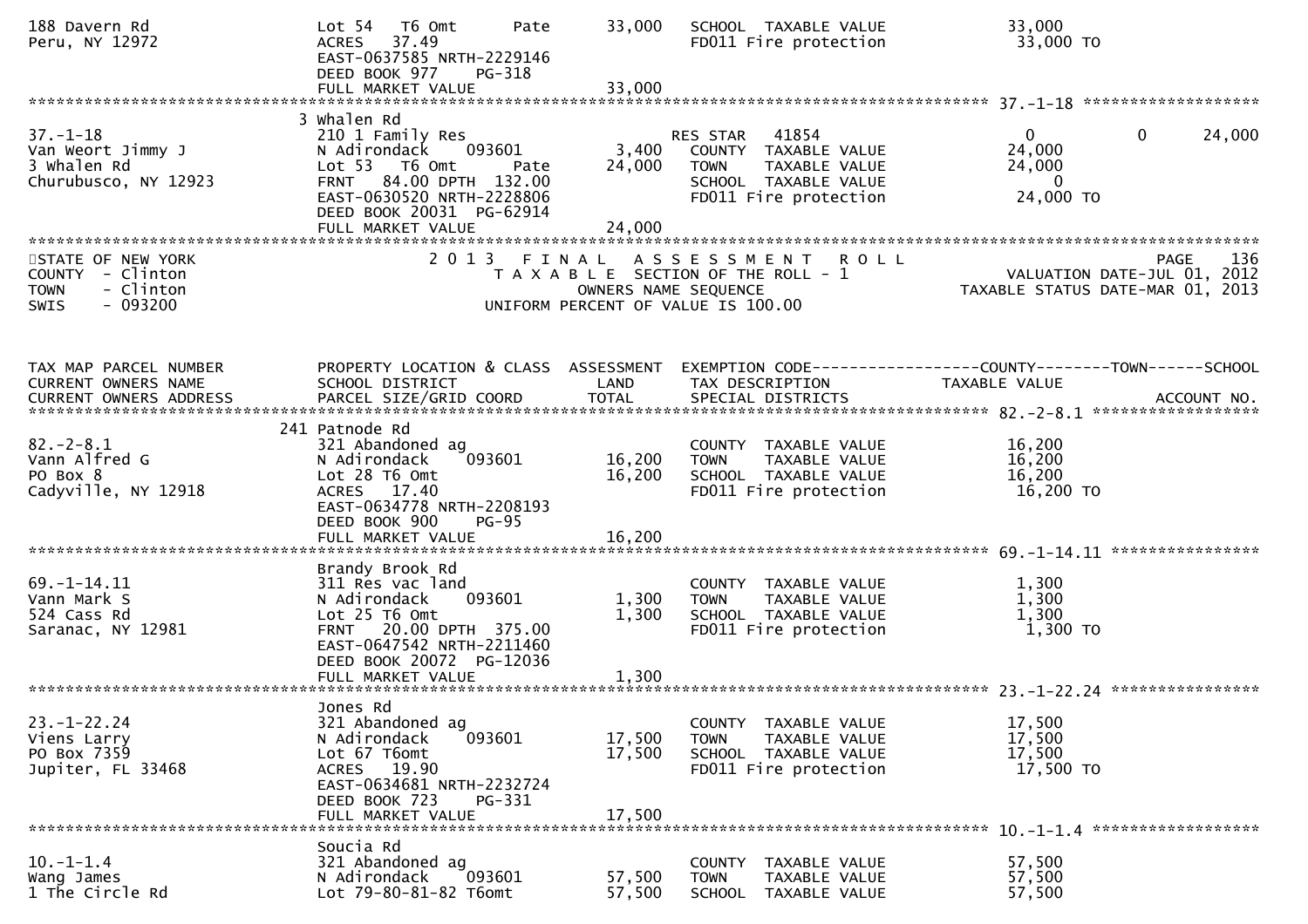```
188 Davern Rd                       Lot 54   T6 Omt        Pate         33,000   SCHOOL  TAXABLE VALUE             33,000
Peru, NY 12972                      ACRES   37.49                                FD011 Fire protection              33,000 TO
                                    EAST-0637585 NRTH-2229146
                                    DEED BOOK 977    PG-318
                                    FULL MARKET VALUE                   33,000
******************************************************************************************************* 37.-1-18 ******************
                                  3 Whalen Rd
37.-1-18                            210 1 Family Res                             RES STAR   41854                       0            0      24,000
Van Weort Jimmy J                   N Adirondack     093601              3,400   COUNTY  TAXABLE VALUE             24,000
3 Whalen Rd                         Lot 53   T6 Omt        Pate         24,000   TOWN    TAXABLE VALUE             24,000
Churubusco, NY 12923                FRNT   84.00 DPTH  132.00                    SCHOOL  TAXABLE VALUE                  0
                                    EAST-0630520 NRTH-2228806                    FD011 Fire protection              24,000 TO
                                    DEED BOOK 20031  PG-62914
                                    FULL MARKET VALUE                   24,000
************************************************************************************************************************************
STATE OF NEW YORK                       2 0 1 3   F I N A L   A S S E S S M E N T   R O L L                              PAGE    136
COUNTY  - Clinton                          T A X A B L E  SECTION OF THE ROLL - 1                          VALUATION DATE-JUL 01, 2012
TOWN    - Clinton                                  OWNERS NAME SEQUENCE                              TAXABLE STATUS DATE-MAR 01, 2013
SWIS    - 093200                            UNIFORM PERCENT OF VALUE IS 100.00



TAX MAP PARCEL NUMBER               PROPERTY LOCATION & CLASS  ASSESSMENT  EXEMPTION CODE------------------COUNTY--------TOWN------SCHOOL
CURRENT OWNERS NAME                 SCHOOL DISTRICT               LAND      TAX DESCRIPTION             TAXABLE VALUE
CURRENT OWNERS ADDRESS              PARCEL SIZE/GRID COORD        TOTAL     SPECIAL DISTRICTS                                  ACCOUNT NO.
******************************************************************************************************* 82.-2-8.1 *****************
                                241 Patnode Rd
82.-2-8.1                           321 Abandoned ag                             COUNTY  TAXABLE VALUE             16,200
Vann Alfred G                       N Adirondack     093601             16,200   TOWN    TAXABLE VALUE             16,200
PO Box 8                            Lot 28 T6 Omt                       16,200   SCHOOL  TAXABLE VALUE             16,200
Cadyville, NY 12918                 ACRES   17.40                                FD011 Fire protection              16,200 TO
                                    EAST-0634778 NRTH-2208193
                                    DEED BOOK 900    PG-95
                                    FULL MARKET VALUE                   16,200
******************************************************************************************************* 69.-1-14.11 ***************
                                    Brandy Brook Rd
69.-1-14.11                         311 Res vac land                             COUNTY  TAXABLE VALUE              1,300
Vann Mark S                         N Adirondack     093601              1,300   TOWN    TAXABLE VALUE              1,300
524 Cass Rd                         Lot 25 T6 Omt                        1,300   SCHOOL  TAXABLE VALUE              1,300
Saranac, NY 12981                   FRNT   20.00 DPTH  375.00                    FD011 Fire protection               1,300 TO
                                    EAST-0647542 NRTH-2211460
                                    DEED BOOK 20072  PG-12036
                                    FULL MARKET VALUE                    1,300
******************************************************************************************************* 23.-1-22.24 ***************
                                    Jones Rd
23.-1-22.24                         321 Abandoned ag                             COUNTY  TAXABLE VALUE             17,500
Viens Larry                         N Adirondack     093601             17,500   TOWN    TAXABLE VALUE             17,500
PO Box 7359                         Lot 67 T6omt                        17,500   SCHOOL  TAXABLE VALUE             17,500
Jupiter, FL 33468                   ACRES   19.90                                FD011 Fire protection              17,500 TO
                                    EAST-0634681 NRTH-2232724
                                    DEED BOOK 723    PG-331
                                    FULL MARKET VALUE                   17,500
******************************************************************************************************* 10.-1-1.4 *****************
                                    Soucia Rd
10.-1-1.4                           321 Abandoned ag                             COUNTY  TAXABLE VALUE             57,500
Wang James                          N Adirondack     093601             57,500   TOWN    TAXABLE VALUE             57,500
1 The Circle Rd                     Lot 79-80-81-82 T6omt               57,500   SCHOOL  TAXABLE VALUE             57,500
```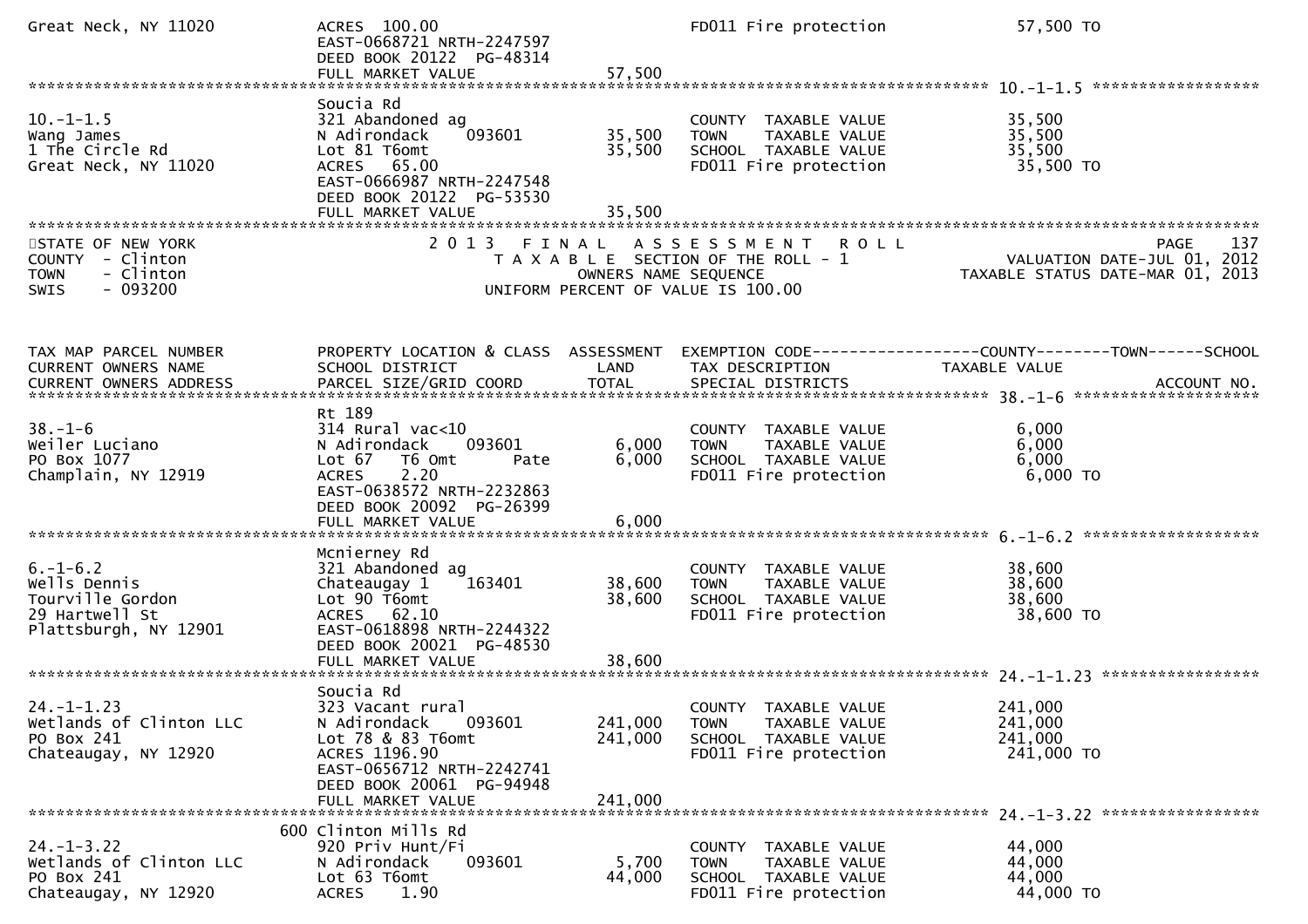```
Great Neck, NY 11020          ACRES 100.00                                FD011 Fire protection            57,500 TO
                              EAST-0668721 NRTH-2247597
                              DEED BOOK 20122  PG-48314
                              FULL MARKET VALUE               57,500
******************************************************************************************************* 10.-1-1.5 ******************
                              Soucia Rd
10.-1-1.5                     321 Abandoned ag                            COUNTY  TAXABLE VALUE            35,500
Wang James                    N Adirondack    093601          35,500      TOWN    TAXABLE VALUE            35,500
1 The Circle Rd               Lot 81 T6omt                    35,500      SCHOOL  TAXABLE VALUE            35,500
Great Neck, NY 11020          ACRES  65.00                                FD011 Fire protection            35,500 TO
                              EAST-0666987 NRTH-2247548
                              DEED BOOK 20122  PG-53530
                              FULL MARKET VALUE               35,500
************************************************************************************************************************************
STATE OF NEW YORK                   2 0 1 3   F I N A L   A S S E S S M E N T   R O L L                                  PAGE    137
COUNTY  - Clinton                        T A X A B L E  SECTION OF THE ROLL - 1                      VALUATION DATE-JUL 01, 2012
TOWN    - Clinton                              OWNERS NAME SEQUENCE                             TAXABLE STATUS DATE-MAR 01, 2013
SWIS    - 093200                        UNIFORM PERCENT OF VALUE IS 100.00


TAX MAP PARCEL NUMBER         PROPERTY LOCATION & CLASS  ASSESSMENT  EXEMPTION CODE------------------COUNTY--------TOWN------SCHOOL
CURRENT OWNERS NAME           SCHOOL DISTRICT               LAND      TAX DESCRIPTION              TAXABLE VALUE
CURRENT OWNERS ADDRESS        PARCEL SIZE/GRID COORD        TOTAL     SPECIAL DISTRICTS                                 ACCOUNT NO.
******************************************************************************************************* 38.-1-6 ********************
                              Rt 189
38.-1-6                       314 Rural vac<10                            COUNTY  TAXABLE VALUE             6,000
Weiler Luciano                N Adirondack    093601           6,000      TOWN    TAXABLE VALUE             6,000
PO Box 1077                   Lot 67   T6 Omt        Pate      6,000      SCHOOL  TAXABLE VALUE             6,000
Champlain, NY 12919           ACRES    2.20                               FD011 Fire protection             6,000 TO
                              EAST-0638572 NRTH-2232863
                              DEED BOOK 20092  PG-26399
                              FULL MARKET VALUE                6,000
******************************************************************************************************* 6.-1-6.2 *******************
                              Mcnierney Rd
6.-1-6.2                      321 Abandoned ag                            COUNTY  TAXABLE VALUE            38,600
Wells Dennis                  Chateaugay 1    163401          38,600      TOWN    TAXABLE VALUE            38,600
Tourville Gordon              Lot 90 T6omt                    38,600      SCHOOL  TAXABLE VALUE            38,600
29 Hartwell St                ACRES  62.10                                FD011 Fire protection            38,600 TO
Plattsburgh, NY 12901         EAST-0618898 NRTH-2244322
                              DEED BOOK 20021  PG-48530
                              FULL MARKET VALUE               38,600
******************************************************************************************************* 24.-1-1.23 *****************
                              Soucia Rd
24.-1-1.23                    323 Vacant rural                            COUNTY  TAXABLE VALUE           241,000
Wetlands of Clinton LLC       N Adirondack    093601         241,000      TOWN    TAXABLE VALUE           241,000
PO Box 241                    Lot 78 & 83 T6omt              241,000      SCHOOL  TAXABLE VALUE           241,000
Chateaugay, NY 12920          ACRES 1196.90                               FD011 Fire protection           241,000 TO
                              EAST-0656712 NRTH-2242741
                              DEED BOOK 20061  PG-94948
                              FULL MARKET VALUE              241,000
******************************************************************************************************* 24.-1-3.22 *****************
                          600 Clinton Mills Rd
24.-1-3.22                    920 Priv Hunt/Fi                            COUNTY  TAXABLE VALUE            44,000
Wetlands of Clinton LLC       N Adirondack    093601           5,700      TOWN    TAXABLE VALUE            44,000
PO Box 241                    Lot 63 T6omt                    44,000      SCHOOL  TAXABLE VALUE            44,000
Chateaugay, NY 12920          ACRES    1.90                               FD011 Fire protection            44,000 TO
```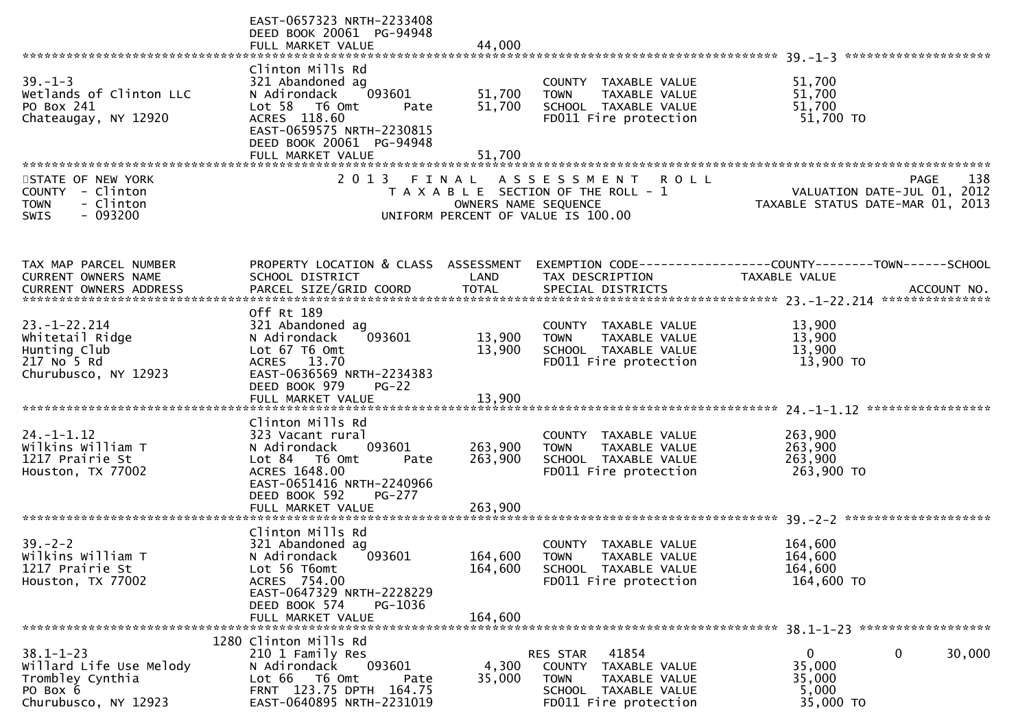```
                              EAST-0657323 NRTH-2233408
                              DEED BOOK 20061  PG-94948
                              FULL MARKET VALUE                44,000
******************************************************************************************************* 39.-1-3 ********************
                              Clinton Mills Rd
39.-1-3                       321 Abandoned ag                          COUNTY  TAXABLE VALUE            51,700
Wetlands of Clinton LLC       N Adirondack     093601        51,700     TOWN    TAXABLE VALUE            51,700
PO Box 241                    Lot 58   T6 Omt       Pate     51,700     SCHOOL  TAXABLE VALUE            51,700
Chateaugay, NY 12920          ACRES  118.60                             FD011 Fire protection             51,700 TO
                              EAST-0659575 NRTH-2230815
                              DEED BOOK 20061  PG-94948
                              FULL MARKET VALUE                51,700
************************************************************************************************************************************
STATE OF NEW YORK                  2 0 1 3   F I N A L   A S S E S S M E N T   R O L L                                PAGE    138
COUNTY  - Clinton                     T A X A B L E  SECTION OF THE ROLL - 1                         VALUATION DATE-JUL 01, 2012
TOWN    - Clinton                             OWNERS NAME SEQUENCE                                TAXABLE STATUS DATE-MAR 01, 2013
SWIS    - 093200                         UNIFORM PERCENT OF VALUE IS 100.00


TAX MAP PARCEL NUMBER         PROPERTY LOCATION & CLASS  ASSESSMENT  EXEMPTION CODE------------------COUNTY--------TOWN------SCHOOL
CURRENT OWNERS NAME           SCHOOL DISTRICT               LAND      TAX DESCRIPTION             TAXABLE VALUE
CURRENT OWNERS ADDRESS        PARCEL SIZE/GRID COORD        TOTAL     SPECIAL DISTRICTS                                  ACCOUNT NO.
******************************************************************************************************* 23.-1-22.214 ***************
                              Off Rt 189
23.-1-22.214                  321 Abandoned ag                          COUNTY  TAXABLE VALUE            13,900
Whitetail Ridge               N Adirondack     093601        13,900     TOWN    TAXABLE VALUE            13,900
Hunting Club                  Lot 67 T6 Omt                  13,900     SCHOOL  TAXABLE VALUE            13,900
217 No 5 Rd                   ACRES   13.70                             FD011 Fire protection             13,900 TO
Churubusco, NY 12923          EAST-0636569 NRTH-2234383
                              DEED BOOK 979     PG-22
                              FULL MARKET VALUE                13,900
******************************************************************************************************* 24.-1-1.12 *****************
                              Clinton Mills Rd
24.-1-1.12                    323 Vacant rural                          COUNTY  TAXABLE VALUE           263,900
Wilkins William T             N Adirondack     093601       263,900     TOWN    TAXABLE VALUE           263,900
1217 Prairie St               Lot 84   T6 Omt       Pate    263,900     SCHOOL  TAXABLE VALUE           263,900
Houston, TX 77002             ACRES 1648.00                             FD011 Fire protection            263,900 TO
                              EAST-0651416 NRTH-2240966
                              DEED BOOK 592     PG-277
                              FULL MARKET VALUE               263,900
******************************************************************************************************* 39.-2-2 ********************
                              Clinton Mills Rd
39.-2-2                       321 Abandoned ag                          COUNTY  TAXABLE VALUE           164,600
Wilkins William T             N Adirondack     093601       164,600     TOWN    TAXABLE VALUE           164,600
1217 Prairie St               Lot 56 T6omt                  164,600     SCHOOL  TAXABLE VALUE           164,600
Houston, TX 77002             ACRES  754.00                             FD011 Fire protection            164,600 TO
                              EAST-0647329 NRTH-2228229
                              DEED BOOK 574     PG-1036
                              FULL MARKET VALUE               164,600
******************************************************************************************************* 38.1-1-23 ******************
                         1280 Clinton Mills Rd
38.1-1-23                     210 1 Family Res                          RES STAR   41854                    0             0     30,000
Willard Life Use Melody       N Adirondack     093601         4,300     COUNTY  TAXABLE VALUE            35,000
Trombley Cynthia              Lot 66   T6 Omt       Pate     35,000     TOWN    TAXABLE VALUE            35,000
PO Box 6                      FRNT  123.75 DPTH  164.75                 SCHOOL  TAXABLE VALUE             5,000
Churubusco, NY 12923          EAST-0640895 NRTH-2231019                 FD011 Fire protection             35,000 TO
```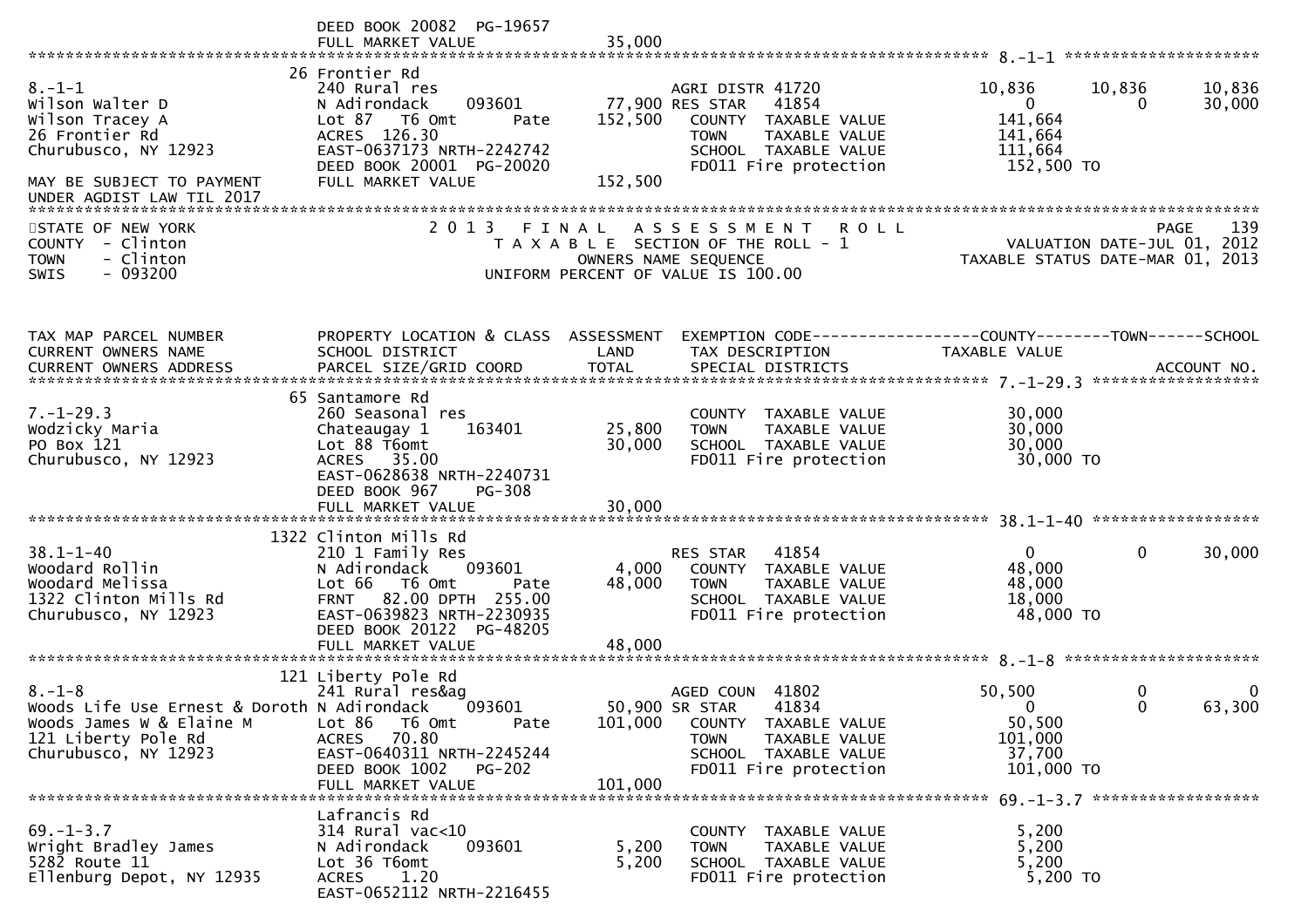```
                                DEED BOOK 20082  PG-19657
                                FULL MARKET VALUE              35,000
******************************************************************************************************* 8.-1-1 *********************
                              26 Frontier Rd
8.-1-1                          240 Rural res                       AGRI DISTR 41720              10,836      10,836      10,836
Wilson Walter D                 N Adirondack      093601       77,900 RES STAR    41854                 0           0      30,000
Wilson Tracey A                 Lot 87   T6 Omt          Pate  152,500   COUNTY  TAXABLE VALUE       141,664
26 Frontier Rd                  ACRES  126.30                              TOWN    TAXABLE VALUE       141,664
Churubusco, NY 12923            EAST-0637173 NRTH-2242742                  SCHOOL  TAXABLE VALUE       111,664
                                DEED BOOK 20001  PG-20020                  FD011 Fire protection        152,500 TO
MAY BE SUBJECT TO PAYMENT       FULL MARKET VALUE             152,500
UNDER AGDIST LAW TIL 2017
************************************************************************************************************************************
STATE OF NEW YORK                    2 0 1 3   F I N A L   A S S E S S M E N T   R O L L                             PAGE    139
COUNTY  - Clinton                       T A X A B L E  SECTION OF THE ROLL - 1                     VALUATION DATE-JUL 01, 2012
TOWN    - Clinton                               OWNERS NAME SEQUENCE                            TAXABLE STATUS DATE-MAR 01, 2013
SWIS    - 093200                          UNIFORM PERCENT OF VALUE IS 100.00


TAX MAP PARCEL NUMBER           PROPERTY LOCATION & CLASS  ASSESSMENT  EXEMPTION CODE------------------COUNTY--------TOWN------SCHOOL
CURRENT OWNERS NAME             SCHOOL DISTRICT               LAND      TAX DESCRIPTION              TAXABLE VALUE
CURRENT OWNERS ADDRESS          PARCEL SIZE/GRID COORD        TOTAL     SPECIAL DISTRICTS                                 ACCOUNT NO.
******************************************************************************************************* 7.-1-29.3 ******************
                              65 Santamore Rd
7.-1-29.3                       260 Seasonal res                          COUNTY  TAXABLE VALUE        30,000
Wodzicky Maria                  Chateaugay 1      163401       25,800     TOWN    TAXABLE VALUE        30,000
PO Box 121                      Lot 88 T6omt                   30,000     SCHOOL  TAXABLE VALUE        30,000
Churubusco, NY 12923            ACRES   35.00                              FD011 Fire protection         30,000 TO
                                EAST-0628638 NRTH-2240731
                                DEED BOOK 967     PG-308
                                FULL MARKET VALUE              30,000
******************************************************************************************************* 38.1-1-40 ******************
                            1322 Clinton Mills Rd
38.1-1-40                       210 1 Family Res                    RES STAR    41854                 0           0      30,000
Woodard Rollin                  N Adirondack      093601        4,000   COUNTY  TAXABLE VALUE        48,000
Woodard Melissa                 Lot 66   T6 Omt          Pate   48,000   TOWN    TAXABLE VALUE        48,000
1322 Clinton Mills Rd           FRNT   82.00 DPTH  255.00                  SCHOOL  TAXABLE VALUE        18,000
Churubusco, NY 12923            EAST-0639823 NRTH-2230935                  FD011 Fire protection         48,000 TO
                                DEED BOOK 20122  PG-48205
                                FULL MARKET VALUE              48,000
******************************************************************************************************* 8.-1-8 *********************
                             121 Liberty Pole Rd
8.-1-8                          241 Rural res&ag                    AGED COUN  41802             50,500           0           0
Woods Life Use Ernest & Doroth N Adirondack       093601       50,900 SR STAR     41834                 0           0      63,300
Woods James W & Elaine M        Lot 86   T6 Omt          Pate  101,000   COUNTY  TAXABLE VALUE        50,500
121 Liberty Pole Rd             ACRES   70.80                              TOWN    TAXABLE VALUE       101,000
Churubusco, NY 12923            EAST-0640311 NRTH-2245244                  SCHOOL  TAXABLE VALUE        37,700
                                DEED BOOK 1002    PG-202                   FD011 Fire protection        101,000 TO
                                FULL MARKET VALUE             101,000
******************************************************************************************************* 69.-1-3.7 ******************
                                Lafrancis Rd
69.-1-3.7                       314 Rural vac<10                          COUNTY  TAXABLE VALUE         5,200
Wright Bradley James            N Adirondack      093601        5,200     TOWN    TAXABLE VALUE         5,200
5282 Route 11                   Lot 36 T6omt                    5,200     SCHOOL  TAXABLE VALUE         5,200
Ellenburg Depot, NY 12935       ACRES    1.20                              FD011 Fire protection          5,200 TO
                                EAST-0652112 NRTH-2216455
```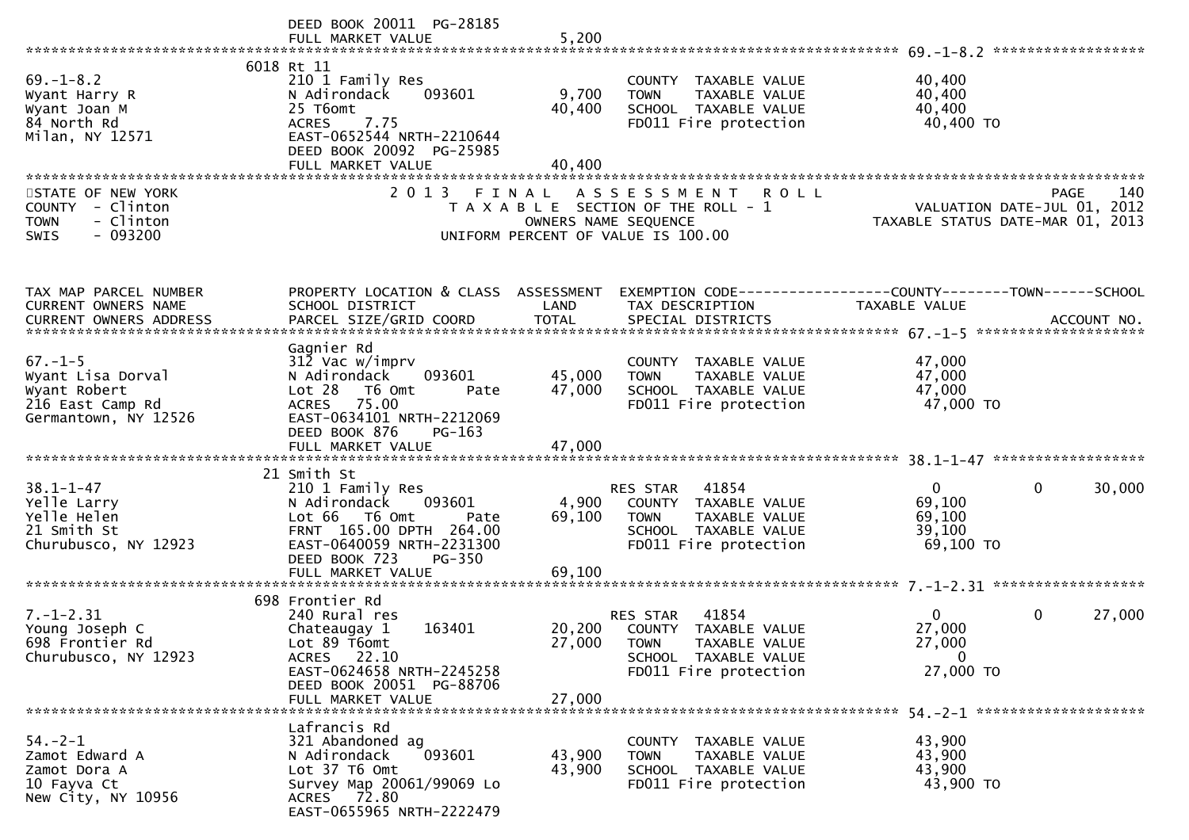DEED BOOK 20011 PG-28185
FULL MARKET VALUE 5,200

---

**69.-1-8.2** — 6018 Rt 11

| TAX MAP PARCEL NUMBER / CURRENT OWNERS NAME / CURRENT OWNERS ADDRESS | PROPERTY LOCATION & CLASS / SCHOOL DISTRICT / PARCEL SIZE/GRID COORD | ASSESSMENT LAND | ASSESSMENT TOTAL | EXEMPTION CODE / TAX DESCRIPTION / SPECIAL DISTRICTS | COUNTY TAXABLE VALUE | TOWN | SCHOOL |
|---|---|---|---|---|---|---|---|
| 69.-1-8.2 | 210 1 Family Res | | | COUNTY TAXABLE VALUE | 40,400 | | |
| Wyant Harry R | N Adirondack 093601 | 9,700 | | TOWN TAXABLE VALUE | 40,400 | | |
| Wyant Joan M | 25 T6omt | | 40,400 | SCHOOL TAXABLE VALUE | 40,400 | | |
| 84 North Rd | ACRES 7.75 | | | FD011 Fire protection | 40,400 TO | | |
| Milan, NY 12571 | EAST-0652544 NRTH-2210644 | | | | | | |
| | DEED BOOK 20092 PG-25985 | | | | | | |
| | FULL MARKET VALUE | | 40,400 | | | | |

---

STATE OF NEW YORK
COUNTY - Clinton
TOWN - Clinton
SWIS - 093200

2 0 1 3 F I N A L A S S E S S M E N T R O L L
T A X A B L E SECTION OF THE ROLL - 1
OWNERS NAME SEQUENCE
UNIFORM PERCENT OF VALUE IS 100.00

PAGE 140
VALUATION DATE-JUL 01, 2012
TAXABLE STATUS DATE-MAR 01, 2013

| TAX MAP PARCEL NUMBER / CURRENT OWNERS NAME / CURRENT OWNERS ADDRESS | PROPERTY LOCATION & CLASS / SCHOOL DISTRICT / PARCEL SIZE/GRID COORD | ASSESSMENT LAND | ASSESSMENT TOTAL | EXEMPTION CODE / TAX DESCRIPTION / SPECIAL DISTRICTS | COUNTY TAXABLE VALUE | TOWN | SCHOOL | ACCOUNT NO. |
|---|---|---|---|---|---|---|---|---|
| **67.-1-5** | Gagnier Rd | | | | | | | |
| 67.-1-5 | 312 Vac w/imprv | | | COUNTY TAXABLE VALUE | 47,000 | | | |
| Wyant Lisa Dorval | N Adirondack 093601 | 45,000 | | TOWN TAXABLE VALUE | 47,000 | | | |
| Wyant Robert | Lot 28 T6 Omt Pate | | 47,000 | SCHOOL TAXABLE VALUE | 47,000 | | | |
| 216 East Camp Rd | ACRES 75.00 | | | FD011 Fire protection | 47,000 TO | | | |
| Germantown, NY 12526 | EAST-0634101 NRTH-2212069 | | | | | | | |
| | DEED BOOK 876 PG-163 | | | | | | | |
| | FULL MARKET VALUE | | 47,000 | | | | | |
| **38.1-1-47** | 21 Smith St | | | | | | | |
| 38.1-1-47 | 210 1 Family Res | | | RES STAR 41854 | 0 | 0 | 30,000 | |
| Yelle Larry | N Adirondack 093601 | 4,900 | | COUNTY TAXABLE VALUE | 69,100 | | | |
| Yelle Helen | Lot 66 T6 Omt Pate | | 69,100 | TOWN TAXABLE VALUE | 69,100 | | | |
| 21 Smith St | FRNT 165.00 DPTH 264.00 | | | SCHOOL TAXABLE VALUE | 39,100 | | | |
| Churubusco, NY 12923 | EAST-0640059 NRTH-2231300 | | | FD011 Fire protection | 69,100 TO | | | |
| | DEED BOOK 723 PG-350 | | | | | | | |
| | FULL MARKET VALUE | | 69,100 | | | | | |
| **7.-1-2.31** | 698 Frontier Rd | | | | | | | |
| 7.-1-2.31 | 240 Rural res | | | RES STAR 41854 | 0 | 0 | 27,000 | |
| Young Joseph C | Chateaugay 1 163401 | 20,200 | | COUNTY TAXABLE VALUE | 27,000 | | | |
| 698 Frontier Rd | Lot 89 T6omt | | 27,000 | TOWN TAXABLE VALUE | 27,000 | | | |
| Churubusco, NY 12923 | ACRES 22.10 | | | SCHOOL TAXABLE VALUE | 0 | | | |
| | EAST-0624658 NRTH-2245258 | | | FD011 Fire protection | 27,000 TO | | | |
| | DEED BOOK 20051 PG-88706 | | | | | | | |
| | FULL MARKET VALUE | | 27,000 | | | | | |
| **54.-2-1** | Lafrancis Rd | | | | | | | |
| 54.-2-1 | 321 Abandoned ag | | | COUNTY TAXABLE VALUE | 43,900 | | | |
| Zamot Edward A | N Adirondack 093601 | 43,900 | | TOWN TAXABLE VALUE | 43,900 | | | |
| Zamot Dora A | Lot 37 T6 Omt | | 43,900 | SCHOOL TAXABLE VALUE | 43,900 | | | |
| 10 Fayva Ct | Survey Map 20061/99069 Lo | | | FD011 Fire protection | 43,900 TO | | | |
| New City, NY 10956 | ACRES 72.80 | | | | | | | |
| | EAST-0655965 NRTH-2222479 | | | | | | | |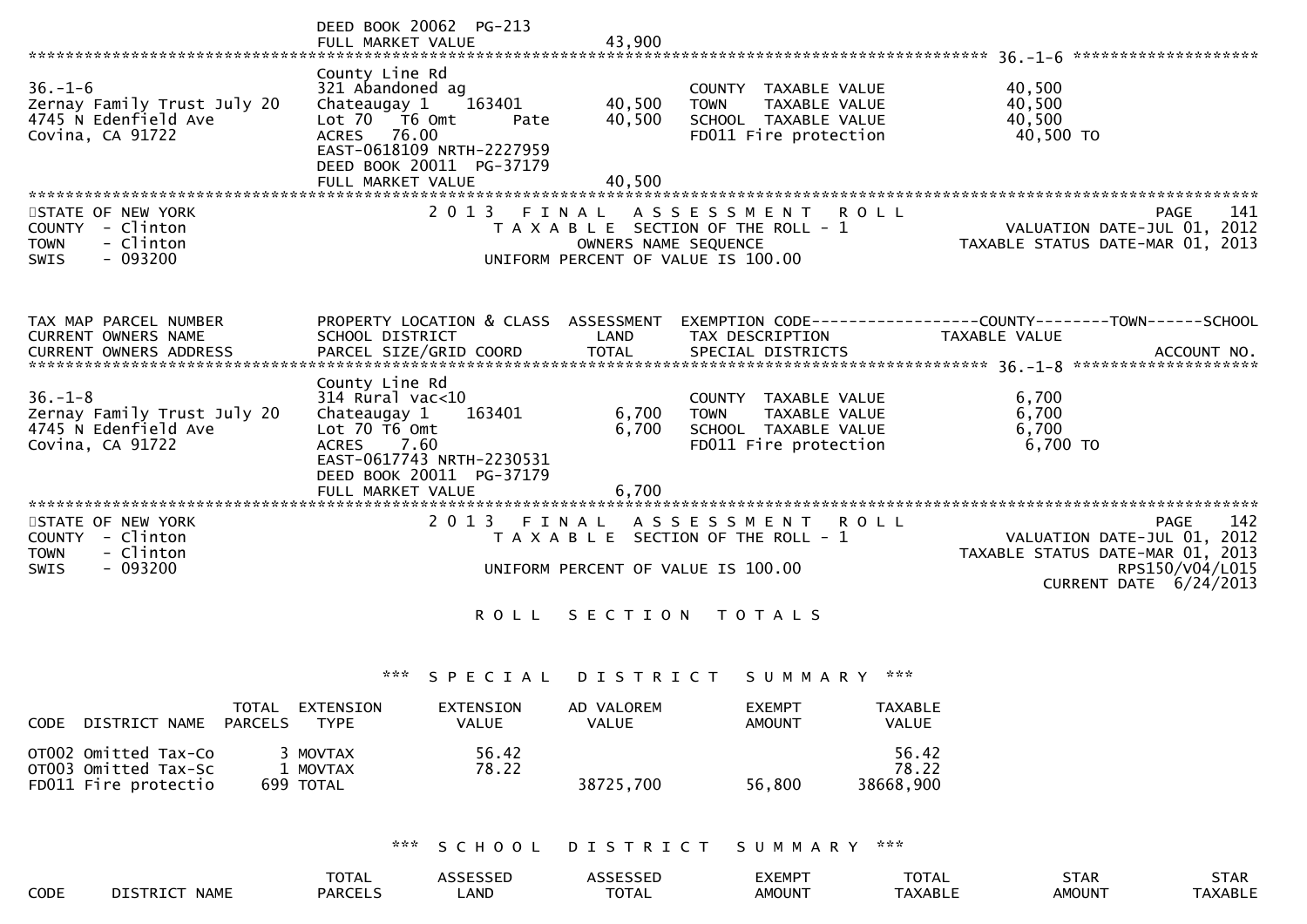DEED BOOK 20062 PG-213
FULL MARKET VALUE 43,900

************************************************************************************************ 36.-1-6 ********************

| | | | | |
|---|---|---|---|---|
| 36.-1-6 | County Line Rd | | | |
| Zernay Family Trust July 20 | 321 Abandoned ag | | COUNTY TAXABLE VALUE | 40,500 |
| 4745 N Edenfield Ave | Chateaugay 1 163401 | 40,500 | TOWN TAXABLE VALUE | 40,500 |
| Covina, CA 91722 | Lot 70 T6 Omt Pate | 40,500 | SCHOOL TAXABLE VALUE | 40,500 |
| | ACRES 76.00 | | FD011 Fire protection | 40,500 TO |
| | EAST-0618109 NRTH-2227959 | | | |
| | DEED BOOK 20011 PG-37179 | | | |
| | FULL MARKET VALUE | 40,500 | | |

STATE OF NEW YORK
COUNTY - Clinton
TOWN - Clinton
SWIS - 093200

2 0 1 3 F I N A L A S S E S S M E N T R O L L
T A X A B L E SECTION OF THE ROLL - 1
OWNERS NAME SEQUENCE
UNIFORM PERCENT OF VALUE IS 100.00

PAGE 141
VALUATION DATE-JUL 01, 2012
TAXABLE STATUS DATE-MAR 01, 2013

| TAX MAP PARCEL NUMBER<br>CURRENT OWNERS NAME<br>CURRENT OWNERS ADDRESS | PROPERTY LOCATION & CLASS<br>SCHOOL DISTRICT<br>PARCEL SIZE/GRID COORD | ASSESSMENT<br>LAND<br>TOTAL | EXEMPTION CODE------------------COUNTY--------TOWN------SCHOOL<br>TAX DESCRIPTION<br>SPECIAL DISTRICTS | TAXABLE VALUE<br>ACCOUNT NO. |
|---|---|---|---|---|
| **36.-1-8** | County Line Rd | | | |
| 36.-1-8 | 314 Rural vac<10 | | COUNTY TAXABLE VALUE | 6,700 |
| Zernay Family Trust July 20 | Chateaugay 1 163401 | 6,700 | TOWN TAXABLE VALUE | 6,700 |
| 4745 N Edenfield Ave | Lot 70 T6 Omt | 6,700 | SCHOOL TAXABLE VALUE | 6,700 |
| Covina, CA 91722 | ACRES 7.60 | | FD011 Fire protection | 6,700 TO |
| | EAST-0617743 NRTH-2230531 | | | |
| | DEED BOOK 20011 PG-37179 | | | |
| | FULL MARKET VALUE | 6,700 | | |

STATE OF NEW YORK
COUNTY - Clinton
TOWN - Clinton
SWIS - 093200

2 0 1 3 F I N A L A S S E S S M E N T R O L L
T A X A B L E SECTION OF THE ROLL - 1
UNIFORM PERCENT OF VALUE IS 100.00

PAGE 142
VALUATION DATE-JUL 01, 2012
TAXABLE STATUS DATE-MAR 01, 2013
RPS150/V04/L015
CURRENT DATE 6/24/2013

## R O L L S E C T I O N T O T A L S

### *** S P E C I A L D I S T R I C T S U M M A R Y ***

| CODE | DISTRICT NAME | TOTAL PARCELS | EXTENSION TYPE | EXTENSION VALUE | AD VALOREM VALUE | EXEMPT AMOUNT | TAXABLE VALUE |
|---|---|---|---|---|---|---|---|
| OT002 | Omitted Tax-Co | 3 | MOVTAX | 56.42 | | | 56.42 |
| OT003 | Omitted Tax-Sc | 1 | MOVTAX | 78.22 | | | 78.22 |
| FD011 | Fire protectio | 699 | TOTAL | | 38725,700 | 56,800 | 38668,900 |

### *** S C H O O L D I S T R I C T S U M M A R Y ***

| CODE | DISTRICT NAME | TOTAL PARCELS | ASSESSED LAND | ASSESSED TOTAL | EXEMPT AMOUNT | TOTAL TAXABLE | STAR AMOUNT | STAR TAXABLE |
|---|---|---|---|---|---|---|---|---|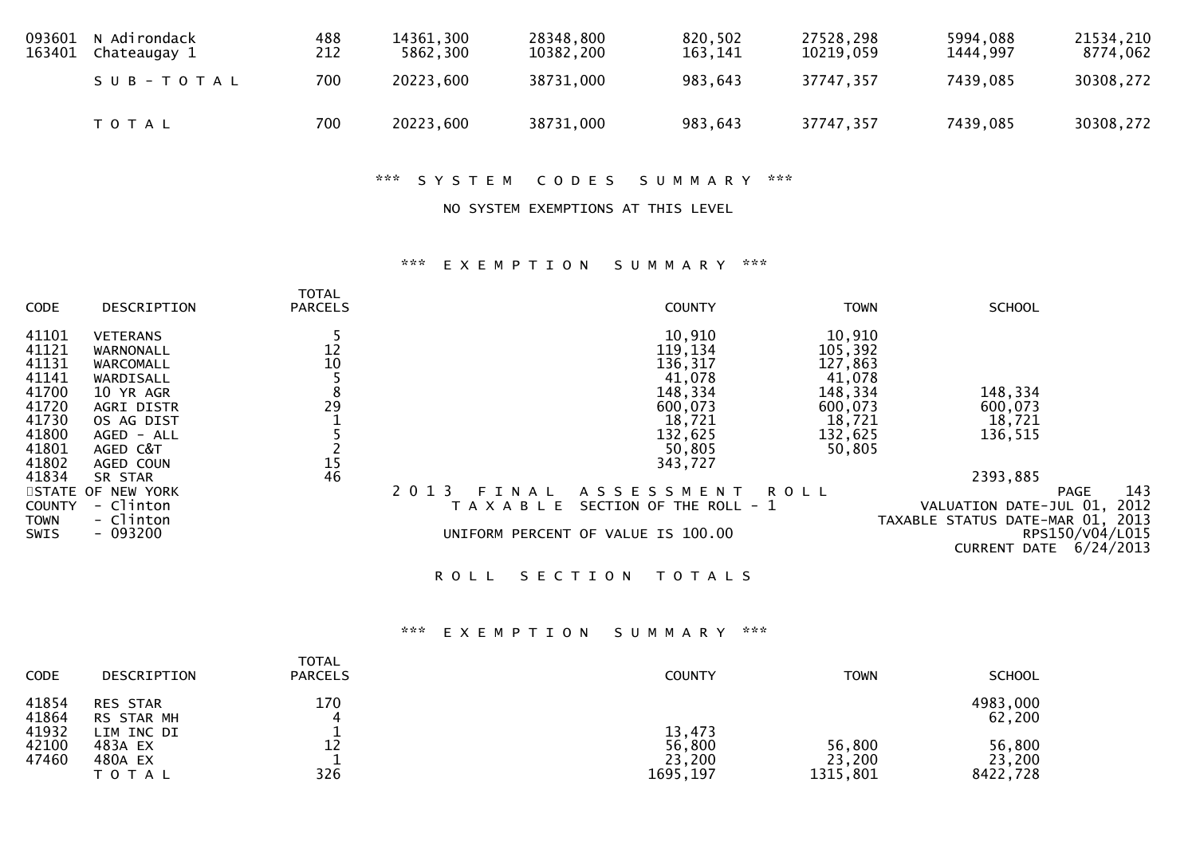| | | | | | | | | |
|---|---|---|---|---|---|---|---|---|
| 093601 | N Adirondack | 488 | 14361,300 | 28348,800 | 820,502 | 27528,298 | 5994,088 | 21534,210 |
| 163401 | Chateaugay 1 | 212 | 5862,300 | 10382,200 | 163,141 | 10219,059 | 1444,997 | 8774,062 |
| | S U B - T O T A L | 700 | 20223,600 | 38731,000 | 983,643 | 37747,357 | 7439,085 | 30308,272 |
| | T O T A L | 700 | 20223,600 | 38731,000 | 983,643 | 37747,357 | 7439,085 | 30308,272 |

*** S Y S T E M C O D E S S U M M A R Y ***

NO SYSTEM EXEMPTIONS AT THIS LEVEL

*** E X E M P T I O N S U M M A R Y ***

| CODE | DESCRIPTION | TOTAL PARCELS | COUNTY | TOWN | SCHOOL |
|---|---|---|---|---|---|
| 41101 | VETERANS | 5 | 10,910 | 10,910 | |
| 41121 | WARNONALL | 12 | 119,134 | 105,392 | |
| 41131 | WARCOMALL | 10 | 136,317 | 127,863 | |
| 41141 | WARDISALL | 5 | 41,078 | 41,078 | |
| 41700 | 10 YR AGR | 8 | 148,334 | 148,334 | 148,334 |
| 41720 | AGRI DISTR | 29 | 600,073 | 600,073 | 600,073 |
| 41730 | OS AG DIST | 1 | 18,721 | 18,721 | 18,721 |
| 41800 | AGED - ALL | 5 | 132,625 | 132,625 | 136,515 |
| 41801 | AGED C&T | 2 | 50,805 | 50,805 | |
| 41802 | AGED COUN | 15 | 343,727 | | |
| 41834 | SR STAR | 46 | | | 2393,885 |

STATE OF NEW YORK
COUNTY - Clinton
TOWN - Clinton
SWIS - 093200

2 0 1 3 F I N A L A S S E S S M E N T R O L L
T A X A B L E SECTION OF THE ROLL - 1
UNIFORM PERCENT OF VALUE IS 100.00

PAGE 143
VALUATION DATE-JUL 01, 2012
TAXABLE STATUS DATE-MAR 01, 2013
RPS150/V04/L015
CURRENT DATE 6/24/2013

R O L L S E C T I O N T O T A L S

*** E X E M P T I O N S U M M A R Y ***

| CODE | DESCRIPTION | TOTAL PARCELS | COUNTY | TOWN | SCHOOL |
|---|---|---|---|---|---|
| 41854 | RES STAR | 170 | | | 4983,000 |
| 41864 | RS STAR MH | 4 | | | 62,200 |
| 41932 | LIM INC DI | 1 | 13,473 | | |
| 42100 | 483A EX | 12 | 56,800 | 56,800 | 56,800 |
| 47460 | 480A EX | 1 | 23,200 | 23,200 | 23,200 |
| | T O T A L | 326 | 1695,197 | 1315,801 | 8422,728 |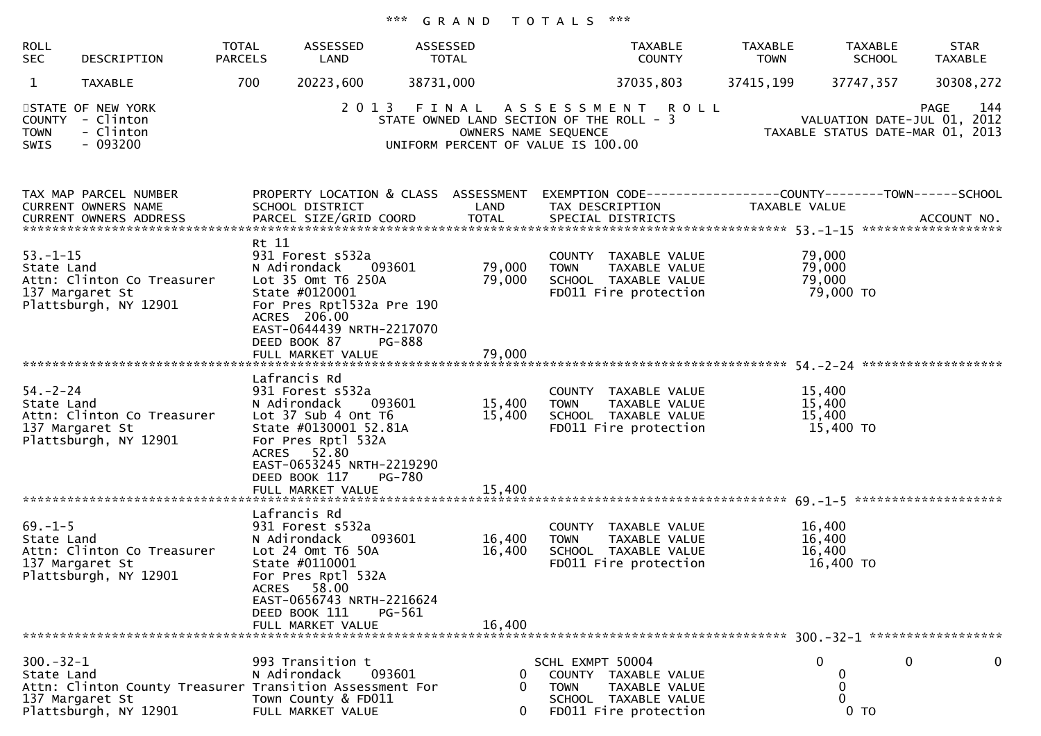### *** G R A N D   T O T A L S ***

| ROLL SEC | DESCRIPTION | TOTAL PARCELS | ASSESSED LAND | ASSESSED TOTAL | TAXABLE COUNTY | TAXABLE TOWN | TAXABLE SCHOOL | STAR TAXABLE |
|---|---|---|---|---|---|---|---|---|
| 1 | TAXABLE | 700 | 20223,600 | 38731,000 | 37035,803 | 37415,199 | 37747,357 | 30308,272 |

STATE OF NEW YORK
COUNTY - Clinton
TOWN - Clinton
SWIS - 093200

2 0 1 3   F I N A L   A S S E S S M E N T   R O L L
STATE OWNED LAND SECTION OF THE ROLL - 3
OWNERS NAME SEQUENCE
UNIFORM PERCENT OF VALUE IS 100.00

PAGE 144
VALUATION DATE-JUL 01, 2012
TAXABLE STATUS DATE-MAR 01, 2013

```
TAX MAP PARCEL NUMBER          PROPERTY LOCATION & CLASS  ASSESSMENT  EXEMPTION CODE------------------COUNTY--------TOWN------SCHOOL
CURRENT OWNERS NAME            SCHOOL DISTRICT               LAND      TAX DESCRIPTION             TAXABLE VALUE
CURRENT OWNERS ADDRESS         PARCEL SIZE/GRID COORD        TOTAL     SPECIAL DISTRICTS                                    ACCOUNT NO.
****************************************************************************************************** 53.-1-15 ******************
                               Rt 11
53.-1-15                       931 Forest s532a                        COUNTY  TAXABLE VALUE           79,000
State Land                     N Adirondack     093601       79,000    TOWN    TAXABLE VALUE           79,000
Attn: Clinton Co Treasurer     Lot 35 Omt T6 250A           79,000    SCHOOL  TAXABLE VALUE           79,000
137 Margaret St                State #0120001                          FD011 Fire protection            79,000 TO
Plattsburgh, NY 12901          For Pres Rptl532a Pre 190
                               ACRES  206.00
                               EAST-0644439 NRTH-2217070
                               DEED BOOK 87      PG-888
                               FULL MARKET VALUE             79,000
****************************************************************************************************** 54.-2-24 ******************
                               Lafrancis Rd
54.-2-24                       931 Forest s532a                        COUNTY  TAXABLE VALUE           15,400
State Land                     N Adirondack     093601       15,400    TOWN    TAXABLE VALUE           15,400
Attn: Clinton Co Treasurer     Lot 37 Sub 4 Ont T6          15,400    SCHOOL  TAXABLE VALUE           15,400
137 Margaret St                State #0130001 52.81A                   FD011 Fire protection            15,400 TO
Plattsburgh, NY 12901          For Pres Rptl 532A
                               ACRES   52.80
                               EAST-0653245 NRTH-2219290
                               DEED BOOK 117     PG-780
                               FULL MARKET VALUE             15,400
****************************************************************************************************** 69.-1-5 *******************
                               Lafrancis Rd
69.-1-5                        931 Forest s532a                        COUNTY  TAXABLE VALUE           16,400
State Land                     N Adirondack     093601       16,400    TOWN    TAXABLE VALUE           16,400
Attn: Clinton Co Treasurer     Lot 24 Omt T6 50A            16,400    SCHOOL  TAXABLE VALUE           16,400
137 Margaret St                State #0110001                          FD011 Fire protection            16,400 TO
Plattsburgh, NY 12901          For Pres Rptl 532A
                               ACRES   58.00
                               EAST-0656743 NRTH-2216624
                               DEED BOOK 111     PG-561
                               FULL MARKET VALUE             16,400
****************************************************************************************************** 300.-32-1 *****************

300.-32-1                      993 Transition t                       SCHL EXMPT 50004                  0            0            0
State Land                     N Adirondack     093601            0    COUNTY  TAXABLE VALUE            0
Attn: Clinton County Treasurer Transition Assessment For         0    TOWN    TAXABLE VALUE            0
137 Margaret St                Town County & FD011                     SCHOOL  TAXABLE VALUE            0
Plattsburgh, NY 12901          FULL MARKET VALUE                  0    FD011 Fire protection             0 TO
```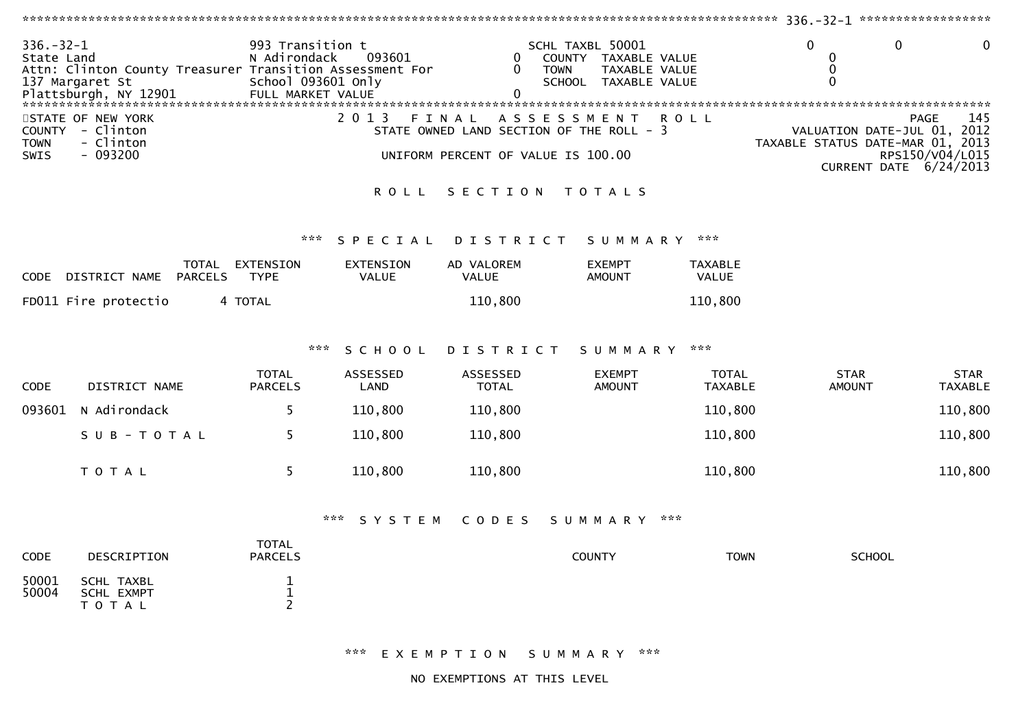336.-32-1

| | | | | | | |
|---|---|---|---|---|---|---|
| 336.-32-1 | 993 Transition t | | SCHL TAXBL 50001 | 0 | 0 | 0 |
| State Land | N Adirondack 093601 | 0 | COUNTY TAXABLE VALUE | 0 | | |
| Attn: Clinton County Treasurer | Transition Assessment For | 0 | TOWN TAXABLE VALUE | 0 | | |
| 137 Margaret St | School 093601 Only | | SCHOOL TAXABLE VALUE | 0 | | |
| Plattsburgh, NY 12901 | FULL MARKET VALUE | 0 | | | | |

STATE OF NEW YORK
COUNTY - Clinton
TOWN - Clinton
SWIS - 093200

2013 FINAL ASSESSMENT ROLL
STATE OWNED LAND SECTION OF THE ROLL - 3

UNIFORM PERCENT OF VALUE IS 100.00

PAGE 145
VALUATION DATE-JUL 01, 2012
TAXABLE STATUS DATE-MAR 01, 2013
RPS150/V04/L015
CURRENT DATE 6/24/2013

# ROLL SECTION TOTALS

## *** SPECIAL DISTRICT SUMMARY ***

| CODE | DISTRICT NAME | TOTAL PARCELS | EXTENSION TYPE | EXTENSION VALUE | AD VALOREM VALUE | EXEMPT AMOUNT | TAXABLE VALUE |
|---|---|---|---|---|---|---|---|
| FD011 | Fire protectio | 4 | TOTAL | | 110,800 | | 110,800 |

## *** SCHOOL DISTRICT SUMMARY ***

| CODE | DISTRICT NAME | TOTAL PARCELS | ASSESSED LAND | ASSESSED TOTAL | EXEMPT AMOUNT | TOTAL TAXABLE | STAR AMOUNT | STAR TAXABLE |
|---|---|---|---|---|---|---|---|---|
| 093601 | N Adirondack | 5 | 110,800 | 110,800 | | 110,800 | | 110,800 |
| | SUB-TOTAL | 5 | 110,800 | 110,800 | | 110,800 | | 110,800 |
| | TOTAL | 5 | 110,800 | 110,800 | | 110,800 | | 110,800 |

## *** SYSTEM CODES SUMMARY ***

| CODE | DESCRIPTION | TOTAL PARCELS | COUNTY | TOWN | SCHOOL |
|---|---|---|---|---|---|
| 50001 | SCHL TAXBL | 1 | | | |
| 50004 | SCHL EXMPT | 1 | | | |
| | TOTAL | 2 | | | |

## *** EXEMPTION SUMMARY ***

NO EXEMPTIONS AT THIS LEVEL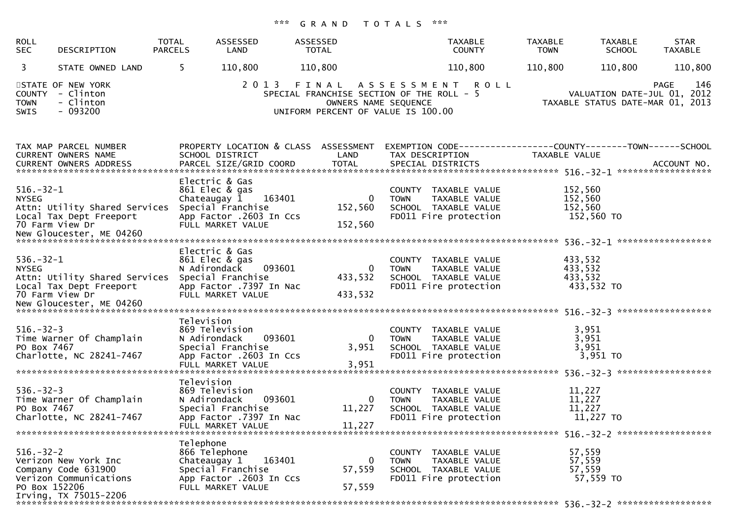### *** GRAND TOTALS ***

| ROLL SEC | DESCRIPTION | TOTAL PARCELS | ASSESSED LAND | ASSESSED TOTAL | TAXABLE COUNTY | TAXABLE TOWN | TAXABLE SCHOOL | STAR TAXABLE |
|---|---|---|---|---|---|---|---|---|
| 3 | STATE OWNED LAND | 5 | 110,800 | 110,800 | 110,800 | 110,800 | 110,800 | 110,800 |

STATE OF NEW YORK
COUNTY - Clinton
TOWN - Clinton
SWIS - 093200

2013 FINAL ASSESSMENT ROLL
SPECIAL FRANCHISE SECTION OF THE ROLL - 5
OWNERS NAME SEQUENCE
UNIFORM PERCENT OF VALUE IS 100.00

PAGE 146
VALUATION DATE-JUL 01, 2012
TAXABLE STATUS DATE-MAR 01, 2013

| TAX MAP PARCEL NUMBER / CURRENT OWNERS NAME / CURRENT OWNERS ADDRESS | PROPERTY LOCATION & CLASS / SCHOOL DISTRICT / PARCEL SIZE/GRID COORD | ASSESSMENT LAND / TOTAL | EXEMPTION CODE / TAX DESCRIPTION / SPECIAL DISTRICTS | TAXABLE VALUE (COUNTY / TOWN / SCHOOL) | ACCOUNT NO. |
|---|---|---|---|---|---|
| **516.-32-1** | | | | | |
| 516.-32-1 | Electric & Gas | | | | |
| NYSEG | 861 Elec & gas | | COUNTY TAXABLE VALUE | 152,560 | |
| Attn: Utility Shared Services | Chateaugay 1 163401 | 0 | TOWN TAXABLE VALUE | 152,560 | |
| Local Tax Dept Freeport | Special Franchise | 152,560 | SCHOOL TAXABLE VALUE | 152,560 | |
| 70 Farm View Dr | App Factor .2603 In Ccs | | FD011 Fire protection | 152,560 TO | |
| New Gloucester, ME 04260 | FULL MARKET VALUE | 152,560 | | | |
| **536.-32-1** | | | | | |
| 536.-32-1 | Electric & Gas | | | | |
| NYSEG | 861 Elec & gas | | COUNTY TAXABLE VALUE | 433,532 | |
| Attn: Utility Shared Services | N Adirondack 093601 | 0 | TOWN TAXABLE VALUE | 433,532 | |
| Local Tax Dept Freeport | Special Franchise | 433,532 | SCHOOL TAXABLE VALUE | 433,532 | |
| 70 Farm View Dr | App Factor .7397 In Nac | | FD011 Fire protection | 433,532 TO | |
| New Gloucester, ME 04260 | FULL MARKET VALUE | 433,532 | | | |
| **516.-32-3** | | | | | |
| 516.-32-3 | Television | | | | |
| Time Warner Of Champlain | 869 Television | | COUNTY TAXABLE VALUE | 3,951 | |
| PO Box 7467 | N Adirondack 093601 | 0 | TOWN TAXABLE VALUE | 3,951 | |
| Charlotte, NC 28241-7467 | Special Franchise | 3,951 | SCHOOL TAXABLE VALUE | 3,951 | |
| | App Factor .2603 In Ccs | | FD011 Fire protection | 3,951 TO | |
| | FULL MARKET VALUE | 3,951 | | | |
| **536.-32-3** | | | | | |
| 536.-32-3 | Television | | | | |
| Time Warner Of Champlain | 869 Television | | COUNTY TAXABLE VALUE | 11,227 | |
| PO Box 7467 | N Adirondack 093601 | 0 | TOWN TAXABLE VALUE | 11,227 | |
| Charlotte, NC 28241-7467 | Special Franchise | 11,227 | SCHOOL TAXABLE VALUE | 11,227 | |
| | App Factor .7397 In Nac | | FD011 Fire protection | 11,227 TO | |
| | FULL MARKET VALUE | 11,227 | | | |
| **516.-32-2** | | | | | |
| 516.-32-2 | Telephone | | | | |
| Verizon New York Inc | 866 Telephone | | COUNTY TAXABLE VALUE | 57,559 | |
| Company Code 631900 | Chateaugay 1 163401 | 0 | TOWN TAXABLE VALUE | 57,559 | |
| Verizon Communications | Special Franchise | 57,559 | SCHOOL TAXABLE VALUE | 57,559 | |
| PO Box 152206 | App Factor .2603 In Ccs | | FD011 Fire protection | 57,559 TO | |
| Irving, TX 75015-2206 | FULL MARKET VALUE | 57,559 | | | |
| **536.-32-2** | | | | | |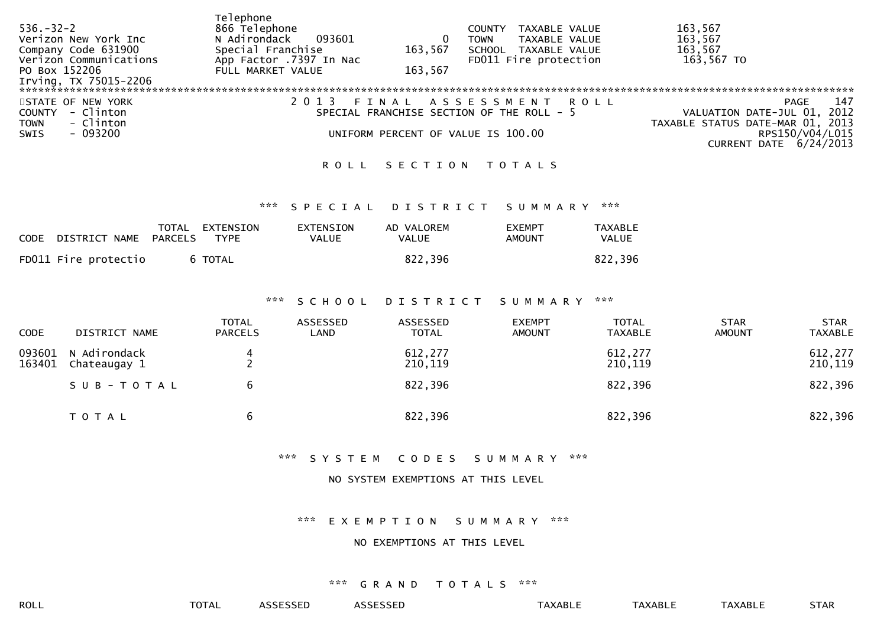```
536.-32-2                       Telephone
Verizon New York Inc            866 Telephone                        COUNTY  TAXABLE VALUE          163,567
Company Code 631900             N Adirondack    093601         0     TOWN    TAXABLE VALUE          163,567
Verizon Communications          Special Franchise         163,567    SCHOOL  TAXABLE VALUE          163,567
PO Box 152206                   App Factor .7397 In Nac              FD011 Fire protection           163,567 TO
Irving, TX 75015-2206           FULL MARKET VALUE         163,567
```

STATE OF NEW YORK
COUNTY - Clinton
TOWN - Clinton
SWIS - 093200

2 0 1 3 F I N A L A S S E S S M E N T R O L L
SPECIAL FRANCHISE SECTION OF THE ROLL - 5

UNIFORM PERCENT OF VALUE IS 100.00

VALUATION DATE-JUL 01, 2012
TAXABLE STATUS DATE-MAR 01, 2013
RPS150/V04/L015
CURRENT DATE 6/24/2013

R O L L S E C T I O N T O T A L S

*** S P E C I A L D I S T R I C T S U M M A R Y ***

| CODE | DISTRICT NAME | TOTAL PARCELS | EXTENSION TYPE | EXTENSION VALUE | AD VALOREM VALUE | EXEMPT AMOUNT | TAXABLE VALUE |
|---|---|---|---|---|---|---|---|
| FD011 | Fire protectio | 6 | TOTAL | | 822,396 | | 822,396 |

*** S C H O O L D I S T R I C T S U M M A R Y ***

| CODE | DISTRICT NAME | TOTAL PARCELS | ASSESSED LAND | ASSESSED TOTAL | EXEMPT AMOUNT | TOTAL TAXABLE | STAR AMOUNT | STAR TAXABLE |
|---|---|---|---|---|---|---|---|---|
| 093601 | N Adirondack | 4 | | 612,277 | | 612,277 | | 612,277 |
| 163401 | Chateaugay 1 | 2 | | 210,119 | | 210,119 | | 210,119 |
| | S U B - T O T A L | 6 | | 822,396 | | 822,396 | | 822,396 |
| | T O T A L | 6 | | 822,396 | | 822,396 | | 822,396 |

*** S Y S T E M C O D E S S U M M A R Y ***

NO SYSTEM EXEMPTIONS AT THIS LEVEL

*** E X E M P T I O N S U M M A R Y ***

NO EXEMPTIONS AT THIS LEVEL

*** G R A N D T O T A L S ***

| ROLL | TOTAL | ASSESSED | ASSESSED | TAXABLE | TAXABLE | TAXABLE | STAR |
|---|---|---|---|---|---|---|---|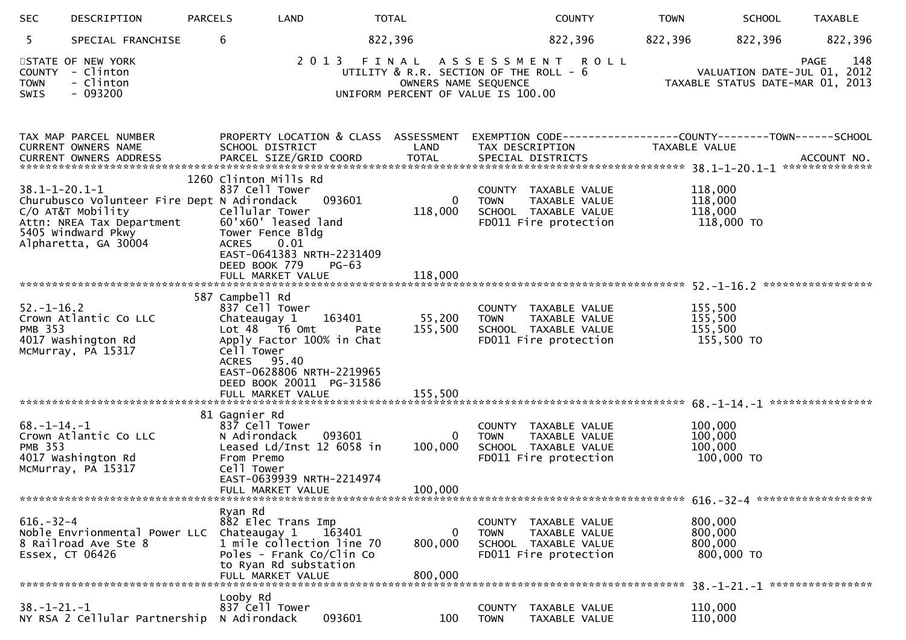| SEC | DESCRIPTION | PARCELS | LAND | TOTAL | COUNTY | TOWN | SCHOOL | TAXABLE |
|---|---|---|---|---|---|---|---|---|
| 5 | SPECIAL FRANCHISE | 6 | | 822,396 | 822,396 | 822,396 | 822,396 | 822,396 |

STATE OF NEW YORK
COUNTY - Clinton
TOWN - Clinton
SWIS - 093200

2013 FINAL ASSESSMENT ROLL
UTILITY & R.R. SECTION OF THE ROLL - 6
OWNERS NAME SEQUENCE
UNIFORM PERCENT OF VALUE IS 100.00

VALUATION DATE-JUL 01, 2012
TAXABLE STATUS DATE-MAR 01, 2013

```
TAX MAP PARCEL NUMBER            PROPERTY LOCATION & CLASS  ASSESSMENT  EXEMPTION CODE------------------COUNTY--------TOWN------SCHOOL
CURRENT OWNERS NAME              SCHOOL DISTRICT               LAND     TAX DESCRIPTION            TAXABLE VALUE
CURRENT OWNERS ADDRESS           PARCEL SIZE/GRID COORD        TOTAL    SPECIAL DISTRICTS                                        ACCOUNT NO.
******************************************************************************************************* 38.1-1-20.1-1 **************
                            1260 Clinton Mills Rd
38.1-1-20.1-1                    837 Cell Tower                         COUNTY  TAXABLE VALUE          118,000
Churubusco Volunteer Fire Dept N Adirondack    093601            0      TOWN    TAXABLE VALUE          118,000
C/O AT&T Mobility                Cellular Tower              118,000    SCHOOL  TAXABLE VALUE          118,000
Attn: NREA Tax Department        60'x60' leased land                    FD011 Fire protection            118,000 TO
5405 Windward Pkwy               Tower Fence Bldg
Alpharetta, GA 30004             ACRES    0.01
                                 EAST-0641383 NRTH-2231409
                                 DEED BOOK 779    PG-63
                                 FULL MARKET VALUE           118,000
******************************************************************************************************* 52.-1-16.2 *****************
                             587 Campbell Rd
52.-1-16.2                       837 Cell Tower                         COUNTY  TAXABLE VALUE          155,500
Crown Atlantic Co LLC            Chateaugay 1    163401      55,200     TOWN    TAXABLE VALUE          155,500
PMB 353                          Lot 48  T6 Omt      Pate    155,500    SCHOOL  TAXABLE VALUE          155,500
4017 Washington Rd               Apply Factor 100% in Chat              FD011 Fire protection            155,500 TO
McMurray, PA 15317               Cell Tower
                                 ACRES   95.40
                                 EAST-0628806 NRTH-2219965
                                 DEED BOOK 20011  PG-31586
                                 FULL MARKET VALUE           155,500
******************************************************************************************************* 68.-1-14.-1 ****************
                              81 Gagnier Rd
68.-1-14.-1                      837 Cell Tower                         COUNTY  TAXABLE VALUE          100,000
Crown Atlantic Co LLC            N Adirondack    093601            0    TOWN    TAXABLE VALUE          100,000
PMB 353                          Leased Ld/Inst 12 6058 in   100,000    SCHOOL  TAXABLE VALUE          100,000
4017 Washington Rd               From Premo                             FD011 Fire protection            100,000 TO
McMurray, PA 15317               Cell Tower
                                 EAST-0639939 NRTH-2214974
                                 FULL MARKET VALUE           100,000
******************************************************************************************************* 616.-32-4 ******************
                                 Ryan Rd
616.-32-4                        882 Elec Trans Imp                     COUNTY  TAXABLE VALUE          800,000
Noble Envrionmental Power LLC    Chateaugay 1    163401            0    TOWN    TAXABLE VALUE          800,000
8 Railroad Ave Ste 8             1 mile collection line 70   800,000    SCHOOL  TAXABLE VALUE          800,000
Essex, CT 06426                  Poles - Frank Co/Clin Co               FD011 Fire protection            800,000 TO
                                 to Ryan Rd substation
                                 FULL MARKET VALUE           800,000
******************************************************************************************************* 38.-1-21.-1 ****************
                                 Looby Rd
38.-1-21.-1                      837 Cell Tower                         COUNTY  TAXABLE VALUE          110,000
NY RSA 2 Cellular Partnership    N Adirondack    093601          100    TOWN    TAXABLE VALUE          110,000
```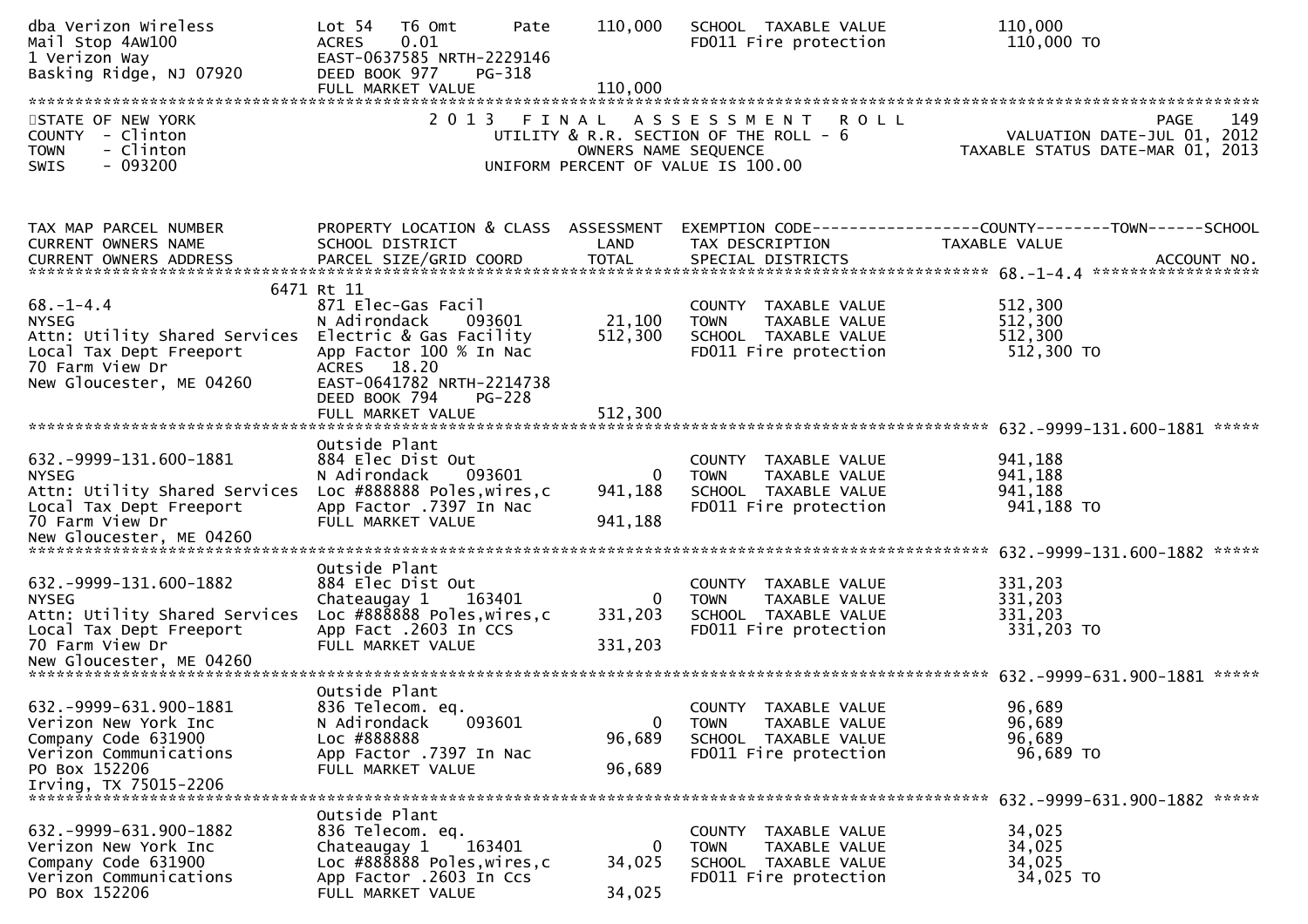```
dba Verizon Wireless            Lot 54   T6 Omt       Pate      110,000   SCHOOL  TAXABLE VALUE            110,000
Mail Stop 4AW100                ACRES    0.01                             FD011 Fire protection            110,000 TO
1 Verizon Way                   EAST-0637585 NRTH-2229146
Basking Ridge, NJ 07920         DEED BOOK 977    PG-318
                                FULL MARKET VALUE                 110,000
******************************************************************************************************************************
STATE OF NEW YORK                   2 0 1 3   F I N A L   A S S E S S M E N T   R O L L                              PAGE    149
COUNTY  - Clinton                        UTILITY & R.R. SECTION OF THE ROLL - 6                        VALUATION DATE-JUL 01, 2012
TOWN    - Clinton                                 OWNERS NAME SEQUENCE                           TAXABLE STATUS DATE-MAR 01, 2013
SWIS    - 093200                          UNIFORM PERCENT OF VALUE IS 100.00


TAX MAP PARCEL NUMBER           PROPERTY LOCATION & CLASS  ASSESSMENT  EXEMPTION CODE------------------COUNTY--------TOWN------SCHOOL
CURRENT OWNERS NAME             SCHOOL DISTRICT               LAND      TAX DESCRIPTION                 TAXABLE VALUE
CURRENT OWNERS ADDRESS          PARCEL SIZE/GRID COORD        TOTAL     SPECIAL DISTRICTS                                 ACCOUNT NO.
*********************************************************************************************** 68.-1-4.4 ******************
                          6471 Rt 11
68.-1-4.4                       871 Elec-Gas Facil                      COUNTY  TAXABLE VALUE            512,300
NYSEG                           N Adirondack    093601         21,100   TOWN    TAXABLE VALUE            512,300
Attn: Utility Shared Services   Electric & Gas Facility       512,300   SCHOOL  TAXABLE VALUE            512,300
Local Tax Dept Freeport         App Factor 100 % In Nac                 FD011 Fire protection            512,300 TO
70 Farm View Dr                 ACRES   18.20
New Gloucester, ME 04260        EAST-0641782 NRTH-2214738
                                DEED BOOK 794    PG-228
                                FULL MARKET VALUE             512,300
******************************************************************************************** 632.-9999-131.600-1881 *****
                                Outside Plant
632.-9999-131.600-1881          884 Elec Dist Out                       COUNTY  TAXABLE VALUE            941,188
NYSEG                           N Adirondack    093601              0   TOWN    TAXABLE VALUE            941,188
Attn: Utility Shared Services   Loc #888888 Poles,wires,c     941,188   SCHOOL  TAXABLE VALUE            941,188
Local Tax Dept Freeport         App Factor .7397 In Nac                 FD011 Fire protection            941,188 TO
70 Farm View Dr                 FULL MARKET VALUE             941,188
New Gloucester, ME 04260
******************************************************************************************** 632.-9999-131.600-1882 *****
                                Outside Plant
632.-9999-131.600-1882          884 Elec Dist Out                       COUNTY  TAXABLE VALUE            331,203
NYSEG                           Chateaugay 1    163401              0   TOWN    TAXABLE VALUE            331,203
Attn: Utility Shared Services   Loc #888888 Poles,wires,c     331,203   SCHOOL  TAXABLE VALUE            331,203
Local Tax Dept Freeport         App Fact .2603 In CCS                   FD011 Fire protection            331,203 TO
70 Farm View Dr                 FULL MARKET VALUE             331,203
New Gloucester, ME 04260
******************************************************************************************** 632.-9999-631.900-1881 *****
                                Outside Plant
632.-9999-631.900-1881          836 Telecom. eq.                        COUNTY  TAXABLE VALUE             96,689
Verizon New York Inc            N Adirondack    093601              0   TOWN    TAXABLE VALUE             96,689
Company Code 631900             Loc #888888                    96,689   SCHOOL  TAXABLE VALUE             96,689
Verizon Communications          App Factor .7397 In Nac                 FD011 Fire protection             96,689 TO
PO Box 152206                   FULL MARKET VALUE              96,689
Irving, TX 75015-2206
******************************************************************************************** 632.-9999-631.900-1882 *****
                                Outside Plant
632.-9999-631.900-1882          836 Telecom. eq.                        COUNTY  TAXABLE VALUE             34,025
Verizon New York Inc            Chateaugay 1    163401              0   TOWN    TAXABLE VALUE             34,025
Company Code 631900             Loc #888888 Poles,wires,c      34,025   SCHOOL  TAXABLE VALUE             34,025
Verizon Communications          App Factor .2603 In Ccs                 FD011 Fire protection             34,025 TO
PO Box 152206                   FULL MARKET VALUE              34,025
```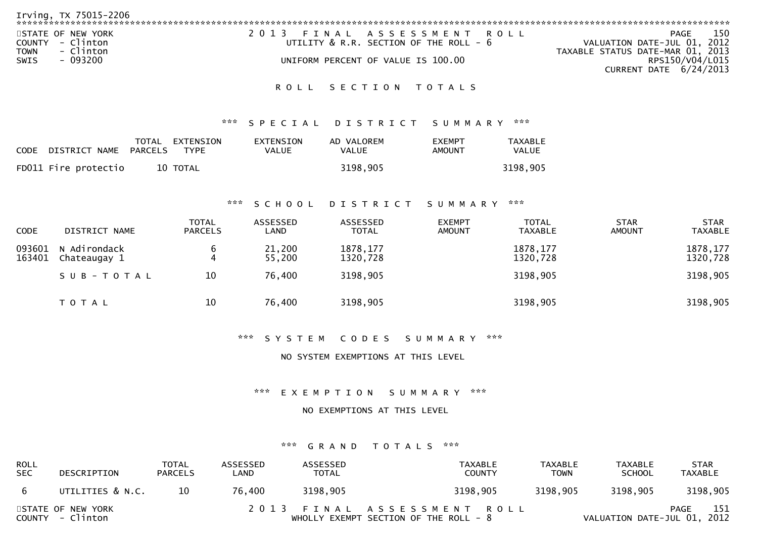Irving, TX 75015-2206

STATE OF NEW YORK
COUNTY - Clinton
TOWN - Clinton
SWIS - 093200

2013 FINAL ASSESSMENT ROLL
UTILITY & R.R. SECTION OF THE ROLL - 6

UNIFORM PERCENT OF VALUE IS 100.00

VALUATION DATE-JUL 01, 2012
TAXABLE STATUS DATE-MAR 01, 2013
RPS150/V04/L015
CURRENT DATE 6/24/2013

## ROLL SECTION TOTALS

### *** SPECIAL DISTRICT SUMMARY ***

| CODE | DISTRICT NAME | TOTAL PARCELS | EXTENSION TYPE | EXTENSION VALUE | AD VALOREM VALUE | EXEMPT AMOUNT | TAXABLE VALUE |
|---|---|---|---|---|---|---|---|
| FD011 | Fire protectio | 10 | TOTAL | | 3198,905 | | 3198,905 |

### *** SCHOOL DISTRICT SUMMARY ***

| CODE | DISTRICT NAME | TOTAL PARCELS | ASSESSED LAND | ASSESSED TOTAL | EXEMPT AMOUNT | TOTAL TAXABLE | STAR AMOUNT | STAR TAXABLE |
|---|---|---|---|---|---|---|---|---|
| 093601 | N Adirondack | 6 | 21,200 | 1878,177 | | 1878,177 | | 1878,177 |
| 163401 | Chateaugay 1 | 4 | 55,200 | 1320,728 | | 1320,728 | | 1320,728 |
| | SUB-TOTAL | 10 | 76,400 | 3198,905 | | 3198,905 | | 3198,905 |
| | TOTAL | 10 | 76,400 | 3198,905 | | 3198,905 | | 3198,905 |

### *** SYSTEM CODES SUMMARY ***

NO SYSTEM EXEMPTIONS AT THIS LEVEL

### *** EXEMPTION SUMMARY ***

NO EXEMPTIONS AT THIS LEVEL

### *** GRAND TOTALS ***

| ROLL SEC | DESCRIPTION | TOTAL PARCELS | ASSESSED LAND | ASSESSED TOTAL | TAXABLE COUNTY | TAXABLE TOWN | TAXABLE SCHOOL | STAR TAXABLE |
|---|---|---|---|---|---|---|---|---|
| 6 | UTILITIES & N.C. | 10 | 76,400 | 3198,905 | 3198,905 | 3198,905 | 3198,905 | 3198,905 |

STATE OF NEW YORK
COUNTY - Clinton

2013 FINAL ASSESSMENT ROLL
WHOLLY EXEMPT SECTION OF THE ROLL - 8

VALUATION DATE-JUL 01, 2012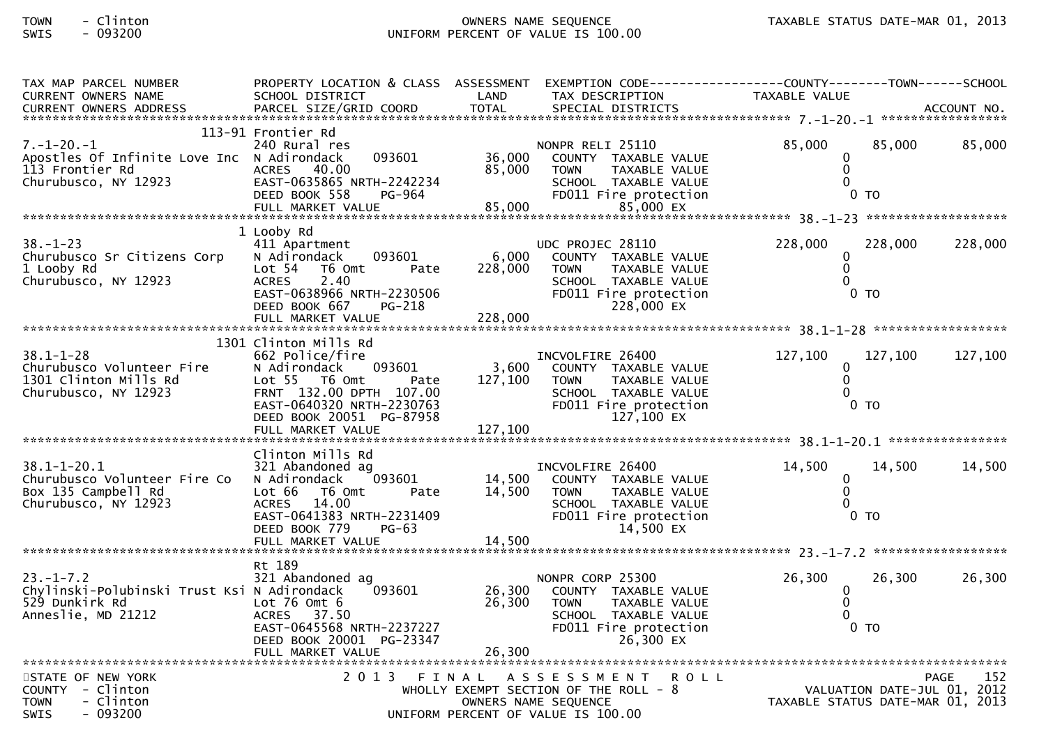| TAX MAP PARCEL NUMBER<br>CURRENT OWNERS NAME<br>CURRENT OWNERS ADDRESS | PROPERTY LOCATION & CLASS<br>SCHOOL DISTRICT<br>PARCEL SIZE/GRID COORD | ASSESSMENT<br>LAND<br>TOTAL | EXEMPTION CODE<br>TAX DESCRIPTION<br>SPECIAL DISTRICTS | COUNTY<br>TAXABLE VALUE | TOWN | SCHOOL<br>ACCOUNT NO. |
|---|---|---|---|---|---|---|
| 7.-1-20.-1 | 113-91 Frontier Rd | | | | | |
| 7.-1-20.-1 | 240 Rural res | | NONPR RELI 25110 | 85,000 | 85,000 | 85,000 |
| Apostles Of Infinite Love Inc | N Adirondack 093601 | 36,000 | COUNTY TAXABLE VALUE | 0 | | |
| 113 Frontier Rd | ACRES 40.00 | 85,000 | TOWN TAXABLE VALUE | 0 | | |
| Churubusco, NY 12923 | EAST-0635865 NRTH-2242234 | | SCHOOL TAXABLE VALUE | 0 | | |
| | DEED BOOK 558 PG-964 | | FD011 Fire protection | 0 TO | | |
| | FULL MARKET VALUE | 85,000 | 85,000 EX | | | |
| 38.-1-23 | 1 Looby Rd | | | | | |
| 38.-1-23 | 411 Apartment | | UDC PROJEC 28110 | 228,000 | 228,000 | 228,000 |
| Churubusco Sr Citizens Corp | N Adirondack 093601 | 6,000 | COUNTY TAXABLE VALUE | 0 | | |
| 1 Looby Rd | Lot 54 T6 Omt Pate | 228,000 | TOWN TAXABLE VALUE | 0 | | |
| Churubusco, NY 12923 | ACRES 2.40 | | SCHOOL TAXABLE VALUE | 0 | | |
| | EAST-0638966 NRTH-2230506 | | FD011 Fire protection | 0 TO | | |
| | DEED BOOK 667 PG-218 | | 228,000 EX | | | |
| | FULL MARKET VALUE | 228,000 | | | | |
| 38.1-1-28 | 1301 Clinton Mills Rd | | | | | |
| 38.1-1-28 | 662 Police/fire | | INCVOLFIRE 26400 | 127,100 | 127,100 | 127,100 |
| Churubusco Volunteer Fire | N Adirondack 093601 | 3,600 | COUNTY TAXABLE VALUE | 0 | | |
| 1301 Clinton Mills Rd | Lot 55 T6 Omt Pate | 127,100 | TOWN TAXABLE VALUE | 0 | | |
| Churubusco, NY 12923 | FRNT 132.00 DPTH 107.00 | | SCHOOL TAXABLE VALUE | 0 | | |
| | EAST-0640320 NRTH-2230763 | | FD011 Fire protection | 0 TO | | |
| | DEED BOOK 20051 PG-87958 | | 127,100 EX | | | |
| | FULL MARKET VALUE | 127,100 | | | | |
| 38.1-1-20.1 | Clinton Mills Rd | | | | | |
| 38.1-1-20.1 | 321 Abandoned ag | | INCVOLFIRE 26400 | 14,500 | 14,500 | 14,500 |
| Churubusco Volunteer Fire Co | N Adirondack 093601 | 14,500 | COUNTY TAXABLE VALUE | 0 | | |
| Box 135 Campbell Rd | Lot 66 T6 Omt Pate | 14,500 | TOWN TAXABLE VALUE | 0 | | |
| Churubusco, NY 12923 | ACRES 14.00 | | SCHOOL TAXABLE VALUE | 0 | | |
| | EAST-0641383 NRTH-2231409 | | FD011 Fire protection | 0 TO | | |
| | DEED BOOK 779 PG-63 | | 14,500 EX | | | |
| | FULL MARKET VALUE | 14,500 | | | | |
| 23.-1-7.2 | Rt 189 | | | | | |
| 23.-1-7.2 | 321 Abandoned ag | | NONPR CORP 25300 | 26,300 | 26,300 | 26,300 |
| Chylinski-Polubinski Trust Ksi | N Adirondack 093601 | 26,300 | COUNTY TAXABLE VALUE | 0 | | |
| 529 Dunkirk Rd | Lot 76 Omt 6 | 26,300 | TOWN TAXABLE VALUE | 0 | | |
| Anneslie, MD 21212 | ACRES 37.50 | | SCHOOL TAXABLE VALUE | 0 | | |
| | EAST-0645568 NRTH-2237227 | | FD011 Fire protection | 0 TO | | |
| | DEED BOOK 20001 PG-23347 | | 26,300 EX | | | |
| | FULL MARKET VALUE | 26,300 | | | | |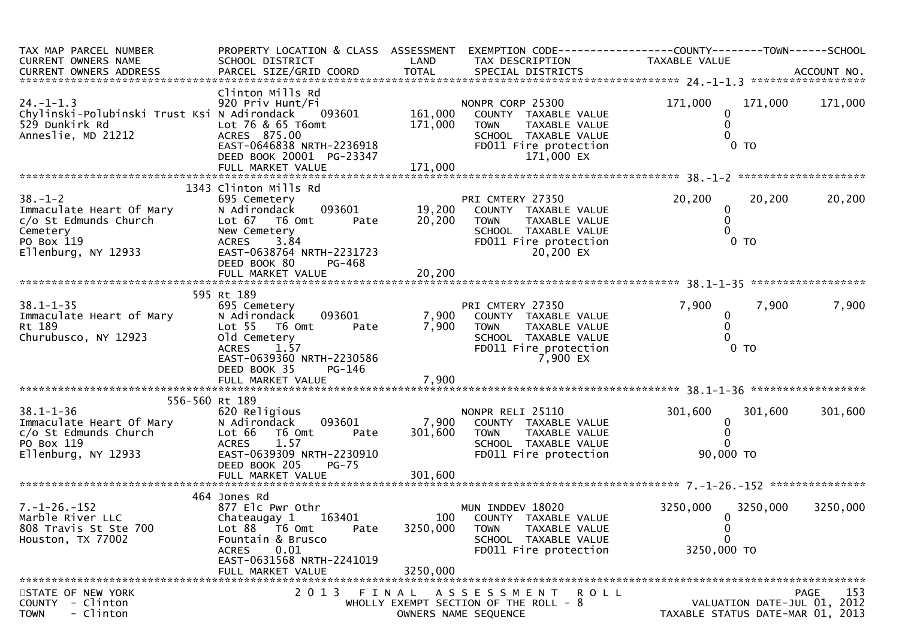| TAX MAP PARCEL NUMBER<br>CURRENT OWNERS NAME<br>CURRENT OWNERS ADDRESS | PROPERTY LOCATION & CLASS<br>SCHOOL DISTRICT<br>PARCEL SIZE/GRID COORD | ASSESSMENT<br>LAND<br>TOTAL | EXEMPTION CODE<br>TAX DESCRIPTION<br>SPECIAL DISTRICTS | COUNTY<br>TAXABLE VALUE | TOWN | SCHOOL<br><br>ACCOUNT NO. |
|---|---|---|---|---|---|---|
| **24.-1-1.3** | | | | | | |
| | Clinton Mills Rd | | | | | |
| 24.-1-1.3 | 920 Priv Hunt/Fi | | NONPR CORP 25300 | 171,000 | 171,000 | 171,000 |
| Chylinski-Polubinski Trust Ksi | N Adirondack 093601 | 161,000 | COUNTY TAXABLE VALUE | 0 | | |
| 529 Dunkirk Rd | Lot 76 & 65 T6omt | 171,000 | TOWN TAXABLE VALUE | 0 | | |
| Anneslie, MD 21212 | ACRES 875.00 | | SCHOOL TAXABLE VALUE | 0 | | |
| | EAST-0646838 NRTH-2236918 | | FD011 Fire protection | 0 TO | | |
| | DEED BOOK 20001 PG-23347 | | 171,000 EX | | | |
| | FULL MARKET VALUE | 171,000 | | | | |
| **38.-1-2** | | | | | | |
| | 1343 Clinton Mills Rd | | | | | |
| 38.-1-2 | 695 Cemetery | | PRI CMTERY 27350 | 20,200 | 20,200 | 20,200 |
| Immaculate Heart Of Mary | N Adirondack 093601 | 19,200 | COUNTY TAXABLE VALUE | 0 | | |
| c/o St Edmunds Church | Lot 67 T6 Omt Pate | 20,200 | TOWN TAXABLE VALUE | 0 | | |
| Cemetery | New Cemetery | | SCHOOL TAXABLE VALUE | 0 | | |
| PO Box 119 | ACRES 3.84 | | FD011 Fire protection | 0 TO | | |
| Ellenburg, NY 12933 | EAST-0638764 NRTH-2231723 | | 20,200 EX | | | |
| | DEED BOOK 80 PG-468 | | | | | |
| | FULL MARKET VALUE | 20,200 | | | | |
| **38.1-1-35** | | | | | | |
| | 595 Rt 189 | | | | | |
| 38.1-1-35 | 695 Cemetery | | PRI CMTERY 27350 | 7,900 | 7,900 | 7,900 |
| Immaculate Heart of Mary | N Adirondack 093601 | 7,900 | COUNTY TAXABLE VALUE | 0 | | |
| Rt 189 | Lot 55 T6 Omt Pate | 7,900 | TOWN TAXABLE VALUE | 0 | | |
| Churubusco, NY 12923 | Old Cemetery | | SCHOOL TAXABLE VALUE | 0 | | |
| | ACRES 1.57 | | FD011 Fire protection | 0 TO | | |
| | EAST-0639360 NRTH-2230586 | | 7,900 EX | | | |
| | DEED BOOK 35 PG-146 | | | | | |
| | FULL MARKET VALUE | 7,900 | | | | |
| **38.1-1-36** | | | | | | |
| | 556-560 Rt 189 | | | | | |
| 38.1-1-36 | 620 Religious | | NONPR RELI 25110 | 301,600 | 301,600 | 301,600 |
| Immaculate Heart Of Mary | N Adirondack 093601 | 7,900 | COUNTY TAXABLE VALUE | 0 | | |
| c/o St Edmunds Church | Lot 66 T6 Omt Pate | 301,600 | TOWN TAXABLE VALUE | 0 | | |
| PO Box 119 | ACRES 1.57 | | SCHOOL TAXABLE VALUE | 0 | | |
| Ellenburg, NY 12933 | EAST-0639309 NRTH-2230910 | | FD011 Fire protection | 90,000 TO | | |
| | DEED BOOK 205 PG-75 | | | | | |
| | FULL MARKET VALUE | 301,600 | | | | |
| **7.-1-26.-152** | | | | | | |
| | 464 Jones Rd | | | | | |
| 7.-1-26.-152 | 877 Elc Pwr Othr | | MUN INDDEV 18020 | 3250,000 | 3250,000 | 3250,000 |
| Marble River LLC | Chateaugay 1 163401 | 100 | COUNTY TAXABLE VALUE | 0 | | |
| 808 Travis St Ste 700 | Lot 88 T6 Omt Pate | 3250,000 | TOWN TAXABLE VALUE | 0 | | |
| Houston, TX 77002 | Fountain & Brusco | | SCHOOL TAXABLE VALUE | 0 | | |
| | ACRES 0.01 | | FD011 Fire protection | 3250,000 TO | | |
| | EAST-0631568 NRTH-2241019 | | | | | |
| | FULL MARKET VALUE | 3250,000 | | | | |

STATE OF NEW YORK
COUNTY - Clinton
TOWN - Clinton

2013 FINAL ASSESSMENT ROLL
WHOLLY EXEMPT SECTION OF THE ROLL - 8
OWNERS NAME SEQUENCE

VALUATION DATE-JUL 01, 2012
TAXABLE STATUS DATE-MAR 01, 2013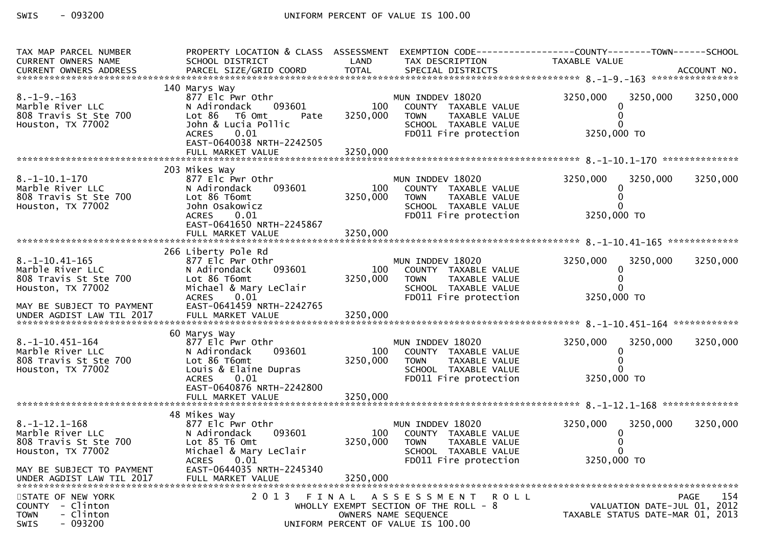| TAX MAP PARCEL NUMBER<br>CURRENT OWNERS NAME<br>CURRENT OWNERS ADDRESS | PROPERTY LOCATION & CLASS<br>SCHOOL DISTRICT<br>PARCEL SIZE/GRID COORD | ASSESSMENT<br>LAND<br>TOTAL | EXEMPTION CODE<br>TAX DESCRIPTION<br>SPECIAL DISTRICTS | COUNTY<br>TAXABLE VALUE | TOWN | SCHOOL<br>ACCOUNT NO. |
|---|---|---|---|---|---|---|
| **8.-1-9.-163** | 140 Marys Way | | | | | |
| 8.-1-9.-163 | 877 Elc Pwr Othr | | MUN INDDEV 18020 | 3250,000 | 3250,000 | 3250,000 |
| Marble River LLC | N Adirondack 093601 | 100 | COUNTY TAXABLE VALUE | 0 | | |
| 808 Travis St Ste 700 | Lot 86 T6 Omt Pate | 3250,000 | TOWN TAXABLE VALUE | 0 | | |
| Houston, TX 77002 | John & Lucia Pollic | | SCHOOL TAXABLE VALUE | 0 | | |
| | ACRES 0.01 | | FD011 Fire protection | 3250,000 TO | | |
| | EAST-0640038 NRTH-2242505 | | | | | |
| | FULL MARKET VALUE | 3250,000 | | | | |
| **8.-1-10.1-170** | 203 Mikes Way | | | | | |
| 8.-1-10.1-170 | 877 Elc Pwr Othr | | MUN INDDEV 18020 | 3250,000 | 3250,000 | 3250,000 |
| Marble River LLC | N Adirondack 093601 | 100 | COUNTY TAXABLE VALUE | 0 | | |
| 808 Travis St Ste 700 | Lot 86 T6omt | 3250,000 | TOWN TAXABLE VALUE | 0 | | |
| Houston, TX 77002 | John Osakowicz | | SCHOOL TAXABLE VALUE | 0 | | |
| | ACRES 0.01 | | FD011 Fire protection | 3250,000 TO | | |
| | EAST-0641650 NRTH-2245867 | | | | | |
| | FULL MARKET VALUE | 3250,000 | | | | |
| **8.-1-10.41-165** | 266 Liberty Pole Rd | | | | | |
| 8.-1-10.41-165 | 877 Elc Pwr Othr | | MUN INDDEV 18020 | 3250,000 | 3250,000 | 3250,000 |
| Marble River LLC | N Adirondack 093601 | 100 | COUNTY TAXABLE VALUE | 0 | | |
| 808 Travis St Ste 700 | Lot 86 T6omt | 3250,000 | TOWN TAXABLE VALUE | 0 | | |
| Houston, TX 77002 | Michael & Mary LeClair | | SCHOOL TAXABLE VALUE | 0 | | |
| | ACRES 0.01 | | FD011 Fire protection | 3250,000 TO | | |
| MAY BE SUBJECT TO PAYMENT | EAST-0641459 NRTH-2242765 | | | | | |
| UNDER AGDIST LAW TIL 2017 | FULL MARKET VALUE | 3250,000 | | | | |
| **8.-1-10.451-164** | 60 Marys Way | | | | | |
| 8.-1-10.451-164 | 877 Elc Pwr Othr | | MUN INDDEV 18020 | 3250,000 | 3250,000 | 3250,000 |
| Marble River LLC | N Adirondack 093601 | 100 | COUNTY TAXABLE VALUE | 0 | | |
| 808 Travis St Ste 700 | Lot 86 T6omt | 3250,000 | TOWN TAXABLE VALUE | 0 | | |
| Houston, TX 77002 | Louis & Elaine Dupras | | SCHOOL TAXABLE VALUE | 0 | | |
| | ACRES 0.01 | | FD011 Fire protection | 3250,000 TO | | |
| | EAST-0640876 NRTH-2242800 | | | | | |
| | FULL MARKET VALUE | 3250,000 | | | | |
| **8.-1-12.1-168** | 48 Mikes Way | | | | | |
| 8.-1-12.1-168 | 877 Elc Pwr Othr | | MUN INDDEV 18020 | 3250,000 | 3250,000 | 3250,000 |
| Marble River LLC | N Adirondack 093601 | 100 | COUNTY TAXABLE VALUE | 0 | | |
| 808 Travis St Ste 700 | Lot 85 T6 Omt | 3250,000 | TOWN TAXABLE VALUE | 0 | | |
| Houston, TX 77002 | Michael & Mary LeClair | | SCHOOL TAXABLE VALUE | 0 | | |
| | ACRES 0.01 | | FD011 Fire protection | 3250,000 TO | | |
| MAY BE SUBJECT TO PAYMENT | EAST-0644035 NRTH-2245340 | | | | | |
| UNDER AGDIST LAW TIL 2017 | FULL MARKET VALUE | 3250,000 | | | | |

STATE OF NEW YORK
COUNTY - Clinton
TOWN - Clinton
SWIS - 093200

2013 FINAL ASSESSMENT ROLL
WHOLLY EXEMPT SECTION OF THE ROLL - 8
OWNERS NAME SEQUENCE
UNIFORM PERCENT OF VALUE IS 100.00

VALUATION DATE-JUL 01, 2012
TAXABLE STATUS DATE-MAR 01, 2013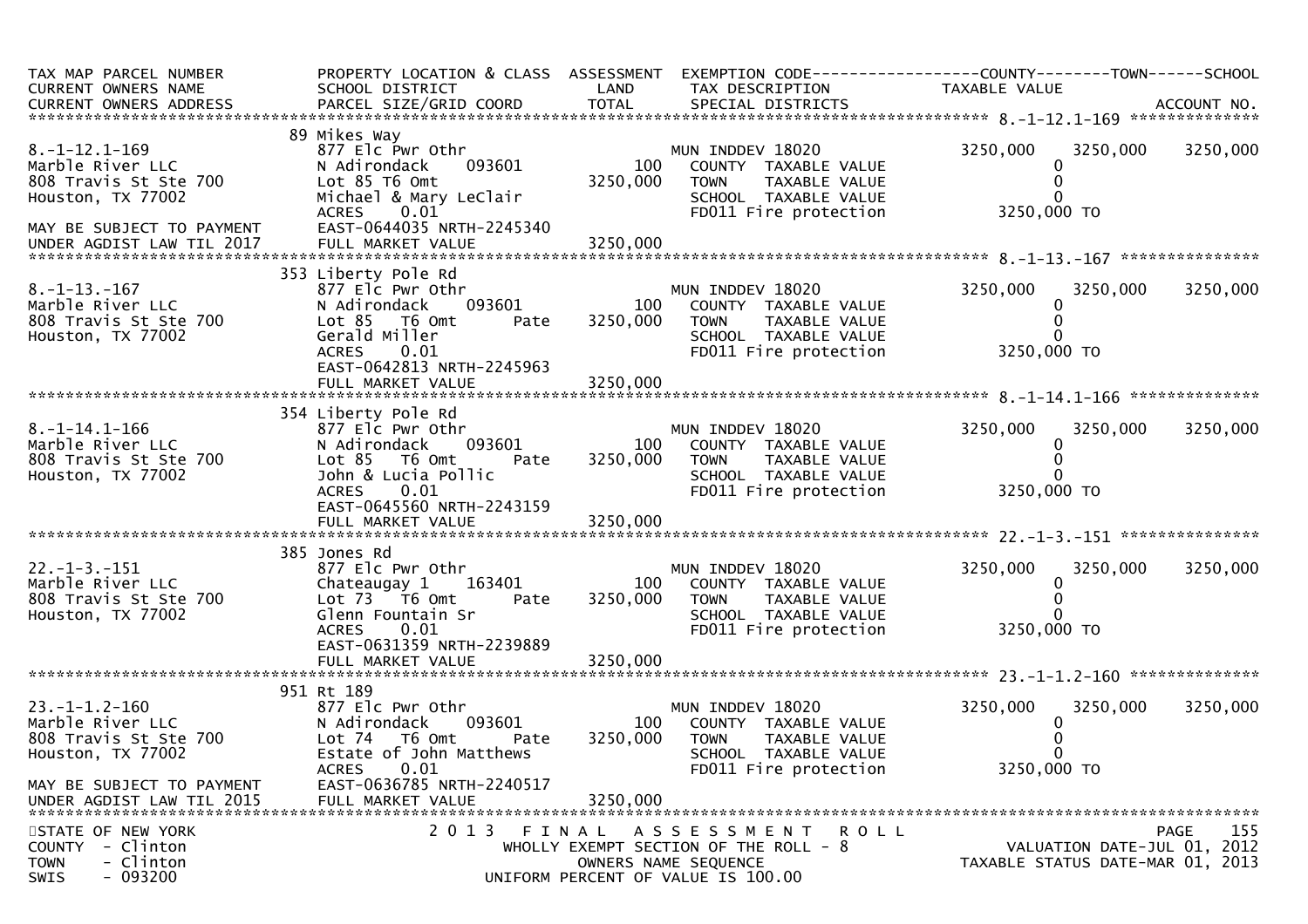| TAX MAP PARCEL NUMBER<br>CURRENT OWNERS NAME<br>CURRENT OWNERS ADDRESS | PROPERTY LOCATION & CLASS<br>SCHOOL DISTRICT<br>PARCEL SIZE/GRID COORD | ASSESSMENT<br>LAND<br>TOTAL | EXEMPTION CODE<br>TAX DESCRIPTION<br>SPECIAL DISTRICTS | COUNTY<br>TAXABLE VALUE | TOWN | SCHOOL<br><br>ACCOUNT NO. |
|---|---|---|---|---|---|---|
| **8.-1-12.1-169** | 89 Mikes Way | | | | | |
| 8.-1-12.1-169 | 877 Elc Pwr Othr | | MUN INDDEV 18020 | 3250,000 | 3250,000 | 3250,000 |
| Marble River LLC | N Adirondack 093601 | 100 | COUNTY TAXABLE VALUE | 0 | | |
| 808 Travis St Ste 700 | Lot 85 T6 Omt | 3250,000 | TOWN TAXABLE VALUE | 0 | | |
| Houston, TX 77002 | Michael & Mary LeClair | | SCHOOL TAXABLE VALUE | 0 | | |
| | ACRES 0.01 | | FD011 Fire protection | 3250,000 TO | | |
| MAY BE SUBJECT TO PAYMENT | EAST-0644035 NRTH-2245340 | | | | | |
| UNDER AGDIST LAW TIL 2017 | FULL MARKET VALUE | 3250,000 | | | | |
| **8.-1-13.-167** | 353 Liberty Pole Rd | | | | | |
| 8.-1-13.-167 | 877 Elc Pwr Othr | | MUN INDDEV 18020 | 3250,000 | 3250,000 | 3250,000 |
| Marble River LLC | N Adirondack 093601 | 100 | COUNTY TAXABLE VALUE | 0 | | |
| 808 Travis St Ste 700 | Lot 85 T6 Omt Pate | 3250,000 | TOWN TAXABLE VALUE | 0 | | |
| Houston, TX 77002 | Gerald Miller | | SCHOOL TAXABLE VALUE | 0 | | |
| | ACRES 0.01 | | FD011 Fire protection | 3250,000 TO | | |
| | EAST-0642813 NRTH-2245963 | | | | | |
| | FULL MARKET VALUE | 3250,000 | | | | |
| **8.-1-14.1-166** | 354 Liberty Pole Rd | | | | | |
| 8.-1-14.1-166 | 877 Elc Pwr Othr | | MUN INDDEV 18020 | 3250,000 | 3250,000 | 3250,000 |
| Marble River LLC | N Adirondack 093601 | 100 | COUNTY TAXABLE VALUE | 0 | | |
| 808 Travis St Ste 700 | Lot 85 T6 Omt Pate | 3250,000 | TOWN TAXABLE VALUE | 0 | | |
| Houston, TX 77002 | John & Lucia Pollic | | SCHOOL TAXABLE VALUE | 0 | | |
| | ACRES 0.01 | | FD011 Fire protection | 3250,000 TO | | |
| | EAST-0645560 NRTH-2243159 | | | | | |
| | FULL MARKET VALUE | 3250,000 | | | | |
| **22.-1-3.-151** | 385 Jones Rd | | | | | |
| 22.-1-3.-151 | 877 Elc Pwr Othr | | MUN INDDEV 18020 | 3250,000 | 3250,000 | 3250,000 |
| Marble River LLC | Chateaugay 1 163401 | 100 | COUNTY TAXABLE VALUE | 0 | | |
| 808 Travis St Ste 700 | Lot 73 T6 Omt Pate | 3250,000 | TOWN TAXABLE VALUE | 0 | | |
| Houston, TX 77002 | Glenn Fountain Sr | | SCHOOL TAXABLE VALUE | 0 | | |
| | ACRES 0.01 | | FD011 Fire protection | 3250,000 TO | | |
| | EAST-0631359 NRTH-2239889 | | | | | |
| | FULL MARKET VALUE | 3250,000 | | | | |
| **23.-1-1.2-160** | 951 Rt 189 | | | | | |
| 23.-1-1.2-160 | 877 Elc Pwr Othr | | MUN INDDEV 18020 | 3250,000 | 3250,000 | 3250,000 |
| Marble River LLC | N Adirondack 093601 | 100 | COUNTY TAXABLE VALUE | 0 | | |
| 808 Travis St Ste 700 | Lot 74 T6 Omt Pate | 3250,000 | TOWN TAXABLE VALUE | 0 | | |
| Houston, TX 77002 | Estate of John Matthews | | SCHOOL TAXABLE VALUE | 0 | | |
| | ACRES 0.01 | | FD011 Fire protection | 3250,000 TO | | |
| MAY BE SUBJECT TO PAYMENT | EAST-0636785 NRTH-2240517 | | | | | |
| UNDER AGDIST LAW TIL 2015 | FULL MARKET VALUE | 3250,000 | | | | |

STATE OF NEW YORK
COUNTY - Clinton
TOWN - Clinton
SWIS - 093200

2013 FINAL ASSESSMENT ROLL
WHOLLY EXEMPT SECTION OF THE ROLL - 8
OWNERS NAME SEQUENCE
UNIFORM PERCENT OF VALUE IS 100.00

VALUATION DATE-JUL 01, 2012
TAXABLE STATUS DATE-MAR 01, 2013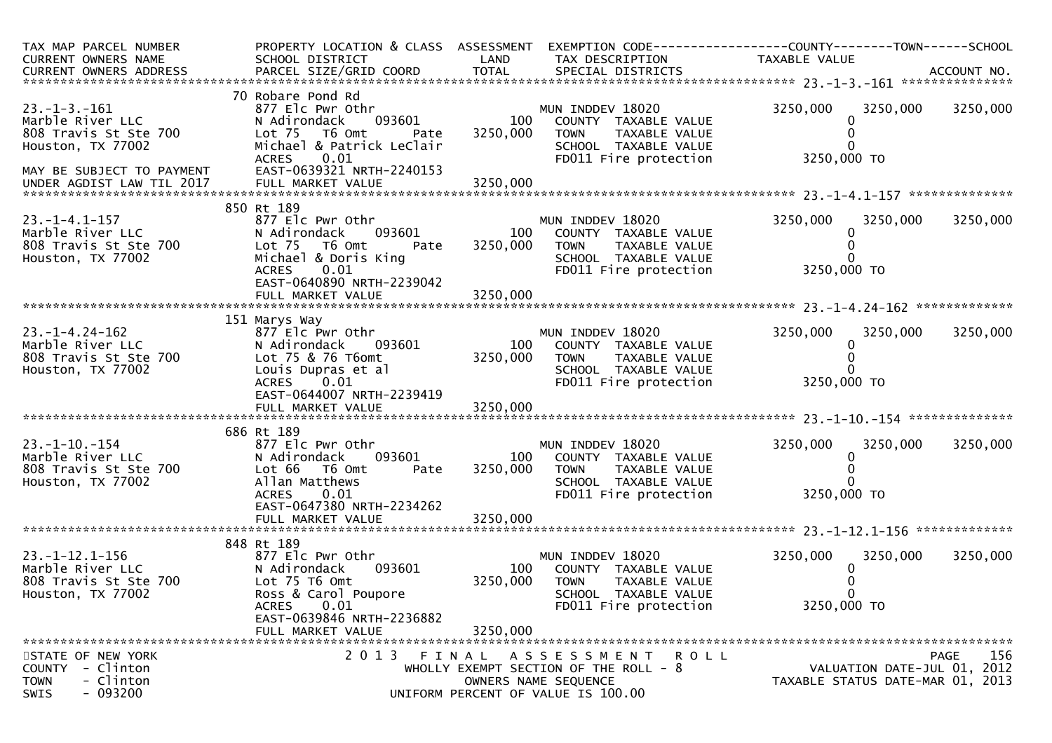| TAX MAP PARCEL NUMBER<br>CURRENT OWNERS NAME<br>CURRENT OWNERS ADDRESS | PROPERTY LOCATION & CLASS<br>SCHOOL DISTRICT<br>PARCEL SIZE/GRID COORD | ASSESSMENT<br>LAND<br>TOTAL | EXEMPTION CODE<br>TAX DESCRIPTION<br>SPECIAL DISTRICTS | COUNTY<br>TAXABLE VALUE | TOWN | SCHOOL<br>ACCOUNT NO. |
|---|---|---|---|---|---|---|
| 23.-1-3.-161 | 70 Robare Pond Rd | | | | | |
| 23.-1-3.-161 | 877 Elc Pwr Othr | | MUN INDDEV 18020 | 3250,000 | 3250,000 | 3250,000 |
| Marble River LLC | N Adirondack 093601 | 100 | COUNTY TAXABLE VALUE | 0 | | |
| 808 Travis St Ste 700 | Lot 75 T6 Omt Pate | 3250,000 | TOWN TAXABLE VALUE | 0 | | |
| Houston, TX 77002 | Michael & Patrick LeClair | | SCHOOL TAXABLE VALUE | 0 | | |
| | ACRES 0.01 | | FD011 Fire protection | 3250,000 TO | | |
| MAY BE SUBJECT TO PAYMENT | EAST-0639321 NRTH-2240153 | | | | | |
| UNDER AGDIST LAW TIL 2017 | FULL MARKET VALUE | 3250,000 | | | | |
| 23.-1-4.1-157 | 850 Rt 189 | | | | | |
| 23.-1-4.1-157 | 877 Elc Pwr Othr | | MUN INDDEV 18020 | 3250,000 | 3250,000 | 3250,000 |
| Marble River LLC | N Adirondack 093601 | 100 | COUNTY TAXABLE VALUE | 0 | | |
| 808 Travis St Ste 700 | Lot 75 T6 Omt Pate | 3250,000 | TOWN TAXABLE VALUE | 0 | | |
| Houston, TX 77002 | Michael & Doris King | | SCHOOL TAXABLE VALUE | 0 | | |
| | ACRES 0.01 | | FD011 Fire protection | 3250,000 TO | | |
| | EAST-0640890 NRTH-2239042 | | | | | |
| | FULL MARKET VALUE | 3250,000 | | | | |
| 23.-1-4.24-162 | 151 Marys Way | | | | | |
| 23.-1-4.24-162 | 877 Elc Pwr Othr | | MUN INDDEV 18020 | 3250,000 | 3250,000 | 3250,000 |
| Marble River LLC | N Adirondack 093601 | 100 | COUNTY TAXABLE VALUE | 0 | | |
| 808 Travis St Ste 700 | Lot 75 & 76 T6omt | 3250,000 | TOWN TAXABLE VALUE | 0 | | |
| Houston, TX 77002 | Louis Dupras et al | | SCHOOL TAXABLE VALUE | 0 | | |
| | ACRES 0.01 | | FD011 Fire protection | 3250,000 TO | | |
| | EAST-0644007 NRTH-2239419 | | | | | |
| | FULL MARKET VALUE | 3250,000 | | | | |
| 23.-1-10.-154 | 686 Rt 189 | | | | | |
| 23.-1-10.-154 | 877 Elc Pwr Othr | | MUN INDDEV 18020 | 3250,000 | 3250,000 | 3250,000 |
| Marble River LLC | N Adirondack 093601 | 100 | COUNTY TAXABLE VALUE | 0 | | |
| 808 Travis St Ste 700 | Lot 66 T6 Omt Pate | 3250,000 | TOWN TAXABLE VALUE | 0 | | |
| Houston, TX 77002 | Allan Matthews | | SCHOOL TAXABLE VALUE | 0 | | |
| | ACRES 0.01 | | FD011 Fire protection | 3250,000 TO | | |
| | EAST-0647380 NRTH-2234262 | | | | | |
| | FULL MARKET VALUE | 3250,000 | | | | |
| 23.-1-12.1-156 | 848 Rt 189 | | | | | |
| 23.-1-12.1-156 | 877 Elc Pwr Othr | | MUN INDDEV 18020 | 3250,000 | 3250,000 | 3250,000 |
| Marble River LLC | N Adirondack 093601 | 100 | COUNTY TAXABLE VALUE | 0 | | |
| 808 Travis St Ste 700 | Lot 75 T6 Omt | 3250,000 | TOWN TAXABLE VALUE | 0 | | |
| Houston, TX 77002 | Ross & Carol Poupore | | SCHOOL TAXABLE VALUE | 0 | | |
| | ACRES 0.01 | | FD011 Fire protection | 3250,000 TO | | |
| | EAST-0639846 NRTH-2236882 | | | | | |
| | FULL MARKET VALUE | 3250,000 | | | | |

STATE OF NEW YORK — 2013 FINAL ASSESSMENT ROLL — PAGE 156
COUNTY - Clinton — WHOLLY EXEMPT SECTION OF THE ROLL - 8 — VALUATION DATE-JUL 01, 2012
TOWN - Clinton — OWNERS NAME SEQUENCE — TAXABLE STATUS DATE-MAR 01, 2013
SWIS - 093200 — UNIFORM PERCENT OF VALUE IS 100.00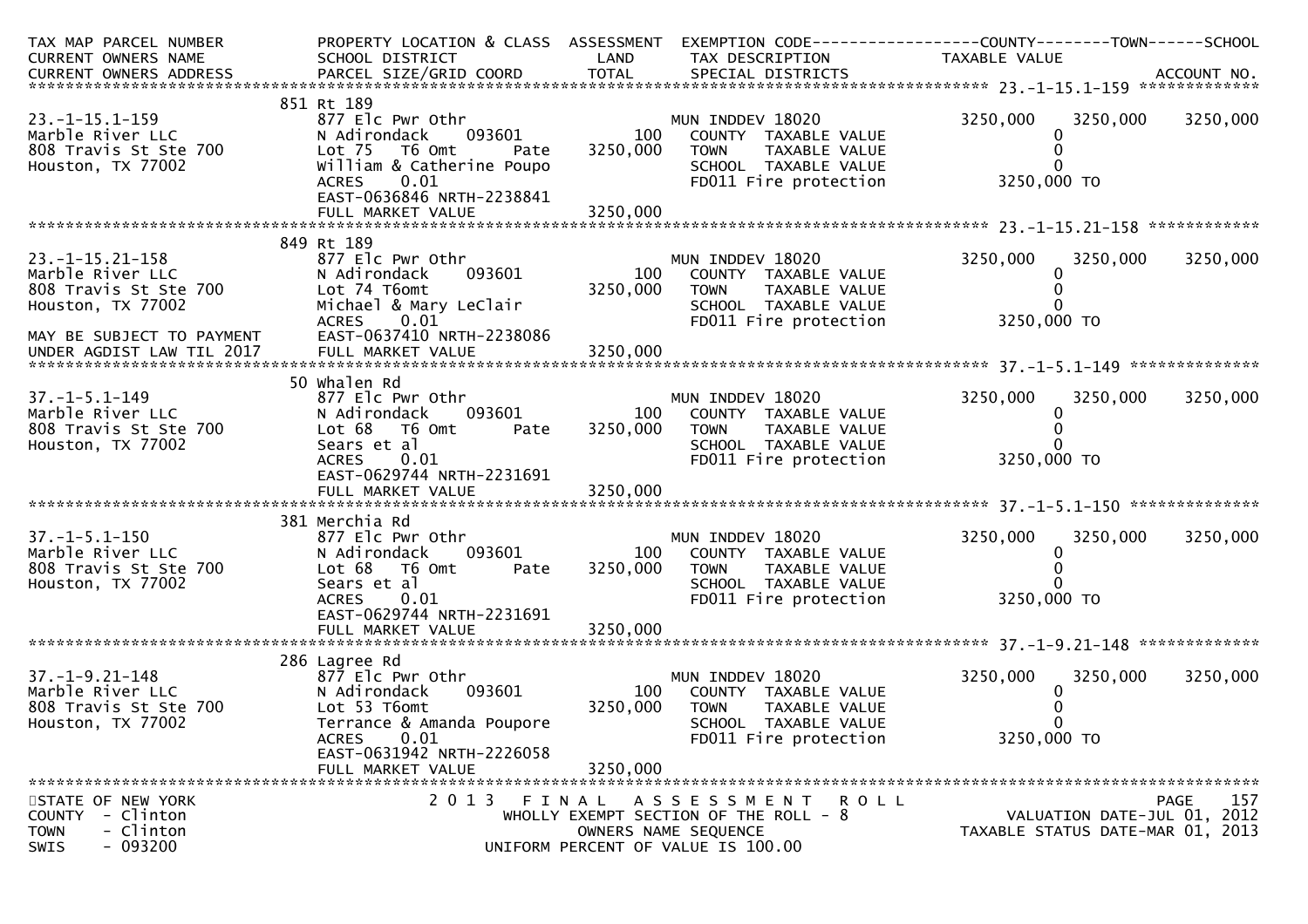| TAX MAP PARCEL NUMBER<br>CURRENT OWNERS NAME<br>CURRENT OWNERS ADDRESS | PROPERTY LOCATION & CLASS<br>SCHOOL DISTRICT<br>PARCEL SIZE/GRID COORD | ASSESSMENT<br>LAND<br>TOTAL | EXEMPTION CODE<br>TAX DESCRIPTION<br>SPECIAL DISTRICTS | COUNTY<br>TAXABLE VALUE | TOWN | SCHOOL<br>ACCOUNT NO. |
|---|---|---|---|---|---|---|
| **23.-1-15.1-159** | 851 Rt 189 | | | | | |
| 23.-1-15.1-159 | 877 Elc Pwr Othr | | MUN INDDEV 18020 | 3250,000 | 3250,000 | 3250,000 |
| Marble River LLC | N Adirondack 093601 | 100 | COUNTY TAXABLE VALUE | 0 | | |
| 808 Travis St Ste 700 | Lot 75 T6 Omt Pate | 3250,000 | TOWN TAXABLE VALUE | 0 | | |
| Houston, TX 77002 | William & Catherine Poupo | | SCHOOL TAXABLE VALUE | 0 | | |
| | ACRES 0.01 | | FD011 Fire protection | 3250,000 TO | | |
| | EAST-0636846 NRTH-2238841 | | | | | |
| | FULL MARKET VALUE | 3250,000 | | | | |
| **23.-1-15.21-158** | 849 Rt 189 | | | | | |
| 23.-1-15.21-158 | 877 Elc Pwr Othr | | MUN INDDEV 18020 | 3250,000 | 3250,000 | 3250,000 |
| Marble River LLC | N Adirondack 093601 | 100 | COUNTY TAXABLE VALUE | 0 | | |
| 808 Travis St Ste 700 | Lot 74 T6omt | 3250,000 | TOWN TAXABLE VALUE | 0 | | |
| Houston, TX 77002 | Michael & Mary LeClair | | SCHOOL TAXABLE VALUE | 0 | | |
| | ACRES 0.01 | | FD011 Fire protection | 3250,000 TO | | |
| MAY BE SUBJECT TO PAYMENT | EAST-0637410 NRTH-2238086 | | | | | |
| UNDER AGDIST LAW TIL 2017 | FULL MARKET VALUE | 3250,000 | | | | |
| **37.-1-5.1-149** | 50 Whalen Rd | | | | | |
| 37.-1-5.1-149 | 877 Elc Pwr Othr | | MUN INDDEV 18020 | 3250,000 | 3250,000 | 3250,000 |
| Marble River LLC | N Adirondack 093601 | 100 | COUNTY TAXABLE VALUE | 0 | | |
| 808 Travis St Ste 700 | Lot 68 T6 Omt Pate | 3250,000 | TOWN TAXABLE VALUE | 0 | | |
| Houston, TX 77002 | Sears et al | | SCHOOL TAXABLE VALUE | 0 | | |
| | ACRES 0.01 | | FD011 Fire protection | 3250,000 TO | | |
| | EAST-0629744 NRTH-2231691 | | | | | |
| | FULL MARKET VALUE | 3250,000 | | | | |
| **37.-1-5.1-150** | 381 Merchia Rd | | | | | |
| 37.-1-5.1-150 | 877 Elc Pwr Othr | | MUN INDDEV 18020 | 3250,000 | 3250,000 | 3250,000 |
| Marble River LLC | N Adirondack 093601 | 100 | COUNTY TAXABLE VALUE | 0 | | |
| 808 Travis St Ste 700 | Lot 68 T6 Omt Pate | 3250,000 | TOWN TAXABLE VALUE | 0 | | |
| Houston, TX 77002 | Sears et al | | SCHOOL TAXABLE VALUE | 0 | | |
| | ACRES 0.01 | | FD011 Fire protection | 3250,000 TO | | |
| | EAST-0629744 NRTH-2231691 | | | | | |
| | FULL MARKET VALUE | 3250,000 | | | | |
| **37.-1-9.21-148** | 286 Lagree Rd | | | | | |
| 37.-1-9.21-148 | 877 Elc Pwr Othr | | MUN INDDEV 18020 | 3250,000 | 3250,000 | 3250,000 |
| Marble River LLC | N Adirondack 093601 | 100 | COUNTY TAXABLE VALUE | 0 | | |
| 808 Travis St Ste 700 | Lot 53 T6omt | 3250,000 | TOWN TAXABLE VALUE | 0 | | |
| Houston, TX 77002 | Terrance & Amanda Poupore | | SCHOOL TAXABLE VALUE | 0 | | |
| | ACRES 0.01 | | FD011 Fire protection | 3250,000 TO | | |
| | EAST-0631942 NRTH-2226058 | | | | | |
| | FULL MARKET VALUE | 3250,000 | | | | |

STATE OF NEW YORK
COUNTY - Clinton
TOWN - Clinton
SWIS - 093200

2 0 1 3 F I N A L A S S E S S M E N T R O L L
WHOLLY EXEMPT SECTION OF THE ROLL - 8
OWNERS NAME SEQUENCE
UNIFORM PERCENT OF VALUE IS 100.00

VALUATION DATE-JUL 01, 2012
TAXABLE STATUS DATE-MAR 01, 2013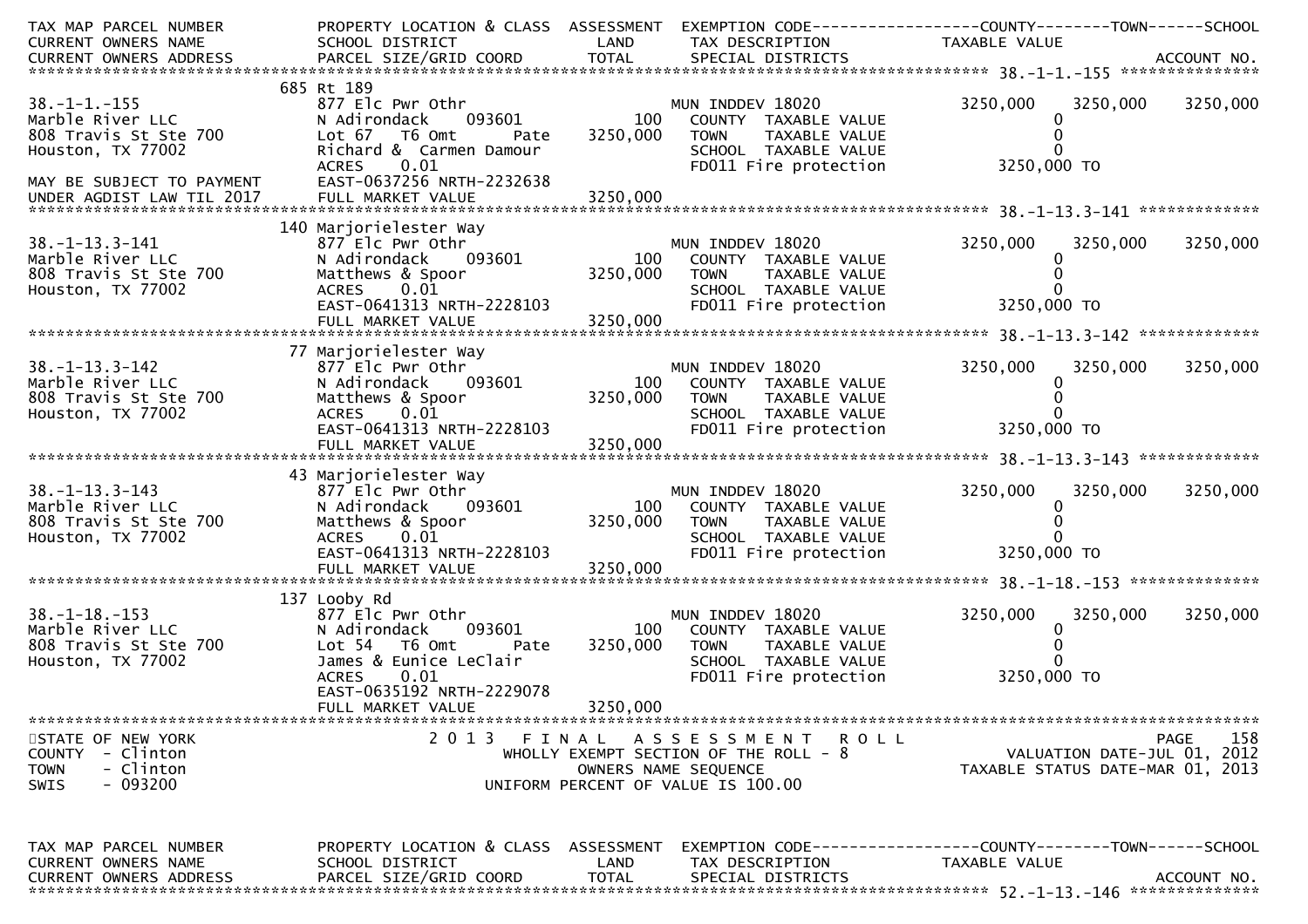| TAX MAP PARCEL NUMBER<br>CURRENT OWNERS NAME<br>CURRENT OWNERS ADDRESS | PROPERTY LOCATION & CLASS<br>SCHOOL DISTRICT<br>PARCEL SIZE/GRID COORD | ASSESSMENT<br>LAND<br>TOTAL | EXEMPTION CODE<br>TAX DESCRIPTION<br>SPECIAL DISTRICTS | COUNTY<br>TAXABLE VALUE | TOWN | SCHOOL<br>ACCOUNT NO. |
|---|---|---|---|---|---|---|
| **38.-1-1.-155** | 685 Rt 189 | | | | | |
| 38.-1-1.-155 | 877 Elc Pwr Othr | | MUN INDDEV 18020 | 3250,000 | 3250,000 | 3250,000 |
| Marble River LLC | N Adirondack 093601 | 100 | COUNTY TAXABLE VALUE | 0 | | |
| 808 Travis St Ste 700 | Lot 67 T6 Omt Pate | 3250,000 | TOWN TAXABLE VALUE | 0 | | |
| Houston, TX 77002 | Richard & Carmen Damour | | SCHOOL TAXABLE VALUE | 0 | | |
| | ACRES 0.01 | | FD011 Fire protection | 3250,000 TO | | |
| MAY BE SUBJECT TO PAYMENT | EAST-0637256 NRTH-2232638 | | | | | |
| UNDER AGDIST LAW TIL 2017 | FULL MARKET VALUE | 3250,000 | | | | |
| **38.-1-13.3-141** | 140 Marjorielester Way | | | | | |
| 38.-1-13.3-141 | 877 Elc Pwr Othr | | MUN INDDEV 18020 | 3250,000 | 3250,000 | 3250,000 |
| Marble River LLC | N Adirondack 093601 | 100 | COUNTY TAXABLE VALUE | 0 | | |
| 808 Travis St Ste 700 | Matthews & Spoor | 3250,000 | TOWN TAXABLE VALUE | 0 | | |
| Houston, TX 77002 | ACRES 0.01 | | SCHOOL TAXABLE VALUE | 0 | | |
| | EAST-0641313 NRTH-2228103 | | FD011 Fire protection | 3250,000 TO | | |
| | FULL MARKET VALUE | 3250,000 | | | | |
| **38.-1-13.3-142** | 77 Marjorielester Way | | | | | |
| 38.-1-13.3-142 | 877 Elc Pwr Othr | | MUN INDDEV 18020 | 3250,000 | 3250,000 | 3250,000 |
| Marble River LLC | N Adirondack 093601 | 100 | COUNTY TAXABLE VALUE | 0 | | |
| 808 Travis St Ste 700 | Matthews & Spoor | 3250,000 | TOWN TAXABLE VALUE | 0 | | |
| Houston, TX 77002 | ACRES 0.01 | | SCHOOL TAXABLE VALUE | 0 | | |
| | EAST-0641313 NRTH-2228103 | | FD011 Fire protection | 3250,000 TO | | |
| | FULL MARKET VALUE | 3250,000 | | | | |
| **38.-1-13.3-143** | 43 Marjorielester Way | | | | | |
| 38.-1-13.3-143 | 877 Elc Pwr Othr | | MUN INDDEV 18020 | 3250,000 | 3250,000 | 3250,000 |
| Marble River LLC | N Adirondack 093601 | 100 | COUNTY TAXABLE VALUE | 0 | | |
| 808 Travis St Ste 700 | Matthews & Spoor | 3250,000 | TOWN TAXABLE VALUE | 0 | | |
| Houston, TX 77002 | ACRES 0.01 | | SCHOOL TAXABLE VALUE | 0 | | |
| | EAST-0641313 NRTH-2228103 | | FD011 Fire protection | 3250,000 TO | | |
| | FULL MARKET VALUE | 3250,000 | | | | |
| **38.-1-18.-153** | 137 Looby Rd | | | | | |
| 38.-1-18.-153 | 877 Elc Pwr Othr | | MUN INDDEV 18020 | 3250,000 | 3250,000 | 3250,000 |
| Marble River LLC | N Adirondack 093601 | 100 | COUNTY TAXABLE VALUE | 0 | | |
| 808 Travis St Ste 700 | Lot 54 T6 Omt Pate | 3250,000 | TOWN TAXABLE VALUE | 0 | | |
| Houston, TX 77002 | James & Eunice LeClair | | SCHOOL TAXABLE VALUE | 0 | | |
| | ACRES 0.01 | | FD011 Fire protection | 3250,000 TO | | |
| | EAST-0635192 NRTH-2229078 | | | | | |
| | FULL MARKET VALUE | 3250,000 | | | | |

STATE OF NEW YORK
COUNTY - Clinton
TOWN - Clinton
SWIS - 093200

2013 FINAL ASSESSMENT ROLL
WHOLLY EXEMPT SECTION OF THE ROLL - 8
OWNERS NAME SEQUENCE
UNIFORM PERCENT OF VALUE IS 100.00

PAGE 158
VALUATION DATE-JUL 01, 2012
TAXABLE STATUS DATE-MAR 01, 2013

| TAX MAP PARCEL NUMBER<br>CURRENT OWNERS NAME<br>CURRENT OWNERS ADDRESS | PROPERTY LOCATION & CLASS<br>SCHOOL DISTRICT<br>PARCEL SIZE/GRID COORD | ASSESSMENT<br>LAND<br>TOTAL | EXEMPTION CODE<br>TAX DESCRIPTION<br>SPECIAL DISTRICTS | COUNTY<br>TAXABLE VALUE | TOWN | SCHOOL<br>ACCOUNT NO. |
|---|---|---|---|---|---|---|
| **52.-1-13.-146** | | | | | | |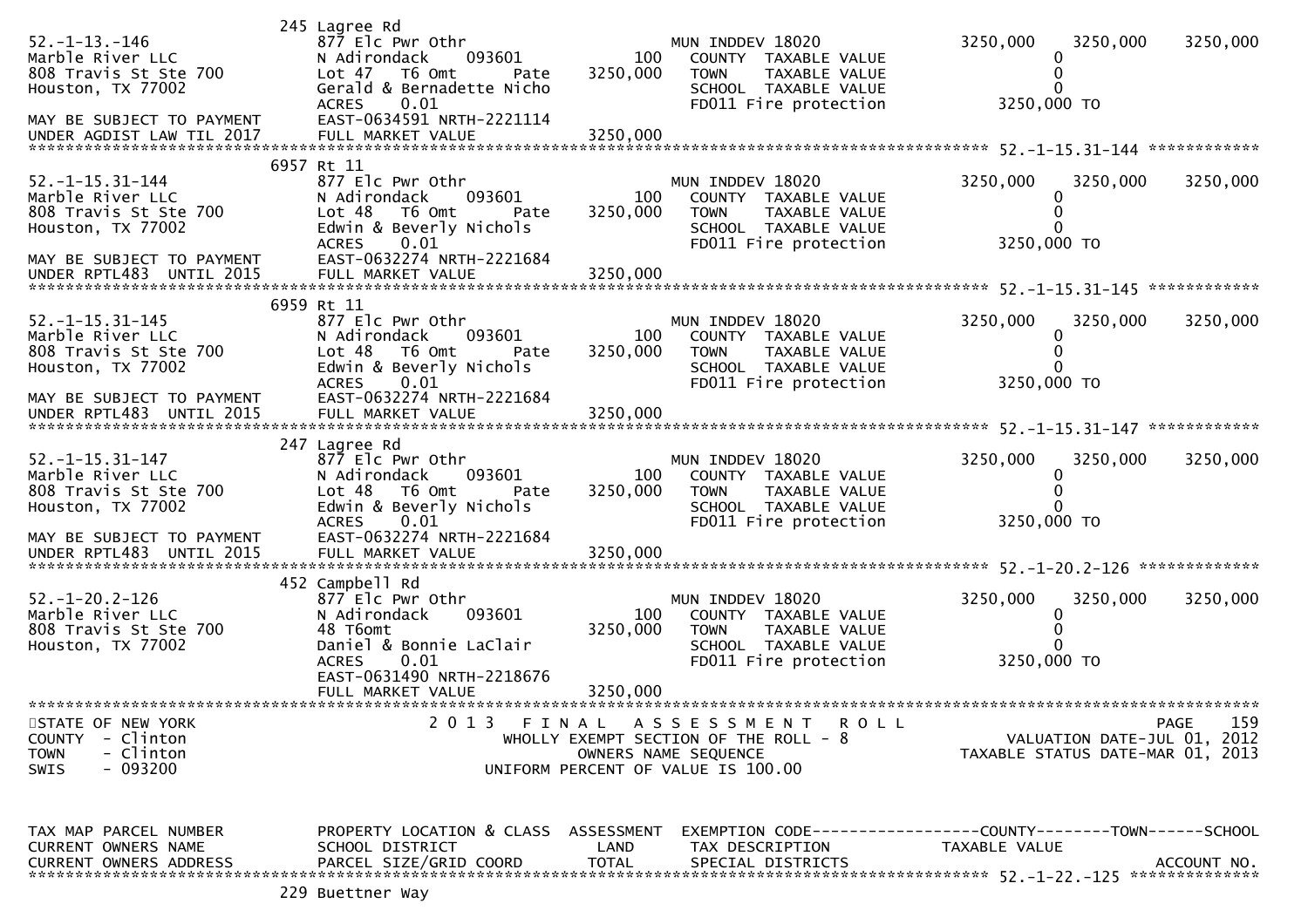```
                          245 Lagree Rd
52.-1-13.-146             877 Elc Pwr Othr                         MUN INDDEV 18020              3250,000    3250,000    3250,000
Marble River LLC          N Adirondack    093601          100      COUNTY  TAXABLE VALUE                0
808 Travis St Ste 700     Lot 47   T6 Omt     Pate   3250,000      TOWN    TAXABLE VALUE                0
Houston, TX 77002         Gerald & Bernadette Nicho                SCHOOL  TAXABLE VALUE                0
                          ACRES    0.01                            FD011 Fire protection         3250,000 TO
MAY BE SUBJECT TO PAYMENT EAST-0634591 NRTH-2221114
UNDER AGDIST LAW TIL 2017 FULL MARKET VALUE          3250,000
******************************************************************************************************* 52.-1-15.31-144 ************
                          6957 Rt 11
52.-1-15.31-144           877 Elc Pwr Othr                         MUN INDDEV 18020              3250,000    3250,000    3250,000
Marble River LLC          N Adirondack    093601          100      COUNTY  TAXABLE VALUE                0
808 Travis St Ste 700     Lot 48   T6 Omt     Pate   3250,000      TOWN    TAXABLE VALUE                0
Houston, TX 77002         Edwin & Beverly Nichols                  SCHOOL  TAXABLE VALUE                0
                          ACRES    0.01                            FD011 Fire protection         3250,000 TO
MAY BE SUBJECT TO PAYMENT EAST-0632274 NRTH-2221684
UNDER RPTL483  UNTIL 2015 FULL MARKET VALUE          3250,000
******************************************************************************************************* 52.-1-15.31-145 ************
                          6959 Rt 11
52.-1-15.31-145           877 Elc Pwr Othr                         MUN INDDEV 18020              3250,000    3250,000    3250,000
Marble River LLC          N Adirondack    093601          100      COUNTY  TAXABLE VALUE                0
808 Travis St Ste 700     Lot 48   T6 Omt     Pate   3250,000      TOWN    TAXABLE VALUE                0
Houston, TX 77002         Edwin & Beverly Nichols                  SCHOOL  TAXABLE VALUE                0
                          ACRES    0.01                            FD011 Fire protection         3250,000 TO
MAY BE SUBJECT TO PAYMENT EAST-0632274 NRTH-2221684
UNDER RPTL483  UNTIL 2015 FULL MARKET VALUE          3250,000
******************************************************************************************************* 52.-1-15.31-147 ************
                          247 Lagree Rd
52.-1-15.31-147           877 Elc Pwr Othr                         MUN INDDEV 18020              3250,000    3250,000    3250,000
Marble River LLC          N Adirondack    093601          100      COUNTY  TAXABLE VALUE                0
808 Travis St Ste 700     Lot 48   T6 Omt     Pate   3250,000      TOWN    TAXABLE VALUE                0
Houston, TX 77002         Edwin & Beverly Nichols                  SCHOOL  TAXABLE VALUE                0
                          ACRES    0.01                            FD011 Fire protection         3250,000 TO
MAY BE SUBJECT TO PAYMENT EAST-0632274 NRTH-2221684
UNDER RPTL483  UNTIL 2015 FULL MARKET VALUE          3250,000
******************************************************************************************************* 52.-1-20.2-126 *************
                          452 Campbell Rd
52.-1-20.2-126            877 Elc Pwr Othr                         MUN INDDEV 18020              3250,000    3250,000    3250,000
Marble River LLC          N Adirondack    093601          100      COUNTY  TAXABLE VALUE                0
808 Travis St Ste 700     48 T6omt                   3250,000      TOWN    TAXABLE VALUE                0
Houston, TX 77002         Daniel & Bonnie LaClair                  SCHOOL  TAXABLE VALUE                0
                          ACRES    0.01                            FD011 Fire protection         3250,000 TO
                          EAST-0631490 NRTH-2218676
                          FULL MARKET VALUE          3250,000
************************************************************************************************************************************
STATE OF NEW YORK                  2 0 1 3   F I N A L   A S S E S S M E N T   R O L L                                PAGE    159
COUNTY  - Clinton                       WHOLLY EXEMPT SECTION OF THE ROLL - 8                       VALUATION DATE-JUL 01, 2012
TOWN    - Clinton                             OWNERS NAME SEQUENCE                            TAXABLE STATUS DATE-MAR 01, 2013
SWIS    - 093200                       UNIFORM PERCENT OF VALUE IS 100.00


TAX MAP PARCEL NUMBER     PROPERTY LOCATION & CLASS  ASSESSMENT  EXEMPTION CODE------------------COUNTY--------TOWN------SCHOOL
CURRENT OWNERS NAME       SCHOOL DISTRICT               LAND      TAX DESCRIPTION              TAXABLE VALUE
CURRENT OWNERS ADDRESS    PARCEL SIZE/GRID COORD       TOTAL      SPECIAL DISTRICTS                                  ACCOUNT NO.
******************************************************************************************************* 52.-1-22.-125 **************
                          229 Buettner Way
```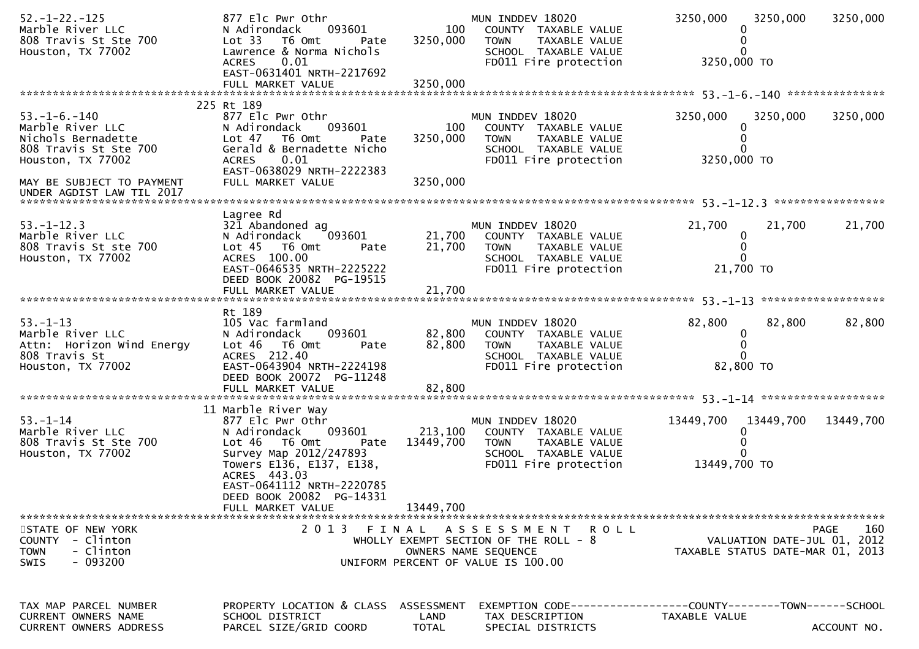| TAX MAP PARCEL NUMBER / CURRENT OWNERS NAME / CURRENT OWNERS ADDRESS | PROPERTY LOCATION & CLASS / SCHOOL DISTRICT / PARCEL SIZE/GRID COORD | ASSESSMENT LAND / TOTAL | EXEMPTION CODE / TAX DESCRIPTION / SPECIAL DISTRICTS | COUNTY TAXABLE VALUE | TOWN | SCHOOL |
|---|---|---|---|---|---|---|
| 52.-1-22.-125 | 877 Elc Pwr Othr | | MUN INDDEV 18020 | 3250,000 | 3250,000 | 3250,000 |
| Marble River LLC | N Adirondack 093601 | 100 | COUNTY TAXABLE VALUE | 0 | | |
| 808 Travis St Ste 700 | Lot 33 T6 Omt Pate | 3250,000 | TOWN TAXABLE VALUE | 0 | | |
| Houston, TX 77002 | Lawrence & Norma Nichols | | SCHOOL TAXABLE VALUE | 0 | | |
| | ACRES 0.01 | | FD011 Fire protection | 3250,000 TO | | |
| | EAST-0631401 NRTH-2217692 | | | | | |
| | FULL MARKET VALUE | 3250,000 | | | | |
| **53.-1-6.-140** | 225 Rt 189 | | | | | |
| 53.-1-6.-140 | 877 Elc Pwr Othr | | MUN INDDEV 18020 | 3250,000 | 3250,000 | 3250,000 |
| Marble River LLC | N Adirondack 093601 | 100 | COUNTY TAXABLE VALUE | 0 | | |
| Nichols Bernadette | Lot 47 T6 Omt Pate | 3250,000 | TOWN TAXABLE VALUE | 0 | | |
| 808 Travis St Ste 700 | Gerald & Bernadette Nicho | | SCHOOL TAXABLE VALUE | 0 | | |
| Houston, TX 77002 | ACRES 0.01 | | FD011 Fire protection | 3250,000 TO | | |
| | EAST-0638029 NRTH-2222383 | | | | | |
| MAY BE SUBJECT TO PAYMENT UNDER AGDIST LAW TIL 2017 | FULL MARKET VALUE | 3250,000 | | | | |
| **53.-1-12.3** | Lagree Rd | | | | | |
| 53.-1-12.3 | 321 Abandoned ag | | MUN INDDEV 18020 | 21,700 | 21,700 | 21,700 |
| Marble River LLC | N Adirondack 093601 | 21,700 | COUNTY TAXABLE VALUE | 0 | | |
| 808 Travis St ste 700 | Lot 45 T6 Omt Pate | 21,700 | TOWN TAXABLE VALUE | 0 | | |
| Houston, TX 77002 | ACRES 100.00 | | SCHOOL TAXABLE VALUE | 0 | | |
| | EAST-0646535 NRTH-2225222 | | FD011 Fire protection | 21,700 TO | | |
| | DEED BOOK 20082 PG-19515 | | | | | |
| | FULL MARKET VALUE | 21,700 | | | | |
| **53.-1-13** | Rt 189 | | | | | |
| 53.-1-13 | 105 Vac farmland | | MUN INDDEV 18020 | 82,800 | 82,800 | 82,800 |
| Marble River LLC | N Adirondack 093601 | 82,800 | COUNTY TAXABLE VALUE | 0 | | |
| Attn: Horizon Wind Energy | Lot 46 T6 Omt Pate | 82,800 | TOWN TAXABLE VALUE | 0 | | |
| 808 Travis St | ACRES 212.40 | | SCHOOL TAXABLE VALUE | 0 | | |
| Houston, TX 77002 | EAST-0643904 NRTH-2224198 | | FD011 Fire protection | 82,800 TO | | |
| | DEED BOOK 20072 PG-11248 | | | | | |
| | FULL MARKET VALUE | 82,800 | | | | |
| **53.-1-14** | 11 Marble River Way | | | | | |
| 53.-1-14 | 877 Elc Pwr Othr | | MUN INDDEV 18020 | 13449,700 | 13449,700 | 13449,700 |
| Marble River LLC | N Adirondack 093601 | 213,100 | COUNTY TAXABLE VALUE | 0 | | |
| 808 Travis St Ste 700 | Lot 46 T6 Omt Pate | 13449,700 | TOWN TAXABLE VALUE | 0 | | |
| Houston, TX 77002 | Survey Map 2012/247893 | | SCHOOL TAXABLE VALUE | 0 | | |
| | Towers E136, E137, E138, | | FD011 Fire protection | 13449,700 TO | | |
| | ACRES 443.03 | | | | | |
| | EAST-0641112 NRTH-2220785 | | | | | |
| | DEED BOOK 20082 PG-14331 | | | | | |
| | FULL MARKET VALUE | 13449,700 | | | | |

STATE OF NEW YORK — 2013 FINAL ASSESSMENT ROLL — PAGE 160
COUNTY - Clinton — WHOLLY EXEMPT SECTION OF THE ROLL - 8 — VALUATION DATE-JUL 01, 2012
TOWN - Clinton — OWNERS NAME SEQUENCE — TAXABLE STATUS DATE-MAR 01, 2013
SWIS - 093200 — UNIFORM PERCENT OF VALUE IS 100.00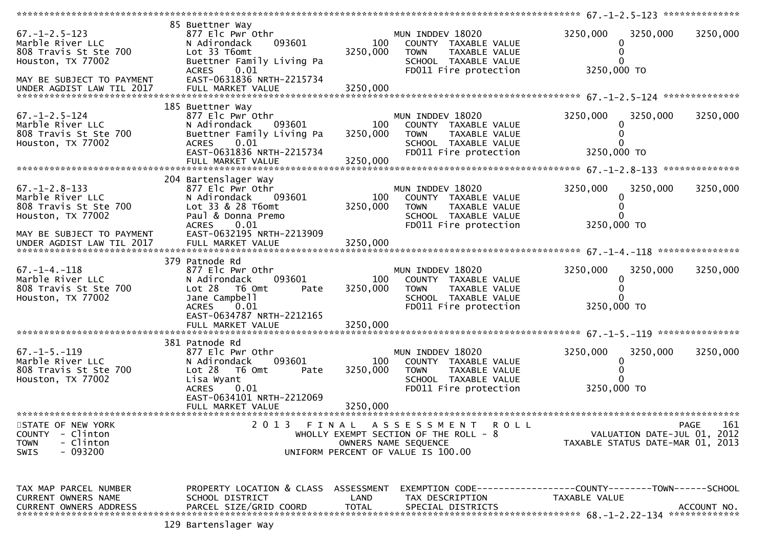```
******************************************************************************************************* 67.-1-2.5-123 **************
                               85 Buettner Way
67.-1-2.5-123                  877 Elc Pwr Othr                        MUN INDDEV 18020          3250,000     3250,000     3250,000
Marble River LLC               N Adirondack     093601         100     COUNTY  TAXABLE VALUE             0
808 Travis St Ste 700          Lot 33 T6omt                3250,000    TOWN    TAXABLE VALUE             0
Houston, TX 77002              Buettner Family Living Pa               SCHOOL  TAXABLE VALUE             0
                               ACRES     0.01                          FD011 Fire protection      3250,000 TO
MAY BE SUBJECT TO PAYMENT      EAST-0631836 NRTH-2215734
UNDER AGDIST LAW TIL 2017      FULL MARKET VALUE           3250,000
******************************************************************************************************* 67.-1-2.5-124 **************
                               185 Buettner Way
67.-1-2.5-124                  877 Elc Pwr Othr                        MUN INDDEV 18020          3250,000     3250,000     3250,000
Marble River LLC               N Adirondack     093601         100     COUNTY  TAXABLE VALUE             0
808 Travis St Ste 700          Buettner Family Living Pa   3250,000    TOWN    TAXABLE VALUE             0
Houston, TX 77002              ACRES     0.01                          SCHOOL  TAXABLE VALUE             0
                               EAST-0631836 NRTH-2215734               FD011 Fire protection      3250,000 TO
                               FULL MARKET VALUE           3250,000
******************************************************************************************************* 67.-1-2.8-133 **************
                               204 Bartenslager Way
67.-1-2.8-133                  877 Elc Pwr Othr                        MUN INDDEV 18020          3250,000     3250,000     3250,000
Marble River LLC               N Adirondack     093601         100     COUNTY  TAXABLE VALUE             0
808 Travis St Ste 700          Lot 33 & 28 T6omt           3250,000    TOWN    TAXABLE VALUE             0
Houston, TX 77002              Paul & Donna Premo                      SCHOOL  TAXABLE VALUE             0
                               ACRES     0.01                          FD011 Fire protection      3250,000 TO
MAY BE SUBJECT TO PAYMENT      EAST-0632195 NRTH-2213909
UNDER AGDIST LAW TIL 2017      FULL MARKET VALUE           3250,000
******************************************************************************************************* 67.-1-4.-118 ***************
                               379 Patnode Rd
67.-1-4.-118                   877 Elc Pwr Othr                        MUN INDDEV 18020          3250,000     3250,000     3250,000
Marble River LLC               N Adirondack     093601         100     COUNTY  TAXABLE VALUE             0
808 Travis St Ste 700          Lot 28   T6 Omt       Pate  3250,000    TOWN    TAXABLE VALUE             0
Houston, TX 77002              Jane Campbell                           SCHOOL  TAXABLE VALUE             0
                               ACRES     0.01                          FD011 Fire protection      3250,000 TO
                               EAST-0634787 NRTH-2212165
                               FULL MARKET VALUE           3250,000
******************************************************************************************************* 67.-1-5.-119 ***************
                               381 Patnode Rd
67.-1-5.-119                   877 Elc Pwr Othr                        MUN INDDEV 18020          3250,000     3250,000     3250,000
Marble River LLC               N Adirondack     093601         100     COUNTY  TAXABLE VALUE             0
808 Travis St Ste 700          Lot 28   T6 Omt       Pate  3250,000    TOWN    TAXABLE VALUE             0
Houston, TX 77002              Lisa Wyant                              SCHOOL  TAXABLE VALUE             0
                               ACRES     0.01                          FD011 Fire protection      3250,000 TO
                               EAST-0634101 NRTH-2212069
                               FULL MARKET VALUE           3250,000
************************************************************************************************************************************
STATE OF NEW YORK                         2 0 1 3   F I N A L   A S S E S S M E N T   R O L L                                PAGE    161
COUNTY  - Clinton                            WHOLLY EXEMPT SECTION OF THE ROLL - 8                     VALUATION DATE-JUL 01, 2012
TOWN    - Clinton                                    OWNERS NAME SEQUENCE                          TAXABLE STATUS DATE-MAR 01, 2013
SWIS    - 093200                               UNIFORM PERCENT OF VALUE IS 100.00



TAX MAP PARCEL NUMBER          PROPERTY LOCATION & CLASS  ASSESSMENT  EXEMPTION CODE------------------COUNTY--------TOWN------SCHOOL
CURRENT OWNERS NAME            SCHOOL DISTRICT               LAND      TAX DESCRIPTION            TAXABLE VALUE
CURRENT OWNERS ADDRESS         PARCEL SIZE/GRID COORD        TOTAL     SPECIAL DISTRICTS                                 ACCOUNT NO.
******************************************************************************************************* 68.-1-2.22-134 *************
                               129 Bartenslager Way
```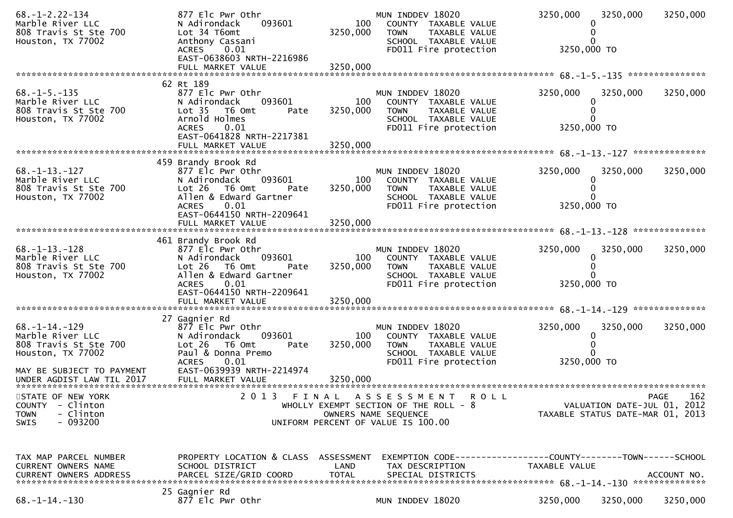```
68.-1-2.22-134              877 Elc Pwr Othr                         MUN INDDEV 18020              3250,000    3250,000    3250,000
Marble River LLC            N Adirondack     093601          100     COUNTY  TAXABLE VALUE                0
808 Travis St Ste 700       Lot 34 T6omt                 3250,000    TOWN    TAXABLE VALUE                0
Houston, TX 77002           Anthony Cassani                          SCHOOL  TAXABLE VALUE                0
                            ACRES    0.01                            FD011 Fire protection          3250,000 TO
                            EAST-0638603 NRTH-2216986
                            FULL MARKET VALUE            3250,000
******************************************************************************************************* 68.-1-5.-135 ***************
                            62 Rt 189
68.-1-5.-135                877 Elc Pwr Othr                         MUN INDDEV 18020              3250,000    3250,000    3250,000
Marble River LLC            N Adirondack     093601          100     COUNTY  TAXABLE VALUE                0
808 Travis St Ste 700       Lot 35   T6 Omt        Pate  3250,000    TOWN    TAXABLE VALUE                0
Houston, TX 77002           Arnold Holmes                            SCHOOL  TAXABLE VALUE                0
                            ACRES    0.01                            FD011 Fire protection          3250,000 TO
                            EAST-0641828 NRTH-2217381
                            FULL MARKET VALUE            3250,000
******************************************************************************************************* 68.-1-13.-127 **************
                            459 Brandy Brook Rd
68.-1-13.-127               877 Elc Pwr Othr                         MUN INDDEV 18020              3250,000    3250,000    3250,000
Marble River LLC            N Adirondack     093601          100     COUNTY  TAXABLE VALUE                0
808 Travis St Ste 700       Lot 26   T6 Omt        Pate  3250,000    TOWN    TAXABLE VALUE                0
Houston, TX 77002           Allen & Edward Gartner                   SCHOOL  TAXABLE VALUE                0
                            ACRES    0.01                            FD011 Fire protection          3250,000 TO
                            EAST-0644150 NRTH-2209641
                            FULL MARKET VALUE            3250,000
******************************************************************************************************* 68.-1-13.-128 **************
                            461 Brandy Brook Rd
68.-1-13.-128               877 Elc Pwr Othr                         MUN INDDEV 18020              3250,000    3250,000    3250,000
Marble River LLC            N Adirondack     093601          100     COUNTY  TAXABLE VALUE                0
808 Travis St Ste 700       Lot 26   T6 Omt        Pate  3250,000    TOWN    TAXABLE VALUE                0
Houston, TX 77002           Allen & Edward Gartner                   SCHOOL  TAXABLE VALUE                0
                            ACRES    0.01                            FD011 Fire protection          3250,000 TO
                            EAST-0644150 NRTH-2209641
                            FULL MARKET VALUE            3250,000
******************************************************************************************************* 68.-1-14.-129 **************
                            27 Gagnier Rd
68.-1-14.-129               877 Elc Pwr Othr                         MUN INDDEV 18020              3250,000    3250,000    3250,000
Marble River LLC            N Adirondack     093601          100     COUNTY  TAXABLE VALUE                0
808 Travis St Ste 700       Lot 26   T6 Omt        Pate  3250,000    TOWN    TAXABLE VALUE                0
Houston, TX 77002           Paul & Donna Premo                       SCHOOL  TAXABLE VALUE                0
                            ACRES    0.01                            FD011 Fire protection          3250,000 TO
MAY BE SUBJECT TO PAYMENT   EAST-0639939 NRTH-2214974
UNDER AGDIST LAW TIL 2017   FULL MARKET VALUE            3250,000
************************************************************************************************************************************
STATE OF NEW YORK                     2 0 1 3   F I N A L   A S S E S S M E N T   R O L L                              PAGE   162
COUNTY  - Clinton                          WHOLLY EXEMPT SECTION OF THE ROLL - 8                       VALUATION DATE-JUL 01, 2012
TOWN    - Clinton                                 OWNERS NAME SEQUENCE                           TAXABLE STATUS DATE-MAR 01, 2013
SWIS    - 093200                            UNIFORM PERCENT OF VALUE IS 100.00


TAX MAP PARCEL NUMBER       PROPERTY LOCATION & CLASS  ASSESSMENT  EXEMPTION CODE------------------COUNTY--------TOWN------SCHOOL
CURRENT OWNERS NAME         SCHOOL DISTRICT               LAND     TAX DESCRIPTION                TAXABLE VALUE
CURRENT OWNERS ADDRESS      PARCEL SIZE/GRID COORD        TOTAL    SPECIAL DISTRICTS                                    ACCOUNT NO.
******************************************************************************************************* 68.-1-14.-130 **************
                            25 Gagnier Rd
68.-1-14.-130               877 Elc Pwr Othr                         MUN INDDEV 18020              3250,000    3250,000    3250,000
```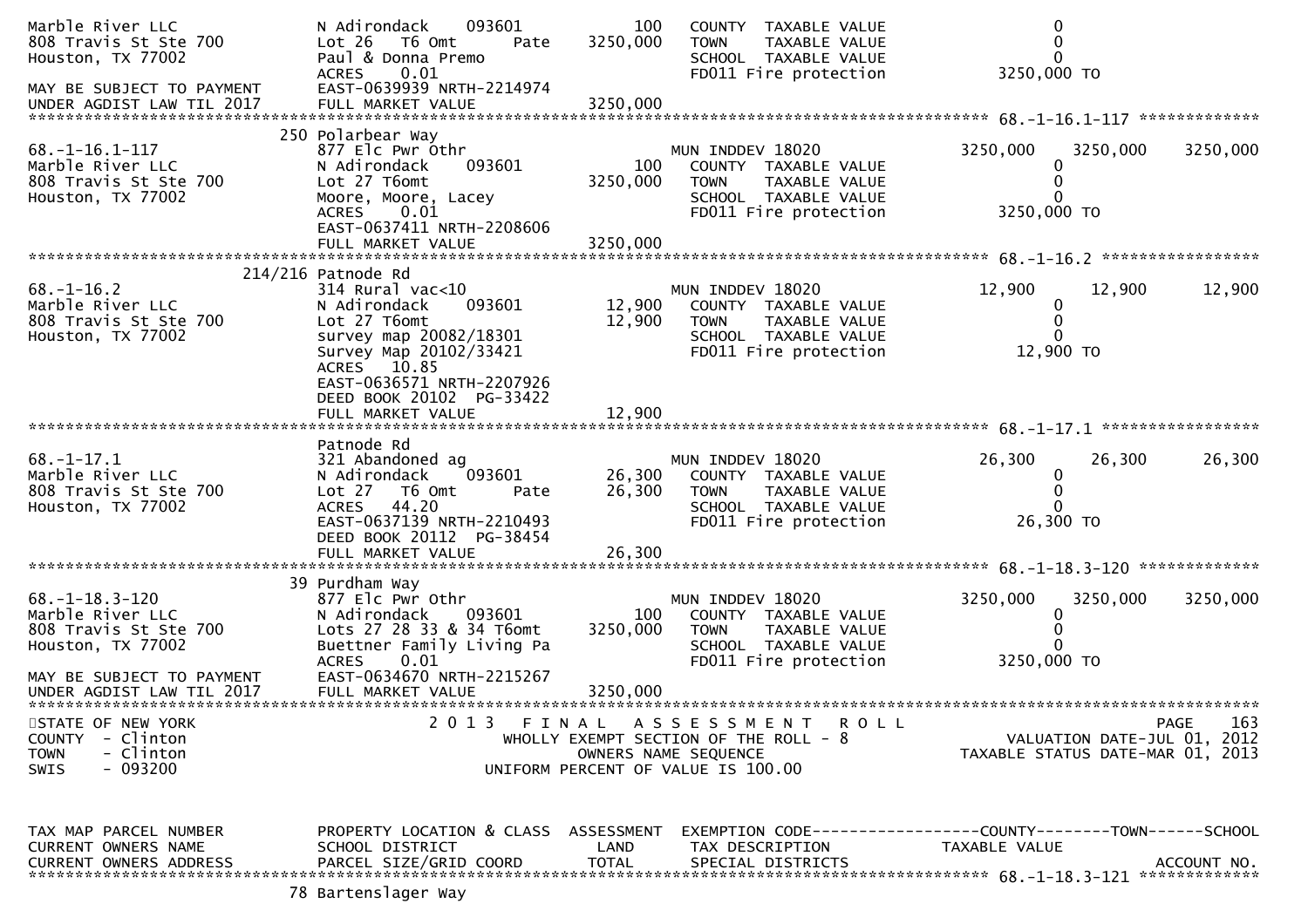```
Marble River LLC              N Adirondack    093601         100   COUNTY  TAXABLE VALUE                 0
808 Travis St Ste 700         Lot 26   T6 Omt       Pate   3250,000   TOWN    TAXABLE VALUE                 0
Houston, TX 77002             Paul & Donna Premo                   SCHOOL  TAXABLE VALUE                 0
                              ACRES    0.01                        FD011 Fire protection          3250,000 TO
MAY BE SUBJECT TO PAYMENT     EAST-0639939 NRTH-2214974
UNDER AGDIST LAW TIL 2017     FULL MARKET VALUE           3250,000
******************************************************************************************************* 68.-1-16.1-117 *************
                          250 Polarbear Way
68.-1-16.1-117                877 Elc Pwr Othr                     MUN INDDEV 18020              3250,000    3250,000    3250,000
Marble River LLC              N Adirondack    093601         100   COUNTY  TAXABLE VALUE                 0
808 Travis St Ste 700         Lot 27 T6omt                3250,000   TOWN    TAXABLE VALUE                 0
Houston, TX 77002             Moore, Moore, Lacey                  SCHOOL  TAXABLE VALUE                 0
                              ACRES    0.01                        FD011 Fire protection          3250,000 TO
                              EAST-0637411 NRTH-2208606
                              FULL MARKET VALUE           3250,000
******************************************************************************************************* 68.-1-16.2 *****************
                          214/216 Patnode Rd
68.-1-16.2                    314 Rural vac<10                     MUN INDDEV 18020                12,900      12,900      12,900
Marble River LLC              N Adirondack    093601      12,900   COUNTY  TAXABLE VALUE                 0
808 Travis St Ste 700         Lot 27 T6omt                12,900   TOWN    TAXABLE VALUE                 0
Houston, TX 77002             survey map 20082/18301               SCHOOL  TAXABLE VALUE                 0
                              Survey Map 20102/33421               FD011 Fire protection            12,900 TO
                              ACRES   10.85
                              EAST-0636571 NRTH-2207926
                              DEED BOOK 20102  PG-33422
                              FULL MARKET VALUE             12,900
******************************************************************************************************* 68.-1-17.1 *****************
                              Patnode Rd
68.-1-17.1                    321 Abandoned ag                     MUN INDDEV 18020                26,300      26,300      26,300
Marble River LLC              N Adirondack    093601      26,300   COUNTY  TAXABLE VALUE                 0
808 Travis St Ste 700         Lot 27   T6 Omt       Pate  26,300   TOWN    TAXABLE VALUE                 0
Houston, TX 77002             ACRES   44.20                        SCHOOL  TAXABLE VALUE                 0
                              EAST-0637139 NRTH-2210493            FD011 Fire protection            26,300 TO
                              DEED BOOK 20112  PG-38454
                              FULL MARKET VALUE             26,300
******************************************************************************************************* 68.-1-18.3-120 *************
                          39 Purdham Way
68.-1-18.3-120                877 Elc Pwr Othr                     MUN INDDEV 18020              3250,000    3250,000    3250,000
Marble River LLC              N Adirondack    093601         100   COUNTY  TAXABLE VALUE                 0
808 Travis St Ste 700         Lots 27 28 33 & 34 T6omt    3250,000   TOWN    TAXABLE VALUE                 0
Houston, TX 77002             Buettner Family Living Pa            SCHOOL  TAXABLE VALUE                 0
                              ACRES    0.01                        FD011 Fire protection          3250,000 TO
MAY BE SUBJECT TO PAYMENT     EAST-0634670 NRTH-2215267
UNDER AGDIST LAW TIL 2017     FULL MARKET VALUE           3250,000
************************************************************************************************************************************
STATE OF NEW YORK                  2 0 1 3   F I N A L   A S S E S S M E N T   R O L L                                PAGE    163
COUNTY  - Clinton                     WHOLLY EXEMPT SECTION OF THE ROLL - 8                        VALUATION DATE-JUL 01, 2012
TOWN    - Clinton                            OWNERS NAME SEQUENCE                              TAXABLE STATUS DATE-MAR 01, 2013
SWIS    - 093200                      UNIFORM PERCENT OF VALUE IS 100.00


TAX MAP PARCEL NUMBER         PROPERTY LOCATION & CLASS  ASSESSMENT  EXEMPTION CODE------------------COUNTY--------TOWN------SCHOOL
CURRENT OWNERS NAME           SCHOOL DISTRICT               LAND      TAX DESCRIPTION              TAXABLE VALUE
CURRENT OWNERS ADDRESS        PARCEL SIZE/GRID COORD        TOTAL     SPECIAL DISTRICTS                                  ACCOUNT NO.
******************************************************************************************************* 68.-1-18.3-121 *************
                          78 Bartenslager Way
```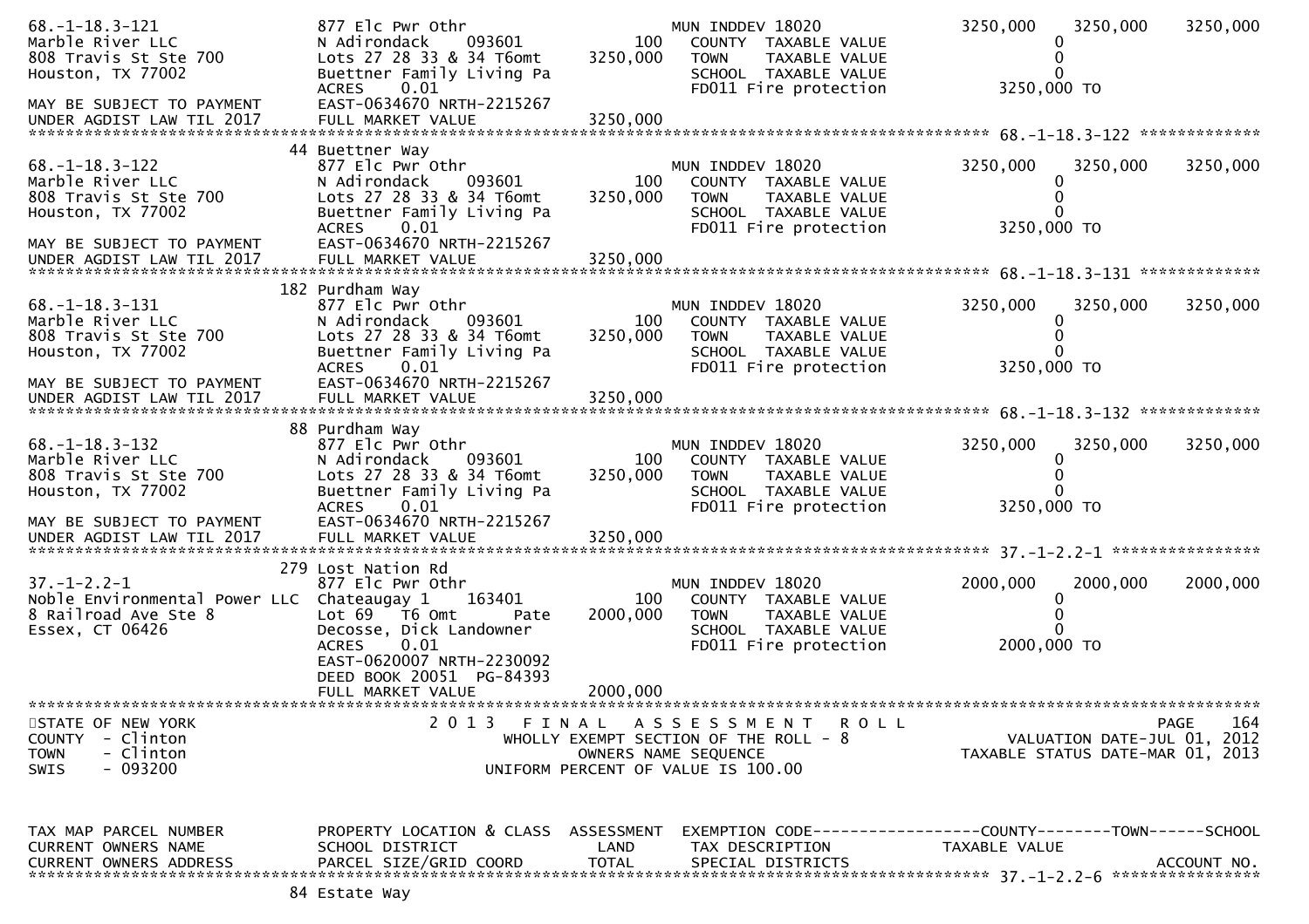```
68.-1-18.3-121              877 Elc Pwr Othr                     MUN INDDEV 18020            3250,000   3250,000   3250,000
Marble River LLC            N Adirondack     093601         100   COUNTY  TAXABLE VALUE             0
808 Travis St Ste 700       Lots 27 28 33 & 34 T6omt   3250,000   TOWN    TAXABLE VALUE             0
Houston, TX 77002           Buettner Family Living Pa             SCHOOL  TAXABLE VALUE             0
                            ACRES    0.01                         FD011 Fire protection        3250,000 TO
MAY BE SUBJECT TO PAYMENT   EAST-0634670 NRTH-2215267
UNDER AGDIST LAW TIL 2017   FULL MARKET VALUE          3250,000
******************************************************************************************** 68.-1-18.3-122 *************
                            44 Buettner Way
68.-1-18.3-122              877 Elc Pwr Othr                     MUN INDDEV 18020            3250,000   3250,000   3250,000
Marble River LLC            N Adirondack     093601         100   COUNTY  TAXABLE VALUE             0
808 Travis St Ste 700       Lots 27 28 33 & 34 T6omt   3250,000   TOWN    TAXABLE VALUE             0
Houston, TX 77002           Buettner Family Living Pa             SCHOOL  TAXABLE VALUE             0
                            ACRES    0.01                         FD011 Fire protection        3250,000 TO
MAY BE SUBJECT TO PAYMENT   EAST-0634670 NRTH-2215267
UNDER AGDIST LAW TIL 2017   FULL MARKET VALUE          3250,000
******************************************************************************************** 68.-1-18.3-131 *************
                            182 Purdham Way
68.-1-18.3-131              877 Elc Pwr Othr                     MUN INDDEV 18020            3250,000   3250,000   3250,000
Marble River LLC            N Adirondack     093601         100   COUNTY  TAXABLE VALUE             0
808 Travis St Ste 700       Lots 27 28 33 & 34 T6omt   3250,000   TOWN    TAXABLE VALUE             0
Houston, TX 77002           Buettner Family Living Pa             SCHOOL  TAXABLE VALUE             0
                            ACRES    0.01                         FD011 Fire protection        3250,000 TO
MAY BE SUBJECT TO PAYMENT   EAST-0634670 NRTH-2215267
UNDER AGDIST LAW TIL 2017   FULL MARKET VALUE          3250,000
******************************************************************************************** 68.-1-18.3-132 *************
                            88 Purdham Way
68.-1-18.3-132              877 Elc Pwr Othr                     MUN INDDEV 18020            3250,000   3250,000   3250,000
Marble River LLC            N Adirondack     093601         100   COUNTY  TAXABLE VALUE             0
808 Travis St Ste 700       Lots 27 28 33 & 34 T6omt   3250,000   TOWN    TAXABLE VALUE             0
Houston, TX 77002           Buettner Family Living Pa             SCHOOL  TAXABLE VALUE             0
                            ACRES    0.01                         FD011 Fire protection        3250,000 TO
MAY BE SUBJECT TO PAYMENT   EAST-0634670 NRTH-2215267
UNDER AGDIST LAW TIL 2017   FULL MARKET VALUE          3250,000
******************************************************************************************** 37.-1-2.2-1 ****************
                            279 Lost Nation Rd
37.-1-2.2-1                 877 Elc Pwr Othr                     MUN INDDEV 18020            2000,000   2000,000   2000,000
Noble Environmental Power LLC  Chateaugay 1    163401       100   COUNTY  TAXABLE VALUE             0
8 Railroad Ave Ste 8        Lot 69   T6 Omt         Pate  2000,000   TOWN    TAXABLE VALUE             0
Essex, CT 06426             Decosse, Dick Landowner               SCHOOL  TAXABLE VALUE             0
                            ACRES    0.01                         FD011 Fire protection        2000,000 TO
                            EAST-0620007 NRTH-2230092
                            DEED BOOK 20051  PG-84393
                            FULL MARKET VALUE          2000,000
***************************************************************************************************************************
STATE OF NEW YORK                 2 0 1 3   F I N A L   A S S E S S M E N T   R O L L                            PAGE    164
COUNTY  - Clinton                        WHOLLY EXEMPT SECTION OF THE ROLL - 8                  VALUATION DATE-JUL 01, 2012
TOWN    - Clinton                              OWNERS NAME SEQUENCE                        TAXABLE STATUS DATE-MAR 01, 2013
SWIS    - 093200                         UNIFORM PERCENT OF VALUE IS 100.00


TAX MAP PARCEL NUMBER       PROPERTY LOCATION & CLASS  ASSESSMENT  EXEMPTION CODE------------------COUNTY--------TOWN------SCHOOL
CURRENT OWNERS NAME         SCHOOL DISTRICT              LAND      TAX DESCRIPTION              TAXABLE VALUE
CURRENT OWNERS ADDRESS      PARCEL SIZE/GRID COORD       TOTAL     SPECIAL DISTRICTS                                 ACCOUNT NO.
******************************************************************************************** 37.-1-2.2-6 ****************
                            84 Estate Way
```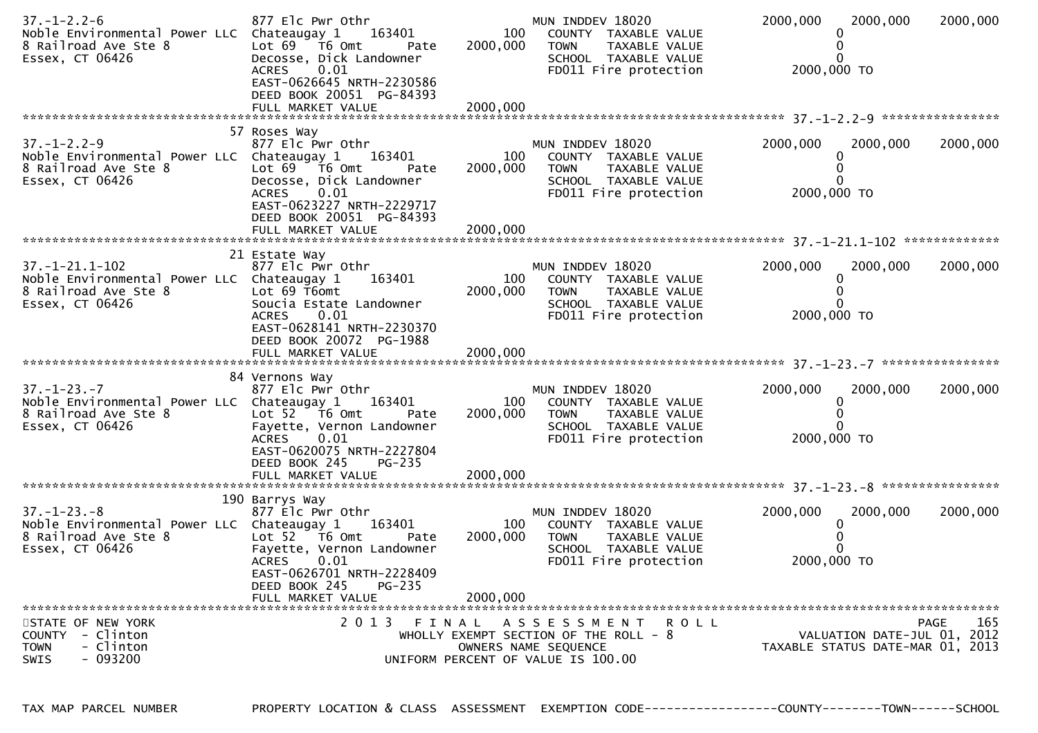```
37.-1-2.2-6                    877 Elc Pwr Othr                      MUN INDDEV 18020              2000,000    2000,000    2000,000
Noble Environmental Power LLC  Chateaugay 1     163401        100      COUNTY  TAXABLE VALUE              0
8 Railroad Ave Ste 8           Lot 69   T6 Omt       Pate  2000,000    TOWN    TAXABLE VALUE              0
Essex, CT 06426                Decosse, Dick Landowner                 SCHOOL  TAXABLE VALUE              0
                               ACRES     0.01                          FD011 Fire protection          2000,000 TO
                               EAST-0626645 NRTH-2230586
                               DEED BOOK 20051  PG-84393
                               FULL MARKET VALUE           2000,000
******************************************************************************************************* 37.-1-2.2-9 *****************
                               57 Roses Way
37.-1-2.2-9                    877 Elc Pwr Othr                      MUN INDDEV 18020              2000,000    2000,000    2000,000
Noble Environmental Power LLC  Chateaugay 1     163401        100      COUNTY  TAXABLE VALUE              0
8 Railroad Ave Ste 8           Lot 69   T6 Omt       Pate  2000,000    TOWN    TAXABLE VALUE              0
Essex, CT 06426                Decosse, Dick Landowner                 SCHOOL  TAXABLE VALUE              0
                               ACRES     0.01                          FD011 Fire protection          2000,000 TO
                               EAST-0623227 NRTH-2229717
                               DEED BOOK 20051  PG-84393
                               FULL MARKET VALUE           2000,000
******************************************************************************************************* 37.-1-21.1-102 *************
                               21 Estate Way
37.-1-21.1-102                 877 Elc Pwr Othr                      MUN INDDEV 18020              2000,000    2000,000    2000,000
Noble Environmental Power LLC  Chateaugay 1     163401        100      COUNTY  TAXABLE VALUE              0
8 Railroad Ave Ste 8           Lot 69 T6omt                2000,000    TOWN    TAXABLE VALUE              0
Essex, CT 06426                Soucia Estate Landowner                 SCHOOL  TAXABLE VALUE              0
                               ACRES     0.01                          FD011 Fire protection          2000,000 TO
                               EAST-0628141 NRTH-2230370
                               DEED BOOK 20072  PG-1988
                               FULL MARKET VALUE           2000,000
******************************************************************************************************* 37.-1-23.-7 *****************
                               84 Vernons Way
37.-1-23.-7                    877 Elc Pwr Othr                      MUN INDDEV 18020              2000,000    2000,000    2000,000
Noble Environmental Power LLC  Chateaugay 1     163401        100      COUNTY  TAXABLE VALUE              0
8 Railroad Ave Ste 8           Lot 52   T6 Omt       Pate  2000,000    TOWN    TAXABLE VALUE              0
Essex, CT 06426                Fayette, Vernon Landowner               SCHOOL  TAXABLE VALUE              0
                               ACRES     0.01                          FD011 Fire protection          2000,000 TO
                               EAST-0620075 NRTH-2227804
                               DEED BOOK 245    PG-235
                               FULL MARKET VALUE           2000,000
******************************************************************************************************* 37.-1-23.-8 *****************
                               190 Barrys Way
37.-1-23.-8                    877 Elc Pwr Othr                      MUN INDDEV 18020              2000,000    2000,000    2000,000
Noble Environmental Power LLC  Chateaugay 1     163401        100      COUNTY  TAXABLE VALUE              0
8 Railroad Ave Ste 8           Lot 52   T6 Omt       Pate  2000,000    TOWN    TAXABLE VALUE              0
Essex, CT 06426                Fayette, Vernon Landowner               SCHOOL  TAXABLE VALUE              0
                               ACRES     0.01                          FD011 Fire protection          2000,000 TO
                               EAST-0626701 NRTH-2228409
                               DEED BOOK 245    PG-235
                               FULL MARKET VALUE           2000,000
************************************************************************************************************************************
STATE OF NEW YORK                   2 0 1 3   F I N A L   A S S E S S M E N T   R O L L                                PAGE    165
COUNTY  - Clinton                      WHOLLY EXEMPT SECTION OF THE ROLL - 8                          VALUATION DATE-JUL 01, 2012
TOWN    - Clinton                              OWNERS NAME SEQUENCE                            TAXABLE STATUS DATE-MAR 01, 2013
SWIS    - 093200                         UNIFORM PERCENT OF VALUE IS 100.00


TAX MAP PARCEL NUMBER          PROPERTY LOCATION & CLASS  ASSESSMENT  EXEMPTION CODE------------------COUNTY--------TOWN------SCHOOL
```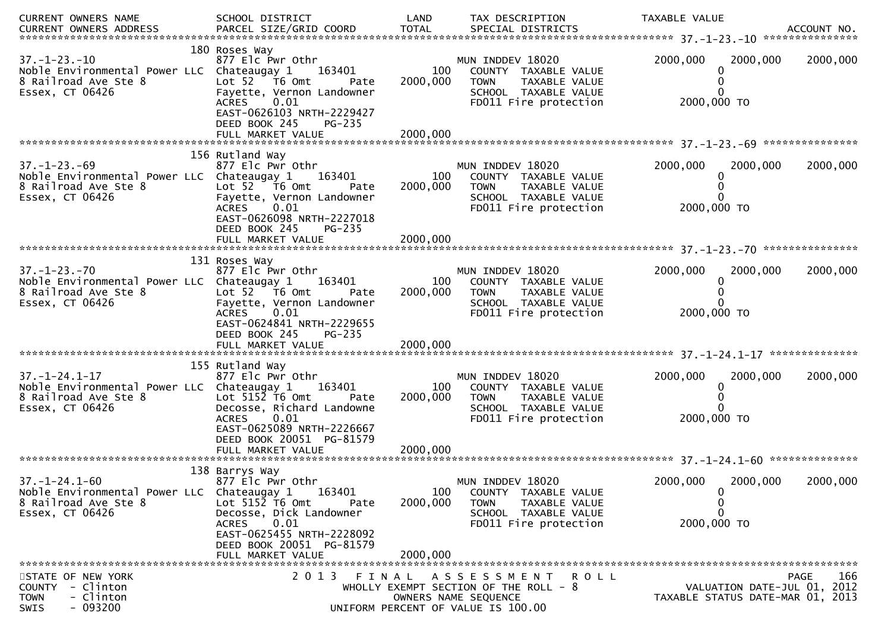| CURRENT OWNERS NAME<br>CURRENT OWNERS ADDRESS | SCHOOL DISTRICT<br>PARCEL SIZE/GRID COORD | LAND<br>TOTAL | TAX DESCRIPTION<br>SPECIAL DISTRICTS | TAXABLE VALUE | | ACCOUNT NO. |
|---|---|---|---|---|---|---|
| **37.-1-23.-10** | 180 Roses Way | | | | | |
| 37.-1-23.-10 | 877 Elc Pwr Othr | | MUN INDDEV 18020 | 2000,000 | 2000,000 | 2000,000 |
| Noble Environmental Power LLC | Chateaugay 1 163401 | 100 | COUNTY TAXABLE VALUE | 0 | | |
| 8 Railroad Ave Ste 8 | Lot 52 T6 Omt Pate | 2000,000 | TOWN TAXABLE VALUE | 0 | | |
| Essex, CT 06426 | Fayette, Vernon Landowner | | SCHOOL TAXABLE VALUE | 0 | | |
| | ACRES 0.01 | | FD011 Fire protection | 2000,000 TO | | |
| | EAST-0626103 NRTH-2229427 | | | | | |
| | DEED BOOK 245 PG-235 | | | | | |
| | FULL MARKET VALUE | 2000,000 | | | | |
| **37.-1-23.-69** | 156 Rutland Way | | | | | |
| 37.-1-23.-69 | 877 Elc Pwr Othr | | MUN INDDEV 18020 | 2000,000 | 2000,000 | 2000,000 |
| Noble Environmental Power LLC | Chateaugay 1 163401 | 100 | COUNTY TAXABLE VALUE | 0 | | |
| 8 Railroad Ave Ste 8 | Lot 52 T6 Omt Pate | 2000,000 | TOWN TAXABLE VALUE | 0 | | |
| Essex, CT 06426 | Fayette, Vernon Landowner | | SCHOOL TAXABLE VALUE | 0 | | |
| | ACRES 0.01 | | FD011 Fire protection | 2000,000 TO | | |
| | EAST-0626098 NRTH-2227018 | | | | | |
| | DEED BOOK 245 PG-235 | | | | | |
| | FULL MARKET VALUE | 2000,000 | | | | |
| **37.-1-23.-70** | 131 Roses Way | | | | | |
| 37.-1-23.-70 | 877 Elc Pwr Othr | | MUN INDDEV 18020 | 2000,000 | 2000,000 | 2000,000 |
| Noble Environmental Power LLC | Chateaugay 1 163401 | 100 | COUNTY TAXABLE VALUE | 0 | | |
| 8 Railroad Ave Ste 8 | Lot 52 T6 Omt Pate | 2000,000 | TOWN TAXABLE VALUE | 0 | | |
| Essex, CT 06426 | Fayette, Vernon Landowner | | SCHOOL TAXABLE VALUE | 0 | | |
| | ACRES 0.01 | | FD011 Fire protection | 2000,000 TO | | |
| | EAST-0624841 NRTH-2229655 | | | | | |
| | DEED BOOK 245 PG-235 | | | | | |
| | FULL MARKET VALUE | 2000,000 | | | | |
| **37.-1-24.1-17** | 155 Rutland Way | | | | | |
| 37.-1-24.1-17 | 877 Elc Pwr Othr | | MUN INDDEV 18020 | 2000,000 | 2000,000 | 2000,000 |
| Noble Environmental Power LLC | Chateaugay 1 163401 | 100 | COUNTY TAXABLE VALUE | 0 | | |
| 8 Railroad Ave Ste 8 | Lot 5152 T6 Omt Pate | 2000,000 | TOWN TAXABLE VALUE | 0 | | |
| Essex, CT 06426 | Decosse, Richard Landowne | | SCHOOL TAXABLE VALUE | 0 | | |
| | ACRES 0.01 | | FD011 Fire protection | 2000,000 TO | | |
| | EAST-0625089 NRTH-2226667 | | | | | |
| | DEED BOOK 20051 PG-81579 | | | | | |
| | FULL MARKET VALUE | 2000,000 | | | | |
| **37.-1-24.1-60** | 138 Barrys Way | | | | | |
| 37.-1-24.1-60 | 877 Elc Pwr Othr | | MUN INDDEV 18020 | 2000,000 | 2000,000 | 2000,000 |
| Noble Environmental Power LLC | Chateaugay 1 163401 | 100 | COUNTY TAXABLE VALUE | 0 | | |
| 8 Railroad Ave Ste 8 | Lot 5152 T6 Omt Pate | 2000,000 | TOWN TAXABLE VALUE | 0 | | |
| Essex, CT 06426 | Decosse, Dick Landowner | | SCHOOL TAXABLE VALUE | 0 | | |
| | ACRES 0.01 | | FD011 Fire protection | 2000,000 TO | | |
| | EAST-0625455 NRTH-2228092 | | | | | |
| | DEED BOOK 20051 PG-81579 | | | | | |
| | FULL MARKET VALUE | 2000,000 | | | | |

STATE OF NEW YORK
COUNTY - Clinton
TOWN - Clinton
SWIS - 093200

2013 FINAL ASSESSMENT ROLL
WHOLLY EXEMPT SECTION OF THE ROLL - 8
OWNERS NAME SEQUENCE
UNIFORM PERCENT OF VALUE IS 100.00

VALUATION DATE-JUL 01, 2012
TAXABLE STATUS DATE-MAR 01, 2013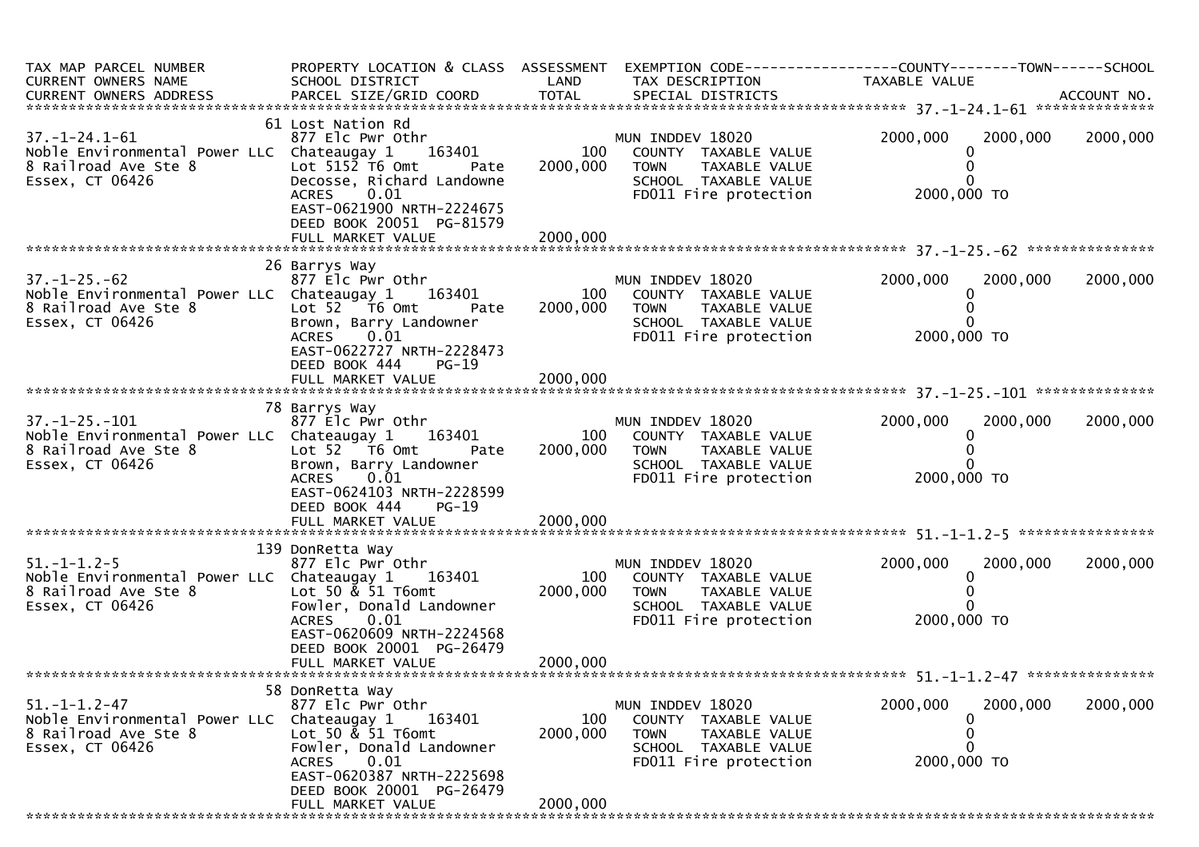```
TAX MAP PARCEL NUMBER          PROPERTY LOCATION & CLASS  ASSESSMENT  EXEMPTION CODE------------------COUNTY--------TOWN------SCHOOL
CURRENT OWNERS NAME            SCHOOL DISTRICT              LAND      TAX DESCRIPTION            TAXABLE VALUE
CURRENT OWNERS ADDRESS         PARCEL SIZE/GRID COORD       TOTAL     SPECIAL DISTRICTS                                      ACCOUNT NO.
******************************************************************************************************* 37.-1-24.1-61 **************
                               61 Lost Nation Rd
37.-1-24.1-61                  877 Elc Pwr Othr                       MUN INDDEV 18020            2000,000   2000,000     2000,000
Noble Environmental Power LLC  Chateaugay 1    163401          100      COUNTY  TAXABLE VALUE            0
8 Railroad Ave Ste 8           Lot 5152 T6 Omt       Pate  2000,000     TOWN    TAXABLE VALUE            0
Essex, CT 06426                Decosse, Richard Landowne                SCHOOL  TAXABLE VALUE            0
                               ACRES     0.01                           FD011 Fire protection        2000,000 TO
                               EAST-0621900 NRTH-2224675
                               DEED BOOK 20051  PG-81579
                               FULL MARKET VALUE           2000,000
******************************************************************************************************* 37.-1-25.-62 ***************
                               26 Barrys Way
37.-1-25.-62                   877 Elc Pwr Othr                       MUN INDDEV 18020            2000,000   2000,000     2000,000
Noble Environmental Power LLC  Chateaugay 1    163401          100      COUNTY  TAXABLE VALUE            0
8 Railroad Ave Ste 8           Lot 52   T6 Omt       Pate  2000,000     TOWN    TAXABLE VALUE            0
Essex, CT 06426                Brown, Barry Landowner                   SCHOOL  TAXABLE VALUE            0
                               ACRES     0.01                           FD011 Fire protection        2000,000 TO
                               EAST-0622727 NRTH-2228473
                               DEED BOOK 444     PG-19
                               FULL MARKET VALUE           2000,000
******************************************************************************************************* 37.-1-25.-101 **************
                               78 Barrys Way
37.-1-25.-101                  877 Elc Pwr Othr                       MUN INDDEV 18020            2000,000   2000,000     2000,000
Noble Environmental Power LLC  Chateaugay 1    163401          100      COUNTY  TAXABLE VALUE            0
8 Railroad Ave Ste 8           Lot 52   T6 Omt       Pate  2000,000     TOWN    TAXABLE VALUE            0
Essex, CT 06426                Brown, Barry Landowner                   SCHOOL  TAXABLE VALUE            0
                               ACRES     0.01                           FD011 Fire protection        2000,000 TO
                               EAST-0624103 NRTH-2228599
                               DEED BOOK 444     PG-19
                               FULL MARKET VALUE           2000,000
******************************************************************************************************* 51.-1-1.2-5 ****************
                               139 DonRetta Way
51.-1-1.2-5                    877 Elc Pwr Othr                       MUN INDDEV 18020            2000,000   2000,000     2000,000
Noble Environmental Power LLC  Chateaugay 1    163401          100      COUNTY  TAXABLE VALUE            0
8 Railroad Ave Ste 8           Lot 50 & 51 T6omt           2000,000     TOWN    TAXABLE VALUE            0
Essex, CT 06426                Fowler, Donald Landowner                 SCHOOL  TAXABLE VALUE            0
                               ACRES     0.01                           FD011 Fire protection        2000,000 TO
                               EAST-0620609 NRTH-2224568
                               DEED BOOK 20001  PG-26479
                               FULL MARKET VALUE           2000,000
******************************************************************************************************* 51.-1-1.2-47 ***************
                               58 DonRetta Way
51.-1-1.2-47                   877 Elc Pwr Othr                       MUN INDDEV 18020            2000,000   2000,000     2000,000
Noble Environmental Power LLC  Chateaugay 1    163401          100      COUNTY  TAXABLE VALUE            0
8 Railroad Ave Ste 8           Lot 50 & 51 T6omt           2000,000     TOWN    TAXABLE VALUE            0
Essex, CT 06426                Fowler, Donald Landowner                 SCHOOL  TAXABLE VALUE            0
                               ACRES     0.01                           FD011 Fire protection        2000,000 TO
                               EAST-0620387 NRTH-2225698
                               DEED BOOK 20001  PG-26479
                               FULL MARKET VALUE           2000,000
************************************************************************************************************************************
```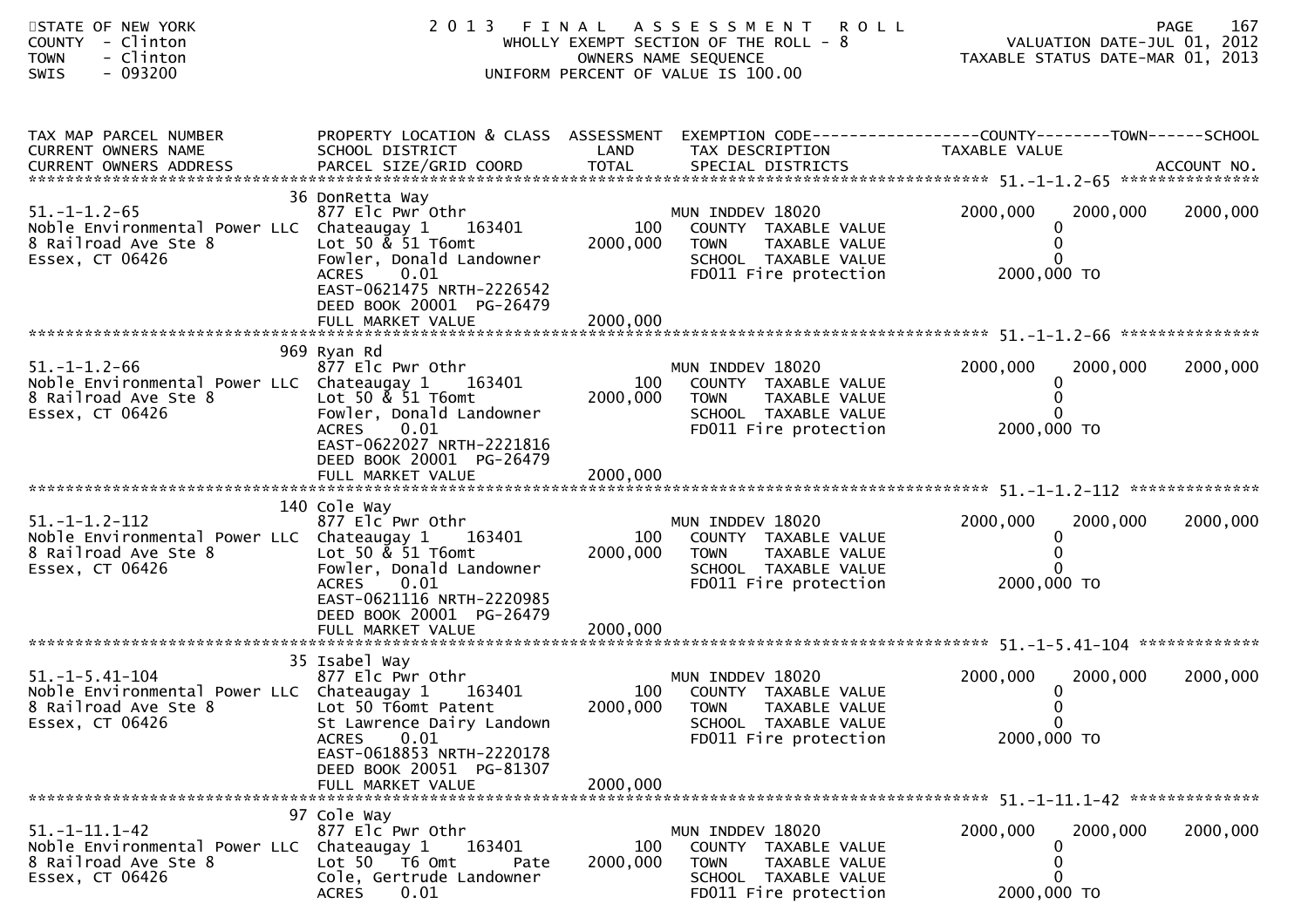STATE OF NEW YORK
COUNTY - Clinton
TOWN - Clinton
SWIS - 093200

# 2013 FINAL ASSESSMENT ROLL

WHOLLY EXEMPT SECTION OF THE ROLL - 8
OWNERS NAME SEQUENCE
UNIFORM PERCENT OF VALUE IS 100.00

VALUATION DATE-JUL 01, 2012
TAXABLE STATUS DATE-MAR 01, 2013

| TAX MAP PARCEL NUMBER / CURRENT OWNERS NAME / CURRENT OWNERS ADDRESS | PROPERTY LOCATION & CLASS / SCHOOL DISTRICT / PARCEL SIZE/GRID COORD | ASSESSMENT LAND / TOTAL | EXEMPTION CODE / TAX DESCRIPTION / SPECIAL DISTRICTS | COUNTY TAXABLE VALUE | TOWN | SCHOOL / ACCOUNT NO. |
|---|---|---|---|---|---|---|
| **51.-1-1.2-65** | 36 DonRetta Way | | | | | |
| 51.-1-1.2-65 | 877 Elc Pwr Othr | | MUN INDDEV 18020 | 2000,000 | 2000,000 | 2000,000 |
| Noble Environmental Power LLC | Chateaugay 1 163401 | 100 | COUNTY TAXABLE VALUE | 0 | | |
| 8 Railroad Ave Ste 8 | Lot 50 & 51 T6omt | 2000,000 | TOWN TAXABLE VALUE | 0 | | |
| Essex, CT 06426 | Fowler, Donald Landowner | | SCHOOL TAXABLE VALUE | 0 | | |
| | ACRES 0.01 | | FD011 Fire protection | 2000,000 TO | | |
| | EAST-0621475 NRTH-2226542 | | | | | |
| | DEED BOOK 20001 PG-26479 | | | | | |
| | FULL MARKET VALUE | 2000,000 | | | | |
| **51.-1-1.2-66** | 969 Ryan Rd | | | | | |
| 51.-1-1.2-66 | 877 Elc Pwr Othr | | MUN INDDEV 18020 | 2000,000 | 2000,000 | 2000,000 |
| Noble Environmental Power LLC | Chateaugay 1 163401 | 100 | COUNTY TAXABLE VALUE | 0 | | |
| 8 Railroad Ave Ste 8 | Lot 50 & 51 T6omt | 2000,000 | TOWN TAXABLE VALUE | 0 | | |
| Essex, CT 06426 | Fowler, Donald Landowner | | SCHOOL TAXABLE VALUE | 0 | | |
| | ACRES 0.01 | | FD011 Fire protection | 2000,000 TO | | |
| | EAST-0622027 NRTH-2221816 | | | | | |
| | DEED BOOK 20001 PG-26479 | | | | | |
| | FULL MARKET VALUE | 2000,000 | | | | |
| **51.-1-1.2-112** | 140 Cole Way | | | | | |
| 51.-1-1.2-112 | 877 Elc Pwr Othr | | MUN INDDEV 18020 | 2000,000 | 2000,000 | 2000,000 |
| Noble Environmental Power LLC | Chateaugay 1 163401 | 100 | COUNTY TAXABLE VALUE | 0 | | |
| 8 Railroad Ave Ste 8 | Lot 50 & 51 T6omt | 2000,000 | TOWN TAXABLE VALUE | 0 | | |
| Essex, CT 06426 | Fowler, Donald Landowner | | SCHOOL TAXABLE VALUE | 0 | | |
| | ACRES 0.01 | | FD011 Fire protection | 2000,000 TO | | |
| | EAST-0621116 NRTH-2220985 | | | | | |
| | DEED BOOK 20001 PG-26479 | | | | | |
| | FULL MARKET VALUE | 2000,000 | | | | |
| **51.-1-5.41-104** | 35 Isabel Way | | | | | |
| 51.-1-5.41-104 | 877 Elc Pwr Othr | | MUN INDDEV 18020 | 2000,000 | 2000,000 | 2000,000 |
| Noble Environmental Power LLC | Chateaugay 1 163401 | 100 | COUNTY TAXABLE VALUE | 0 | | |
| 8 Railroad Ave Ste 8 | Lot 50 T6omt Patent | 2000,000 | TOWN TAXABLE VALUE | 0 | | |
| Essex, CT 06426 | St Lawrence Dairy Landown | | SCHOOL TAXABLE VALUE | 0 | | |
| | ACRES 0.01 | | FD011 Fire protection | 2000,000 TO | | |
| | EAST-0618853 NRTH-2220178 | | | | | |
| | DEED BOOK 20051 PG-81307 | | | | | |
| | FULL MARKET VALUE | 2000,000 | | | | |
| **51.-1-11.1-42** | 97 Cole Way | | | | | |
| 51.-1-11.1-42 | 877 Elc Pwr Othr | | MUN INDDEV 18020 | 2000,000 | 2000,000 | 2000,000 |
| Noble Environmental Power LLC | Chateaugay 1 163401 | 100 | COUNTY TAXABLE VALUE | 0 | | |
| 8 Railroad Ave Ste 8 | Lot 50 T6 Omt Pate | 2000,000 | TOWN TAXABLE VALUE | 0 | | |
| Essex, CT 06426 | Cole, Gertrude Landowner | | SCHOOL TAXABLE VALUE | 0 | | |
| | ACRES 0.01 | | FD011 Fire protection | 2000,000 TO | | |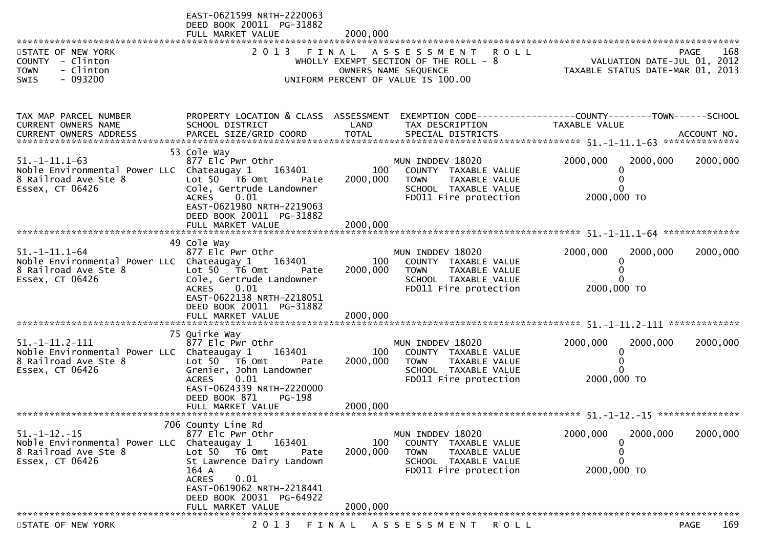EAST-0621599 NRTH-2220063
DEED BOOK 20011 PG-31882
FULL MARKET VALUE 2000,000

STATE OF NEW YORK
COUNTY - Clinton
TOWN - Clinton
SWIS - 093200

2 0 1 3 F I N A L A S S E S S M E N T R O L L
WHOLLY EXEMPT SECTION OF THE ROLL - 8
OWNERS NAME SEQUENCE
UNIFORM PERCENT OF VALUE IS 100.00

VALUATION DATE-JUL 01, 2012
TAXABLE STATUS DATE-MAR 01, 2013

| TAX MAP PARCEL NUMBER / CURRENT OWNERS NAME / CURRENT OWNERS ADDRESS | PROPERTY LOCATION & CLASS / SCHOOL DISTRICT / PARCEL SIZE/GRID COORD | ASSESSMENT LAND / TOTAL | EXEMPTION CODE / TAX DESCRIPTION / SPECIAL DISTRICTS | COUNTY TAXABLE VALUE | TOWN | SCHOOL / ACCOUNT NO. |
|---|---|---|---|---|---|---|
| 51.-1-11.1-63 | 53 Cole Way | | | | | |
| | 877 Elc Pwr Othr | | MUN INDDEV 18020 | 2000,000 | 2000,000 | 2000,000 |
| Noble Environmental Power LLC | Chateaugay 1 163401 | 100 | COUNTY TAXABLE VALUE | 0 | | |
| 8 Railroad Ave Ste 8 | Lot 50 T6 Omt Pate | 2000,000 | TOWN TAXABLE VALUE | 0 | | |
| Essex, CT 06426 | Cole, Gertrude Landowner | | SCHOOL TAXABLE VALUE | 0 | | |
| | ACRES 0.01 | | FD011 Fire protection | 2000,000 TO | | |
| | EAST-0621980 NRTH-2219063 | | | | | |
| | DEED BOOK 20011 PG-31882 | | | | | |
| | FULL MARKET VALUE | 2000,000 | | | | |
| 51.-1-11.1-64 | 49 Cole Way | | | | | |
| | 877 Elc Pwr Othr | | MUN INDDEV 18020 | 2000,000 | 2000,000 | 2000,000 |
| Noble Environmental Power LLC | Chateaugay 1 163401 | 100 | COUNTY TAXABLE VALUE | 0 | | |
| 8 Railroad Ave Ste 8 | Lot 50 T6 Omt Pate | 2000,000 | TOWN TAXABLE VALUE | 0 | | |
| Essex, CT 06426 | Cole, Gertrude Landowner | | SCHOOL TAXABLE VALUE | 0 | | |
| | ACRES 0.01 | | FD011 Fire protection | 2000,000 TO | | |
| | EAST-0622138 NRTH-2218051 | | | | | |
| | DEED BOOK 20011 PG-31882 | | | | | |
| | FULL MARKET VALUE | 2000,000 | | | | |
| 51.-1-11.2-111 | 75 Quirke Way | | | | | |
| | 877 Elc Pwr Othr | | MUN INDDEV 18020 | 2000,000 | 2000,000 | 2000,000 |
| Noble Environmental Power LLC | Chateaugay 1 163401 | 100 | COUNTY TAXABLE VALUE | 0 | | |
| 8 Railroad Ave Ste 8 | Lot 50 T6 Omt Pate | 2000,000 | TOWN TAXABLE VALUE | 0 | | |
| Essex, CT 06426 | Grenier, John Landowner | | SCHOOL TAXABLE VALUE | 0 | | |
| | ACRES 0.01 | | FD011 Fire protection | 2000,000 TO | | |
| | EAST-0624339 NRTH-2220000 | | | | | |
| | DEED BOOK 871 PG-198 | | | | | |
| | FULL MARKET VALUE | 2000,000 | | | | |
| 51.-1-12.-15 | 706 County Line Rd | | | | | |
| | 877 Elc Pwr Othr | | MUN INDDEV 18020 | 2000,000 | 2000,000 | 2000,000 |
| Noble Environmental Power LLC | Chateaugay 1 163401 | 100 | COUNTY TAXABLE VALUE | 0 | | |
| 8 Railroad Ave Ste 8 | Lot 50 T6 Omt Pate | 2000,000 | TOWN TAXABLE VALUE | 0 | | |
| Essex, CT 06426 | St Lawrence Dairy Landown | | SCHOOL TAXABLE VALUE | 0 | | |
| | 164 A | | FD011 Fire protection | 2000,000 TO | | |
| | ACRES 0.01 | | | | | |
| | EAST-0619062 NRTH-2218441 | | | | | |
| | DEED BOOK 20031 PG-64922 | | | | | |
| | FULL MARKET VALUE | 2000,000 | | | | |

STATE OF NEW YORK
2 0 1 3 F I N A L A S S E S S M E N T R O L L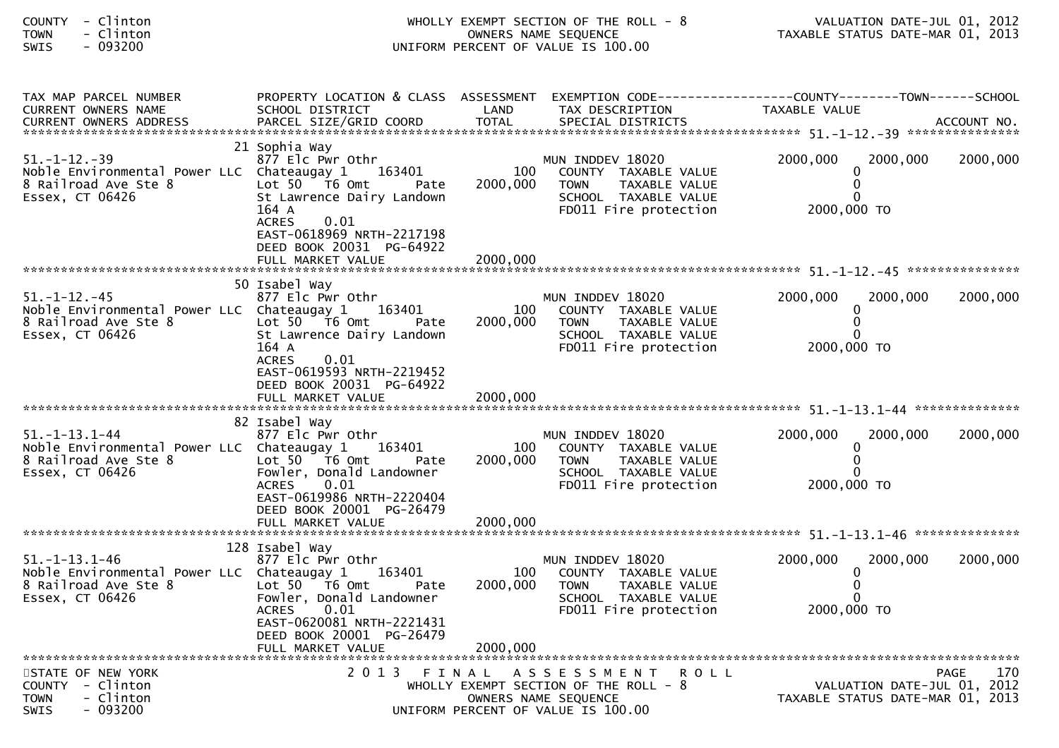COUNTY - Clinton
TOWN - Clinton
SWIS - 093200

WHOLLY EXEMPT SECTION OF THE ROLL - 8
OWNERS NAME SEQUENCE
UNIFORM PERCENT OF VALUE IS 100.00

VALUATION DATE-JUL 01, 2012
TAXABLE STATUS DATE-MAR 01, 2013

| TAX MAP PARCEL NUMBER / CURRENT OWNERS NAME / CURRENT OWNERS ADDRESS | PROPERTY LOCATION & CLASS / SCHOOL DISTRICT / PARCEL SIZE/GRID COORD | ASSESSMENT LAND / TOTAL | EXEMPTION CODE / TAX DESCRIPTION / SPECIAL DISTRICTS | COUNTY TAXABLE VALUE | TOWN | SCHOOL / ACCOUNT NO. |
|---|---|---|---|---|---|---|
| 51.-1-12.-39 | 21 Sophia Way | | | | | |
| | 877 Elc Pwr Othr | | MUN INDDEV 18020 | 2000,000 | 2000,000 | 2000,000 |
| Noble Environmental Power LLC | Chateaugay 1 163401 | 100 | COUNTY TAXABLE VALUE | 0 | | |
| 8 Railroad Ave Ste 8 | Lot 50 T6 Omt Pate | 2000,000 | TOWN TAXABLE VALUE | 0 | | |
| Essex, CT 06426 | St Lawrence Dairy Landown | | SCHOOL TAXABLE VALUE | 0 | | |
| | 164 A | | FD011 Fire protection | 2000,000 TO | | |
| | ACRES 0.01 | | | | | |
| | EAST-0618969 NRTH-2217198 | | | | | |
| | DEED BOOK 20031 PG-64922 | | | | | |
| | FULL MARKET VALUE | 2000,000 | | | | |
| 51.-1-12.-45 | 50 Isabel Way | | | | | |
| | 877 Elc Pwr Othr | | MUN INDDEV 18020 | 2000,000 | 2000,000 | 2000,000 |
| Noble Environmental Power LLC | Chateaugay 1 163401 | 100 | COUNTY TAXABLE VALUE | 0 | | |
| 8 Railroad Ave Ste 8 | Lot 50 T6 Omt Pate | 2000,000 | TOWN TAXABLE VALUE | 0 | | |
| Essex, CT 06426 | St Lawrence Dairy Landown | | SCHOOL TAXABLE VALUE | 0 | | |
| | 164 A | | FD011 Fire protection | 2000,000 TO | | |
| | ACRES 0.01 | | | | | |
| | EAST-0619593 NRTH-2219452 | | | | | |
| | DEED BOOK 20031 PG-64922 | | | | | |
| | FULL MARKET VALUE | 2000,000 | | | | |
| 51.-1-13.1-44 | 82 Isabel Way | | | | | |
| | 877 Elc Pwr Othr | | MUN INDDEV 18020 | 2000,000 | 2000,000 | 2000,000 |
| Noble Environmental Power LLC | Chateaugay 1 163401 | 100 | COUNTY TAXABLE VALUE | 0 | | |
| 8 Railroad Ave Ste 8 | Lot 50 T6 Omt Pate | 2000,000 | TOWN TAXABLE VALUE | 0 | | |
| Essex, CT 06426 | Fowler, Donald Landowner | | SCHOOL TAXABLE VALUE | 0 | | |
| | ACRES 0.01 | | FD011 Fire protection | 2000,000 TO | | |
| | EAST-0619986 NRTH-2220404 | | | | | |
| | DEED BOOK 20001 PG-26479 | | | | | |
| | FULL MARKET VALUE | 2000,000 | | | | |
| 51.-1-13.1-46 | 128 Isabel Way | | | | | |
| | 877 Elc Pwr Othr | | MUN INDDEV 18020 | 2000,000 | 2000,000 | 2000,000 |
| Noble Environmental Power LLC | Chateaugay 1 163401 | 100 | COUNTY TAXABLE VALUE | 0 | | |
| 8 Railroad Ave Ste 8 | Lot 50 T6 Omt Pate | 2000,000 | TOWN TAXABLE VALUE | 0 | | |
| Essex, CT 06426 | Fowler, Donald Landowner | | SCHOOL TAXABLE VALUE | 0 | | |
| | ACRES 0.01 | | FD011 Fire protection | 2000,000 TO | | |
| | EAST-0620081 NRTH-2221431 | | | | | |
| | DEED BOOK 20001 PG-26479 | | | | | |
| | FULL MARKET VALUE | 2000,000 | | | | |

STATE OF NEW YORK
COUNTY - Clinton
TOWN - Clinton
SWIS - 093200

2 0 1 3 F I N A L A S S E S S M E N T R O L L
WHOLLY EXEMPT SECTION OF THE ROLL - 8
OWNERS NAME SEQUENCE
UNIFORM PERCENT OF VALUE IS 100.00

VALUATION DATE-JUL 01, 2012
TAXABLE STATUS DATE-MAR 01, 2013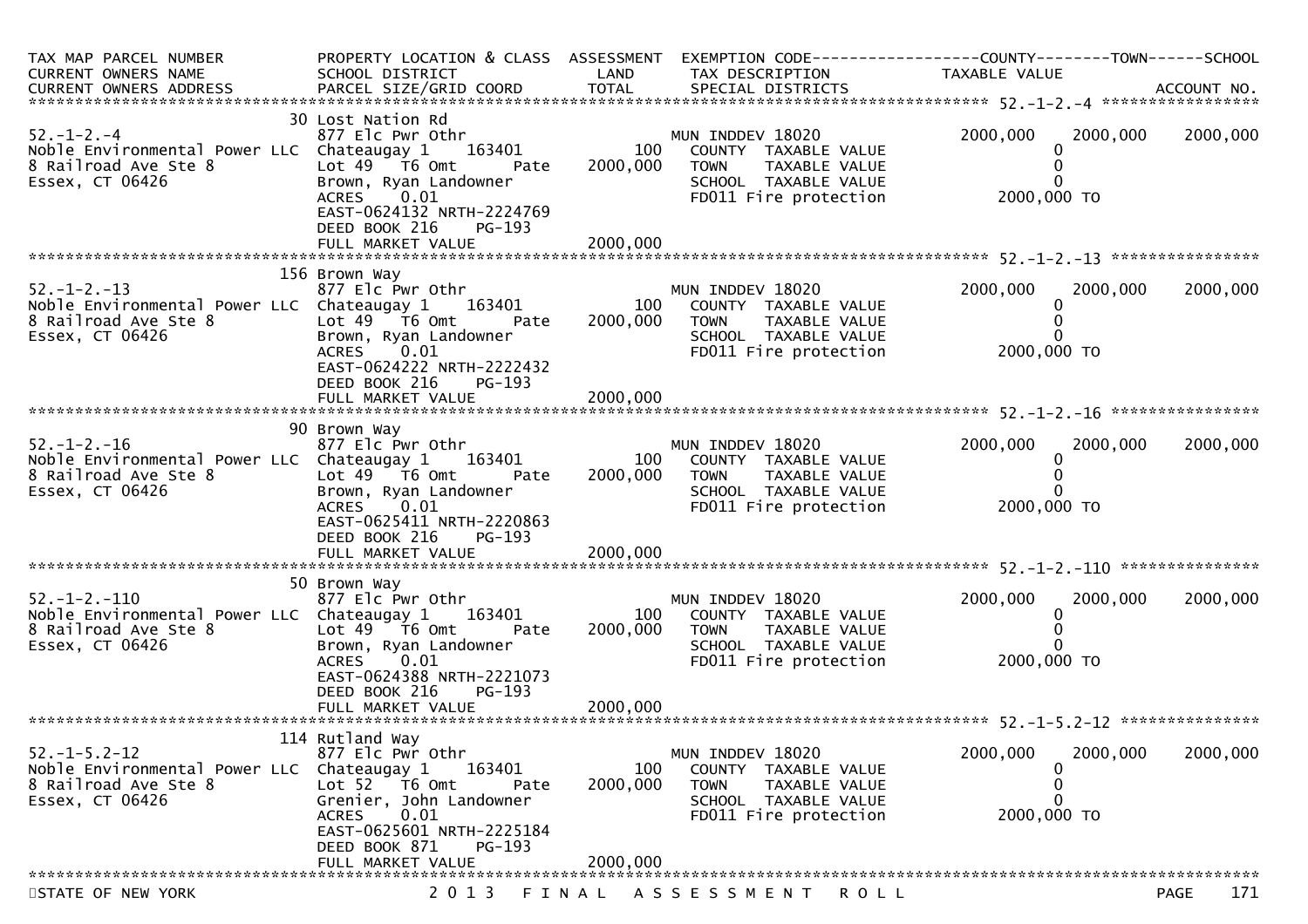| TAX MAP PARCEL NUMBER<br>CURRENT OWNERS NAME<br>CURRENT OWNERS ADDRESS | PROPERTY LOCATION & CLASS<br>SCHOOL DISTRICT<br>PARCEL SIZE/GRID COORD | ASSESSMENT<br>LAND<br>TOTAL | EXEMPTION CODE<br>TAX DESCRIPTION<br>SPECIAL DISTRICTS | COUNTY<br>TAXABLE VALUE | TOWN | SCHOOL<br><br>ACCOUNT NO. |
|---|---|---|---|---|---|---|
| **52.-1-2.-4** | 30 Lost Nation Rd | | | | | |
| 52.-1-2.-4 | 877 Elc Pwr Othr | | MUN INDDEV 18020 | 2000,000 | 2000,000 | 2000,000 |
| Noble Environmental Power LLC | Chateaugay 1 163401 | 100 | COUNTY TAXABLE VALUE | 0 | | |
| 8 Railroad Ave Ste 8 | Lot 49 T6 Omt Pate | 2000,000 | TOWN TAXABLE VALUE | 0 | | |
| Essex, CT 06426 | Brown, Ryan Landowner | | SCHOOL TAXABLE VALUE | 0 | | |
| | ACRES 0.01 | | FD011 Fire protection | 2000,000 TO | | |
| | EAST-0624132 NRTH-2224769 | | | | | |
| | DEED BOOK 216 PG-193 | | | | | |
| | FULL MARKET VALUE | 2000,000 | | | | |
| **52.-1-2.-13** | 156 Brown Way | | | | | |
| 52.-1-2.-13 | 877 Elc Pwr Othr | | MUN INDDEV 18020 | 2000,000 | 2000,000 | 2000,000 |
| Noble Environmental Power LLC | Chateaugay 1 163401 | 100 | COUNTY TAXABLE VALUE | 0 | | |
| 8 Railroad Ave Ste 8 | Lot 49 T6 Omt Pate | 2000,000 | TOWN TAXABLE VALUE | 0 | | |
| Essex, CT 06426 | Brown, Ryan Landowner | | SCHOOL TAXABLE VALUE | 0 | | |
| | ACRES 0.01 | | FD011 Fire protection | 2000,000 TO | | |
| | EAST-0624222 NRTH-2222432 | | | | | |
| | DEED BOOK 216 PG-193 | | | | | |
| | FULL MARKET VALUE | 2000,000 | | | | |
| **52.-1-2.-16** | 90 Brown Way | | | | | |
| 52.-1-2.-16 | 877 Elc Pwr Othr | | MUN INDDEV 18020 | 2000,000 | 2000,000 | 2000,000 |
| Noble Environmental Power LLC | Chateaugay 1 163401 | 100 | COUNTY TAXABLE VALUE | 0 | | |
| 8 Railroad Ave Ste 8 | Lot 49 T6 Omt Pate | 2000,000 | TOWN TAXABLE VALUE | 0 | | |
| Essex, CT 06426 | Brown, Ryan Landowner | | SCHOOL TAXABLE VALUE | 0 | | |
| | ACRES 0.01 | | FD011 Fire protection | 2000,000 TO | | |
| | EAST-0625411 NRTH-2220863 | | | | | |
| | DEED BOOK 216 PG-193 | | | | | |
| | FULL MARKET VALUE | 2000,000 | | | | |
| **52.-1-2.-110** | 50 Brown Way | | | | | |
| 52.-1-2.-110 | 877 Elc Pwr Othr | | MUN INDDEV 18020 | 2000,000 | 2000,000 | 2000,000 |
| Noble Environmental Power LLC | Chateaugay 1 163401 | 100 | COUNTY TAXABLE VALUE | 0 | | |
| 8 Railroad Ave Ste 8 | Lot 49 T6 Omt Pate | 2000,000 | TOWN TAXABLE VALUE | 0 | | |
| Essex, CT 06426 | Brown, Ryan Landowner | | SCHOOL TAXABLE VALUE | 0 | | |
| | ACRES 0.01 | | FD011 Fire protection | 2000,000 TO | | |
| | EAST-0624388 NRTH-2221073 | | | | | |
| | DEED BOOK 216 PG-193 | | | | | |
| | FULL MARKET VALUE | 2000,000 | | | | |
| **52.-1-5.2-12** | 114 Rutland Way | | | | | |
| 52.-1-5.2-12 | 877 Elc Pwr Othr | | MUN INDDEV 18020 | 2000,000 | 2000,000 | 2000,000 |
| Noble Environmental Power LLC | Chateaugay 1 163401 | 100 | COUNTY TAXABLE VALUE | 0 | | |
| 8 Railroad Ave Ste 8 | Lot 52 T6 Omt Pate | 2000,000 | TOWN TAXABLE VALUE | 0 | | |
| Essex, CT 06426 | Grenier, John Landowner | | SCHOOL TAXABLE VALUE | 0 | | |
| | ACRES 0.01 | | FD011 Fire protection | 2000,000 TO | | |
| | EAST-0625601 NRTH-2225184 | | | | | |
| | DEED BOOK 871 PG-193 | | | | | |
| | FULL MARKET VALUE | 2000,000 | | | | |

STATE OF NEW YORK — 2013 FINAL ASSESSMENT ROLL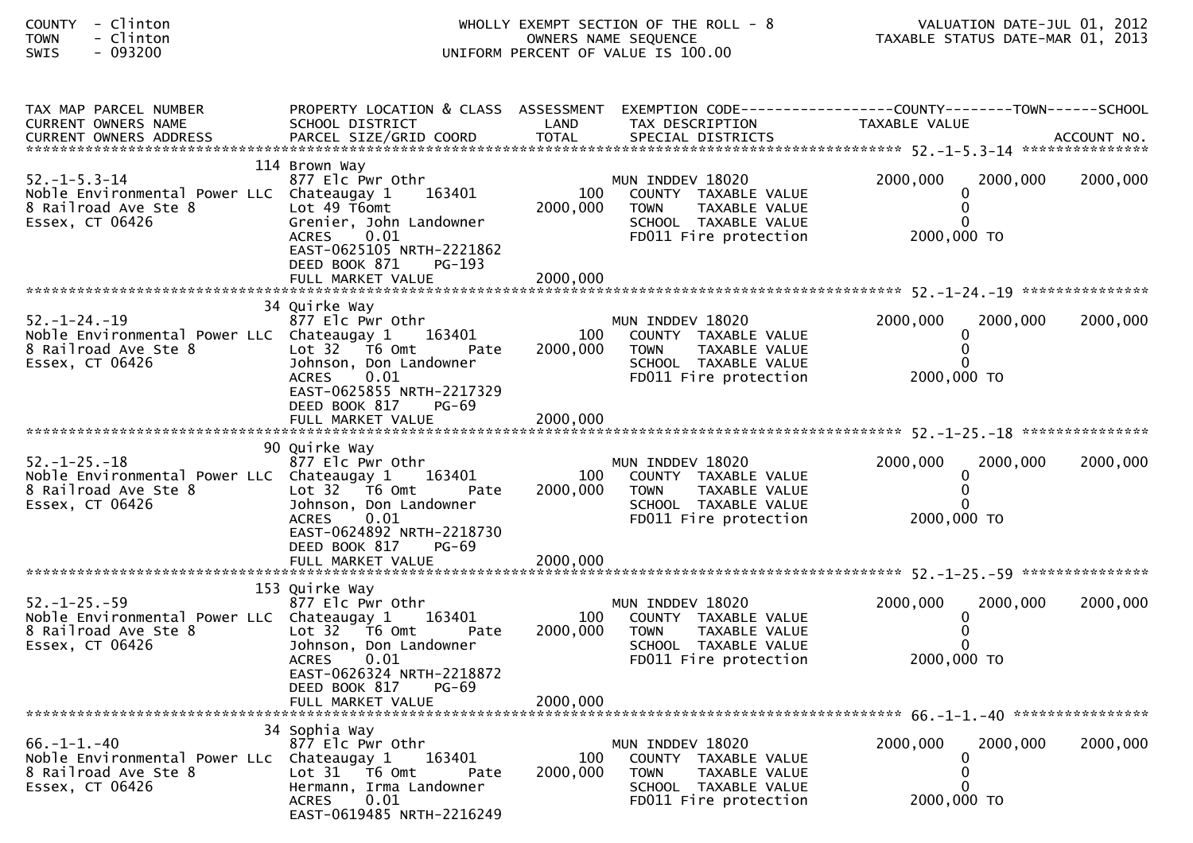COUNTY - Clinton
TOWN - Clinton
SWIS - 093200

WHOLLY EXEMPT SECTION OF THE ROLL - 8
OWNERS NAME SEQUENCE
UNIFORM PERCENT OF VALUE IS 100.00

VALUATION DATE-JUL 01, 2012
TAXABLE STATUS DATE-MAR 01, 2013

| TAX MAP PARCEL NUMBER / CURRENT OWNERS NAME / CURRENT OWNERS ADDRESS | PROPERTY LOCATION & CLASS / SCHOOL DISTRICT / PARCEL SIZE/GRID COORD | ASSESSMENT LAND / TOTAL | EXEMPTION CODE / TAX DESCRIPTION / SPECIAL DISTRICTS | COUNTY TAXABLE VALUE | TOWN | SCHOOL / ACCOUNT NO. |
|---|---|---|---|---|---|---|
| **52.-1-5.3-14** | 114 Brown Way | | | | | |
| 52.-1-5.3-14 | 877 Elc Pwr Othr | | MUN INDDEV 18020 | 2000,000 | 2000,000 | 2000,000 |
| Noble Environmental Power LLC | Chateaugay 1 163401 | 100 | COUNTY TAXABLE VALUE | 0 | | |
| 8 Railroad Ave Ste 8 | Lot 49 T6omt | 2000,000 | TOWN TAXABLE VALUE | 0 | | |
| Essex, CT 06426 | Grenier, John Landowner | | SCHOOL TAXABLE VALUE | 0 | | |
| | ACRES 0.01 | | FD011 Fire protection | 2000,000 TO | | |
| | EAST-0625105 NRTH-2221862 | | | | | |
| | DEED BOOK 871 PG-193 | | | | | |
| | FULL MARKET VALUE | 2000,000 | | | | |
| **52.-1-24.-19** | 34 Quirke Way | | | | | |
| 52.-1-24.-19 | 877 Elc Pwr Othr | | MUN INDDEV 18020 | 2000,000 | 2000,000 | 2000,000 |
| Noble Environmental Power LLC | Chateaugay 1 163401 | 100 | COUNTY TAXABLE VALUE | 0 | | |
| 8 Railroad Ave Ste 8 | Lot 32 T6 Omt Pate | 2000,000 | TOWN TAXABLE VALUE | 0 | | |
| Essex, CT 06426 | Johnson, Don Landowner | | SCHOOL TAXABLE VALUE | 0 | | |
| | ACRES 0.01 | | FD011 Fire protection | 2000,000 TO | | |
| | EAST-0625855 NRTH-2217329 | | | | | |
| | DEED BOOK 817 PG-69 | | | | | |
| | FULL MARKET VALUE | 2000,000 | | | | |
| **52.-1-25.-18** | 90 Quirke Way | | | | | |
| 52.-1-25.-18 | 877 Elc Pwr Othr | | MUN INDDEV 18020 | 2000,000 | 2000,000 | 2000,000 |
| Noble Environmental Power LLC | Chateaugay 1 163401 | 100 | COUNTY TAXABLE VALUE | 0 | | |
| 8 Railroad Ave Ste 8 | Lot 32 T6 Omt Pate | 2000,000 | TOWN TAXABLE VALUE | 0 | | |
| Essex, CT 06426 | Johnson, Don Landowner | | SCHOOL TAXABLE VALUE | 0 | | |
| | ACRES 0.01 | | FD011 Fire protection | 2000,000 TO | | |
| | EAST-0624892 NRTH-2218730 | | | | | |
| | DEED BOOK 817 PG-69 | | | | | |
| | FULL MARKET VALUE | 2000,000 | | | | |
| **52.-1-25.-59** | 153 Quirke Way | | | | | |
| 52.-1-25.-59 | 877 Elc Pwr Othr | | MUN INDDEV 18020 | 2000,000 | 2000,000 | 2000,000 |
| Noble Environmental Power LLC | Chateaugay 1 163401 | 100 | COUNTY TAXABLE VALUE | 0 | | |
| 8 Railroad Ave Ste 8 | Lot 32 T6 Omt Pate | 2000,000 | TOWN TAXABLE VALUE | 0 | | |
| Essex, CT 06426 | Johnson, Don Landowner | | SCHOOL TAXABLE VALUE | 0 | | |
| | ACRES 0.01 | | FD011 Fire protection | 2000,000 TO | | |
| | EAST-0626324 NRTH-2218872 | | | | | |
| | DEED BOOK 817 PG-69 | | | | | |
| | FULL MARKET VALUE | 2000,000 | | | | |
| **66.-1-1.-40** | 34 Sophia Way | | | | | |
| 66.-1-1.-40 | 877 Elc Pwr Othr | | MUN INDDEV 18020 | 2000,000 | 2000,000 | 2000,000 |
| Noble Environmental Power LLC | Chateaugay 1 163401 | 100 | COUNTY TAXABLE VALUE | 0 | | |
| 8 Railroad Ave Ste 8 | Lot 31 T6 Omt Pate | 2000,000 | TOWN TAXABLE VALUE | 0 | | |
| Essex, CT 06426 | Hermann, Irma Landowner | | SCHOOL TAXABLE VALUE | 0 | | |
| | ACRES 0.01 | | FD011 Fire protection | 2000,000 TO | | |
| | EAST-0619485 NRTH-2216249 | | | | | |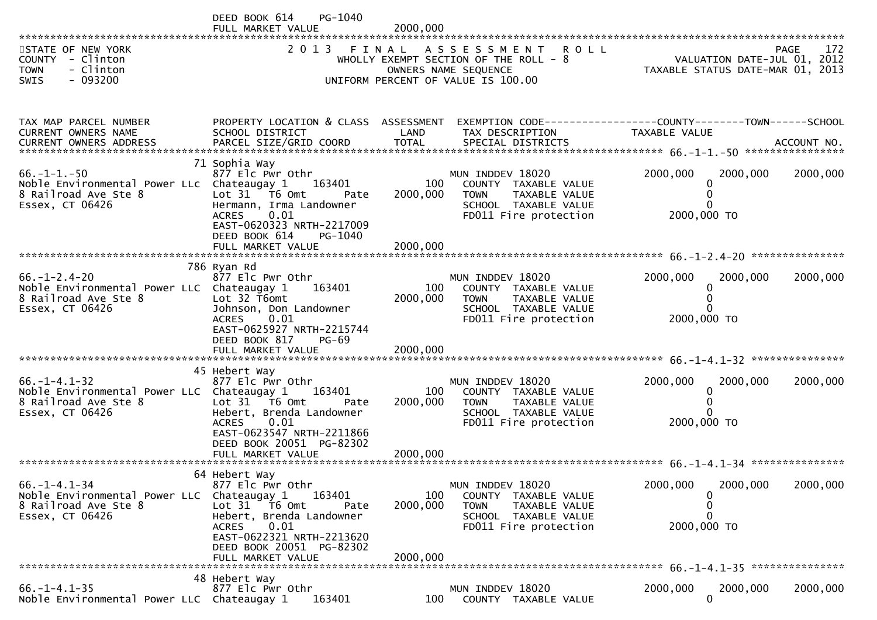DEED BOOK 614 PG-1040
FULL MARKET VALUE 2000,000

STATE OF NEW YORK
COUNTY - Clinton
TOWN - Clinton
SWIS - 093200

# 2013 FINAL ASSESSMENT ROLL

WHOLLY EXEMPT SECTION OF THE ROLL - 8
OWNERS NAME SEQUENCE
UNIFORM PERCENT OF VALUE IS 100.00

PAGE 172
VALUATION DATE-JUL 01, 2012
TAXABLE STATUS DATE-MAR 01, 2013

| TAX MAP PARCEL NUMBER / CURRENT OWNERS NAME / CURRENT OWNERS ADDRESS | PROPERTY LOCATION & CLASS / SCHOOL DISTRICT / PARCEL SIZE/GRID COORD | ASSESSMENT LAND / TOTAL | EXEMPTION CODE / TAX DESCRIPTION / SPECIAL DISTRICTS | COUNTY TAXABLE VALUE | TOWN | SCHOOL / ACCOUNT NO. |
|---|---|---|---|---|---|---|
| **66.-1-1.-50** | 71 Sophia Way | | | | | |
| 66.-1-1.-50 | 877 Elc Pwr Othr | | MUN INDDEV 18020 | 2000,000 | 2000,000 | 2000,000 |
| Noble Environmental Power LLC | Chateaugay 1 163401 | 100 | COUNTY TAXABLE VALUE | 0 | | |
| 8 Railroad Ave Ste 8 | Lot 31 T6 Omt Pate | 2000,000 | TOWN TAXABLE VALUE | 0 | | |
| Essex, CT 06426 | Hermann, Irma Landowner | | SCHOOL TAXABLE VALUE | 0 | | |
| | ACRES 0.01 | | FD011 Fire protection | 2000,000 TO | | |
| | EAST-0620323 NRTH-2217009 | | | | | |
| | DEED BOOK 614 PG-1040 | | | | | |
| | FULL MARKET VALUE | 2000,000 | | | | |
| **66.-1-2.4-20** | 786 Ryan Rd | | | | | |
| 66.-1-2.4-20 | 877 Elc Pwr Othr | | MUN INDDEV 18020 | 2000,000 | 2000,000 | 2000,000 |
| Noble Environmental Power LLC | Chateaugay 1 163401 | 100 | COUNTY TAXABLE VALUE | 0 | | |
| 8 Railroad Ave Ste 8 | Lot 32 T6omt | 2000,000 | TOWN TAXABLE VALUE | 0 | | |
| Essex, CT 06426 | Johnson, Don Landowner | | SCHOOL TAXABLE VALUE | 0 | | |
| | ACRES 0.01 | | FD011 Fire protection | 2000,000 TO | | |
| | EAST-0625927 NRTH-2215744 | | | | | |
| | DEED BOOK 817 PG-69 | | | | | |
| | FULL MARKET VALUE | 2000,000 | | | | |
| **66.-1-4.1-32** | 45 Hebert Way | | | | | |
| 66.-1-4.1-32 | 877 Elc Pwr Othr | | MUN INDDEV 18020 | 2000,000 | 2000,000 | 2000,000 |
| Noble Environmental Power LLC | Chateaugay 1 163401 | 100 | COUNTY TAXABLE VALUE | 0 | | |
| 8 Railroad Ave Ste 8 | Lot 31 T6 Omt Pate | 2000,000 | TOWN TAXABLE VALUE | 0 | | |
| Essex, CT 06426 | Hebert, Brenda Landowner | | SCHOOL TAXABLE VALUE | 0 | | |
| | ACRES 0.01 | | FD011 Fire protection | 2000,000 TO | | |
| | EAST-0623547 NRTH-2211866 | | | | | |
| | DEED BOOK 20051 PG-82302 | | | | | |
| | FULL MARKET VALUE | 2000,000 | | | | |
| **66.-1-4.1-34** | 64 Hebert Way | | | | | |
| 66.-1-4.1-34 | 877 Elc Pwr Othr | | MUN INDDEV 18020 | 2000,000 | 2000,000 | 2000,000 |
| Noble Environmental Power LLC | Chateaugay 1 163401 | 100 | COUNTY TAXABLE VALUE | 0 | | |
| 8 Railroad Ave Ste 8 | Lot 31 T6 Omt Pate | 2000,000 | TOWN TAXABLE VALUE | 0 | | |
| Essex, CT 06426 | Hebert, Brenda Landowner | | SCHOOL TAXABLE VALUE | 0 | | |
| | ACRES 0.01 | | FD011 Fire protection | 2000,000 TO | | |
| | EAST-0622321 NRTH-2213620 | | | | | |
| | DEED BOOK 20051 PG-82302 | | | | | |
| | FULL MARKET VALUE | 2000,000 | | | | |
| **66.-1-4.1-35** | 48 Hebert Way | | | | | |
| 66.-1-4.1-35 | 877 Elc Pwr Othr | | MUN INDDEV 18020 | 2000,000 | 2000,000 | 2000,000 |
| Noble Environmental Power LLC | Chateaugay 1 163401 | 100 | COUNTY TAXABLE VALUE | 0 | | |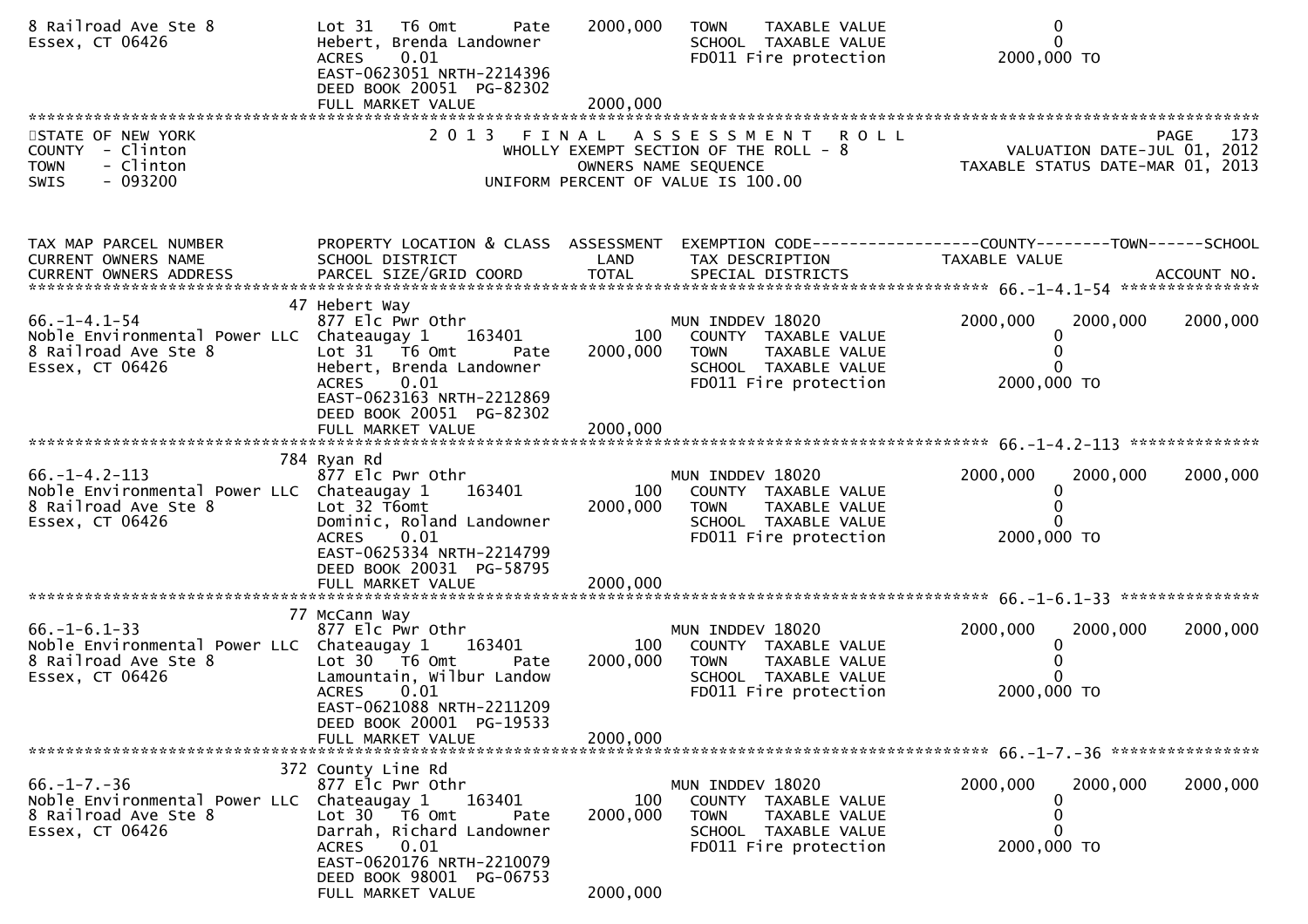```
8 Railroad Ave Ste 8           Lot 31   T6 Omt       Pate     2000,000    TOWN     TAXABLE VALUE                      0
Essex, CT 06426                Hebert, Brenda Landowner                   SCHOOL  TAXABLE VALUE                       0
                               ACRES    0.01                              FD011 Fire protection               2000,000 TO
                               EAST-0623051 NRTH-2214396
                               DEED BOOK 20051  PG-82302
                               FULL MARKET VALUE             2000,000
************************************************************************************************************************************
STATE OF NEW YORK                     2 0 1 3   F I N A L   A S S E S S M E N T   R O L L                                PAGE   173
COUNTY  - Clinton                          WHOLLY EXEMPT SECTION OF THE ROLL - 8                  VALUATION DATE-JUL 01, 2012
TOWN    - Clinton                                 OWNERS NAME SEQUENCE                       TAXABLE STATUS DATE-MAR 01, 2013
SWIS    - 093200                           UNIFORM PERCENT OF VALUE IS 100.00


TAX MAP PARCEL NUMBER          PROPERTY LOCATION & CLASS  ASSESSMENT  EXEMPTION CODE------------------COUNTY--------TOWN------SCHOOL
CURRENT OWNERS NAME            SCHOOL DISTRICT              LAND      TAX DESCRIPTION              TAXABLE VALUE
CURRENT OWNERS ADDRESS         PARCEL SIZE/GRID COORD       TOTAL     SPECIAL DISTRICTS                                 ACCOUNT NO.
******************************************************************************************************* 66.-1-4.1-54 ***************
                            47 Hebert Way
66.-1-4.1-54                   877 Elc Pwr Othr                       MUN INDDEV 18020            2000,000    2000,000    2000,000
Noble Environmental Power LLC  Chateaugay 1     163401         100      COUNTY  TAXABLE VALUE            0
8 Railroad Ave Ste 8           Lot 31   T6 Omt       Pate     2000,000    TOWN     TAXABLE VALUE                      0
Essex, CT 06426                Hebert, Brenda Landowner                   SCHOOL  TAXABLE VALUE                       0
                               ACRES    0.01                              FD011 Fire protection               2000,000 TO
                               EAST-0623163 NRTH-2212869
                               DEED BOOK 20051  PG-82302
                               FULL MARKET VALUE             2000,000
******************************************************************************************************* 66.-1-4.2-113 **************
                           784 Ryan Rd
66.-1-4.2-113                  877 Elc Pwr Othr                       MUN INDDEV 18020            2000,000    2000,000    2000,000
Noble Environmental Power LLC  Chateaugay 1     163401         100      COUNTY  TAXABLE VALUE            0
8 Railroad Ave Ste 8           Lot 32 T6omt                   2000,000    TOWN     TAXABLE VALUE                      0
Essex, CT 06426                Dominic, Roland Landowner                  SCHOOL  TAXABLE VALUE                       0
                               ACRES    0.01                              FD011 Fire protection               2000,000 TO
                               EAST-0625334 NRTH-2214799
                               DEED BOOK 20031  PG-58795
                               FULL MARKET VALUE             2000,000
******************************************************************************************************* 66.-1-6.1-33 ***************
                            77 McCann Way
66.-1-6.1-33                   877 Elc Pwr Othr                       MUN INDDEV 18020            2000,000    2000,000    2000,000
Noble Environmental Power LLC  Chateaugay 1     163401         100      COUNTY  TAXABLE VALUE            0
8 Railroad Ave Ste 8           Lot 30   T6 Omt       Pate     2000,000    TOWN     TAXABLE VALUE                      0
Essex, CT 06426                Lamountain, Wilbur Landow                  SCHOOL  TAXABLE VALUE                       0
                               ACRES    0.01                              FD011 Fire protection               2000,000 TO
                               EAST-0621088 NRTH-2211209
                               DEED BOOK 20001  PG-19533
                               FULL MARKET VALUE             2000,000
******************************************************************************************************* 66.-1-7.-36 ****************
                           372 County Line Rd
66.-1-7.-36                    877 Elc Pwr Othr                       MUN INDDEV 18020            2000,000    2000,000    2000,000
Noble Environmental Power LLC  Chateaugay 1     163401         100      COUNTY  TAXABLE VALUE            0
8 Railroad Ave Ste 8           Lot 30   T6 Omt       Pate     2000,000    TOWN     TAXABLE VALUE                      0
Essex, CT 06426                Darrah, Richard Landowner                  SCHOOL  TAXABLE VALUE                       0
                               ACRES    0.01                              FD011 Fire protection               2000,000 TO
                               EAST-0620176 NRTH-2210079
                               DEED BOOK 98001  PG-06753
                               FULL MARKET VALUE             2000,000
```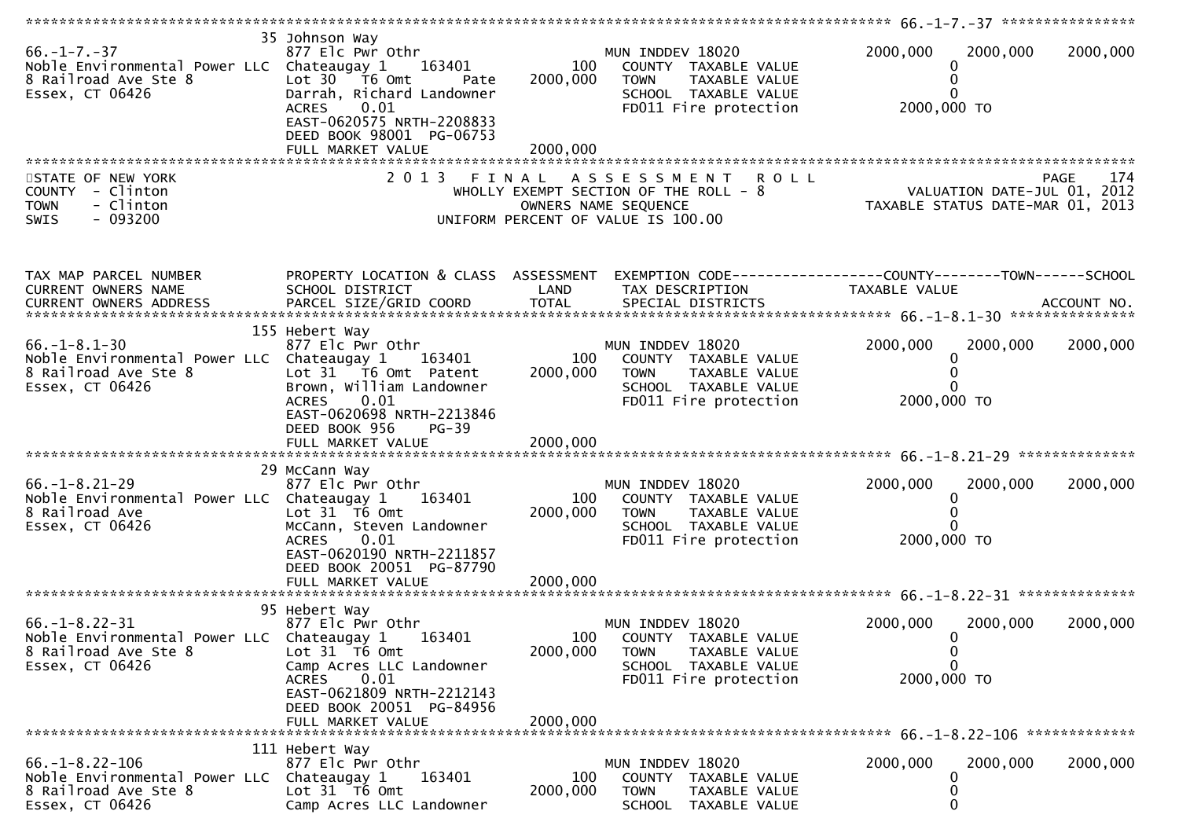```
********************************************************************************************************* 66.-1-7.-37 ****************
                               35 Johnson Way
66.-1-7.-37                    877 Elc Pwr Othr                         MUN INDDEV 18020               2000,000    2000,000    2000,000
Noble Environmental Power LLC  Chateaugay 1     163401          100      COUNTY  TAXABLE VALUE                0
8 Railroad Ave Ste 8           Lot 30  T6 Omt        Pate   2000,000     TOWN    TAXABLE VALUE                0
Essex, CT 06426                Darrah, Richard Landowner                 SCHOOL  TAXABLE VALUE                0
                               ACRES     0.01                            FD011 Fire protection           2000,000 TO
                               EAST-0620575 NRTH-2208833
                               DEED BOOK 98001  PG-06753
                               FULL MARKET VALUE            2000,000
********************************************************************************************************************************
STATE OF NEW YORK                   2 0 1 3   F I N A L   A S S E S S M E N T   R O L L                                 PAGE   174
COUNTY  - Clinton                          WHOLLY EXEMPT SECTION OF THE ROLL - 8                        VALUATION DATE-JUL 01, 2012
TOWN    - Clinton                                  OWNERS NAME SEQUENCE                              TAXABLE STATUS DATE-MAR 01, 2013
SWIS    - 093200                              UNIFORM PERCENT OF VALUE IS 100.00


TAX MAP PARCEL NUMBER          PROPERTY LOCATION & CLASS  ASSESSMENT  EXEMPTION CODE------------------COUNTY--------TOWN------SCHOOL
CURRENT OWNERS NAME            SCHOOL DISTRICT               LAND      TAX DESCRIPTION              TAXABLE VALUE
CURRENT OWNERS ADDRESS         PARCEL SIZE/GRID COORD        TOTAL     SPECIAL DISTRICTS                                  ACCOUNT NO.
********************************************************************************************************* 66.-1-8.1-30 ***************
                               155 Hebert Way
66.-1-8.1-30                   877 Elc Pwr Othr                         MUN INDDEV 18020               2000,000    2000,000    2000,000
Noble Environmental Power LLC  Chateaugay 1     163401          100      COUNTY  TAXABLE VALUE                0
8 Railroad Ave Ste 8           Lot 31  T6 Omt  Patent       2000,000     TOWN    TAXABLE VALUE                0
Essex, CT 06426                Brown, William Landowner                  SCHOOL  TAXABLE VALUE                0
                               ACRES     0.01                            FD011 Fire protection           2000,000 TO
                               EAST-0620698 NRTH-2213846
                               DEED BOOK 956    PG-39
                               FULL MARKET VALUE            2000,000
********************************************************************************************************* 66.-1-8.21-29 **************
                               29 McCann Way
66.-1-8.21-29                  877 Elc Pwr Othr                         MUN INDDEV 18020               2000,000    2000,000    2000,000
Noble Environmental Power LLC  Chateaugay 1     163401          100      COUNTY  TAXABLE VALUE                0
8 Railroad Ave                 Lot 31  T6 Omt               2000,000     TOWN    TAXABLE VALUE                0
Essex, CT 06426                McCann, Steven Landowner                  SCHOOL  TAXABLE VALUE                0
                               ACRES     0.01                            FD011 Fire protection           2000,000 TO
                               EAST-0620190 NRTH-2211857
                               DEED BOOK 20051  PG-87790
                               FULL MARKET VALUE            2000,000
********************************************************************************************************* 66.-1-8.22-31 **************
                               95 Hebert Way
66.-1-8.22-31                  877 Elc Pwr Othr                         MUN INDDEV 18020               2000,000    2000,000    2000,000
Noble Environmental Power LLC  Chateaugay 1     163401          100      COUNTY  TAXABLE VALUE                0
8 Railroad Ave Ste 8           Lot 31  T6 Omt               2000,000     TOWN    TAXABLE VALUE                0
Essex, CT 06426                Camp Acres LLC Landowner                  SCHOOL  TAXABLE VALUE                0
                               ACRES     0.01                            FD011 Fire protection           2000,000 TO
                               EAST-0621809 NRTH-2212143
                               DEED BOOK 20051  PG-84956
                               FULL MARKET VALUE            2000,000
********************************************************************************************************* 66.-1-8.22-106 *************
                               111 Hebert Way
66.-1-8.22-106                 877 Elc Pwr Othr                         MUN INDDEV 18020               2000,000    2000,000    2000,000
Noble Environmental Power LLC  Chateaugay 1     163401          100      COUNTY  TAXABLE VALUE                0
8 Railroad Ave Ste 8           Lot 31  T6 Omt               2000,000     TOWN    TAXABLE VALUE                0
Essex, CT 06426                Camp Acres LLC Landowner                  SCHOOL  TAXABLE VALUE                0
```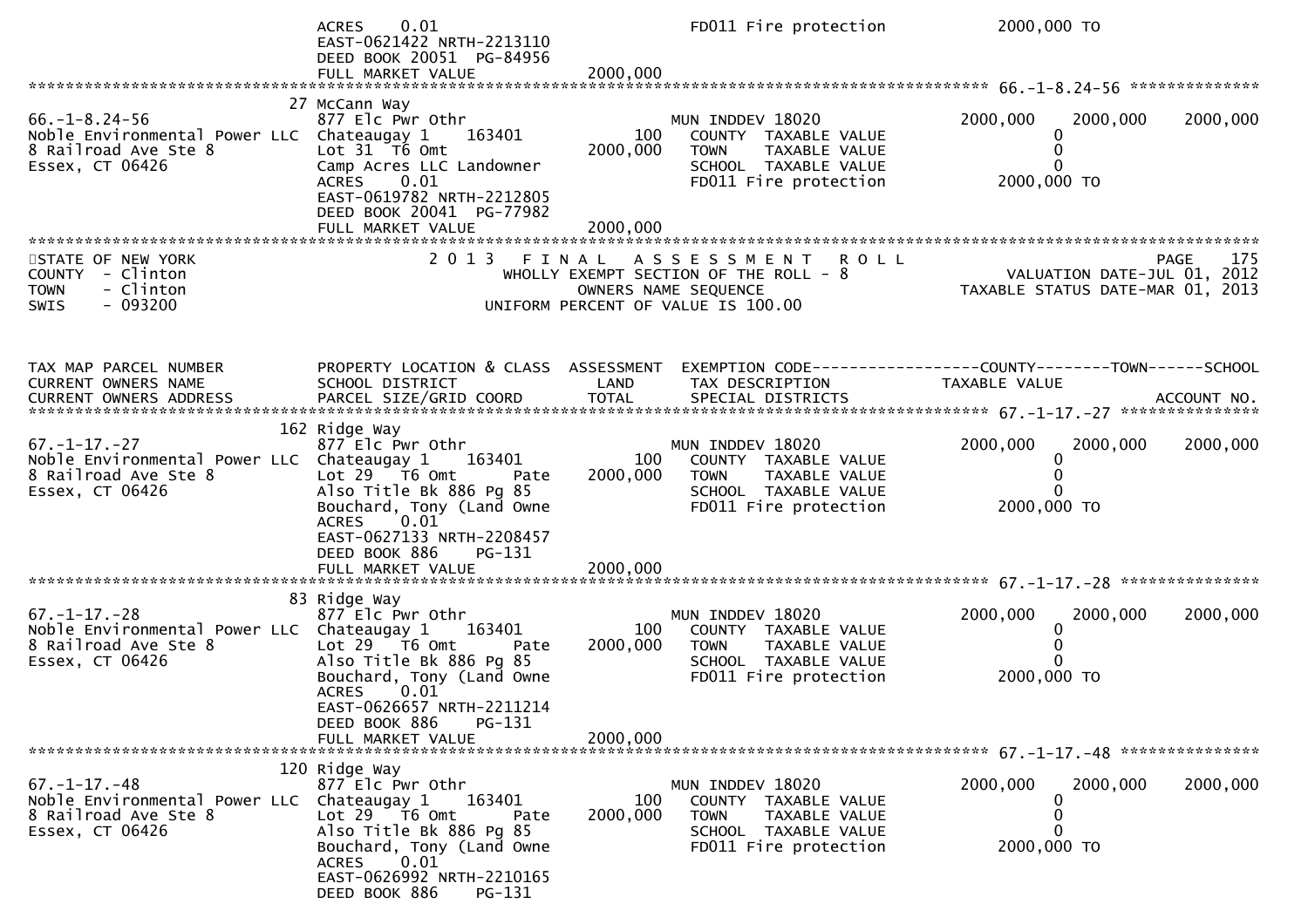```
                              ACRES     0.01                              FD011 Fire protection            2000,000 TO
                              EAST-0621422 NRTH-2213110
                              DEED BOOK 20051  PG-84956
                              FULL MARKET VALUE            2000,000
******************************************************************************************************* 66.-1-8.24-56 **************
                            27 McCann Way
66.-1-8.24-56                 877 Elc Pwr Othr                         MUN INDDEV 18020                2000,000    2000,000    2000,000
Noble Environmental Power LLC Chateaugay 1     163401             100    COUNTY  TAXABLE VALUE              0
8 Railroad Ave Ste 8          Lot 31  T6 Omt                 2000,000    TOWN    TAXABLE VALUE              0
Essex, CT 06426               Camp Acres LLC Landowner                   SCHOOL  TAXABLE VALUE              0
                              ACRES     0.01                             FD011 Fire protection           2000,000 TO
                              EAST-0619782 NRTH-2212805
                              DEED BOOK 20041  PG-77982
                              FULL MARKET VALUE            2000,000
************************************************************************************************************************************
STATE OF NEW YORK                      2 0 1 3   F I N A L   A S S E S S M E N T   R O L L                                  PAGE    175
COUNTY  - Clinton                           WHOLLY EXEMPT SECTION OF THE ROLL - 8                         VALUATION DATE-JUL 01, 2012
TOWN    - Clinton                                  OWNERS NAME SEQUENCE                                 TAXABLE STATUS DATE-MAR 01, 2013
SWIS    - 093200                            UNIFORM PERCENT OF VALUE IS 100.00


TAX MAP PARCEL NUMBER          PROPERTY LOCATION & CLASS  ASSESSMENT  EXEMPTION CODE------------------COUNTY--------TOWN------SCHOOL
CURRENT OWNERS NAME            SCHOOL DISTRICT               LAND      TAX DESCRIPTION              TAXABLE VALUE
CURRENT OWNERS ADDRESS         PARCEL SIZE/GRID COORD        TOTAL     SPECIAL DISTRICTS                                 ACCOUNT NO.
******************************************************************************************************* 67.-1-17.-27 ***************
                           162 Ridge Way
67.-1-17.-27                  877 Elc Pwr Othr                         MUN INDDEV 18020                2000,000    2000,000    2000,000
Noble Environmental Power LLC Chateaugay 1     163401             100    COUNTY  TAXABLE VALUE              0
8 Railroad Ave Ste 8          Lot 29   T6 Omt         Pate   2000,000    TOWN    TAXABLE VALUE              0
Essex, CT 06426               Also Title Bk 886 Pg 85                    SCHOOL  TAXABLE VALUE              0
                              Bouchard, Tony (Land Owne                  FD011 Fire protection           2000,000 TO
                              ACRES     0.01
                              EAST-0627133 NRTH-2208457
                              DEED BOOK 886     PG-131
                              FULL MARKET VALUE            2000,000
******************************************************************************************************* 67.-1-17.-28 ***************
                            83 Ridge Way
67.-1-17.-28                  877 Elc Pwr Othr                         MUN INDDEV 18020                2000,000    2000,000    2000,000
Noble Environmental Power LLC Chateaugay 1     163401             100    COUNTY  TAXABLE VALUE              0
8 Railroad Ave Ste 8          Lot 29   T6 Omt         Pate   2000,000    TOWN    TAXABLE VALUE              0
Essex, CT 06426               Also Title Bk 886 Pg 85                    SCHOOL  TAXABLE VALUE              0
                              Bouchard, Tony (Land Owne                  FD011 Fire protection           2000,000 TO
                              ACRES     0.01
                              EAST-0626657 NRTH-2211214
                              DEED BOOK 886     PG-131
                              FULL MARKET VALUE            2000,000
******************************************************************************************************* 67.-1-17.-48 ***************
                           120 Ridge Way
67.-1-17.-48                  877 Elc Pwr Othr                         MUN INDDEV 18020                2000,000    2000,000    2000,000
Noble Environmental Power LLC Chateaugay 1     163401             100    COUNTY  TAXABLE VALUE              0
8 Railroad Ave Ste 8          Lot 29   T6 Omt         Pate   2000,000    TOWN    TAXABLE VALUE              0
Essex, CT 06426               Also Title Bk 886 Pg 85                    SCHOOL  TAXABLE VALUE              0
                              Bouchard, Tony (Land Owne                  FD011 Fire protection           2000,000 TO
                              ACRES     0.01
                              EAST-0626992 NRTH-2210165
                              DEED BOOK 886     PG-131
```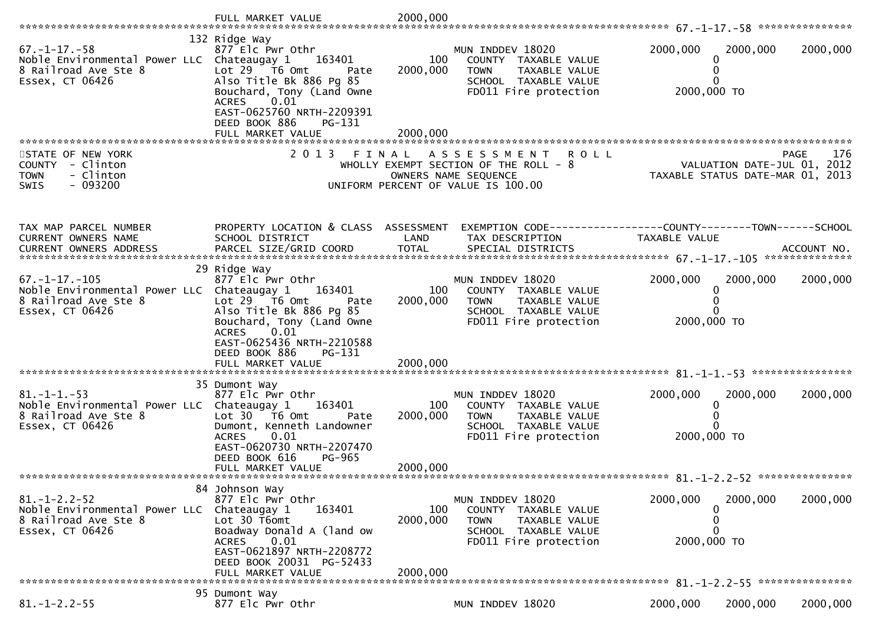FULL MARKET VALUE 2000,000

******************************************************************************************************* 67.-1-17.-58 ***************

| TAX MAP PARCEL NUMBER / CURRENT OWNERS NAME / CURRENT OWNERS ADDRESS | PROPERTY LOCATION & CLASS / SCHOOL DISTRICT / PARCEL SIZE/GRID COORD | ASSESSMENT LAND / TOTAL | EXEMPTION CODE / TAX DESCRIPTION / SPECIAL DISTRICTS | COUNTY | TOWN | SCHOOL |
|---|---|---|---|---|---|---|
| 67.-1-17.-58 | 132 Ridge Way | | | | | |
| Noble Environmental Power LLC | 877 Elc Pwr Othr | | MUN INDDEV 18020 | 2000,000 | 2000,000 | 2000,000 |
| 8 Railroad Ave Ste 8 | Chateaugay 1 163401 | 100 | COUNTY TAXABLE VALUE | 0 | | |
| Essex, CT 06426 | Lot 29 T6 Omt Pate | 2000,000 | TOWN TAXABLE VALUE | 0 | | |
| | Also Title Bk 886 Pg 85 | | SCHOOL TAXABLE VALUE | 0 | | |
| | Bouchard, Tony (Land Owne | | FD011 Fire protection | 2000,000 TO | | |
| | ACRES 0.01 | | | | | |
| | EAST-0625760 NRTH-2209391 | | | | | |
| | DEED BOOK 886 PG-131 | | | | | |
| | FULL MARKET VALUE | 2000,000 | | | | |

STATE OF NEW YORK
COUNTY - Clinton
TOWN - Clinton
SWIS - 093200

2013 FINAL ASSESSMENT ROLL
WHOLLY EXEMPT SECTION OF THE ROLL - 8
OWNERS NAME SEQUENCE
UNIFORM PERCENT OF VALUE IS 100.00

PAGE 176
VALUATION DATE-JUL 01, 2012
TAXABLE STATUS DATE-MAR 01, 2013

| TAX MAP PARCEL NUMBER / CURRENT OWNERS NAME / CURRENT OWNERS ADDRESS | PROPERTY LOCATION & CLASS / SCHOOL DISTRICT / PARCEL SIZE/GRID COORD | ASSESSMENT LAND / TOTAL | EXEMPTION CODE / TAX DESCRIPTION / SPECIAL DISTRICTS | COUNTY TAXABLE VALUE | TOWN | SCHOOL / ACCOUNT NO. |
|---|---|---|---|---|---|---|
| **67.-1-17.-105** | 29 Ridge Way | | | | | |
| 67.-1-17.-105 | 877 Elc Pwr Othr | | MUN INDDEV 18020 | 2000,000 | 2000,000 | 2000,000 |
| Noble Environmental Power LLC | Chateaugay 1 163401 | 100 | COUNTY TAXABLE VALUE | 0 | | |
| 8 Railroad Ave Ste 8 | Lot 29 T6 Omt Pate | 2000,000 | TOWN TAXABLE VALUE | 0 | | |
| Essex, CT 06426 | Also Title Bk 886 Pg 85 | | SCHOOL TAXABLE VALUE | 0 | | |
| | Bouchard, Tony (Land Owne | | FD011 Fire protection | 2000,000 TO | | |
| | ACRES 0.01 | | | | | |
| | EAST-0625436 NRTH-2210588 | | | | | |
| | DEED BOOK 886 PG-131 | | | | | |
| | FULL MARKET VALUE | 2000,000 | | | | |
| **81.-1-1.-53** | 35 Dumont Way | | | | | |
| 81.-1-1.-53 | 877 Elc Pwr Othr | | MUN INDDEV 18020 | 2000,000 | 2000,000 | 2000,000 |
| Noble Environmental Power LLC | Chateaugay 1 163401 | 100 | COUNTY TAXABLE VALUE | 0 | | |
| 8 Railroad Ave Ste 8 | Lot 30 T6 Omt Pate | 2000,000 | TOWN TAXABLE VALUE | 0 | | |
| Essex, CT 06426 | Dumont, Kenneth Landowner | | SCHOOL TAXABLE VALUE | 0 | | |
| | ACRES 0.01 | | FD011 Fire protection | 2000,000 TO | | |
| | EAST-0620730 NRTH-2207470 | | | | | |
| | DEED BOOK 616 PG-965 | | | | | |
| | FULL MARKET VALUE | 2000,000 | | | | |
| **81.-1-2.2-52** | 84 Johnson Way | | | | | |
| 81.-1-2.2-52 | 877 Elc Pwr Othr | | MUN INDDEV 18020 | 2000,000 | 2000,000 | 2000,000 |
| Noble Environmental Power LLC | Chateaugay 1 163401 | 100 | COUNTY TAXABLE VALUE | 0 | | |
| 8 Railroad Ave Ste 8 | Lot 30 T6omt | 2000,000 | TOWN TAXABLE VALUE | 0 | | |
| Essex, CT 06426 | Boadway Donald A (land ow | | SCHOOL TAXABLE VALUE | 0 | | |
| | ACRES 0.01 | | FD011 Fire protection | 2000,000 TO | | |
| | EAST-0621897 NRTH-2208772 | | | | | |
| | DEED BOOK 20031 PG-52433 | | | | | |
| | FULL MARKET VALUE | 2000,000 | | | | |
| **81.-1-2.2-55** | 95 Dumont Way | | | | | |
| 81.-1-2.2-55 | 877 Elc Pwr Othr | | MUN INDDEV 18020 | 2000,000 | 2000,000 | 2000,000 |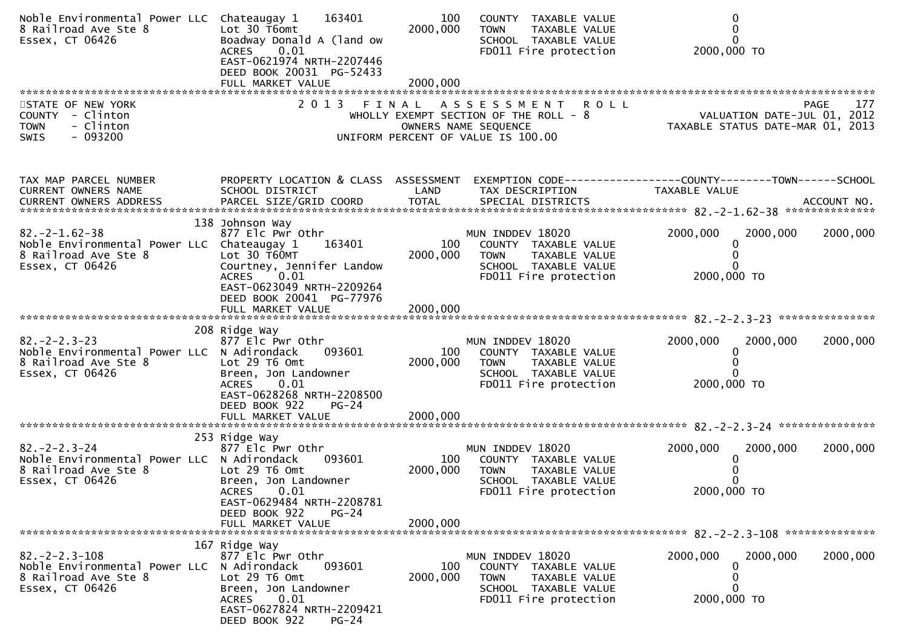| | | | | |
|---|---|---|---|---|
| Noble Environmental Power LLC | Chateaugay 1 163401 | 100 | COUNTY TAXABLE VALUE | 0 |
| 8 Railroad Ave Ste 8 | Lot 30 T6omt | 2000,000 | TOWN TAXABLE VALUE | 0 |
| Essex, CT 06426 | Boadway Donald A (land ow | | SCHOOL TAXABLE VALUE | 0 |
| | ACRES 0.01 | | FD011 Fire protection | 2000,000 TO |
| | EAST-0621974 NRTH-2207446 | | | |
| | DEED BOOK 20031 PG-52433 | | | |
| | FULL MARKET VALUE | 2000,000 | | |

STATE OF NEW YORK
COUNTY - Clinton
TOWN - Clinton
SWIS - 093200

2013 FINAL ASSESSMENT ROLL
WHOLLY EXEMPT SECTION OF THE ROLL - 8
OWNERS NAME SEQUENCE
UNIFORM PERCENT OF VALUE IS 100.00

PAGE 177
VALUATION DATE-JUL 01, 2012
TAXABLE STATUS DATE-MAR 01, 2013

| TAX MAP PARCEL NUMBER / CURRENT OWNERS NAME / CURRENT OWNERS ADDRESS | PROPERTY LOCATION & CLASS / SCHOOL DISTRICT / PARCEL SIZE/GRID COORD | ASSESSMENT LAND / TOTAL | EXEMPTION CODE / TAX DESCRIPTION / SPECIAL DISTRICTS | COUNTY TAXABLE VALUE | TOWN | SCHOOL / ACCOUNT NO. |
|---|---|---|---|---|---|---|
| **82.-2-1.62-38** | 138 Johnson Way | | | | | |
| 82.-2-1.62-38 | 877 Elc Pwr Othr | | MUN INDDEV 18020 | 2000,000 | 2000,000 | 2000,000 |
| Noble Environmental Power LLC | Chateaugay 1 163401 | 100 | COUNTY TAXABLE VALUE | 0 | | |
| 8 Railroad Ave Ste 8 | Lot 30 T60MT | 2000,000 | TOWN TAXABLE VALUE | 0 | | |
| Essex, CT 06426 | Courtney, Jennifer Landow | | SCHOOL TAXABLE VALUE | 0 | | |
| | ACRES 0.01 | | FD011 Fire protection | 2000,000 TO | | |
| | EAST-0623049 NRTH-2209264 | | | | | |
| | DEED BOOK 20041 PG-77976 | | | | | |
| | FULL MARKET VALUE | 2000,000 | | | | |
| **82.-2-2.3-23** | 208 Ridge Way | | | | | |
| 82.-2-2.3-23 | 877 Elc Pwr Othr | | MUN INDDEV 18020 | 2000,000 | 2000,000 | 2000,000 |
| Noble Environmental Power LLC | N Adirondack 093601 | 100 | COUNTY TAXABLE VALUE | 0 | | |
| 8 Railroad Ave Ste 8 | Lot 29 T6 Omt | 2000,000 | TOWN TAXABLE VALUE | 0 | | |
| Essex, CT 06426 | Breen, Jon Landowner | | SCHOOL TAXABLE VALUE | 0 | | |
| | ACRES 0.01 | | FD011 Fire protection | 2000,000 TO | | |
| | EAST-0628268 NRTH-2208500 | | | | | |
| | DEED BOOK 922 PG-24 | | | | | |
| | FULL MARKET VALUE | 2000,000 | | | | |
| **82.-2-2.3-24** | 253 Ridge Way | | | | | |
| 82.-2-2.3-24 | 877 Elc Pwr Othr | | MUN INDDEV 18020 | 2000,000 | 2000,000 | 2000,000 |
| Noble Environmental Power LLC | N Adirondack 093601 | 100 | COUNTY TAXABLE VALUE | 0 | | |
| 8 Railroad Ave Ste 8 | Lot 29 T6 Omt | 2000,000 | TOWN TAXABLE VALUE | 0 | | |
| Essex, CT 06426 | Breen, Jon Landowner | | SCHOOL TAXABLE VALUE | 0 | | |
| | ACRES 0.01 | | FD011 Fire protection | 2000,000 TO | | |
| | EAST-0629484 NRTH-2208781 | | | | | |
| | DEED BOOK 922 PG-24 | | | | | |
| | FULL MARKET VALUE | 2000,000 | | | | |
| **82.-2-2.3-108** | 167 Ridge Way | | | | | |
| 82.-2-2.3-108 | 877 Elc Pwr Othr | | MUN INDDEV 18020 | 2000,000 | 2000,000 | 2000,000 |
| Noble Environmental Power LLC | N Adirondack 093601 | 100 | COUNTY TAXABLE VALUE | 0 | | |
| 8 Railroad Ave Ste 8 | Lot 29 T6 Omt | 2000,000 | TOWN TAXABLE VALUE | 0 | | |
| Essex, CT 06426 | Breen, Jon Landowner | | SCHOOL TAXABLE VALUE | 0 | | |
| | ACRES 0.01 | | FD011 Fire protection | 2000,000 TO | | |
| | EAST-0627824 NRTH-2209421 | | | | | |
| | DEED BOOK 922 PG-24 | | | | | |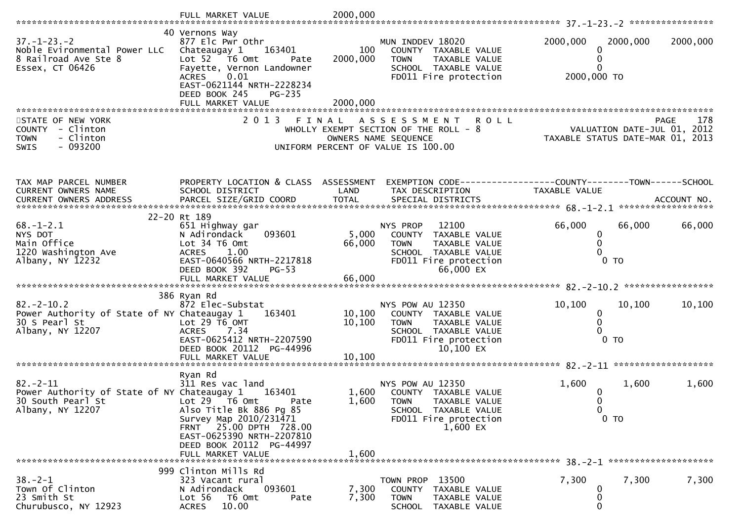FULL MARKET VALUE 2000,000

37.-1-23.-2

| | | | | |
|---|---|---|---|---|
| 37.-1-23.-2 | 40 Vernons Way | | | |
| Noble Evironmental Power LLC | 877 Elc Pwr Othr | | MUN INDDEV 18020 | 2000,000 2000,000 2000,000 |
| 8 Railroad Ave Ste 8 | Chateaugay 1 163401 | 100 | COUNTY TAXABLE VALUE | 0 |
| Essex, CT 06426 | Lot 52 T6 Omt Pate | 2000,000 | TOWN TAXABLE VALUE | 0 |
| | Fayette, Vernon Landowner | | SCHOOL TAXABLE VALUE | 0 |
| | ACRES 0.01 | | FD011 Fire protection | 2000,000 TO |
| | EAST-0621144 NRTH-2228234 | | | |
| | DEED BOOK 245 PG-235 | | | |
| | FULL MARKET VALUE | 2000,000 | | |

STATE OF NEW YORK
COUNTY - Clinton
TOWN - Clinton
SWIS - 093200

2 0 1 3 F I N A L A S S E S S M E N T R O L L
WHOLLY EXEMPT SECTION OF THE ROLL - 8
OWNERS NAME SEQUENCE
UNIFORM PERCENT OF VALUE IS 100.00

PAGE 178
VALUATION DATE-JUL 01, 2012
TAXABLE STATUS DATE-MAR 01, 2013

| TAX MAP PARCEL NUMBER / CURRENT OWNERS NAME / CURRENT OWNERS ADDRESS | PROPERTY LOCATION & CLASS / SCHOOL DISTRICT / PARCEL SIZE/GRID COORD | ASSESSMENT LAND / TOTAL | EXEMPTION CODE / TAX DESCRIPTION / SPECIAL DISTRICTS | COUNTY / TOWN / SCHOOL TAXABLE VALUE / ACCOUNT NO. |
|---|---|---|---|---|
| **68.-1-2.1** | 22-20 Rt 189 | | | |
| 68.-1-2.1 | 651 Highway gar | | NYS PROP 12100 | 66,000 66,000 66,000 |
| NYS DOT | N Adirondack 093601 | 5,000 | COUNTY TAXABLE VALUE | 0 |
| Main Office | Lot 34 T6 Omt | 66,000 | TOWN TAXABLE VALUE | 0 |
| 1220 Washington Ave | ACRES 1.00 | | SCHOOL TAXABLE VALUE | 0 |
| Albany, NY 12232 | EAST-0640566 NRTH-2217818 | | FD011 Fire protection | 0 TO |
| | DEED BOOK 392 PG-53 | | 66,000 EX | |
| | FULL MARKET VALUE | 66,000 | | |
| **82.-2-10.2** | 386 Ryan Rd | | | |
| 82.-2-10.2 | 872 Elec-Substat | | NYS POW AU 12350 | 10,100 10,100 10,100 |
| Power Authority of State of NY | Chateaugay 1 163401 | 10,100 | COUNTY TAXABLE VALUE | 0 |
| 30 S Pearl St | Lot 29 T6 OMT | 10,100 | TOWN TAXABLE VALUE | 0 |
| Albany, NY 12207 | ACRES 7.34 | | SCHOOL TAXABLE VALUE | 0 |
| | EAST-0625412 NRTH-2207590 | | FD011 Fire protection | 0 TO |
| | DEED BOOK 20112 PG-44996 | | 10,100 EX | |
| | FULL MARKET VALUE | 10,100 | | |
| **82.-2-11** | Ryan Rd | | | |
| 82.-2-11 | 311 Res vac land | | NYS POW AU 12350 | 1,600 1,600 1,600 |
| Power Authority of State of NY | Chateaugay 1 163401 | 1,600 | COUNTY TAXABLE VALUE | 0 |
| 30 South Pearl St | Lot 29 T6 Omt Pate | 1,600 | TOWN TAXABLE VALUE | 0 |
| Albany, NY 12207 | Also Title Bk 886 Pg 85 | | SCHOOL TAXABLE VALUE | 0 |
| | Survey Map 2010/231471 | | FD011 Fire protection | 0 TO |
| | FRNT 25.00 DPTH 728.00 | | 1,600 EX | |
| | EAST-0625390 NRTH-2207810 | | | |
| | DEED BOOK 20112 PG-44997 | | | |
| | FULL MARKET VALUE | 1,600 | | |
| **38.-2-1** | 999 Clinton Mills Rd | | | |
| 38.-2-1 | 323 Vacant rural | | TOWN PROP 13500 | 7,300 7,300 7,300 |
| Town Of Clinton | N Adirondack 093601 | 7,300 | COUNTY TAXABLE VALUE | 0 |
| 23 Smith St | Lot 56 T6 Omt Pate | 7,300 | TOWN TAXABLE VALUE | 0 |
| Churubusco, NY 12923 | ACRES 10.00 | | SCHOOL TAXABLE VALUE | 0 |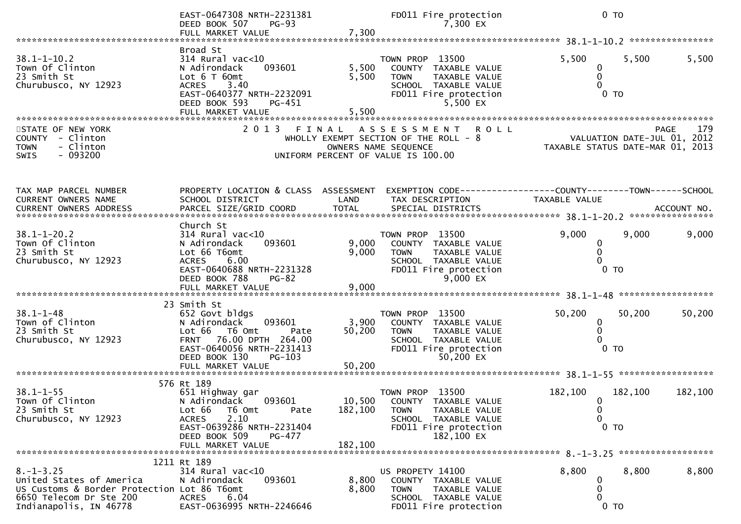```
                                  EAST-0647308 NRTH-2231381                    FD011 Fire protection                    0 TO
                                  DEED BOOK 507     PG-93                              7,300 EX
                                  FULL MARKET VALUE                  7,300
******************************************************************************************************* 38.1-1-10.2 ****************
                                  Broad St
38.1-1-10.2                       314 Rural vac<10                            TOWN PROP  13500                   5,500        5,500        5,500
Town Of Clinton                   N Adirondack      093601           5,500    COUNTY  TAXABLE VALUE                   0
23 Smith St                       Lot 6 T 6Omt                       5,500    TOWN    TAXABLE VALUE                   0
Churubusco, NY 12923              ACRES     3.40                              SCHOOL  TAXABLE VALUE                   0
                                  EAST-0640377 NRTH-2232091                    FD011 Fire protection                    0 TO
                                  DEED BOOK 593     PG-451                             5,500 EX
                                  FULL MARKET VALUE                  5,500
*******************************************************************************************************************************************
STATE OF NEW YORK                      2 0 1 3   F I N A L   A S S E S S M E N T   R O L L                                    PAGE    179
COUNTY  - Clinton                          WHOLLY EXEMPT SECTION OF THE ROLL - 8                      VALUATION DATE-JUL 01, 2012
TOWN    - Clinton                                  OWNERS NAME SEQUENCE                              TAXABLE STATUS DATE-MAR 01, 2013
SWIS    - 093200                          UNIFORM PERCENT OF VALUE IS 100.00



TAX MAP PARCEL NUMBER             PROPERTY LOCATION & CLASS  ASSESSMENT  EXEMPTION CODE------------------COUNTY--------TOWN------SCHOOL
CURRENT OWNERS NAME               SCHOOL DISTRICT               LAND      TAX DESCRIPTION                   TAXABLE VALUE
CURRENT OWNERS ADDRESS            PARCEL SIZE/GRID COORD        TOTAL     SPECIAL DISTRICTS                                      ACCOUNT NO.
******************************************************************************************************* 38.1-1-20.2 ****************
                                  Church St
38.1-1-20.2                       314 Rural vac<10                            TOWN PROP  13500                   9,000        9,000        9,000
Town Of Clinton                   N Adirondack      093601           9,000    COUNTY  TAXABLE VALUE                   0
23 Smith St                       Lot 66 T6omt                       9,000    TOWN    TAXABLE VALUE                   0
Churubusco, NY 12923              ACRES     6.00                              SCHOOL  TAXABLE VALUE                   0
                                  EAST-0640688 NRTH-2231328                    FD011 Fire protection                    0 TO
                                  DEED BOOK 788     PG-82                              9,000 EX
                                  FULL MARKET VALUE                  9,000
******************************************************************************************************* 38.1-1-48 ******************
                               23 Smith St
38.1-1-48                         652 Govt bldgs                              TOWN PROP  13500                  50,200       50,200       50,200
Town Of Clinton                   N Adirondack      093601           3,900    COUNTY  TAXABLE VALUE                   0
23 Smith St                       Lot 66   T6 Omt         Pate      50,200    TOWN    TAXABLE VALUE                   0
Churubusco, NY 12923              FRNT   76.00 DPTH  264.00                   SCHOOL  TAXABLE VALUE                   0
                                  EAST-0640056 NRTH-2231413                    FD011 Fire protection                    0 TO
                                  DEED BOOK 130     PG-103                            50,200 EX
                                  FULL MARKET VALUE                 50,200
******************************************************************************************************* 38.1-1-55 ******************
                              576 Rt 189
38.1-1-55                         651 Highway gar                             TOWN PROP  13500                 182,100      182,100      182,100
Town Of Clinton                   N Adirondack      093601          10,500    COUNTY  TAXABLE VALUE                   0
23 Smith St                       Lot 66   T6 Omt         Pate     182,100    TOWN    TAXABLE VALUE                   0
Churubusco, NY 12923              ACRES     2.10                              SCHOOL  TAXABLE VALUE                   0
                                  EAST-0639286 NRTH-2231404                    FD011 Fire protection                    0 TO
                                  DEED BOOK 509     PG-477                           182,100 EX
                                  FULL MARKET VALUE                182,100
******************************************************************************************************* 8.-1-3.25 ******************
                             1211 Rt 189
8.-1-3.25                         314 Rural vac<10                            US PROPETY 14100                   8,800        8,800        8,800
United States of America          N Adirondack      093601           8,800    COUNTY  TAXABLE VALUE                   0
US Customs & Border Protection Lot 86 T6omt                          8,800    TOWN    TAXABLE VALUE                   0
6650 Telecom Dr Ste 200           ACRES     6.04                              SCHOOL  TAXABLE VALUE                   0
Indianapolis, IN 46778            EAST-0636995 NRTH-2246646                    FD011 Fire protection                    0 TO
```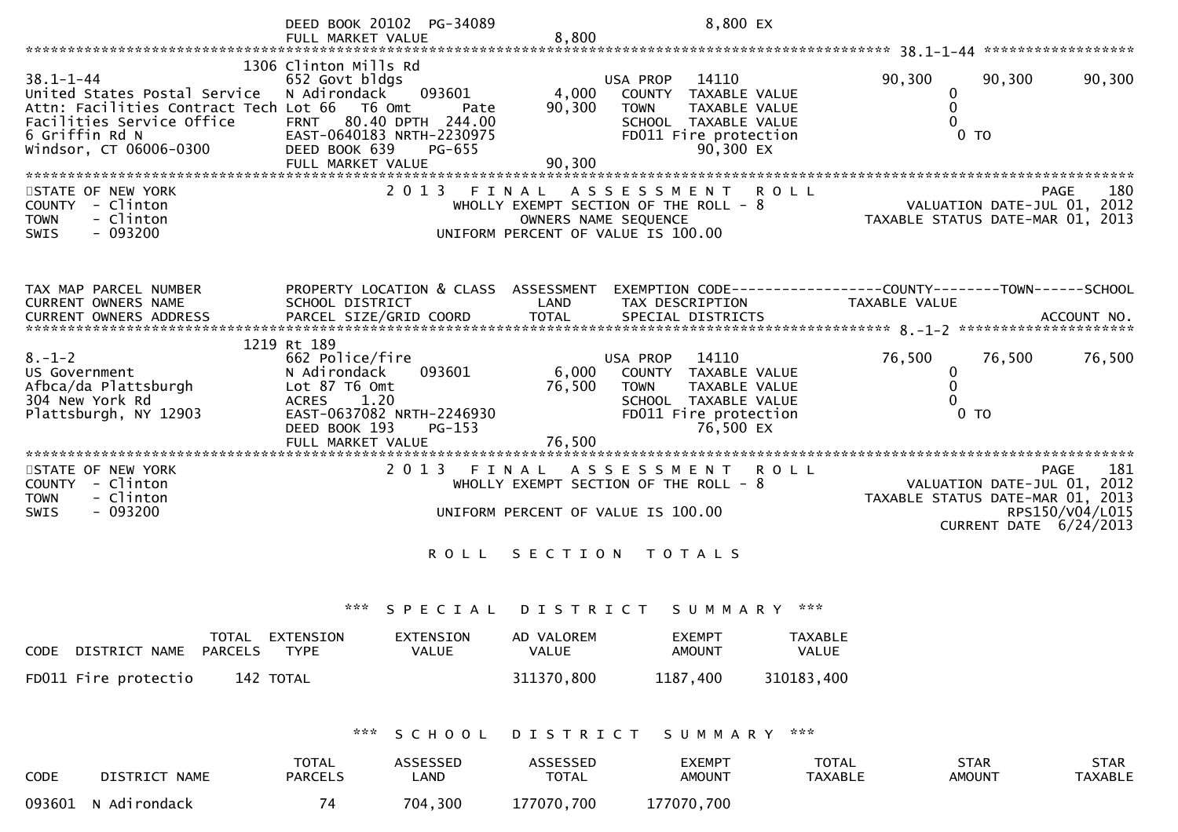```
                             DEED BOOK 20102  PG-34089                          8,800 EX
                             FULL MARKET VALUE                8,800
****************************************************************************************************** 38.1-1-44 ******************
                          1306 Clinton Mills Rd
38.1-1-44                    652 Govt bldgs                        USA PROP    14110                90,300      90,300      90,300
United States Postal Service N Adirondack      093601      4,000   COUNTY  TAXABLE VALUE                 0
Attn: Facilities Contract Tech Lot 66   T6 Omt      Pate  90,300   TOWN    TAXABLE VALUE                 0
Facilities Service Office    FRNT   80.40 DPTH  244.00             SCHOOL  TAXABLE VALUE                 0
6 Griffin Rd N               EAST-0640183 NRTH-2230975             FD011 Fire protection                 0 TO
Windsor, CT 06006-0300       DEED BOOK 639    PG-655                        90,300 EX
                             FULL MARKET VALUE               90,300
************************************************************************************************************************************
STATE OF NEW YORK                        2 0 1 3   F I N A L   A S S E S S M E N T   R O L L                              PAGE   180
COUNTY  - Clinton                          WHOLLY EXEMPT SECTION OF THE ROLL - 8                        VALUATION DATE-JUL 01, 2012
TOWN    - Clinton                                 OWNERS NAME SEQUENCE                             TAXABLE STATUS DATE-MAR 01, 2013
SWIS    - 093200                           UNIFORM PERCENT OF VALUE IS 100.00



TAX MAP PARCEL NUMBER        PROPERTY LOCATION & CLASS  ASSESSMENT  EXEMPTION CODE------------------COUNTY--------TOWN------SCHOOL
CURRENT OWNERS NAME          SCHOOL DISTRICT               LAND      TAX DESCRIPTION            TAXABLE VALUE
CURRENT OWNERS ADDRESS       PARCEL SIZE/GRID COORD        TOTAL     SPECIAL DISTRICTS                                     ACCOUNT NO.
****************************************************************************************************** 8.-1-2 *********************
                          1219 Rt 189
8.-1-2                       662 Police/fire                       USA PROP    14110                76,500      76,500      76,500
US Government                N Adirondack      093601      6,000   COUNTY  TAXABLE VALUE                 0
Afbca/da Plattsburgh         Lot 87 T6 Omt                76,500   TOWN    TAXABLE VALUE                 0
304 New York Rd              ACRES     1.20                        SCHOOL  TAXABLE VALUE                 0
Plattsburgh, NY 12903        EAST-0637082 NRTH-2246930             FD011 Fire protection                 0 TO
                             DEED BOOK 193    PG-153                        76,500 EX
                             FULL MARKET VALUE               76,500
************************************************************************************************************************************
STATE OF NEW YORK                        2 0 1 3   F I N A L   A S S E S S M E N T   R O L L                              PAGE   181
COUNTY  - Clinton                          WHOLLY EXEMPT SECTION OF THE ROLL - 8                        VALUATION DATE-JUL 01, 2012
TOWN    - Clinton                                                                              TAXABLE STATUS DATE-MAR 01, 2013
SWIS    - 093200                           UNIFORM PERCENT OF VALUE IS 100.00                                       RPS150/V04/L015
                                                                                                           CURRENT DATE  6/24/2013

                                             R O L L   S E C T I O N   T O T A L S
```

*** S P E C I A L   D I S T R I C T   S U M M A R Y ***

| CODE | DISTRICT NAME | TOTAL PARCELS | EXTENSION TYPE | EXTENSION VALUE | AD VALOREM VALUE | EXEMPT AMOUNT | TAXABLE VALUE |
|---|---|---|---|---|---|---|---|
| FD011 | Fire protectio | 142 | TOTAL | | 311370,800 | 1187,400 | 310183,400 |

*** S C H O O L   D I S T R I C T   S U M M A R Y ***

| CODE | DISTRICT NAME | TOTAL PARCELS | ASSESSED LAND | ASSESSED TOTAL | EXEMPT AMOUNT | TOTAL TAXABLE | STAR AMOUNT | STAR TAXABLE |
|---|---|---|---|---|---|---|---|---|
| 093601 | N Adirondack | 74 | 704,300 | 177070,700 | 177070,700 | | | |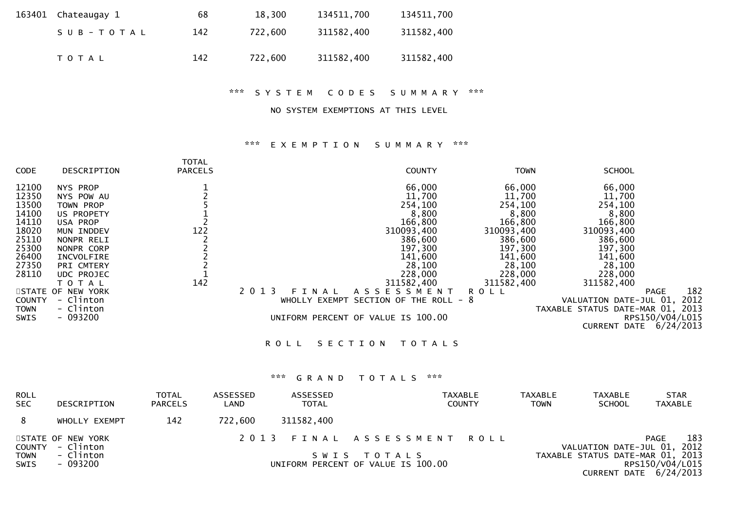| | | | | | |
|---|---|---|---|---|---|
| 163401 | Chateaugay 1 | 68 | 18,300 | 134511,700 | 134511,700 |
| | S U B - T O T A L | 142 | 722,600 | 311582,400 | 311582,400 |
| | T O T A L | 142 | 722,600 | 311582,400 | 311582,400 |

### *** S Y S T E M C O D E S S U M M A R Y ***

NO SYSTEM EXEMPTIONS AT THIS LEVEL

### *** E X E M P T I O N S U M M A R Y ***

| CODE | DESCRIPTION | TOTAL PARCELS | COUNTY | TOWN | SCHOOL |
|---|---|---|---|---|---|
| 12100 | NYS PROP | 1 | 66,000 | 66,000 | 66,000 |
| 12350 | NYS POW AU | 2 | 11,700 | 11,700 | 11,700 |
| 13500 | TOWN PROP | 5 | 254,100 | 254,100 | 254,100 |
| 14100 | US PROPETY | 1 | 8,800 | 8,800 | 8,800 |
| 14110 | USA PROP | 2 | 166,800 | 166,800 | 166,800 |
| 18020 | MUN INDDEV | 122 | 310093,400 | 310093,400 | 310093,400 |
| 25110 | NONPR RELI | 2 | 386,600 | 386,600 | 386,600 |
| 25300 | NONPR CORP | 2 | 197,300 | 197,300 | 197,300 |
| 26400 | INCVOLFIRE | 2 | 141,600 | 141,600 | 141,600 |
| 27350 | PRI CMTERY | 2 | 28,100 | 28,100 | 28,100 |
| 28110 | UDC PROJEC | 1 | 228,000 | 228,000 | 228,000 |
| | T O T A L | 142 | 311582,400 | 311582,400 | 311582,400 |

STATE OF NEW YORK — 2 0 1 3 F I N A L A S S E S S M E N T R O L L — PAGE 182
COUNTY - Clinton — WHOLLY EXEMPT SECTION OF THE ROLL - 8 — VALUATION DATE-JUL 01, 2012
TOWN - Clinton — TAXABLE STATUS DATE-MAR 01, 2013
SWIS - 093200 — UNIFORM PERCENT OF VALUE IS 100.00 — RPS150/V04/L015
CURRENT DATE 6/24/2013

## R O L L S E C T I O N T O T A L S

### *** G R A N D T O T A L S ***

| ROLL SEC | DESCRIPTION | TOTAL PARCELS | ASSESSED LAND | ASSESSED TOTAL | TAXABLE COUNTY | TAXABLE TOWN | TAXABLE SCHOOL | STAR TAXABLE |
|---|---|---|---|---|---|---|---|---|
| 8 | WHOLLY EXEMPT | 142 | 722,600 | 311582,400 | | | | |

STATE OF NEW YORK — 2 0 1 3 F I N A L A S S E S S M E N T R O L L — PAGE 183
COUNTY - Clinton — VALUATION DATE-JUL 01, 2012
TOWN - Clinton — S W I S T O T A L S — TAXABLE STATUS DATE-MAR 01, 2013
SWIS - 093200 — UNIFORM PERCENT OF VALUE IS 100.00 — RPS150/V04/L015
CURRENT DATE 6/24/2013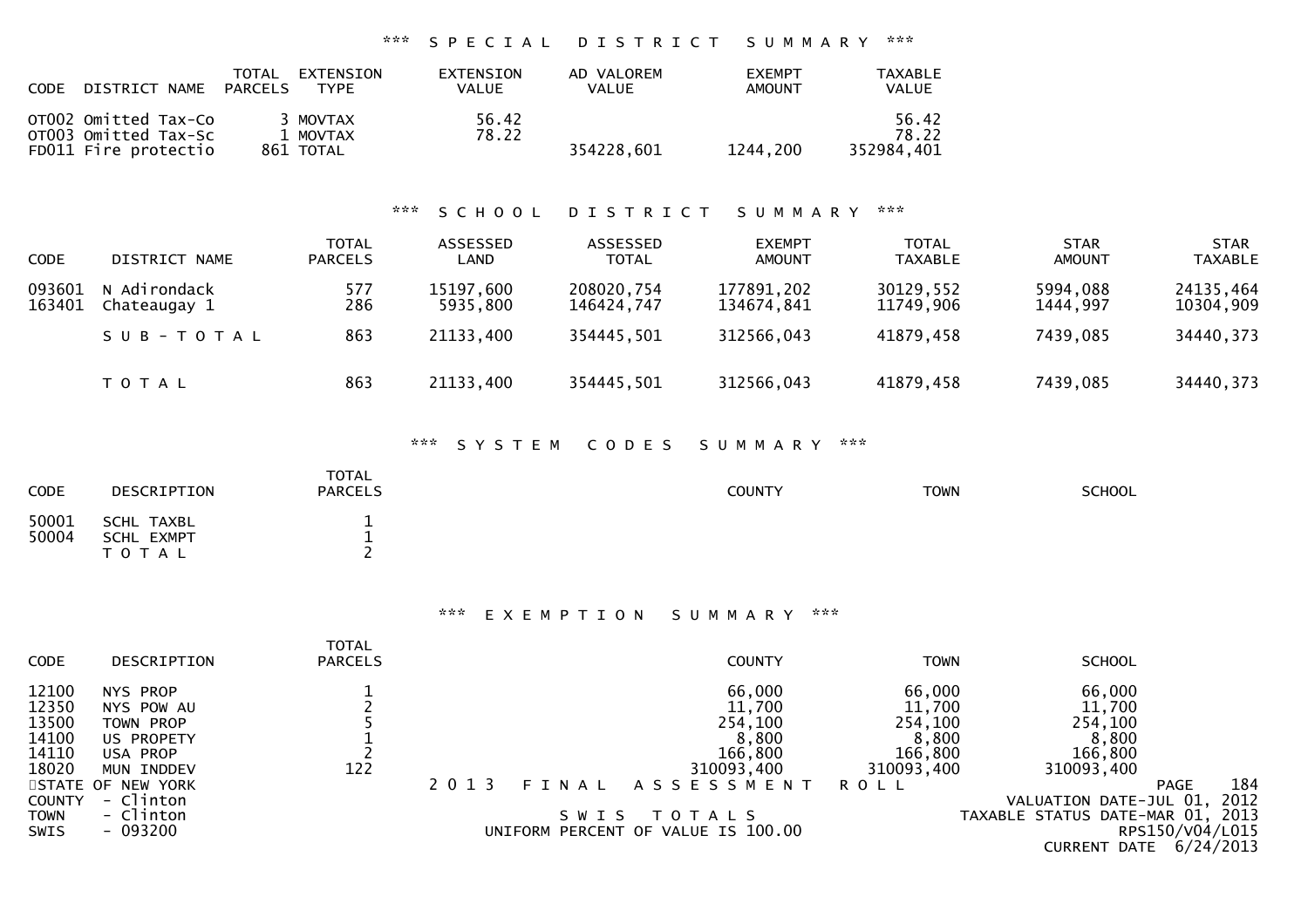## *** SPECIAL DISTRICT SUMMARY ***

| CODE | DISTRICT NAME | TOTAL PARCELS | EXTENSION TYPE | EXTENSION VALUE | AD VALOREM VALUE | EXEMPT AMOUNT | TAXABLE VALUE |
|---|---|---|---|---|---|---|---|
| OT002 | Omitted Tax-Co | 3 | MOVTAX | 56.42 | | | 56.42 |
| OT003 | Omitted Tax-Sc | 1 | MOVTAX | 78.22 | | | 78.22 |
| FD011 | Fire protectio | 861 | TOTAL | | 354228,601 | 1244,200 | 352984,401 |

## *** SCHOOL DISTRICT SUMMARY ***

| CODE | DISTRICT NAME | TOTAL PARCELS | ASSESSED LAND | ASSESSED TOTAL | EXEMPT AMOUNT | TOTAL TAXABLE | STAR AMOUNT | STAR TAXABLE |
|---|---|---|---|---|---|---|---|---|
| 093601 | N Adirondack | 577 | 15197,600 | 208020,754 | 177891,202 | 30129,552 | 5994,088 | 24135,464 |
| 163401 | Chateaugay 1 | 286 | 5935,800 | 146424,747 | 134674,841 | 11749,906 | 1444,997 | 10304,909 |
| | S U B - T O T A L | 863 | 21133,400 | 354445,501 | 312566,043 | 41879,458 | 7439,085 | 34440,373 |
| | T O T A L | 863 | 21133,400 | 354445,501 | 312566,043 | 41879,458 | 7439,085 | 34440,373 |

## *** SYSTEM CODES SUMMARY ***

| CODE | DESCRIPTION | TOTAL PARCELS | COUNTY | TOWN | SCHOOL |
|---|---|---|---|---|---|
| 50001 | SCHL TAXBL | 1 | | | |
| 50004 | SCHL EXMPT | 1 | | | |
| | T O T A L | 2 | | | |

## *** EXEMPTION SUMMARY ***

| CODE | DESCRIPTION | TOTAL PARCELS | COUNTY | TOWN | SCHOOL |
|---|---|---|---|---|---|
| 12100 | NYS PROP | 1 | 66,000 | 66,000 | 66,000 |
| 12350 | NYS POW AU | 2 | 11,700 | 11,700 | 11,700 |
| 13500 | TOWN PROP | 5 | 254,100 | 254,100 | 254,100 |
| 14100 | US PROPETY | 1 | 8,800 | 8,800 | 8,800 |
| 14110 | USA PROP | 2 | 166,800 | 166,800 | 166,800 |
| 18020 | MUN INDDEV | 122 | 310093,400 | 310093,400 | 310093,400 |

STATE OF NEW YORK — 2013 FINAL ASSESSMENT ROLL
COUNTY - Clinton
TOWN - Clinton — SWIS TOTALS
SWIS - 093200 — UNIFORM PERCENT OF VALUE IS 100.00

VALUATION DATE-JUL 01, 2012
TAXABLE STATUS DATE-MAR 01, 2013
RPS150/V04/L015
CURRENT DATE 6/24/2013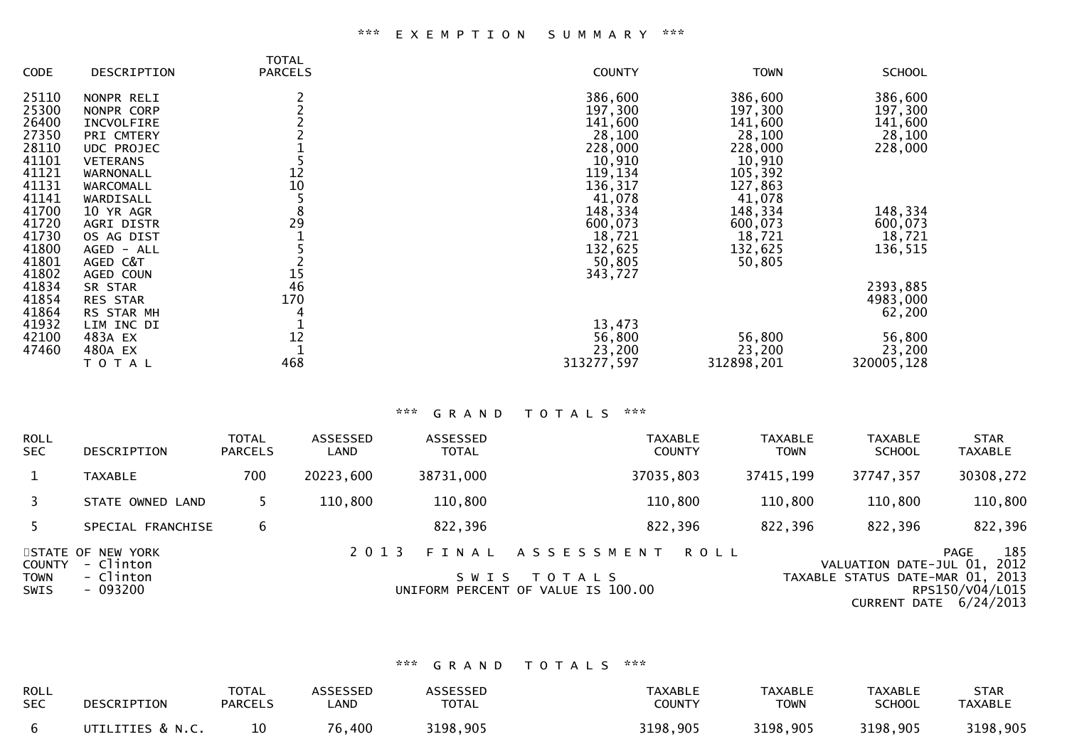*** EXEMPTION SUMMARY ***

| CODE | DESCRIPTION | TOTAL PARCELS | COUNTY | TOWN | SCHOOL |
|---|---|---|---|---|---|
| 25110 | NONPR RELI | 2 | 386,600 | 386,600 | 386,600 |
| 25300 | NONPR CORP | 2 | 197,300 | 197,300 | 197,300 |
| 26400 | INCVOLFIRE | 2 | 141,600 | 141,600 | 141,600 |
| 27350 | PRI CMTERY | 2 | 28,100 | 28,100 | 28,100 |
| 28110 | UDC PROJEC | 1 | 228,000 | 228,000 | 228,000 |
| 41101 | VETERANS | 5 | 10,910 | 10,910 | |
| 41121 | WARNONALL | 12 | 119,134 | 105,392 | |
| 41131 | WARCOMALL | 10 | 136,317 | 127,863 | |
| 41141 | WARDISALL | 5 | 41,078 | 41,078 | |
| 41700 | 10 YR AGR | 8 | 148,334 | 148,334 | 148,334 |
| 41720 | AGRI DISTR | 29 | 600,073 | 600,073 | 600,073 |
| 41730 | OS AG DIST | 1 | 18,721 | 18,721 | 18,721 |
| 41800 | AGED - ALL | 5 | 132,625 | 132,625 | 136,515 |
| 41801 | AGED C&T | 2 | 50,805 | 50,805 | |
| 41802 | AGED COUN | 15 | 343,727 | | |
| 41834 | SR STAR | 46 | | | 2393,885 |
| 41854 | RES STAR | 170 | | | 4983,000 |
| 41864 | RS STAR MH | 4 | | | 62,200 |
| 41932 | LIM INC DI | 1 | 13,473 | | |
| 42100 | 483A EX | 12 | 56,800 | 56,800 | 56,800 |
| 47460 | 480A EX | 1 | 23,200 | 23,200 | 23,200 |
| | T O T A L | 468 | 313277,597 | 312898,201 | 320005,128 |

*** GRAND TOTALS ***

| ROLL SEC | DESCRIPTION | TOTAL PARCELS | ASSESSED LAND | ASSESSED TOTAL | TAXABLE COUNTY | TAXABLE TOWN | TAXABLE SCHOOL | STAR TAXABLE |
|---|---|---|---|---|---|---|---|---|
| 1 | TAXABLE | 700 | 20223,600 | 38731,000 | 37035,803 | 37415,199 | 37747,357 | 30308,272 |
| 3 | STATE OWNED LAND | 5 | 110,800 | 110,800 | 110,800 | 110,800 | 110,800 | 110,800 |
| 5 | SPECIAL FRANCHISE | 6 | | 822,396 | 822,396 | 822,396 | 822,396 | 822,396 |

STATE OF NEW YORK
COUNTY - Clinton
TOWN - Clinton
SWIS - 093200

2 0 1 3 F I N A L A S S E S S M E N T R O L L

S W I S T O T A L S
UNIFORM PERCENT OF VALUE IS 100.00

PAGE 185
VALUATION DATE-JUL 01, 2012
TAXABLE STATUS DATE-MAR 01, 2013
RPS150/V04/L015
CURRENT DATE 6/24/2013

*** GRAND TOTALS ***

| ROLL SEC | DESCRIPTION | TOTAL PARCELS | ASSESSED LAND | ASSESSED TOTAL | TAXABLE COUNTY | TAXABLE TOWN | TAXABLE SCHOOL | STAR TAXABLE |
|---|---|---|---|---|---|---|---|---|
| 6 | UTILITIES & N.C. | 10 | 76,400 | 3198,905 | 3198,905 | 3198,905 | 3198,905 | 3198,905 |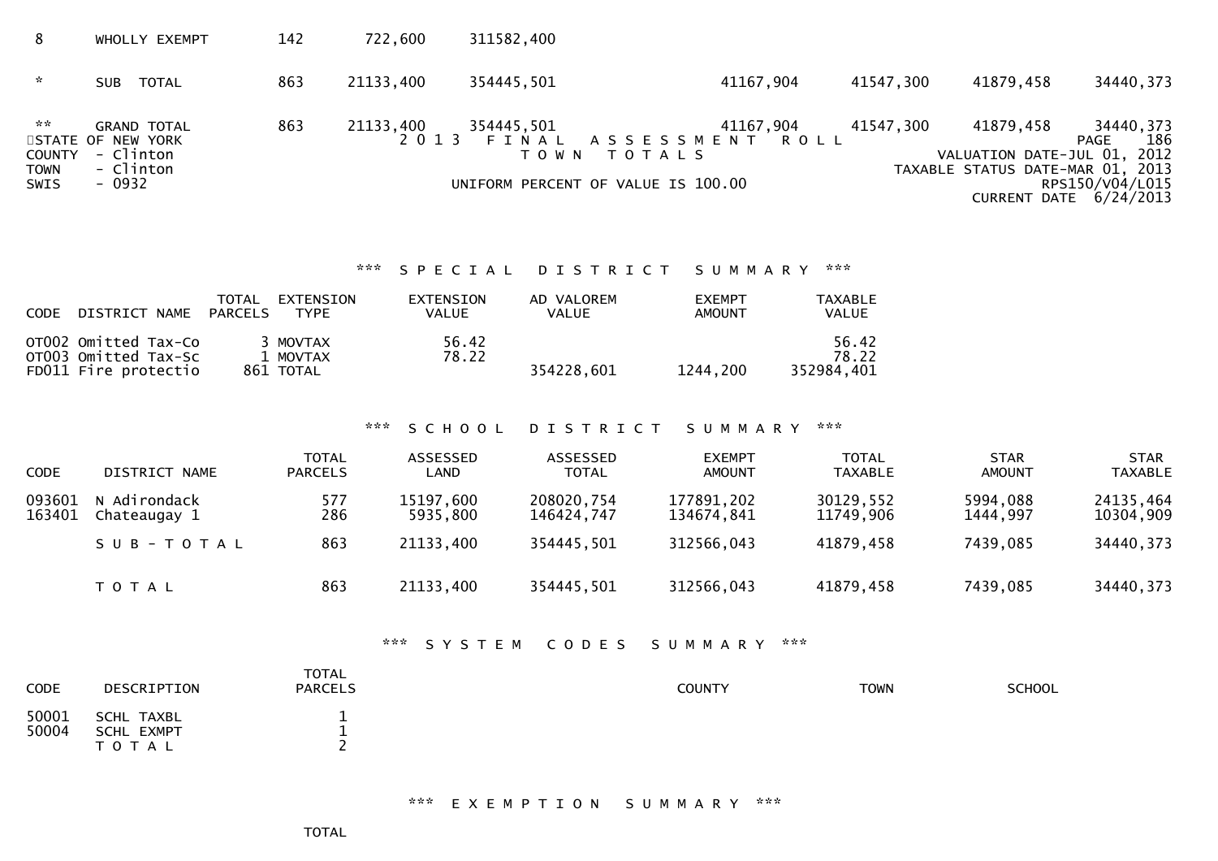| | | | | | | | | |
|---|---|---|---|---|---|---|---|---|
| 8 | WHOLLY EXEMPT | 142 | 722,600 | 311582,400 | | | | |
| * | SUB TOTAL | 863 | 21133,400 | 354445,501 | 41167,904 | 41547,300 | 41879,458 | 34440,373 |
| ** | GRAND TOTAL | 863 | 21133,400 | 354445,501 | 41167,904 | 41547,300 | 41879,458 | 34440,373 |

STATE OF NEW YORK
COUNTY - Clinton
TOWN - Clinton
SWIS - 0932

2 0 1 3 F I N A L A S S E S S M E N T R O L L
T O W N T O T A L S
UNIFORM PERCENT OF VALUE IS 100.00

PAGE 186
VALUATION DATE-JUL 01, 2012
TAXABLE STATUS DATE-MAR 01, 2013
RPS150/V04/L015
CURRENT DATE 6/24/2013

### *** S P E C I A L D I S T R I C T S U M M A R Y ***

| CODE | DISTRICT NAME | TOTAL PARCELS | EXTENSION TYPE | EXTENSION VALUE | AD VALOREM VALUE | EXEMPT AMOUNT | TAXABLE VALUE |
|---|---|---|---|---|---|---|---|
| OT002 | Omitted Tax-Co | 3 | MOVTAX | 56.42 | | | 56.42 |
| OT003 | Omitted Tax-Sc | 1 | MOVTAX | 78.22 | | | 78.22 |
| FD011 | Fire protectio | 861 | TOTAL | | 354228,601 | 1244,200 | 352984,401 |

### *** S C H O O L D I S T R I C T S U M M A R Y ***

| CODE | DISTRICT NAME | TOTAL PARCELS | ASSESSED LAND | ASSESSED TOTAL | EXEMPT AMOUNT | TOTAL TAXABLE | STAR AMOUNT | STAR TAXABLE |
|---|---|---|---|---|---|---|---|---|
| 093601 | N Adirondack | 577 | 15197,600 | 208020,754 | 177891,202 | 30129,552 | 5994,088 | 24135,464 |
| 163401 | Chateaugay 1 | 286 | 5935,800 | 146424,747 | 134674,841 | 11749,906 | 1444,997 | 10304,909 |
| | S U B - T O T A L | 863 | 21133,400 | 354445,501 | 312566,043 | 41879,458 | 7439,085 | 34440,373 |
| | T O T A L | 863 | 21133,400 | 354445,501 | 312566,043 | 41879,458 | 7439,085 | 34440,373 |

### *** S Y S T E M C O D E S S U M M A R Y ***

| CODE | DESCRIPTION | TOTAL PARCELS | COUNTY | TOWN | SCHOOL |
|---|---|---|---|---|---|
| 50001 | SCHL TAXBL | 1 | | | |
| 50004 | SCHL EXMPT | 1 | | | |
| | T O T A L | 2 | | | |

### *** E X E M P T I O N S U M M A R Y ***

TOTAL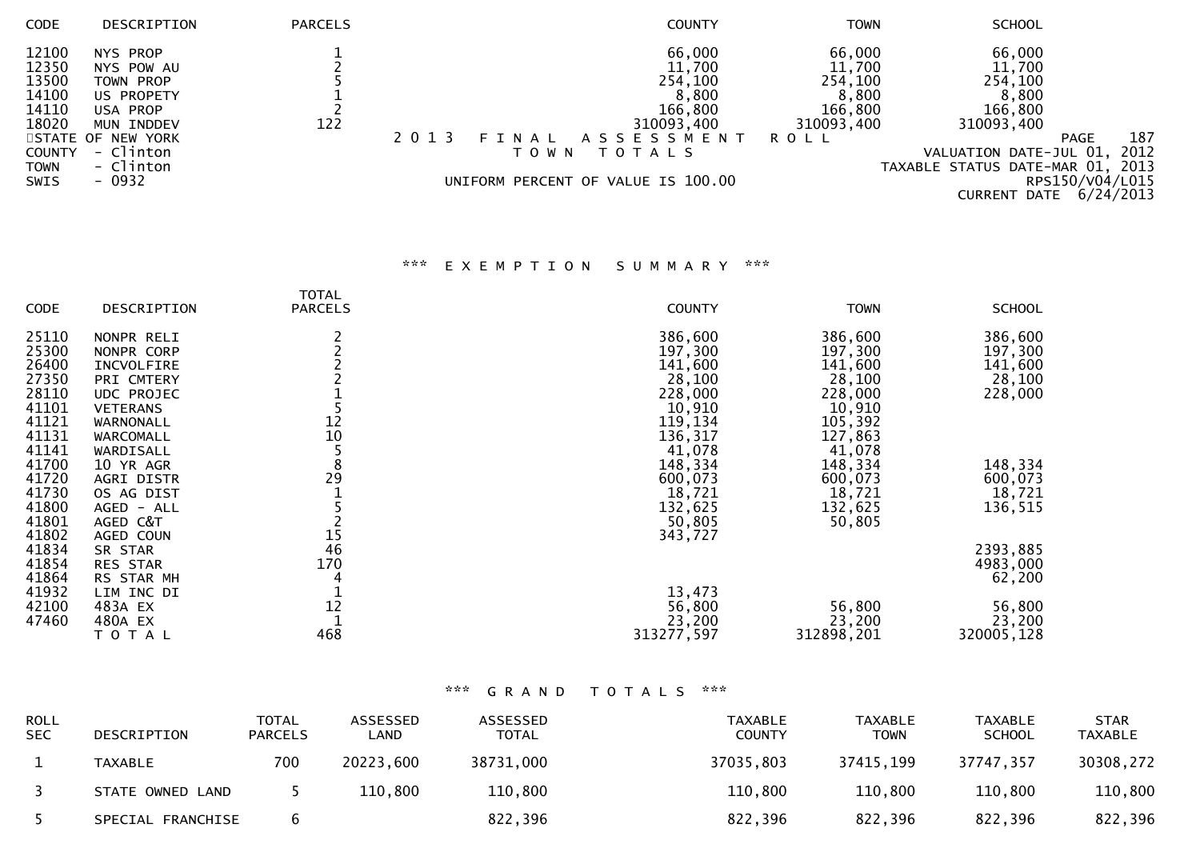| CODE | DESCRIPTION | PARCELS | COUNTY | TOWN | SCHOOL |
|---|---|---|---|---|---|
| 12100 | NYS PROP | 1 | 66,000 | 66,000 | 66,000 |
| 12350 | NYS POW AU | 2 | 11,700 | 11,700 | 11,700 |
| 13500 | TOWN PROP | 5 | 254,100 | 254,100 | 254,100 |
| 14100 | US PROPETY | 1 | 8,800 | 8,800 | 8,800 |
| 14110 | USA PROP | 2 | 166,800 | 166,800 | 166,800 |
| 18020 | MUN INDDEV | 122 | 310093,400 | 310093,400 | 310093,400 |

STATE OF NEW YORK
COUNTY - Clinton
TOWN - Clinton
SWIS - 0932

2 0 1 3 F I N A L A S S E S S M E N T R O L L
T O W N T O T A L S

UNIFORM PERCENT OF VALUE IS 100.00

PAGE 187
VALUATION DATE-JUL 01, 2012
TAXABLE STATUS DATE-MAR 01, 2013
RPS150/V04/L015
CURRENT DATE 6/24/2013

## *** E X E M P T I O N S U M M A R Y ***

| CODE | DESCRIPTION | TOTAL PARCELS | COUNTY | TOWN | SCHOOL |
|---|---|---|---|---|---|
| 25110 | NONPR RELI | 2 | 386,600 | 386,600 | 386,600 |
| 25300 | NONPR CORP | 2 | 197,300 | 197,300 | 197,300 |
| 26400 | INCVOLFIRE | 2 | 141,600 | 141,600 | 141,600 |
| 27350 | PRI CMTERY | 2 | 28,100 | 28,100 | 28,100 |
| 28110 | UDC PROJEC | 1 | 228,000 | 228,000 | 228,000 |
| 41101 | VETERANS | 5 | 10,910 | 10,910 | |
| 41121 | WARNONALL | 12 | 119,134 | 105,392 | |
| 41131 | WARCOMALL | 10 | 136,317 | 127,863 | |
| 41141 | WARDISALL | 5 | 41,078 | 41,078 | |
| 41700 | 10 YR AGR | 8 | 148,334 | 148,334 | 148,334 |
| 41720 | AGRI DISTR | 29 | 600,073 | 600,073 | 600,073 |
| 41730 | OS AG DIST | 1 | 18,721 | 18,721 | 18,721 |
| 41800 | AGED - ALL | 5 | 132,625 | 132,625 | 136,515 |
| 41801 | AGED C&T | 2 | 50,805 | 50,805 | |
| 41802 | AGED COUN | 15 | 343,727 | | |
| 41834 | SR STAR | 46 | | | 2393,885 |
| 41854 | RES STAR | 170 | | | 4983,000 |
| 41864 | RS STAR MH | 4 | | | 62,200 |
| 41932 | LIM INC DI | 1 | 13,473 | | |
| 42100 | 483A EX | 12 | 56,800 | 56,800 | 56,800 |
| 47460 | 480A EX | 1 | 23,200 | 23,200 | 23,200 |
| | T O T A L | 468 | 313277,597 | 312898,201 | 320005,128 |

## *** G R A N D T O T A L S ***

| ROLL SEC | DESCRIPTION | TOTAL PARCELS | ASSESSED LAND | ASSESSED TOTAL | TAXABLE COUNTY | TAXABLE TOWN | TAXABLE SCHOOL | STAR TAXABLE |
|---|---|---|---|---|---|---|---|---|
| 1 | TAXABLE | 700 | 20223,600 | 38731,000 | 37035,803 | 37415,199 | 37747,357 | 30308,272 |
| 3 | STATE OWNED LAND | 5 | 110,800 | 110,800 | 110,800 | 110,800 | 110,800 | 110,800 |
| 5 | SPECIAL FRANCHISE | 6 | | 822,396 | 822,396 | 822,396 | 822,396 | 822,396 |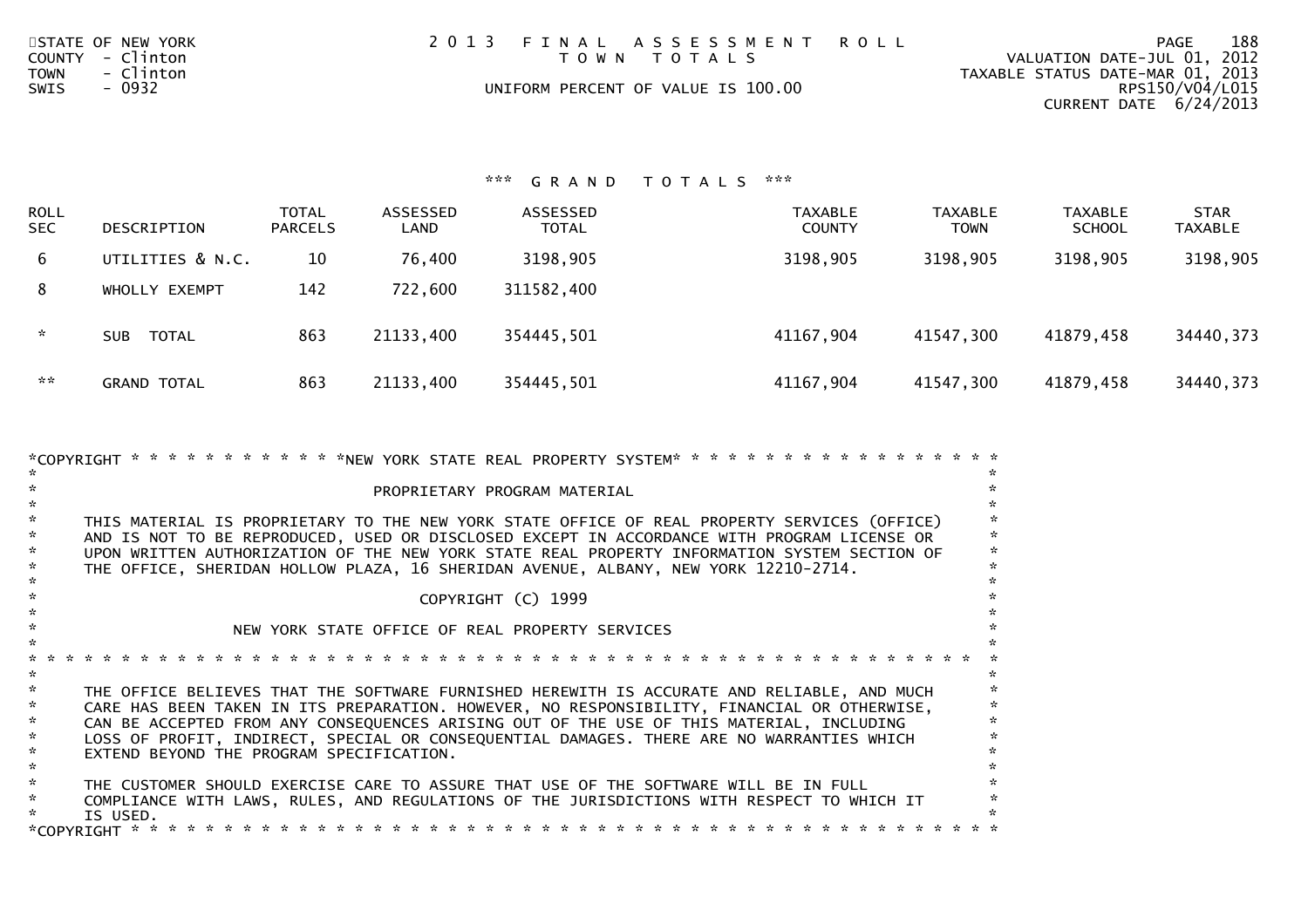STATE OF NEW YORK
COUNTY - Clinton
TOWN - Clinton
SWIS - 0932

2 0 1 3 F I N A L A S S E S S M E N T R O L L
T O W N T O T A L S

UNIFORM PERCENT OF VALUE IS 100.00

VALUATION DATE-JUL 01, 2012
TAXABLE STATUS DATE-MAR 01, 2013
RPS150/V04/L015
CURRENT DATE 6/24/2013

\*\*\* G R A N D T O T A L S \*\*\*

| ROLL SEC | DESCRIPTION | TOTAL PARCELS | ASSESSED LAND | ASSESSED TOTAL | TAXABLE COUNTY | TAXABLE TOWN | TAXABLE SCHOOL | STAR TAXABLE |
|---|---|---|---|---|---|---|---|---|
| 6 | UTILITIES & N.C. | 10 | 76,400 | 3198,905 | 3198,905 | 3198,905 | 3198,905 | 3198,905 |
| 8 | WHOLLY EXEMPT | 142 | 722,600 | 311582,400 | | | | |
| * | SUB TOTAL | 863 | 21133,400 | 354445,501 | 41167,904 | 41547,300 | 41879,458 | 34440,373 |
| ** | GRAND TOTAL | 863 | 21133,400 | 354445,501 | 41167,904 | 41547,300 | 41879,458 | 34440,373 |

\*COPYRIGHT \* \* \* \* \* \* \* \* \* \* \* \*NEW YORK STATE REAL PROPERTY SYSTEM\* \* \* \* \* \* \* \* \* \* \* \* \* \* \* \* \*

PROPRIETARY PROGRAM MATERIAL

THIS MATERIAL IS PROPRIETARY TO THE NEW YORK STATE OFFICE OF REAL PROPERTY SERVICES (OFFICE) AND IS NOT TO BE REPRODUCED, USED OR DISCLOSED EXCEPT IN ACCORDANCE WITH PROGRAM LICENSE OR UPON WRITTEN AUTHORIZATION OF THE NEW YORK STATE REAL PROPERTY INFORMATION SYSTEM SECTION OF THE OFFICE, SHERIDAN HOLLOW PLAZA, 16 SHERIDAN AVENUE, ALBANY, NEW YORK 12210-2714.

COPYRIGHT (C) 1999

NEW YORK STATE OFFICE OF REAL PROPERTY SERVICES

THE OFFICE BELIEVES THAT THE SOFTWARE FURNISHED HEREWITH IS ACCURATE AND RELIABLE, AND MUCH CARE HAS BEEN TAKEN IN ITS PREPARATION. HOWEVER, NO RESPONSIBILITY, FINANCIAL OR OTHERWISE, CAN BE ACCEPTED FROM ANY CONSEQUENCES ARISING OUT OF THE USE OF THIS MATERIAL, INCLUDING LOSS OF PROFIT, INDIRECT, SPECIAL OR CONSEQUENTIAL DAMAGES. THERE ARE NO WARRANTIES WHICH EXTEND BEYOND THE PROGRAM SPECIFICATION.

THE CUSTOMER SHOULD EXERCISE CARE TO ASSURE THAT USE OF THE SOFTWARE WILL BE IN FULL COMPLIANCE WITH LAWS, RULES, AND REGULATIONS OF THE JURISDICTIONS WITH RESPECT TO WHICH IT IS USED.

\*COPYRIGHT \* \* \* \* \* \* \* \* \* \* \* \* \* \* \* \* \* \* \* \* \* \* \* \* \* \* \* \* \* \* \* \* \* \* \* \* \* \* \* \* \* \* \* \* \* \*